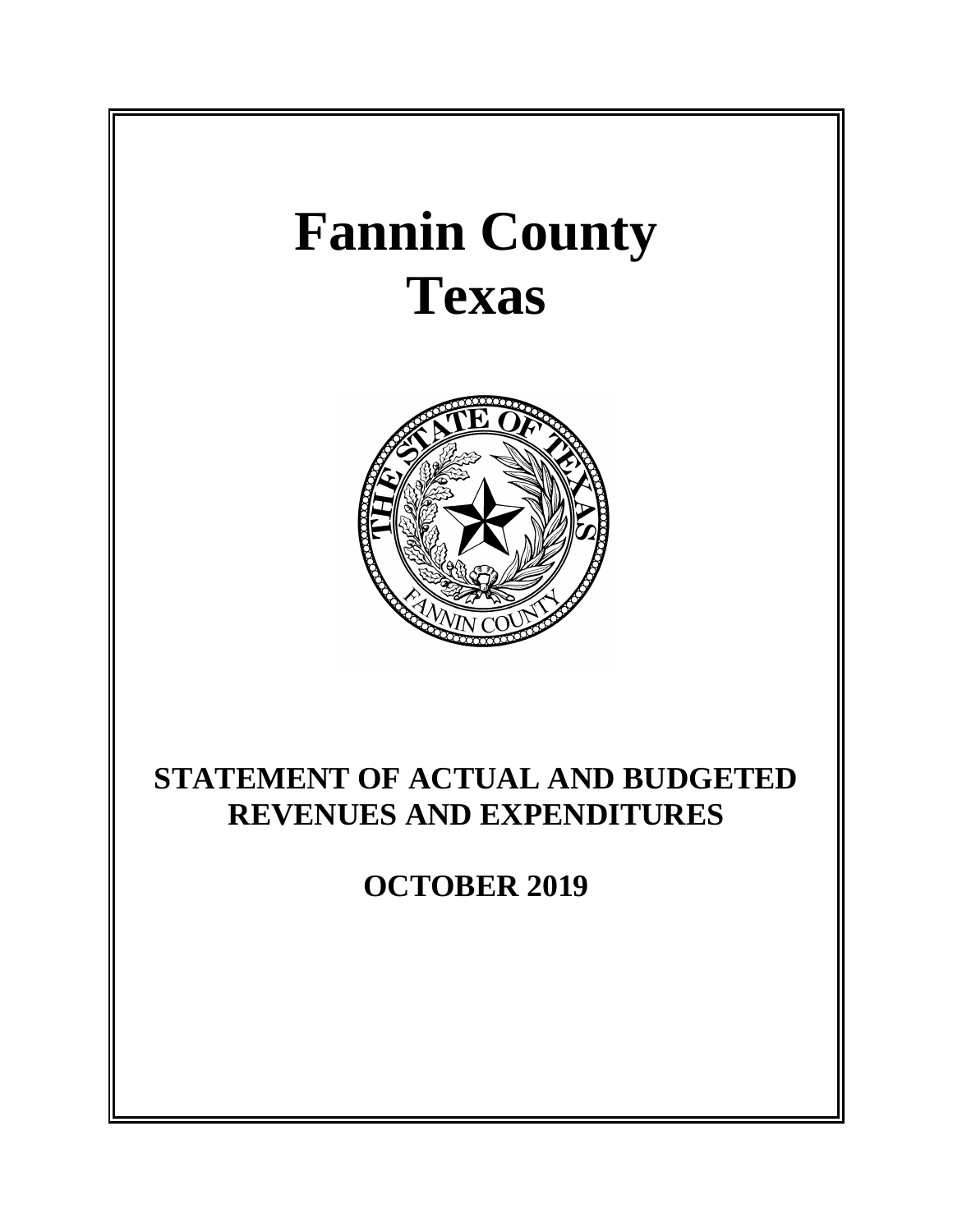# Fannin County
# Texas

## STATEMENT OF ACTUAL AND BUDGETED REVENUES AND EXPENDITURES

## OCTOBER 2019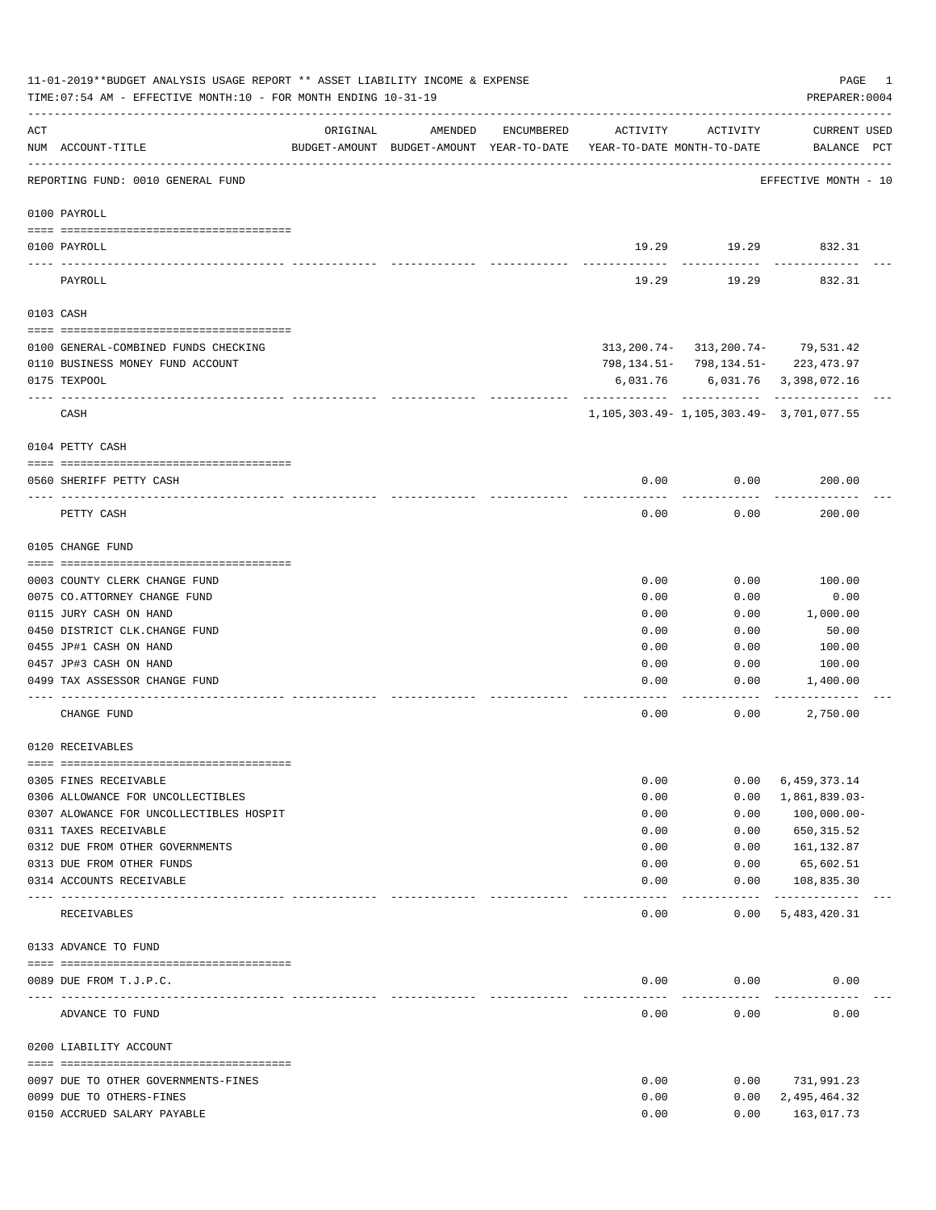11-01-2019**BUDGET ANALYSIS USAGE REPORT ** ASSET LIABILITY INCOME & EXPENSE

TIME:07:54 AM - EFFECTIVE MONTH:10 - FOR MONTH ENDING 10-31-19

PREPARER:0004

| ACT NUM | ACCOUNT-TITLE | ORIGINAL BUDGET-AMOUNT | AMENDED BUDGET-AMOUNT | ENCUMBERED YEAR-TO-DATE | ACTIVITY YEAR-TO-DATE | ACTIVITY MONTH-TO-DATE | CURRENT BALANCE | USED PCT |
|---|---|---|---|---|---|---|---|---|
| | REPORTING FUND: 0010 GENERAL FUND | | | | | | EFFECTIVE MONTH - 10 | |
| | 0100 PAYROLL | | | | | | | |
| 0100 | PAYROLL | | | | 19.29 | 19.29 | 832.31 | |
| | PAYROLL | | | | 19.29 | 19.29 | 832.31 | |
| | 0103 CASH | | | | | | | |
| 0100 | GENERAL-COMBINED FUNDS CHECKING | | | | 313,200.74- | 313,200.74- | 79,531.42 | |
| 0110 | BUSINESS MONEY FUND ACCOUNT | | | | 798,134.51- | 798,134.51- | 223,473.97 | |
| 0175 | TEXPOOL | | | | 6,031.76 | 6,031.76 | 3,398,072.16 | |
| | CASH | | | | 1,105,303.49- | 1,105,303.49- | 3,701,077.55 | |
| | 0104 PETTY CASH | | | | | | | |
| 0560 | SHERIFF PETTY CASH | | | | 0.00 | 0.00 | 200.00 | |
| | PETTY CASH | | | | 0.00 | 0.00 | 200.00 | |
| | 0105 CHANGE FUND | | | | | | | |
| 0003 | COUNTY CLERK CHANGE FUND | | | | 0.00 | 0.00 | 100.00 | |
| 0075 | CO.ATTORNEY CHANGE FUND | | | | 0.00 | 0.00 | 0.00 | |
| 0115 | JURY CASH ON HAND | | | | 0.00 | 0.00 | 1,000.00 | |
| 0450 | DISTRICT CLK.CHANGE FUND | | | | 0.00 | 0.00 | 50.00 | |
| 0455 | JP#1 CASH ON HAND | | | | 0.00 | 0.00 | 100.00 | |
| 0457 | JP#3 CASH ON HAND | | | | 0.00 | 0.00 | 100.00 | |
| 0499 | TAX ASSESSOR CHANGE FUND | | | | 0.00 | 0.00 | 1,400.00 | |
| | CHANGE FUND | | | | 0.00 | 0.00 | 2,750.00 | |
| | 0120 RECEIVABLES | | | | | | | |
| 0305 | FINES RECEIVABLE | | | | 0.00 | 0.00 | 6,459,373.14 | |
| 0306 | ALLOWANCE FOR UNCOLLECTIBLES | | | | 0.00 | 0.00 | 1,861,839.03- | |
| 0307 | ALOWANCE FOR UNCOLLECTIBLES HOSPIT | | | | 0.00 | 0.00 | 100,000.00- | |
| 0311 | TAXES RECEIVABLE | | | | 0.00 | 0.00 | 650,315.52 | |
| 0312 | DUE FROM OTHER GOVERNMENTS | | | | 0.00 | 0.00 | 161,132.87 | |
| 0313 | DUE FROM OTHER FUNDS | | | | 0.00 | 0.00 | 65,602.51 | |
| 0314 | ACCOUNTS RECEIVABLE | | | | 0.00 | 0.00 | 108,835.30 | |
| | RECEIVABLES | | | | 0.00 | 0.00 | 5,483,420.31 | |
| | 0133 ADVANCE TO FUND | | | | | | | |
| 0089 | DUE FROM T.J.P.C. | | | | 0.00 | 0.00 | 0.00 | |
| | ADVANCE TO FUND | | | | 0.00 | 0.00 | 0.00 | |
| | 0200 LIABILITY ACCOUNT | | | | | | | |
| 0097 | DUE TO OTHER GOVERNMENTS-FINES | | | | 0.00 | 0.00 | 731,991.23 | |
| 0099 | DUE TO OTHERS-FINES | | | | 0.00 | 0.00 | 2,495,464.32 | |
| 0150 | ACCRUED SALARY PAYABLE | | | | 0.00 | 0.00 | 163,017.73 | |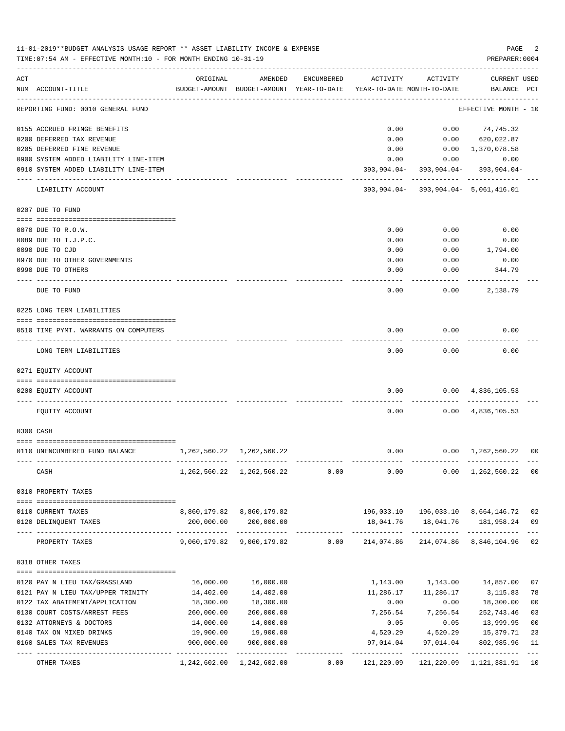11-01-2019**BUDGET ANALYSIS USAGE REPORT ** ASSET LIABILITY INCOME & EXPENSE

TIME:07:54 AM - EFFECTIVE MONTH:10 - FOR MONTH ENDING 10-31-19

PREPARER:0004

| ACT NUM | ACCOUNT-TITLE | ORIGINAL BUDGET-AMOUNT | AMENDED BUDGET-AMOUNT | ENCUMBERED YEAR-TO-DATE | ACTIVITY YEAR-TO-DATE | ACTIVITY MONTH-TO-DATE | CURRENT BALANCE | USED PCT |
|---|---|---|---|---|---|---|---|---|
| | REPORTING FUND: 0010 GENERAL FUND | | | | | | EFFECTIVE MONTH - 10 | |
| 0155 | ACCRUED FRINGE BENEFITS | | | | 0.00 | 0.00 | 74,745.32 | |
| 0200 | DEFERRED TAX REVENUE | | | | 0.00 | 0.00 | 620,022.87 | |
| 0205 | DEFERRED FINE REVENUE | | | | 0.00 | 0.00 | 1,370,078.58 | |
| 0900 | SYSTEM ADDED LIABILITY LINE-ITEM | | | | 0.00 | 0.00 | 0.00 | |
| 0910 | SYSTEM ADDED LIABILITY LINE-ITEM | | | | 393,904.04- | 393,904.04- | 393,904.04- | |
| | LIABILITY ACCOUNT | | | | 393,904.04- | 393,904.04- | 5,061,416.01 | |
| | 0207 DUE TO FUND | | | | | | | |
| 0070 | DUE TO R.O.W. | | | | 0.00 | 0.00 | 0.00 | |
| 0089 | DUE TO T.J.P.C. | | | | 0.00 | 0.00 | 0.00 | |
| 0090 | DUE TO CJD | | | | 0.00 | 0.00 | 1,794.00 | |
| 0970 | DUE TO OTHER GOVERNMENTS | | | | 0.00 | 0.00 | 0.00 | |
| 0990 | DUE TO OTHERS | | | | 0.00 | 0.00 | 344.79 | |
| | DUE TO FUND | | | | 0.00 | 0.00 | 2,138.79 | |
| | 0225 LONG TERM LIABILITIES | | | | | | | |
| 0510 | TIME PYMT. WARRANTS ON COMPUTERS | | | | 0.00 | 0.00 | 0.00 | |
| | LONG TERM LIABILITIES | | | | 0.00 | 0.00 | 0.00 | |
| | 0271 EQUITY ACCOUNT | | | | | | | |
| 0200 | EQUITY ACCOUNT | | | | 0.00 | 0.00 | 4,836,105.53 | |
| | EQUITY ACCOUNT | | | | 0.00 | 0.00 | 4,836,105.53 | |
| | 0300 CASH | | | | | | | |
| 0110 | UNENCUMBERED FUND BALANCE | 1,262,560.22 | 1,262,560.22 | | 0.00 | 0.00 | 1,262,560.22 | 00 |
| | CASH | 1,262,560.22 | 1,262,560.22 | 0.00 | 0.00 | 0.00 | 1,262,560.22 | 00 |
| | 0310 PROPERTY TAXES | | | | | | | |
| 0110 | CURRENT TAXES | 8,860,179.82 | 8,860,179.82 | | 196,033.10 | 196,033.10 | 8,664,146.72 | 02 |
| 0120 | DELINQUENT TAXES | 200,000.00 | 200,000.00 | | 18,041.76 | 18,041.76 | 181,958.24 | 09 |
| | PROPERTY TAXES | 9,060,179.82 | 9,060,179.82 | 0.00 | 214,074.86 | 214,074.86 | 8,846,104.96 | 02 |
| | 0318 OTHER TAXES | | | | | | | |
| 0120 | PAY N LIEU TAX/GRASSLAND | 16,000.00 | 16,000.00 | | 1,143.00 | 1,143.00 | 14,857.00 | 07 |
| 0121 | PAY N LIEU TAX/UPPER TRINITY | 14,402.00 | 14,402.00 | | 11,286.17 | 11,286.17 | 3,115.83 | 78 |
| 0122 | TAX ABATEMENT/APPLICATION | 18,300.00 | 18,300.00 | | 0.00 | 0.00 | 18,300.00 | 00 |
| 0130 | COURT COSTS/ARREST FEES | 260,000.00 | 260,000.00 | | 7,256.54 | 7,256.54 | 252,743.46 | 03 |
| 0132 | ATTORNEYS & DOCTORS | 14,000.00 | 14,000.00 | | 0.05 | 0.05 | 13,999.95 | 00 |
| 0140 | TAX ON MIXED DRINKS | 19,900.00 | 19,900.00 | | 4,520.29 | 4,520.29 | 15,379.71 | 23 |
| 0160 | SALES TAX REVENUES | 900,000.00 | 900,000.00 | | 97,014.04 | 97,014.04 | 802,985.96 | 11 |
| | OTHER TAXES | 1,242,602.00 | 1,242,602.00 | 0.00 | 121,220.09 | 121,220.09 | 1,121,381.91 | 10 |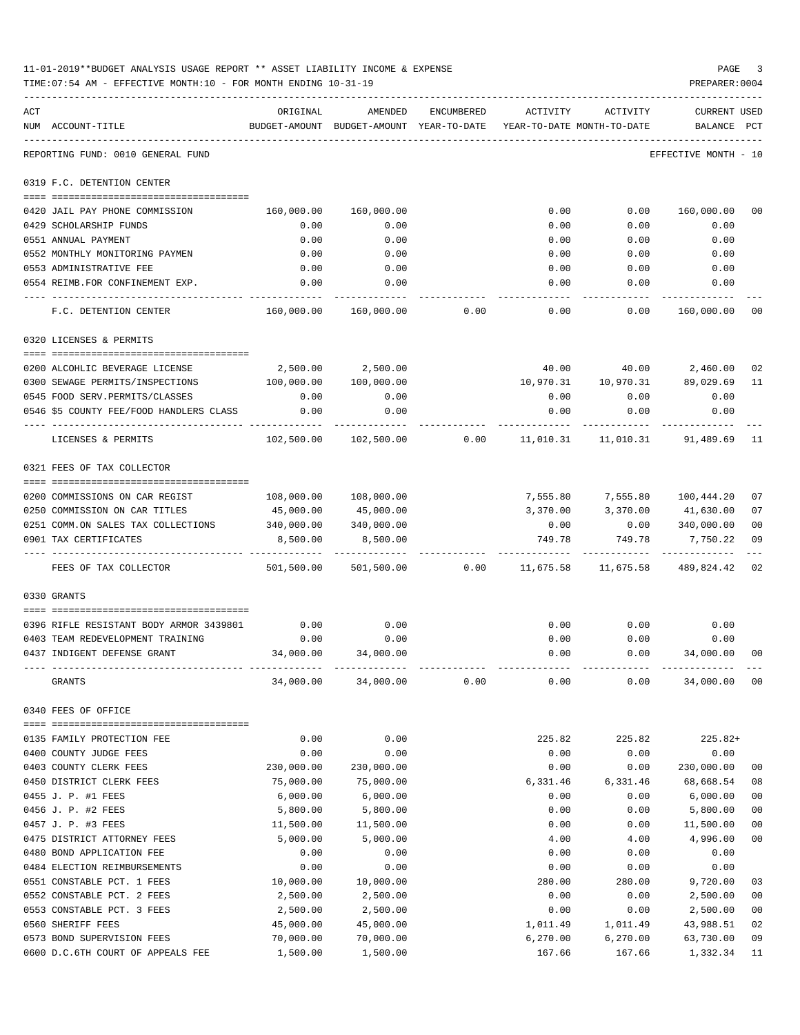11-01-2019**BUDGET ANALYSIS USAGE REPORT ** ASSET LIABILITY INCOME & EXPENSE

TIME:07:54 AM - EFFECTIVE MONTH:10 - FOR MONTH ENDING 10-31-19

PREPARER:0004

REPORTING FUND: 0010 GENERAL FUND — EFFECTIVE MONTH - 10

| ACT NUM | ACCOUNT-TITLE | ORIGINAL BUDGET-AMOUNT | AMENDED BUDGET-AMOUNT | ENCUMBERED YEAR-TO-DATE | ACTIVITY YEAR-TO-DATE | ACTIVITY MONTH-TO-DATE | CURRENT BALANCE | USED PCT |
|---|---|---|---|---|---|---|---|---|
| | **0319 F.C. DETENTION CENTER** | | | | | | | |
| 0420 | JAIL PAY PHONE COMMISSION | 160,000.00 | 160,000.00 | | 0.00 | 0.00 | 160,000.00 | 00 |
| 0429 | SCHOLARSHIP FUNDS | 0.00 | 0.00 | | 0.00 | 0.00 | 0.00 | |
| 0551 | ANNUAL PAYMENT | 0.00 | 0.00 | | 0.00 | 0.00 | 0.00 | |
| 0552 | MONTHLY MONITORING PAYMEN | 0.00 | 0.00 | | 0.00 | 0.00 | 0.00 | |
| 0553 | ADMINISTRATIVE FEE | 0.00 | 0.00 | | 0.00 | 0.00 | 0.00 | |
| 0554 | REIMB.FOR CONFINEMENT EXP. | 0.00 | 0.00 | | 0.00 | 0.00 | 0.00 | |
| | F.C. DETENTION CENTER | 160,000.00 | 160,000.00 | 0.00 | 0.00 | 0.00 | 160,000.00 | 00 |
| | **0320 LICENSES & PERMITS** | | | | | | | |
| 0200 | ALCOHLIC BEVERAGE LICENSE | 2,500.00 | 2,500.00 | | 40.00 | 40.00 | 2,460.00 | 02 |
| 0300 | SEWAGE PERMITS/INSPECTIONS | 100,000.00 | 100,000.00 | | 10,970.31 | 10,970.31 | 89,029.69 | 11 |
| 0545 | FOOD SERV.PERMITS/CLASSES | 0.00 | 0.00 | | 0.00 | 0.00 | 0.00 | |
| 0546 | $5 COUNTY FEE/FOOD HANDLERS CLASS | 0.00 | 0.00 | | 0.00 | 0.00 | 0.00 | |
| | LICENSES & PERMITS | 102,500.00 | 102,500.00 | 0.00 | 11,010.31 | 11,010.31 | 91,489.69 | 11 |
| | **0321 FEES OF TAX COLLECTOR** | | | | | | | |
| 0200 | COMMISSIONS ON CAR REGIST | 108,000.00 | 108,000.00 | | 7,555.80 | 7,555.80 | 100,444.20 | 07 |
| 0250 | COMMISSION ON CAR TITLES | 45,000.00 | 45,000.00 | | 3,370.00 | 3,370.00 | 41,630.00 | 07 |
| 0251 | COMM.ON SALES TAX COLLECTIONS | 340,000.00 | 340,000.00 | | 0.00 | 0.00 | 340,000.00 | 00 |
| 0901 | TAX CERTIFICATES | 8,500.00 | 8,500.00 | | 749.78 | 749.78 | 7,750.22 | 09 |
| | FEES OF TAX COLLECTOR | 501,500.00 | 501,500.00 | 0.00 | 11,675.58 | 11,675.58 | 489,824.42 | 02 |
| | **0330 GRANTS** | | | | | | | |
| 0396 | RIFLE RESISTANT BODY ARMOR 3439801 | 0.00 | 0.00 | | 0.00 | 0.00 | 0.00 | |
| 0403 | TEAM REDEVELOPMENT TRAINING | 0.00 | 0.00 | | 0.00 | 0.00 | 0.00 | |
| 0437 | INDIGENT DEFENSE GRANT | 34,000.00 | 34,000.00 | | 0.00 | 0.00 | 34,000.00 | 00 |
| | GRANTS | 34,000.00 | 34,000.00 | 0.00 | 0.00 | 0.00 | 34,000.00 | 00 |
| | **0340 FEES OF OFFICE** | | | | | | | |
| 0135 | FAMILY PROTECTION FEE | 0.00 | 0.00 | | 225.82 | 225.82 | 225.82+ | |
| 0400 | COUNTY JUDGE FEES | 0.00 | 0.00 | | 0.00 | 0.00 | 0.00 | |
| 0403 | COUNTY CLERK FEES | 230,000.00 | 230,000.00 | | 0.00 | 0.00 | 230,000.00 | 00 |
| 0450 | DISTRICT CLERK FEES | 75,000.00 | 75,000.00 | | 6,331.46 | 6,331.46 | 68,668.54 | 08 |
| 0455 | J. P. #1 FEES | 6,000.00 | 6,000.00 | | 0.00 | 0.00 | 6,000.00 | 00 |
| 0456 | J. P. #2 FEES | 5,800.00 | 5,800.00 | | 0.00 | 0.00 | 5,800.00 | 00 |
| 0457 | J. P. #3 FEES | 11,500.00 | 11,500.00 | | 0.00 | 0.00 | 11,500.00 | 00 |
| 0475 | DISTRICT ATTORNEY FEES | 5,000.00 | 5,000.00 | | 4.00 | 4.00 | 4,996.00 | 00 |
| 0480 | BOND APPLICATION FEE | 0.00 | 0.00 | | 0.00 | 0.00 | 0.00 | |
| 0484 | ELECTION REIMBURSEMENTS | 0.00 | 0.00 | | 0.00 | 0.00 | 0.00 | |
| 0551 | CONSTABLE PCT. 1 FEES | 10,000.00 | 10,000.00 | | 280.00 | 280.00 | 9,720.00 | 03 |
| 0552 | CONSTABLE PCT. 2 FEES | 2,500.00 | 2,500.00 | | 0.00 | 0.00 | 2,500.00 | 00 |
| 0553 | CONSTABLE PCT. 3 FEES | 2,500.00 | 2,500.00 | | 0.00 | 0.00 | 2,500.00 | 00 |
| 0560 | SHERIFF FEES | 45,000.00 | 45,000.00 | | 1,011.49 | 1,011.49 | 43,988.51 | 02 |
| 0573 | BOND SUPERVISION FEES | 70,000.00 | 70,000.00 | | 6,270.00 | 6,270.00 | 63,730.00 | 09 |
| 0600 | D.C.6TH COURT OF APPEALS FEE | 1,500.00 | 1,500.00 | | 167.66 | 167.66 | 1,332.34 | 11 |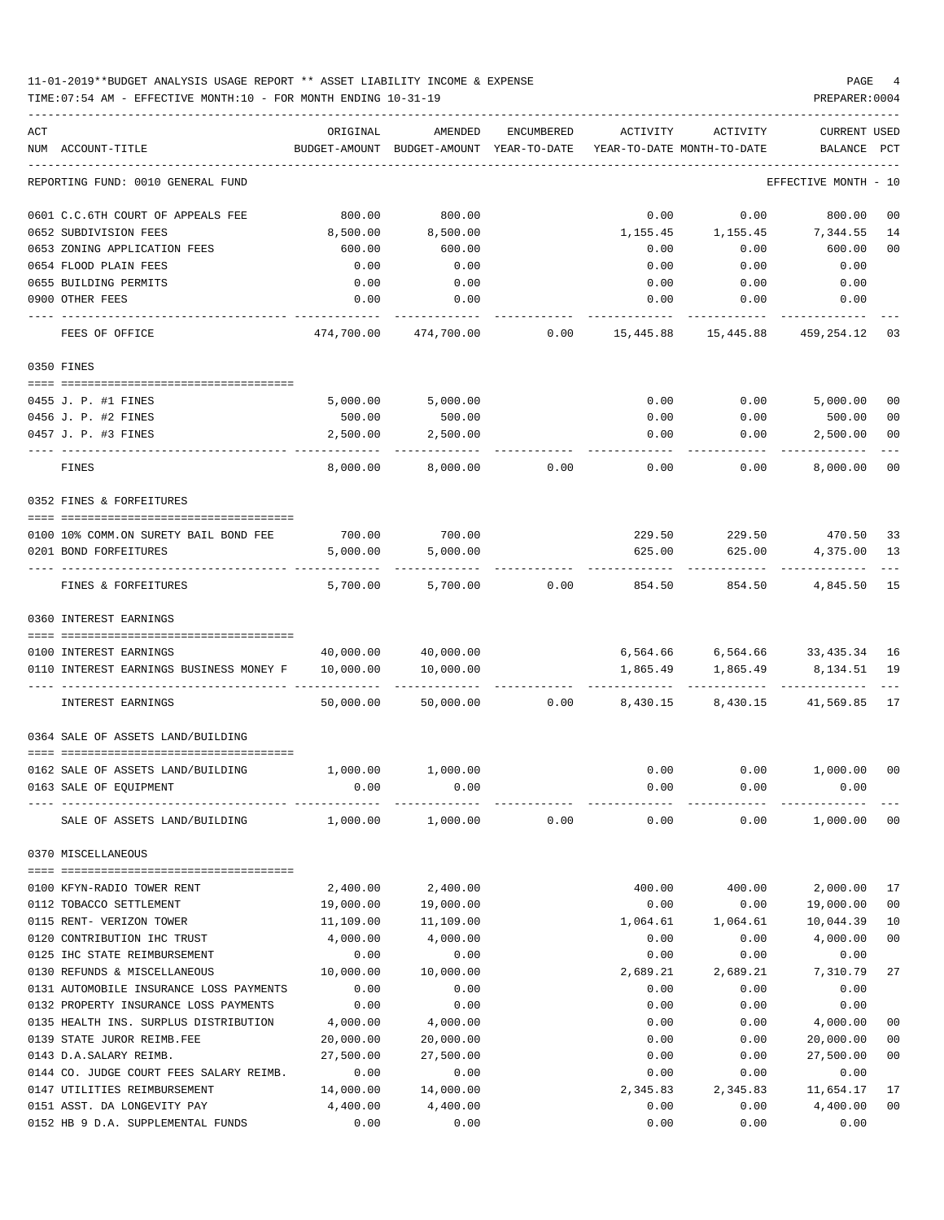11-01-2019**BUDGET ANALYSIS USAGE REPORT ** ASSET LIABILITY INCOME & EXPENSE

TIME:07:54 AM - EFFECTIVE MONTH:10 - FOR MONTH ENDING 10-31-19

PREPARER:0004

| ACT NUM | ACCOUNT-TITLE | ORIGINAL BUDGET-AMOUNT | AMENDED BUDGET-AMOUNT | ENCUMBERED YEAR-TO-DATE | ACTIVITY YEAR-TO-DATE | ACTIVITY MONTH-TO-DATE | CURRENT BALANCE | USED PCT |
|---|---|---|---|---|---|---|---|---|
| REPORTING FUND: 0010 GENERAL FUND | | | | | | | EFFECTIVE MONTH - 10 | |
| 0601 | C.C.6TH COURT OF APPEALS FEE | 800.00 | 800.00 | | 0.00 | 0.00 | 800.00 | 00 |
| 0652 | SUBDIVISION FEES | 8,500.00 | 8,500.00 | | 1,155.45 | 1,155.45 | 7,344.55 | 14 |
| 0653 | ZONING APPLICATION FEES | 600.00 | 600.00 | | 0.00 | 0.00 | 600.00 | 00 |
| 0654 | FLOOD PLAIN FEES | 0.00 | 0.00 | | 0.00 | 0.00 | 0.00 | |
| 0655 | BUILDING PERMITS | 0.00 | 0.00 | | 0.00 | 0.00 | 0.00 | |
| 0900 | OTHER FEES | 0.00 | 0.00 | | 0.00 | 0.00 | 0.00 | |
| | FEES OF OFFICE | 474,700.00 | 474,700.00 | 0.00 | 15,445.88 | 15,445.88 | 459,254.12 | 03 |
| 0350 | FINES | | | | | | | |
| 0455 | J. P. #1 FINES | 5,000.00 | 5,000.00 | | 0.00 | 0.00 | 5,000.00 | 00 |
| 0456 | J. P. #2 FINES | 500.00 | 500.00 | | 0.00 | 0.00 | 500.00 | 00 |
| 0457 | J. P. #3 FINES | 2,500.00 | 2,500.00 | | 0.00 | 0.00 | 2,500.00 | 00 |
| | FINES | 8,000.00 | 8,000.00 | 0.00 | 0.00 | 0.00 | 8,000.00 | 00 |
| 0352 | FINES & FORFEITURES | | | | | | | |
| 0100 | 10% COMM.ON SURETY BAIL BOND FEE | 700.00 | 700.00 | | 229.50 | 229.50 | 470.50 | 33 |
| 0201 | BOND FORFEITURES | 5,000.00 | 5,000.00 | | 625.00 | 625.00 | 4,375.00 | 13 |
| | FINES & FORFEITURES | 5,700.00 | 5,700.00 | 0.00 | 854.50 | 854.50 | 4,845.50 | 15 |
| 0360 | INTEREST EARNINGS | | | | | | | |
| 0100 | INTEREST EARNINGS | 40,000.00 | 40,000.00 | | 6,564.66 | 6,564.66 | 33,435.34 | 16 |
| 0110 | INTEREST EARNINGS BUSINESS MONEY F | 10,000.00 | 10,000.00 | | 1,865.49 | 1,865.49 | 8,134.51 | 19 |
| | INTEREST EARNINGS | 50,000.00 | 50,000.00 | 0.00 | 8,430.15 | 8,430.15 | 41,569.85 | 17 |
| 0364 | SALE OF ASSETS LAND/BUILDING | | | | | | | |
| 0162 | SALE OF ASSETS LAND/BUILDING | 1,000.00 | 1,000.00 | | 0.00 | 0.00 | 1,000.00 | 00 |
| 0163 | SALE OF EQUIPMENT | 0.00 | 0.00 | | 0.00 | 0.00 | 0.00 | |
| | SALE OF ASSETS LAND/BUILDING | 1,000.00 | 1,000.00 | 0.00 | 0.00 | 0.00 | 1,000.00 | 00 |
| 0370 | MISCELLANEOUS | | | | | | | |
| 0100 | KFYN-RADIO TOWER RENT | 2,400.00 | 2,400.00 | | 400.00 | 400.00 | 2,000.00 | 17 |
| 0112 | TOBACCO SETTLEMENT | 19,000.00 | 19,000.00 | | 0.00 | 0.00 | 19,000.00 | 00 |
| 0115 | RENT- VERIZON TOWER | 11,109.00 | 11,109.00 | | 1,064.61 | 1,064.61 | 10,044.39 | 10 |
| 0120 | CONTRIBUTION IHC TRUST | 4,000.00 | 4,000.00 | | 0.00 | 0.00 | 4,000.00 | 00 |
| 0125 | IHC STATE REIMBURSEMENT | 0.00 | 0.00 | | 0.00 | 0.00 | 0.00 | |
| 0130 | REFUNDS & MISCELLANEOUS | 10,000.00 | 10,000.00 | | 2,689.21 | 2,689.21 | 7,310.79 | 27 |
| 0131 | AUTOMOBILE INSURANCE LOSS PAYMENTS | 0.00 | 0.00 | | 0.00 | 0.00 | 0.00 | |
| 0132 | PROPERTY INSURANCE LOSS PAYMENTS | 0.00 | 0.00 | | 0.00 | 0.00 | 0.00 | |
| 0135 | HEALTH INS. SURPLUS DISTRIBUTION | 4,000.00 | 4,000.00 | | 0.00 | 0.00 | 4,000.00 | 00 |
| 0139 | STATE JUROR REIMB.FEE | 20,000.00 | 20,000.00 | | 0.00 | 0.00 | 20,000.00 | 00 |
| 0143 | D.A.SALARY REIMB. | 27,500.00 | 27,500.00 | | 0.00 | 0.00 | 27,500.00 | 00 |
| 0144 | CO. JUDGE COURT FEES SALARY REIMB. | 0.00 | 0.00 | | 0.00 | 0.00 | 0.00 | |
| 0147 | UTILITIES REIMBURSEMENT | 14,000.00 | 14,000.00 | | 2,345.83 | 2,345.83 | 11,654.17 | 17 |
| 0151 | ASST. DA LONGEVITY PAY | 4,400.00 | 4,400.00 | | 0.00 | 0.00 | 4,400.00 | 00 |
| 0152 | HB 9 D.A. SUPPLEMENTAL FUNDS | 0.00 | 0.00 | | 0.00 | 0.00 | 0.00 | |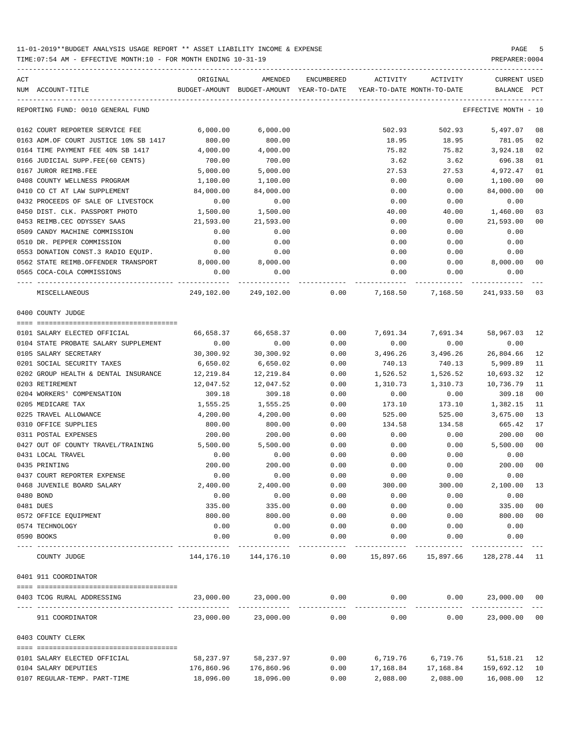11-01-2019**BUDGET ANALYSIS USAGE REPORT ** ASSET LIABILITY INCOME & EXPENSE

TIME:07:54 AM - EFFECTIVE MONTH:10 - FOR MONTH ENDING 10-31-19

PREPARER:0004

REPORTING FUND: 0010 GENERAL FUND — EFFECTIVE MONTH - 10

| ACT NUM | ACCOUNT-TITLE | ORIGINAL BUDGET-AMOUNT | AMENDED BUDGET-AMOUNT | ENCUMBERED YEAR-TO-DATE | ACTIVITY YEAR-TO-DATE | ACTIVITY MONTH-TO-DATE | CURRENT BALANCE | USED PCT |
|---|---|---|---|---|---|---|---|---|
| 0162 | COURT REPORTER SERVICE FEE | 6,000.00 | 6,000.00 | | 502.93 | 502.93 | 5,497.07 | 08 |
| 0163 | ADM.OF COURT JUSTICE 10% SB 1417 | 800.00 | 800.00 | | 18.95 | 18.95 | 781.05 | 02 |
| 0164 | TIME PAYMENT FEE 40% SB 1417 | 4,000.00 | 4,000.00 | | 75.82 | 75.82 | 3,924.18 | 02 |
| 0166 | JUDICIAL SUPP.FEE(60 CENTS) | 700.00 | 700.00 | | 3.62 | 3.62 | 696.38 | 01 |
| 0167 | JUROR REIMB.FEE | 5,000.00 | 5,000.00 | | 27.53 | 27.53 | 4,972.47 | 01 |
| 0408 | COUNTY WELLNESS PROGRAM | 1,100.00 | 1,100.00 | | 0.00 | 0.00 | 1,100.00 | 00 |
| 0410 | CO CT AT LAW SUPPLEMENT | 84,000.00 | 84,000.00 | | 0.00 | 0.00 | 84,000.00 | 00 |
| 0432 | PROCEEDS OF SALE OF LIVESTOCK | 0.00 | 0.00 | | 0.00 | 0.00 | 0.00 | |
| 0450 | DIST. CLK. PASSPORT PHOTO | 1,500.00 | 1,500.00 | | 40.00 | 40.00 | 1,460.00 | 03 |
| 0453 | REIMB.CEC ODYSSEY SAAS | 21,593.00 | 21,593.00 | | 0.00 | 0.00 | 21,593.00 | 00 |
| 0509 | CANDY MACHINE COMMISSION | 0.00 | 0.00 | | 0.00 | 0.00 | 0.00 | |
| 0510 | DR. PEPPER COMMISSION | 0.00 | 0.00 | | 0.00 | 0.00 | 0.00 | |
| 0553 | DONATION CONST.3 RADIO EQUIP. | 0.00 | 0.00 | | 0.00 | 0.00 | 0.00 | |
| 0562 | STATE REIMB.OFFENDER TRANSPORT | 8,000.00 | 8,000.00 | | 0.00 | 0.00 | 8,000.00 | 00 |
| 0565 | COCA-COLA COMMISSIONS | 0.00 | 0.00 | | 0.00 | 0.00 | 0.00 | |
| | MISCELLANEOUS | 249,102.00 | 249,102.00 | 0.00 | 7,168.50 | 7,168.50 | 241,933.50 | 03 |

0400 COUNTY JUDGE

| ACT NUM | ACCOUNT-TITLE | ORIGINAL BUDGET-AMOUNT | AMENDED BUDGET-AMOUNT | ENCUMBERED YEAR-TO-DATE | ACTIVITY YEAR-TO-DATE | ACTIVITY MONTH-TO-DATE | CURRENT BALANCE | USED PCT |
|---|---|---|---|---|---|---|---|---|
| 0101 | SALARY ELECTED OFFICIAL | 66,658.37 | 66,658.37 | 0.00 | 7,691.34 | 7,691.34 | 58,967.03 | 12 |
| 0104 | STATE PROBATE SALARY SUPPLEMENT | 0.00 | 0.00 | 0.00 | 0.00 | 0.00 | 0.00 | |
| 0105 | SALARY SECRETARY | 30,300.92 | 30,300.92 | 0.00 | 3,496.26 | 3,496.26 | 26,804.66 | 12 |
| 0201 | SOCIAL SECURITY TAXES | 6,650.02 | 6,650.02 | 0.00 | 740.13 | 740.13 | 5,909.89 | 11 |
| 0202 | GROUP HEALTH & DENTAL INSURANCE | 12,219.84 | 12,219.84 | 0.00 | 1,526.52 | 1,526.52 | 10,693.32 | 12 |
| 0203 | RETIREMENT | 12,047.52 | 12,047.52 | 0.00 | 1,310.73 | 1,310.73 | 10,736.79 | 11 |
| 0204 | WORKERS' COMPENSATION | 309.18 | 309.18 | 0.00 | 0.00 | 0.00 | 309.18 | 00 |
| 0205 | MEDICARE TAX | 1,555.25 | 1,555.25 | 0.00 | 173.10 | 173.10 | 1,382.15 | 11 |
| 0225 | TRAVEL ALLOWANCE | 4,200.00 | 4,200.00 | 0.00 | 525.00 | 525.00 | 3,675.00 | 13 |
| 0310 | OFFICE SUPPLIES | 800.00 | 800.00 | 0.00 | 134.58 | 134.58 | 665.42 | 17 |
| 0311 | POSTAL EXPENSES | 200.00 | 200.00 | 0.00 | 0.00 | 0.00 | 200.00 | 00 |
| 0427 | OUT OF COUNTY TRAVEL/TRAINING | 5,500.00 | 5,500.00 | 0.00 | 0.00 | 0.00 | 5,500.00 | 00 |
| 0431 | LOCAL TRAVEL | 0.00 | 0.00 | 0.00 | 0.00 | 0.00 | 0.00 | |
| 0435 | PRINTING | 200.00 | 200.00 | 0.00 | 0.00 | 0.00 | 200.00 | 00 |
| 0437 | COURT REPORTER EXPENSE | 0.00 | 0.00 | 0.00 | 0.00 | 0.00 | 0.00 | |
| 0468 | JUVENILE BOARD SALARY | 2,400.00 | 2,400.00 | 0.00 | 300.00 | 300.00 | 2,100.00 | 13 |
| 0480 | BOND | 0.00 | 0.00 | 0.00 | 0.00 | 0.00 | 0.00 | |
| 0481 | DUES | 335.00 | 335.00 | 0.00 | 0.00 | 0.00 | 335.00 | 00 |
| 0572 | OFFICE EQUIPMENT | 800.00 | 800.00 | 0.00 | 0.00 | 0.00 | 800.00 | 00 |
| 0574 | TECHNOLOGY | 0.00 | 0.00 | 0.00 | 0.00 | 0.00 | 0.00 | |
| 0590 | BOOKS | 0.00 | 0.00 | 0.00 | 0.00 | 0.00 | 0.00 | |
| | COUNTY JUDGE | 144,176.10 | 144,176.10 | 0.00 | 15,897.66 | 15,897.66 | 128,278.44 | 11 |

0401 911 COORDINATOR

| ACT NUM | ACCOUNT-TITLE | ORIGINAL BUDGET-AMOUNT | AMENDED BUDGET-AMOUNT | ENCUMBERED YEAR-TO-DATE | ACTIVITY YEAR-TO-DATE | ACTIVITY MONTH-TO-DATE | CURRENT BALANCE | USED PCT |
|---|---|---|---|---|---|---|---|---|
| 0403 | TCOG RURAL ADDRESSING | 23,000.00 | 23,000.00 | 0.00 | 0.00 | 0.00 | 23,000.00 | 00 |
| | 911 COORDINATOR | 23,000.00 | 23,000.00 | 0.00 | 0.00 | 0.00 | 23,000.00 | 00 |

0403 COUNTY CLERK

| ACT NUM | ACCOUNT-TITLE | ORIGINAL BUDGET-AMOUNT | AMENDED BUDGET-AMOUNT | ENCUMBERED YEAR-TO-DATE | ACTIVITY YEAR-TO-DATE | ACTIVITY MONTH-TO-DATE | CURRENT BALANCE | USED PCT |
|---|---|---|---|---|---|---|---|---|
| 0101 | SALARY ELECTED OFFICIAL | 58,237.97 | 58,237.97 | 0.00 | 6,719.76 | 6,719.76 | 51,518.21 | 12 |
| 0104 | SALARY DEPUTIES | 176,860.96 | 176,860.96 | 0.00 | 17,168.84 | 17,168.84 | 159,692.12 | 10 |
| 0107 | REGULAR-TEMP. PART-TIME | 18,096.00 | 18,096.00 | 0.00 | 2,088.00 | 2,088.00 | 16,008.00 | 12 |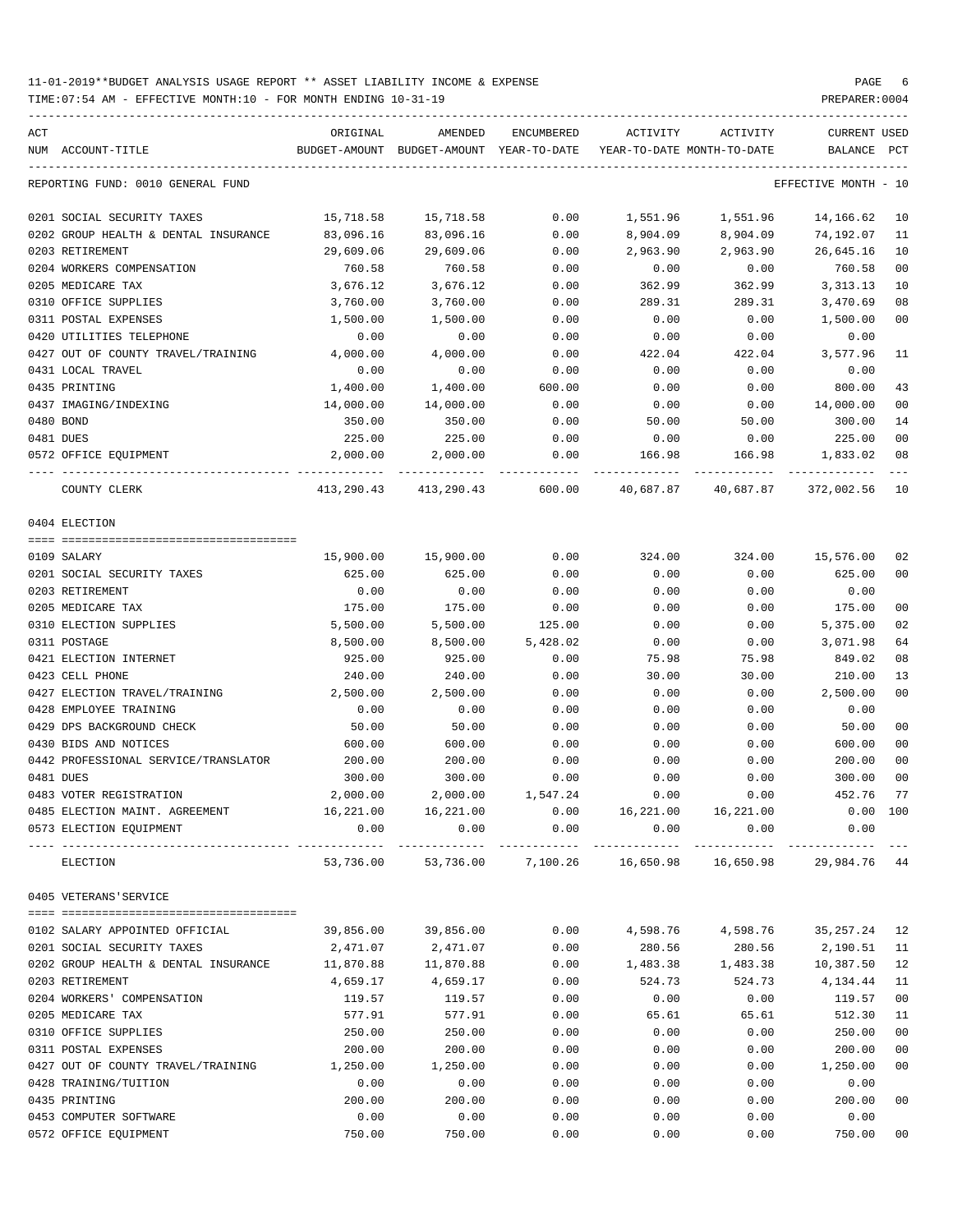11-01-2019**BUDGET ANALYSIS USAGE REPORT ** ASSET LIABILITY INCOME & EXPENSE

TIME:07:54 AM - EFFECTIVE MONTH:10 - FOR MONTH ENDING 10-31-19

PREPARER:0004

REPORTING FUND: 0010 GENERAL FUND — EFFECTIVE MONTH - 10

| ACT NUM | ACCOUNT-TITLE | ORIGINAL BUDGET-AMOUNT | AMENDED BUDGET-AMOUNT | ENCUMBERED YEAR-TO-DATE | ACTIVITY YEAR-TO-DATE | ACTIVITY MONTH-TO-DATE | CURRENT BALANCE | USED PCT |
|---|---|---|---|---|---|---|---|---|
| 0201 | SOCIAL SECURITY TAXES | 15,718.58 | 15,718.58 | 0.00 | 1,551.96 | 1,551.96 | 14,166.62 | 10 |
| 0202 | GROUP HEALTH & DENTAL INSURANCE | 83,096.16 | 83,096.16 | 0.00 | 8,904.09 | 8,904.09 | 74,192.07 | 11 |
| 0203 | RETIREMENT | 29,609.06 | 29,609.06 | 0.00 | 2,963.90 | 2,963.90 | 26,645.16 | 10 |
| 0204 | WORKERS COMPENSATION | 760.58 | 760.58 | 0.00 | 0.00 | 0.00 | 760.58 | 00 |
| 0205 | MEDICARE TAX | 3,676.12 | 3,676.12 | 0.00 | 362.99 | 362.99 | 3,313.13 | 10 |
| 0310 | OFFICE SUPPLIES | 3,760.00 | 3,760.00 | 0.00 | 289.31 | 289.31 | 3,470.69 | 08 |
| 0311 | POSTAL EXPENSES | 1,500.00 | 1,500.00 | 0.00 | 0.00 | 0.00 | 1,500.00 | 00 |
| 0420 | UTILITIES TELEPHONE | 0.00 | 0.00 | 0.00 | 0.00 | 0.00 | 0.00 | |
| 0427 | OUT OF COUNTY TRAVEL/TRAINING | 4,000.00 | 4,000.00 | 0.00 | 422.04 | 422.04 | 3,577.96 | 11 |
| 0431 | LOCAL TRAVEL | 0.00 | 0.00 | 0.00 | 0.00 | 0.00 | 0.00 | |
| 0435 | PRINTING | 1,400.00 | 1,400.00 | 600.00 | 0.00 | 0.00 | 800.00 | 43 |
| 0437 | IMAGING/INDEXING | 14,000.00 | 14,000.00 | 0.00 | 0.00 | 0.00 | 14,000.00 | 00 |
| 0480 | BOND | 350.00 | 350.00 | 0.00 | 50.00 | 50.00 | 300.00 | 14 |
| 0481 | DUES | 225.00 | 225.00 | 0.00 | 0.00 | 0.00 | 225.00 | 00 |
| 0572 | OFFICE EQUIPMENT | 2,000.00 | 2,000.00 | 0.00 | 166.98 | 166.98 | 1,833.02 | 08 |
| | COUNTY CLERK | 413,290.43 | 413,290.43 | 600.00 | 40,687.87 | 40,687.87 | 372,002.56 | 10 |

0404 ELECTION

| ACT NUM | ACCOUNT-TITLE | ORIGINAL BUDGET-AMOUNT | AMENDED BUDGET-AMOUNT | ENCUMBERED YEAR-TO-DATE | ACTIVITY YEAR-TO-DATE | ACTIVITY MONTH-TO-DATE | CURRENT BALANCE | USED PCT |
|---|---|---|---|---|---|---|---|---|
| 0109 | SALARY | 15,900.00 | 15,900.00 | 0.00 | 324.00 | 324.00 | 15,576.00 | 02 |
| 0201 | SOCIAL SECURITY TAXES | 625.00 | 625.00 | 0.00 | 0.00 | 0.00 | 625.00 | 00 |
| 0203 | RETIREMENT | 0.00 | 0.00 | 0.00 | 0.00 | 0.00 | 0.00 | |
| 0205 | MEDICARE TAX | 175.00 | 175.00 | 0.00 | 0.00 | 0.00 | 175.00 | 00 |
| 0310 | ELECTION SUPPLIES | 5,500.00 | 5,500.00 | 125.00 | 0.00 | 0.00 | 5,375.00 | 02 |
| 0311 | POSTAGE | 8,500.00 | 8,500.00 | 5,428.02 | 0.00 | 0.00 | 3,071.98 | 64 |
| 0421 | ELECTION INTERNET | 925.00 | 925.00 | 0.00 | 75.98 | 75.98 | 849.02 | 08 |
| 0423 | CELL PHONE | 240.00 | 240.00 | 0.00 | 30.00 | 30.00 | 210.00 | 13 |
| 0427 | ELECTION TRAVEL/TRAINING | 2,500.00 | 2,500.00 | 0.00 | 0.00 | 0.00 | 2,500.00 | 00 |
| 0428 | EMPLOYEE TRAINING | 0.00 | 0.00 | 0.00 | 0.00 | 0.00 | 0.00 | |
| 0429 | DPS BACKGROUND CHECK | 50.00 | 50.00 | 0.00 | 0.00 | 0.00 | 50.00 | 00 |
| 0430 | BIDS AND NOTICES | 600.00 | 600.00 | 0.00 | 0.00 | 0.00 | 600.00 | 00 |
| 0442 | PROFESSIONAL SERVICE/TRANSLATOR | 200.00 | 200.00 | 0.00 | 0.00 | 0.00 | 200.00 | 00 |
| 0481 | DUES | 300.00 | 300.00 | 0.00 | 0.00 | 0.00 | 300.00 | 00 |
| 0483 | VOTER REGISTRATION | 2,000.00 | 2,000.00 | 1,547.24 | 0.00 | 0.00 | 452.76 | 77 |
| 0485 | ELECTION MAINT. AGREEMENT | 16,221.00 | 16,221.00 | 0.00 | 16,221.00 | 16,221.00 | 0.00 | 100 |
| 0573 | ELECTION EQUIPMENT | 0.00 | 0.00 | 0.00 | 0.00 | 0.00 | 0.00 | |
| | ELECTION | 53,736.00 | 53,736.00 | 7,100.26 | 16,650.98 | 16,650.98 | 29,984.76 | 44 |

0405 VETERANS'SERVICE

| ACT NUM | ACCOUNT-TITLE | ORIGINAL BUDGET-AMOUNT | AMENDED BUDGET-AMOUNT | ENCUMBERED YEAR-TO-DATE | ACTIVITY YEAR-TO-DATE | ACTIVITY MONTH-TO-DATE | CURRENT BALANCE | USED PCT |
|---|---|---|---|---|---|---|---|---|
| 0102 | SALARY APPOINTED OFFICIAL | 39,856.00 | 39,856.00 | 0.00 | 4,598.76 | 4,598.76 | 35,257.24 | 12 |
| 0201 | SOCIAL SECURITY TAXES | 2,471.07 | 2,471.07 | 0.00 | 280.56 | 280.56 | 2,190.51 | 11 |
| 0202 | GROUP HEALTH & DENTAL INSURANCE | 11,870.88 | 11,870.88 | 0.00 | 1,483.38 | 1,483.38 | 10,387.50 | 12 |
| 0203 | RETIREMENT | 4,659.17 | 4,659.17 | 0.00 | 524.73 | 524.73 | 4,134.44 | 11 |
| 0204 | WORKERS' COMPENSATION | 119.57 | 119.57 | 0.00 | 0.00 | 0.00 | 119.57 | 00 |
| 0205 | MEDICARE TAX | 577.91 | 577.91 | 0.00 | 65.61 | 65.61 | 512.30 | 11 |
| 0310 | OFFICE SUPPLIES | 250.00 | 250.00 | 0.00 | 0.00 | 0.00 | 250.00 | 00 |
| 0311 | POSTAL EXPENSES | 200.00 | 200.00 | 0.00 | 0.00 | 0.00 | 200.00 | 00 |
| 0427 | OUT OF COUNTY TRAVEL/TRAINING | 1,250.00 | 1,250.00 | 0.00 | 0.00 | 0.00 | 1,250.00 | 00 |
| 0428 | TRAINING/TUITION | 0.00 | 0.00 | 0.00 | 0.00 | 0.00 | 0.00 | |
| 0435 | PRINTING | 200.00 | 200.00 | 0.00 | 0.00 | 0.00 | 200.00 | 00 |
| 0453 | COMPUTER SOFTWARE | 0.00 | 0.00 | 0.00 | 0.00 | 0.00 | 0.00 | |
| 0572 | OFFICE EQUIPMENT | 750.00 | 750.00 | 0.00 | 0.00 | 0.00 | 750.00 | 00 |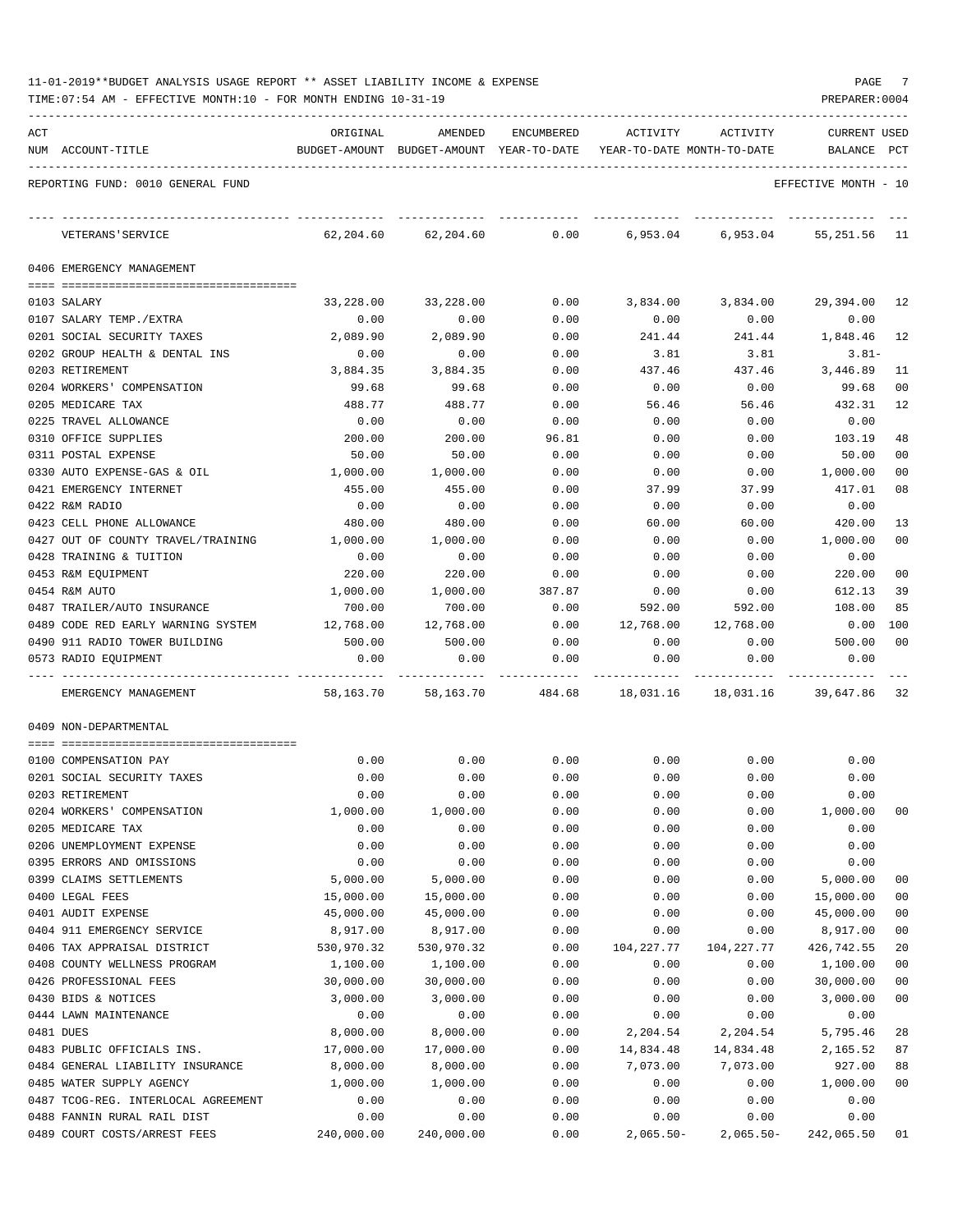11-01-2019**BUDGET ANALYSIS USAGE REPORT ** ASSET LIABILITY INCOME & EXPENSE

TIME:07:54 AM - EFFECTIVE MONTH:10 - FOR MONTH ENDING 10-31-19

PREPARER:0004

REPORTING FUND: 0010 GENERAL FUND — EFFECTIVE MONTH - 10

| ACT NUM | ACCOUNT-TITLE | ORIGINAL BUDGET-AMOUNT | AMENDED BUDGET-AMOUNT | ENCUMBERED YEAR-TO-DATE | ACTIVITY YEAR-TO-DATE | ACTIVITY MONTH-TO-DATE | CURRENT USED BALANCE | PCT |
|---|---|---|---|---|---|---|---|---|
| | VETERANS'SERVICE | 62,204.60 | 62,204.60 | 0.00 | 6,953.04 | 6,953.04 | 55,251.56 | 11 |
| | **0406 EMERGENCY MANAGEMENT** | | | | | | | |
| 0103 | SALARY | 33,228.00 | 33,228.00 | 0.00 | 3,834.00 | 3,834.00 | 29,394.00 | 12 |
| 0107 | SALARY TEMP./EXTRA | 0.00 | 0.00 | 0.00 | 0.00 | 0.00 | 0.00 | |
| 0201 | SOCIAL SECURITY TAXES | 2,089.90 | 2,089.90 | 0.00 | 241.44 | 241.44 | 1,848.46 | 12 |
| 0202 | GROUP HEALTH & DENTAL INS | 0.00 | 0.00 | 0.00 | 3.81 | 3.81 | 3.81- | |
| 0203 | RETIREMENT | 3,884.35 | 3,884.35 | 0.00 | 437.46 | 437.46 | 3,446.89 | 11 |
| 0204 | WORKERS' COMPENSATION | 99.68 | 99.68 | 0.00 | 0.00 | 0.00 | 99.68 | 00 |
| 0205 | MEDICARE TAX | 488.77 | 488.77 | 0.00 | 56.46 | 56.46 | 432.31 | 12 |
| 0225 | TRAVEL ALLOWANCE | 0.00 | 0.00 | 0.00 | 0.00 | 0.00 | 0.00 | |
| 0310 | OFFICE SUPPLIES | 200.00 | 200.00 | 96.81 | 0.00 | 0.00 | 103.19 | 48 |
| 0311 | POSTAL EXPENSE | 50.00 | 50.00 | 0.00 | 0.00 | 0.00 | 50.00 | 00 |
| 0330 | AUTO EXPENSE-GAS & OIL | 1,000.00 | 1,000.00 | 0.00 | 0.00 | 0.00 | 1,000.00 | 00 |
| 0421 | EMERGENCY INTERNET | 455.00 | 455.00 | 0.00 | 37.99 | 37.99 | 417.01 | 08 |
| 0422 | R&M RADIO | 0.00 | 0.00 | 0.00 | 0.00 | 0.00 | 0.00 | |
| 0423 | CELL PHONE ALLOWANCE | 480.00 | 480.00 | 0.00 | 60.00 | 60.00 | 420.00 | 13 |
| 0427 | OUT OF COUNTY TRAVEL/TRAINING | 1,000.00 | 1,000.00 | 0.00 | 0.00 | 0.00 | 1,000.00 | 00 |
| 0428 | TRAINING & TUITION | 0.00 | 0.00 | 0.00 | 0.00 | 0.00 | 0.00 | |
| 0453 | R&M EQUIPMENT | 220.00 | 220.00 | 0.00 | 0.00 | 0.00 | 220.00 | 00 |
| 0454 | R&M AUTO | 1,000.00 | 1,000.00 | 387.87 | 0.00 | 0.00 | 612.13 | 39 |
| 0487 | TRAILER/AUTO INSURANCE | 700.00 | 700.00 | 0.00 | 592.00 | 592.00 | 108.00 | 85 |
| 0489 | CODE RED EARLY WARNING SYSTEM | 12,768.00 | 12,768.00 | 0.00 | 12,768.00 | 12,768.00 | 0.00 | 100 |
| 0490 | 911 RADIO TOWER BUILDING | 500.00 | 500.00 | 0.00 | 0.00 | 0.00 | 500.00 | 00 |
| 0573 | RADIO EQUIPMENT | 0.00 | 0.00 | 0.00 | 0.00 | 0.00 | 0.00 | |
| | EMERGENCY MANAGEMENT | 58,163.70 | 58,163.70 | 484.68 | 18,031.16 | 18,031.16 | 39,647.86 | 32 |
| | **0409 NON-DEPARTMENTAL** | | | | | | | |
| 0100 | COMPENSATION PAY | 0.00 | 0.00 | 0.00 | 0.00 | 0.00 | 0.00 | |
| 0201 | SOCIAL SECURITY TAXES | 0.00 | 0.00 | 0.00 | 0.00 | 0.00 | 0.00 | |
| 0203 | RETIREMENT | 0.00 | 0.00 | 0.00 | 0.00 | 0.00 | 0.00 | |
| 0204 | WORKERS' COMPENSATION | 1,000.00 | 1,000.00 | 0.00 | 0.00 | 0.00 | 1,000.00 | 00 |
| 0205 | MEDICARE TAX | 0.00 | 0.00 | 0.00 | 0.00 | 0.00 | 0.00 | |
| 0206 | UNEMPLOYMENT EXPENSE | 0.00 | 0.00 | 0.00 | 0.00 | 0.00 | 0.00 | |
| 0395 | ERRORS AND OMISSIONS | 0.00 | 0.00 | 0.00 | 0.00 | 0.00 | 0.00 | |
| 0399 | CLAIMS SETTLEMENTS | 5,000.00 | 5,000.00 | 0.00 | 0.00 | 0.00 | 5,000.00 | 00 |
| 0400 | LEGAL FEES | 15,000.00 | 15,000.00 | 0.00 | 0.00 | 0.00 | 15,000.00 | 00 |
| 0401 | AUDIT EXPENSE | 45,000.00 | 45,000.00 | 0.00 | 0.00 | 0.00 | 45,000.00 | 00 |
| 0404 | 911 EMERGENCY SERVICE | 8,917.00 | 8,917.00 | 0.00 | 0.00 | 0.00 | 8,917.00 | 00 |
| 0406 | TAX APPRAISAL DISTRICT | 530,970.32 | 530,970.32 | 0.00 | 104,227.77 | 104,227.77 | 426,742.55 | 20 |
| 0408 | COUNTY WELLNESS PROGRAM | 1,100.00 | 1,100.00 | 0.00 | 0.00 | 0.00 | 1,100.00 | 00 |
| 0426 | PROFESSIONAL FEES | 30,000.00 | 30,000.00 | 0.00 | 0.00 | 0.00 | 30,000.00 | 00 |
| 0430 | BIDS & NOTICES | 3,000.00 | 3,000.00 | 0.00 | 0.00 | 0.00 | 3,000.00 | 00 |
| 0444 | LAWN MAINTENANCE | 0.00 | 0.00 | 0.00 | 0.00 | 0.00 | 0.00 | |
| 0481 | DUES | 8,000.00 | 8,000.00 | 0.00 | 2,204.54 | 2,204.54 | 5,795.46 | 28 |
| 0483 | PUBLIC OFFICIALS INS. | 17,000.00 | 17,000.00 | 0.00 | 14,834.48 | 14,834.48 | 2,165.52 | 87 |
| 0484 | GENERAL LIABILITY INSURANCE | 8,000.00 | 8,000.00 | 0.00 | 7,073.00 | 7,073.00 | 927.00 | 88 |
| 0485 | WATER SUPPLY AGENCY | 1,000.00 | 1,000.00 | 0.00 | 0.00 | 0.00 | 1,000.00 | 00 |
| 0487 | TCOG-REG. INTERLOCAL AGREEMENT | 0.00 | 0.00 | 0.00 | 0.00 | 0.00 | 0.00 | |
| 0488 | FANNIN RURAL RAIL DIST | 0.00 | 0.00 | 0.00 | 0.00 | 0.00 | 0.00 | |
| 0489 | COURT COSTS/ARREST FEES | 240,000.00 | 240,000.00 | 0.00 | 2,065.50- | 2,065.50- | 242,065.50 | 01 |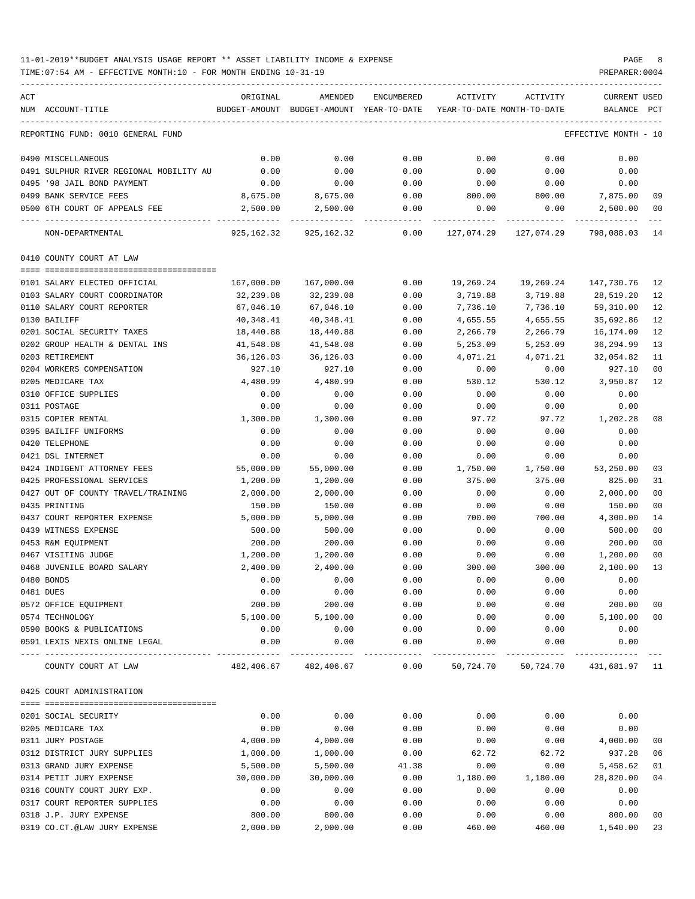11-01-2019**BUDGET ANALYSIS USAGE REPORT ** ASSET LIABILITY INCOME & EXPENSE

TIME:07:54 AM - EFFECTIVE MONTH:10 - FOR MONTH ENDING 10-31-19

PREPARER:0004

| ACT NUM | ACCOUNT-TITLE | ORIGINAL BUDGET-AMOUNT | AMENDED BUDGET-AMOUNT | ENCUMBERED YEAR-TO-DATE | ACTIVITY YEAR-TO-DATE | ACTIVITY MONTH-TO-DATE | CURRENT USED BALANCE | PCT |
|---|---|---|---|---|---|---|---|---|
| | REPORTING FUND: 0010 GENERAL FUND | | | | | | EFFECTIVE MONTH - 10 | |
| 0490 | MISCELLANEOUS | 0.00 | 0.00 | 0.00 | 0.00 | 0.00 | 0.00 | |
| 0491 | SULPHUR RIVER REGIONAL MOBILITY AU | 0.00 | 0.00 | 0.00 | 0.00 | 0.00 | 0.00 | |
| 0495 | '98 JAIL BOND PAYMENT | 0.00 | 0.00 | 0.00 | 0.00 | 0.00 | 0.00 | |
| 0499 | BANK SERVICE FEES | 8,675.00 | 8,675.00 | 0.00 | 800.00 | 800.00 | 7,875.00 | 09 |
| 0500 | 6TH COURT OF APPEALS FEE | 2,500.00 | 2,500.00 | 0.00 | 0.00 | 0.00 | 2,500.00 | 00 |
| | NON-DEPARTMENTAL | 925,162.32 | 925,162.32 | 0.00 | 127,074.29 | 127,074.29 | 798,088.03 | 14 |
| | 0410 COUNTY COURT AT LAW | | | | | | | |
| 0101 | SALARY ELECTED OFFICIAL | 167,000.00 | 167,000.00 | 0.00 | 19,269.24 | 19,269.24 | 147,730.76 | 12 |
| 0103 | SALARY COURT COORDINATOR | 32,239.08 | 32,239.08 | 0.00 | 3,719.88 | 3,719.88 | 28,519.20 | 12 |
| 0110 | SALARY COURT REPORTER | 67,046.10 | 67,046.10 | 0.00 | 7,736.10 | 7,736.10 | 59,310.00 | 12 |
| 0130 | BAILIFF | 40,348.41 | 40,348.41 | 0.00 | 4,655.55 | 4,655.55 | 35,692.86 | 12 |
| 0201 | SOCIAL SECURITY TAXES | 18,440.88 | 18,440.88 | 0.00 | 2,266.79 | 2,266.79 | 16,174.09 | 12 |
| 0202 | GROUP HEALTH & DENTAL INS | 41,548.08 | 41,548.08 | 0.00 | 5,253.09 | 5,253.09 | 36,294.99 | 13 |
| 0203 | RETIREMENT | 36,126.03 | 36,126.03 | 0.00 | 4,071.21 | 4,071.21 | 32,054.82 | 11 |
| 0204 | WORKERS COMPENSATION | 927.10 | 927.10 | 0.00 | 0.00 | 0.00 | 927.10 | 00 |
| 0205 | MEDICARE TAX | 4,480.99 | 4,480.99 | 0.00 | 530.12 | 530.12 | 3,950.87 | 12 |
| 0310 | OFFICE SUPPLIES | 0.00 | 0.00 | 0.00 | 0.00 | 0.00 | 0.00 | |
| 0311 | POSTAGE | 0.00 | 0.00 | 0.00 | 0.00 | 0.00 | 0.00 | |
| 0315 | COPIER RENTAL | 1,300.00 | 1,300.00 | 0.00 | 97.72 | 97.72 | 1,202.28 | 08 |
| 0395 | BAILIFF UNIFORMS | 0.00 | 0.00 | 0.00 | 0.00 | 0.00 | 0.00 | |
| 0420 | TELEPHONE | 0.00 | 0.00 | 0.00 | 0.00 | 0.00 | 0.00 | |
| 0421 | DSL INTERNET | 0.00 | 0.00 | 0.00 | 0.00 | 0.00 | 0.00 | |
| 0424 | INDIGENT ATTORNEY FEES | 55,000.00 | 55,000.00 | 0.00 | 1,750.00 | 1,750.00 | 53,250.00 | 03 |
| 0425 | PROFESSIONAL SERVICES | 1,200.00 | 1,200.00 | 0.00 | 375.00 | 375.00 | 825.00 | 31 |
| 0427 | OUT OF COUNTY TRAVEL/TRAINING | 2,000.00 | 2,000.00 | 0.00 | 0.00 | 0.00 | 2,000.00 | 00 |
| 0435 | PRINTING | 150.00 | 150.00 | 0.00 | 0.00 | 0.00 | 150.00 | 00 |
| 0437 | COURT REPORTER EXPENSE | 5,000.00 | 5,000.00 | 0.00 | 700.00 | 700.00 | 4,300.00 | 14 |
| 0439 | WITNESS EXPENSE | 500.00 | 500.00 | 0.00 | 0.00 | 0.00 | 500.00 | 00 |
| 0453 | R&M EQUIPMENT | 200.00 | 200.00 | 0.00 | 0.00 | 0.00 | 200.00 | 00 |
| 0467 | VISITING JUDGE | 1,200.00 | 1,200.00 | 0.00 | 0.00 | 0.00 | 1,200.00 | 00 |
| 0468 | JUVENILE BOARD SALARY | 2,400.00 | 2,400.00 | 0.00 | 300.00 | 300.00 | 2,100.00 | 13 |
| 0480 | BONDS | 0.00 | 0.00 | 0.00 | 0.00 | 0.00 | 0.00 | |
| 0481 | DUES | 0.00 | 0.00 | 0.00 | 0.00 | 0.00 | 0.00 | |
| 0572 | OFFICE EQUIPMENT | 200.00 | 200.00 | 0.00 | 0.00 | 0.00 | 200.00 | 00 |
| 0574 | TECHNOLOGY | 5,100.00 | 5,100.00 | 0.00 | 0.00 | 0.00 | 5,100.00 | 00 |
| 0590 | BOOKS & PUBLICATIONS | 0.00 | 0.00 | 0.00 | 0.00 | 0.00 | 0.00 | |
| 0591 | LEXIS NEXIS ONLINE LEGAL | 0.00 | 0.00 | 0.00 | 0.00 | 0.00 | 0.00 | |
| | COUNTY COURT AT LAW | 482,406.67 | 482,406.67 | 0.00 | 50,724.70 | 50,724.70 | 431,681.97 | 11 |
| | 0425 COURT ADMINISTRATION | | | | | | | |
| 0201 | SOCIAL SECURITY | 0.00 | 0.00 | 0.00 | 0.00 | 0.00 | 0.00 | |
| 0205 | MEDICARE TAX | 0.00 | 0.00 | 0.00 | 0.00 | 0.00 | 0.00 | |
| 0311 | JURY POSTAGE | 4,000.00 | 4,000.00 | 0.00 | 0.00 | 0.00 | 4,000.00 | 00 |
| 0312 | DISTRICT JURY SUPPLIES | 1,000.00 | 1,000.00 | 0.00 | 62.72 | 62.72 | 937.28 | 06 |
| 0313 | GRAND JURY EXPENSE | 5,500.00 | 5,500.00 | 41.38 | 0.00 | 0.00 | 5,458.62 | 01 |
| 0314 | PETIT JURY EXPENSE | 30,000.00 | 30,000.00 | 0.00 | 1,180.00 | 1,180.00 | 28,820.00 | 04 |
| 0316 | COUNTY COURT JURY EXP. | 0.00 | 0.00 | 0.00 | 0.00 | 0.00 | 0.00 | |
| 0317 | COURT REPORTER SUPPLIES | 0.00 | 0.00 | 0.00 | 0.00 | 0.00 | 0.00 | |
| 0318 | J.P. JURY EXPENSE | 800.00 | 800.00 | 0.00 | 0.00 | 0.00 | 800.00 | 00 |
| 0319 | CO.CT.@LAW JURY EXPENSE | 2,000.00 | 2,000.00 | 0.00 | 460.00 | 460.00 | 1,540.00 | 23 |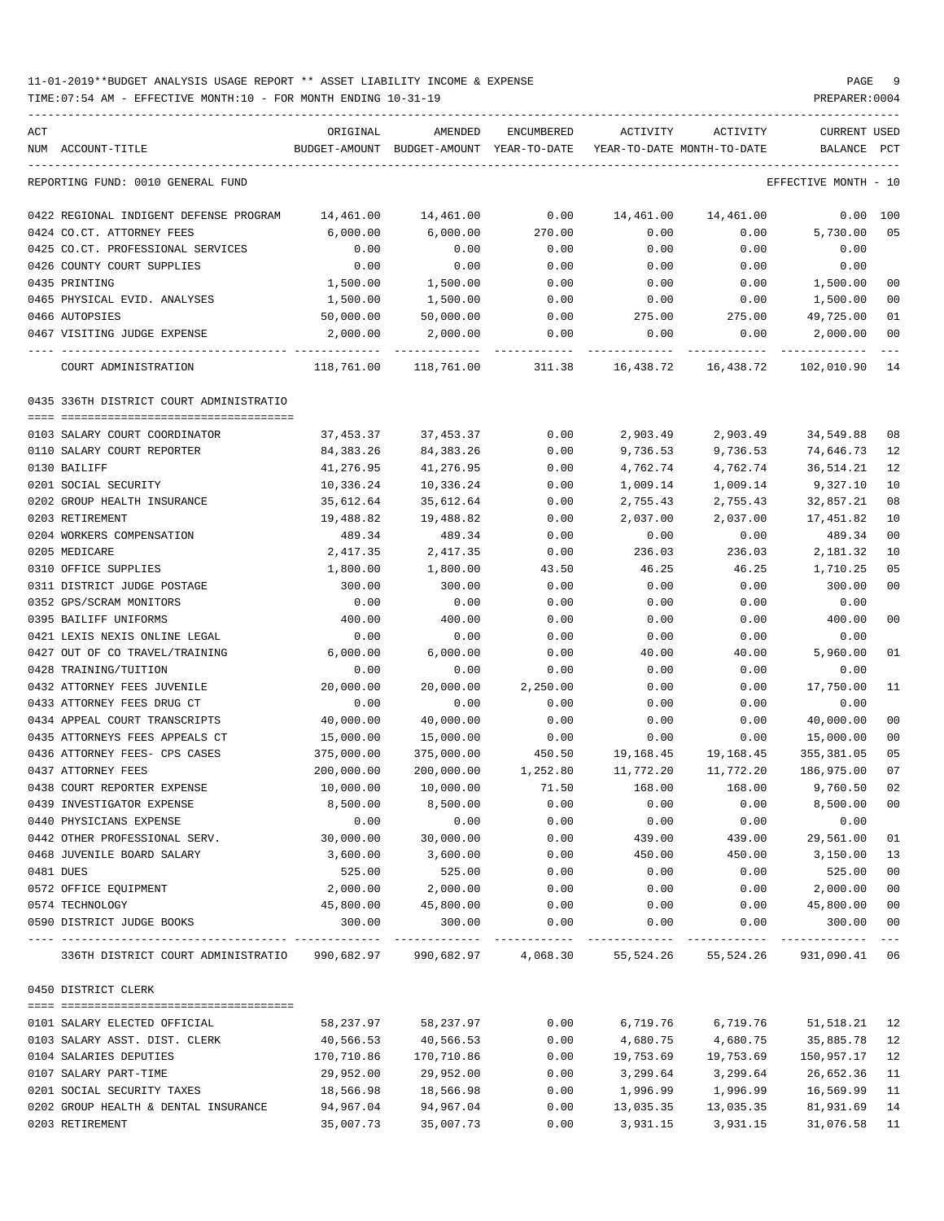11-01-2019**BUDGET ANALYSIS USAGE REPORT ** ASSET LIABILITY INCOME & EXPENSE

TIME:07:54 AM - EFFECTIVE MONTH:10 - FOR MONTH ENDING 10-31-19

PREPARER:0004

REPORTING FUND: 0010 GENERAL FUND — EFFECTIVE MONTH - 10

| ACT NUM | ACCOUNT-TITLE | ORIGINAL BUDGET-AMOUNT | AMENDED BUDGET-AMOUNT | ENCUMBERED YEAR-TO-DATE | ACTIVITY YEAR-TO-DATE | ACTIVITY MONTH-TO-DATE | CURRENT BALANCE | USED PCT |
|---|---|---|---|---|---|---|---|---|
| 0422 | REGIONAL INDIGENT DEFENSE PROGRAM | 14,461.00 | 14,461.00 | 0.00 | 14,461.00 | 14,461.00 | 0.00 | 100 |
| 0424 | CO.CT. ATTORNEY FEES | 6,000.00 | 6,000.00 | 270.00 | 0.00 | 0.00 | 5,730.00 | 05 |
| 0425 | CO.CT. PROFESSIONAL SERVICES | 0.00 | 0.00 | 0.00 | 0.00 | 0.00 | 0.00 | |
| 0426 | COUNTY COURT SUPPLIES | 0.00 | 0.00 | 0.00 | 0.00 | 0.00 | 0.00 | |
| 0435 | PRINTING | 1,500.00 | 1,500.00 | 0.00 | 0.00 | 0.00 | 1,500.00 | 00 |
| 0465 | PHYSICAL EVID. ANALYSES | 1,500.00 | 1,500.00 | 0.00 | 0.00 | 0.00 | 1,500.00 | 00 |
| 0466 | AUTOPSIES | 50,000.00 | 50,000.00 | 0.00 | 275.00 | 275.00 | 49,725.00 | 01 |
| 0467 | VISITING JUDGE EXPENSE | 2,000.00 | 2,000.00 | 0.00 | 0.00 | 0.00 | 2,000.00 | 00 |
| | COURT ADMINISTRATION | 118,761.00 | 118,761.00 | 311.38 | 16,438.72 | 16,438.72 | 102,010.90 | 14 |

0435 336TH DISTRICT COURT ADMINISTRATIO

| ACT NUM | ACCOUNT-TITLE | ORIGINAL BUDGET-AMOUNT | AMENDED BUDGET-AMOUNT | ENCUMBERED YEAR-TO-DATE | ACTIVITY YEAR-TO-DATE | ACTIVITY MONTH-TO-DATE | CURRENT BALANCE | USED PCT |
|---|---|---|---|---|---|---|---|---|
| 0103 | SALARY COURT COORDINATOR | 37,453.37 | 37,453.37 | 0.00 | 2,903.49 | 2,903.49 | 34,549.88 | 08 |
| 0110 | SALARY COURT REPORTER | 84,383.26 | 84,383.26 | 0.00 | 9,736.53 | 9,736.53 | 74,646.73 | 12 |
| 0130 | BAILIFF | 41,276.95 | 41,276.95 | 0.00 | 4,762.74 | 4,762.74 | 36,514.21 | 12 |
| 0201 | SOCIAL SECURITY | 10,336.24 | 10,336.24 | 0.00 | 1,009.14 | 1,009.14 | 9,327.10 | 10 |
| 0202 | GROUP HEALTH INSURANCE | 35,612.64 | 35,612.64 | 0.00 | 2,755.43 | 2,755.43 | 32,857.21 | 08 |
| 0203 | RETIREMENT | 19,488.82 | 19,488.82 | 0.00 | 2,037.00 | 2,037.00 | 17,451.82 | 10 |
| 0204 | WORKERS COMPENSATION | 489.34 | 489.34 | 0.00 | 0.00 | 0.00 | 489.34 | 00 |
| 0205 | MEDICARE | 2,417.35 | 2,417.35 | 0.00 | 236.03 | 236.03 | 2,181.32 | 10 |
| 0310 | OFFICE SUPPLIES | 1,800.00 | 1,800.00 | 43.50 | 46.25 | 46.25 | 1,710.25 | 05 |
| 0311 | DISTRICT JUDGE POSTAGE | 300.00 | 300.00 | 0.00 | 0.00 | 0.00 | 300.00 | 00 |
| 0352 | GPS/SCRAM MONITORS | 0.00 | 0.00 | 0.00 | 0.00 | 0.00 | 0.00 | |
| 0395 | BAILIFF UNIFORMS | 400.00 | 400.00 | 0.00 | 0.00 | 0.00 | 400.00 | 00 |
| 0421 | LEXIS NEXIS ONLINE LEGAL | 0.00 | 0.00 | 0.00 | 0.00 | 0.00 | 0.00 | |
| 0427 | OUT OF CO TRAVEL/TRAINING | 6,000.00 | 6,000.00 | 0.00 | 40.00 | 40.00 | 5,960.00 | 01 |
| 0428 | TRAINING/TUITION | 0.00 | 0.00 | 0.00 | 0.00 | 0.00 | 0.00 | |
| 0432 | ATTORNEY FEES JUVENILE | 20,000.00 | 20,000.00 | 2,250.00 | 0.00 | 0.00 | 17,750.00 | 11 |
| 0433 | ATTORNEY FEES DRUG CT | 0.00 | 0.00 | 0.00 | 0.00 | 0.00 | 0.00 | |
| 0434 | APPEAL COURT TRANSCRIPTS | 40,000.00 | 40,000.00 | 0.00 | 0.00 | 0.00 | 40,000.00 | 00 |
| 0435 | ATTORNEYS FEES APPEALS CT | 15,000.00 | 15,000.00 | 0.00 | 0.00 | 0.00 | 15,000.00 | 00 |
| 0436 | ATTORNEY FEES- CPS CASES | 375,000.00 | 375,000.00 | 450.50 | 19,168.45 | 19,168.45 | 355,381.05 | 05 |
| 0437 | ATTORNEY FEES | 200,000.00 | 200,000.00 | 1,252.80 | 11,772.20 | 11,772.20 | 186,975.00 | 07 |
| 0438 | COURT REPORTER EXPENSE | 10,000.00 | 10,000.00 | 71.50 | 168.00 | 168.00 | 9,760.50 | 02 |
| 0439 | INVESTIGATOR EXPENSE | 8,500.00 | 8,500.00 | 0.00 | 0.00 | 0.00 | 8,500.00 | 00 |
| 0440 | PHYSICIANS EXPENSE | 0.00 | 0.00 | 0.00 | 0.00 | 0.00 | 0.00 | |
| 0442 | OTHER PROFESSIONAL SERV. | 30,000.00 | 30,000.00 | 0.00 | 439.00 | 439.00 | 29,561.00 | 01 |
| 0468 | JUVENILE BOARD SALARY | 3,600.00 | 3,600.00 | 0.00 | 450.00 | 450.00 | 3,150.00 | 13 |
| 0481 | DUES | 525.00 | 525.00 | 0.00 | 0.00 | 0.00 | 525.00 | 00 |
| 0572 | OFFICE EQUIPMENT | 2,000.00 | 2,000.00 | 0.00 | 0.00 | 0.00 | 2,000.00 | 00 |
| 0574 | TECHNOLOGY | 45,800.00 | 45,800.00 | 0.00 | 0.00 | 0.00 | 45,800.00 | 00 |
| 0590 | DISTRICT JUDGE BOOKS | 300.00 | 300.00 | 0.00 | 0.00 | 0.00 | 300.00 | 00 |
| | 336TH DISTRICT COURT ADMINISTRATIO | 990,682.97 | 990,682.97 | 4,068.30 | 55,524.26 | 55,524.26 | 931,090.41 | 06 |

0450 DISTRICT CLERK

| ACT NUM | ACCOUNT-TITLE | ORIGINAL BUDGET-AMOUNT | AMENDED BUDGET-AMOUNT | ENCUMBERED YEAR-TO-DATE | ACTIVITY YEAR-TO-DATE | ACTIVITY MONTH-TO-DATE | CURRENT BALANCE | USED PCT |
|---|---|---|---|---|---|---|---|---|
| 0101 | SALARY ELECTED OFFICIAL | 58,237.97 | 58,237.97 | 0.00 | 6,719.76 | 6,719.76 | 51,518.21 | 12 |
| 0103 | SALARY ASST. DIST. CLERK | 40,566.53 | 40,566.53 | 0.00 | 4,680.75 | 4,680.75 | 35,885.78 | 12 |
| 0104 | SALARIES DEPUTIES | 170,710.86 | 170,710.86 | 0.00 | 19,753.69 | 19,753.69 | 150,957.17 | 12 |
| 0107 | SALARY PART-TIME | 29,952.00 | 29,952.00 | 0.00 | 3,299.64 | 3,299.64 | 26,652.36 | 11 |
| 0201 | SOCIAL SECURITY TAXES | 18,566.98 | 18,566.98 | 0.00 | 1,996.99 | 1,996.99 | 16,569.99 | 11 |
| 0202 | GROUP HEALTH & DENTAL INSURANCE | 94,967.04 | 94,967.04 | 0.00 | 13,035.35 | 13,035.35 | 81,931.69 | 14 |
| 0203 | RETIREMENT | 35,007.73 | 35,007.73 | 0.00 | 3,931.15 | 3,931.15 | 31,076.58 | 11 |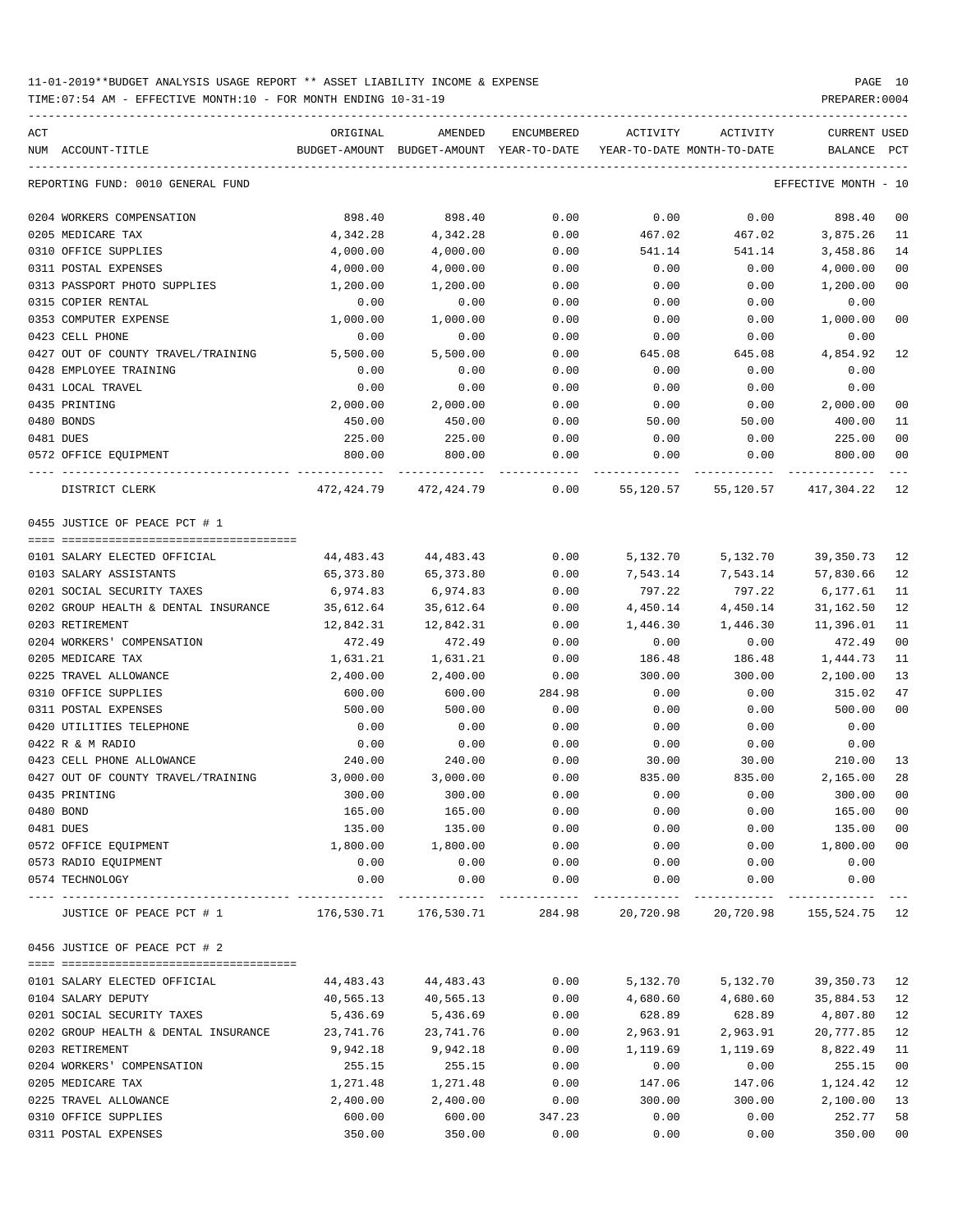11-01-2019**BUDGET ANALYSIS USAGE REPORT ** ASSET LIABILITY INCOME & EXPENSE

TIME:07:54 AM - EFFECTIVE MONTH:10 - FOR MONTH ENDING 10-31-19

| ACT NUM | ACCOUNT-TITLE | ORIGINAL BUDGET-AMOUNT | AMENDED BUDGET-AMOUNT | ENCUMBERED YEAR-TO-DATE | ACTIVITY YEAR-TO-DATE | ACTIVITY MONTH-TO-DATE | CURRENT BALANCE | USED PCT |
|---|---|---|---|---|---|---|---|---|
| | REPORTING FUND: 0010 GENERAL FUND | | | | | | EFFECTIVE MONTH - 10 | |
| 0204 | WORKERS COMPENSATION | 898.40 | 898.40 | 0.00 | 0.00 | 0.00 | 898.40 | 00 |
| 0205 | MEDICARE TAX | 4,342.28 | 4,342.28 | 0.00 | 467.02 | 467.02 | 3,875.26 | 11 |
| 0310 | OFFICE SUPPLIES | 4,000.00 | 4,000.00 | 0.00 | 541.14 | 541.14 | 3,458.86 | 14 |
| 0311 | POSTAL EXPENSES | 4,000.00 | 4,000.00 | 0.00 | 0.00 | 0.00 | 4,000.00 | 00 |
| 0313 | PASSPORT PHOTO SUPPLIES | 1,200.00 | 1,200.00 | 0.00 | 0.00 | 0.00 | 1,200.00 | 00 |
| 0315 | COPIER RENTAL | 0.00 | 0.00 | 0.00 | 0.00 | 0.00 | 0.00 | |
| 0353 | COMPUTER EXPENSE | 1,000.00 | 1,000.00 | 0.00 | 0.00 | 0.00 | 1,000.00 | 00 |
| 0423 | CELL PHONE | 0.00 | 0.00 | 0.00 | 0.00 | 0.00 | 0.00 | |
| 0427 | OUT OF COUNTY TRAVEL/TRAINING | 5,500.00 | 5,500.00 | 0.00 | 645.08 | 645.08 | 4,854.92 | 12 |
| 0428 | EMPLOYEE TRAINING | 0.00 | 0.00 | 0.00 | 0.00 | 0.00 | 0.00 | |
| 0431 | LOCAL TRAVEL | 0.00 | 0.00 | 0.00 | 0.00 | 0.00 | 0.00 | |
| 0435 | PRINTING | 2,000.00 | 2,000.00 | 0.00 | 0.00 | 0.00 | 2,000.00 | 00 |
| 0480 | BONDS | 450.00 | 450.00 | 0.00 | 50.00 | 50.00 | 400.00 | 11 |
| 0481 | DUES | 225.00 | 225.00 | 0.00 | 0.00 | 0.00 | 225.00 | 00 |
| 0572 | OFFICE EQUIPMENT | 800.00 | 800.00 | 0.00 | 0.00 | 0.00 | 800.00 | 00 |
| | DISTRICT CLERK | 472,424.79 | 472,424.79 | 0.00 | 55,120.57 | 55,120.57 | 417,304.22 | 12 |
| | 0455 JUSTICE OF PEACE PCT # 1 | | | | | | | |
| 0101 | SALARY ELECTED OFFICIAL | 44,483.43 | 44,483.43 | 0.00 | 5,132.70 | 5,132.70 | 39,350.73 | 12 |
| 0103 | SALARY ASSISTANTS | 65,373.80 | 65,373.80 | 0.00 | 7,543.14 | 7,543.14 | 57,830.66 | 12 |
| 0201 | SOCIAL SECURITY TAXES | 6,974.83 | 6,974.83 | 0.00 | 797.22 | 797.22 | 6,177.61 | 11 |
| 0202 | GROUP HEALTH & DENTAL INSURANCE | 35,612.64 | 35,612.64 | 0.00 | 4,450.14 | 4,450.14 | 31,162.50 | 12 |
| 0203 | RETIREMENT | 12,842.31 | 12,842.31 | 0.00 | 1,446.30 | 1,446.30 | 11,396.01 | 11 |
| 0204 | WORKERS' COMPENSATION | 472.49 | 472.49 | 0.00 | 0.00 | 0.00 | 472.49 | 00 |
| 0205 | MEDICARE TAX | 1,631.21 | 1,631.21 | 0.00 | 186.48 | 186.48 | 1,444.73 | 11 |
| 0225 | TRAVEL ALLOWANCE | 2,400.00 | 2,400.00 | 0.00 | 300.00 | 300.00 | 2,100.00 | 13 |
| 0310 | OFFICE SUPPLIES | 600.00 | 600.00 | 284.98 | 0.00 | 0.00 | 315.02 | 47 |
| 0311 | POSTAL EXPENSES | 500.00 | 500.00 | 0.00 | 0.00 | 0.00 | 500.00 | 00 |
| 0420 | UTILITIES TELEPHONE | 0.00 | 0.00 | 0.00 | 0.00 | 0.00 | 0.00 | |
| 0422 | R & M RADIO | 0.00 | 0.00 | 0.00 | 0.00 | 0.00 | 0.00 | |
| 0423 | CELL PHONE ALLOWANCE | 240.00 | 240.00 | 0.00 | 30.00 | 30.00 | 210.00 | 13 |
| 0427 | OUT OF COUNTY TRAVEL/TRAINING | 3,000.00 | 3,000.00 | 0.00 | 835.00 | 835.00 | 2,165.00 | 28 |
| 0435 | PRINTING | 300.00 | 300.00 | 0.00 | 0.00 | 0.00 | 300.00 | 00 |
| 0480 | BOND | 165.00 | 165.00 | 0.00 | 0.00 | 0.00 | 165.00 | 00 |
| 0481 | DUES | 135.00 | 135.00 | 0.00 | 0.00 | 0.00 | 135.00 | 00 |
| 0572 | OFFICE EQUIPMENT | 1,800.00 | 1,800.00 | 0.00 | 0.00 | 0.00 | 1,800.00 | 00 |
| 0573 | RADIO EQUIPMENT | 0.00 | 0.00 | 0.00 | 0.00 | 0.00 | 0.00 | |
| 0574 | TECHNOLOGY | 0.00 | 0.00 | 0.00 | 0.00 | 0.00 | 0.00 | |
| | JUSTICE OF PEACE PCT # 1 | 176,530.71 | 176,530.71 | 284.98 | 20,720.98 | 20,720.98 | 155,524.75 | 12 |
| | 0456 JUSTICE OF PEACE PCT # 2 | | | | | | | |
| 0101 | SALARY ELECTED OFFICIAL | 44,483.43 | 44,483.43 | 0.00 | 5,132.70 | 5,132.70 | 39,350.73 | 12 |
| 0104 | SALARY DEPUTY | 40,565.13 | 40,565.13 | 0.00 | 4,680.60 | 4,680.60 | 35,884.53 | 12 |
| 0201 | SOCIAL SECURITY TAXES | 5,436.69 | 5,436.69 | 0.00 | 628.89 | 628.89 | 4,807.80 | 12 |
| 0202 | GROUP HEALTH & DENTAL INSURANCE | 23,741.76 | 23,741.76 | 0.00 | 2,963.91 | 2,963.91 | 20,777.85 | 12 |
| 0203 | RETIREMENT | 9,942.18 | 9,942.18 | 0.00 | 1,119.69 | 1,119.69 | 8,822.49 | 11 |
| 0204 | WORKERS' COMPENSATION | 255.15 | 255.15 | 0.00 | 0.00 | 0.00 | 255.15 | 00 |
| 0205 | MEDICARE TAX | 1,271.48 | 1,271.48 | 0.00 | 147.06 | 147.06 | 1,124.42 | 12 |
| 0225 | TRAVEL ALLOWANCE | 2,400.00 | 2,400.00 | 0.00 | 300.00 | 300.00 | 2,100.00 | 13 |
| 0310 | OFFICE SUPPLIES | 600.00 | 600.00 | 347.23 | 0.00 | 0.00 | 252.77 | 58 |
| 0311 | POSTAL EXPENSES | 350.00 | 350.00 | 0.00 | 0.00 | 0.00 | 350.00 | 00 |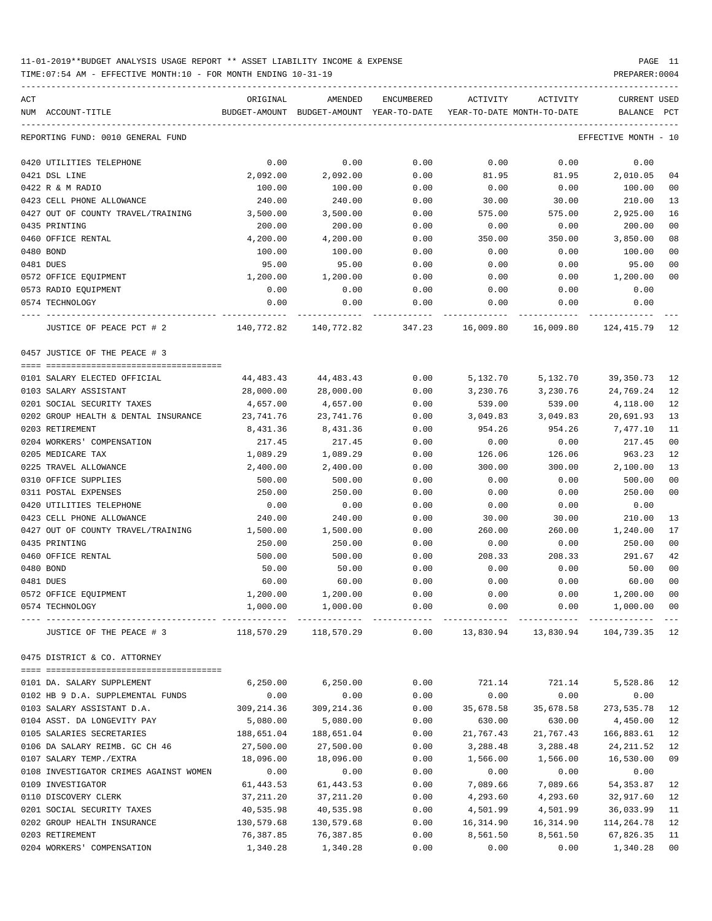11-01-2019**BUDGET ANALYSIS USAGE REPORT ** ASSET LIABILITY INCOME & EXPENSE

TIME:07:54 AM - EFFECTIVE MONTH:10 - FOR MONTH ENDING 10-31-19

REPORTING FUND: 0010 GENERAL FUND — EFFECTIVE MONTH - 10

| ACT NUM | ACCOUNT-TITLE | ORIGINAL BUDGET-AMOUNT | AMENDED BUDGET-AMOUNT | ENCUMBERED YEAR-TO-DATE | ACTIVITY YEAR-TO-DATE | ACTIVITY MONTH-TO-DATE | CURRENT BALANCE | USED PCT |
|---|---|---|---|---|---|---|---|---|
| 0420 | UTILITIES TELEPHONE | 0.00 | 0.00 | 0.00 | 0.00 | 0.00 | 0.00 | |
| 0421 | DSL LINE | 2,092.00 | 2,092.00 | 0.00 | 81.95 | 81.95 | 2,010.05 | 04 |
| 0422 | R & M RADIO | 100.00 | 100.00 | 0.00 | 0.00 | 0.00 | 100.00 | 00 |
| 0423 | CELL PHONE ALLOWANCE | 240.00 | 240.00 | 0.00 | 30.00 | 30.00 | 210.00 | 13 |
| 0427 | OUT OF COUNTY TRAVEL/TRAINING | 3,500.00 | 3,500.00 | 0.00 | 575.00 | 575.00 | 2,925.00 | 16 |
| 0435 | PRINTING | 200.00 | 200.00 | 0.00 | 0.00 | 0.00 | 200.00 | 00 |
| 0460 | OFFICE RENTAL | 4,200.00 | 4,200.00 | 0.00 | 350.00 | 350.00 | 3,850.00 | 08 |
| 0480 | BOND | 100.00 | 100.00 | 0.00 | 0.00 | 0.00 | 100.00 | 00 |
| 0481 | DUES | 95.00 | 95.00 | 0.00 | 0.00 | 0.00 | 95.00 | 00 |
| 0572 | OFFICE EQUIPMENT | 1,200.00 | 1,200.00 | 0.00 | 0.00 | 0.00 | 1,200.00 | 00 |
| 0573 | RADIO EQUIPMENT | 0.00 | 0.00 | 0.00 | 0.00 | 0.00 | 0.00 | |
| 0574 | TECHNOLOGY | 0.00 | 0.00 | 0.00 | 0.00 | 0.00 | 0.00 | |
| | JUSTICE OF PEACE PCT # 2 | 140,772.82 | 140,772.82 | 347.23 | 16,009.80 | 16,009.80 | 124,415.79 | 12 |

0457 JUSTICE OF THE PEACE # 3

| ACT NUM | ACCOUNT-TITLE | ORIGINAL BUDGET-AMOUNT | AMENDED BUDGET-AMOUNT | ENCUMBERED YEAR-TO-DATE | ACTIVITY YEAR-TO-DATE | ACTIVITY MONTH-TO-DATE | CURRENT BALANCE | USED PCT |
|---|---|---|---|---|---|---|---|---|
| 0101 | SALARY ELECTED OFFICIAL | 44,483.43 | 44,483.43 | 0.00 | 5,132.70 | 5,132.70 | 39,350.73 | 12 |
| 0103 | SALARY ASSISTANT | 28,000.00 | 28,000.00 | 0.00 | 3,230.76 | 3,230.76 | 24,769.24 | 12 |
| 0201 | SOCIAL SECURITY TAXES | 4,657.00 | 4,657.00 | 0.00 | 539.00 | 539.00 | 4,118.00 | 12 |
| 0202 | GROUP HEALTH & DENTAL INSURANCE | 23,741.76 | 23,741.76 | 0.00 | 3,049.83 | 3,049.83 | 20,691.93 | 13 |
| 0203 | RETIREMENT | 8,431.36 | 8,431.36 | 0.00 | 954.26 | 954.26 | 7,477.10 | 11 |
| 0204 | WORKERS' COMPENSATION | 217.45 | 217.45 | 0.00 | 0.00 | 0.00 | 217.45 | 00 |
| 0205 | MEDICARE TAX | 1,089.29 | 1,089.29 | 0.00 | 126.06 | 126.06 | 963.23 | 12 |
| 0225 | TRAVEL ALLOWANCE | 2,400.00 | 2,400.00 | 0.00 | 300.00 | 300.00 | 2,100.00 | 13 |
| 0310 | OFFICE SUPPLIES | 500.00 | 500.00 | 0.00 | 0.00 | 0.00 | 500.00 | 00 |
| 0311 | POSTAL EXPENSES | 250.00 | 250.00 | 0.00 | 0.00 | 0.00 | 250.00 | 00 |
| 0420 | UTILITIES TELEPHONE | 0.00 | 0.00 | 0.00 | 0.00 | 0.00 | 0.00 | |
| 0423 | CELL PHONE ALLOWANCE | 240.00 | 240.00 | 0.00 | 30.00 | 30.00 | 210.00 | 13 |
| 0427 | OUT OF COUNTY TRAVEL/TRAINING | 1,500.00 | 1,500.00 | 0.00 | 260.00 | 260.00 | 1,240.00 | 17 |
| 0435 | PRINTING | 250.00 | 250.00 | 0.00 | 0.00 | 0.00 | 250.00 | 00 |
| 0460 | OFFICE RENTAL | 500.00 | 500.00 | 0.00 | 208.33 | 208.33 | 291.67 | 42 |
| 0480 | BOND | 50.00 | 50.00 | 0.00 | 0.00 | 0.00 | 50.00 | 00 |
| 0481 | DUES | 60.00 | 60.00 | 0.00 | 0.00 | 0.00 | 60.00 | 00 |
| 0572 | OFFICE EQUIPMENT | 1,200.00 | 1,200.00 | 0.00 | 0.00 | 0.00 | 1,200.00 | 00 |
| 0574 | TECHNOLOGY | 1,000.00 | 1,000.00 | 0.00 | 0.00 | 0.00 | 1,000.00 | 00 |
| | JUSTICE OF THE PEACE # 3 | 118,570.29 | 118,570.29 | 0.00 | 13,830.94 | 13,830.94 | 104,739.35 | 12 |

0475 DISTRICT & CO. ATTORNEY

| ACT NUM | ACCOUNT-TITLE | ORIGINAL BUDGET-AMOUNT | AMENDED BUDGET-AMOUNT | ENCUMBERED YEAR-TO-DATE | ACTIVITY YEAR-TO-DATE | ACTIVITY MONTH-TO-DATE | CURRENT BALANCE | USED PCT |
|---|---|---|---|---|---|---|---|---|
| 0101 | DA. SALARY SUPPLEMENT | 6,250.00 | 6,250.00 | 0.00 | 721.14 | 721.14 | 5,528.86 | 12 |
| 0102 | HB 9 D.A. SUPPLEMENTAL FUNDS | 0.00 | 0.00 | 0.00 | 0.00 | 0.00 | 0.00 | |
| 0103 | SALARY ASSISTANT D.A. | 309,214.36 | 309,214.36 | 0.00 | 35,678.58 | 35,678.58 | 273,535.78 | 12 |
| 0104 | ASST. DA LONGEVITY PAY | 5,080.00 | 5,080.00 | 0.00 | 630.00 | 630.00 | 4,450.00 | 12 |
| 0105 | SALARIES SECRETARIES | 188,651.04 | 188,651.04 | 0.00 | 21,767.43 | 21,767.43 | 166,883.61 | 12 |
| 0106 | DA SALARY REIMB. GC CH 46 | 27,500.00 | 27,500.00 | 0.00 | 3,288.48 | 3,288.48 | 24,211.52 | 12 |
| 0107 | SALARY TEMP./EXTRA | 18,096.00 | 18,096.00 | 0.00 | 1,566.00 | 1,566.00 | 16,530.00 | 09 |
| 0108 | INVESTIGATOR CRIMES AGAINST WOMEN | 0.00 | 0.00 | 0.00 | 0.00 | 0.00 | 0.00 | |
| 0109 | INVESTIGATOR | 61,443.53 | 61,443.53 | 0.00 | 7,089.66 | 7,089.66 | 54,353.87 | 12 |
| 0110 | DISCOVERY CLERK | 37,211.20 | 37,211.20 | 0.00 | 4,293.60 | 4,293.60 | 32,917.60 | 12 |
| 0201 | SOCIAL SECURITY TAXES | 40,535.98 | 40,535.98 | 0.00 | 4,501.99 | 4,501.99 | 36,033.99 | 11 |
| 0202 | GROUP HEALTH INSURANCE | 130,579.68 | 130,579.68 | 0.00 | 16,314.90 | 16,314.90 | 114,264.78 | 12 |
| 0203 | RETIREMENT | 76,387.85 | 76,387.85 | 0.00 | 8,561.50 | 8,561.50 | 67,826.35 | 11 |
| 0204 | WORKERS' COMPENSATION | 1,340.28 | 1,340.28 | 0.00 | 0.00 | 0.00 | 1,340.28 | 00 |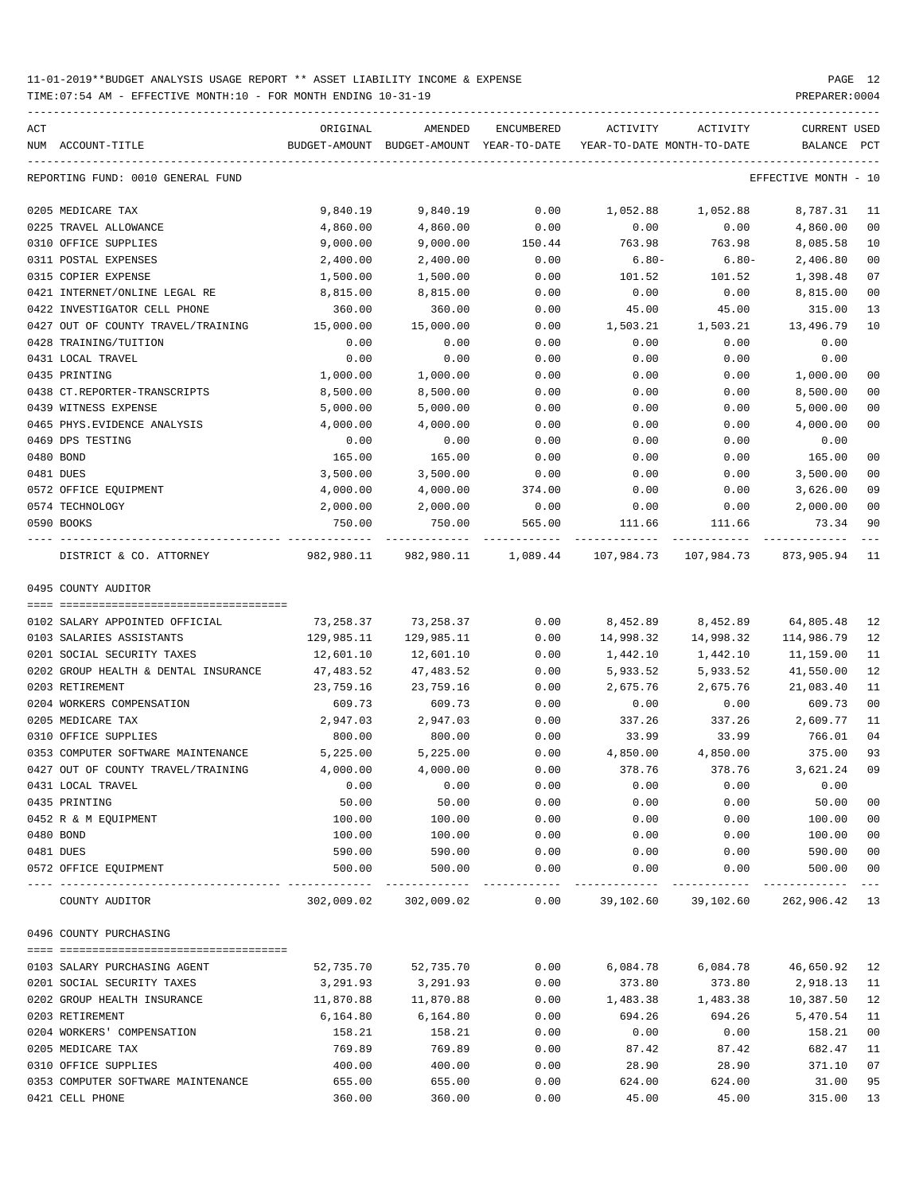11-01-2019**BUDGET ANALYSIS USAGE REPORT ** ASSET LIABILITY INCOME & EXPENSE

TIME:07:54 AM - EFFECTIVE MONTH:10 - FOR MONTH ENDING 10-31-19

PREPARER:0004

| ACT NUM | ACCOUNT-TITLE | ORIGINAL BUDGET-AMOUNT | AMENDED BUDGET-AMOUNT | ENCUMBERED YEAR-TO-DATE | ACTIVITY YEAR-TO-DATE | ACTIVITY MONTH-TO-DATE | CURRENT BALANCE | USED PCT |
|---|---|---|---|---|---|---|---|---|
| | REPORTING FUND: 0010 GENERAL FUND | | | | | | EFFECTIVE MONTH - 10 | |
| 0205 | MEDICARE TAX | 9,840.19 | 9,840.19 | 0.00 | 1,052.88 | 1,052.88 | 8,787.31 | 11 |
| 0225 | TRAVEL ALLOWANCE | 4,860.00 | 4,860.00 | 0.00 | 0.00 | 0.00 | 4,860.00 | 00 |
| 0310 | OFFICE SUPPLIES | 9,000.00 | 9,000.00 | 150.44 | 763.98 | 763.98 | 8,085.58 | 10 |
| 0311 | POSTAL EXPENSES | 2,400.00 | 2,400.00 | 0.00 | 6.80- | 6.80- | 2,406.80 | 00 |
| 0315 | COPIER EXPENSE | 1,500.00 | 1,500.00 | 0.00 | 101.52 | 101.52 | 1,398.48 | 07 |
| 0421 | INTERNET/ONLINE LEGAL RE | 8,815.00 | 8,815.00 | 0.00 | 0.00 | 0.00 | 8,815.00 | 00 |
| 0422 | INVESTIGATOR CELL PHONE | 360.00 | 360.00 | 0.00 | 45.00 | 45.00 | 315.00 | 13 |
| 0427 | OUT OF COUNTY TRAVEL/TRAINING | 15,000.00 | 15,000.00 | 0.00 | 1,503.21 | 1,503.21 | 13,496.79 | 10 |
| 0428 | TRAINING/TUITION | 0.00 | 0.00 | 0.00 | 0.00 | 0.00 | 0.00 | |
| 0431 | LOCAL TRAVEL | 0.00 | 0.00 | 0.00 | 0.00 | 0.00 | 0.00 | |
| 0435 | PRINTING | 1,000.00 | 1,000.00 | 0.00 | 0.00 | 0.00 | 1,000.00 | 00 |
| 0438 | CT.REPORTER-TRANSCRIPTS | 8,500.00 | 8,500.00 | 0.00 | 0.00 | 0.00 | 8,500.00 | 00 |
| 0439 | WITNESS EXPENSE | 5,000.00 | 5,000.00 | 0.00 | 0.00 | 0.00 | 5,000.00 | 00 |
| 0465 | PHYS.EVIDENCE ANALYSIS | 4,000.00 | 4,000.00 | 0.00 | 0.00 | 0.00 | 4,000.00 | 00 |
| 0469 | DPS TESTING | 0.00 | 0.00 | 0.00 | 0.00 | 0.00 | 0.00 | |
| 0480 | BOND | 165.00 | 165.00 | 0.00 | 0.00 | 0.00 | 165.00 | 00 |
| 0481 | DUES | 3,500.00 | 3,500.00 | 0.00 | 0.00 | 0.00 | 3,500.00 | 00 |
| 0572 | OFFICE EQUIPMENT | 4,000.00 | 4,000.00 | 374.00 | 0.00 | 0.00 | 3,626.00 | 09 |
| 0574 | TECHNOLOGY | 2,000.00 | 2,000.00 | 0.00 | 0.00 | 0.00 | 2,000.00 | 00 |
| 0590 | BOOKS | 750.00 | 750.00 | 565.00 | 111.66 | 111.66 | 73.34 | 90 |
| | DISTRICT & CO. ATTORNEY | 982,980.11 | 982,980.11 | 1,089.44 | 107,984.73 | 107,984.73 | 873,905.94 | 11 |
| | **0495 COUNTY AUDITOR** | | | | | | | |
| 0102 | SALARY APPOINTED OFFICIAL | 73,258.37 | 73,258.37 | 0.00 | 8,452.89 | 8,452.89 | 64,805.48 | 12 |
| 0103 | SALARIES ASSISTANTS | 129,985.11 | 129,985.11 | 0.00 | 14,998.32 | 14,998.32 | 114,986.79 | 12 |
| 0201 | SOCIAL SECURITY TAXES | 12,601.10 | 12,601.10 | 0.00 | 1,442.10 | 1,442.10 | 11,159.00 | 11 |
| 0202 | GROUP HEALTH & DENTAL INSURANCE | 47,483.52 | 47,483.52 | 0.00 | 5,933.52 | 5,933.52 | 41,550.00 | 12 |
| 0203 | RETIREMENT | 23,759.16 | 23,759.16 | 0.00 | 2,675.76 | 2,675.76 | 21,083.40 | 11 |
| 0204 | WORKERS COMPENSATION | 609.73 | 609.73 | 0.00 | 0.00 | 0.00 | 609.73 | 00 |
| 0205 | MEDICARE TAX | 2,947.03 | 2,947.03 | 0.00 | 337.26 | 337.26 | 2,609.77 | 11 |
| 0310 | OFFICE SUPPLIES | 800.00 | 800.00 | 0.00 | 33.99 | 33.99 | 766.01 | 04 |
| 0353 | COMPUTER SOFTWARE MAINTENANCE | 5,225.00 | 5,225.00 | 0.00 | 4,850.00 | 4,850.00 | 375.00 | 93 |
| 0427 | OUT OF COUNTY TRAVEL/TRAINING | 4,000.00 | 4,000.00 | 0.00 | 378.76 | 378.76 | 3,621.24 | 09 |
| 0431 | LOCAL TRAVEL | 0.00 | 0.00 | 0.00 | 0.00 | 0.00 | 0.00 | |
| 0435 | PRINTING | 50.00 | 50.00 | 0.00 | 0.00 | 0.00 | 50.00 | 00 |
| 0452 | R & M EQUIPMENT | 100.00 | 100.00 | 0.00 | 0.00 | 0.00 | 100.00 | 00 |
| 0480 | BOND | 100.00 | 100.00 | 0.00 | 0.00 | 0.00 | 100.00 | 00 |
| 0481 | DUES | 590.00 | 590.00 | 0.00 | 0.00 | 0.00 | 590.00 | 00 |
| 0572 | OFFICE EQUIPMENT | 500.00 | 500.00 | 0.00 | 0.00 | 0.00 | 500.00 | 00 |
| | COUNTY AUDITOR | 302,009.02 | 302,009.02 | 0.00 | 39,102.60 | 39,102.60 | 262,906.42 | 13 |
| | **0496 COUNTY PURCHASING** | | | | | | | |
| 0103 | SALARY PURCHASING AGENT | 52,735.70 | 52,735.70 | 0.00 | 6,084.78 | 6,084.78 | 46,650.92 | 12 |
| 0201 | SOCIAL SECURITY TAXES | 3,291.93 | 3,291.93 | 0.00 | 373.80 | 373.80 | 2,918.13 | 11 |
| 0202 | GROUP HEALTH INSURANCE | 11,870.88 | 11,870.88 | 0.00 | 1,483.38 | 1,483.38 | 10,387.50 | 12 |
| 0203 | RETIREMENT | 6,164.80 | 6,164.80 | 0.00 | 694.26 | 694.26 | 5,470.54 | 11 |
| 0204 | WORKERS' COMPENSATION | 158.21 | 158.21 | 0.00 | 0.00 | 0.00 | 158.21 | 00 |
| 0205 | MEDICARE TAX | 769.89 | 769.89 | 0.00 | 87.42 | 87.42 | 682.47 | 11 |
| 0310 | OFFICE SUPPLIES | 400.00 | 400.00 | 0.00 | 28.90 | 28.90 | 371.10 | 07 |
| 0353 | COMPUTER SOFTWARE MAINTENANCE | 655.00 | 655.00 | 0.00 | 624.00 | 624.00 | 31.00 | 95 |
| 0421 | CELL PHONE | 360.00 | 360.00 | 0.00 | 45.00 | 45.00 | 315.00 | 13 |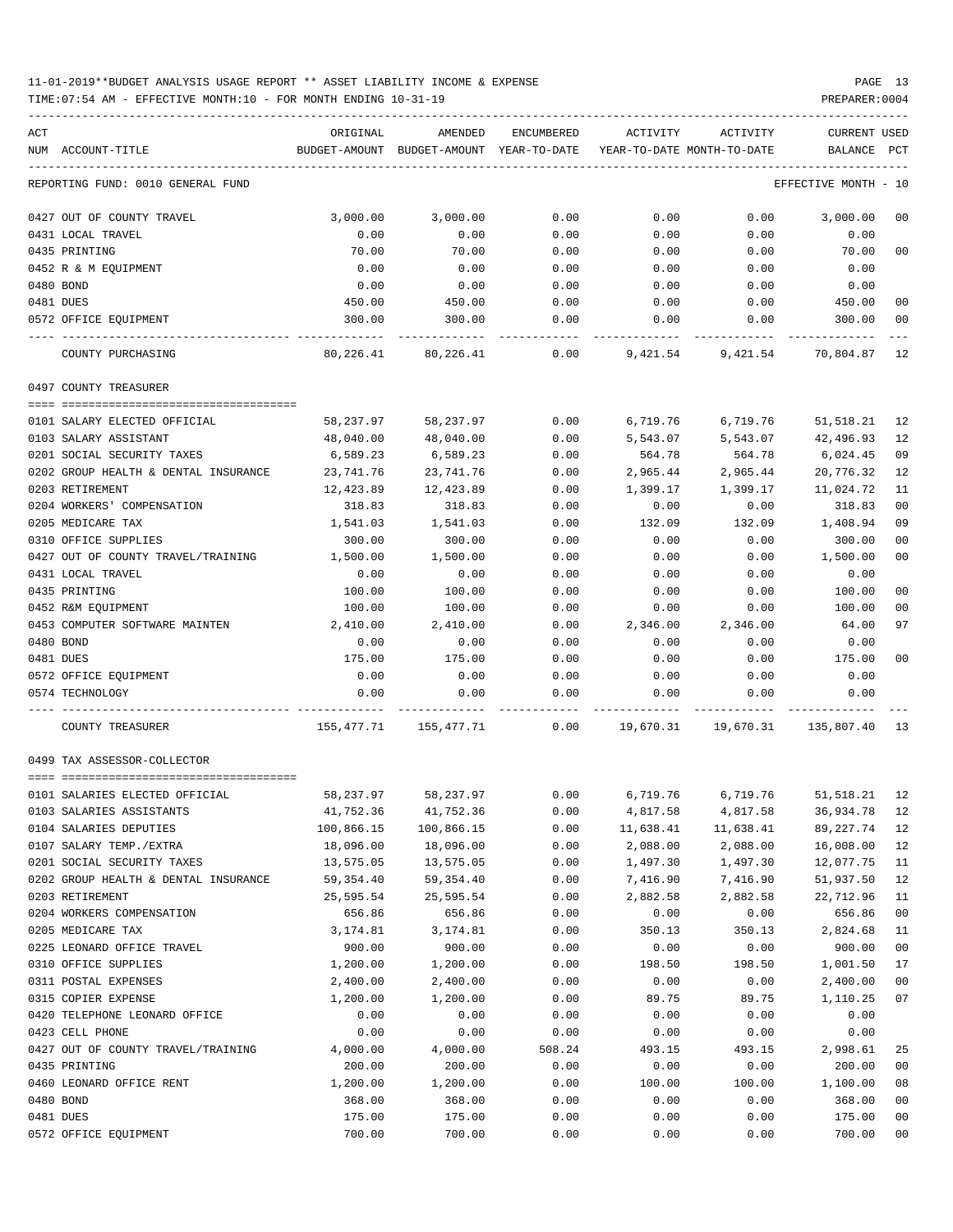11-01-2019**BUDGET ANALYSIS USAGE REPORT ** ASSET LIABILITY INCOME & EXPENSE

TIME:07:54 AM - EFFECTIVE MONTH:10 - FOR MONTH ENDING 10-31-19

| ACT NUM | ACCOUNT-TITLE | ORIGINAL BUDGET-AMOUNT | AMENDED BUDGET-AMOUNT | ENCUMBERED YEAR-TO-DATE | ACTIVITY YEAR-TO-DATE | ACTIVITY MONTH-TO-DATE | CURRENT BALANCE | USED PCT |
|---|---|---|---|---|---|---|---|---|
| REPORTING FUND: 0010 GENERAL FUND | | | | | | | EFFECTIVE MONTH - 10 | |
| 0427 | OUT OF COUNTY TRAVEL | 3,000.00 | 3,000.00 | 0.00 | 0.00 | 0.00 | 3,000.00 | 00 |
| 0431 | LOCAL TRAVEL | 0.00 | 0.00 | 0.00 | 0.00 | 0.00 | 0.00 | |
| 0435 | PRINTING | 70.00 | 70.00 | 0.00 | 0.00 | 0.00 | 70.00 | 00 |
| 0452 | R & M EQUIPMENT | 0.00 | 0.00 | 0.00 | 0.00 | 0.00 | 0.00 | |
| 0480 | BOND | 0.00 | 0.00 | 0.00 | 0.00 | 0.00 | 0.00 | |
| 0481 | DUES | 450.00 | 450.00 | 0.00 | 0.00 | 0.00 | 450.00 | 00 |
| 0572 | OFFICE EQUIPMENT | 300.00 | 300.00 | 0.00 | 0.00 | 0.00 | 300.00 | 00 |
| | COUNTY PURCHASING | 80,226.41 | 80,226.41 | 0.00 | 9,421.54 | 9,421.54 | 70,804.87 | 12 |
| 0497 COUNTY TREASURER | | | | | | | | |
| 0101 | SALARY ELECTED OFFICIAL | 58,237.97 | 58,237.97 | 0.00 | 6,719.76 | 6,719.76 | 51,518.21 | 12 |
| 0103 | SALARY ASSISTANT | 48,040.00 | 48,040.00 | 0.00 | 5,543.07 | 5,543.07 | 42,496.93 | 12 |
| 0201 | SOCIAL SECURITY TAXES | 6,589.23 | 6,589.23 | 0.00 | 564.78 | 564.78 | 6,024.45 | 09 |
| 0202 | GROUP HEALTH & DENTAL INSURANCE | 23,741.76 | 23,741.76 | 0.00 | 2,965.44 | 2,965.44 | 20,776.32 | 12 |
| 0203 | RETIREMENT | 12,423.89 | 12,423.89 | 0.00 | 1,399.17 | 1,399.17 | 11,024.72 | 11 |
| 0204 | WORKERS' COMPENSATION | 318.83 | 318.83 | 0.00 | 0.00 | 0.00 | 318.83 | 00 |
| 0205 | MEDICARE TAX | 1,541.03 | 1,541.03 | 0.00 | 132.09 | 132.09 | 1,408.94 | 09 |
| 0310 | OFFICE SUPPLIES | 300.00 | 300.00 | 0.00 | 0.00 | 0.00 | 300.00 | 00 |
| 0427 | OUT OF COUNTY TRAVEL/TRAINING | 1,500.00 | 1,500.00 | 0.00 | 0.00 | 0.00 | 1,500.00 | 00 |
| 0431 | LOCAL TRAVEL | 0.00 | 0.00 | 0.00 | 0.00 | 0.00 | 0.00 | |
| 0435 | PRINTING | 100.00 | 100.00 | 0.00 | 0.00 | 0.00 | 100.00 | 00 |
| 0452 | R&M EQUIPMENT | 100.00 | 100.00 | 0.00 | 0.00 | 0.00 | 100.00 | 00 |
| 0453 | COMPUTER SOFTWARE MAINTEN | 2,410.00 | 2,410.00 | 0.00 | 2,346.00 | 2,346.00 | 64.00 | 97 |
| 0480 | BOND | 0.00 | 0.00 | 0.00 | 0.00 | 0.00 | 0.00 | |
| 0481 | DUES | 175.00 | 175.00 | 0.00 | 0.00 | 0.00 | 175.00 | 00 |
| 0572 | OFFICE EQUIPMENT | 0.00 | 0.00 | 0.00 | 0.00 | 0.00 | 0.00 | |
| 0574 | TECHNOLOGY | 0.00 | 0.00 | 0.00 | 0.00 | 0.00 | 0.00 | |
| | COUNTY TREASURER | 155,477.71 | 155,477.71 | 0.00 | 19,670.31 | 19,670.31 | 135,807.40 | 13 |
| 0499 TAX ASSESSOR-COLLECTOR | | | | | | | | |
| 0101 | SALARIES ELECTED OFFICIAL | 58,237.97 | 58,237.97 | 0.00 | 6,719.76 | 6,719.76 | 51,518.21 | 12 |
| 0103 | SALARIES ASSISTANTS | 41,752.36 | 41,752.36 | 0.00 | 4,817.58 | 4,817.58 | 36,934.78 | 12 |
| 0104 | SALARIES DEPUTIES | 100,866.15 | 100,866.15 | 0.00 | 11,638.41 | 11,638.41 | 89,227.74 | 12 |
| 0107 | SALARY TEMP./EXTRA | 18,096.00 | 18,096.00 | 0.00 | 2,088.00 | 2,088.00 | 16,008.00 | 12 |
| 0201 | SOCIAL SECURITY TAXES | 13,575.05 | 13,575.05 | 0.00 | 1,497.30 | 1,497.30 | 12,077.75 | 11 |
| 0202 | GROUP HEALTH & DENTAL INSURANCE | 59,354.40 | 59,354.40 | 0.00 | 7,416.90 | 7,416.90 | 51,937.50 | 12 |
| 0203 | RETIREMENT | 25,595.54 | 25,595.54 | 0.00 | 2,882.58 | 2,882.58 | 22,712.96 | 11 |
| 0204 | WORKERS COMPENSATION | 656.86 | 656.86 | 0.00 | 0.00 | 0.00 | 656.86 | 00 |
| 0205 | MEDICARE TAX | 3,174.81 | 3,174.81 | 0.00 | 350.13 | 350.13 | 2,824.68 | 11 |
| 0225 | LEONARD OFFICE TRAVEL | 900.00 | 900.00 | 0.00 | 0.00 | 0.00 | 900.00 | 00 |
| 0310 | OFFICE SUPPLIES | 1,200.00 | 1,200.00 | 0.00 | 198.50 | 198.50 | 1,001.50 | 17 |
| 0311 | POSTAL EXPENSES | 2,400.00 | 2,400.00 | 0.00 | 0.00 | 0.00 | 2,400.00 | 00 |
| 0315 | COPIER EXPENSE | 1,200.00 | 1,200.00 | 0.00 | 89.75 | 89.75 | 1,110.25 | 07 |
| 0420 | TELEPHONE LEONARD OFFICE | 0.00 | 0.00 | 0.00 | 0.00 | 0.00 | 0.00 | |
| 0423 | CELL PHONE | 0.00 | 0.00 | 0.00 | 0.00 | 0.00 | 0.00 | |
| 0427 | OUT OF COUNTY TRAVEL/TRAINING | 4,000.00 | 4,000.00 | 508.24 | 493.15 | 493.15 | 2,998.61 | 25 |
| 0435 | PRINTING | 200.00 | 200.00 | 0.00 | 0.00 | 0.00 | 200.00 | 00 |
| 0460 | LEONARD OFFICE RENT | 1,200.00 | 1,200.00 | 0.00 | 100.00 | 100.00 | 1,100.00 | 08 |
| 0480 | BOND | 368.00 | 368.00 | 0.00 | 0.00 | 0.00 | 368.00 | 00 |
| 0481 | DUES | 175.00 | 175.00 | 0.00 | 0.00 | 0.00 | 175.00 | 00 |
| 0572 | OFFICE EQUIPMENT | 700.00 | 700.00 | 0.00 | 0.00 | 0.00 | 700.00 | 00 |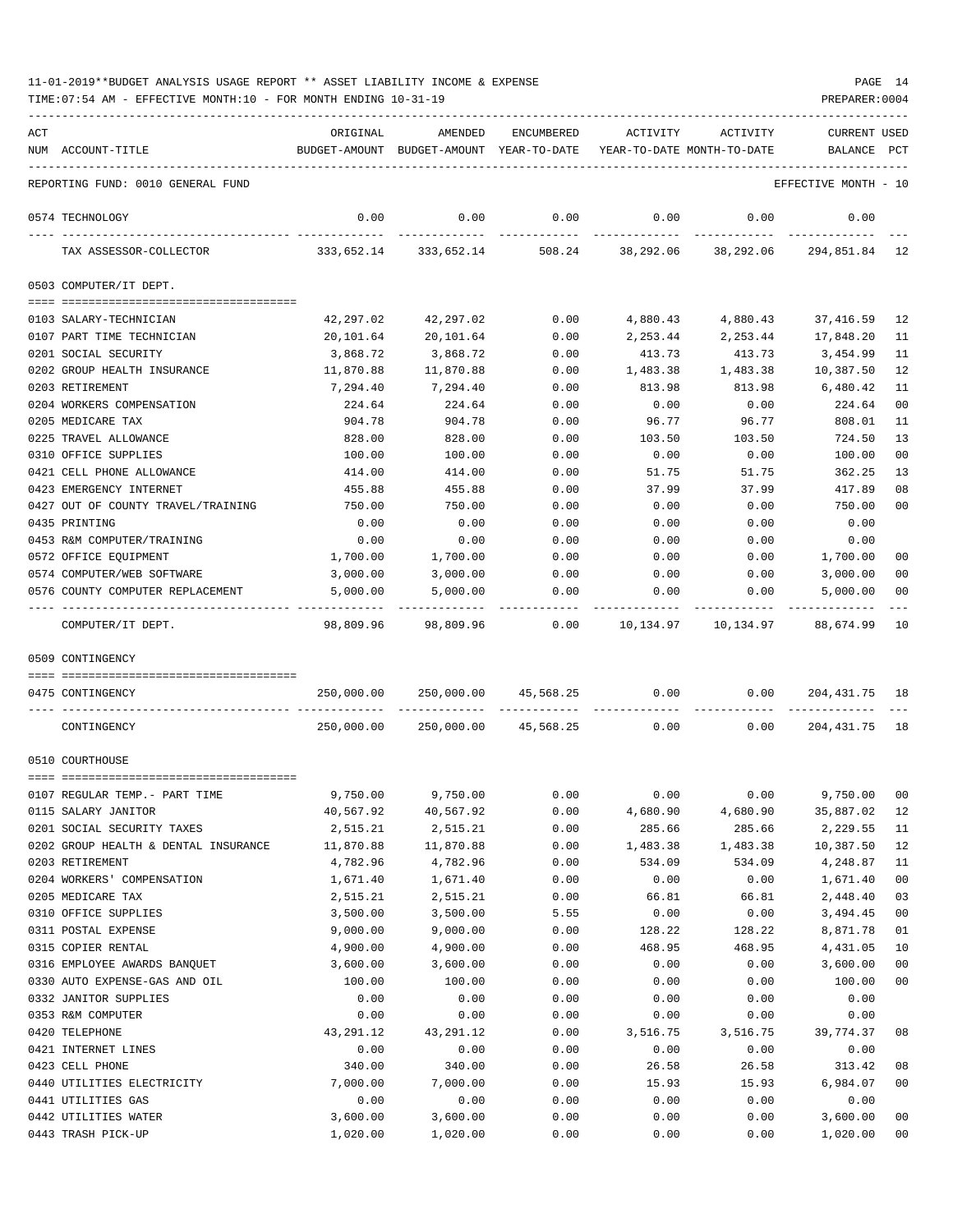11-01-2019**BUDGET ANALYSIS USAGE REPORT ** ASSET LIABILITY INCOME & EXPENSE

TIME:07:54 AM - EFFECTIVE MONTH:10 - FOR MONTH ENDING 10-31-19

PREPARER:0004

REPORTING FUND: 0010 GENERAL FUND — EFFECTIVE MONTH - 10

| ACT NUM | ACCOUNT-TITLE | ORIGINAL BUDGET-AMOUNT | AMENDED BUDGET-AMOUNT | ENCUMBERED YEAR-TO-DATE | ACTIVITY YEAR-TO-DATE | ACTIVITY MONTH-TO-DATE | CURRENT BALANCE | USED PCT |
|---|---|---|---|---|---|---|---|---|
| 0574 | TECHNOLOGY | 0.00 | 0.00 | 0.00 | 0.00 | 0.00 | 0.00 | |
| | TAX ASSESSOR-COLLECTOR | 333,652.14 | 333,652.14 | 508.24 | 38,292.06 | 38,292.06 | 294,851.84 | 12 |
| | **0503 COMPUTER/IT DEPT.** | | | | | | | |
| 0103 | SALARY-TECHNICIAN | 42,297.02 | 42,297.02 | 0.00 | 4,880.43 | 4,880.43 | 37,416.59 | 12 |
| 0107 | PART TIME TECHNICIAN | 20,101.64 | 20,101.64 | 0.00 | 2,253.44 | 2,253.44 | 17,848.20 | 11 |
| 0201 | SOCIAL SECURITY | 3,868.72 | 3,868.72 | 0.00 | 413.73 | 413.73 | 3,454.99 | 11 |
| 0202 | GROUP HEALTH INSURANCE | 11,870.88 | 11,870.88 | 0.00 | 1,483.38 | 1,483.38 | 10,387.50 | 12 |
| 0203 | RETIREMENT | 7,294.40 | 7,294.40 | 0.00 | 813.98 | 813.98 | 6,480.42 | 11 |
| 0204 | WORKERS COMPENSATION | 224.64 | 224.64 | 0.00 | 0.00 | 0.00 | 224.64 | 00 |
| 0205 | MEDICARE TAX | 904.78 | 904.78 | 0.00 | 96.77 | 96.77 | 808.01 | 11 |
| 0225 | TRAVEL ALLOWANCE | 828.00 | 828.00 | 0.00 | 103.50 | 103.50 | 724.50 | 13 |
| 0310 | OFFICE SUPPLIES | 100.00 | 100.00 | 0.00 | 0.00 | 0.00 | 100.00 | 00 |
| 0421 | CELL PHONE ALLOWANCE | 414.00 | 414.00 | 0.00 | 51.75 | 51.75 | 362.25 | 13 |
| 0423 | EMERGENCY INTERNET | 455.88 | 455.88 | 0.00 | 37.99 | 37.99 | 417.89 | 08 |
| 0427 | OUT OF COUNTY TRAVEL/TRAINING | 750.00 | 750.00 | 0.00 | 0.00 | 0.00 | 750.00 | 00 |
| 0435 | PRINTING | 0.00 | 0.00 | 0.00 | 0.00 | 0.00 | 0.00 | |
| 0453 | R&M COMPUTER/TRAINING | 0.00 | 0.00 | 0.00 | 0.00 | 0.00 | 0.00 | |
| 0572 | OFFICE EQUIPMENT | 1,700.00 | 1,700.00 | 0.00 | 0.00 | 0.00 | 1,700.00 | 00 |
| 0574 | COMPUTER/WEB SOFTWARE | 3,000.00 | 3,000.00 | 0.00 | 0.00 | 0.00 | 3,000.00 | 00 |
| 0576 | COUNTY COMPUTER REPLACEMENT | 5,000.00 | 5,000.00 | 0.00 | 0.00 | 0.00 | 5,000.00 | 00 |
| | COMPUTER/IT DEPT. | 98,809.96 | 98,809.96 | 0.00 | 10,134.97 | 10,134.97 | 88,674.99 | 10 |
| | **0509 CONTINGENCY** | | | | | | | |
| 0475 | CONTINGENCY | 250,000.00 | 250,000.00 | 45,568.25 | 0.00 | 0.00 | 204,431.75 | 18 |
| | CONTINGENCY | 250,000.00 | 250,000.00 | 45,568.25 | 0.00 | 0.00 | 204,431.75 | 18 |
| | **0510 COURTHOUSE** | | | | | | | |
| 0107 | REGULAR TEMP.- PART TIME | 9,750.00 | 9,750.00 | 0.00 | 0.00 | 0.00 | 9,750.00 | 00 |
| 0115 | SALARY JANITOR | 40,567.92 | 40,567.92 | 0.00 | 4,680.90 | 4,680.90 | 35,887.02 | 12 |
| 0201 | SOCIAL SECURITY TAXES | 2,515.21 | 2,515.21 | 0.00 | 285.66 | 285.66 | 2,229.55 | 11 |
| 0202 | GROUP HEALTH & DENTAL INSURANCE | 11,870.88 | 11,870.88 | 0.00 | 1,483.38 | 1,483.38 | 10,387.50 | 12 |
| 0203 | RETIREMENT | 4,782.96 | 4,782.96 | 0.00 | 534.09 | 534.09 | 4,248.87 | 11 |
| 0204 | WORKERS' COMPENSATION | 1,671.40 | 1,671.40 | 0.00 | 0.00 | 0.00 | 1,671.40 | 00 |
| 0205 | MEDICARE TAX | 2,515.21 | 2,515.21 | 0.00 | 66.81 | 66.81 | 2,448.40 | 03 |
| 0310 | OFFICE SUPPLIES | 3,500.00 | 3,500.00 | 5.55 | 0.00 | 0.00 | 3,494.45 | 00 |
| 0311 | POSTAL EXPENSE | 9,000.00 | 9,000.00 | 0.00 | 128.22 | 128.22 | 8,871.78 | 01 |
| 0315 | COPIER RENTAL | 4,900.00 | 4,900.00 | 0.00 | 468.95 | 468.95 | 4,431.05 | 10 |
| 0316 | EMPLOYEE AWARDS BANQUET | 3,600.00 | 3,600.00 | 0.00 | 0.00 | 0.00 | 3,600.00 | 00 |
| 0330 | AUTO EXPENSE-GAS AND OIL | 100.00 | 100.00 | 0.00 | 0.00 | 0.00 | 100.00 | 00 |
| 0332 | JANITOR SUPPLIES | 0.00 | 0.00 | 0.00 | 0.00 | 0.00 | 0.00 | |
| 0353 | R&M COMPUTER | 0.00 | 0.00 | 0.00 | 0.00 | 0.00 | 0.00 | |
| 0420 | TELEPHONE | 43,291.12 | 43,291.12 | 0.00 | 3,516.75 | 3,516.75 | 39,774.37 | 08 |
| 0421 | INTERNET LINES | 0.00 | 0.00 | 0.00 | 0.00 | 0.00 | 0.00 | |
| 0423 | CELL PHONE | 340.00 | 340.00 | 0.00 | 26.58 | 26.58 | 313.42 | 08 |
| 0440 | UTILITIES ELECTRICITY | 7,000.00 | 7,000.00 | 0.00 | 15.93 | 15.93 | 6,984.07 | 00 |
| 0441 | UTILITIES GAS | 0.00 | 0.00 | 0.00 | 0.00 | 0.00 | 0.00 | |
| 0442 | UTILITIES WATER | 3,600.00 | 3,600.00 | 0.00 | 0.00 | 0.00 | 3,600.00 | 00 |
| 0443 | TRASH PICK-UP | 1,020.00 | 1,020.00 | 0.00 | 0.00 | 0.00 | 1,020.00 | 00 |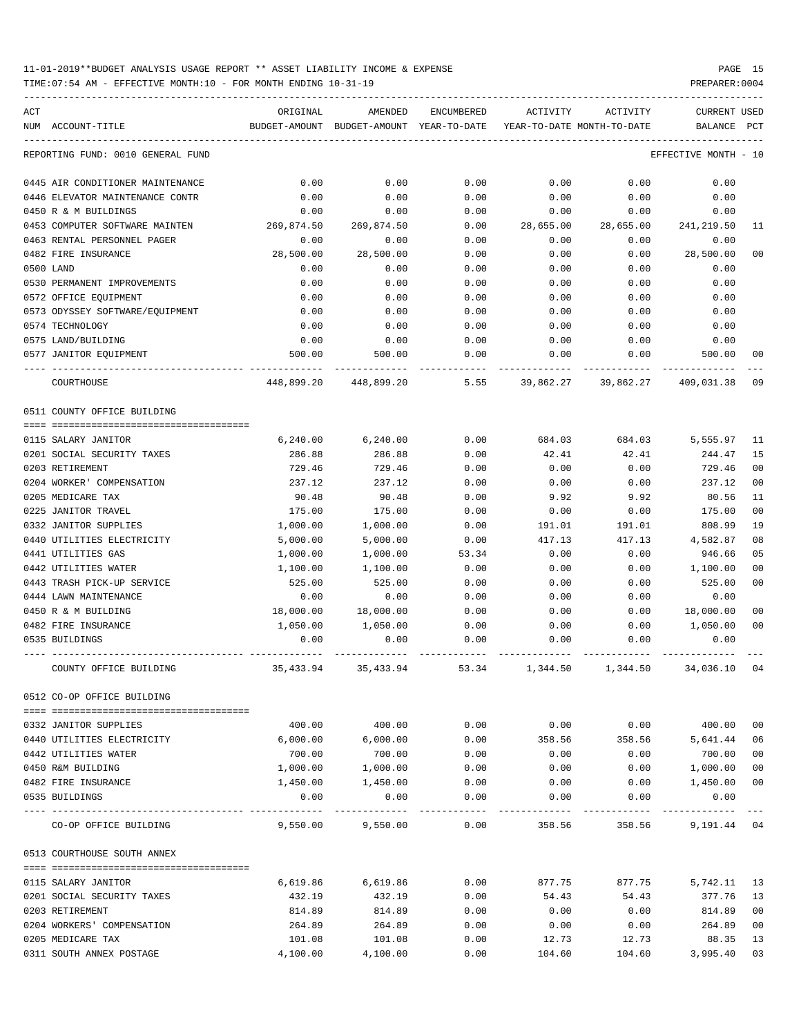11-01-2019**BUDGET ANALYSIS USAGE REPORT ** ASSET LIABILITY INCOME & EXPENSE

TIME:07:54 AM - EFFECTIVE MONTH:10 - FOR MONTH ENDING 10-31-19

REPORTING FUND: 0010 GENERAL FUND — EFFECTIVE MONTH - 10

| ACT NUM | ACCOUNT-TITLE | ORIGINAL BUDGET-AMOUNT | AMENDED BUDGET-AMOUNT | ENCUMBERED YEAR-TO-DATE | ACTIVITY YEAR-TO-DATE | ACTIVITY MONTH-TO-DATE | CURRENT BALANCE | USED PCT |
|---|---|---|---|---|---|---|---|---|
| 0445 | AIR CONDITIONER MAINTENANCE | 0.00 | 0.00 | 0.00 | 0.00 | 0.00 | 0.00 | |
| 0446 | ELEVATOR MAINTENANCE CONTR | 0.00 | 0.00 | 0.00 | 0.00 | 0.00 | 0.00 | |
| 0450 | R & M BUILDINGS | 0.00 | 0.00 | 0.00 | 0.00 | 0.00 | 0.00 | |
| 0453 | COMPUTER SOFTWARE MAINTEN | 269,874.50 | 269,874.50 | 0.00 | 28,655.00 | 28,655.00 | 241,219.50 | 11 |
| 0463 | RENTAL PERSONNEL PAGER | 0.00 | 0.00 | 0.00 | 0.00 | 0.00 | 0.00 | |
| 0482 | FIRE INSURANCE | 28,500.00 | 28,500.00 | 0.00 | 0.00 | 0.00 | 28,500.00 | 00 |
| 0500 | LAND | 0.00 | 0.00 | 0.00 | 0.00 | 0.00 | 0.00 | |
| 0530 | PERMANENT IMPROVEMENTS | 0.00 | 0.00 | 0.00 | 0.00 | 0.00 | 0.00 | |
| 0572 | OFFICE EQUIPMENT | 0.00 | 0.00 | 0.00 | 0.00 | 0.00 | 0.00 | |
| 0573 | ODYSSEY SOFTWARE/EQUIPMENT | 0.00 | 0.00 | 0.00 | 0.00 | 0.00 | 0.00 | |
| 0574 | TECHNOLOGY | 0.00 | 0.00 | 0.00 | 0.00 | 0.00 | 0.00 | |
| 0575 | LAND/BUILDING | 0.00 | 0.00 | 0.00 | 0.00 | 0.00 | 0.00 | |
| 0577 | JANITOR EQUIPMENT | 500.00 | 500.00 | 0.00 | 0.00 | 0.00 | 500.00 | 00 |
| | COURTHOUSE | 448,899.20 | 448,899.20 | 5.55 | 39,862.27 | 39,862.27 | 409,031.38 | 09 |

0511 COUNTY OFFICE BUILDING

| ACT NUM | ACCOUNT-TITLE | ORIGINAL BUDGET-AMOUNT | AMENDED BUDGET-AMOUNT | ENCUMBERED YEAR-TO-DATE | ACTIVITY YEAR-TO-DATE | ACTIVITY MONTH-TO-DATE | CURRENT BALANCE | USED PCT |
|---|---|---|---|---|---|---|---|---|
| 0115 | SALARY JANITOR | 6,240.00 | 6,240.00 | 0.00 | 684.03 | 684.03 | 5,555.97 | 11 |
| 0201 | SOCIAL SECURITY TAXES | 286.88 | 286.88 | 0.00 | 42.41 | 42.41 | 244.47 | 15 |
| 0203 | RETIREMENT | 729.46 | 729.46 | 0.00 | 0.00 | 0.00 | 729.46 | 00 |
| 0204 | WORKER' COMPENSATION | 237.12 | 237.12 | 0.00 | 0.00 | 0.00 | 237.12 | 00 |
| 0205 | MEDICARE TAX | 90.48 | 90.48 | 0.00 | 9.92 | 9.92 | 80.56 | 11 |
| 0225 | JANITOR TRAVEL | 175.00 | 175.00 | 0.00 | 0.00 | 0.00 | 175.00 | 00 |
| 0332 | JANITOR SUPPLIES | 1,000.00 | 1,000.00 | 0.00 | 191.01 | 191.01 | 808.99 | 19 |
| 0440 | UTILITIES ELECTRICITY | 5,000.00 | 5,000.00 | 0.00 | 417.13 | 417.13 | 4,582.87 | 08 |
| 0441 | UTILITIES GAS | 1,000.00 | 1,000.00 | 53.34 | 0.00 | 0.00 | 946.66 | 05 |
| 0442 | UTILITIES WATER | 1,100.00 | 1,100.00 | 0.00 | 0.00 | 0.00 | 1,100.00 | 00 |
| 0443 | TRASH PICK-UP SERVICE | 525.00 | 525.00 | 0.00 | 0.00 | 0.00 | 525.00 | 00 |
| 0444 | LAWN MAINTENANCE | 0.00 | 0.00 | 0.00 | 0.00 | 0.00 | 0.00 | |
| 0450 | R & M BUILDING | 18,000.00 | 18,000.00 | 0.00 | 0.00 | 0.00 | 18,000.00 | 00 |
| 0482 | FIRE INSURANCE | 1,050.00 | 1,050.00 | 0.00 | 0.00 | 0.00 | 1,050.00 | 00 |
| 0535 | BUILDINGS | 0.00 | 0.00 | 0.00 | 0.00 | 0.00 | 0.00 | |
| | COUNTY OFFICE BUILDING | 35,433.94 | 35,433.94 | 53.34 | 1,344.50 | 1,344.50 | 34,036.10 | 04 |

0512 CO-OP OFFICE BUILDING

| ACT NUM | ACCOUNT-TITLE | ORIGINAL BUDGET-AMOUNT | AMENDED BUDGET-AMOUNT | ENCUMBERED YEAR-TO-DATE | ACTIVITY YEAR-TO-DATE | ACTIVITY MONTH-TO-DATE | CURRENT BALANCE | USED PCT |
|---|---|---|---|---|---|---|---|---|
| 0332 | JANITOR SUPPLIES | 400.00 | 400.00 | 0.00 | 0.00 | 0.00 | 400.00 | 00 |
| 0440 | UTILITIES ELECTRICITY | 6,000.00 | 6,000.00 | 0.00 | 358.56 | 358.56 | 5,641.44 | 06 |
| 0442 | UTILITIES WATER | 700.00 | 700.00 | 0.00 | 0.00 | 0.00 | 700.00 | 00 |
| 0450 | R&M BUILDING | 1,000.00 | 1,000.00 | 0.00 | 0.00 | 0.00 | 1,000.00 | 00 |
| 0482 | FIRE INSURANCE | 1,450.00 | 1,450.00 | 0.00 | 0.00 | 0.00 | 1,450.00 | 00 |
| 0535 | BUILDINGS | 0.00 | 0.00 | 0.00 | 0.00 | 0.00 | 0.00 | |
| | CO-OP OFFICE BUILDING | 9,550.00 | 9,550.00 | 0.00 | 358.56 | 358.56 | 9,191.44 | 04 |

0513 COURTHOUSE SOUTH ANNEX

| ACT NUM | ACCOUNT-TITLE | ORIGINAL BUDGET-AMOUNT | AMENDED BUDGET-AMOUNT | ENCUMBERED YEAR-TO-DATE | ACTIVITY YEAR-TO-DATE | ACTIVITY MONTH-TO-DATE | CURRENT BALANCE | USED PCT |
|---|---|---|---|---|---|---|---|---|
| 0115 | SALARY JANITOR | 6,619.86 | 6,619.86 | 0.00 | 877.75 | 877.75 | 5,742.11 | 13 |
| 0201 | SOCIAL SECURITY TAXES | 432.19 | 432.19 | 0.00 | 54.43 | 54.43 | 377.76 | 13 |
| 0203 | RETIREMENT | 814.89 | 814.89 | 0.00 | 0.00 | 0.00 | 814.89 | 00 |
| 0204 | WORKERS' COMPENSATION | 264.89 | 264.89 | 0.00 | 0.00 | 0.00 | 264.89 | 00 |
| 0205 | MEDICARE TAX | 101.08 | 101.08 | 0.00 | 12.73 | 12.73 | 88.35 | 13 |
| 0311 | SOUTH ANNEX POSTAGE | 4,100.00 | 4,100.00 | 0.00 | 104.60 | 104.60 | 3,995.40 | 03 |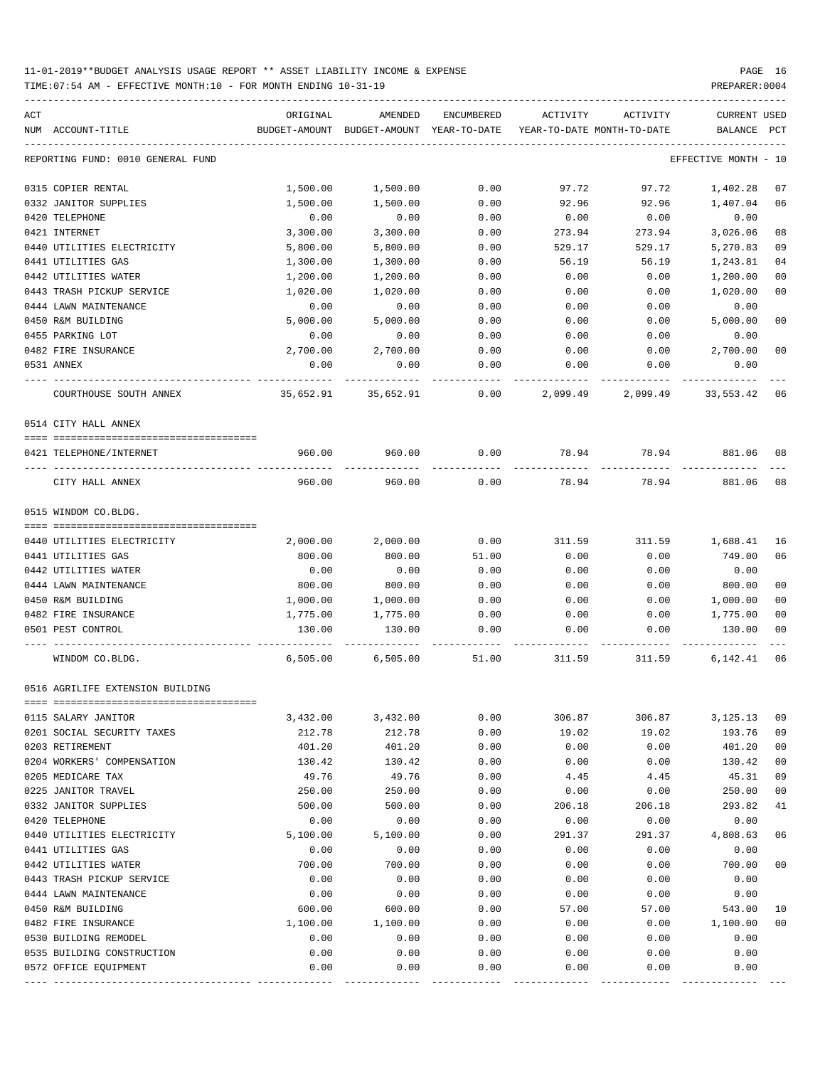11-01-2019**BUDGET ANALYSIS USAGE REPORT ** ASSET LIABILITY INCOME & EXPENSE

TIME:07:54 AM - EFFECTIVE MONTH:10 - FOR MONTH ENDING 10-31-19

PREPARER:0004

| ACT NUM | ACCOUNT-TITLE | ORIGINAL BUDGET-AMOUNT | AMENDED BUDGET-AMOUNT | ENCUMBERED YEAR-TO-DATE | ACTIVITY YEAR-TO-DATE | ACTIVITY MONTH-TO-DATE | CURRENT BALANCE | USED PCT |
|---|---|---|---|---|---|---|---|---|
| | REPORTING FUND: 0010 GENERAL FUND | | | | | | EFFECTIVE MONTH - 10 | |
| 0315 | COPIER RENTAL | 1,500.00 | 1,500.00 | 0.00 | 97.72 | 97.72 | 1,402.28 | 07 |
| 0332 | JANITOR SUPPLIES | 1,500.00 | 1,500.00 | 0.00 | 92.96 | 92.96 | 1,407.04 | 06 |
| 0420 | TELEPHONE | 0.00 | 0.00 | 0.00 | 0.00 | 0.00 | 0.00 | |
| 0421 | INTERNET | 3,300.00 | 3,300.00 | 0.00 | 273.94 | 273.94 | 3,026.06 | 08 |
| 0440 | UTILITIES ELECTRICITY | 5,800.00 | 5,800.00 | 0.00 | 529.17 | 529.17 | 5,270.83 | 09 |
| 0441 | UTILITIES GAS | 1,300.00 | 1,300.00 | 0.00 | 56.19 | 56.19 | 1,243.81 | 04 |
| 0442 | UTILITIES WATER | 1,200.00 | 1,200.00 | 0.00 | 0.00 | 0.00 | 1,200.00 | 00 |
| 0443 | TRASH PICKUP SERVICE | 1,020.00 | 1,020.00 | 0.00 | 0.00 | 0.00 | 1,020.00 | 00 |
| 0444 | LAWN MAINTENANCE | 0.00 | 0.00 | 0.00 | 0.00 | 0.00 | 0.00 | |
| 0450 | R&M BUILDING | 5,000.00 | 5,000.00 | 0.00 | 0.00 | 0.00 | 5,000.00 | 00 |
| 0455 | PARKING LOT | 0.00 | 0.00 | 0.00 | 0.00 | 0.00 | 0.00 | |
| 0482 | FIRE INSURANCE | 2,700.00 | 2,700.00 | 0.00 | 0.00 | 0.00 | 2,700.00 | 00 |
| 0531 | ANNEX | 0.00 | 0.00 | 0.00 | 0.00 | 0.00 | 0.00 | |
| | COURTHOUSE SOUTH ANNEX | 35,652.91 | 35,652.91 | 0.00 | 2,099.49 | 2,099.49 | 33,553.42 | 06 |
| | 0514 CITY HALL ANNEX | | | | | | | |
| 0421 | TELEPHONE/INTERNET | 960.00 | 960.00 | 0.00 | 78.94 | 78.94 | 881.06 | 08 |
| | CITY HALL ANNEX | 960.00 | 960.00 | 0.00 | 78.94 | 78.94 | 881.06 | 08 |
| | 0515 WINDOM CO.BLDG. | | | | | | | |
| 0440 | UTILITIES ELECTRICITY | 2,000.00 | 2,000.00 | 0.00 | 311.59 | 311.59 | 1,688.41 | 16 |
| 0441 | UTILITIES GAS | 800.00 | 800.00 | 51.00 | 0.00 | 0.00 | 749.00 | 06 |
| 0442 | UTILITIES WATER | 0.00 | 0.00 | 0.00 | 0.00 | 0.00 | 0.00 | |
| 0444 | LAWN MAINTENANCE | 800.00 | 800.00 | 0.00 | 0.00 | 0.00 | 800.00 | 00 |
| 0450 | R&M BUILDING | 1,000.00 | 1,000.00 | 0.00 | 0.00 | 0.00 | 1,000.00 | 00 |
| 0482 | FIRE INSURANCE | 1,775.00 | 1,775.00 | 0.00 | 0.00 | 0.00 | 1,775.00 | 00 |
| 0501 | PEST CONTROL | 130.00 | 130.00 | 0.00 | 0.00 | 0.00 | 130.00 | 00 |
| | WINDOM CO.BLDG. | 6,505.00 | 6,505.00 | 51.00 | 311.59 | 311.59 | 6,142.41 | 06 |
| | 0516 AGRILIFE EXTENSION BUILDING | | | | | | | |
| 0115 | SALARY JANITOR | 3,432.00 | 3,432.00 | 0.00 | 306.87 | 306.87 | 3,125.13 | 09 |
| 0201 | SOCIAL SECURITY TAXES | 212.78 | 212.78 | 0.00 | 19.02 | 19.02 | 193.76 | 09 |
| 0203 | RETIREMENT | 401.20 | 401.20 | 0.00 | 0.00 | 0.00 | 401.20 | 00 |
| 0204 | WORKERS' COMPENSATION | 130.42 | 130.42 | 0.00 | 0.00 | 0.00 | 130.42 | 00 |
| 0205 | MEDICARE TAX | 49.76 | 49.76 | 0.00 | 4.45 | 4.45 | 45.31 | 09 |
| 0225 | JANITOR TRAVEL | 250.00 | 250.00 | 0.00 | 0.00 | 0.00 | 250.00 | 00 |
| 0332 | JANITOR SUPPLIES | 500.00 | 500.00 | 0.00 | 206.18 | 206.18 | 293.82 | 41 |
| 0420 | TELEPHONE | 0.00 | 0.00 | 0.00 | 0.00 | 0.00 | 0.00 | |
| 0440 | UTILITIES ELECTRICITY | 5,100.00 | 5,100.00 | 0.00 | 291.37 | 291.37 | 4,808.63 | 06 |
| 0441 | UTILITIES GAS | 0.00 | 0.00 | 0.00 | 0.00 | 0.00 | 0.00 | |
| 0442 | UTILITIES WATER | 700.00 | 700.00 | 0.00 | 0.00 | 0.00 | 700.00 | 00 |
| 0443 | TRASH PICKUP SERVICE | 0.00 | 0.00 | 0.00 | 0.00 | 0.00 | 0.00 | |
| 0444 | LAWN MAINTENANCE | 0.00 | 0.00 | 0.00 | 0.00 | 0.00 | 0.00 | |
| 0450 | R&M BUILDING | 600.00 | 600.00 | 0.00 | 57.00 | 57.00 | 543.00 | 10 |
| 0482 | FIRE INSURANCE | 1,100.00 | 1,100.00 | 0.00 | 0.00 | 0.00 | 1,100.00 | 00 |
| 0530 | BUILDING REMODEL | 0.00 | 0.00 | 0.00 | 0.00 | 0.00 | 0.00 | |
| 0535 | BUILDING CONSTRUCTION | 0.00 | 0.00 | 0.00 | 0.00 | 0.00 | 0.00 | |
| 0572 | OFFICE EQUIPMENT | 0.00 | 0.00 | 0.00 | 0.00 | 0.00 | 0.00 | |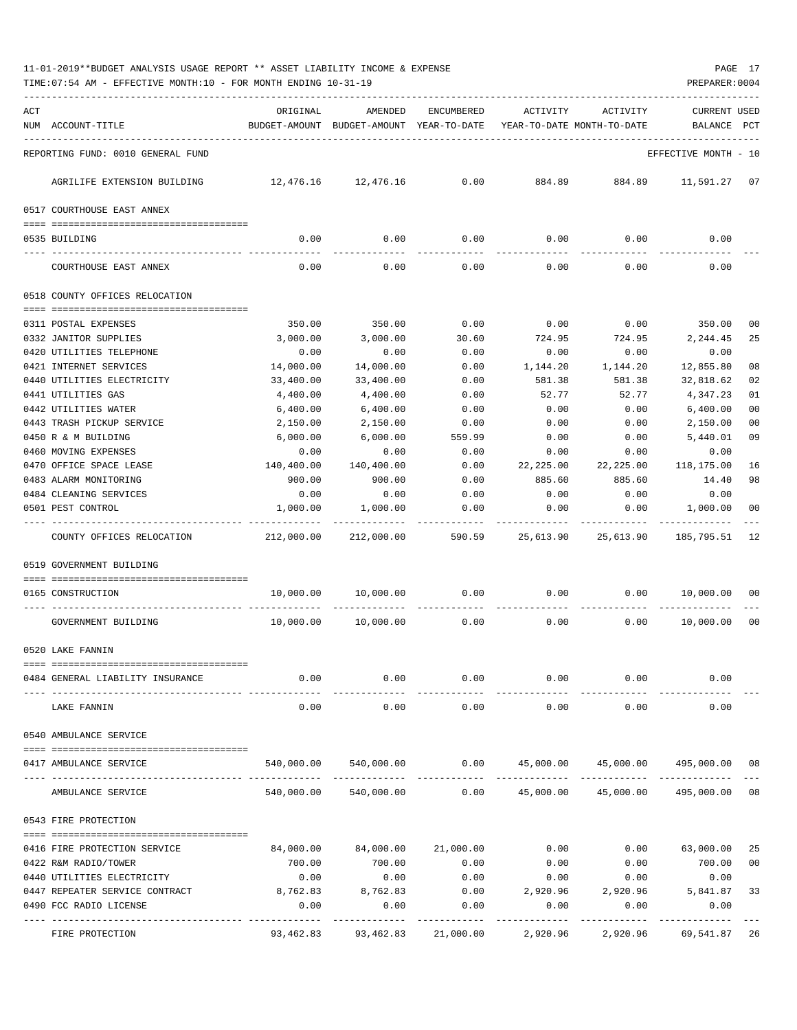11-01-2019**BUDGET ANALYSIS USAGE REPORT ** ASSET LIABILITY INCOME & EXPENSE

TIME:07:54 AM - EFFECTIVE MONTH:10 - FOR MONTH ENDING 10-31-19

REPORTING FUND: 0010 GENERAL FUND — EFFECTIVE MONTH - 10

| ACT NUM | ACCOUNT-TITLE | ORIGINAL BUDGET-AMOUNT | AMENDED BUDGET-AMOUNT | ENCUMBERED YEAR-TO-DATE | ACTIVITY YEAR-TO-DATE | ACTIVITY MONTH-TO-DATE | CURRENT BALANCE | USED PCT |
|---|---|---|---|---|---|---|---|---|
| | AGRILIFE EXTENSION BUILDING | 12,476.16 | 12,476.16 | 0.00 | 884.89 | 884.89 | 11,591.27 | 07 |
| | **0517 COURTHOUSE EAST ANNEX** | | | | | | | |
| 0535 | BUILDING | 0.00 | 0.00 | 0.00 | 0.00 | 0.00 | 0.00 | |
| | COURTHOUSE EAST ANNEX | 0.00 | 0.00 | 0.00 | 0.00 | 0.00 | 0.00 | |
| | **0518 COUNTY OFFICES RELOCATION** | | | | | | | |
| 0311 | POSTAL EXPENSES | 350.00 | 350.00 | 0.00 | 0.00 | 0.00 | 350.00 | 00 |
| 0332 | JANITOR SUPPLIES | 3,000.00 | 3,000.00 | 30.60 | 724.95 | 724.95 | 2,244.45 | 25 |
| 0420 | UTILITIES TELEPHONE | 0.00 | 0.00 | 0.00 | 0.00 | 0.00 | 0.00 | |
| 0421 | INTERNET SERVICES | 14,000.00 | 14,000.00 | 0.00 | 1,144.20 | 1,144.20 | 12,855.80 | 08 |
| 0440 | UTILITIES ELECTRICITY | 33,400.00 | 33,400.00 | 0.00 | 581.38 | 581.38 | 32,818.62 | 02 |
| 0441 | UTILITIES GAS | 4,400.00 | 4,400.00 | 0.00 | 52.77 | 52.77 | 4,347.23 | 01 |
| 0442 | UTILITIES WATER | 6,400.00 | 6,400.00 | 0.00 | 0.00 | 0.00 | 6,400.00 | 00 |
| 0443 | TRASH PICKUP SERVICE | 2,150.00 | 2,150.00 | 0.00 | 0.00 | 0.00 | 2,150.00 | 00 |
| 0450 | R & M BUILDING | 6,000.00 | 6,000.00 | 559.99 | 0.00 | 0.00 | 5,440.01 | 09 |
| 0460 | MOVING EXPENSES | 0.00 | 0.00 | 0.00 | 0.00 | 0.00 | 0.00 | |
| 0470 | OFFICE SPACE LEASE | 140,400.00 | 140,400.00 | 0.00 | 22,225.00 | 22,225.00 | 118,175.00 | 16 |
| 0483 | ALARM MONITORING | 900.00 | 900.00 | 0.00 | 885.60 | 885.60 | 14.40 | 98 |
| 0484 | CLEANING SERVICES | 0.00 | 0.00 | 0.00 | 0.00 | 0.00 | 0.00 | |
| 0501 | PEST CONTROL | 1,000.00 | 1,000.00 | 0.00 | 0.00 | 0.00 | 1,000.00 | 00 |
| | COUNTY OFFICES RELOCATION | 212,000.00 | 212,000.00 | 590.59 | 25,613.90 | 25,613.90 | 185,795.51 | 12 |
| | **0519 GOVERNMENT BUILDING** | | | | | | | |
| 0165 | CONSTRUCTION | 10,000.00 | 10,000.00 | 0.00 | 0.00 | 0.00 | 10,000.00 | 00 |
| | GOVERNMENT BUILDING | 10,000.00 | 10,000.00 | 0.00 | 0.00 | 0.00 | 10,000.00 | 00 |
| | **0520 LAKE FANNIN** | | | | | | | |
| 0484 | GENERAL LIABILITY INSURANCE | 0.00 | 0.00 | 0.00 | 0.00 | 0.00 | 0.00 | |
| | LAKE FANNIN | 0.00 | 0.00 | 0.00 | 0.00 | 0.00 | 0.00 | |
| | **0540 AMBULANCE SERVICE** | | | | | | | |
| 0417 | AMBULANCE SERVICE | 540,000.00 | 540,000.00 | 0.00 | 45,000.00 | 45,000.00 | 495,000.00 | 08 |
| | AMBULANCE SERVICE | 540,000.00 | 540,000.00 | 0.00 | 45,000.00 | 45,000.00 | 495,000.00 | 08 |
| | **0543 FIRE PROTECTION** | | | | | | | |
| 0416 | FIRE PROTECTION SERVICE | 84,000.00 | 84,000.00 | 21,000.00 | 0.00 | 0.00 | 63,000.00 | 25 |
| 0422 | R&M RADIO/TOWER | 700.00 | 700.00 | 0.00 | 0.00 | 0.00 | 700.00 | 00 |
| 0440 | UTILITIES ELECTRICITY | 0.00 | 0.00 | 0.00 | 0.00 | 0.00 | 0.00 | |
| 0447 | REPEATER SERVICE CONTRACT | 8,762.83 | 8,762.83 | 0.00 | 2,920.96 | 2,920.96 | 5,841.87 | 33 |
| 0490 | FCC RADIO LICENSE | 0.00 | 0.00 | 0.00 | 0.00 | 0.00 | 0.00 | |
| | FIRE PROTECTION | 93,462.83 | 93,462.83 | 21,000.00 | 2,920.96 | 2,920.96 | 69,541.87 | 26 |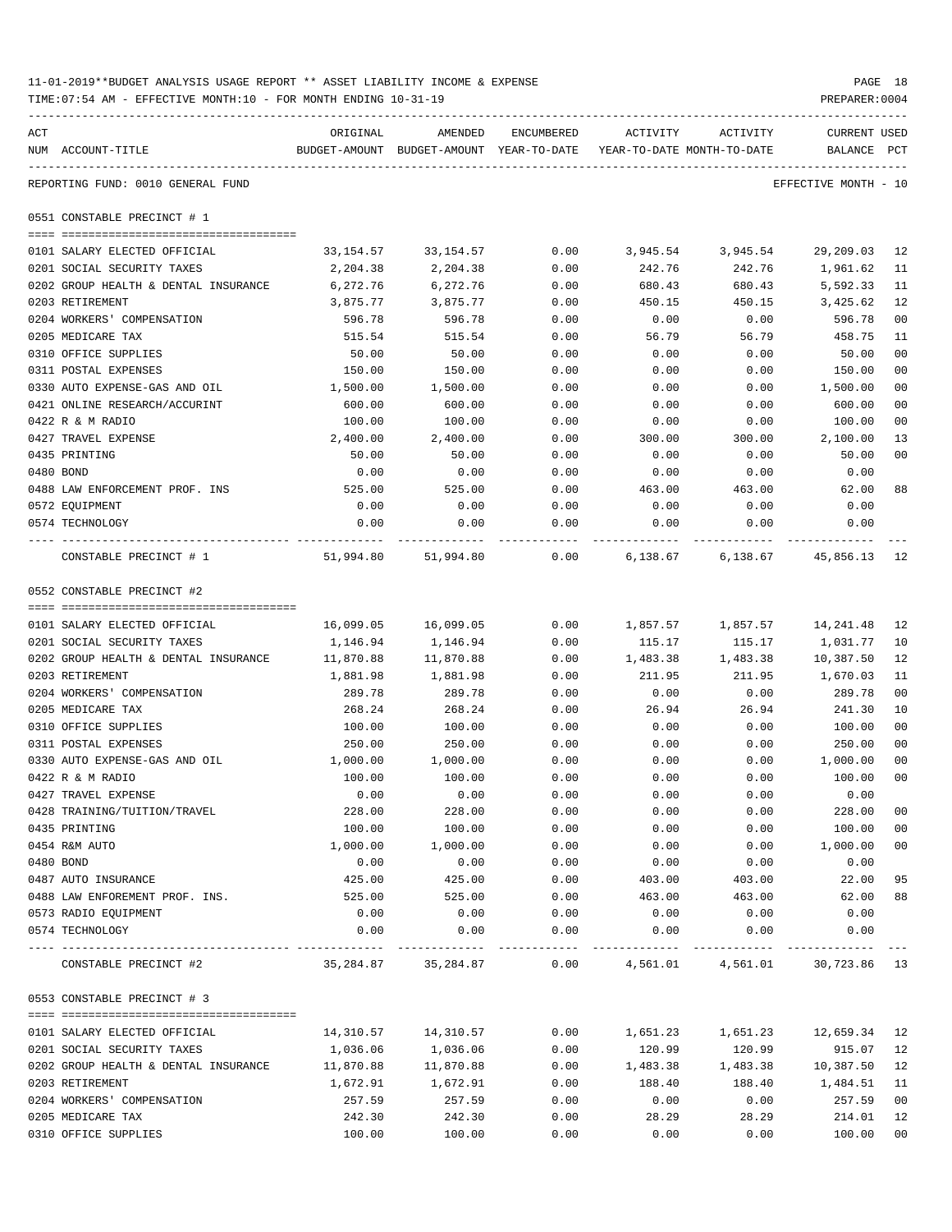11-01-2019**BUDGET ANALYSIS USAGE REPORT ** ASSET LIABILITY INCOME & EXPENSE

TIME:07:54 AM - EFFECTIVE MONTH:10 - FOR MONTH ENDING 10-31-19

PREPARER:0004

REPORTING FUND: 0010 GENERAL FUND — EFFECTIVE MONTH - 10

## 0551 CONSTABLE PRECINCT # 1

| ACT NUM | ACCOUNT-TITLE | ORIGINAL BUDGET-AMOUNT | AMENDED BUDGET-AMOUNT | ENCUMBERED YEAR-TO-DATE | ACTIVITY YEAR-TO-DATE | ACTIVITY MONTH-TO-DATE | CURRENT BALANCE | USED PCT |
|---|---|---|---|---|---|---|---|---|
| 0101 | SALARY ELECTED OFFICIAL | 33,154.57 | 33,154.57 | 0.00 | 3,945.54 | 3,945.54 | 29,209.03 | 12 |
| 0201 | SOCIAL SECURITY TAXES | 2,204.38 | 2,204.38 | 0.00 | 242.76 | 242.76 | 1,961.62 | 11 |
| 0202 | GROUP HEALTH & DENTAL INSURANCE | 6,272.76 | 6,272.76 | 0.00 | 680.43 | 680.43 | 5,592.33 | 11 |
| 0203 | RETIREMENT | 3,875.77 | 3,875.77 | 0.00 | 450.15 | 450.15 | 3,425.62 | 12 |
| 0204 | WORKERS' COMPENSATION | 596.78 | 596.78 | 0.00 | 0.00 | 0.00 | 596.78 | 00 |
| 0205 | MEDICARE TAX | 515.54 | 515.54 | 0.00 | 56.79 | 56.79 | 458.75 | 11 |
| 0310 | OFFICE SUPPLIES | 50.00 | 50.00 | 0.00 | 0.00 | 0.00 | 50.00 | 00 |
| 0311 | POSTAL EXPENSES | 150.00 | 150.00 | 0.00 | 0.00 | 0.00 | 150.00 | 00 |
| 0330 | AUTO EXPENSE-GAS AND OIL | 1,500.00 | 1,500.00 | 0.00 | 0.00 | 0.00 | 1,500.00 | 00 |
| 0421 | ONLINE RESEARCH/ACCURINT | 600.00 | 600.00 | 0.00 | 0.00 | 0.00 | 600.00 | 00 |
| 0422 | R & M RADIO | 100.00 | 100.00 | 0.00 | 0.00 | 0.00 | 100.00 | 00 |
| 0427 | TRAVEL EXPENSE | 2,400.00 | 2,400.00 | 0.00 | 300.00 | 300.00 | 2,100.00 | 13 |
| 0435 | PRINTING | 50.00 | 50.00 | 0.00 | 0.00 | 0.00 | 50.00 | 00 |
| 0480 | BOND | 0.00 | 0.00 | 0.00 | 0.00 | 0.00 | 0.00 | |
| 0488 | LAW ENFORCEMENT PROF. INS | 525.00 | 525.00 | 0.00 | 463.00 | 463.00 | 62.00 | 88 |
| 0572 | EQUIPMENT | 0.00 | 0.00 | 0.00 | 0.00 | 0.00 | 0.00 | |
| 0574 | TECHNOLOGY | 0.00 | 0.00 | 0.00 | 0.00 | 0.00 | 0.00 | |
| | CONSTABLE PRECINCT # 1 | 51,994.80 | 51,994.80 | 0.00 | 6,138.67 | 6,138.67 | 45,856.13 | 12 |

## 0552 CONSTABLE PRECINCT #2

| ACT NUM | ACCOUNT-TITLE | ORIGINAL BUDGET-AMOUNT | AMENDED BUDGET-AMOUNT | ENCUMBERED YEAR-TO-DATE | ACTIVITY YEAR-TO-DATE | ACTIVITY MONTH-TO-DATE | CURRENT BALANCE | USED PCT |
|---|---|---|---|---|---|---|---|---|
| 0101 | SALARY ELECTED OFFICIAL | 16,099.05 | 16,099.05 | 0.00 | 1,857.57 | 1,857.57 | 14,241.48 | 12 |
| 0201 | SOCIAL SECURITY TAXES | 1,146.94 | 1,146.94 | 0.00 | 115.17 | 115.17 | 1,031.77 | 10 |
| 0202 | GROUP HEALTH & DENTAL INSURANCE | 11,870.88 | 11,870.88 | 0.00 | 1,483.38 | 1,483.38 | 10,387.50 | 12 |
| 0203 | RETIREMENT | 1,881.98 | 1,881.98 | 0.00 | 211.95 | 211.95 | 1,670.03 | 11 |
| 0204 | WORKERS' COMPENSATION | 289.78 | 289.78 | 0.00 | 0.00 | 0.00 | 289.78 | 00 |
| 0205 | MEDICARE TAX | 268.24 | 268.24 | 0.00 | 26.94 | 26.94 | 241.30 | 10 |
| 0310 | OFFICE SUPPLIES | 100.00 | 100.00 | 0.00 | 0.00 | 0.00 | 100.00 | 00 |
| 0311 | POSTAL EXPENSES | 250.00 | 250.00 | 0.00 | 0.00 | 0.00 | 250.00 | 00 |
| 0330 | AUTO EXPENSE-GAS AND OIL | 1,000.00 | 1,000.00 | 0.00 | 0.00 | 0.00 | 1,000.00 | 00 |
| 0422 | R & M RADIO | 100.00 | 100.00 | 0.00 | 0.00 | 0.00 | 100.00 | 00 |
| 0427 | TRAVEL EXPENSE | 0.00 | 0.00 | 0.00 | 0.00 | 0.00 | 0.00 | |
| 0428 | TRAINING/TUITION/TRAVEL | 228.00 | 228.00 | 0.00 | 0.00 | 0.00 | 228.00 | 00 |
| 0435 | PRINTING | 100.00 | 100.00 | 0.00 | 0.00 | 0.00 | 100.00 | 00 |
| 0454 | R&M AUTO | 1,000.00 | 1,000.00 | 0.00 | 0.00 | 0.00 | 1,000.00 | 00 |
| 0480 | BOND | 0.00 | 0.00 | 0.00 | 0.00 | 0.00 | 0.00 | |
| 0487 | AUTO INSURANCE | 425.00 | 425.00 | 0.00 | 403.00 | 403.00 | 22.00 | 95 |
| 0488 | LAW ENFOREMENT PROF. INS. | 525.00 | 525.00 | 0.00 | 463.00 | 463.00 | 62.00 | 88 |
| 0573 | RADIO EQUIPMENT | 0.00 | 0.00 | 0.00 | 0.00 | 0.00 | 0.00 | |
| 0574 | TECHNOLOGY | 0.00 | 0.00 | 0.00 | 0.00 | 0.00 | 0.00 | |
| | CONSTABLE PRECINCT #2 | 35,284.87 | 35,284.87 | 0.00 | 4,561.01 | 4,561.01 | 30,723.86 | 13 |

## 0553 CONSTABLE PRECINCT # 3

| ACT NUM | ACCOUNT-TITLE | ORIGINAL BUDGET-AMOUNT | AMENDED BUDGET-AMOUNT | ENCUMBERED YEAR-TO-DATE | ACTIVITY YEAR-TO-DATE | ACTIVITY MONTH-TO-DATE | CURRENT BALANCE | USED PCT |
|---|---|---|---|---|---|---|---|---|
| 0101 | SALARY ELECTED OFFICIAL | 14,310.57 | 14,310.57 | 0.00 | 1,651.23 | 1,651.23 | 12,659.34 | 12 |
| 0201 | SOCIAL SECURITY TAXES | 1,036.06 | 1,036.06 | 0.00 | 120.99 | 120.99 | 915.07 | 12 |
| 0202 | GROUP HEALTH & DENTAL INSURANCE | 11,870.88 | 11,870.88 | 0.00 | 1,483.38 | 1,483.38 | 10,387.50 | 12 |
| 0203 | RETIREMENT | 1,672.91 | 1,672.91 | 0.00 | 188.40 | 188.40 | 1,484.51 | 11 |
| 0204 | WORKERS' COMPENSATION | 257.59 | 257.59 | 0.00 | 0.00 | 0.00 | 257.59 | 00 |
| 0205 | MEDICARE TAX | 242.30 | 242.30 | 0.00 | 28.29 | 28.29 | 214.01 | 12 |
| 0310 | OFFICE SUPPLIES | 100.00 | 100.00 | 0.00 | 0.00 | 0.00 | 100.00 | 00 |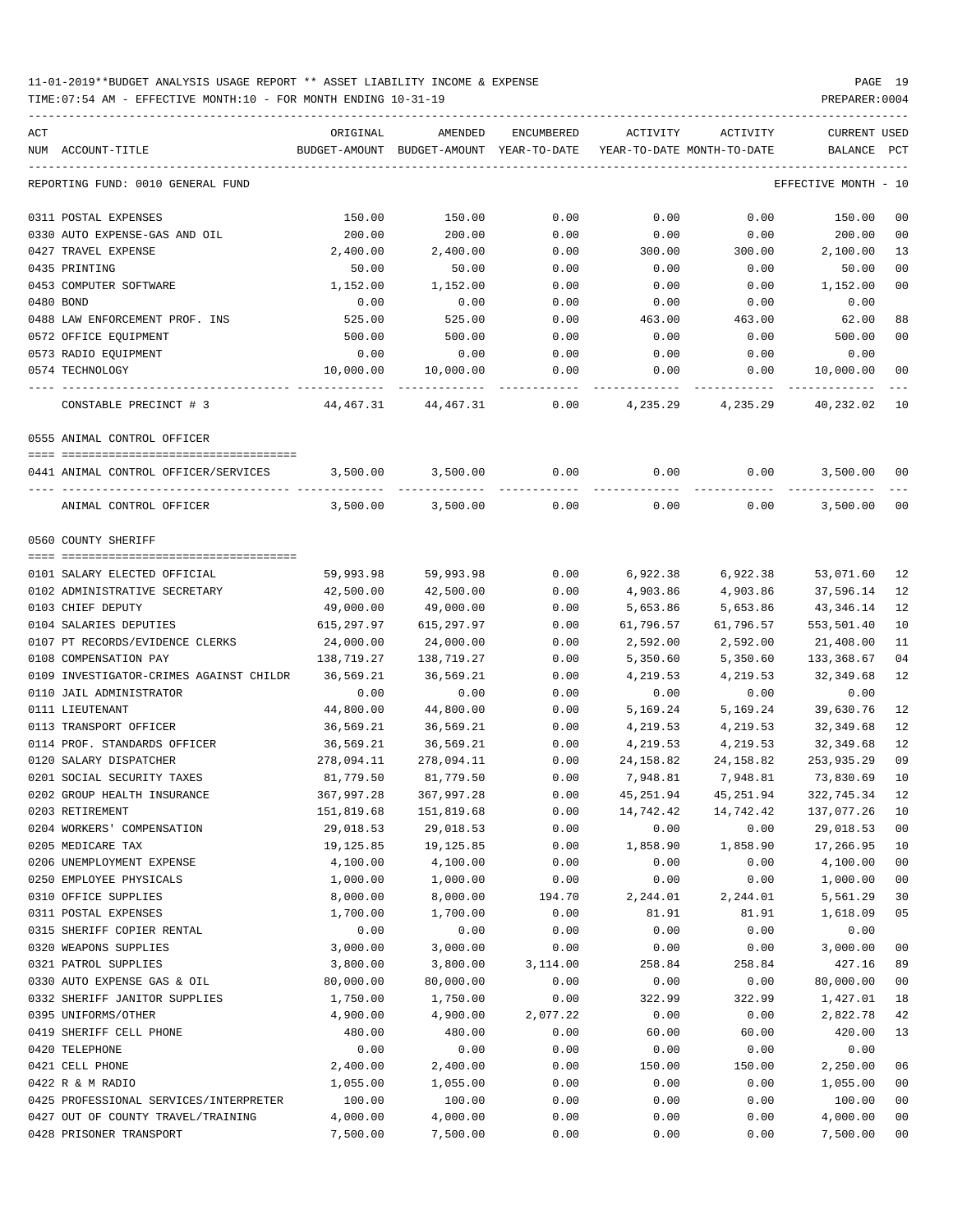11-01-2019**BUDGET ANALYSIS USAGE REPORT ** ASSET LIABILITY INCOME & EXPENSE

TIME:07:54 AM - EFFECTIVE MONTH:10 - FOR MONTH ENDING 10-31-19

REPORTING FUND: 0010 GENERAL FUND — EFFECTIVE MONTH - 10

| ACT NUM | ACCOUNT-TITLE | ORIGINAL BUDGET-AMOUNT | AMENDED BUDGET-AMOUNT | ENCUMBERED YEAR-TO-DATE | ACTIVITY YEAR-TO-DATE | ACTIVITY MONTH-TO-DATE | CURRENT BALANCE | USED PCT |
|---|---|---|---|---|---|---|---|---|
| 0311 | POSTAL EXPENSES | 150.00 | 150.00 | 0.00 | 0.00 | 0.00 | 150.00 | 00 |
| 0330 | AUTO EXPENSE-GAS AND OIL | 200.00 | 200.00 | 0.00 | 0.00 | 0.00 | 200.00 | 00 |
| 0427 | TRAVEL EXPENSE | 2,400.00 | 2,400.00 | 0.00 | 300.00 | 300.00 | 2,100.00 | 13 |
| 0435 | PRINTING | 50.00 | 50.00 | 0.00 | 0.00 | 0.00 | 50.00 | 00 |
| 0453 | COMPUTER SOFTWARE | 1,152.00 | 1,152.00 | 0.00 | 0.00 | 0.00 | 1,152.00 | 00 |
| 0480 | BOND | 0.00 | 0.00 | 0.00 | 0.00 | 0.00 | 0.00 | |
| 0488 | LAW ENFORCEMENT PROF. INS | 525.00 | 525.00 | 0.00 | 463.00 | 463.00 | 62.00 | 88 |
| 0572 | OFFICE EQUIPMENT | 500.00 | 500.00 | 0.00 | 0.00 | 0.00 | 500.00 | 00 |
| 0573 | RADIO EQUIPMENT | 0.00 | 0.00 | 0.00 | 0.00 | 0.00 | 0.00 | |
| 0574 | TECHNOLOGY | 10,000.00 | 10,000.00 | 0.00 | 0.00 | 0.00 | 10,000.00 | 00 |
| | CONSTABLE PRECINCT # 3 | 44,467.31 | 44,467.31 | 0.00 | 4,235.29 | 4,235.29 | 40,232.02 | 10 |
| | **0555 ANIMAL CONTROL OFFICER** | | | | | | | |
| 0441 | ANIMAL CONTROL OFFICER/SERVICES | 3,500.00 | 3,500.00 | 0.00 | 0.00 | 0.00 | 3,500.00 | 00 |
| | ANIMAL CONTROL OFFICER | 3,500.00 | 3,500.00 | 0.00 | 0.00 | 0.00 | 3,500.00 | 00 |
| | **0560 COUNTY SHERIFF** | | | | | | | |
| 0101 | SALARY ELECTED OFFICIAL | 59,993.98 | 59,993.98 | 0.00 | 6,922.38 | 6,922.38 | 53,071.60 | 12 |
| 0102 | ADMINISTRATIVE SECRETARY | 42,500.00 | 42,500.00 | 0.00 | 4,903.86 | 4,903.86 | 37,596.14 | 12 |
| 0103 | CHIEF DEPUTY | 49,000.00 | 49,000.00 | 0.00 | 5,653.86 | 5,653.86 | 43,346.14 | 12 |
| 0104 | SALARIES DEPUTIES | 615,297.97 | 615,297.97 | 0.00 | 61,796.57 | 61,796.57 | 553,501.40 | 10 |
| 0107 | PT RECORDS/EVIDENCE CLERKS | 24,000.00 | 24,000.00 | 0.00 | 2,592.00 | 2,592.00 | 21,408.00 | 11 |
| 0108 | COMPENSATION PAY | 138,719.27 | 138,719.27 | 0.00 | 5,350.60 | 5,350.60 | 133,368.67 | 04 |
| 0109 | INVESTIGATOR-CRIMES AGAINST CHILDR | 36,569.21 | 36,569.21 | 0.00 | 4,219.53 | 4,219.53 | 32,349.68 | 12 |
| 0110 | JAIL ADMINISTRATOR | 0.00 | 0.00 | 0.00 | 0.00 | 0.00 | 0.00 | |
| 0111 | LIEUTENANT | 44,800.00 | 44,800.00 | 0.00 | 5,169.24 | 5,169.24 | 39,630.76 | 12 |
| 0113 | TRANSPORT OFFICER | 36,569.21 | 36,569.21 | 0.00 | 4,219.53 | 4,219.53 | 32,349.68 | 12 |
| 0114 | PROF. STANDARDS OFFICER | 36,569.21 | 36,569.21 | 0.00 | 4,219.53 | 4,219.53 | 32,349.68 | 12 |
| 0120 | SALARY DISPATCHER | 278,094.11 | 278,094.11 | 0.00 | 24,158.82 | 24,158.82 | 253,935.29 | 09 |
| 0201 | SOCIAL SECURITY TAXES | 81,779.50 | 81,779.50 | 0.00 | 7,948.81 | 7,948.81 | 73,830.69 | 10 |
| 0202 | GROUP HEALTH INSURANCE | 367,997.28 | 367,997.28 | 0.00 | 45,251.94 | 45,251.94 | 322,745.34 | 12 |
| 0203 | RETIREMENT | 151,819.68 | 151,819.68 | 0.00 | 14,742.42 | 14,742.42 | 137,077.26 | 10 |
| 0204 | WORKERS' COMPENSATION | 29,018.53 | 29,018.53 | 0.00 | 0.00 | 0.00 | 29,018.53 | 00 |
| 0205 | MEDICARE TAX | 19,125.85 | 19,125.85 | 0.00 | 1,858.90 | 1,858.90 | 17,266.95 | 10 |
| 0206 | UNEMPLOYMENT EXPENSE | 4,100.00 | 4,100.00 | 0.00 | 0.00 | 0.00 | 4,100.00 | 00 |
| 0250 | EMPLOYEE PHYSICALS | 1,000.00 | 1,000.00 | 0.00 | 0.00 | 0.00 | 1,000.00 | 00 |
| 0310 | OFFICE SUPPLIES | 8,000.00 | 8,000.00 | 194.70 | 2,244.01 | 2,244.01 | 5,561.29 | 30 |
| 0311 | POSTAL EXPENSES | 1,700.00 | 1,700.00 | 0.00 | 81.91 | 81.91 | 1,618.09 | 05 |
| 0315 | SHERIFF COPIER RENTAL | 0.00 | 0.00 | 0.00 | 0.00 | 0.00 | 0.00 | |
| 0320 | WEAPONS SUPPLIES | 3,000.00 | 3,000.00 | 0.00 | 0.00 | 0.00 | 3,000.00 | 00 |
| 0321 | PATROL SUPPLIES | 3,800.00 | 3,800.00 | 3,114.00 | 258.84 | 258.84 | 427.16 | 89 |
| 0330 | AUTO EXPENSE GAS & OIL | 80,000.00 | 80,000.00 | 0.00 | 0.00 | 0.00 | 80,000.00 | 00 |
| 0332 | SHERIFF JANITOR SUPPLIES | 1,750.00 | 1,750.00 | 0.00 | 322.99 | 322.99 | 1,427.01 | 18 |
| 0395 | UNIFORMS/OTHER | 4,900.00 | 4,900.00 | 2,077.22 | 0.00 | 0.00 | 2,822.78 | 42 |
| 0419 | SHERIFF CELL PHONE | 480.00 | 480.00 | 0.00 | 60.00 | 60.00 | 420.00 | 13 |
| 0420 | TELEPHONE | 0.00 | 0.00 | 0.00 | 0.00 | 0.00 | 0.00 | |
| 0421 | CELL PHONE | 2,400.00 | 2,400.00 | 0.00 | 150.00 | 150.00 | 2,250.00 | 06 |
| 0422 | R & M RADIO | 1,055.00 | 1,055.00 | 0.00 | 0.00 | 0.00 | 1,055.00 | 00 |
| 0425 | PROFESSIONAL SERVICES/INTERPRETER | 100.00 | 100.00 | 0.00 | 0.00 | 0.00 | 100.00 | 00 |
| 0427 | OUT OF COUNTY TRAVEL/TRAINING | 4,000.00 | 4,000.00 | 0.00 | 0.00 | 0.00 | 4,000.00 | 00 |
| 0428 | PRISONER TRANSPORT | 7,500.00 | 7,500.00 | 0.00 | 0.00 | 0.00 | 7,500.00 | 00 |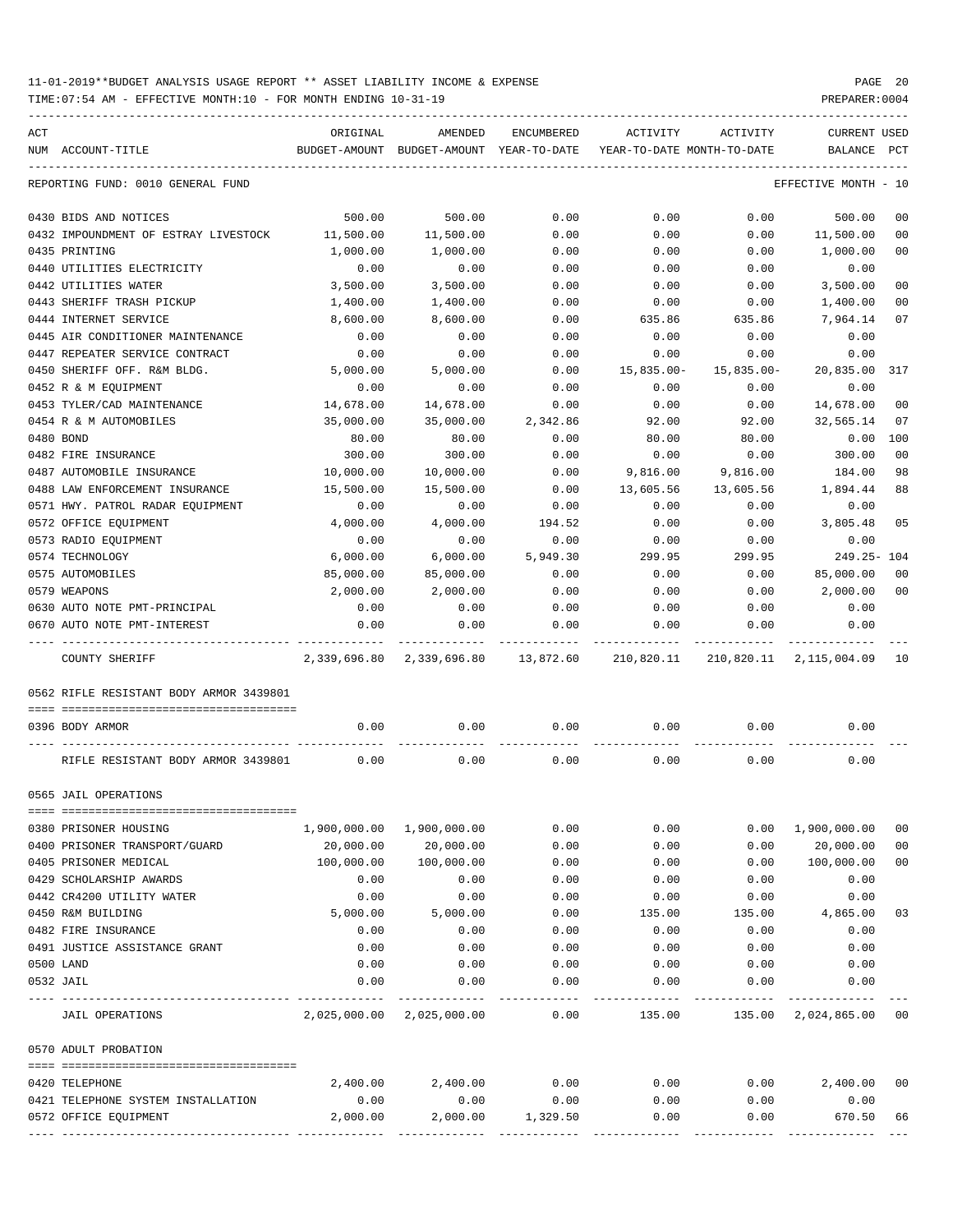11-01-2019**BUDGET ANALYSIS USAGE REPORT ** ASSET LIABILITY INCOME & EXPENSE

TIME:07:54 AM - EFFECTIVE MONTH:10 - FOR MONTH ENDING 10-31-19

PREPARER:0004

| ACT NUM | ACCOUNT-TITLE | ORIGINAL BUDGET-AMOUNT | AMENDED BUDGET-AMOUNT | ENCUMBERED YEAR-TO-DATE | ACTIVITY YEAR-TO-DATE | ACTIVITY MONTH-TO-DATE | CURRENT BALANCE | USED PCT |
|---|---|---|---|---|---|---|---|---|
| | REPORTING FUND: 0010 GENERAL FUND | | | | | | EFFECTIVE MONTH - 10 | |
| 0430 | BIDS AND NOTICES | 500.00 | 500.00 | 0.00 | 0.00 | 0.00 | 500.00 | 00 |
| 0432 | IMPOUNDMENT OF ESTRAY LIVESTOCK | 11,500.00 | 11,500.00 | 0.00 | 0.00 | 0.00 | 11,500.00 | 00 |
| 0435 | PRINTING | 1,000.00 | 1,000.00 | 0.00 | 0.00 | 0.00 | 1,000.00 | 00 |
| 0440 | UTILITIES ELECTRICITY | 0.00 | 0.00 | 0.00 | 0.00 | 0.00 | 0.00 | |
| 0442 | UTILITIES WATER | 3,500.00 | 3,500.00 | 0.00 | 0.00 | 0.00 | 3,500.00 | 00 |
| 0443 | SHERIFF TRASH PICKUP | 1,400.00 | 1,400.00 | 0.00 | 0.00 | 0.00 | 1,400.00 | 00 |
| 0444 | INTERNET SERVICE | 8,600.00 | 8,600.00 | 0.00 | 635.86 | 635.86 | 7,964.14 | 07 |
| 0445 | AIR CONDITIONER MAINTENANCE | 0.00 | 0.00 | 0.00 | 0.00 | 0.00 | 0.00 | |
| 0447 | REPEATER SERVICE CONTRACT | 0.00 | 0.00 | 0.00 | 0.00 | 0.00 | 0.00 | |
| 0450 | SHERIFF OFF. R&M BLDG. | 5,000.00 | 5,000.00 | 0.00 | 15,835.00- | 15,835.00- | 20,835.00 | 317 |
| 0452 | R & M EQUIPMENT | 0.00 | 0.00 | 0.00 | 0.00 | 0.00 | 0.00 | |
| 0453 | TYLER/CAD MAINTENANCE | 14,678.00 | 14,678.00 | 0.00 | 0.00 | 0.00 | 14,678.00 | 00 |
| 0454 | R & M AUTOMOBILES | 35,000.00 | 35,000.00 | 2,342.86 | 92.00 | 92.00 | 32,565.14 | 07 |
| 0480 | BOND | 80.00 | 80.00 | 0.00 | 80.00 | 80.00 | 0.00 | 100 |
| 0482 | FIRE INSURANCE | 300.00 | 300.00 | 0.00 | 0.00 | 0.00 | 300.00 | 00 |
| 0487 | AUTOMOBILE INSURANCE | 10,000.00 | 10,000.00 | 0.00 | 9,816.00 | 9,816.00 | 184.00 | 98 |
| 0488 | LAW ENFORCEMENT INSURANCE | 15,500.00 | 15,500.00 | 0.00 | 13,605.56 | 13,605.56 | 1,894.44 | 88 |
| 0571 | HWY. PATROL RADAR EQUIPMENT | 0.00 | 0.00 | 0.00 | 0.00 | 0.00 | 0.00 | |
| 0572 | OFFICE EQUIPMENT | 4,000.00 | 4,000.00 | 194.52 | 0.00 | 0.00 | 3,805.48 | 05 |
| 0573 | RADIO EQUIPMENT | 0.00 | 0.00 | 0.00 | 0.00 | 0.00 | 0.00 | |
| 0574 | TECHNOLOGY | 6,000.00 | 6,000.00 | 5,949.30 | 299.95 | 299.95 | 249.25- | 104 |
| 0575 | AUTOMOBILES | 85,000.00 | 85,000.00 | 0.00 | 0.00 | 0.00 | 85,000.00 | 00 |
| 0579 | WEAPONS | 2,000.00 | 2,000.00 | 0.00 | 0.00 | 0.00 | 2,000.00 | 00 |
| 0630 | AUTO NOTE PMT-PRINCIPAL | 0.00 | 0.00 | 0.00 | 0.00 | 0.00 | 0.00 | |
| 0670 | AUTO NOTE PMT-INTEREST | 0.00 | 0.00 | 0.00 | 0.00 | 0.00 | 0.00 | |
| | COUNTY SHERIFF | 2,339,696.80 | 2,339,696.80 | 13,872.60 | 210,820.11 | 210,820.11 | 2,115,004.09 | 10 |
| | 0562 RIFLE RESISTANT BODY ARMOR 3439801 | | | | | | | |
| 0396 | BODY ARMOR | 0.00 | 0.00 | 0.00 | 0.00 | 0.00 | 0.00 | |
| | RIFLE RESISTANT BODY ARMOR 3439801 | 0.00 | 0.00 | 0.00 | 0.00 | 0.00 | 0.00 | |
| | 0565 JAIL OPERATIONS | | | | | | | |
| 0380 | PRISONER HOUSING | 1,900,000.00 | 1,900,000.00 | 0.00 | 0.00 | 0.00 | 1,900,000.00 | 00 |
| 0400 | PRISONER TRANSPORT/GUARD | 20,000.00 | 20,000.00 | 0.00 | 0.00 | 0.00 | 20,000.00 | 00 |
| 0405 | PRISONER MEDICAL | 100,000.00 | 100,000.00 | 0.00 | 0.00 | 0.00 | 100,000.00 | 00 |
| 0429 | SCHOLARSHIP AWARDS | 0.00 | 0.00 | 0.00 | 0.00 | 0.00 | 0.00 | |
| 0442 | CR4200 UTILITY WATER | 0.00 | 0.00 | 0.00 | 0.00 | 0.00 | 0.00 | |
| 0450 | R&M BUILDING | 5,000.00 | 5,000.00 | 0.00 | 135.00 | 135.00 | 4,865.00 | 03 |
| 0482 | FIRE INSURANCE | 0.00 | 0.00 | 0.00 | 0.00 | 0.00 | 0.00 | |
| 0491 | JUSTICE ASSISTANCE GRANT | 0.00 | 0.00 | 0.00 | 0.00 | 0.00 | 0.00 | |
| 0500 | LAND | 0.00 | 0.00 | 0.00 | 0.00 | 0.00 | 0.00 | |
| 0532 | JAIL | 0.00 | 0.00 | 0.00 | 0.00 | 0.00 | 0.00 | |
| | JAIL OPERATIONS | 2,025,000.00 | 2,025,000.00 | 0.00 | 135.00 | 135.00 | 2,024,865.00 | 00 |
| | 0570 ADULT PROBATION | | | | | | | |
| 0420 | TELEPHONE | 2,400.00 | 2,400.00 | 0.00 | 0.00 | 0.00 | 2,400.00 | 00 |
| 0421 | TELEPHONE SYSTEM INSTALLATION | 0.00 | 0.00 | 0.00 | 0.00 | 0.00 | 0.00 | |
| 0572 | OFFICE EQUIPMENT | 2,000.00 | 2,000.00 | 1,329.50 | 0.00 | 0.00 | 670.50 | 66 |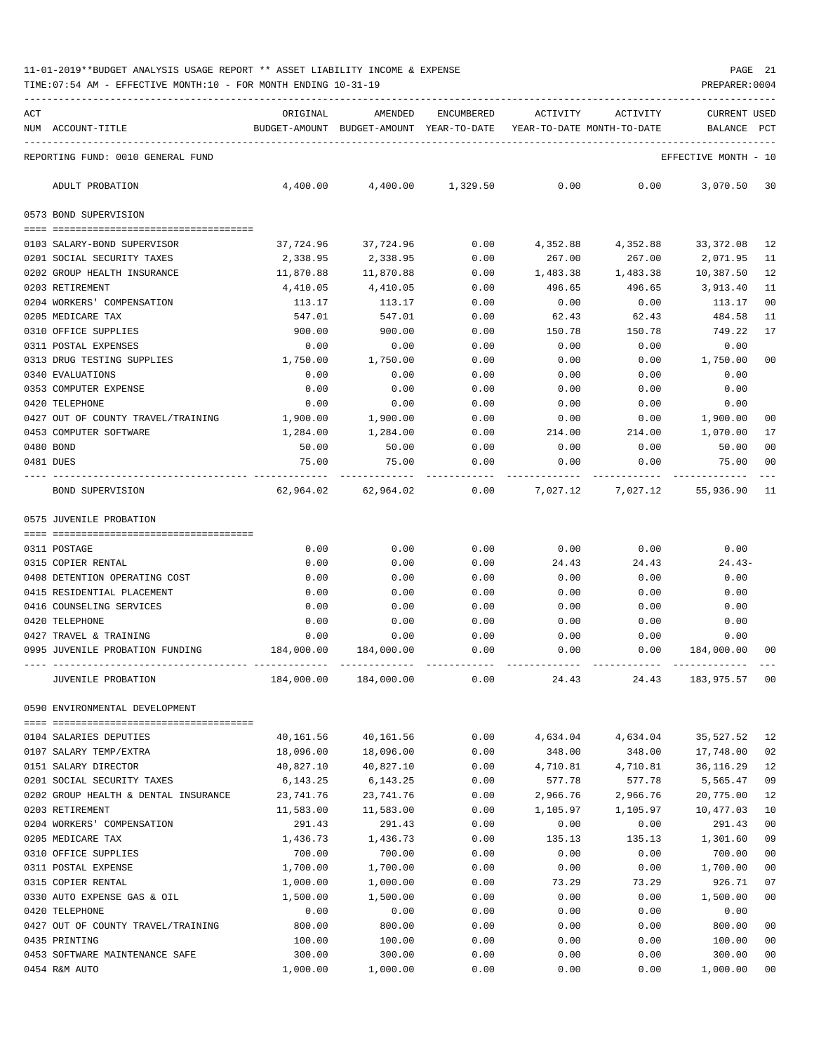11-01-2019**BUDGET ANALYSIS USAGE REPORT ** ASSET LIABILITY INCOME & EXPENSE

TIME:07:54 AM - EFFECTIVE MONTH:10 - FOR MONTH ENDING 10-31-19

REPORTING FUND: 0010 GENERAL FUND — EFFECTIVE MONTH - 10

| ACT NUM | ACCOUNT-TITLE | ORIGINAL BUDGET-AMOUNT | AMENDED BUDGET-AMOUNT | ENCUMBERED YEAR-TO-DATE | ACTIVITY YEAR-TO-DATE | ACTIVITY MONTH-TO-DATE | CURRENT BALANCE | USED PCT |
|---|---|---|---|---|---|---|---|---|
| | ADULT PROBATION | 4,400.00 | 4,400.00 | 1,329.50 | 0.00 | 0.00 | 3,070.50 | 30 |
| | **0573 BOND SUPERVISION** | | | | | | | |
| 0103 | SALARY-BOND SUPERVISOR | 37,724.96 | 37,724.96 | 0.00 | 4,352.88 | 4,352.88 | 33,372.08 | 12 |
| 0201 | SOCIAL SECURITY TAXES | 2,338.95 | 2,338.95 | 0.00 | 267.00 | 267.00 | 2,071.95 | 11 |
| 0202 | GROUP HEALTH INSURANCE | 11,870.88 | 11,870.88 | 0.00 | 1,483.38 | 1,483.38 | 10,387.50 | 12 |
| 0203 | RETIREMENT | 4,410.05 | 4,410.05 | 0.00 | 496.65 | 496.65 | 3,913.40 | 11 |
| 0204 | WORKERS' COMPENSATION | 113.17 | 113.17 | 0.00 | 0.00 | 0.00 | 113.17 | 00 |
| 0205 | MEDICARE TAX | 547.01 | 547.01 | 0.00 | 62.43 | 62.43 | 484.58 | 11 |
| 0310 | OFFICE SUPPLIES | 900.00 | 900.00 | 0.00 | 150.78 | 150.78 | 749.22 | 17 |
| 0311 | POSTAL EXPENSES | 0.00 | 0.00 | 0.00 | 0.00 | 0.00 | 0.00 | |
| 0313 | DRUG TESTING SUPPLIES | 1,750.00 | 1,750.00 | 0.00 | 0.00 | 0.00 | 1,750.00 | 00 |
| 0340 | EVALUATIONS | 0.00 | 0.00 | 0.00 | 0.00 | 0.00 | 0.00 | |
| 0353 | COMPUTER EXPENSE | 0.00 | 0.00 | 0.00 | 0.00 | 0.00 | 0.00 | |
| 0420 | TELEPHONE | 0.00 | 0.00 | 0.00 | 0.00 | 0.00 | 0.00 | |
| 0427 | OUT OF COUNTY TRAVEL/TRAINING | 1,900.00 | 1,900.00 | 0.00 | 0.00 | 0.00 | 1,900.00 | 00 |
| 0453 | COMPUTER SOFTWARE | 1,284.00 | 1,284.00 | 0.00 | 214.00 | 214.00 | 1,070.00 | 17 |
| 0480 | BOND | 50.00 | 50.00 | 0.00 | 0.00 | 0.00 | 50.00 | 00 |
| 0481 | DUES | 75.00 | 75.00 | 0.00 | 0.00 | 0.00 | 75.00 | 00 |
| | BOND SUPERVISION | 62,964.02 | 62,964.02 | 0.00 | 7,027.12 | 7,027.12 | 55,936.90 | 11 |
| | **0575 JUVENILE PROBATION** | | | | | | | |
| 0311 | POSTAGE | 0.00 | 0.00 | 0.00 | 0.00 | 0.00 | 0.00 | |
| 0315 | COPIER RENTAL | 0.00 | 0.00 | 0.00 | 24.43 | 24.43 | 24.43- | |
| 0408 | DETENTION OPERATING COST | 0.00 | 0.00 | 0.00 | 0.00 | 0.00 | 0.00 | |
| 0415 | RESIDENTIAL PLACEMENT | 0.00 | 0.00 | 0.00 | 0.00 | 0.00 | 0.00 | |
| 0416 | COUNSELING SERVICES | 0.00 | 0.00 | 0.00 | 0.00 | 0.00 | 0.00 | |
| 0420 | TELEPHONE | 0.00 | 0.00 | 0.00 | 0.00 | 0.00 | 0.00 | |
| 0427 | TRAVEL & TRAINING | 0.00 | 0.00 | 0.00 | 0.00 | 0.00 | 0.00 | |
| 0995 | JUVENILE PROBATION FUNDING | 184,000.00 | 184,000.00 | 0.00 | 0.00 | 0.00 | 184,000.00 | 00 |
| | JUVENILE PROBATION | 184,000.00 | 184,000.00 | 0.00 | 24.43 | 24.43 | 183,975.57 | 00 |
| | **0590 ENVIRONMENTAL DEVELOPMENT** | | | | | | | |
| 0104 | SALARIES DEPUTIES | 40,161.56 | 40,161.56 | 0.00 | 4,634.04 | 4,634.04 | 35,527.52 | 12 |
| 0107 | SALARY TEMP/EXTRA | 18,096.00 | 18,096.00 | 0.00 | 348.00 | 348.00 | 17,748.00 | 02 |
| 0151 | SALARY DIRECTOR | 40,827.10 | 40,827.10 | 0.00 | 4,710.81 | 4,710.81 | 36,116.29 | 12 |
| 0201 | SOCIAL SECURITY TAXES | 6,143.25 | 6,143.25 | 0.00 | 577.78 | 577.78 | 5,565.47 | 09 |
| 0202 | GROUP HEALTH & DENTAL INSURANCE | 23,741.76 | 23,741.76 | 0.00 | 2,966.76 | 2,966.76 | 20,775.00 | 12 |
| 0203 | RETIREMENT | 11,583.00 | 11,583.00 | 0.00 | 1,105.97 | 1,105.97 | 10,477.03 | 10 |
| 0204 | WORKERS' COMPENSATION | 291.43 | 291.43 | 0.00 | 0.00 | 0.00 | 291.43 | 00 |
| 0205 | MEDICARE TAX | 1,436.73 | 1,436.73 | 0.00 | 135.13 | 135.13 | 1,301.60 | 09 |
| 0310 | OFFICE SUPPLIES | 700.00 | 700.00 | 0.00 | 0.00 | 0.00 | 700.00 | 00 |
| 0311 | POSTAL EXPENSE | 1,700.00 | 1,700.00 | 0.00 | 0.00 | 0.00 | 1,700.00 | 00 |
| 0315 | COPIER RENTAL | 1,000.00 | 1,000.00 | 0.00 | 73.29 | 73.29 | 926.71 | 07 |
| 0330 | AUTO EXPENSE GAS & OIL | 1,500.00 | 1,500.00 | 0.00 | 0.00 | 0.00 | 1,500.00 | 00 |
| 0420 | TELEPHONE | 0.00 | 0.00 | 0.00 | 0.00 | 0.00 | 0.00 | |
| 0427 | OUT OF COUNTY TRAVEL/TRAINING | 800.00 | 800.00 | 0.00 | 0.00 | 0.00 | 800.00 | 00 |
| 0435 | PRINTING | 100.00 | 100.00 | 0.00 | 0.00 | 0.00 | 100.00 | 00 |
| 0453 | SOFTWARE MAINTENANCE SAFE | 300.00 | 300.00 | 0.00 | 0.00 | 0.00 | 300.00 | 00 |
| 0454 | R&M AUTO | 1,000.00 | 1,000.00 | 0.00 | 0.00 | 0.00 | 1,000.00 | 00 |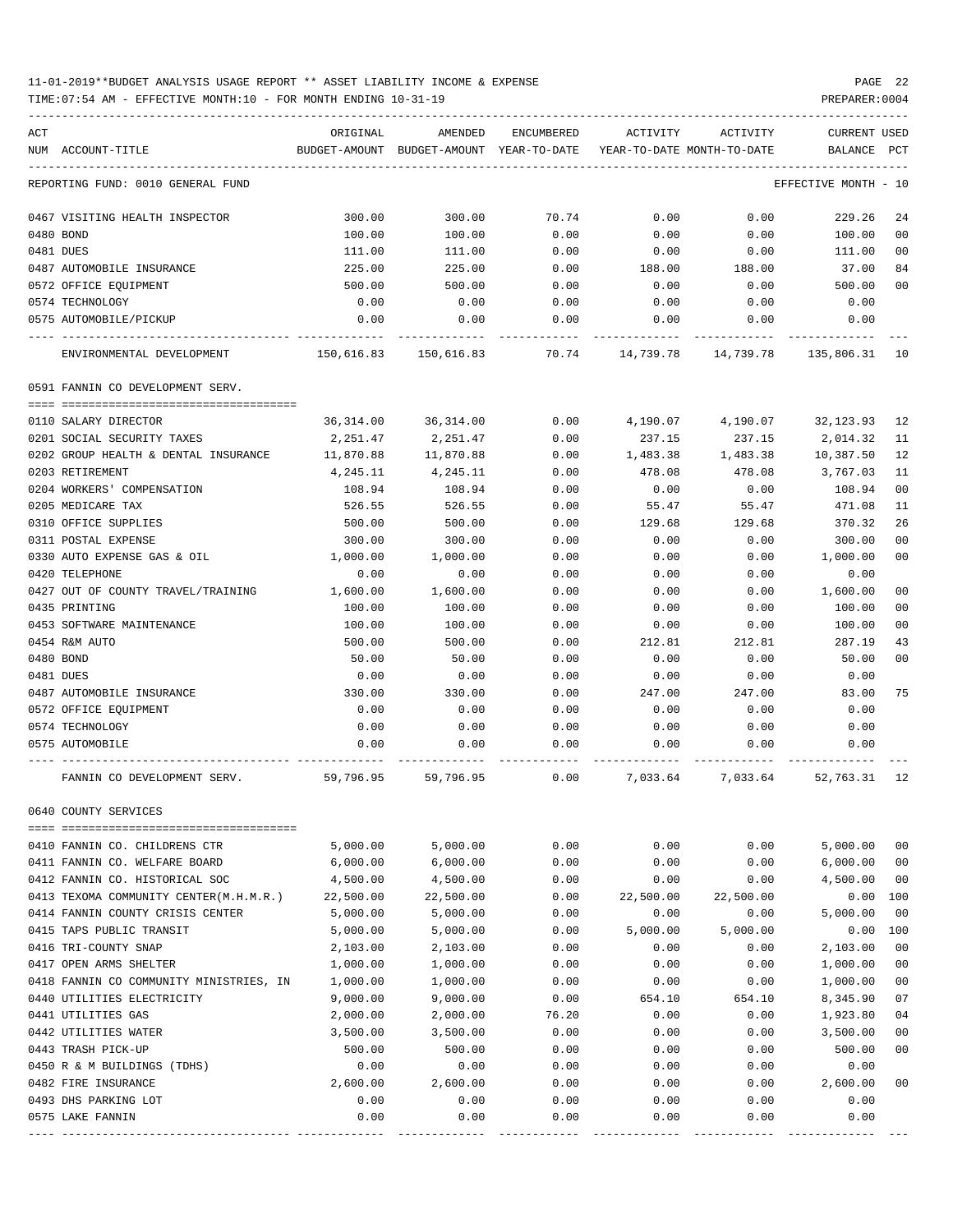11-01-2019**BUDGET ANALYSIS USAGE REPORT ** ASSET LIABILITY INCOME & EXPENSE

TIME:07:54 AM - EFFECTIVE MONTH:10 - FOR MONTH ENDING 10-31-19

REPORTING FUND: 0010 GENERAL FUND — EFFECTIVE MONTH - 10

| ACT NUM | ACCOUNT-TITLE | ORIGINAL BUDGET-AMOUNT | AMENDED BUDGET-AMOUNT | ENCUMBERED YEAR-TO-DATE | ACTIVITY YEAR-TO-DATE | ACTIVITY MONTH-TO-DATE | CURRENT BALANCE | USED PCT |
|---|---|---|---|---|---|---|---|---|
| 0467 | VISITING HEALTH INSPECTOR | 300.00 | 300.00 | 70.74 | 0.00 | 0.00 | 229.26 | 24 |
| 0480 | BOND | 100.00 | 100.00 | 0.00 | 0.00 | 0.00 | 100.00 | 00 |
| 0481 | DUES | 111.00 | 111.00 | 0.00 | 0.00 | 0.00 | 111.00 | 00 |
| 0487 | AUTOMOBILE INSURANCE | 225.00 | 225.00 | 0.00 | 188.00 | 188.00 | 37.00 | 84 |
| 0572 | OFFICE EQUIPMENT | 500.00 | 500.00 | 0.00 | 0.00 | 0.00 | 500.00 | 00 |
| 0574 | TECHNOLOGY | 0.00 | 0.00 | 0.00 | 0.00 | 0.00 | 0.00 | |
| 0575 | AUTOMOBILE/PICKUP | 0.00 | 0.00 | 0.00 | 0.00 | 0.00 | 0.00 | |
| | ENVIRONMENTAL DEVELOPMENT | 150,616.83 | 150,616.83 | 70.74 | 14,739.78 | 14,739.78 | 135,806.31 | 10 |
| | **0591 FANNIN CO DEVELOPMENT SERV.** | | | | | | | |
| 0110 | SALARY DIRECTOR | 36,314.00 | 36,314.00 | 0.00 | 4,190.07 | 4,190.07 | 32,123.93 | 12 |
| 0201 | SOCIAL SECURITY TAXES | 2,251.47 | 2,251.47 | 0.00 | 237.15 | 237.15 | 2,014.32 | 11 |
| 0202 | GROUP HEALTH & DENTAL INSURANCE | 11,870.88 | 11,870.88 | 0.00 | 1,483.38 | 1,483.38 | 10,387.50 | 12 |
| 0203 | RETIREMENT | 4,245.11 | 4,245.11 | 0.00 | 478.08 | 478.08 | 3,767.03 | 11 |
| 0204 | WORKERS' COMPENSATION | 108.94 | 108.94 | 0.00 | 0.00 | 0.00 | 108.94 | 00 |
| 0205 | MEDICARE TAX | 526.55 | 526.55 | 0.00 | 55.47 | 55.47 | 471.08 | 11 |
| 0310 | OFFICE SUPPLIES | 500.00 | 500.00 | 0.00 | 129.68 | 129.68 | 370.32 | 26 |
| 0311 | POSTAL EXPENSE | 300.00 | 300.00 | 0.00 | 0.00 | 0.00 | 300.00 | 00 |
| 0330 | AUTO EXPENSE GAS & OIL | 1,000.00 | 1,000.00 | 0.00 | 0.00 | 0.00 | 1,000.00 | 00 |
| 0420 | TELEPHONE | 0.00 | 0.00 | 0.00 | 0.00 | 0.00 | 0.00 | |
| 0427 | OUT OF COUNTY TRAVEL/TRAINING | 1,600.00 | 1,600.00 | 0.00 | 0.00 | 0.00 | 1,600.00 | 00 |
| 0435 | PRINTING | 100.00 | 100.00 | 0.00 | 0.00 | 0.00 | 100.00 | 00 |
| 0453 | SOFTWARE MAINTENANCE | 100.00 | 100.00 | 0.00 | 0.00 | 0.00 | 100.00 | 00 |
| 0454 | R&M AUTO | 500.00 | 500.00 | 0.00 | 212.81 | 212.81 | 287.19 | 43 |
| 0480 | BOND | 50.00 | 50.00 | 0.00 | 0.00 | 0.00 | 50.00 | 00 |
| 0481 | DUES | 0.00 | 0.00 | 0.00 | 0.00 | 0.00 | 0.00 | |
| 0487 | AUTOMOBILE INSURANCE | 330.00 | 330.00 | 0.00 | 247.00 | 247.00 | 83.00 | 75 |
| 0572 | OFFICE EQUIPMENT | 0.00 | 0.00 | 0.00 | 0.00 | 0.00 | 0.00 | |
| 0574 | TECHNOLOGY | 0.00 | 0.00 | 0.00 | 0.00 | 0.00 | 0.00 | |
| 0575 | AUTOMOBILE | 0.00 | 0.00 | 0.00 | 0.00 | 0.00 | 0.00 | |
| | FANNIN CO DEVELOPMENT SERV. | 59,796.95 | 59,796.95 | 0.00 | 7,033.64 | 7,033.64 | 52,763.31 | 12 |
| | **0640 COUNTY SERVICES** | | | | | | | |
| 0410 | FANNIN CO. CHILDRENS CTR | 5,000.00 | 5,000.00 | 0.00 | 0.00 | 0.00 | 5,000.00 | 00 |
| 0411 | FANNIN CO. WELFARE BOARD | 6,000.00 | 6,000.00 | 0.00 | 0.00 | 0.00 | 6,000.00 | 00 |
| 0412 | FANNIN CO. HISTORICAL SOC | 4,500.00 | 4,500.00 | 0.00 | 0.00 | 0.00 | 4,500.00 | 00 |
| 0413 | TEXOMA COMMUNITY CENTER(M.H.M.R.) | 22,500.00 | 22,500.00 | 0.00 | 22,500.00 | 22,500.00 | 0.00 | 100 |
| 0414 | FANNIN COUNTY CRISIS CENTER | 5,000.00 | 5,000.00 | 0.00 | 0.00 | 0.00 | 5,000.00 | 00 |
| 0415 | TAPS PUBLIC TRANSIT | 5,000.00 | 5,000.00 | 0.00 | 5,000.00 | 5,000.00 | 0.00 | 100 |
| 0416 | TRI-COUNTY SNAP | 2,103.00 | 2,103.00 | 0.00 | 0.00 | 0.00 | 2,103.00 | 00 |
| 0417 | OPEN ARMS SHELTER | 1,000.00 | 1,000.00 | 0.00 | 0.00 | 0.00 | 1,000.00 | 00 |
| 0418 | FANNIN CO COMMUNITY MINISTRIES, IN | 1,000.00 | 1,000.00 | 0.00 | 0.00 | 0.00 | 1,000.00 | 00 |
| 0440 | UTILITIES ELECTRICITY | 9,000.00 | 9,000.00 | 0.00 | 654.10 | 654.10 | 8,345.90 | 07 |
| 0441 | UTILITIES GAS | 2,000.00 | 2,000.00 | 76.20 | 0.00 | 0.00 | 1,923.80 | 04 |
| 0442 | UTILITIES WATER | 3,500.00 | 3,500.00 | 0.00 | 0.00 | 0.00 | 3,500.00 | 00 |
| 0443 | TRASH PICK-UP | 500.00 | 500.00 | 0.00 | 0.00 | 0.00 | 500.00 | 00 |
| 0450 | R & M BUILDINGS (TDHS) | 0.00 | 0.00 | 0.00 | 0.00 | 0.00 | 0.00 | |
| 0482 | FIRE INSURANCE | 2,600.00 | 2,600.00 | 0.00 | 0.00 | 0.00 | 2,600.00 | 00 |
| 0493 | DHS PARKING LOT | 0.00 | 0.00 | 0.00 | 0.00 | 0.00 | 0.00 | |
| 0575 | LAKE FANNIN | 0.00 | 0.00 | 0.00 | 0.00 | 0.00 | 0.00 | |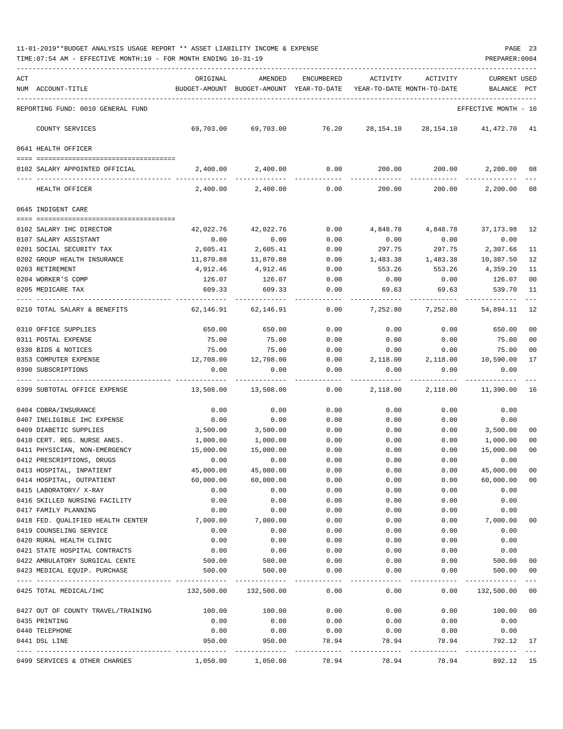11-01-2019**BUDGET ANALYSIS USAGE REPORT ** ASSET LIABILITY INCOME & EXPENSE

TIME:07:54 AM - EFFECTIVE MONTH:10 - FOR MONTH ENDING 10-31-19

REPORTING FUND: 0010 GENERAL FUND — EFFECTIVE MONTH - 10

| ACT NUM | ACCOUNT-TITLE | ORIGINAL BUDGET-AMOUNT | AMENDED BUDGET-AMOUNT | ENCUMBERED YEAR-TO-DATE | ACTIVITY YEAR-TO-DATE | ACTIVITY MONTH-TO-DATE | CURRENT BALANCE | USED PCT |
|---|---|---|---|---|---|---|---|---|
| | COUNTY SERVICES | 69,703.00 | 69,703.00 | 76.20 | 28,154.10 | 28,154.10 | 41,472.70 | 41 |
| | **0641 HEALTH OFFICER** | | | | | | | |
| 0102 | SALARY APPOINTED OFFICIAL | 2,400.00 | 2,400.00 | 0.00 | 200.00 | 200.00 | 2,200.00 | 08 |
| | HEALTH OFFICER | 2,400.00 | 2,400.00 | 0.00 | 200.00 | 200.00 | 2,200.00 | 08 |
| | **0645 INDIGENT CARE** | | | | | | | |
| 0102 | SALARY IHC DIRECTOR | 42,022.76 | 42,022.76 | 0.00 | 4,848.78 | 4,848.78 | 37,173.98 | 12 |
| 0107 | SALARY ASSISTANT | 0.00 | 0.00 | 0.00 | 0.00 | 0.00 | 0.00 | |
| 0201 | SOCIAL SECURITY TAX | 2,605.41 | 2,605.41 | 0.00 | 297.75 | 297.75 | 2,307.66 | 11 |
| 0202 | GROUP HEALTH INSURANCE | 11,870.88 | 11,870.88 | 0.00 | 1,483.38 | 1,483.38 | 10,387.50 | 12 |
| 0203 | RETIREMENT | 4,912.46 | 4,912.46 | 0.00 | 553.26 | 553.26 | 4,359.20 | 11 |
| 0204 | WORKER'S COMP | 126.07 | 126.07 | 0.00 | 0.00 | 0.00 | 126.07 | 00 |
| 0205 | MEDICARE TAX | 609.33 | 609.33 | 0.00 | 69.63 | 69.63 | 539.70 | 11 |
| 0210 | TOTAL SALARY & BENEFITS | 62,146.91 | 62,146.91 | 0.00 | 7,252.80 | 7,252.80 | 54,894.11 | 12 |
| 0310 | OFFICE SUPPLIES | 650.00 | 650.00 | 0.00 | 0.00 | 0.00 | 650.00 | 00 |
| 0311 | POSTAL EXPENSE | 75.00 | 75.00 | 0.00 | 0.00 | 0.00 | 75.00 | 00 |
| 0330 | BIDS & NOTICES | 75.00 | 75.00 | 0.00 | 0.00 | 0.00 | 75.00 | 00 |
| 0353 | COMPUTER EXPENSE | 12,708.00 | 12,708.00 | 0.00 | 2,118.00 | 2,118.00 | 10,590.00 | 17 |
| 0390 | SUBSCRIPTIONS | 0.00 | 0.00 | 0.00 | 0.00 | 0.00 | 0.00 | |
| 0399 | SUBTOTAL OFFICE EXPENSE | 13,508.00 | 13,508.00 | 0.00 | 2,118.00 | 2,118.00 | 11,390.00 | 16 |
| 0404 | COBRA/INSURANCE | 0.00 | 0.00 | 0.00 | 0.00 | 0.00 | 0.00 | |
| 0407 | INELIGIBLE IHC EXPENSE | 0.00 | 0.00 | 0.00 | 0.00 | 0.00 | 0.00 | |
| 0409 | DIABETIC SUPPLIES | 3,500.00 | 3,500.00 | 0.00 | 0.00 | 0.00 | 3,500.00 | 00 |
| 0410 | CERT. REG. NURSE ANES. | 1,000.00 | 1,000.00 | 0.00 | 0.00 | 0.00 | 1,000.00 | 00 |
| 0411 | PHYSICIAN, NON-EMERGENCY | 15,000.00 | 15,000.00 | 0.00 | 0.00 | 0.00 | 15,000.00 | 00 |
| 0412 | PRESCRIPTIONS, DRUGS | 0.00 | 0.00 | 0.00 | 0.00 | 0.00 | 0.00 | |
| 0413 | HOSPITAL, INPATIENT | 45,000.00 | 45,000.00 | 0.00 | 0.00 | 0.00 | 45,000.00 | 00 |
| 0414 | HOSPITAL, OUTPATIENT | 60,000.00 | 60,000.00 | 0.00 | 0.00 | 0.00 | 60,000.00 | 00 |
| 0415 | LABORATORY/ X-RAY | 0.00 | 0.00 | 0.00 | 0.00 | 0.00 | 0.00 | |
| 0416 | SKILLED NURSING FACILITY | 0.00 | 0.00 | 0.00 | 0.00 | 0.00 | 0.00 | |
| 0417 | FAMILY PLANNING | 0.00 | 0.00 | 0.00 | 0.00 | 0.00 | 0.00 | |
| 0418 | FED. QUALIFIED HEALTH CENTER | 7,000.00 | 7,000.00 | 0.00 | 0.00 | 0.00 | 7,000.00 | 00 |
| 0419 | COUNSELING SERVICE | 0.00 | 0.00 | 0.00 | 0.00 | 0.00 | 0.00 | |
| 0420 | RURAL HEALTH CLINIC | 0.00 | 0.00 | 0.00 | 0.00 | 0.00 | 0.00 | |
| 0421 | STATE HOSPITAL CONTRACTS | 0.00 | 0.00 | 0.00 | 0.00 | 0.00 | 0.00 | |
| 0422 | AMBULATORY SURGICAL CENTE | 500.00 | 500.00 | 0.00 | 0.00 | 0.00 | 500.00 | 00 |
| 0423 | MEDICAL EQUIP. PURCHASE | 500.00 | 500.00 | 0.00 | 0.00 | 0.00 | 500.00 | 00 |
| 0425 | TOTAL MEDICAL/IHC | 132,500.00 | 132,500.00 | 0.00 | 0.00 | 0.00 | 132,500.00 | 00 |
| 0427 | OUT OF COUNTY TRAVEL/TRAINING | 100.00 | 100.00 | 0.00 | 0.00 | 0.00 | 100.00 | 00 |
| 0435 | PRINTING | 0.00 | 0.00 | 0.00 | 0.00 | 0.00 | 0.00 | |
| 0440 | TELEPHONE | 0.00 | 0.00 | 0.00 | 0.00 | 0.00 | 0.00 | |
| 0441 | DSL LINE | 950.00 | 950.00 | 78.94 | 78.94 | 78.94 | 792.12 | 17 |
| 0499 | SERVICES & OTHER CHARGES | 1,050.00 | 1,050.00 | 78.94 | 78.94 | 78.94 | 892.12 | 15 |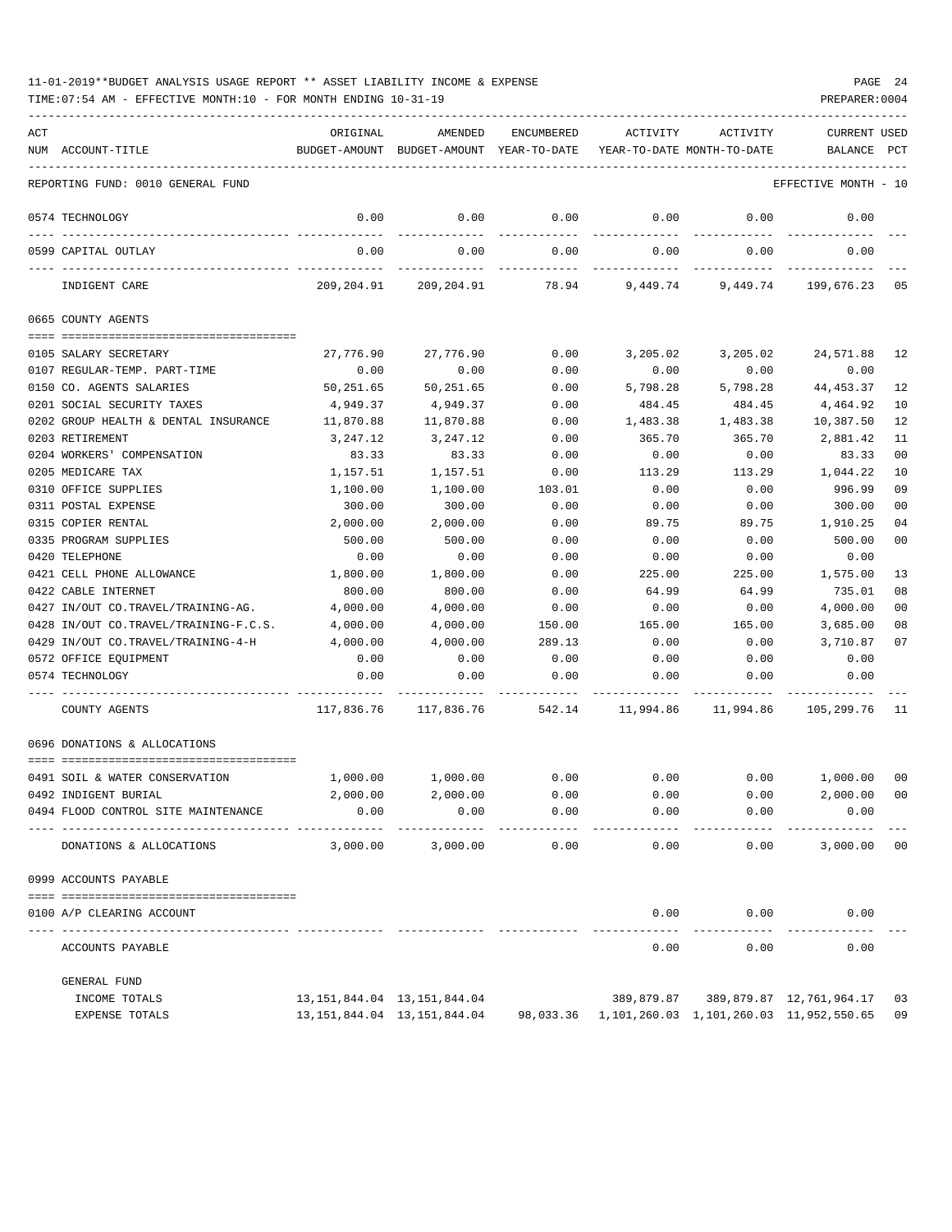11-01-2019**BUDGET ANALYSIS USAGE REPORT ** ASSET LIABILITY INCOME & EXPENSE

TIME:07:54 AM - EFFECTIVE MONTH:10 - FOR MONTH ENDING 10-31-19

REPORTING FUND: 0010 GENERAL FUND — EFFECTIVE MONTH - 10

| ACT NUM | ACCOUNT-TITLE | ORIGINAL BUDGET-AMOUNT | AMENDED BUDGET-AMOUNT | ENCUMBERED YEAR-TO-DATE | ACTIVITY YEAR-TO-DATE | ACTIVITY MONTH-TO-DATE | CURRENT BALANCE | USED PCT |
|---|---|---|---|---|---|---|---|---|
| 0574 | TECHNOLOGY | 0.00 | 0.00 | 0.00 | 0.00 | 0.00 | 0.00 | |
| 0599 | CAPITAL OUTLAY | 0.00 | 0.00 | 0.00 | 0.00 | 0.00 | 0.00 | |
| | INDIGENT CARE | 209,204.91 | 209,204.91 | 78.94 | 9,449.74 | 9,449.74 | 199,676.23 | 05 |
| | **0665 COUNTY AGENTS** | | | | | | | |
| 0105 | SALARY SECRETARY | 27,776.90 | 27,776.90 | 0.00 | 3,205.02 | 3,205.02 | 24,571.88 | 12 |
| 0107 | REGULAR-TEMP. PART-TIME | 0.00 | 0.00 | 0.00 | 0.00 | 0.00 | 0.00 | |
| 0150 | CO. AGENTS SALARIES | 50,251.65 | 50,251.65 | 0.00 | 5,798.28 | 5,798.28 | 44,453.37 | 12 |
| 0201 | SOCIAL SECURITY TAXES | 4,949.37 | 4,949.37 | 0.00 | 484.45 | 484.45 | 4,464.92 | 10 |
| 0202 | GROUP HEALTH & DENTAL INSURANCE | 11,870.88 | 11,870.88 | 0.00 | 1,483.38 | 1,483.38 | 10,387.50 | 12 |
| 0203 | RETIREMENT | 3,247.12 | 3,247.12 | 0.00 | 365.70 | 365.70 | 2,881.42 | 11 |
| 0204 | WORKERS' COMPENSATION | 83.33 | 83.33 | 0.00 | 0.00 | 0.00 | 83.33 | 00 |
| 0205 | MEDICARE TAX | 1,157.51 | 1,157.51 | 0.00 | 113.29 | 113.29 | 1,044.22 | 10 |
| 0310 | OFFICE SUPPLIES | 1,100.00 | 1,100.00 | 103.01 | 0.00 | 0.00 | 996.99 | 09 |
| 0311 | POSTAL EXPENSE | 300.00 | 300.00 | 0.00 | 0.00 | 0.00 | 300.00 | 00 |
| 0315 | COPIER RENTAL | 2,000.00 | 2,000.00 | 0.00 | 89.75 | 89.75 | 1,910.25 | 04 |
| 0335 | PROGRAM SUPPLIES | 500.00 | 500.00 | 0.00 | 0.00 | 0.00 | 500.00 | 00 |
| 0420 | TELEPHONE | 0.00 | 0.00 | 0.00 | 0.00 | 0.00 | 0.00 | |
| 0421 | CELL PHONE ALLOWANCE | 1,800.00 | 1,800.00 | 0.00 | 225.00 | 225.00 | 1,575.00 | 13 |
| 0422 | CABLE INTERNET | 800.00 | 800.00 | 0.00 | 64.99 | 64.99 | 735.01 | 08 |
| 0427 | IN/OUT CO.TRAVEL/TRAINING-AG. | 4,000.00 | 4,000.00 | 0.00 | 0.00 | 0.00 | 4,000.00 | 00 |
| 0428 | IN/OUT CO.TRAVEL/TRAINING-F.C.S. | 4,000.00 | 4,000.00 | 150.00 | 165.00 | 165.00 | 3,685.00 | 08 |
| 0429 | IN/OUT CO.TRAVEL/TRAINING-4-H | 4,000.00 | 4,000.00 | 289.13 | 0.00 | 0.00 | 3,710.87 | 07 |
| 0572 | OFFICE EQUIPMENT | 0.00 | 0.00 | 0.00 | 0.00 | 0.00 | 0.00 | |
| 0574 | TECHNOLOGY | 0.00 | 0.00 | 0.00 | 0.00 | 0.00 | 0.00 | |
| | COUNTY AGENTS | 117,836.76 | 117,836.76 | 542.14 | 11,994.86 | 11,994.86 | 105,299.76 | 11 |
| | **0696 DONATIONS & ALLOCATIONS** | | | | | | | |
| 0491 | SOIL & WATER CONSERVATION | 1,000.00 | 1,000.00 | 0.00 | 0.00 | 0.00 | 1,000.00 | 00 |
| 0492 | INDIGENT BURIAL | 2,000.00 | 2,000.00 | 0.00 | 0.00 | 0.00 | 2,000.00 | 00 |
| 0494 | FLOOD CONTROL SITE MAINTENANCE | 0.00 | 0.00 | 0.00 | 0.00 | 0.00 | 0.00 | |
| | DONATIONS & ALLOCATIONS | 3,000.00 | 3,000.00 | 0.00 | 0.00 | 0.00 | 3,000.00 | 00 |
| | **0999 ACCOUNTS PAYABLE** | | | | | | | |
| 0100 | A/P CLEARING ACCOUNT | | | | 0.00 | 0.00 | 0.00 | |
| | ACCOUNTS PAYABLE | | | | 0.00 | 0.00 | 0.00 | |
| | **GENERAL FUND** | | | | | | | |
| | INCOME TOTALS | 13,151,844.04 | 13,151,844.04 | | 389,879.87 | 389,879.87 | 12,761,964.17 | 03 |
| | EXPENSE TOTALS | 13,151,844.04 | 13,151,844.04 | 98,033.36 | 1,101,260.03 | 1,101,260.03 | 11,952,550.65 | 09 |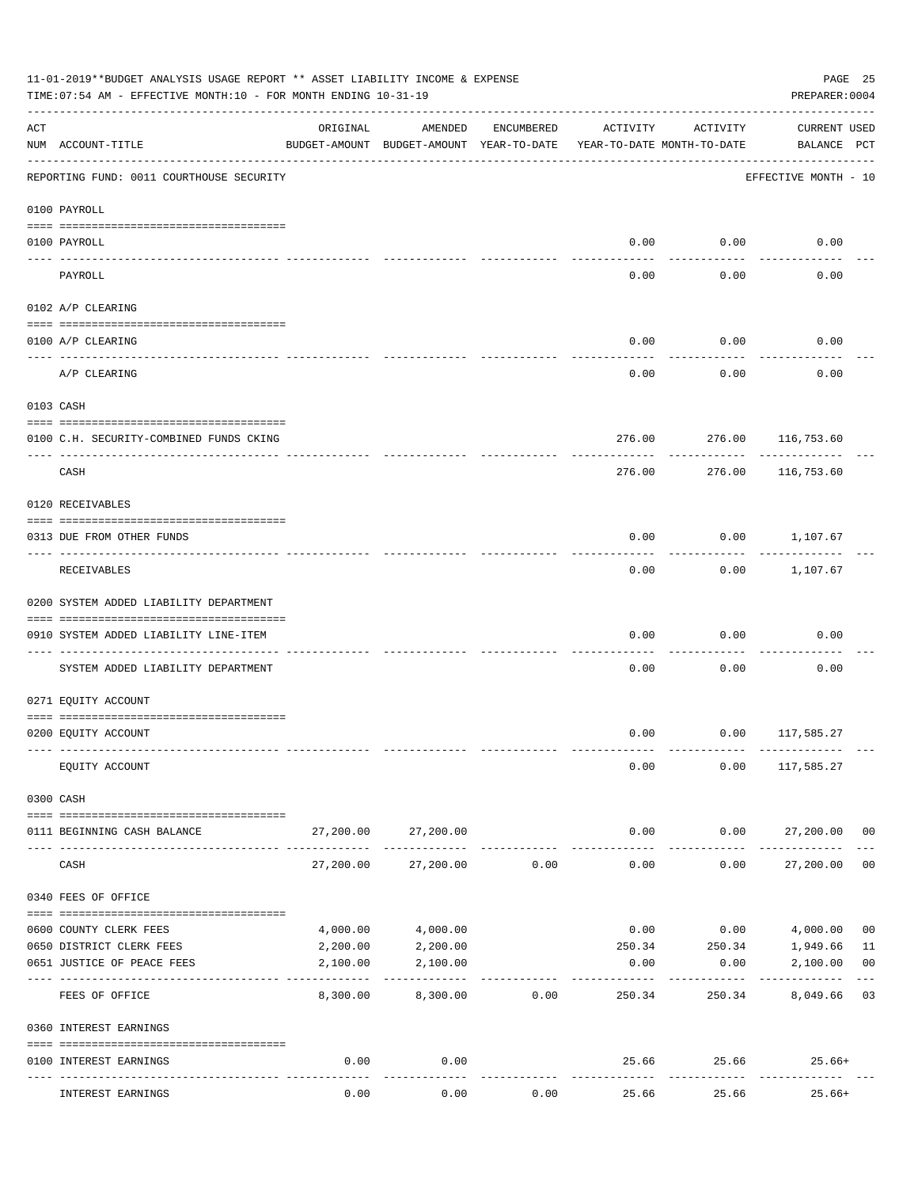11-01-2019**BUDGET ANALYSIS USAGE REPORT ** ASSET LIABILITY INCOME & EXPENSE

TIME:07:54 AM - EFFECTIVE MONTH:10 - FOR MONTH ENDING 10-31-19

PREPARER:0004

| ACT NUM | ACCOUNT-TITLE | ORIGINAL BUDGET-AMOUNT | AMENDED BUDGET-AMOUNT | ENCUMBERED YEAR-TO-DATE | ACTIVITY YEAR-TO-DATE | ACTIVITY MONTH-TO-DATE | CURRENT BALANCE | USED PCT |
|---|---|---|---|---|---|---|---|---|
| | REPORTING FUND: 0011 COURTHOUSE SECURITY | | | | | | EFFECTIVE MONTH - 10 | |
| | **0100 PAYROLL** | | | | | | | |
| 0100 | PAYROLL | | | | 0.00 | 0.00 | 0.00 | |
| | PAYROLL | | | | 0.00 | 0.00 | 0.00 | |
| | **0102 A/P CLEARING** | | | | | | | |
| 0100 | A/P CLEARING | | | | 0.00 | 0.00 | 0.00 | |
| | A/P CLEARING | | | | 0.00 | 0.00 | 0.00 | |
| | **0103 CASH** | | | | | | | |
| 0100 | C.H. SECURITY-COMBINED FUNDS CKING | | | | 276.00 | 276.00 | 116,753.60 | |
| | CASH | | | | 276.00 | 276.00 | 116,753.60 | |
| | **0120 RECEIVABLES** | | | | | | | |
| 0313 | DUE FROM OTHER FUNDS | | | | 0.00 | 0.00 | 1,107.67 | |
| | RECEIVABLES | | | | 0.00 | 0.00 | 1,107.67 | |
| | **0200 SYSTEM ADDED LIABILITY DEPARTMENT** | | | | | | | |
| 0910 | SYSTEM ADDED LIABILITY LINE-ITEM | | | | 0.00 | 0.00 | 0.00 | |
| | SYSTEM ADDED LIABILITY DEPARTMENT | | | | 0.00 | 0.00 | 0.00 | |
| | **0271 EQUITY ACCOUNT** | | | | | | | |
| 0200 | EQUITY ACCOUNT | | | | 0.00 | 0.00 | 117,585.27 | |
| | EQUITY ACCOUNT | | | | 0.00 | 0.00 | 117,585.27 | |
| | **0300 CASH** | | | | | | | |
| 0111 | BEGINNING CASH BALANCE | 27,200.00 | 27,200.00 | | 0.00 | 0.00 | 27,200.00 | 00 |
| | CASH | 27,200.00 | 27,200.00 | 0.00 | 0.00 | 0.00 | 27,200.00 | 00 |
| | **0340 FEES OF OFFICE** | | | | | | | |
| 0600 | COUNTY CLERK FEES | 4,000.00 | 4,000.00 | | 0.00 | 0.00 | 4,000.00 | 00 |
| 0650 | DISTRICT CLERK FEES | 2,200.00 | 2,200.00 | | 250.34 | 250.34 | 1,949.66 | 11 |
| 0651 | JUSTICE OF PEACE FEES | 2,100.00 | 2,100.00 | | 0.00 | 0.00 | 2,100.00 | 00 |
| | FEES OF OFFICE | 8,300.00 | 8,300.00 | 0.00 | 250.34 | 250.34 | 8,049.66 | 03 |
| | **0360 INTEREST EARNINGS** | | | | | | | |
| 0100 | INTEREST EARNINGS | 0.00 | 0.00 | | 25.66 | 25.66 | 25.66+ | |
| | INTEREST EARNINGS | 0.00 | 0.00 | 0.00 | 25.66 | 25.66 | 25.66+ | |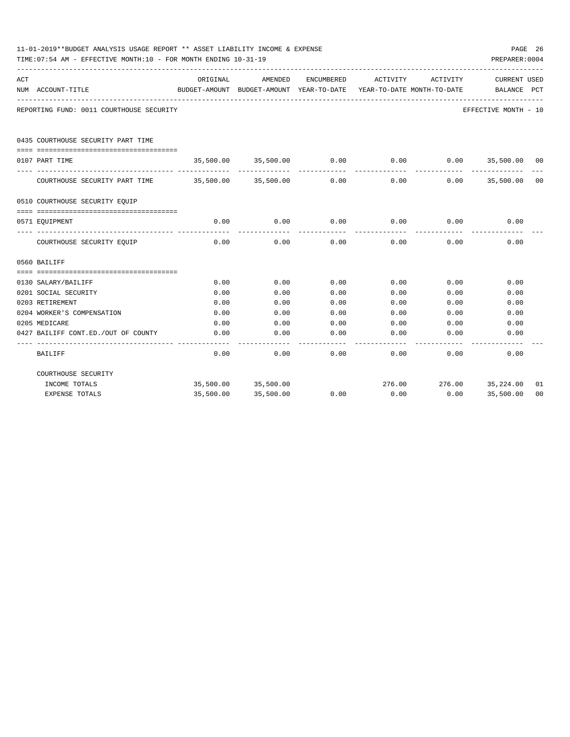11-01-2019**BUDGET ANALYSIS USAGE REPORT ** ASSET LIABILITY INCOME & EXPENSE

TIME:07:54 AM - EFFECTIVE MONTH:10 - FOR MONTH ENDING 10-31-19

PREPARER:0004

REPORTING FUND: 0011 COURTHOUSE SECURITY — EFFECTIVE MONTH - 10

| ACT NUM | ACCOUNT-TITLE | ORIGINAL BUDGET-AMOUNT | AMENDED BUDGET-AMOUNT | ENCUMBERED YEAR-TO-DATE | ACTIVITY YEAR-TO-DATE | ACTIVITY MONTH-TO-DATE | CURRENT BALANCE | USED PCT |
|---|---|---|---|---|---|---|---|---|
| | **0435 COURTHOUSE SECURITY PART TIME** | | | | | | | |
| 0107 | PART TIME | 35,500.00 | 35,500.00 | 0.00 | 0.00 | 0.00 | 35,500.00 | 00 |
| | COURTHOUSE SECURITY PART TIME | 35,500.00 | 35,500.00 | 0.00 | 0.00 | 0.00 | 35,500.00 | 00 |
| | **0510 COURTHOUSE SECURITY EQUIP** | | | | | | | |
| 0571 | EQUIPMENT | 0.00 | 0.00 | 0.00 | 0.00 | 0.00 | 0.00 | |
| | COURTHOUSE SECURITY EQUIP | 0.00 | 0.00 | 0.00 | 0.00 | 0.00 | 0.00 | |
| | **0560 BAILIFF** | | | | | | | |
| 0130 | SALARY/BAILIFF | 0.00 | 0.00 | 0.00 | 0.00 | 0.00 | 0.00 | |
| 0201 | SOCIAL SECURITY | 0.00 | 0.00 | 0.00 | 0.00 | 0.00 | 0.00 | |
| 0203 | RETIREMENT | 0.00 | 0.00 | 0.00 | 0.00 | 0.00 | 0.00 | |
| 0204 | WORKER'S COMPENSATION | 0.00 | 0.00 | 0.00 | 0.00 | 0.00 | 0.00 | |
| 0205 | MEDICARE | 0.00 | 0.00 | 0.00 | 0.00 | 0.00 | 0.00 | |
| 0427 | BAILIFF CONT.ED./OUT OF COUNTY | 0.00 | 0.00 | 0.00 | 0.00 | 0.00 | 0.00 | |
| | BAILIFF | 0.00 | 0.00 | 0.00 | 0.00 | 0.00 | 0.00 | |
| | **COURTHOUSE SECURITY** | | | | | | | |
| | INCOME TOTALS | 35,500.00 | 35,500.00 | | 276.00 | 276.00 | 35,224.00 | 01 |
| | EXPENSE TOTALS | 35,500.00 | 35,500.00 | 0.00 | 0.00 | 0.00 | 35,500.00 | 00 |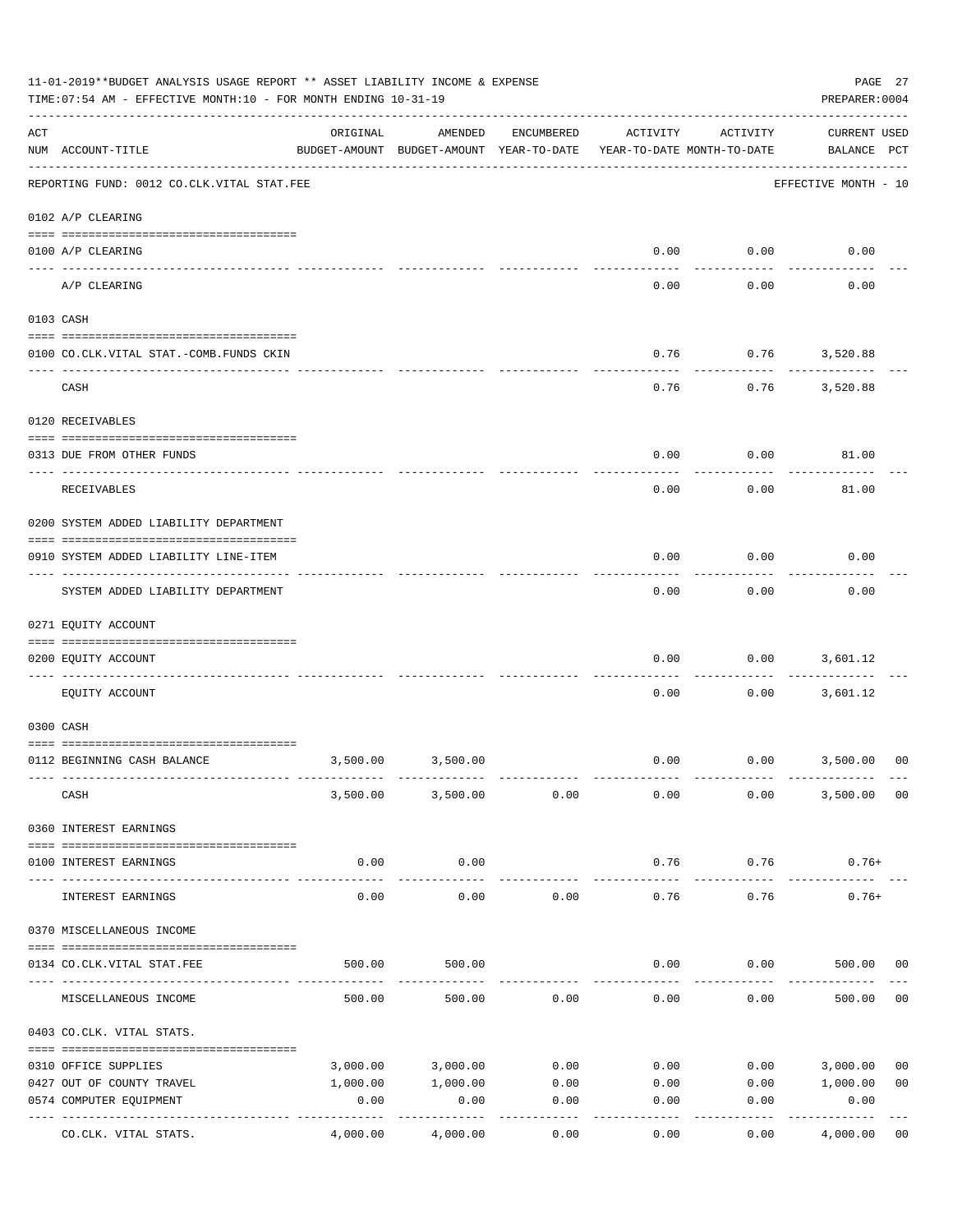11-01-2019**BUDGET ANALYSIS USAGE REPORT ** ASSET LIABILITY INCOME & EXPENSE

TIME:07:54 AM - EFFECTIVE MONTH:10 - FOR MONTH ENDING 10-31-19

PREPARER:0004

| ACT NUM | ACCOUNT-TITLE | ORIGINAL BUDGET-AMOUNT | AMENDED BUDGET-AMOUNT | ENCUMBERED YEAR-TO-DATE | ACTIVITY YEAR-TO-DATE | ACTIVITY MONTH-TO-DATE | CURRENT BALANCE | USED PCT |
|---|---|---|---|---|---|---|---|---|
| | REPORTING FUND: 0012 CO.CLK.VITAL STAT.FEE | | | | | | EFFECTIVE MONTH - 10 | |
| | **0102 A/P CLEARING** | | | | | | | |
| 0100 | A/P CLEARING | | | | 0.00 | 0.00 | 0.00 | |
| | A/P CLEARING | | | | 0.00 | 0.00 | 0.00 | |
| | **0103 CASH** | | | | | | | |
| 0100 | CO.CLK.VITAL STAT.-COMB.FUNDS CKIN | | | | 0.76 | 0.76 | 3,520.88 | |
| | CASH | | | | 0.76 | 0.76 | 3,520.88 | |
| | **0120 RECEIVABLES** | | | | | | | |
| 0313 | DUE FROM OTHER FUNDS | | | | 0.00 | 0.00 | 81.00 | |
| | RECEIVABLES | | | | 0.00 | 0.00 | 81.00 | |
| | **0200 SYSTEM ADDED LIABILITY DEPARTMENT** | | | | | | | |
| 0910 | SYSTEM ADDED LIABILITY LINE-ITEM | | | | 0.00 | 0.00 | 0.00 | |
| | SYSTEM ADDED LIABILITY DEPARTMENT | | | | 0.00 | 0.00 | 0.00 | |
| | **0271 EQUITY ACCOUNT** | | | | | | | |
| 0200 | EQUITY ACCOUNT | | | | 0.00 | 0.00 | 3,601.12 | |
| | EQUITY ACCOUNT | | | | 0.00 | 0.00 | 3,601.12 | |
| | **0300 CASH** | | | | | | | |
| 0112 | BEGINNING CASH BALANCE | 3,500.00 | 3,500.00 | | 0.00 | 0.00 | 3,500.00 | 00 |
| | CASH | 3,500.00 | 3,500.00 | 0.00 | 0.00 | 0.00 | 3,500.00 | 00 |
| | **0360 INTEREST EARNINGS** | | | | | | | |
| 0100 | INTEREST EARNINGS | 0.00 | 0.00 | | 0.76 | 0.76 | 0.76+ | |
| | INTEREST EARNINGS | 0.00 | 0.00 | 0.00 | 0.76 | 0.76 | 0.76+ | |
| | **0370 MISCELLANEOUS INCOME** | | | | | | | |
| 0134 | CO.CLK.VITAL STAT.FEE | 500.00 | 500.00 | | 0.00 | 0.00 | 500.00 | 00 |
| | MISCELLANEOUS INCOME | 500.00 | 500.00 | 0.00 | 0.00 | 0.00 | 500.00 | 00 |
| | **0403 CO.CLK. VITAL STATS.** | | | | | | | |
| 0310 | OFFICE SUPPLIES | 3,000.00 | 3,000.00 | 0.00 | 0.00 | 0.00 | 3,000.00 | 00 |
| 0427 | OUT OF COUNTY TRAVEL | 1,000.00 | 1,000.00 | 0.00 | 0.00 | 0.00 | 1,000.00 | 00 |
| 0574 | COMPUTER EQUIPMENT | 0.00 | 0.00 | 0.00 | 0.00 | 0.00 | 0.00 | |
| | CO.CLK. VITAL STATS. | 4,000.00 | 4,000.00 | 0.00 | 0.00 | 0.00 | 4,000.00 | 00 |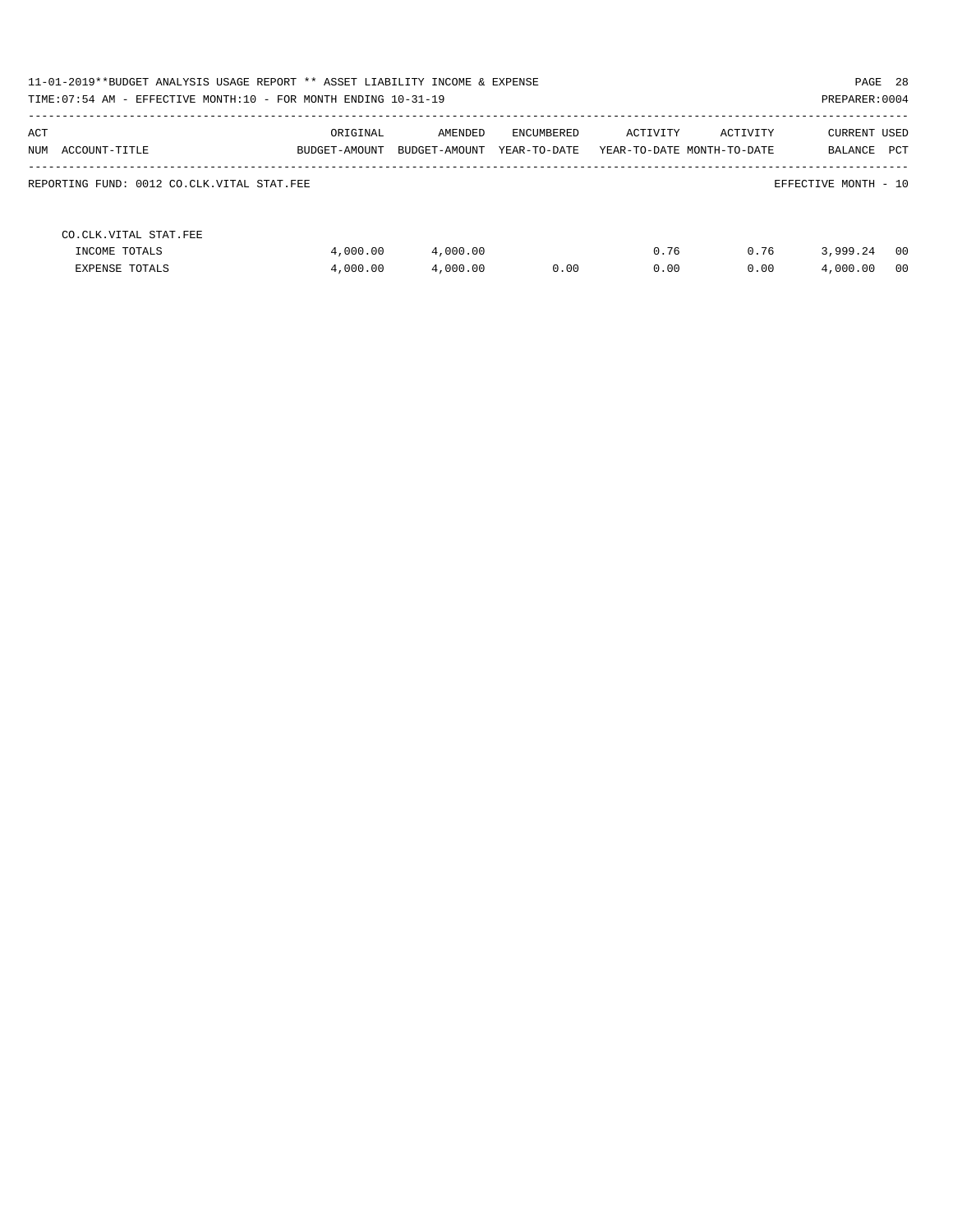11-01-2019**BUDGET ANALYSIS USAGE REPORT ** ASSET LIABILITY INCOME & EXPENSE

TIME:07:54 AM - EFFECTIVE MONTH:10 - FOR MONTH ENDING 10-31-19

PREPARER:0004

| ACT NUM | ACCOUNT-TITLE | ORIGINAL BUDGET-AMOUNT | AMENDED BUDGET-AMOUNT | ENCUMBERED YEAR-TO-DATE | ACTIVITY YEAR-TO-DATE | ACTIVITY MONTH-TO-DATE | CURRENT BALANCE | USED PCT |
|---|---|---|---|---|---|---|---|---|
| | REPORTING FUND: 0012 CO.CLK.VITAL STAT.FEE | | | | | | EFFECTIVE MONTH - 10 | |
| | CO.CLK.VITAL STAT.FEE | | | | | | | |
| | INCOME TOTALS | 4,000.00 | 4,000.00 | | 0.76 | 0.76 | 3,999.24 | 00 |
| | EXPENSE TOTALS | 4,000.00 | 4,000.00 | 0.00 | 0.00 | 0.00 | 4,000.00 | 00 |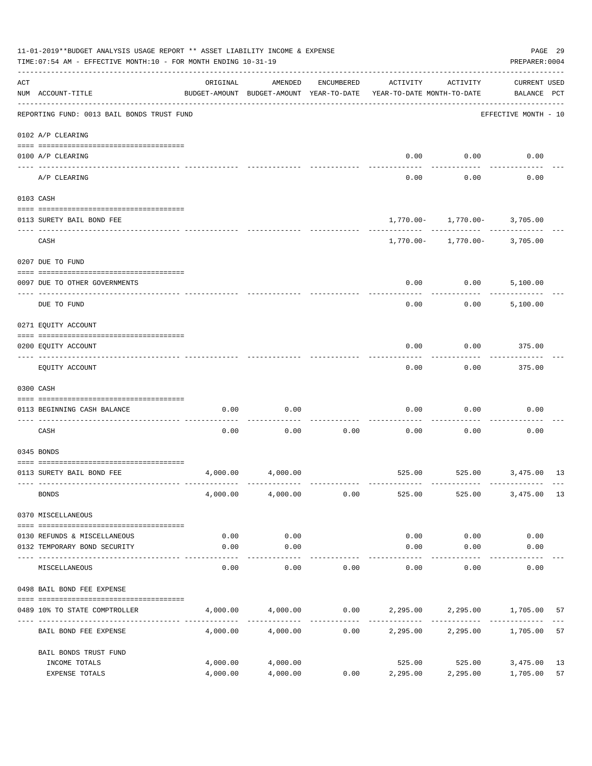11-01-2019**BUDGET ANALYSIS USAGE REPORT ** ASSET LIABILITY INCOME & EXPENSE

TIME:07:54 AM - EFFECTIVE MONTH:10 - FOR MONTH ENDING 10-31-19

PREPARER:0004

REPORTING FUND: 0013 BAIL BONDS TRUST FUND — EFFECTIVE MONTH - 10

| ACT NUM | ACCOUNT-TITLE | ORIGINAL BUDGET-AMOUNT | AMENDED BUDGET-AMOUNT | ENCUMBERED YEAR-TO-DATE | ACTIVITY YEAR-TO-DATE | ACTIVITY MONTH-TO-DATE | CURRENT USED BALANCE | PCT |
|---|---|---|---|---|---|---|---|---|
| **0102** | **A/P CLEARING** | | | | | | | |
| 0100 | A/P CLEARING | | | | 0.00 | 0.00 | 0.00 | |
| | A/P CLEARING | | | | 0.00 | 0.00 | 0.00 | |
| **0103** | **CASH** | | | | | | | |
| 0113 | SURETY BAIL BOND FEE | | | | 1,770.00- | 1,770.00- | 3,705.00 | |
| | CASH | | | | 1,770.00- | 1,770.00- | 3,705.00 | |
| **0207** | **DUE TO FUND** | | | | | | | |
| 0097 | DUE TO OTHER GOVERNMENTS | | | | 0.00 | 0.00 | 5,100.00 | |
| | DUE TO FUND | | | | 0.00 | 0.00 | 5,100.00 | |
| **0271** | **EQUITY ACCOUNT** | | | | | | | |
| 0200 | EQUITY ACCOUNT | | | | 0.00 | 0.00 | 375.00 | |
| | EQUITY ACCOUNT | | | | 0.00 | 0.00 | 375.00 | |
| **0300** | **CASH** | | | | | | | |
| 0113 | BEGINNING CASH BALANCE | 0.00 | 0.00 | | 0.00 | 0.00 | 0.00 | |
| | CASH | 0.00 | 0.00 | 0.00 | 0.00 | 0.00 | 0.00 | |
| **0345** | **BONDS** | | | | | | | |
| 0113 | SURETY BAIL BOND FEE | 4,000.00 | 4,000.00 | | 525.00 | 525.00 | 3,475.00 | 13 |
| | BONDS | 4,000.00 | 4,000.00 | 0.00 | 525.00 | 525.00 | 3,475.00 | 13 |
| **0370** | **MISCELLANEOUS** | | | | | | | |
| 0130 | REFUNDS & MISCELLANEOUS | 0.00 | 0.00 | | 0.00 | 0.00 | 0.00 | |
| 0132 | TEMPORARY BOND SECURITY | 0.00 | 0.00 | | 0.00 | 0.00 | 0.00 | |
| | MISCELLANEOUS | 0.00 | 0.00 | 0.00 | 0.00 | 0.00 | 0.00 | |
| **0498** | **BAIL BOND FEE EXPENSE** | | | | | | | |
| 0489 | 10% TO STATE COMPTROLLER | 4,000.00 | 4,000.00 | 0.00 | 2,295.00 | 2,295.00 | 1,705.00 | 57 |
| | BAIL BOND FEE EXPENSE | 4,000.00 | 4,000.00 | 0.00 | 2,295.00 | 2,295.00 | 1,705.00 | 57 |
| | BAIL BONDS TRUST FUND | | | | | | | |
| | INCOME TOTALS | 4,000.00 | 4,000.00 | | 525.00 | 525.00 | 3,475.00 | 13 |
| | EXPENSE TOTALS | 4,000.00 | 4,000.00 | 0.00 | 2,295.00 | 2,295.00 | 1,705.00 | 57 |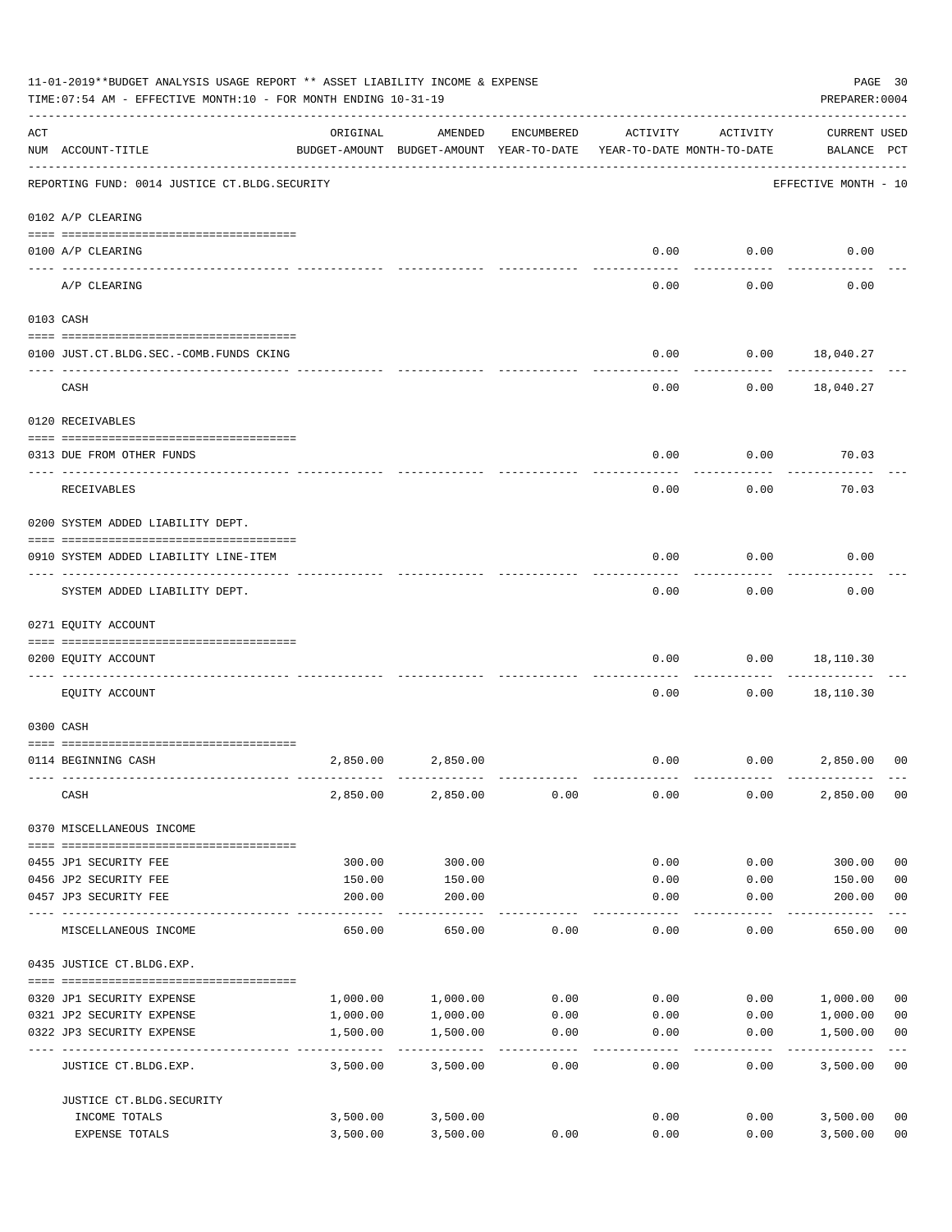11-01-2019**BUDGET ANALYSIS USAGE REPORT ** ASSET LIABILITY INCOME & EXPENSE

TIME:07:54 AM - EFFECTIVE MONTH:10 - FOR MONTH ENDING 10-31-19

PREPARER:0004

| ACT NUM | ACCOUNT-TITLE | ORIGINAL BUDGET-AMOUNT | AMENDED BUDGET-AMOUNT | ENCUMBERED YEAR-TO-DATE | ACTIVITY YEAR-TO-DATE | ACTIVITY MONTH-TO-DATE | CURRENT BALANCE | USED PCT |
|---|---|---|---|---|---|---|---|---|
| | REPORTING FUND: 0014 JUSTICE CT.BLDG.SECURITY | | | | | | EFFECTIVE MONTH - 10 | |
| | 0102 A/P CLEARING | | | | | | | |
| 0100 | A/P CLEARING | | | | 0.00 | 0.00 | 0.00 | |
| | A/P CLEARING | | | | 0.00 | 0.00 | 0.00 | |
| | 0103 CASH | | | | | | | |
| 0100 | JUST.CT.BLDG.SEC.-COMB.FUNDS CKING | | | | 0.00 | 0.00 | 18,040.27 | |
| | CASH | | | | 0.00 | 0.00 | 18,040.27 | |
| | 0120 RECEIVABLES | | | | | | | |
| 0313 | DUE FROM OTHER FUNDS | | | | 0.00 | 0.00 | 70.03 | |
| | RECEIVABLES | | | | 0.00 | 0.00 | 70.03 | |
| | 0200 SYSTEM ADDED LIABILITY DEPT. | | | | | | | |
| 0910 | SYSTEM ADDED LIABILITY LINE-ITEM | | | | 0.00 | 0.00 | 0.00 | |
| | SYSTEM ADDED LIABILITY DEPT. | | | | 0.00 | 0.00 | 0.00 | |
| | 0271 EQUITY ACCOUNT | | | | | | | |
| 0200 | EQUITY ACCOUNT | | | | 0.00 | 0.00 | 18,110.30 | |
| | EQUITY ACCOUNT | | | | 0.00 | 0.00 | 18,110.30 | |
| | 0300 CASH | | | | | | | |
| 0114 | BEGINNING CASH | 2,850.00 | 2,850.00 | | 0.00 | 0.00 | 2,850.00 | 00 |
| | CASH | 2,850.00 | 2,850.00 | 0.00 | 0.00 | 0.00 | 2,850.00 | 00 |
| | 0370 MISCELLANEOUS INCOME | | | | | | | |
| 0455 | JP1 SECURITY FEE | 300.00 | 300.00 | | 0.00 | 0.00 | 300.00 | 00 |
| 0456 | JP2 SECURITY FEE | 150.00 | 150.00 | | 0.00 | 0.00 | 150.00 | 00 |
| 0457 | JP3 SECURITY FEE | 200.00 | 200.00 | | 0.00 | 0.00 | 200.00 | 00 |
| | MISCELLANEOUS INCOME | 650.00 | 650.00 | 0.00 | 0.00 | 0.00 | 650.00 | 00 |
| | 0435 JUSTICE CT.BLDG.EXP. | | | | | | | |
| 0320 | JP1 SECURITY EXPENSE | 1,000.00 | 1,000.00 | 0.00 | 0.00 | 0.00 | 1,000.00 | 00 |
| 0321 | JP2 SECURITY EXPENSE | 1,000.00 | 1,000.00 | 0.00 | 0.00 | 0.00 | 1,000.00 | 00 |
| 0322 | JP3 SECURITY EXPENSE | 1,500.00 | 1,500.00 | 0.00 | 0.00 | 0.00 | 1,500.00 | 00 |
| | JUSTICE CT.BLDG.EXP. | 3,500.00 | 3,500.00 | 0.00 | 0.00 | 0.00 | 3,500.00 | 00 |
| | JUSTICE CT.BLDG.SECURITY | | | | | | | |
| | INCOME TOTALS | 3,500.00 | 3,500.00 | | 0.00 | 0.00 | 3,500.00 | 00 |
| | EXPENSE TOTALS | 3,500.00 | 3,500.00 | 0.00 | 0.00 | 0.00 | 3,500.00 | 00 |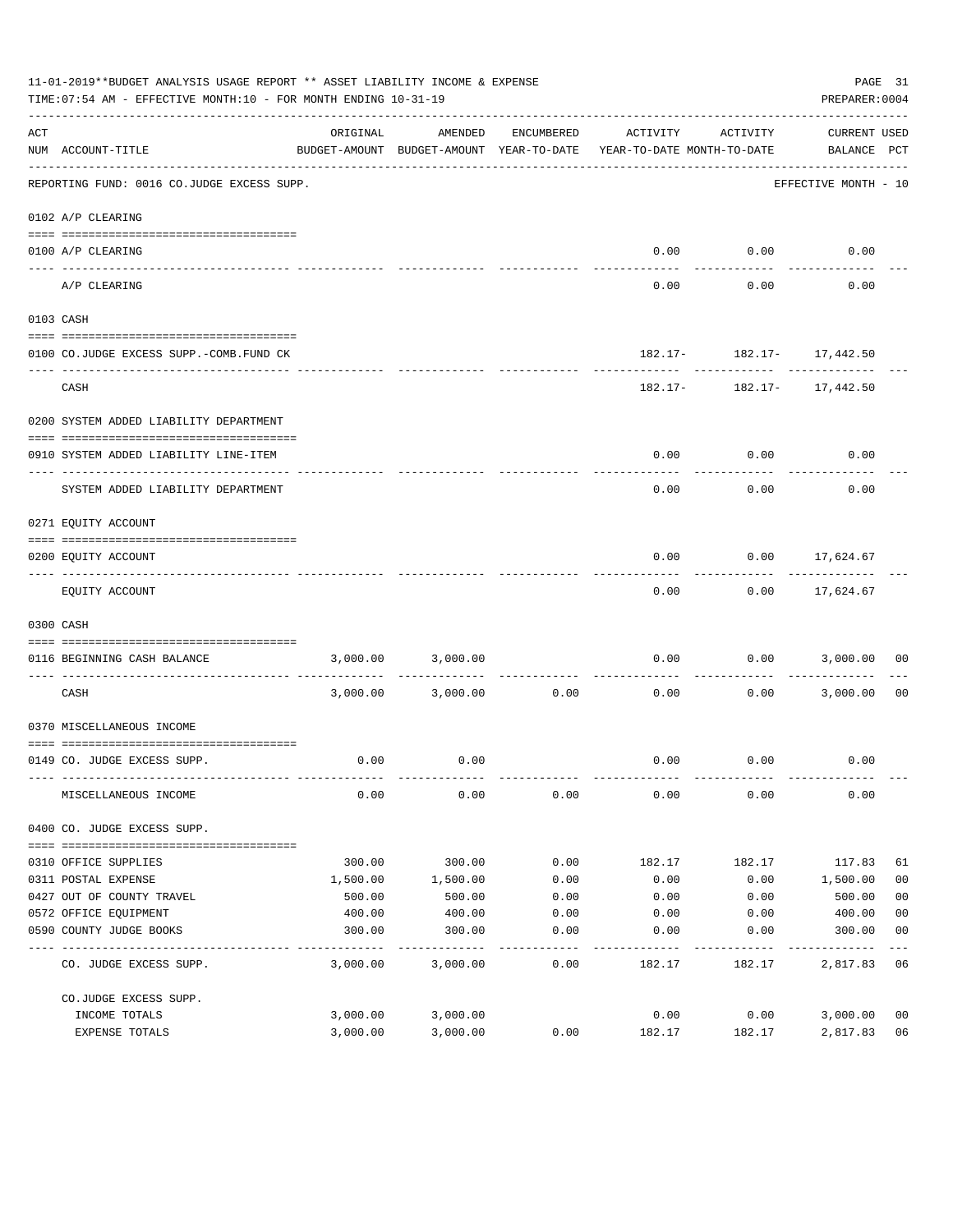11-01-2019**BUDGET ANALYSIS USAGE REPORT ** ASSET LIABILITY INCOME & EXPENSE

TIME:07:54 AM - EFFECTIVE MONTH:10 - FOR MONTH ENDING 10-31-19

PREPARER:0004

| ACT NUM | ACCOUNT-TITLE | ORIGINAL BUDGET-AMOUNT | AMENDED BUDGET-AMOUNT | ENCUMBERED YEAR-TO-DATE | ACTIVITY YEAR-TO-DATE | ACTIVITY MONTH-TO-DATE | CURRENT BALANCE | USED PCT |
|---|---|---|---|---|---|---|---|---|
| | REPORTING FUND: 0016 CO.JUDGE EXCESS SUPP. | | | | | | EFFECTIVE MONTH - 10 | |
| | **0102 A/P CLEARING** | | | | | | | |
| 0100 | A/P CLEARING | | | | 0.00 | 0.00 | 0.00 | |
| | A/P CLEARING | | | | 0.00 | 0.00 | 0.00 | |
| | **0103 CASH** | | | | | | | |
| 0100 | CO.JUDGE EXCESS SUPP.-COMB.FUND CK | | | | 182.17- | 182.17- | 17,442.50 | |
| | CASH | | | | 182.17- | 182.17- | 17,442.50 | |
| | **0200 SYSTEM ADDED LIABILITY DEPARTMENT** | | | | | | | |
| 0910 | SYSTEM ADDED LIABILITY LINE-ITEM | | | | 0.00 | 0.00 | 0.00 | |
| | SYSTEM ADDED LIABILITY DEPARTMENT | | | | 0.00 | 0.00 | 0.00 | |
| | **0271 EQUITY ACCOUNT** | | | | | | | |
| 0200 | EQUITY ACCOUNT | | | | 0.00 | 0.00 | 17,624.67 | |
| | EQUITY ACCOUNT | | | | 0.00 | 0.00 | 17,624.67 | |
| | **0300 CASH** | | | | | | | |
| 0116 | BEGINNING CASH BALANCE | 3,000.00 | 3,000.00 | | 0.00 | 0.00 | 3,000.00 | 00 |
| | CASH | 3,000.00 | 3,000.00 | 0.00 | 0.00 | 0.00 | 3,000.00 | 00 |
| | **0370 MISCELLANEOUS INCOME** | | | | | | | |
| 0149 | CO. JUDGE EXCESS SUPP. | 0.00 | 0.00 | | 0.00 | 0.00 | 0.00 | |
| | MISCELLANEOUS INCOME | 0.00 | 0.00 | 0.00 | 0.00 | 0.00 | 0.00 | |
| | **0400 CO. JUDGE EXCESS SUPP.** | | | | | | | |
| 0310 | OFFICE SUPPLIES | 300.00 | 300.00 | 0.00 | 182.17 | 182.17 | 117.83 | 61 |
| 0311 | POSTAL EXPENSE | 1,500.00 | 1,500.00 | 0.00 | 0.00 | 0.00 | 1,500.00 | 00 |
| 0427 | OUT OF COUNTY TRAVEL | 500.00 | 500.00 | 0.00 | 0.00 | 0.00 | 500.00 | 00 |
| 0572 | OFFICE EQUIPMENT | 400.00 | 400.00 | 0.00 | 0.00 | 0.00 | 400.00 | 00 |
| 0590 | COUNTY JUDGE BOOKS | 300.00 | 300.00 | 0.00 | 0.00 | 0.00 | 300.00 | 00 |
| | CO. JUDGE EXCESS SUPP. | 3,000.00 | 3,000.00 | 0.00 | 182.17 | 182.17 | 2,817.83 | 06 |
| | CO.JUDGE EXCESS SUPP. | | | | | | | |
| | INCOME TOTALS | 3,000.00 | 3,000.00 | | 0.00 | 0.00 | 3,000.00 | 00 |
| | EXPENSE TOTALS | 3,000.00 | 3,000.00 | 0.00 | 182.17 | 182.17 | 2,817.83 | 06 |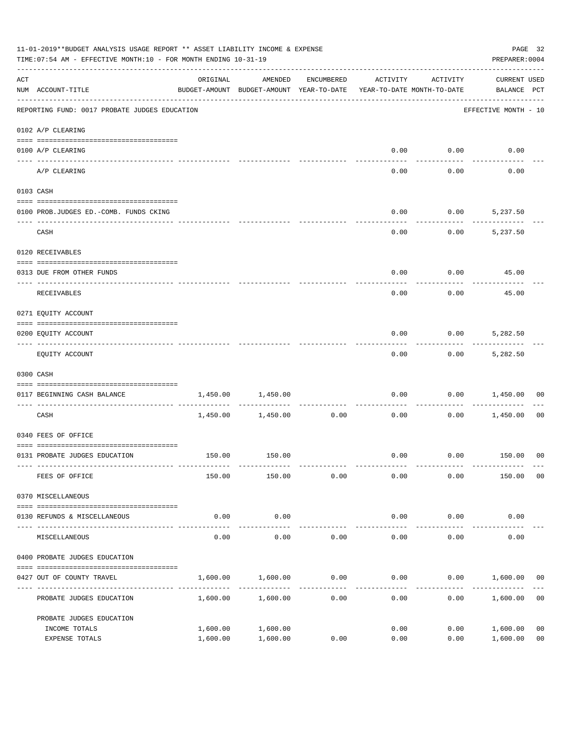11-01-2019**BUDGET ANALYSIS USAGE REPORT ** ASSET LIABILITY INCOME & EXPENSE

TIME:07:54 AM - EFFECTIVE MONTH:10 - FOR MONTH ENDING 10-31-19

PREPARER:0004

| ACT NUM | ACCOUNT-TITLE | ORIGINAL BUDGET-AMOUNT | AMENDED BUDGET-AMOUNT | ENCUMBERED YEAR-TO-DATE | ACTIVITY YEAR-TO-DATE | ACTIVITY MONTH-TO-DATE | CURRENT USED BALANCE | PCT |
|---|---|---|---|---|---|---|---|---|
| | REPORTING FUND: 0017 PROBATE JUDGES EDUCATION | | | | | | EFFECTIVE MONTH - 10 | |
| | 0102 A/P CLEARING | | | | | | | |
| 0100 | A/P CLEARING | | | | 0.00 | 0.00 | 0.00 | |
| | A/P CLEARING | | | | 0.00 | 0.00 | 0.00 | |
| | 0103 CASH | | | | | | | |
| 0100 | PROB.JUDGES ED.-COMB. FUNDS CKING | | | | 0.00 | 0.00 | 5,237.50 | |
| | CASH | | | | 0.00 | 0.00 | 5,237.50 | |
| | 0120 RECEIVABLES | | | | | | | |
| 0313 | DUE FROM OTHER FUNDS | | | | 0.00 | 0.00 | 45.00 | |
| | RECEIVABLES | | | | 0.00 | 0.00 | 45.00 | |
| | 0271 EQUITY ACCOUNT | | | | | | | |
| 0200 | EQUITY ACCOUNT | | | | 0.00 | 0.00 | 5,282.50 | |
| | EQUITY ACCOUNT | | | | 0.00 | 0.00 | 5,282.50 | |
| | 0300 CASH | | | | | | | |
| 0117 | BEGINNING CASH BALANCE | 1,450.00 | 1,450.00 | | 0.00 | 0.00 | 1,450.00 | 00 |
| | CASH | 1,450.00 | 1,450.00 | 0.00 | 0.00 | 0.00 | 1,450.00 | 00 |
| | 0340 FEES OF OFFICE | | | | | | | |
| 0131 | PROBATE JUDGES EDUCATION | 150.00 | 150.00 | | 0.00 | 0.00 | 150.00 | 00 |
| | FEES OF OFFICE | 150.00 | 150.00 | 0.00 | 0.00 | 0.00 | 150.00 | 00 |
| | 0370 MISCELLANEOUS | | | | | | | |
| 0130 | REFUNDS & MISCELLANEOUS | 0.00 | 0.00 | | 0.00 | 0.00 | 0.00 | |
| | MISCELLANEOUS | 0.00 | 0.00 | 0.00 | 0.00 | 0.00 | 0.00 | |
| | 0400 PROBATE JUDGES EDUCATION | | | | | | | |
| 0427 | OUT OF COUNTY TRAVEL | 1,600.00 | 1,600.00 | 0.00 | 0.00 | 0.00 | 1,600.00 | 00 |
| | PROBATE JUDGES EDUCATION | 1,600.00 | 1,600.00 | 0.00 | 0.00 | 0.00 | 1,600.00 | 00 |
| | PROBATE JUDGES EDUCATION | | | | | | | |
| | INCOME TOTALS | 1,600.00 | 1,600.00 | | 0.00 | 0.00 | 1,600.00 | 00 |
| | EXPENSE TOTALS | 1,600.00 | 1,600.00 | 0.00 | 0.00 | 0.00 | 1,600.00 | 00 |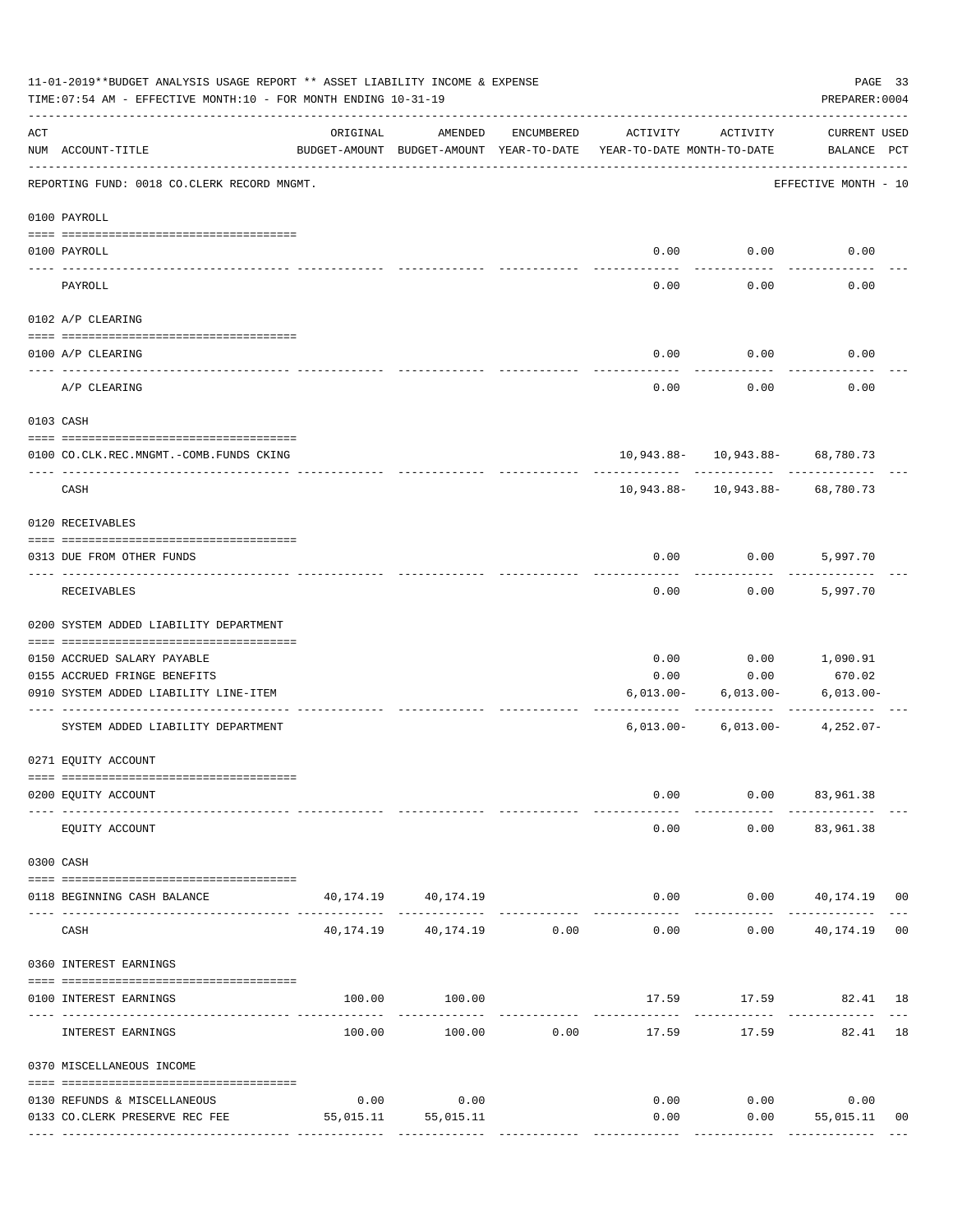11-01-2019**BUDGET ANALYSIS USAGE REPORT ** ASSET LIABILITY INCOME & EXPENSE

TIME:07:54 AM - EFFECTIVE MONTH:10 - FOR MONTH ENDING 10-31-19

PREPARER:0004

| ACT NUM | ACCOUNT-TITLE | ORIGINAL BUDGET-AMOUNT | AMENDED BUDGET-AMOUNT | ENCUMBERED YEAR-TO-DATE | ACTIVITY YEAR-TO-DATE | ACTIVITY MONTH-TO-DATE | CURRENT BALANCE | USED PCT |
|---|---|---|---|---|---|---|---|---|
| | REPORTING FUND: 0018 CO.CLERK RECORD MNGMT. | | | | | | EFFECTIVE MONTH - 10 | |
| | 0100 PAYROLL | | | | | | | |
| 0100 | PAYROLL | | | | 0.00 | 0.00 | 0.00 | |
| | PAYROLL | | | | 0.00 | 0.00 | 0.00 | |
| | 0102 A/P CLEARING | | | | | | | |
| 0100 | A/P CLEARING | | | | 0.00 | 0.00 | 0.00 | |
| | A/P CLEARING | | | | 0.00 | 0.00 | 0.00 | |
| | 0103 CASH | | | | | | | |
| 0100 | CO.CLK.REC.MNGMT.-COMB.FUNDS CKING | | | | 10,943.88- | 10,943.88- | 68,780.73 | |
| | CASH | | | | 10,943.88- | 10,943.88- | 68,780.73 | |
| | 0120 RECEIVABLES | | | | | | | |
| 0313 | DUE FROM OTHER FUNDS | | | | 0.00 | 0.00 | 5,997.70 | |
| | RECEIVABLES | | | | 0.00 | 0.00 | 5,997.70 | |
| | 0200 SYSTEM ADDED LIABILITY DEPARTMENT | | | | | | | |
| 0150 | ACCRUED SALARY PAYABLE | | | | 0.00 | 0.00 | 1,090.91 | |
| 0155 | ACCRUED FRINGE BENEFITS | | | | 0.00 | 0.00 | 670.02 | |
| 0910 | SYSTEM ADDED LIABILITY LINE-ITEM | | | | 6,013.00- | 6,013.00- | 6,013.00- | |
| | SYSTEM ADDED LIABILITY DEPARTMENT | | | | 6,013.00- | 6,013.00- | 4,252.07- | |
| | 0271 EQUITY ACCOUNT | | | | | | | |
| 0200 | EQUITY ACCOUNT | | | | 0.00 | 0.00 | 83,961.38 | |
| | EQUITY ACCOUNT | | | | 0.00 | 0.00 | 83,961.38 | |
| | 0300 CASH | | | | | | | |
| 0118 | BEGINNING CASH BALANCE | 40,174.19 | 40,174.19 | | 0.00 | 0.00 | 40,174.19 | 00 |
| | CASH | 40,174.19 | 40,174.19 | 0.00 | 0.00 | 0.00 | 40,174.19 | 00 |
| | 0360 INTEREST EARNINGS | | | | | | | |
| 0100 | INTEREST EARNINGS | 100.00 | 100.00 | | 17.59 | 17.59 | 82.41 | 18 |
| | INTEREST EARNINGS | 100.00 | 100.00 | 0.00 | 17.59 | 17.59 | 82.41 | 18 |
| | 0370 MISCELLANEOUS INCOME | | | | | | | |
| 0130 | REFUNDS & MISCELLANEOUS | 0.00 | 0.00 | | 0.00 | 0.00 | 0.00 | |
| 0133 | CO.CLERK PRESERVE REC FEE | 55,015.11 | 55,015.11 | | 0.00 | 0.00 | 55,015.11 | 00 |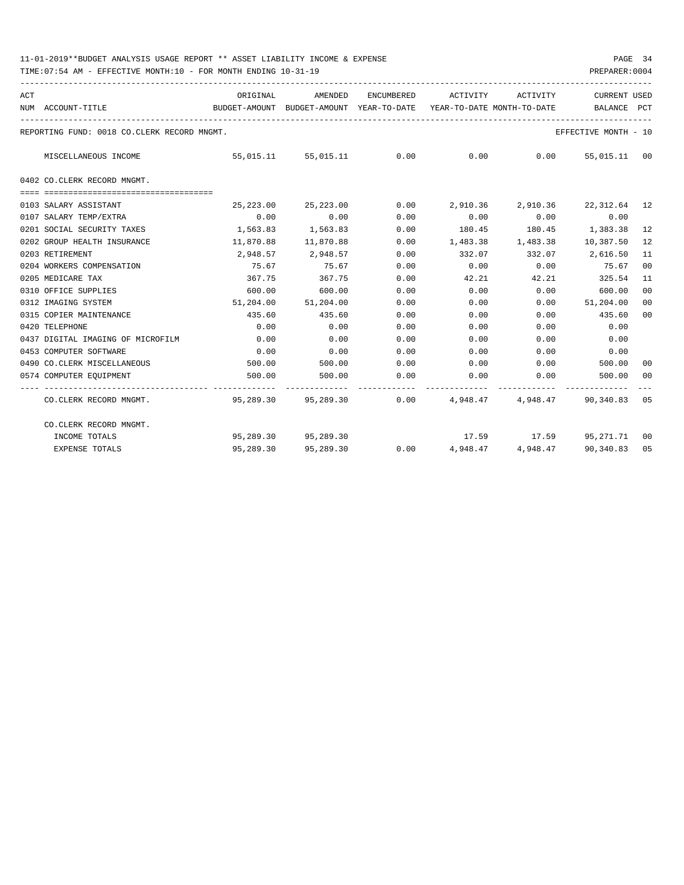11-01-2019**BUDGET ANALYSIS USAGE REPORT ** ASSET LIABILITY INCOME & EXPENSE

TIME:07:54 AM - EFFECTIVE MONTH:10 - FOR MONTH ENDING 10-31-19

REPORTING FUND: 0018 CO.CLERK RECORD MNGMT. — EFFECTIVE MONTH - 10

| ACT NUM | ACCOUNT-TITLE | ORIGINAL BUDGET-AMOUNT | AMENDED BUDGET-AMOUNT | ENCUMBERED YEAR-TO-DATE | ACTIVITY YEAR-TO-DATE | ACTIVITY MONTH-TO-DATE | CURRENT BALANCE | USED PCT |
|---|---|---|---|---|---|---|---|---|
| | MISCELLANEOUS INCOME | 55,015.11 | 55,015.11 | 0.00 | 0.00 | 0.00 | 55,015.11 | 00 |
| | **0402 CO.CLERK RECORD MNGMT.** | | | | | | | |
| 0103 | SALARY ASSISTANT | 25,223.00 | 25,223.00 | 0.00 | 2,910.36 | 2,910.36 | 22,312.64 | 12 |
| 0107 | SALARY TEMP/EXTRA | 0.00 | 0.00 | 0.00 | 0.00 | 0.00 | 0.00 | |
| 0201 | SOCIAL SECURITY TAXES | 1,563.83 | 1,563.83 | 0.00 | 180.45 | 180.45 | 1,383.38 | 12 |
| 0202 | GROUP HEALTH INSURANCE | 11,870.88 | 11,870.88 | 0.00 | 1,483.38 | 1,483.38 | 10,387.50 | 12 |
| 0203 | RETIREMENT | 2,948.57 | 2,948.57 | 0.00 | 332.07 | 332.07 | 2,616.50 | 11 |
| 0204 | WORKERS COMPENSATION | 75.67 | 75.67 | 0.00 | 0.00 | 0.00 | 75.67 | 00 |
| 0205 | MEDICARE TAX | 367.75 | 367.75 | 0.00 | 42.21 | 42.21 | 325.54 | 11 |
| 0310 | OFFICE SUPPLIES | 600.00 | 600.00 | 0.00 | 0.00 | 0.00 | 600.00 | 00 |
| 0312 | IMAGING SYSTEM | 51,204.00 | 51,204.00 | 0.00 | 0.00 | 0.00 | 51,204.00 | 00 |
| 0315 | COPIER MAINTENANCE | 435.60 | 435.60 | 0.00 | 0.00 | 0.00 | 435.60 | 00 |
| 0420 | TELEPHONE | 0.00 | 0.00 | 0.00 | 0.00 | 0.00 | 0.00 | |
| 0437 | DIGITAL IMAGING OF MICROFILM | 0.00 | 0.00 | 0.00 | 0.00 | 0.00 | 0.00 | |
| 0453 | COMPUTER SOFTWARE | 0.00 | 0.00 | 0.00 | 0.00 | 0.00 | 0.00 | |
| 0490 | CO.CLERK MISCELLANEOUS | 500.00 | 500.00 | 0.00 | 0.00 | 0.00 | 500.00 | 00 |
| 0574 | COMPUTER EQUIPMENT | 500.00 | 500.00 | 0.00 | 0.00 | 0.00 | 500.00 | 00 |
| | CO.CLERK RECORD MNGMT. | 95,289.30 | 95,289.30 | 0.00 | 4,948.47 | 4,948.47 | 90,340.83 | 05 |
| | **CO.CLERK RECORD MNGMT.** | | | | | | | |
| | INCOME TOTALS | 95,289.30 | 95,289.30 | | 17.59 | 17.59 | 95,271.71 | 00 |
| | EXPENSE TOTALS | 95,289.30 | 95,289.30 | 0.00 | 4,948.47 | 4,948.47 | 90,340.83 | 05 |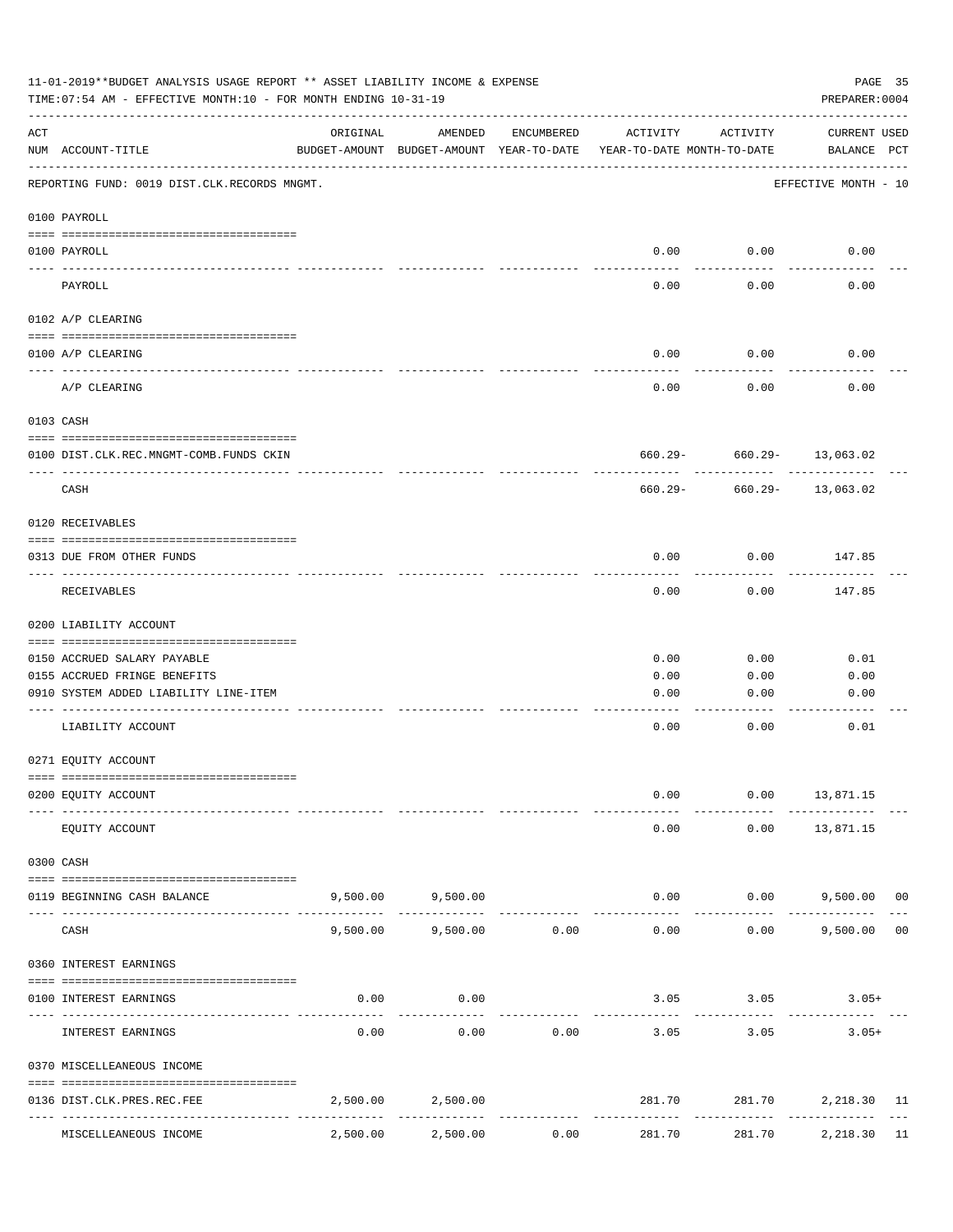11-01-2019**BUDGET ANALYSIS USAGE REPORT ** ASSET LIABILITY INCOME & EXPENSE

TIME:07:54 AM - EFFECTIVE MONTH:10 - FOR MONTH ENDING 10-31-19

PREPARER:0004

| ACT NUM | ACCOUNT-TITLE | ORIGINAL BUDGET-AMOUNT | AMENDED BUDGET-AMOUNT | ENCUMBERED YEAR-TO-DATE | ACTIVITY YEAR-TO-DATE | ACTIVITY MONTH-TO-DATE | CURRENT BALANCE | USED PCT |
|---|---|---|---|---|---|---|---|---|
| | REPORTING FUND: 0019 DIST.CLK.RECORDS MNGMT. | | | | | | EFFECTIVE MONTH - 10 | |
| | **0100 PAYROLL** | | | | | | | |
| 0100 | PAYROLL | | | | 0.00 | 0.00 | 0.00 | |
| | PAYROLL | | | | 0.00 | 0.00 | 0.00 | |
| | **0102 A/P CLEARING** | | | | | | | |
| 0100 | A/P CLEARING | | | | 0.00 | 0.00 | 0.00 | |
| | A/P CLEARING | | | | 0.00 | 0.00 | 0.00 | |
| | **0103 CASH** | | | | | | | |
| 0100 | DIST.CLK.REC.MNGMT-COMB.FUNDS CKIN | | | | 660.29- | 660.29- | 13,063.02 | |
| | CASH | | | | 660.29- | 660.29- | 13,063.02 | |
| | **0120 RECEIVABLES** | | | | | | | |
| 0313 | DUE FROM OTHER FUNDS | | | | 0.00 | 0.00 | 147.85 | |
| | RECEIVABLES | | | | 0.00 | 0.00 | 147.85 | |
| | **0200 LIABILITY ACCOUNT** | | | | | | | |
| 0150 | ACCRUED SALARY PAYABLE | | | | 0.00 | 0.00 | 0.01 | |
| 0155 | ACCRUED FRINGE BENEFITS | | | | 0.00 | 0.00 | 0.00 | |
| 0910 | SYSTEM ADDED LIABILITY LINE-ITEM | | | | 0.00 | 0.00 | 0.00 | |
| | LIABILITY ACCOUNT | | | | 0.00 | 0.00 | 0.01 | |
| | **0271 EQUITY ACCOUNT** | | | | | | | |
| 0200 | EQUITY ACCOUNT | | | | 0.00 | 0.00 | 13,871.15 | |
| | EQUITY ACCOUNT | | | | 0.00 | 0.00 | 13,871.15 | |
| | **0300 CASH** | | | | | | | |
| 0119 | BEGINNING CASH BALANCE | 9,500.00 | 9,500.00 | | 0.00 | 0.00 | 9,500.00 | 00 |
| | CASH | 9,500.00 | 9,500.00 | 0.00 | 0.00 | 0.00 | 9,500.00 | 00 |
| | **0360 INTEREST EARNINGS** | | | | | | | |
| 0100 | INTEREST EARNINGS | 0.00 | 0.00 | | 3.05 | 3.05 | 3.05+ | |
| | INTEREST EARNINGS | 0.00 | 0.00 | 0.00 | 3.05 | 3.05 | 3.05+ | |
| | **0370 MISCELLANEOUS INCOME** | | | | | | | |
| 0136 | DIST.CLK.PRES.REC.FEE | 2,500.00 | 2,500.00 | | 281.70 | 281.70 | 2,218.30 | 11 |
| | MISCELLANEOUS INCOME | 2,500.00 | 2,500.00 | 0.00 | 281.70 | 281.70 | 2,218.30 | 11 |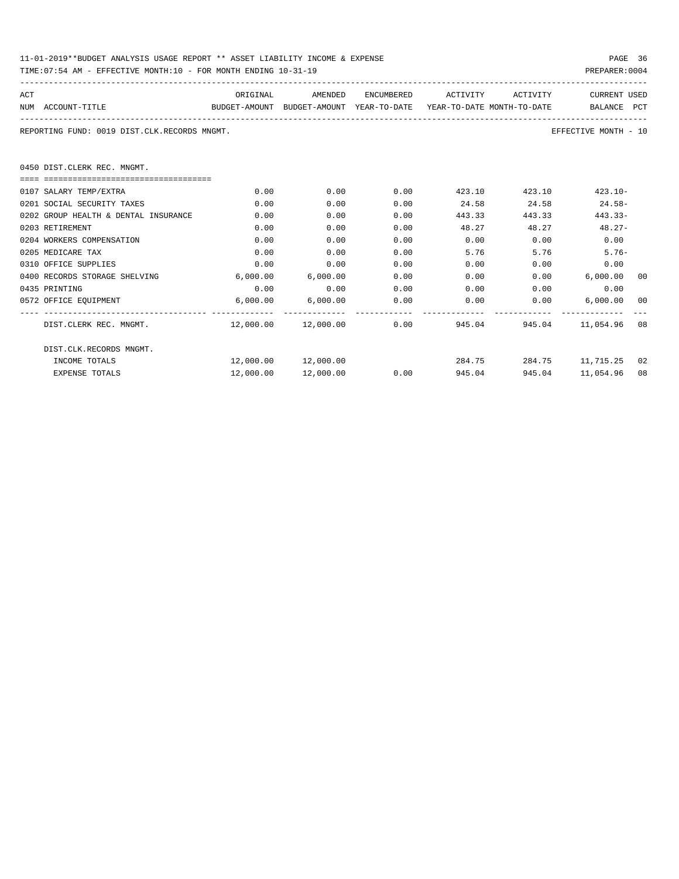11-01-2019**BUDGET ANALYSIS USAGE REPORT ** ASSET LIABILITY INCOME & EXPENSE

TIME:07:54 AM - EFFECTIVE MONTH:10 - FOR MONTH ENDING 10-31-19

PREPARER:0004

REPORTING FUND: 0019 DIST.CLK.RECORDS MNGMT.

EFFECTIVE MONTH - 10

## 0450 DIST.CLERK REC. MNGMT.

| ACT NUM | ACCOUNT-TITLE | ORIGINAL BUDGET-AMOUNT | AMENDED BUDGET-AMOUNT | ENCUMBERED YEAR-TO-DATE | ACTIVITY YEAR-TO-DATE | ACTIVITY MONTH-TO-DATE | CURRENT BALANCE | USED PCT |
|---|---|---|---|---|---|---|---|---|
| 0107 | SALARY TEMP/EXTRA | 0.00 | 0.00 | 0.00 | 423.10 | 423.10 | 423.10- | |
| 0201 | SOCIAL SECURITY TAXES | 0.00 | 0.00 | 0.00 | 24.58 | 24.58 | 24.58- | |
| 0202 | GROUP HEALTH & DENTAL INSURANCE | 0.00 | 0.00 | 0.00 | 443.33 | 443.33 | 443.33- | |
| 0203 | RETIREMENT | 0.00 | 0.00 | 0.00 | 48.27 | 48.27 | 48.27- | |
| 0204 | WORKERS COMPENSATION | 0.00 | 0.00 | 0.00 | 0.00 | 0.00 | 0.00 | |
| 0205 | MEDICARE TAX | 0.00 | 0.00 | 0.00 | 5.76 | 5.76 | 5.76- | |
| 0310 | OFFICE SUPPLIES | 0.00 | 0.00 | 0.00 | 0.00 | 0.00 | 0.00 | |
| 0400 | RECORDS STORAGE SHELVING | 6,000.00 | 6,000.00 | 0.00 | 0.00 | 0.00 | 6,000.00 | 00 |
| 0435 | PRINTING | 0.00 | 0.00 | 0.00 | 0.00 | 0.00 | 0.00 | |
| 0572 | OFFICE EQUIPMENT | 6,000.00 | 6,000.00 | 0.00 | 0.00 | 0.00 | 6,000.00 | 00 |
| | DIST.CLERK REC. MNGMT. | 12,000.00 | 12,000.00 | 0.00 | 945.04 | 945.04 | 11,054.96 | 08 |
| | DIST.CLK.RECORDS MNGMT. | | | | | | | |
| | INCOME TOTALS | 12,000.00 | 12,000.00 | | 284.75 | 284.75 | 11,715.25 | 02 |
| | EXPENSE TOTALS | 12,000.00 | 12,000.00 | 0.00 | 945.04 | 945.04 | 11,054.96 | 08 |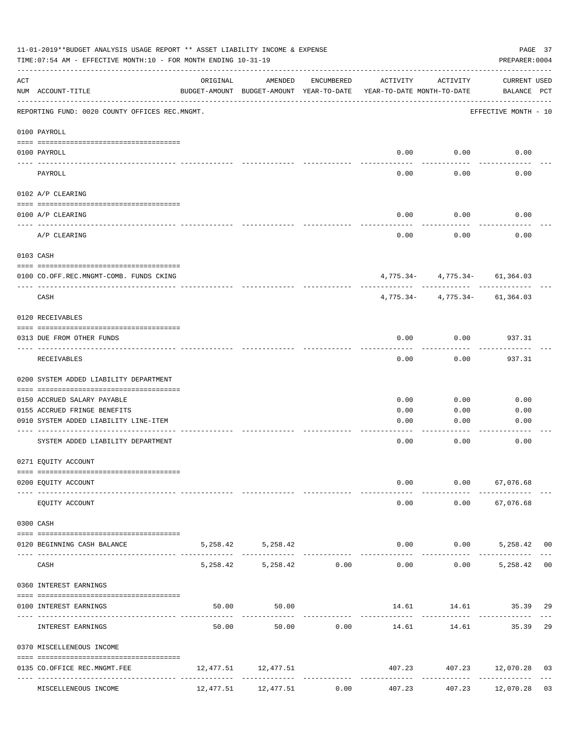11-01-2019**BUDGET ANALYSIS USAGE REPORT ** ASSET LIABILITY INCOME & EXPENSE

TIME:07:54 AM - EFFECTIVE MONTH:10 - FOR MONTH ENDING 10-31-19

PREPARER:0004

REPORTING FUND: 0020 COUNTY OFFICES REC.MNGMT. — EFFECTIVE MONTH - 10

| ACT NUM | ACCOUNT-TITLE | ORIGINAL BUDGET-AMOUNT | AMENDED BUDGET-AMOUNT | ENCUMBERED YEAR-TO-DATE | ACTIVITY YEAR-TO-DATE | ACTIVITY MONTH-TO-DATE | CURRENT BALANCE | USED PCT |
|---|---|---|---|---|---|---|---|---|
| | **0100 PAYROLL** | | | | | | | |
| 0100 | PAYROLL | | | | 0.00 | 0.00 | 0.00 | |
| | PAYROLL | | | | 0.00 | 0.00 | 0.00 | |
| | **0102 A/P CLEARING** | | | | | | | |
| 0100 | A/P CLEARING | | | | 0.00 | 0.00 | 0.00 | |
| | A/P CLEARING | | | | 0.00 | 0.00 | 0.00 | |
| | **0103 CASH** | | | | | | | |
| 0100 | CO.OFF.REC.MNGMT-COMB. FUNDS CKING | | | | 4,775.34- | 4,775.34- | 61,364.03 | |
| | CASH | | | | 4,775.34- | 4,775.34- | 61,364.03 | |
| | **0120 RECEIVABLES** | | | | | | | |
| 0313 | DUE FROM OTHER FUNDS | | | | 0.00 | 0.00 | 937.31 | |
| | RECEIVABLES | | | | 0.00 | 0.00 | 937.31 | |
| | **0200 SYSTEM ADDED LIABILITY DEPARTMENT** | | | | | | | |
| 0150 | ACCRUED SALARY PAYABLE | | | | 0.00 | 0.00 | 0.00 | |
| 0155 | ACCRUED FRINGE BENEFITS | | | | 0.00 | 0.00 | 0.00 | |
| 0910 | SYSTEM ADDED LIABILITY LINE-ITEM | | | | 0.00 | 0.00 | 0.00 | |
| | SYSTEM ADDED LIABILITY DEPARTMENT | | | | 0.00 | 0.00 | 0.00 | |
| | **0271 EQUITY ACCOUNT** | | | | | | | |
| 0200 | EQUITY ACCOUNT | | | | 0.00 | 0.00 | 67,076.68 | |
| | EQUITY ACCOUNT | | | | 0.00 | 0.00 | 67,076.68 | |
| | **0300 CASH** | | | | | | | |
| 0120 | BEGINNING CASH BALANCE | 5,258.42 | 5,258.42 | | 0.00 | 0.00 | 5,258.42 | 00 |
| | CASH | 5,258.42 | 5,258.42 | 0.00 | 0.00 | 0.00 | 5,258.42 | 00 |
| | **0360 INTEREST EARNINGS** | | | | | | | |
| 0100 | INTEREST EARNINGS | 50.00 | 50.00 | | 14.61 | 14.61 | 35.39 | 29 |
| | INTEREST EARNINGS | 50.00 | 50.00 | 0.00 | 14.61 | 14.61 | 35.39 | 29 |
| | **0370 MISCELLENEOUS INCOME** | | | | | | | |
| 0135 | CO.OFFICE REC.MNGMT.FEE | 12,477.51 | 12,477.51 | | 407.23 | 407.23 | 12,070.28 | 03 |
| | MISCELLENEOUS INCOME | 12,477.51 | 12,477.51 | 0.00 | 407.23 | 407.23 | 12,070.28 | 03 |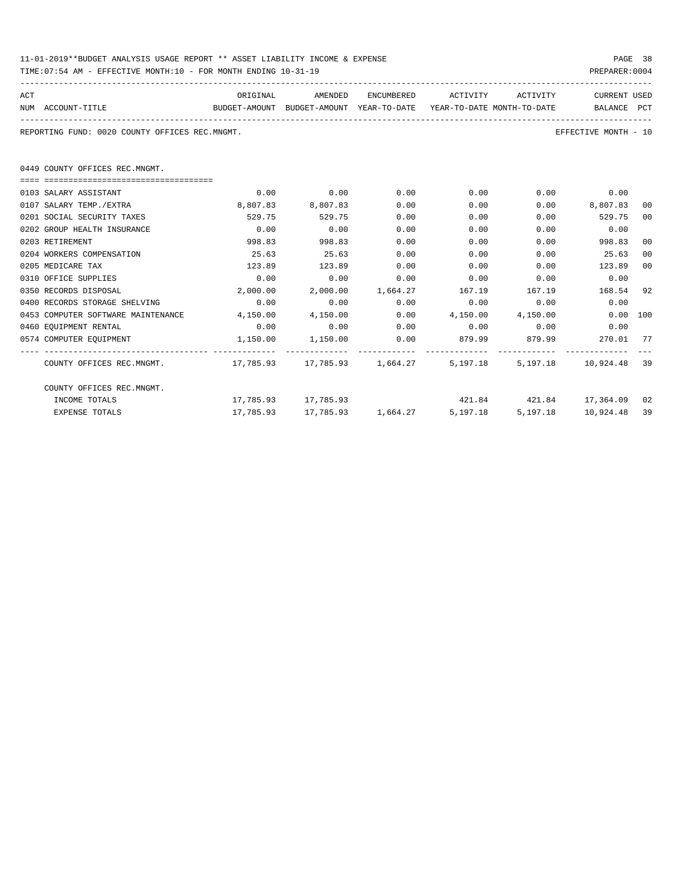11-01-2019**BUDGET ANALYSIS USAGE REPORT ** ASSET LIABILITY INCOME & EXPENSE

TIME:07:54 AM - EFFECTIVE MONTH:10 - FOR MONTH ENDING 10-31-19

PREPARER:0004

REPORTING FUND: 0020 COUNTY OFFICES REC.MNGMT.

EFFECTIVE MONTH - 10

0449 COUNTY OFFICES REC.MNGMT.

| ACT NUM | ACCOUNT-TITLE | ORIGINAL BUDGET-AMOUNT | AMENDED BUDGET-AMOUNT | ENCUMBERED YEAR-TO-DATE | ACTIVITY YEAR-TO-DATE | ACTIVITY MONTH-TO-DATE | CURRENT BALANCE | USED PCT |
|---|---|---|---|---|---|---|---|---|
| 0103 | SALARY ASSISTANT | 0.00 | 0.00 | 0.00 | 0.00 | 0.00 | 0.00 | |
| 0107 | SALARY TEMP./EXTRA | 8,807.83 | 8,807.83 | 0.00 | 0.00 | 0.00 | 8,807.83 | 00 |
| 0201 | SOCIAL SECURITY TAXES | 529.75 | 529.75 | 0.00 | 0.00 | 0.00 | 529.75 | 00 |
| 0202 | GROUP HEALTH INSURANCE | 0.00 | 0.00 | 0.00 | 0.00 | 0.00 | 0.00 | |
| 0203 | RETIREMENT | 998.83 | 998.83 | 0.00 | 0.00 | 0.00 | 998.83 | 00 |
| 0204 | WORKERS COMPENSATION | 25.63 | 25.63 | 0.00 | 0.00 | 0.00 | 25.63 | 00 |
| 0205 | MEDICARE TAX | 123.89 | 123.89 | 0.00 | 0.00 | 0.00 | 123.89 | 00 |
| 0310 | OFFICE SUPPLIES | 0.00 | 0.00 | 0.00 | 0.00 | 0.00 | 0.00 | |
| 0350 | RECORDS DISPOSAL | 2,000.00 | 2,000.00 | 1,664.27 | 167.19 | 167.19 | 168.54 | 92 |
| 0400 | RECORDS STORAGE SHELVING | 0.00 | 0.00 | 0.00 | 0.00 | 0.00 | 0.00 | |
| 0453 | COMPUTER SOFTWARE MAINTENANCE | 4,150.00 | 4,150.00 | 0.00 | 4,150.00 | 4,150.00 | 0.00 | 100 |
| 0460 | EQUIPMENT RENTAL | 0.00 | 0.00 | 0.00 | 0.00 | 0.00 | 0.00 | |
| 0574 | COMPUTER EQUIPMENT | 1,150.00 | 1,150.00 | 0.00 | 879.99 | 879.99 | 270.01 | 77 |
| | COUNTY OFFICES REC.MNGMT. | 17,785.93 | 17,785.93 | 1,664.27 | 5,197.18 | 5,197.18 | 10,924.48 | 39 |
| | COUNTY OFFICES REC.MNGMT. | | | | | | | |
| | INCOME TOTALS | 17,785.93 | 17,785.93 | | 421.84 | 421.84 | 17,364.09 | 02 |
| | EXPENSE TOTALS | 17,785.93 | 17,785.93 | 1,664.27 | 5,197.18 | 5,197.18 | 10,924.48 | 39 |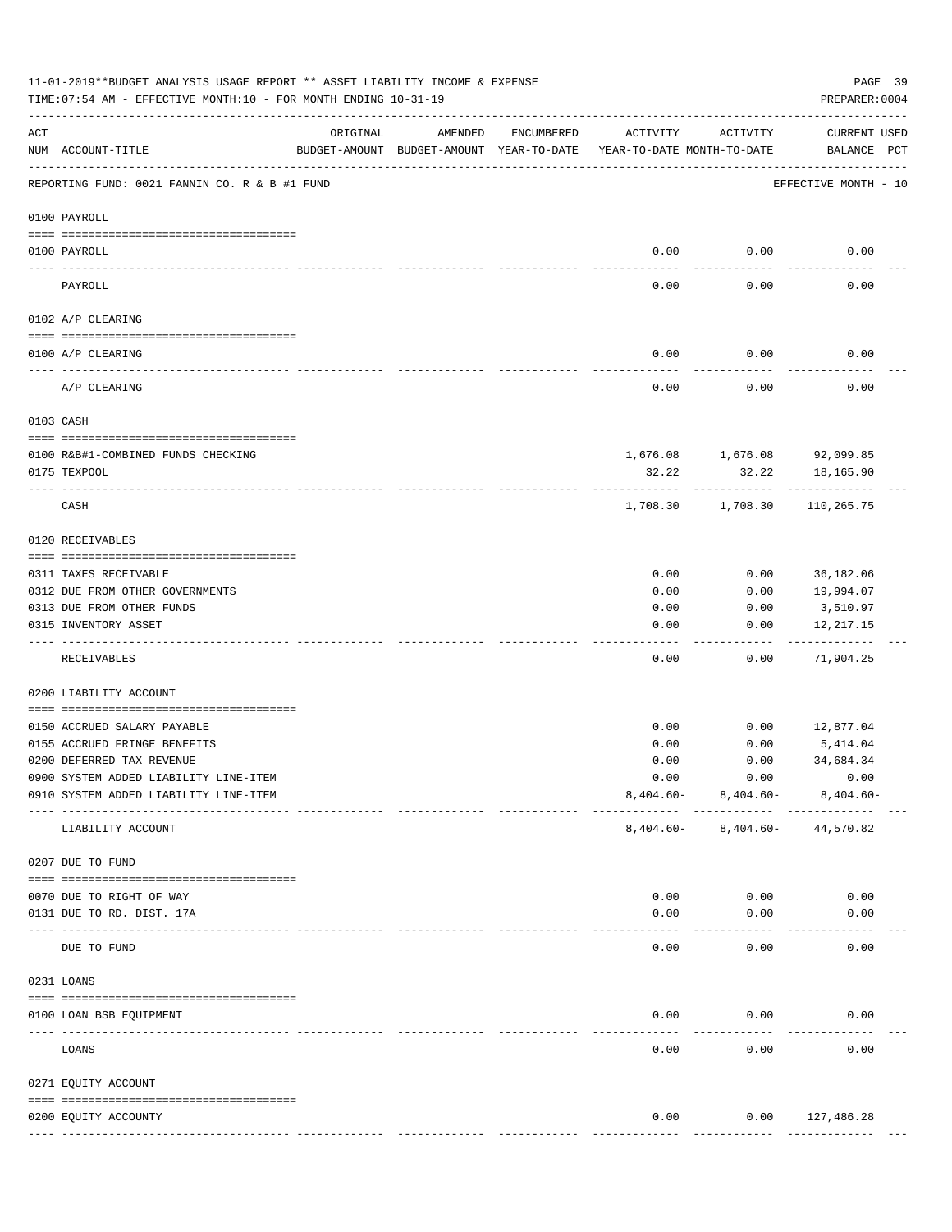11-01-2019**BUDGET ANALYSIS USAGE REPORT ** ASSET LIABILITY INCOME & EXPENSE

TIME:07:54 AM - EFFECTIVE MONTH:10 - FOR MONTH ENDING 10-31-19

PREPARER:0004

| ACT NUM | ACCOUNT-TITLE | ORIGINAL BUDGET-AMOUNT | AMENDED BUDGET-AMOUNT | ENCUMBERED YEAR-TO-DATE | ACTIVITY YEAR-TO-DATE | ACTIVITY MONTH-TO-DATE | CURRENT BALANCE | USED PCT |
|---|---|---|---|---|---|---|---|---|

REPORTING FUND: 0021 FANNIN CO. R & B #1 FUND — EFFECTIVE MONTH - 10

| ACT NUM | ACCOUNT-TITLE | ORIGINAL BUDGET-AMOUNT | AMENDED BUDGET-AMOUNT | ENCUMBERED YEAR-TO-DATE | ACTIVITY YEAR-TO-DATE | ACTIVITY MONTH-TO-DATE | CURRENT BALANCE | USED PCT |
|---|---|---|---|---|---|---|---|---|
| | **0100 PAYROLL** | | | | | | | |
| 0100 | PAYROLL | | | | 0.00 | 0.00 | 0.00 | |
| | PAYROLL | | | | 0.00 | 0.00 | 0.00 | |
| | **0102 A/P CLEARING** | | | | | | | |
| 0100 | A/P CLEARING | | | | 0.00 | 0.00 | 0.00 | |
| | A/P CLEARING | | | | 0.00 | 0.00 | 0.00 | |
| | **0103 CASH** | | | | | | | |
| 0100 | R&B#1-COMBINED FUNDS CHECKING | | | | 1,676.08 | 1,676.08 | 92,099.85 | |
| 0175 | TEXPOOL | | | | 32.22 | 32.22 | 18,165.90 | |
| | CASH | | | | 1,708.30 | 1,708.30 | 110,265.75 | |
| | **0120 RECEIVABLES** | | | | | | | |
| 0311 | TAXES RECEIVABLE | | | | 0.00 | 0.00 | 36,182.06 | |
| 0312 | DUE FROM OTHER GOVERNMENTS | | | | 0.00 | 0.00 | 19,994.07 | |
| 0313 | DUE FROM OTHER FUNDS | | | | 0.00 | 0.00 | 3,510.97 | |
| 0315 | INVENTORY ASSET | | | | 0.00 | 0.00 | 12,217.15 | |
| | RECEIVABLES | | | | 0.00 | 0.00 | 71,904.25 | |
| | **0200 LIABILITY ACCOUNT** | | | | | | | |
| 0150 | ACCRUED SALARY PAYABLE | | | | 0.00 | 0.00 | 12,877.04 | |
| 0155 | ACCRUED FRINGE BENEFITS | | | | 0.00 | 0.00 | 5,414.04 | |
| 0200 | DEFERRED TAX REVENUE | | | | 0.00 | 0.00 | 34,684.34 | |
| 0900 | SYSTEM ADDED LIABILITY LINE-ITEM | | | | 0.00 | 0.00 | 0.00 | |
| 0910 | SYSTEM ADDED LIABILITY LINE-ITEM | | | | 8,404.60- | 8,404.60- | 8,404.60- | |
| | LIABILITY ACCOUNT | | | | 8,404.60- | 8,404.60- | 44,570.82 | |
| | **0207 DUE TO FUND** | | | | | | | |
| 0070 | DUE TO RIGHT OF WAY | | | | 0.00 | 0.00 | 0.00 | |
| 0131 | DUE TO RD. DIST. 17A | | | | 0.00 | 0.00 | 0.00 | |
| | DUE TO FUND | | | | 0.00 | 0.00 | 0.00 | |
| | **0231 LOANS** | | | | | | | |
| 0100 | LOAN BSB EQUIPMENT | | | | 0.00 | 0.00 | 0.00 | |
| | LOANS | | | | 0.00 | 0.00 | 0.00 | |
| | **0271 EQUITY ACCOUNT** | | | | | | | |
| 0200 | EQUITY ACCOUNTY | | | | 0.00 | 0.00 | 127,486.28 | |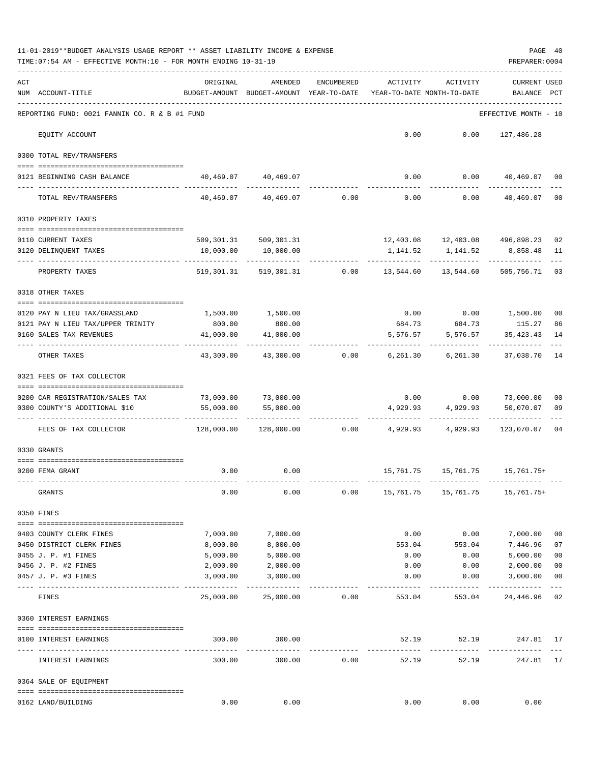11-01-2019**BUDGET ANALYSIS USAGE REPORT ** ASSET LIABILITY INCOME & EXPENSE

TIME:07:54 AM - EFFECTIVE MONTH:10 - FOR MONTH ENDING 10-31-19

PREPARER:0004

REPORTING FUND: 0021 FANNIN CO. R & B #1 FUND — EFFECTIVE MONTH - 10

| ACT NUM | ACCOUNT-TITLE | ORIGINAL BUDGET-AMOUNT | AMENDED BUDGET-AMOUNT | ENCUMBERED YEAR-TO-DATE | ACTIVITY YEAR-TO-DATE | ACTIVITY MONTH-TO-DATE | CURRENT BALANCE | USED PCT |
|---|---|---|---|---|---|---|---|---|
| | EQUITY ACCOUNT | | | | 0.00 | 0.00 | 127,486.28 | |
| | **0300 TOTAL REV/TRANSFERS** | | | | | | | |
| 0121 | BEGINNING CASH BALANCE | 40,469.07 | 40,469.07 | | 0.00 | 0.00 | 40,469.07 | 00 |
| | TOTAL REV/TRANSFERS | 40,469.07 | 40,469.07 | 0.00 | 0.00 | 0.00 | 40,469.07 | 00 |
| | **0310 PROPERTY TAXES** | | | | | | | |
| 0110 | CURRENT TAXES | 509,301.31 | 509,301.31 | | 12,403.08 | 12,403.08 | 496,898.23 | 02 |
| 0120 | DELINQUENT TAXES | 10,000.00 | 10,000.00 | | 1,141.52 | 1,141.52 | 8,858.48 | 11 |
| | PROPERTY TAXES | 519,301.31 | 519,301.31 | 0.00 | 13,544.60 | 13,544.60 | 505,756.71 | 03 |
| | **0318 OTHER TAXES** | | | | | | | |
| 0120 | PAY N LIEU TAX/GRASSLAND | 1,500.00 | 1,500.00 | | 0.00 | 0.00 | 1,500.00 | 00 |
| 0121 | PAY N LIEU TAX/UPPER TRINITY | 800.00 | 800.00 | | 684.73 | 684.73 | 115.27 | 86 |
| 0160 | SALES TAX REVENUES | 41,000.00 | 41,000.00 | | 5,576.57 | 5,576.57 | 35,423.43 | 14 |
| | OTHER TAXES | 43,300.00 | 43,300.00 | 0.00 | 6,261.30 | 6,261.30 | 37,038.70 | 14 |
| | **0321 FEES OF TAX COLLECTOR** | | | | | | | |
| 0200 | CAR REGISTRATION/SALES TAX | 73,000.00 | 73,000.00 | | 0.00 | 0.00 | 73,000.00 | 00 |
| 0300 | COUNTY'S ADDITIONAL $10 | 55,000.00 | 55,000.00 | | 4,929.93 | 4,929.93 | 50,070.07 | 09 |
| | FEES OF TAX COLLECTOR | 128,000.00 | 128,000.00 | 0.00 | 4,929.93 | 4,929.93 | 123,070.07 | 04 |
| | **0330 GRANTS** | | | | | | | |
| 0200 | FEMA GRANT | 0.00 | 0.00 | | 15,761.75 | 15,761.75 | 15,761.75+ | |
| | GRANTS | 0.00 | 0.00 | 0.00 | 15,761.75 | 15,761.75 | 15,761.75+ | |
| | **0350 FINES** | | | | | | | |
| 0403 | COUNTY CLERK FINES | 7,000.00 | 7,000.00 | | 0.00 | 0.00 | 7,000.00 | 00 |
| 0450 | DISTRICT CLERK FINES | 8,000.00 | 8,000.00 | | 553.04 | 553.04 | 7,446.96 | 07 |
| 0455 | J. P. #1 FINES | 5,000.00 | 5,000.00 | | 0.00 | 0.00 | 5,000.00 | 00 |
| 0456 | J. P. #2 FINES | 2,000.00 | 2,000.00 | | 0.00 | 0.00 | 2,000.00 | 00 |
| 0457 | J. P. #3 FINES | 3,000.00 | 3,000.00 | | 0.00 | 0.00 | 3,000.00 | 00 |
| | FINES | 25,000.00 | 25,000.00 | 0.00 | 553.04 | 553.04 | 24,446.96 | 02 |
| | **0360 INTEREST EARNINGS** | | | | | | | |
| 0100 | INTEREST EARNINGS | 300.00 | 300.00 | | 52.19 | 52.19 | 247.81 | 17 |
| | INTEREST EARNINGS | 300.00 | 300.00 | 0.00 | 52.19 | 52.19 | 247.81 | 17 |
| | **0364 SALE OF EQUIPMENT** | | | | | | | |
| 0162 | LAND/BUILDING | 0.00 | 0.00 | | 0.00 | 0.00 | 0.00 | |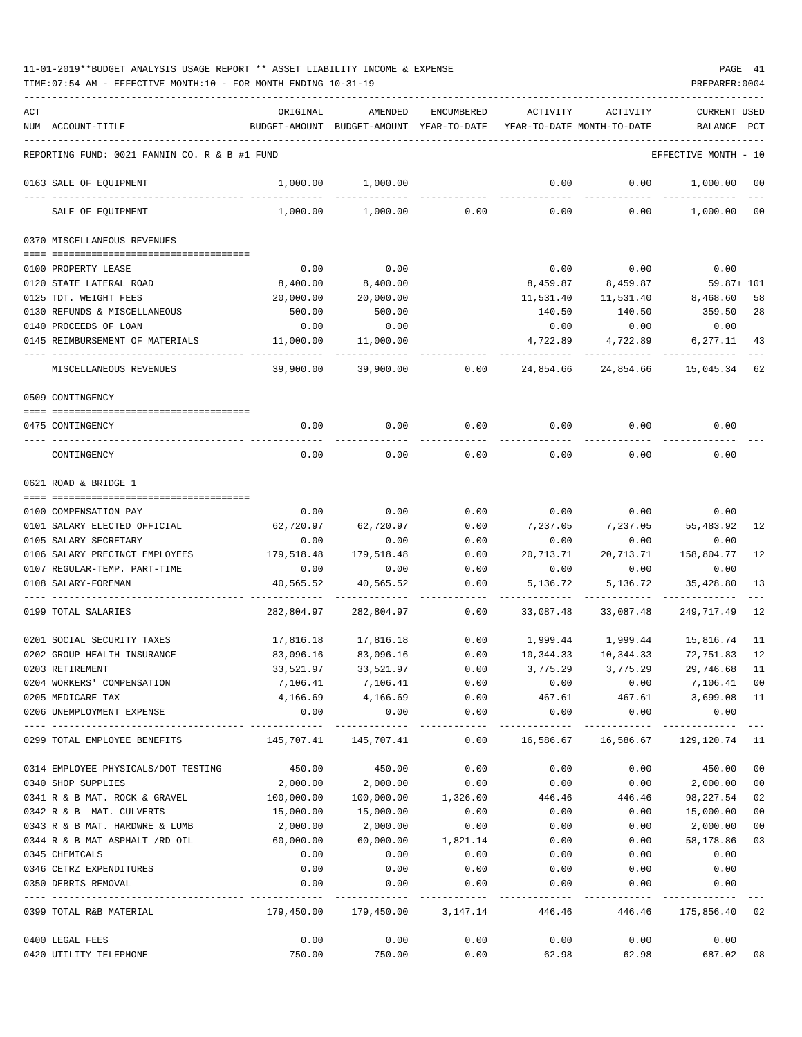11-01-2019**BUDGET ANALYSIS USAGE REPORT ** ASSET LIABILITY INCOME & EXPENSE

TIME:07:54 AM - EFFECTIVE MONTH:10 - FOR MONTH ENDING 10-31-19

PREPARER:0004

REPORTING FUND: 0021 FANNIN CO. R & B #1 FUND — EFFECTIVE MONTH - 10

| ACT NUM | ACCOUNT-TITLE | ORIGINAL BUDGET-AMOUNT | AMENDED BUDGET-AMOUNT | ENCUMBERED YEAR-TO-DATE | ACTIVITY YEAR-TO-DATE | ACTIVITY MONTH-TO-DATE | CURRENT BALANCE | USED PCT |
|---|---|---|---|---|---|---|---|---|
| 0163 | SALE OF EQUIPMENT | 1,000.00 | 1,000.00 | | 0.00 | 0.00 | 1,000.00 | 00 |
| | SALE OF EQUIPMENT | 1,000.00 | 1,000.00 | 0.00 | 0.00 | 0.00 | 1,000.00 | 00 |
| | **0370 MISCELLANEOUS REVENUES** | | | | | | | |
| 0100 | PROPERTY LEASE | 0.00 | 0.00 | | 0.00 | 0.00 | 0.00 | |
| 0120 | STATE LATERAL ROAD | 8,400.00 | 8,400.00 | | 8,459.87 | 8,459.87 | 59.87+ | 101 |
| 0125 | TDT. WEIGHT FEES | 20,000.00 | 20,000.00 | | 11,531.40 | 11,531.40 | 8,468.60 | 58 |
| 0130 | REFUNDS & MISCELLANEOUS | 500.00 | 500.00 | | 140.50 | 140.50 | 359.50 | 28 |
| 0140 | PROCEEDS OF LOAN | 0.00 | 0.00 | | 0.00 | 0.00 | 0.00 | |
| 0145 | REIMBURSEMENT OF MATERIALS | 11,000.00 | 11,000.00 | | 4,722.89 | 4,722.89 | 6,277.11 | 43 |
| | MISCELLANEOUS REVENUES | 39,900.00 | 39,900.00 | 0.00 | 24,854.66 | 24,854.66 | 15,045.34 | 62 |
| | **0509 CONTINGENCY** | | | | | | | |
| 0475 | CONTINGENCY | 0.00 | 0.00 | 0.00 | 0.00 | 0.00 | 0.00 | |
| | CONTINGENCY | 0.00 | 0.00 | 0.00 | 0.00 | 0.00 | 0.00 | |
| | **0621 ROAD & BRIDGE 1** | | | | | | | |
| 0100 | COMPENSATION PAY | 0.00 | 0.00 | 0.00 | 0.00 | 0.00 | 0.00 | |
| 0101 | SALARY ELECTED OFFICIAL | 62,720.97 | 62,720.97 | 0.00 | 7,237.05 | 7,237.05 | 55,483.92 | 12 |
| 0105 | SALARY SECRETARY | 0.00 | 0.00 | 0.00 | 0.00 | 0.00 | 0.00 | |
| 0106 | SALARY PRECINCT EMPLOYEES | 179,518.48 | 179,518.48 | 0.00 | 20,713.71 | 20,713.71 | 158,804.77 | 12 |
| 0107 | REGULAR-TEMP. PART-TIME | 0.00 | 0.00 | 0.00 | 0.00 | 0.00 | 0.00 | |
| 0108 | SALARY-FOREMAN | 40,565.52 | 40,565.52 | 0.00 | 5,136.72 | 5,136.72 | 35,428.80 | 13 |
| 0199 | TOTAL SALARIES | 282,804.97 | 282,804.97 | 0.00 | 33,087.48 | 33,087.48 | 249,717.49 | 12 |
| 0201 | SOCIAL SECURITY TAXES | 17,816.18 | 17,816.18 | 0.00 | 1,999.44 | 1,999.44 | 15,816.74 | 11 |
| 0202 | GROUP HEALTH INSURANCE | 83,096.16 | 83,096.16 | 0.00 | 10,344.33 | 10,344.33 | 72,751.83 | 12 |
| 0203 | RETIREMENT | 33,521.97 | 33,521.97 | 0.00 | 3,775.29 | 3,775.29 | 29,746.68 | 11 |
| 0204 | WORKERS' COMPENSATION | 7,106.41 | 7,106.41 | 0.00 | 0.00 | 0.00 | 7,106.41 | 00 |
| 0205 | MEDICARE TAX | 4,166.69 | 4,166.69 | 0.00 | 467.61 | 467.61 | 3,699.08 | 11 |
| 0206 | UNEMPLOYMENT EXPENSE | 0.00 | 0.00 | 0.00 | 0.00 | 0.00 | 0.00 | |
| 0299 | TOTAL EMPLOYEE BENEFITS | 145,707.41 | 145,707.41 | 0.00 | 16,586.67 | 16,586.67 | 129,120.74 | 11 |
| 0314 | EMPLOYEE PHYSICALS/DOT TESTING | 450.00 | 450.00 | 0.00 | 0.00 | 0.00 | 450.00 | 00 |
| 0340 | SHOP SUPPLIES | 2,000.00 | 2,000.00 | 0.00 | 0.00 | 0.00 | 2,000.00 | 00 |
| 0341 | R & B MAT. ROCK & GRAVEL | 100,000.00 | 100,000.00 | 1,326.00 | 446.46 | 446.46 | 98,227.54 | 02 |
| 0342 | R & B MAT. CULVERTS | 15,000.00 | 15,000.00 | 0.00 | 0.00 | 0.00 | 15,000.00 | 00 |
| 0343 | R & B MAT. HARDWRE & LUMB | 2,000.00 | 2,000.00 | 0.00 | 0.00 | 0.00 | 2,000.00 | 00 |
| 0344 | R & B MAT ASPHALT /RD OIL | 60,000.00 | 60,000.00 | 1,821.14 | 0.00 | 0.00 | 58,178.86 | 03 |
| 0345 | CHEMICALS | 0.00 | 0.00 | 0.00 | 0.00 | 0.00 | 0.00 | |
| 0346 | CETRZ EXPENDITURES | 0.00 | 0.00 | 0.00 | 0.00 | 0.00 | 0.00 | |
| 0350 | DEBRIS REMOVAL | 0.00 | 0.00 | 0.00 | 0.00 | 0.00 | 0.00 | |
| 0399 | TOTAL R&B MATERIAL | 179,450.00 | 179,450.00 | 3,147.14 | 446.46 | 446.46 | 175,856.40 | 02 |
| 0400 | LEGAL FEES | 0.00 | 0.00 | 0.00 | 0.00 | 0.00 | 0.00 | |
| 0420 | UTILITY TELEPHONE | 750.00 | 750.00 | 0.00 | 62.98 | 62.98 | 687.02 | 08 |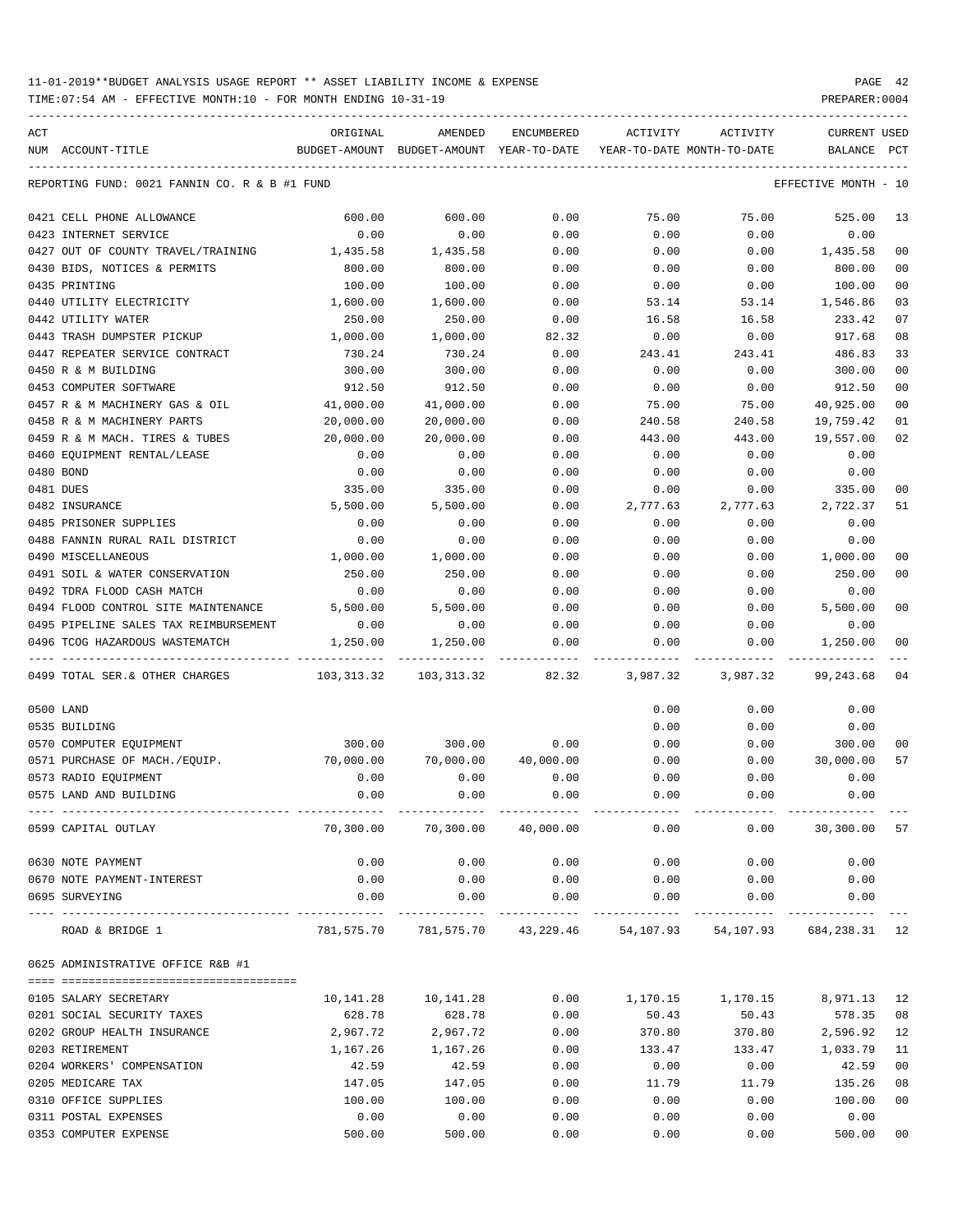11-01-2019**BUDGET ANALYSIS USAGE REPORT ** ASSET LIABILITY INCOME & EXPENSE

TIME:07:54 AM - EFFECTIVE MONTH:10 - FOR MONTH ENDING 10-31-19

PREPARER:0004

| ACT NUM | ACCOUNT-TITLE | ORIGINAL BUDGET-AMOUNT | AMENDED BUDGET-AMOUNT | ENCUMBERED YEAR-TO-DATE | ACTIVITY YEAR-TO-DATE | ACTIVITY MONTH-TO-DATE | CURRENT BALANCE | USED PCT |
|---|---|---|---|---|---|---|---|---|
| | REPORTING FUND: 0021 FANNIN CO. R & B #1 FUND | | | | | | EFFECTIVE MONTH - 10 | |
| 0421 | CELL PHONE ALLOWANCE | 600.00 | 600.00 | 0.00 | 75.00 | 75.00 | 525.00 | 13 |
| 0423 | INTERNET SERVICE | 0.00 | 0.00 | 0.00 | 0.00 | 0.00 | 0.00 | |
| 0427 | OUT OF COUNTY TRAVEL/TRAINING | 1,435.58 | 1,435.58 | 0.00 | 0.00 | 0.00 | 1,435.58 | 00 |
| 0430 | BIDS, NOTICES & PERMITS | 800.00 | 800.00 | 0.00 | 0.00 | 0.00 | 800.00 | 00 |
| 0435 | PRINTING | 100.00 | 100.00 | 0.00 | 0.00 | 0.00 | 100.00 | 00 |
| 0440 | UTILITY ELECTRICITY | 1,600.00 | 1,600.00 | 0.00 | 53.14 | 53.14 | 1,546.86 | 03 |
| 0442 | UTILITY WATER | 250.00 | 250.00 | 0.00 | 16.58 | 16.58 | 233.42 | 07 |
| 0443 | TRASH DUMPSTER PICKUP | 1,000.00 | 1,000.00 | 82.32 | 0.00 | 0.00 | 917.68 | 08 |
| 0447 | REPEATER SERVICE CONTRACT | 730.24 | 730.24 | 0.00 | 243.41 | 243.41 | 486.83 | 33 |
| 0450 | R & M BUILDING | 300.00 | 300.00 | 0.00 | 0.00 | 0.00 | 300.00 | 00 |
| 0453 | COMPUTER SOFTWARE | 912.50 | 912.50 | 0.00 | 0.00 | 0.00 | 912.50 | 00 |
| 0457 | R & M MACHINERY GAS & OIL | 41,000.00 | 41,000.00 | 0.00 | 75.00 | 75.00 | 40,925.00 | 00 |
| 0458 | R & M MACHINERY PARTS | 20,000.00 | 20,000.00 | 0.00 | 240.58 | 240.58 | 19,759.42 | 01 |
| 0459 | R & M MACH. TIRES & TUBES | 20,000.00 | 20,000.00 | 0.00 | 443.00 | 443.00 | 19,557.00 | 02 |
| 0460 | EQUIPMENT RENTAL/LEASE | 0.00 | 0.00 | 0.00 | 0.00 | 0.00 | 0.00 | |
| 0480 | BOND | 0.00 | 0.00 | 0.00 | 0.00 | 0.00 | 0.00 | |
| 0481 | DUES | 335.00 | 335.00 | 0.00 | 0.00 | 0.00 | 335.00 | 00 |
| 0482 | INSURANCE | 5,500.00 | 5,500.00 | 0.00 | 2,777.63 | 2,777.63 | 2,722.37 | 51 |
| 0485 | PRISONER SUPPLIES | 0.00 | 0.00 | 0.00 | 0.00 | 0.00 | 0.00 | |
| 0488 | FANNIN RURAL RAIL DISTRICT | 0.00 | 0.00 | 0.00 | 0.00 | 0.00 | 0.00 | |
| 0490 | MISCELLANEOUS | 1,000.00 | 1,000.00 | 0.00 | 0.00 | 0.00 | 1,000.00 | 00 |
| 0491 | SOIL & WATER CONSERVATION | 250.00 | 250.00 | 0.00 | 0.00 | 0.00 | 250.00 | 00 |
| 0492 | TDRA FLOOD CASH MATCH | 0.00 | 0.00 | 0.00 | 0.00 | 0.00 | 0.00 | |
| 0494 | FLOOD CONTROL SITE MAINTENANCE | 5,500.00 | 5,500.00 | 0.00 | 0.00 | 0.00 | 5,500.00 | 00 |
| 0495 | PIPELINE SALES TAX REIMBURSEMENT | 0.00 | 0.00 | 0.00 | 0.00 | 0.00 | 0.00 | |
| 0496 | TCOG HAZARDOUS WASTEMATCH | 1,250.00 | 1,250.00 | 0.00 | 0.00 | 0.00 | 1,250.00 | 00 |
| 0499 | TOTAL SER.& OTHER CHARGES | 103,313.32 | 103,313.32 | 82.32 | 3,987.32 | 3,987.32 | 99,243.68 | 04 |
| 0500 | LAND | | | | 0.00 | 0.00 | 0.00 | |
| 0535 | BUILDING | | | | 0.00 | 0.00 | 0.00 | |
| 0570 | COMPUTER EQUIPMENT | 300.00 | 300.00 | 0.00 | 0.00 | 0.00 | 300.00 | 00 |
| 0571 | PURCHASE OF MACH./EQUIP. | 70,000.00 | 70,000.00 | 40,000.00 | 0.00 | 0.00 | 30,000.00 | 57 |
| 0573 | RADIO EQUIPMENT | 0.00 | 0.00 | 0.00 | 0.00 | 0.00 | 0.00 | |
| 0575 | LAND AND BUILDING | 0.00 | 0.00 | 0.00 | 0.00 | 0.00 | 0.00 | |
| 0599 | CAPITAL OUTLAY | 70,300.00 | 70,300.00 | 40,000.00 | 0.00 | 0.00 | 30,300.00 | 57 |
| 0630 | NOTE PAYMENT | 0.00 | 0.00 | 0.00 | 0.00 | 0.00 | 0.00 | |
| 0670 | NOTE PAYMENT-INTEREST | 0.00 | 0.00 | 0.00 | 0.00 | 0.00 | 0.00 | |
| 0695 | SURVEYING | 0.00 | 0.00 | 0.00 | 0.00 | 0.00 | 0.00 | |
| | ROAD & BRIDGE 1 | 781,575.70 | 781,575.70 | 43,229.46 | 54,107.93 | 54,107.93 | 684,238.31 | 12 |
| 0625 | ADMINISTRATIVE OFFICE R&B #1 | | | | | | | |
| 0105 | SALARY SECRETARY | 10,141.28 | 10,141.28 | 0.00 | 1,170.15 | 1,170.15 | 8,971.13 | 12 |
| 0201 | SOCIAL SECURITY TAXES | 628.78 | 628.78 | 0.00 | 50.43 | 50.43 | 578.35 | 08 |
| 0202 | GROUP HEALTH INSURANCE | 2,967.72 | 2,967.72 | 0.00 | 370.80 | 370.80 | 2,596.92 | 12 |
| 0203 | RETIREMENT | 1,167.26 | 1,167.26 | 0.00 | 133.47 | 133.47 | 1,033.79 | 11 |
| 0204 | WORKERS' COMPENSATION | 42.59 | 42.59 | 0.00 | 0.00 | 0.00 | 42.59 | 00 |
| 0205 | MEDICARE TAX | 147.05 | 147.05 | 0.00 | 11.79 | 11.79 | 135.26 | 08 |
| 0310 | OFFICE SUPPLIES | 100.00 | 100.00 | 0.00 | 0.00 | 0.00 | 100.00 | 00 |
| 0311 | POSTAL EXPENSES | 0.00 | 0.00 | 0.00 | 0.00 | 0.00 | 0.00 | |
| 0353 | COMPUTER EXPENSE | 500.00 | 500.00 | 0.00 | 0.00 | 0.00 | 500.00 | 00 |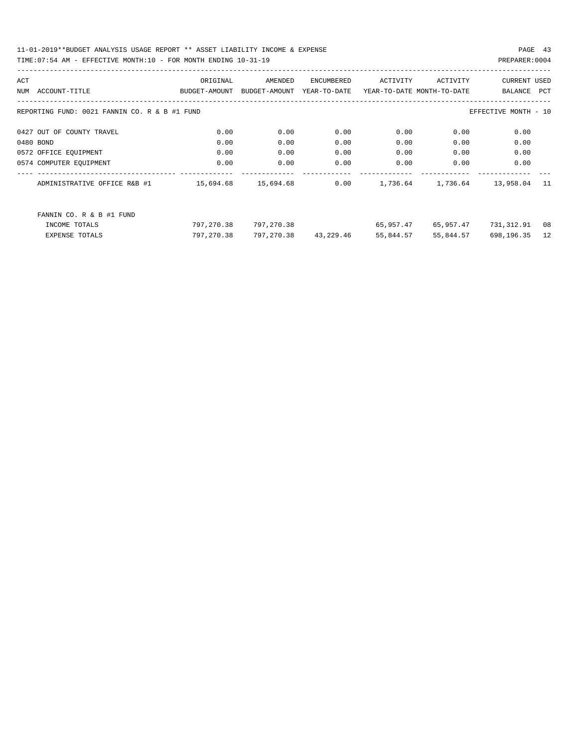11-01-2019**BUDGET ANALYSIS USAGE REPORT ** ASSET LIABILITY INCOME & EXPENSE

TIME:07:54 AM - EFFECTIVE MONTH:10 - FOR MONTH ENDING 10-31-19

PREPARER:0004

| ACT NUM | ACCOUNT-TITLE | ORIGINAL BUDGET-AMOUNT | AMENDED BUDGET-AMOUNT | ENCUMBERED YEAR-TO-DATE | ACTIVITY YEAR-TO-DATE | ACTIVITY MONTH-TO-DATE | CURRENT BALANCE | USED PCT |
|---|---|---|---|---|---|---|---|---|
| | REPORTING FUND: 0021 FANNIN CO. R & B #1 FUND | | | | | | EFFECTIVE MONTH - 10 | |
| 0427 | OUT OF COUNTY TRAVEL | 0.00 | 0.00 | 0.00 | 0.00 | 0.00 | 0.00 | |
| 0480 | BOND | 0.00 | 0.00 | 0.00 | 0.00 | 0.00 | 0.00 | |
| 0572 | OFFICE EQUIPMENT | 0.00 | 0.00 | 0.00 | 0.00 | 0.00 | 0.00 | |
| 0574 | COMPUTER EQUIPMENT | 0.00 | 0.00 | 0.00 | 0.00 | 0.00 | 0.00 | |
| | ADMINISTRATIVE OFFICE R&B #1 | 15,694.68 | 15,694.68 | 0.00 | 1,736.64 | 1,736.64 | 13,958.04 | 11 |
| | FANNIN CO. R & B #1 FUND | | | | | | | |
| | INCOME TOTALS | 797,270.38 | 797,270.38 | | 65,957.47 | 65,957.47 | 731,312.91 | 08 |
| | EXPENSE TOTALS | 797,270.38 | 797,270.38 | 43,229.46 | 55,844.57 | 55,844.57 | 698,196.35 | 12 |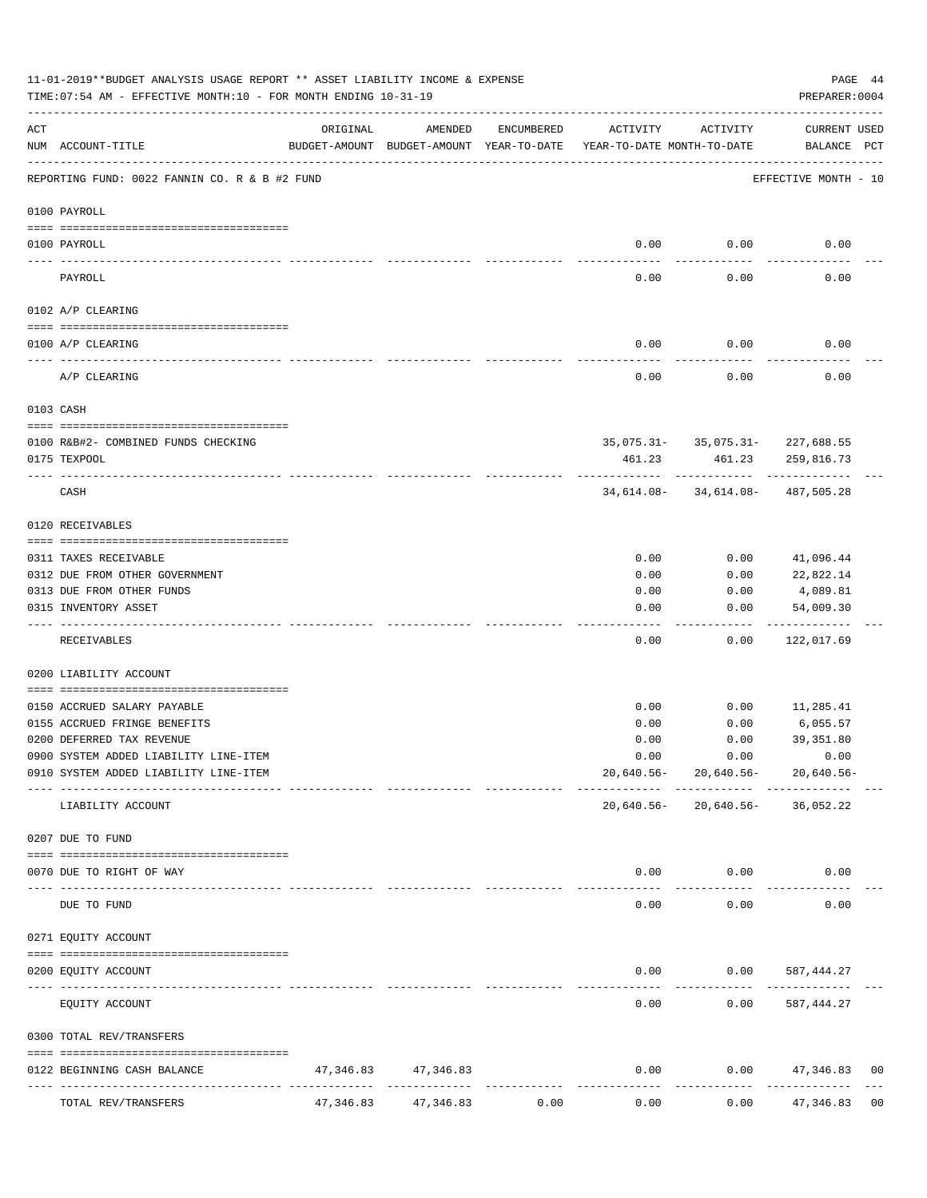11-01-2019**BUDGET ANALYSIS USAGE REPORT ** ASSET LIABILITY INCOME & EXPENSE

TIME:07:54 AM - EFFECTIVE MONTH:10 - FOR MONTH ENDING 10-31-19

PREPARER:0004

| ACT NUM | ACCOUNT-TITLE | ORIGINAL BUDGET-AMOUNT | AMENDED BUDGET-AMOUNT | ENCUMBERED YEAR-TO-DATE | ACTIVITY YEAR-TO-DATE | ACTIVITY MONTH-TO-DATE | CURRENT USED BALANCE | PCT |
|---|---|---|---|---|---|---|---|---|
| | REPORTING FUND: 0022 FANNIN CO. R & B #2 FUND | | | | | | EFFECTIVE MONTH - 10 | |
| | 0100 PAYROLL | | | | | | | |
| 0100 | PAYROLL | | | | 0.00 | 0.00 | 0.00 | |
| | PAYROLL | | | | 0.00 | 0.00 | 0.00 | |
| | 0102 A/P CLEARING | | | | | | | |
| 0100 | A/P CLEARING | | | | 0.00 | 0.00 | 0.00 | |
| | A/P CLEARING | | | | 0.00 | 0.00 | 0.00 | |
| | 0103 CASH | | | | | | | |
| 0100 | R&B#2- COMBINED FUNDS CHECKING | | | | 35,075.31- | 35,075.31- | 227,688.55 | |
| 0175 | TEXPOOL | | | | 461.23 | 461.23 | 259,816.73 | |
| | CASH | | | | 34,614.08- | 34,614.08- | 487,505.28 | |
| | 0120 RECEIVABLES | | | | | | | |
| 0311 | TAXES RECEIVABLE | | | | 0.00 | 0.00 | 41,096.44 | |
| 0312 | DUE FROM OTHER GOVERNMENT | | | | 0.00 | 0.00 | 22,822.14 | |
| 0313 | DUE FROM OTHER FUNDS | | | | 0.00 | 0.00 | 4,089.81 | |
| 0315 | INVENTORY ASSET | | | | 0.00 | 0.00 | 54,009.30 | |
| | RECEIVABLES | | | | 0.00 | 0.00 | 122,017.69 | |
| | 0200 LIABILITY ACCOUNT | | | | | | | |
| 0150 | ACCRUED SALARY PAYABLE | | | | 0.00 | 0.00 | 11,285.41 | |
| 0155 | ACCRUED FRINGE BENEFITS | | | | 0.00 | 0.00 | 6,055.57 | |
| 0200 | DEFERRED TAX REVENUE | | | | 0.00 | 0.00 | 39,351.80 | |
| 0900 | SYSTEM ADDED LIABILITY LINE-ITEM | | | | 0.00 | 0.00 | 0.00 | |
| 0910 | SYSTEM ADDED LIABILITY LINE-ITEM | | | | 20,640.56- | 20,640.56- | 20,640.56- | |
| | LIABILITY ACCOUNT | | | | 20,640.56- | 20,640.56- | 36,052.22 | |
| | 0207 DUE TO FUND | | | | | | | |
| 0070 | DUE TO RIGHT OF WAY | | | | 0.00 | 0.00 | 0.00 | |
| | DUE TO FUND | | | | 0.00 | 0.00 | 0.00 | |
| | 0271 EQUITY ACCOUNT | | | | | | | |
| 0200 | EQUITY ACCOUNT | | | | 0.00 | 0.00 | 587,444.27 | |
| | EQUITY ACCOUNT | | | | 0.00 | 0.00 | 587,444.27 | |
| | 0300 TOTAL REV/TRANSFERS | | | | | | | |
| 0122 | BEGINNING CASH BALANCE | 47,346.83 | 47,346.83 | | 0.00 | 0.00 | 47,346.83 | 00 |
| | TOTAL REV/TRANSFERS | 47,346.83 | 47,346.83 | 0.00 | 0.00 | 0.00 | 47,346.83 | 00 |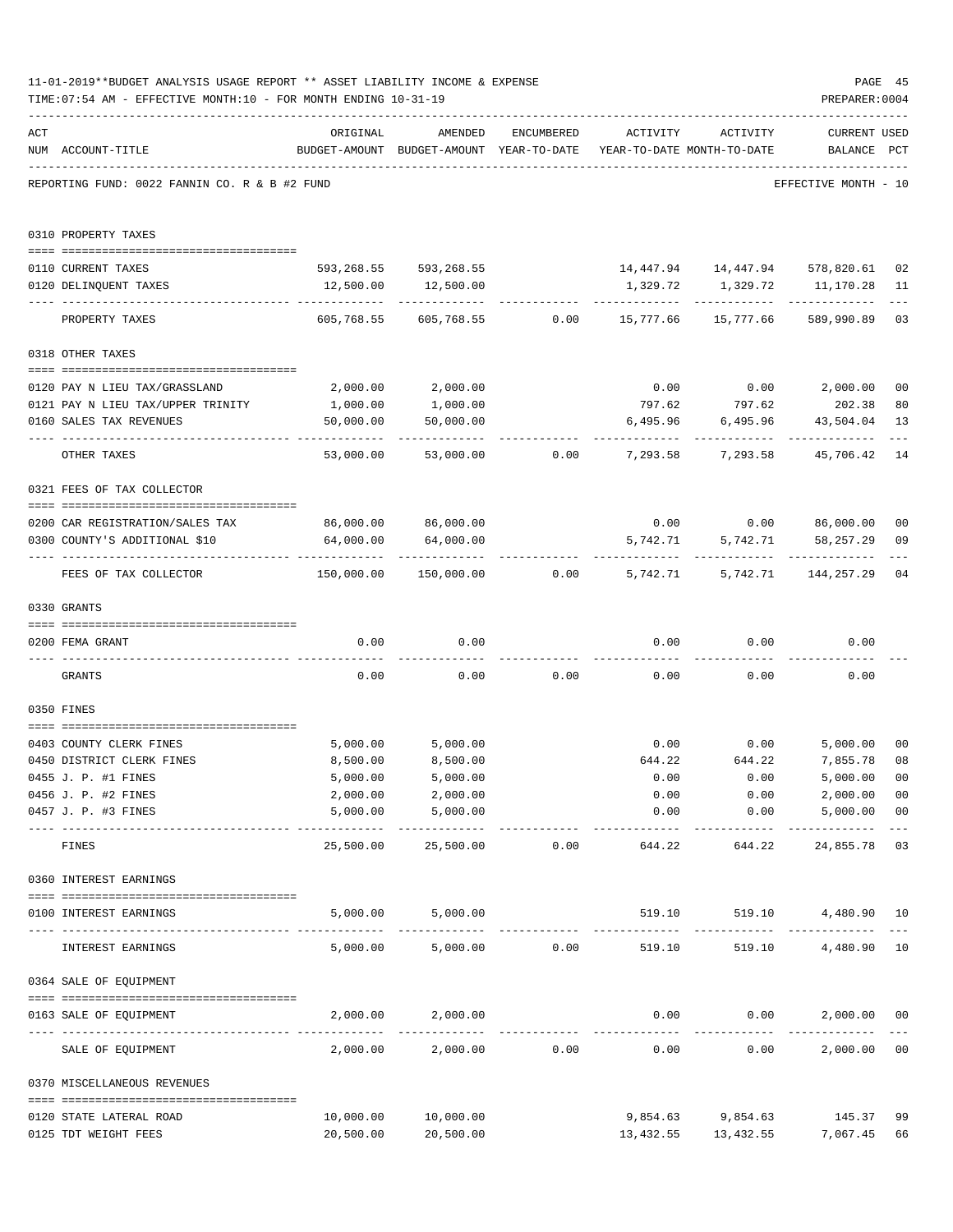11-01-2019**BUDGET ANALYSIS USAGE REPORT ** ASSET LIABILITY INCOME & EXPENSE

TIME:07:54 AM - EFFECTIVE MONTH:10 - FOR MONTH ENDING 10-31-19

PREPARER:0004

| ACT NUM | ACCOUNT-TITLE | ORIGINAL BUDGET-AMOUNT | AMENDED BUDGET-AMOUNT | ENCUMBERED YEAR-TO-DATE | ACTIVITY YEAR-TO-DATE | ACTIVITY MONTH-TO-DATE | CURRENT BALANCE | USED PCT |
|---|---|---|---|---|---|---|---|---|

REPORTING FUND: 0022 FANNIN CO. R & B #2 FUND — EFFECTIVE MONTH - 10

| ACT NUM | ACCOUNT-TITLE | ORIGINAL BUDGET-AMOUNT | AMENDED BUDGET-AMOUNT | ENCUMBERED YEAR-TO-DATE | ACTIVITY YEAR-TO-DATE | ACTIVITY MONTH-TO-DATE | CURRENT BALANCE | USED PCT |
|---|---|---|---|---|---|---|---|---|
| 0310 | PROPERTY TAXES | | | | | | | |
| 0110 | CURRENT TAXES | 593,268.55 | 593,268.55 | | 14,447.94 | 14,447.94 | 578,820.61 | 02 |
| 0120 | DELINQUENT TAXES | 12,500.00 | 12,500.00 | | 1,329.72 | 1,329.72 | 11,170.28 | 11 |
| | PROPERTY TAXES | 605,768.55 | 605,768.55 | 0.00 | 15,777.66 | 15,777.66 | 589,990.89 | 03 |
| 0318 | OTHER TAXES | | | | | | | |
| 0120 | PAY N LIEU TAX/GRASSLAND | 2,000.00 | 2,000.00 | | 0.00 | 0.00 | 2,000.00 | 00 |
| 0121 | PAY N LIEU TAX/UPPER TRINITY | 1,000.00 | 1,000.00 | | 797.62 | 797.62 | 202.38 | 80 |
| 0160 | SALES TAX REVENUES | 50,000.00 | 50,000.00 | | 6,495.96 | 6,495.96 | 43,504.04 | 13 |
| | OTHER TAXES | 53,000.00 | 53,000.00 | 0.00 | 7,293.58 | 7,293.58 | 45,706.42 | 14 |
| 0321 | FEES OF TAX COLLECTOR | | | | | | | |
| 0200 | CAR REGISTRATION/SALES TAX | 86,000.00 | 86,000.00 | | 0.00 | 0.00 | 86,000.00 | 00 |
| 0300 | COUNTY'S ADDITIONAL $10 | 64,000.00 | 64,000.00 | | 5,742.71 | 5,742.71 | 58,257.29 | 09 |
| | FEES OF TAX COLLECTOR | 150,000.00 | 150,000.00 | 0.00 | 5,742.71 | 5,742.71 | 144,257.29 | 04 |
| 0330 | GRANTS | | | | | | | |
| 0200 | FEMA GRANT | 0.00 | 0.00 | | 0.00 | 0.00 | 0.00 | |
| | GRANTS | 0.00 | 0.00 | 0.00 | 0.00 | 0.00 | 0.00 | |
| 0350 | FINES | | | | | | | |
| 0403 | COUNTY CLERK FINES | 5,000.00 | 5,000.00 | | 0.00 | 0.00 | 5,000.00 | 00 |
| 0450 | DISTRICT CLERK FINES | 8,500.00 | 8,500.00 | | 644.22 | 644.22 | 7,855.78 | 08 |
| 0455 | J. P. #1 FINES | 5,000.00 | 5,000.00 | | 0.00 | 0.00 | 5,000.00 | 00 |
| 0456 | J. P. #2 FINES | 2,000.00 | 2,000.00 | | 0.00 | 0.00 | 2,000.00 | 00 |
| 0457 | J. P. #3 FINES | 5,000.00 | 5,000.00 | | 0.00 | 0.00 | 5,000.00 | 00 |
| | FINES | 25,500.00 | 25,500.00 | 0.00 | 644.22 | 644.22 | 24,855.78 | 03 |
| 0360 | INTEREST EARNINGS | | | | | | | |
| 0100 | INTEREST EARNINGS | 5,000.00 | 5,000.00 | | 519.10 | 519.10 | 4,480.90 | 10 |
| | INTEREST EARNINGS | 5,000.00 | 5,000.00 | 0.00 | 519.10 | 519.10 | 4,480.90 | 10 |
| 0364 | SALE OF EQUIPMENT | | | | | | | |
| 0163 | SALE OF EQUIPMENT | 2,000.00 | 2,000.00 | | 0.00 | 0.00 | 2,000.00 | 00 |
| | SALE OF EQUIPMENT | 2,000.00 | 2,000.00 | 0.00 | 0.00 | 0.00 | 2,000.00 | 00 |
| 0370 | MISCELLANEOUS REVENUES | | | | | | | |
| 0120 | STATE LATERAL ROAD | 10,000.00 | 10,000.00 | | 9,854.63 | 9,854.63 | 145.37 | 99 |
| 0125 | TDT WEIGHT FEES | 20,500.00 | 20,500.00 | | 13,432.55 | 13,432.55 | 7,067.45 | 66 |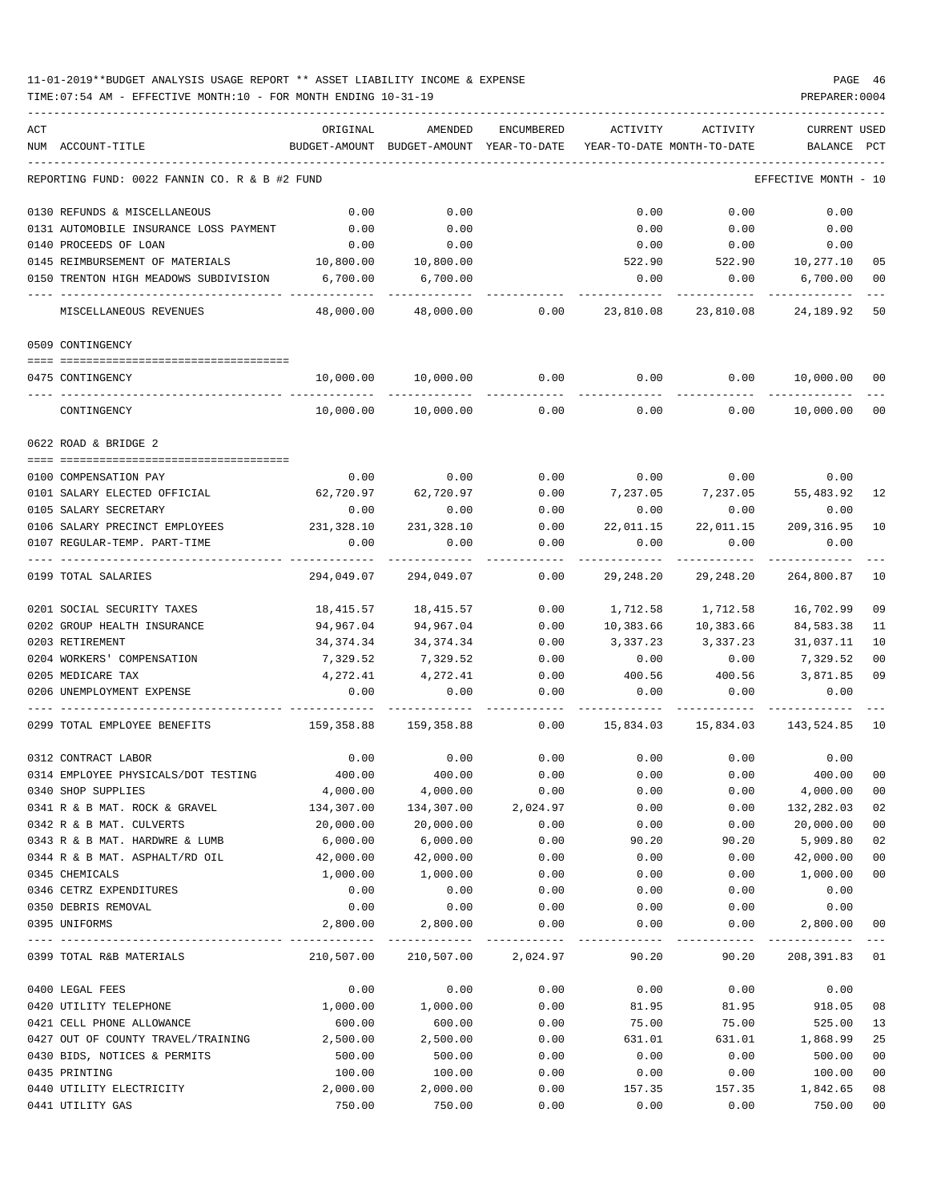11-01-2019**BUDGET ANALYSIS USAGE REPORT ** ASSET LIABILITY INCOME & EXPENSE

TIME:07:54 AM - EFFECTIVE MONTH:10 - FOR MONTH ENDING 10-31-19

PREPARER:0004

REPORTING FUND: 0022 FANNIN CO. R & B #2 FUND — EFFECTIVE MONTH - 10

| ACT NUM | ACCOUNT-TITLE | ORIGINAL BUDGET-AMOUNT | AMENDED BUDGET-AMOUNT | ENCUMBERED YEAR-TO-DATE | ACTIVITY YEAR-TO-DATE | ACTIVITY MONTH-TO-DATE | CURRENT BALANCE | USED PCT |
|---|---|---|---|---|---|---|---|---|
| 0130 | REFUNDS & MISCELLANEOUS | 0.00 | 0.00 | | 0.00 | 0.00 | 0.00 | |
| 0131 | AUTOMOBILE INSURANCE LOSS PAYMENT | 0.00 | 0.00 | | 0.00 | 0.00 | 0.00 | |
| 0140 | PROCEEDS OF LOAN | 0.00 | 0.00 | | 0.00 | 0.00 | 0.00 | |
| 0145 | REIMBURSEMENT OF MATERIALS | 10,800.00 | 10,800.00 | | 522.90 | 522.90 | 10,277.10 | 05 |
| 0150 | TRENTON HIGH MEADOWS SUBDIVISION | 6,700.00 | 6,700.00 | | 0.00 | 0.00 | 6,700.00 | 00 |
| | MISCELLANEOUS REVENUES | 48,000.00 | 48,000.00 | 0.00 | 23,810.08 | 23,810.08 | 24,189.92 | 50 |
| | **0509 CONTINGENCY** | | | | | | | |
| 0475 | CONTINGENCY | 10,000.00 | 10,000.00 | 0.00 | 0.00 | 0.00 | 10,000.00 | 00 |
| | CONTINGENCY | 10,000.00 | 10,000.00 | 0.00 | 0.00 | 0.00 | 10,000.00 | 00 |
| | **0622 ROAD & BRIDGE 2** | | | | | | | |
| 0100 | COMPENSATION PAY | 0.00 | 0.00 | 0.00 | 0.00 | 0.00 | 0.00 | |
| 0101 | SALARY ELECTED OFFICIAL | 62,720.97 | 62,720.97 | 0.00 | 7,237.05 | 7,237.05 | 55,483.92 | 12 |
| 0105 | SALARY SECRETARY | 0.00 | 0.00 | 0.00 | 0.00 | 0.00 | 0.00 | |
| 0106 | SALARY PRECINCT EMPLOYEES | 231,328.10 | 231,328.10 | 0.00 | 22,011.15 | 22,011.15 | 209,316.95 | 10 |
| 0107 | REGULAR-TEMP. PART-TIME | 0.00 | 0.00 | 0.00 | 0.00 | 0.00 | 0.00 | |
| 0199 | TOTAL SALARIES | 294,049.07 | 294,049.07 | 0.00 | 29,248.20 | 29,248.20 | 264,800.87 | 10 |
| 0201 | SOCIAL SECURITY TAXES | 18,415.57 | 18,415.57 | 0.00 | 1,712.58 | 1,712.58 | 16,702.99 | 09 |
| 0202 | GROUP HEALTH INSURANCE | 94,967.04 | 94,967.04 | 0.00 | 10,383.66 | 10,383.66 | 84,583.38 | 11 |
| 0203 | RETIREMENT | 34,374.34 | 34,374.34 | 0.00 | 3,337.23 | 3,337.23 | 31,037.11 | 10 |
| 0204 | WORKERS' COMPENSATION | 7,329.52 | 7,329.52 | 0.00 | 0.00 | 0.00 | 7,329.52 | 00 |
| 0205 | MEDICARE TAX | 4,272.41 | 4,272.41 | 0.00 | 400.56 | 400.56 | 3,871.85 | 09 |
| 0206 | UNEMPLOYMENT EXPENSE | 0.00 | 0.00 | 0.00 | 0.00 | 0.00 | 0.00 | |
| 0299 | TOTAL EMPLOYEE BENEFITS | 159,358.88 | 159,358.88 | 0.00 | 15,834.03 | 15,834.03 | 143,524.85 | 10 |
| 0312 | CONTRACT LABOR | 0.00 | 0.00 | 0.00 | 0.00 | 0.00 | 0.00 | |
| 0314 | EMPLOYEE PHYSICALS/DOT TESTING | 400.00 | 400.00 | 0.00 | 0.00 | 0.00 | 400.00 | 00 |
| 0340 | SHOP SUPPLIES | 4,000.00 | 4,000.00 | 0.00 | 0.00 | 0.00 | 4,000.00 | 00 |
| 0341 | R & B MAT. ROCK & GRAVEL | 134,307.00 | 134,307.00 | 2,024.97 | 0.00 | 0.00 | 132,282.03 | 02 |
| 0342 | R & B MAT. CULVERTS | 20,000.00 | 20,000.00 | 0.00 | 0.00 | 0.00 | 20,000.00 | 00 |
| 0343 | R & B MAT. HARDWRE & LUMB | 6,000.00 | 6,000.00 | 0.00 | 90.20 | 90.20 | 5,909.80 | 02 |
| 0344 | R & B MAT. ASPHALT/RD OIL | 42,000.00 | 42,000.00 | 0.00 | 0.00 | 0.00 | 42,000.00 | 00 |
| 0345 | CHEMICALS | 1,000.00 | 1,000.00 | 0.00 | 0.00 | 0.00 | 1,000.00 | 00 |
| 0346 | CETRZ EXPENDITURES | 0.00 | 0.00 | 0.00 | 0.00 | 0.00 | 0.00 | |
| 0350 | DEBRIS REMOVAL | 0.00 | 0.00 | 0.00 | 0.00 | 0.00 | 0.00 | |
| 0395 | UNIFORMS | 2,800.00 | 2,800.00 | 0.00 | 0.00 | 0.00 | 2,800.00 | 00 |
| 0399 | TOTAL R&B MATERIALS | 210,507.00 | 210,507.00 | 2,024.97 | 90.20 | 90.20 | 208,391.83 | 01 |
| 0400 | LEGAL FEES | 0.00 | 0.00 | 0.00 | 0.00 | 0.00 | 0.00 | |
| 0420 | UTILITY TELEPHONE | 1,000.00 | 1,000.00 | 0.00 | 81.95 | 81.95 | 918.05 | 08 |
| 0421 | CELL PHONE ALLOWANCE | 600.00 | 600.00 | 0.00 | 75.00 | 75.00 | 525.00 | 13 |
| 0427 | OUT OF COUNTY TRAVEL/TRAINING | 2,500.00 | 2,500.00 | 0.00 | 631.01 | 631.01 | 1,868.99 | 25 |
| 0430 | BIDS, NOTICES & PERMITS | 500.00 | 500.00 | 0.00 | 0.00 | 0.00 | 500.00 | 00 |
| 0435 | PRINTING | 100.00 | 100.00 | 0.00 | 0.00 | 0.00 | 100.00 | 00 |
| 0440 | UTILITY ELECTRICITY | 2,000.00 | 2,000.00 | 0.00 | 157.35 | 157.35 | 1,842.65 | 08 |
| 0441 | UTILITY GAS | 750.00 | 750.00 | 0.00 | 0.00 | 0.00 | 750.00 | 00 |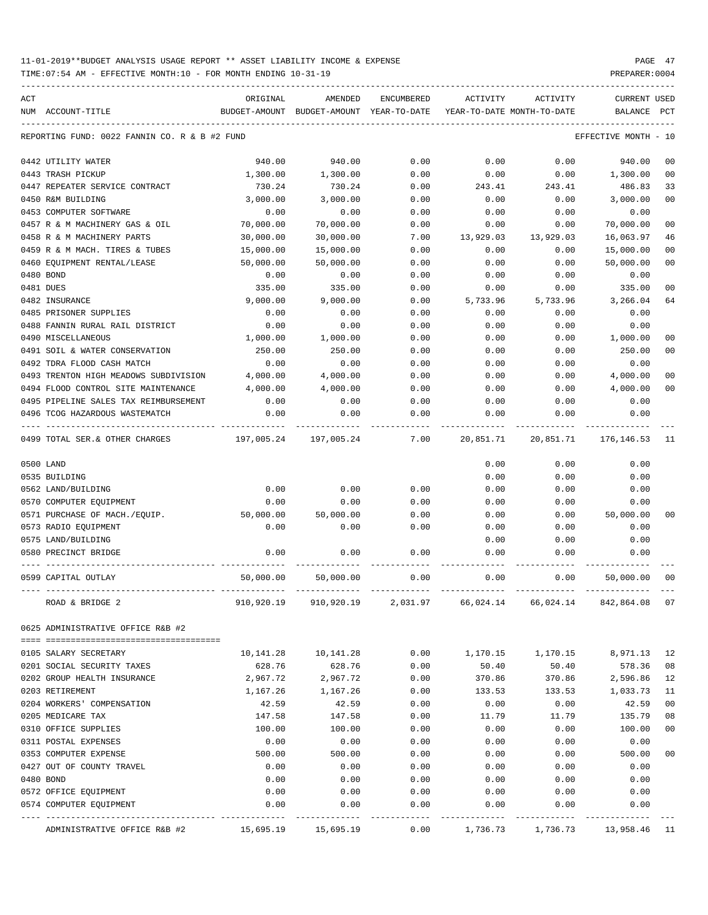11-01-2019**BUDGET ANALYSIS USAGE REPORT ** ASSET LIABILITY INCOME & EXPENSE

TIME:07:54 AM - EFFECTIVE MONTH:10 - FOR MONTH ENDING 10-31-19

PREPARER:0004

REPORTING FUND: 0022 FANNIN CO. R & B #2 FUND — EFFECTIVE MONTH - 10

| ACT NUM | ACCOUNT-TITLE | ORIGINAL BUDGET-AMOUNT | AMENDED BUDGET-AMOUNT | ENCUMBERED YEAR-TO-DATE | ACTIVITY YEAR-TO-DATE | ACTIVITY MONTH-TO-DATE | CURRENT BALANCE | USED PCT |
|---|---|---|---|---|---|---|---|---|
| 0442 | UTILITY WATER | 940.00 | 940.00 | 0.00 | 0.00 | 0.00 | 940.00 | 00 |
| 0443 | TRASH PICKUP | 1,300.00 | 1,300.00 | 0.00 | 0.00 | 0.00 | 1,300.00 | 00 |
| 0447 | REPEATER SERVICE CONTRACT | 730.24 | 730.24 | 0.00 | 243.41 | 243.41 | 486.83 | 33 |
| 0450 | R&M BUILDING | 3,000.00 | 3,000.00 | 0.00 | 0.00 | 0.00 | 3,000.00 | 00 |
| 0453 | COMPUTER SOFTWARE | 0.00 | 0.00 | 0.00 | 0.00 | 0.00 | 0.00 | |
| 0457 | R & M MACHINERY GAS & OIL | 70,000.00 | 70,000.00 | 0.00 | 0.00 | 0.00 | 70,000.00 | 00 |
| 0458 | R & M MACHINERY PARTS | 30,000.00 | 30,000.00 | 7.00 | 13,929.03 | 13,929.03 | 16,063.97 | 46 |
| 0459 | R & M MACH. TIRES & TUBES | 15,000.00 | 15,000.00 | 0.00 | 0.00 | 0.00 | 15,000.00 | 00 |
| 0460 | EQUIPMENT RENTAL/LEASE | 50,000.00 | 50,000.00 | 0.00 | 0.00 | 0.00 | 50,000.00 | 00 |
| 0480 | BOND | 0.00 | 0.00 | 0.00 | 0.00 | 0.00 | 0.00 | |
| 0481 | DUES | 335.00 | 335.00 | 0.00 | 0.00 | 0.00 | 335.00 | 00 |
| 0482 | INSURANCE | 9,000.00 | 9,000.00 | 0.00 | 5,733.96 | 5,733.96 | 3,266.04 | 64 |
| 0485 | PRISONER SUPPLIES | 0.00 | 0.00 | 0.00 | 0.00 | 0.00 | 0.00 | |
| 0488 | FANNIN RURAL RAIL DISTRICT | 0.00 | 0.00 | 0.00 | 0.00 | 0.00 | 0.00 | |
| 0490 | MISCELLANEOUS | 1,000.00 | 1,000.00 | 0.00 | 0.00 | 0.00 | 1,000.00 | 00 |
| 0491 | SOIL & WATER CONSERVATION | 250.00 | 250.00 | 0.00 | 0.00 | 0.00 | 250.00 | 00 |
| 0492 | TDRA FLOOD CASH MATCH | 0.00 | 0.00 | 0.00 | 0.00 | 0.00 | 0.00 | |
| 0493 | TRENTON HIGH MEADOWS SUBDIVISION | 4,000.00 | 4,000.00 | 0.00 | 0.00 | 0.00 | 4,000.00 | 00 |
| 0494 | FLOOD CONTROL SITE MAINTENANCE | 4,000.00 | 4,000.00 | 0.00 | 0.00 | 0.00 | 4,000.00 | 00 |
| 0495 | PIPELINE SALES TAX REIMBURSEMENT | 0.00 | 0.00 | 0.00 | 0.00 | 0.00 | 0.00 | |
| 0496 | TCOG HAZARDOUS WASTEMATCH | 0.00 | 0.00 | 0.00 | 0.00 | 0.00 | 0.00 | |
| 0499 | TOTAL SER.& OTHER CHARGES | 197,005.24 | 197,005.24 | 7.00 | 20,851.71 | 20,851.71 | 176,146.53 | 11 |
| 0500 | LAND | | | | 0.00 | 0.00 | 0.00 | |
| 0535 | BUILDING | | | | 0.00 | 0.00 | 0.00 | |
| 0562 | LAND/BUILDING | 0.00 | 0.00 | 0.00 | 0.00 | 0.00 | 0.00 | |
| 0570 | COMPUTER EQUIPMENT | 0.00 | 0.00 | 0.00 | 0.00 | 0.00 | 0.00 | |
| 0571 | PURCHASE OF MACH./EQUIP. | 50,000.00 | 50,000.00 | 0.00 | 0.00 | 0.00 | 50,000.00 | 00 |
| 0573 | RADIO EQUIPMENT | 0.00 | 0.00 | 0.00 | 0.00 | 0.00 | 0.00 | |
| 0575 | LAND/BUILDING | | | | 0.00 | 0.00 | 0.00 | |
| 0580 | PRECINCT BRIDGE | 0.00 | 0.00 | 0.00 | 0.00 | 0.00 | 0.00 | |
| 0599 | CAPITAL OUTLAY | 50,000.00 | 50,000.00 | 0.00 | 0.00 | 0.00 | 50,000.00 | 00 |
| | ROAD & BRIDGE 2 | 910,920.19 | 910,920.19 | 2,031.97 | 66,024.14 | 66,024.14 | 842,864.08 | 07 |

0625 ADMINISTRATIVE OFFICE R&B #2

| ACT NUM | ACCOUNT-TITLE | ORIGINAL BUDGET-AMOUNT | AMENDED BUDGET-AMOUNT | ENCUMBERED YEAR-TO-DATE | ACTIVITY YEAR-TO-DATE | ACTIVITY MONTH-TO-DATE | CURRENT BALANCE | USED PCT |
|---|---|---|---|---|---|---|---|---|
| 0105 | SALARY SECRETARY | 10,141.28 | 10,141.28 | 0.00 | 1,170.15 | 1,170.15 | 8,971.13 | 12 |
| 0201 | SOCIAL SECURITY TAXES | 628.76 | 628.76 | 0.00 | 50.40 | 50.40 | 578.36 | 08 |
| 0202 | GROUP HEALTH INSURANCE | 2,967.72 | 2,967.72 | 0.00 | 370.86 | 370.86 | 2,596.86 | 12 |
| 0203 | RETIREMENT | 1,167.26 | 1,167.26 | 0.00 | 133.53 | 133.53 | 1,033.73 | 11 |
| 0204 | WORKERS' COMPENSATION | 42.59 | 42.59 | 0.00 | 0.00 | 0.00 | 42.59 | 00 |
| 0205 | MEDICARE TAX | 147.58 | 147.58 | 0.00 | 11.79 | 11.79 | 135.79 | 08 |
| 0310 | OFFICE SUPPLIES | 100.00 | 100.00 | 0.00 | 0.00 | 0.00 | 100.00 | 00 |
| 0311 | POSTAL EXPENSES | 0.00 | 0.00 | 0.00 | 0.00 | 0.00 | 0.00 | |
| 0353 | COMPUTER EXPENSE | 500.00 | 500.00 | 0.00 | 0.00 | 0.00 | 500.00 | 00 |
| 0427 | OUT OF COUNTY TRAVEL | 0.00 | 0.00 | 0.00 | 0.00 | 0.00 | 0.00 | |
| 0480 | BOND | 0.00 | 0.00 | 0.00 | 0.00 | 0.00 | 0.00 | |
| 0572 | OFFICE EQUIPMENT | 0.00 | 0.00 | 0.00 | 0.00 | 0.00 | 0.00 | |
| 0574 | COMPUTER EQUIPMENT | 0.00 | 0.00 | 0.00 | 0.00 | 0.00 | 0.00 | |
| | ADMINISTRATIVE OFFICE R&B #2 | 15,695.19 | 15,695.19 | 0.00 | 1,736.73 | 1,736.73 | 13,958.46 | 11 |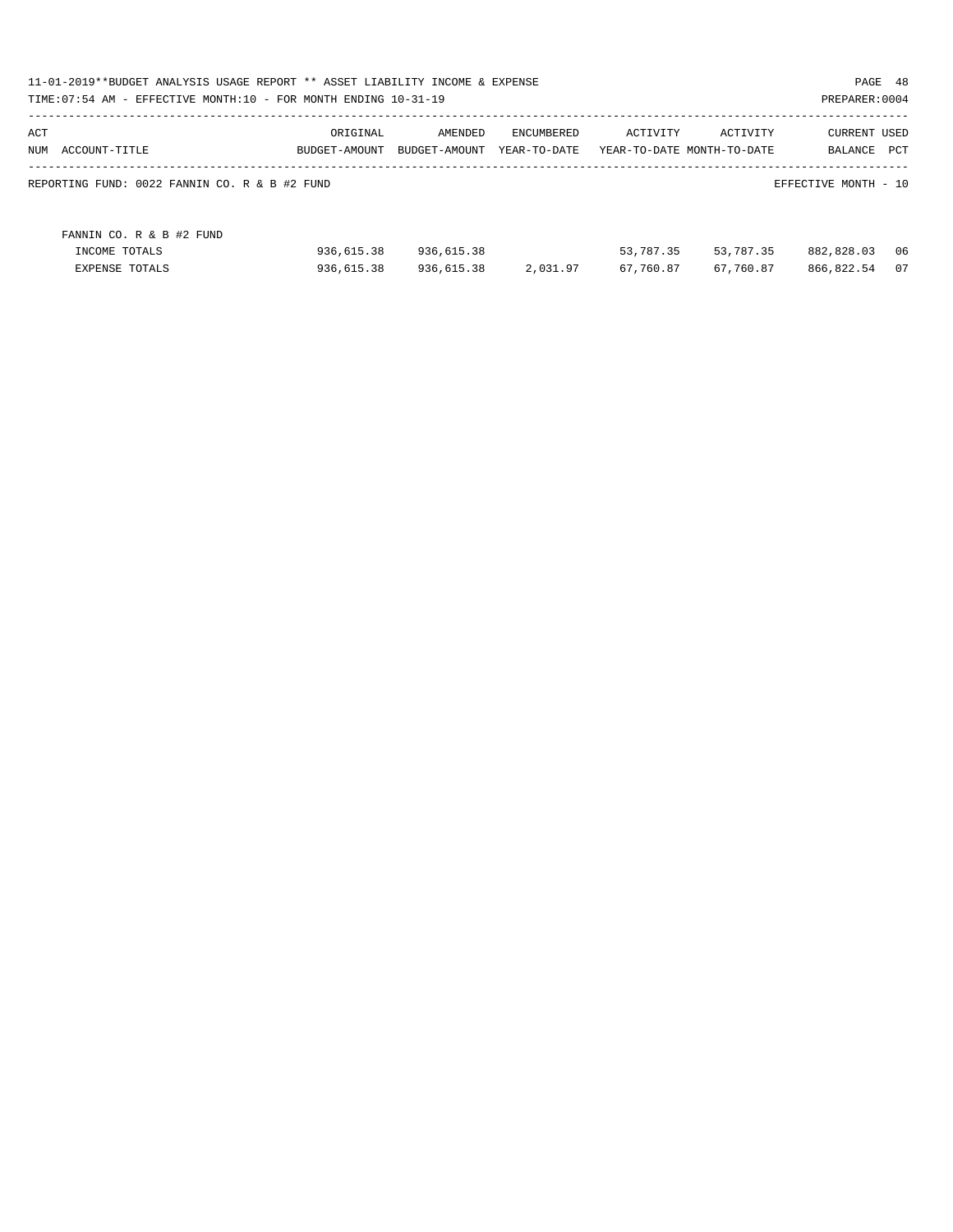11-01-2019**BUDGET ANALYSIS USAGE REPORT ** ASSET LIABILITY INCOME & EXPENSE

TIME:07:54 AM - EFFECTIVE MONTH:10 - FOR MONTH ENDING 10-31-19

PREPARER:0004

| ACT NUM ACCOUNT-TITLE | ORIGINAL BUDGET-AMOUNT | AMENDED BUDGET-AMOUNT | ENCUMBERED YEAR-TO-DATE | ACTIVITY YEAR-TO-DATE | ACTIVITY MONTH-TO-DATE | CURRENT BALANCE | USED PCT |
|---|---|---|---|---|---|---|---|
| REPORTING FUND: 0022 FANNIN CO. R & B #2 FUND | | | | | | EFFECTIVE MONTH - 10 | |
| FANNIN CO. R & B #2 FUND | | | | | | | |
| INCOME TOTALS | 936,615.38 | 936,615.38 | | 53,787.35 | 53,787.35 | 882,828.03 | 06 |
| EXPENSE TOTALS | 936,615.38 | 936,615.38 | 2,031.97 | 67,760.87 | 67,760.87 | 866,822.54 | 07 |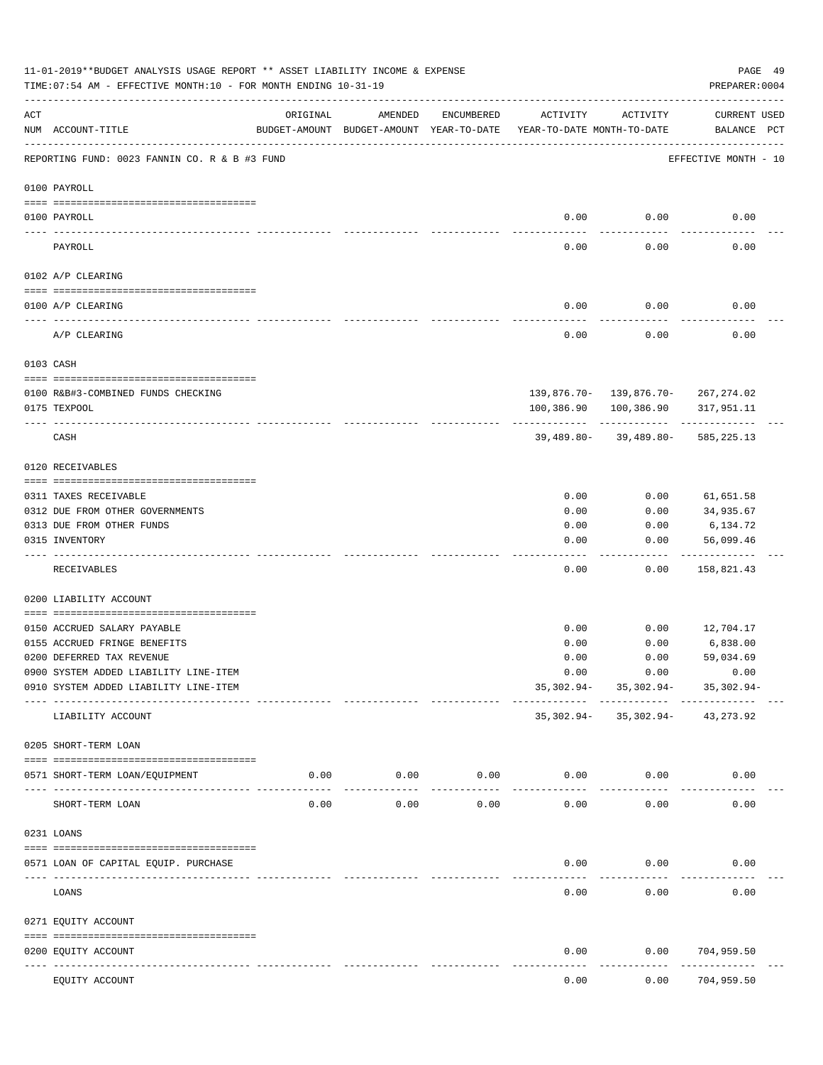11-01-2019**BUDGET ANALYSIS USAGE REPORT ** ASSET LIABILITY INCOME & EXPENSE

TIME:07:54 AM - EFFECTIVE MONTH:10 - FOR MONTH ENDING 10-31-19

PREPARER:0004

| ACT NUM | ACCOUNT-TITLE | ORIGINAL BUDGET-AMOUNT | AMENDED BUDGET-AMOUNT | ENCUMBERED YEAR-TO-DATE | ACTIVITY YEAR-TO-DATE | ACTIVITY MONTH-TO-DATE | CURRENT BALANCE | USED PCT |
|---|---|---|---|---|---|---|---|---|
| | REPORTING FUND: 0023 FANNIN CO. R & B #3 FUND | | | | | | EFFECTIVE MONTH - 10 | |
| | **0100 PAYROLL** | | | | | | | |
| 0100 | PAYROLL | | | | 0.00 | 0.00 | 0.00 | |
| | PAYROLL | | | | 0.00 | 0.00 | 0.00 | |
| | **0102 A/P CLEARING** | | | | | | | |
| 0100 | A/P CLEARING | | | | 0.00 | 0.00 | 0.00 | |
| | A/P CLEARING | | | | 0.00 | 0.00 | 0.00 | |
| | **0103 CASH** | | | | | | | |
| 0100 | R&B#3-COMBINED FUNDS CHECKING | | | | 139,876.70- | 139,876.70- | 267,274.02 | |
| 0175 | TEXPOOL | | | | 100,386.90 | 100,386.90 | 317,951.11 | |
| | CASH | | | | 39,489.80- | 39,489.80- | 585,225.13 | |
| | **0120 RECEIVABLES** | | | | | | | |
| 0311 | TAXES RECEIVABLE | | | | 0.00 | 0.00 | 61,651.58 | |
| 0312 | DUE FROM OTHER GOVERNMENTS | | | | 0.00 | 0.00 | 34,935.67 | |
| 0313 | DUE FROM OTHER FUNDS | | | | 0.00 | 0.00 | 6,134.72 | |
| 0315 | INVENTORY | | | | 0.00 | 0.00 | 56,099.46 | |
| | RECEIVABLES | | | | 0.00 | 0.00 | 158,821.43 | |
| | **0200 LIABILITY ACCOUNT** | | | | | | | |
| 0150 | ACCRUED SALARY PAYABLE | | | | 0.00 | 0.00 | 12,704.17 | |
| 0155 | ACCRUED FRINGE BENEFITS | | | | 0.00 | 0.00 | 6,838.00 | |
| 0200 | DEFERRED TAX REVENUE | | | | 0.00 | 0.00 | 59,034.69 | |
| 0900 | SYSTEM ADDED LIABILITY LINE-ITEM | | | | 0.00 | 0.00 | 0.00 | |
| 0910 | SYSTEM ADDED LIABILITY LINE-ITEM | | | | 35,302.94- | 35,302.94- | 35,302.94- | |
| | LIABILITY ACCOUNT | | | | 35,302.94- | 35,302.94- | 43,273.92 | |
| | **0205 SHORT-TERM LOAN** | | | | | | | |
| 0571 | SHORT-TERM LOAN/EQUIPMENT | 0.00 | 0.00 | 0.00 | 0.00 | 0.00 | 0.00 | |
| | SHORT-TERM LOAN | 0.00 | 0.00 | 0.00 | 0.00 | 0.00 | 0.00 | |
| | **0231 LOANS** | | | | | | | |
| 0571 | LOAN OF CAPITAL EQUIP. PURCHASE | | | | 0.00 | 0.00 | 0.00 | |
| | LOANS | | | | 0.00 | 0.00 | 0.00 | |
| | **0271 EQUITY ACCOUNT** | | | | | | | |
| 0200 | EQUITY ACCOUNT | | | | 0.00 | 0.00 | 704,959.50 | |
| | EQUITY ACCOUNT | | | | 0.00 | 0.00 | 704,959.50 | |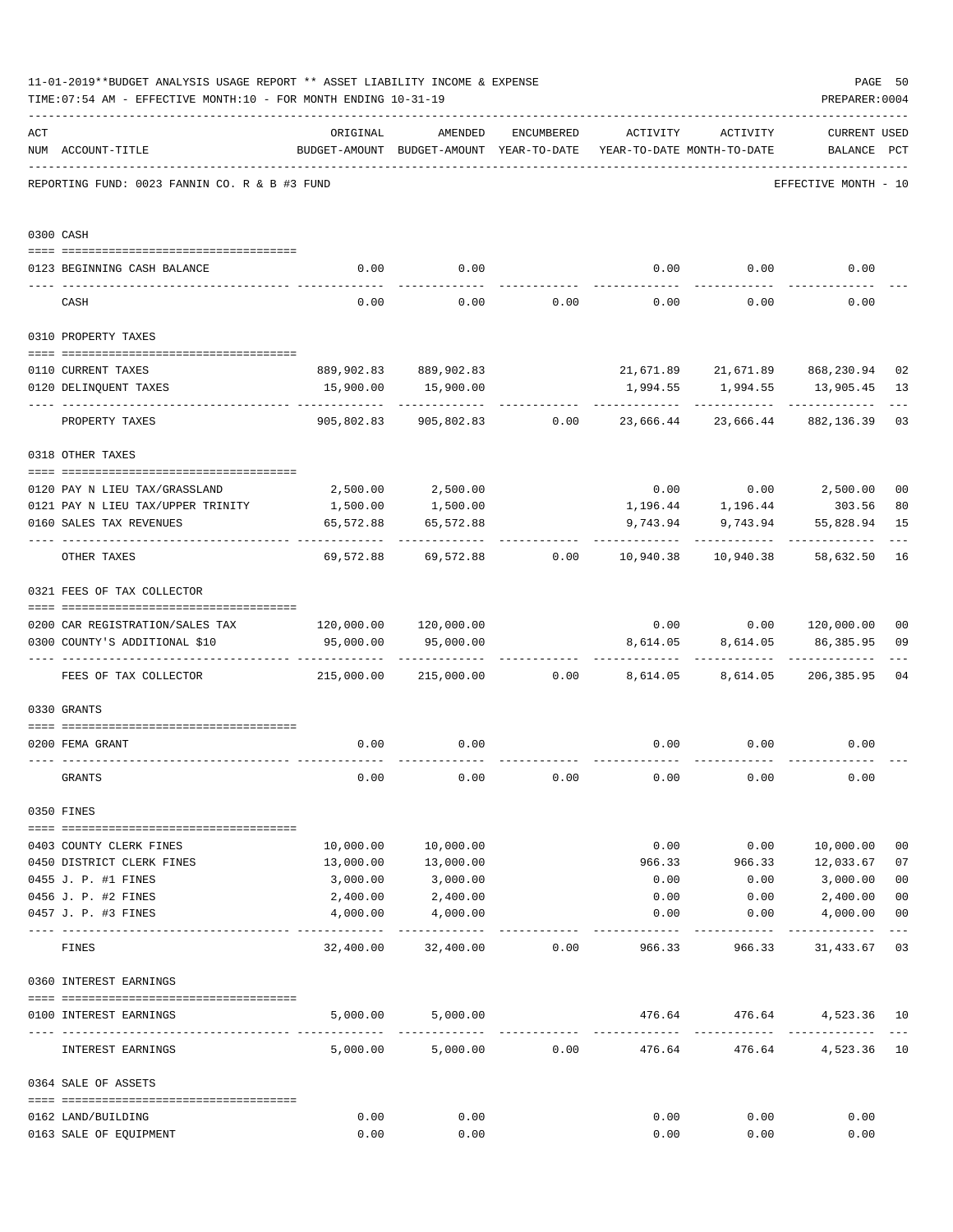11-01-2019**BUDGET ANALYSIS USAGE REPORT ** ASSET LIABILITY INCOME & EXPENSE

TIME:07:54 AM - EFFECTIVE MONTH:10 - FOR MONTH ENDING 10-31-19

PREPARER:0004

REPORTING FUND: 0023 FANNIN CO. R & B #3 FUND — EFFECTIVE MONTH - 10

| ACT NUM | ACCOUNT-TITLE | ORIGINAL BUDGET-AMOUNT | AMENDED BUDGET-AMOUNT | ENCUMBERED YEAR-TO-DATE | ACTIVITY YEAR-TO-DATE | ACTIVITY MONTH-TO-DATE | CURRENT BALANCE | USED PCT |
|---|---|---|---|---|---|---|---|---|
| 0300 | CASH | | | | | | | |
| 0123 | BEGINNING CASH BALANCE | 0.00 | 0.00 | | 0.00 | 0.00 | 0.00 | |
| | CASH | 0.00 | 0.00 | 0.00 | 0.00 | 0.00 | 0.00 | |
| 0310 | PROPERTY TAXES | | | | | | | |
| 0110 | CURRENT TAXES | 889,902.83 | 889,902.83 | | 21,671.89 | 21,671.89 | 868,230.94 | 02 |
| 0120 | DELINQUENT TAXES | 15,900.00 | 15,900.00 | | 1,994.55 | 1,994.55 | 13,905.45 | 13 |
| | PROPERTY TAXES | 905,802.83 | 905,802.83 | 0.00 | 23,666.44 | 23,666.44 | 882,136.39 | 03 |
| 0318 | OTHER TAXES | | | | | | | |
| 0120 | PAY N LIEU TAX/GRASSLAND | 2,500.00 | 2,500.00 | | 0.00 | 0.00 | 2,500.00 | 00 |
| 0121 | PAY N LIEU TAX/UPPER TRINITY | 1,500.00 | 1,500.00 | | 1,196.44 | 1,196.44 | 303.56 | 80 |
| 0160 | SALES TAX REVENUES | 65,572.88 | 65,572.88 | | 9,743.94 | 9,743.94 | 55,828.94 | 15 |
| | OTHER TAXES | 69,572.88 | 69,572.88 | 0.00 | 10,940.38 | 10,940.38 | 58,632.50 | 16 |
| 0321 | FEES OF TAX COLLECTOR | | | | | | | |
| 0200 | CAR REGISTRATION/SALES TAX | 120,000.00 | 120,000.00 | | 0.00 | 0.00 | 120,000.00 | 00 |
| 0300 | COUNTY'S ADDITIONAL $10 | 95,000.00 | 95,000.00 | | 8,614.05 | 8,614.05 | 86,385.95 | 09 |
| | FEES OF TAX COLLECTOR | 215,000.00 | 215,000.00 | 0.00 | 8,614.05 | 8,614.05 | 206,385.95 | 04 |
| 0330 | GRANTS | | | | | | | |
| 0200 | FEMA GRANT | 0.00 | 0.00 | | 0.00 | 0.00 | 0.00 | |
| | GRANTS | 0.00 | 0.00 | 0.00 | 0.00 | 0.00 | 0.00 | |
| 0350 | FINES | | | | | | | |
| 0403 | COUNTY CLERK FINES | 10,000.00 | 10,000.00 | | 0.00 | 0.00 | 10,000.00 | 00 |
| 0450 | DISTRICT CLERK FINES | 13,000.00 | 13,000.00 | | 966.33 | 966.33 | 12,033.67 | 07 |
| 0455 | J. P. #1 FINES | 3,000.00 | 3,000.00 | | 0.00 | 0.00 | 3,000.00 | 00 |
| 0456 | J. P. #2 FINES | 2,400.00 | 2,400.00 | | 0.00 | 0.00 | 2,400.00 | 00 |
| 0457 | J. P. #3 FINES | 4,000.00 | 4,000.00 | | 0.00 | 0.00 | 4,000.00 | 00 |
| | FINES | 32,400.00 | 32,400.00 | 0.00 | 966.33 | 966.33 | 31,433.67 | 03 |
| 0360 | INTEREST EARNINGS | | | | | | | |
| 0100 | INTEREST EARNINGS | 5,000.00 | 5,000.00 | | 476.64 | 476.64 | 4,523.36 | 10 |
| | INTEREST EARNINGS | 5,000.00 | 5,000.00 | 0.00 | 476.64 | 476.64 | 4,523.36 | 10 |
| 0364 | SALE OF ASSETS | | | | | | | |
| 0162 | LAND/BUILDING | 0.00 | 0.00 | | 0.00 | 0.00 | 0.00 | |
| 0163 | SALE OF EQUIPMENT | 0.00 | 0.00 | | 0.00 | 0.00 | 0.00 | |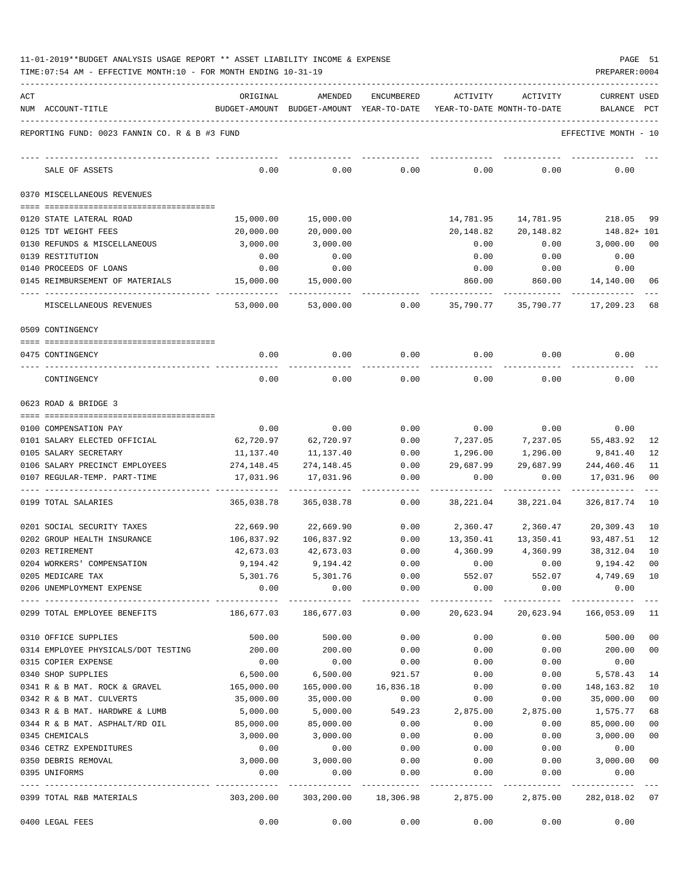11-01-2019**BUDGET ANALYSIS USAGE REPORT ** ASSET LIABILITY INCOME & EXPENSE

TIME:07:54 AM - EFFECTIVE MONTH:10 - FOR MONTH ENDING 10-31-19

REPORTING FUND: 0023 FANNIN CO. R & B #3 FUND — EFFECTIVE MONTH - 10

| ACT NUM | ACCOUNT-TITLE | ORIGINAL BUDGET-AMOUNT | AMENDED BUDGET-AMOUNT | ENCUMBERED YEAR-TO-DATE | ACTIVITY YEAR-TO-DATE | ACTIVITY MONTH-TO-DATE | CURRENT USED BALANCE | PCT |
|---|---|---|---|---|---|---|---|---|
| | SALE OF ASSETS | 0.00 | 0.00 | 0.00 | 0.00 | 0.00 | 0.00 | |
| | **0370 MISCELLANEOUS REVENUES** | | | | | | | |
| 0120 | STATE LATERAL ROAD | 15,000.00 | 15,000.00 | | 14,781.95 | 14,781.95 | 218.05 | 99 |
| 0125 | TDT WEIGHT FEES | 20,000.00 | 20,000.00 | | 20,148.82 | 20,148.82 | 148.82+ | 101 |
| 0130 | REFUNDS & MISCELLANEOUS | 3,000.00 | 3,000.00 | | 0.00 | 0.00 | 3,000.00 | 00 |
| 0139 | RESTITUTION | 0.00 | 0.00 | | 0.00 | 0.00 | 0.00 | |
| 0140 | PROCEEDS OF LOANS | 0.00 | 0.00 | | 0.00 | 0.00 | 0.00 | |
| 0145 | REIMBURSEMENT OF MATERIALS | 15,000.00 | 15,000.00 | | 860.00 | 860.00 | 14,140.00 | 06 |
| | MISCELLANEOUS REVENUES | 53,000.00 | 53,000.00 | 0.00 | 35,790.77 | 35,790.77 | 17,209.23 | 68 |
| | **0509 CONTINGENCY** | | | | | | | |
| 0475 | CONTINGENCY | 0.00 | 0.00 | 0.00 | 0.00 | 0.00 | 0.00 | |
| | CONTINGENCY | 0.00 | 0.00 | 0.00 | 0.00 | 0.00 | 0.00 | |
| | **0623 ROAD & BRIDGE 3** | | | | | | | |
| 0100 | COMPENSATION PAY | 0.00 | 0.00 | 0.00 | 0.00 | 0.00 | 0.00 | |
| 0101 | SALARY ELECTED OFFICIAL | 62,720.97 | 62,720.97 | 0.00 | 7,237.05 | 7,237.05 | 55,483.92 | 12 |
| 0105 | SALARY SECRETARY | 11,137.40 | 11,137.40 | 0.00 | 1,296.00 | 1,296.00 | 9,841.40 | 12 |
| 0106 | SALARY PRECINCT EMPLOYEES | 274,148.45 | 274,148.45 | 0.00 | 29,687.99 | 29,687.99 | 244,460.46 | 11 |
| 0107 | REGULAR-TEMP. PART-TIME | 17,031.96 | 17,031.96 | 0.00 | 0.00 | 0.00 | 17,031.96 | 00 |
| 0199 | TOTAL SALARIES | 365,038.78 | 365,038.78 | 0.00 | 38,221.04 | 38,221.04 | 326,817.74 | 10 |
| 0201 | SOCIAL SECURITY TAXES | 22,669.90 | 22,669.90 | 0.00 | 2,360.47 | 2,360.47 | 20,309.43 | 10 |
| 0202 | GROUP HEALTH INSURANCE | 106,837.92 | 106,837.92 | 0.00 | 13,350.41 | 13,350.41 | 93,487.51 | 12 |
| 0203 | RETIREMENT | 42,673.03 | 42,673.03 | 0.00 | 4,360.99 | 4,360.99 | 38,312.04 | 10 |
| 0204 | WORKERS' COMPENSATION | 9,194.42 | 9,194.42 | 0.00 | 0.00 | 0.00 | 9,194.42 | 00 |
| 0205 | MEDICARE TAX | 5,301.76 | 5,301.76 | 0.00 | 552.07 | 552.07 | 4,749.69 | 10 |
| 0206 | UNEMPLOYMENT EXPENSE | 0.00 | 0.00 | 0.00 | 0.00 | 0.00 | 0.00 | |
| 0299 | TOTAL EMPLOYEE BENEFITS | 186,677.03 | 186,677.03 | 0.00 | 20,623.94 | 20,623.94 | 166,053.09 | 11 |
| 0310 | OFFICE SUPPLIES | 500.00 | 500.00 | 0.00 | 0.00 | 0.00 | 500.00 | 00 |
| 0314 | EMPLOYEE PHYSICALS/DOT TESTING | 200.00 | 200.00 | 0.00 | 0.00 | 0.00 | 200.00 | 00 |
| 0315 | COPIER EXPENSE | 0.00 | 0.00 | 0.00 | 0.00 | 0.00 | 0.00 | |
| 0340 | SHOP SUPPLIES | 6,500.00 | 6,500.00 | 921.57 | 0.00 | 0.00 | 5,578.43 | 14 |
| 0341 | R & B MAT. ROCK & GRAVEL | 165,000.00 | 165,000.00 | 16,836.18 | 0.00 | 0.00 | 148,163.82 | 10 |
| 0342 | R & B MAT. CULVERTS | 35,000.00 | 35,000.00 | 0.00 | 0.00 | 0.00 | 35,000.00 | 00 |
| 0343 | R & B MAT. HARDWRE & LUMB | 5,000.00 | 5,000.00 | 549.23 | 2,875.00 | 2,875.00 | 1,575.77 | 68 |
| 0344 | R & B MAT. ASPHALT/RD OIL | 85,000.00 | 85,000.00 | 0.00 | 0.00 | 0.00 | 85,000.00 | 00 |
| 0345 | CHEMICALS | 3,000.00 | 3,000.00 | 0.00 | 0.00 | 0.00 | 3,000.00 | 00 |
| 0346 | CETRZ EXPENDITURES | 0.00 | 0.00 | 0.00 | 0.00 | 0.00 | 0.00 | |
| 0350 | DEBRIS REMOVAL | 3,000.00 | 3,000.00 | 0.00 | 0.00 | 0.00 | 3,000.00 | 00 |
| 0395 | UNIFORMS | 0.00 | 0.00 | 0.00 | 0.00 | 0.00 | 0.00 | |
| 0399 | TOTAL R&B MATERIALS | 303,200.00 | 303,200.00 | 18,306.98 | 2,875.00 | 2,875.00 | 282,018.02 | 07 |
| 0400 | LEGAL FEES | 0.00 | 0.00 | 0.00 | 0.00 | 0.00 | 0.00 | |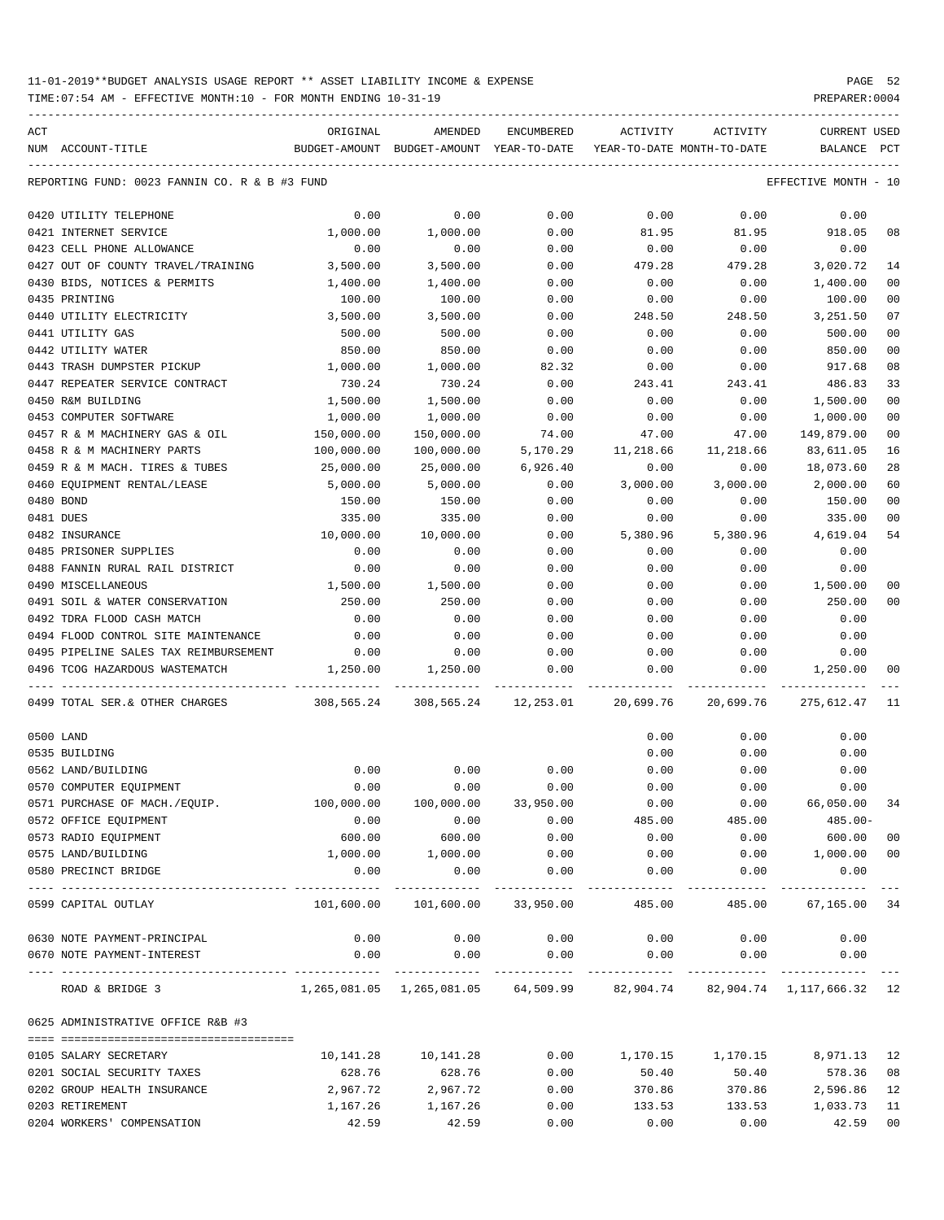11-01-2019**BUDGET ANALYSIS USAGE REPORT ** ASSET LIABILITY INCOME & EXPENSE

TIME:07:54 AM - EFFECTIVE MONTH:10 - FOR MONTH ENDING 10-31-19

PREPARER:0004

| ACT NUM | ACCOUNT-TITLE | ORIGINAL BUDGET-AMOUNT | AMENDED BUDGET-AMOUNT | ENCUMBERED YEAR-TO-DATE | ACTIVITY YEAR-TO-DATE | ACTIVITY MONTH-TO-DATE | CURRENT BALANCE | USED PCT |
|---|---|---|---|---|---|---|---|---|
| REPORTING FUND: 0023 FANNIN CO. R & B #3 FUND | | | | | | | EFFECTIVE MONTH - 10 | |
| 0420 | UTILITY TELEPHONE | 0.00 | 0.00 | 0.00 | 0.00 | 0.00 | 0.00 | |
| 0421 | INTERNET SERVICE | 1,000.00 | 1,000.00 | 0.00 | 81.95 | 81.95 | 918.05 | 08 |
| 0423 | CELL PHONE ALLOWANCE | 0.00 | 0.00 | 0.00 | 0.00 | 0.00 | 0.00 | |
| 0427 | OUT OF COUNTY TRAVEL/TRAINING | 3,500.00 | 3,500.00 | 0.00 | 479.28 | 479.28 | 3,020.72 | 14 |
| 0430 | BIDS, NOTICES & PERMITS | 1,400.00 | 1,400.00 | 0.00 | 0.00 | 0.00 | 1,400.00 | 00 |
| 0435 | PRINTING | 100.00 | 100.00 | 0.00 | 0.00 | 0.00 | 100.00 | 00 |
| 0440 | UTILITY ELECTRICITY | 3,500.00 | 3,500.00 | 0.00 | 248.50 | 248.50 | 3,251.50 | 07 |
| 0441 | UTILITY GAS | 500.00 | 500.00 | 0.00 | 0.00 | 0.00 | 500.00 | 00 |
| 0442 | UTILITY WATER | 850.00 | 850.00 | 0.00 | 0.00 | 0.00 | 850.00 | 00 |
| 0443 | TRASH DUMPSTER PICKUP | 1,000.00 | 1,000.00 | 82.32 | 0.00 | 0.00 | 917.68 | 08 |
| 0447 | REPEATER SERVICE CONTRACT | 730.24 | 730.24 | 0.00 | 243.41 | 243.41 | 486.83 | 33 |
| 0450 | R&M BUILDING | 1,500.00 | 1,500.00 | 0.00 | 0.00 | 0.00 | 1,500.00 | 00 |
| 0453 | COMPUTER SOFTWARE | 1,000.00 | 1,000.00 | 0.00 | 0.00 | 0.00 | 1,000.00 | 00 |
| 0457 | R & M MACHINERY GAS & OIL | 150,000.00 | 150,000.00 | 74.00 | 47.00 | 47.00 | 149,879.00 | 00 |
| 0458 | R & M MACHINERY PARTS | 100,000.00 | 100,000.00 | 5,170.29 | 11,218.66 | 11,218.66 | 83,611.05 | 16 |
| 0459 | R & M MACH. TIRES & TUBES | 25,000.00 | 25,000.00 | 6,926.40 | 0.00 | 0.00 | 18,073.60 | 28 |
| 0460 | EQUIPMENT RENTAL/LEASE | 5,000.00 | 5,000.00 | 0.00 | 3,000.00 | 3,000.00 | 2,000.00 | 60 |
| 0480 | BOND | 150.00 | 150.00 | 0.00 | 0.00 | 0.00 | 150.00 | 00 |
| 0481 | DUES | 335.00 | 335.00 | 0.00 | 0.00 | 0.00 | 335.00 | 00 |
| 0482 | INSURANCE | 10,000.00 | 10,000.00 | 0.00 | 5,380.96 | 5,380.96 | 4,619.04 | 54 |
| 0485 | PRISONER SUPPLIES | 0.00 | 0.00 | 0.00 | 0.00 | 0.00 | 0.00 | |
| 0488 | FANNIN RURAL RAIL DISTRICT | 0.00 | 0.00 | 0.00 | 0.00 | 0.00 | 0.00 | |
| 0490 | MISCELLANEOUS | 1,500.00 | 1,500.00 | 0.00 | 0.00 | 0.00 | 1,500.00 | 00 |
| 0491 | SOIL & WATER CONSERVATION | 250.00 | 250.00 | 0.00 | 0.00 | 0.00 | 250.00 | 00 |
| 0492 | TDRA FLOOD CASH MATCH | 0.00 | 0.00 | 0.00 | 0.00 | 0.00 | 0.00 | |
| 0494 | FLOOD CONTROL SITE MAINTENANCE | 0.00 | 0.00 | 0.00 | 0.00 | 0.00 | 0.00 | |
| 0495 | PIPELINE SALES TAX REIMBURSEMENT | 0.00 | 0.00 | 0.00 | 0.00 | 0.00 | 0.00 | |
| 0496 | TCOG HAZARDOUS WASTEMATCH | 1,250.00 | 1,250.00 | 0.00 | 0.00 | 0.00 | 1,250.00 | 00 |
| 0499 | TOTAL SER.& OTHER CHARGES | 308,565.24 | 308,565.24 | 12,253.01 | 20,699.76 | 20,699.76 | 275,612.47 | 11 |
| 0500 | LAND | | | | 0.00 | 0.00 | 0.00 | |
| 0535 | BUILDING | | | | 0.00 | 0.00 | 0.00 | |
| 0562 | LAND/BUILDING | 0.00 | 0.00 | 0.00 | 0.00 | 0.00 | 0.00 | |
| 0570 | COMPUTER EQUIPMENT | 0.00 | 0.00 | 0.00 | 0.00 | 0.00 | 0.00 | |
| 0571 | PURCHASE OF MACH./EQUIP. | 100,000.00 | 100,000.00 | 33,950.00 | 0.00 | 0.00 | 66,050.00 | 34 |
| 0572 | OFFICE EQUIPMENT | 0.00 | 0.00 | 0.00 | 485.00 | 485.00 | 485.00- | |
| 0573 | RADIO EQUIPMENT | 600.00 | 600.00 | 0.00 | 0.00 | 0.00 | 600.00 | 00 |
| 0575 | LAND/BUILDING | 1,000.00 | 1,000.00 | 0.00 | 0.00 | 0.00 | 1,000.00 | 00 |
| 0580 | PRECINCT BRIDGE | 0.00 | 0.00 | 0.00 | 0.00 | 0.00 | 0.00 | |
| 0599 | CAPITAL OUTLAY | 101,600.00 | 101,600.00 | 33,950.00 | 485.00 | 485.00 | 67,165.00 | 34 |
| 0630 | NOTE PAYMENT-PRINCIPAL | 0.00 | 0.00 | 0.00 | 0.00 | 0.00 | 0.00 | |
| 0670 | NOTE PAYMENT-INTEREST | 0.00 | 0.00 | 0.00 | 0.00 | 0.00 | 0.00 | |
| | ROAD & BRIDGE 3 | 1,265,081.05 | 1,265,081.05 | 64,509.99 | 82,904.74 | 82,904.74 | 1,117,666.32 | 12 |
| 0625 | ADMINISTRATIVE OFFICE R&B #3 | | | | | | | |
| 0105 | SALARY SECRETARY | 10,141.28 | 10,141.28 | 0.00 | 1,170.15 | 1,170.15 | 8,971.13 | 12 |
| 0201 | SOCIAL SECURITY TAXES | 628.76 | 628.76 | 0.00 | 50.40 | 50.40 | 578.36 | 08 |
| 0202 | GROUP HEALTH INSURANCE | 2,967.72 | 2,967.72 | 0.00 | 370.86 | 370.86 | 2,596.86 | 12 |
| 0203 | RETIREMENT | 1,167.26 | 1,167.26 | 0.00 | 133.53 | 133.53 | 1,033.73 | 11 |
| 0204 | WORKERS' COMPENSATION | 42.59 | 42.59 | 0.00 | 0.00 | 0.00 | 42.59 | 00 |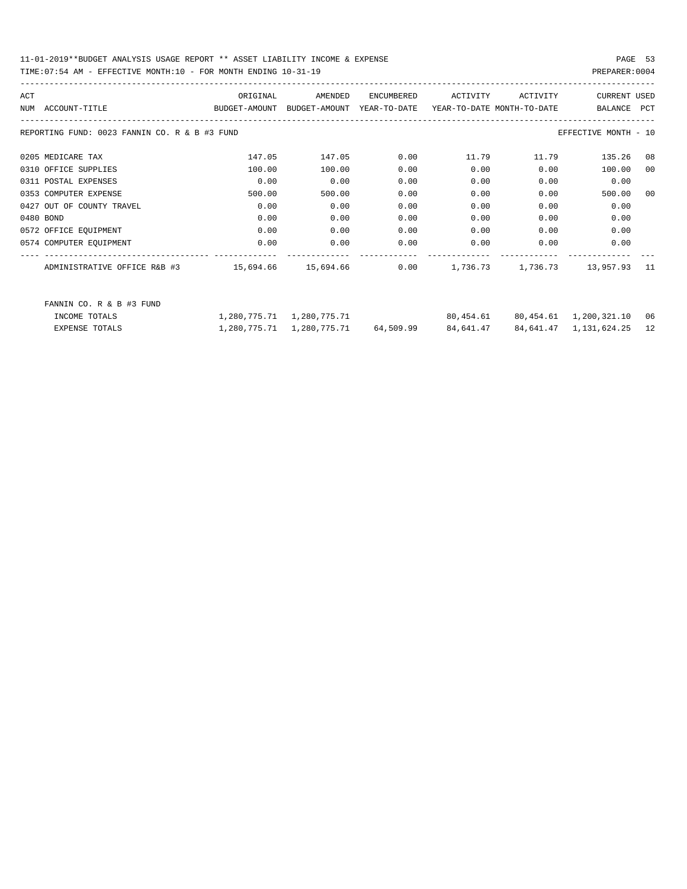11-01-2019**BUDGET ANALYSIS USAGE REPORT ** ASSET LIABILITY INCOME & EXPENSE

TIME:07:54 AM - EFFECTIVE MONTH:10 - FOR MONTH ENDING 10-31-19

PREPARER:0004

REPORTING FUND: 0023 FANNIN CO. R & B #3 FUND — EFFECTIVE MONTH - 10

| ACT NUM | ACCOUNT-TITLE | ORIGINAL BUDGET-AMOUNT | AMENDED BUDGET-AMOUNT | ENCUMBERED YEAR-TO-DATE | ACTIVITY YEAR-TO-DATE | ACTIVITY MONTH-TO-DATE | CURRENT BALANCE | USED PCT |
|---|---|---|---|---|---|---|---|---|
| 0205 | MEDICARE TAX | 147.05 | 147.05 | 0.00 | 11.79 | 11.79 | 135.26 | 08 |
| 0310 | OFFICE SUPPLIES | 100.00 | 100.00 | 0.00 | 0.00 | 0.00 | 100.00 | 00 |
| 0311 | POSTAL EXPENSES | 0.00 | 0.00 | 0.00 | 0.00 | 0.00 | 0.00 | |
| 0353 | COMPUTER EXPENSE | 500.00 | 500.00 | 0.00 | 0.00 | 0.00 | 500.00 | 00 |
| 0427 | OUT OF COUNTY TRAVEL | 0.00 | 0.00 | 0.00 | 0.00 | 0.00 | 0.00 | |
| 0480 | BOND | 0.00 | 0.00 | 0.00 | 0.00 | 0.00 | 0.00 | |
| 0572 | OFFICE EQUIPMENT | 0.00 | 0.00 | 0.00 | 0.00 | 0.00 | 0.00 | |
| 0574 | COMPUTER EQUIPMENT | 0.00 | 0.00 | 0.00 | 0.00 | 0.00 | 0.00 | |
| | ADMINISTRATIVE OFFICE R&B #3 | 15,694.66 | 15,694.66 | 0.00 | 1,736.73 | 1,736.73 | 13,957.93 | 11 |

FANNIN CO. R & B #3 FUND

| | ORIGINAL BUDGET-AMOUNT | AMENDED BUDGET-AMOUNT | ENCUMBERED YEAR-TO-DATE | ACTIVITY YEAR-TO-DATE | ACTIVITY MONTH-TO-DATE | CURRENT BALANCE | USED PCT |
|---|---|---|---|---|---|---|---|
| INCOME TOTALS | 1,280,775.71 | 1,280,775.71 | | 80,454.61 | 80,454.61 | 1,200,321.10 | 06 |
| EXPENSE TOTALS | 1,280,775.71 | 1,280,775.71 | 64,509.99 | 84,641.47 | 84,641.47 | 1,131,624.25 | 12 |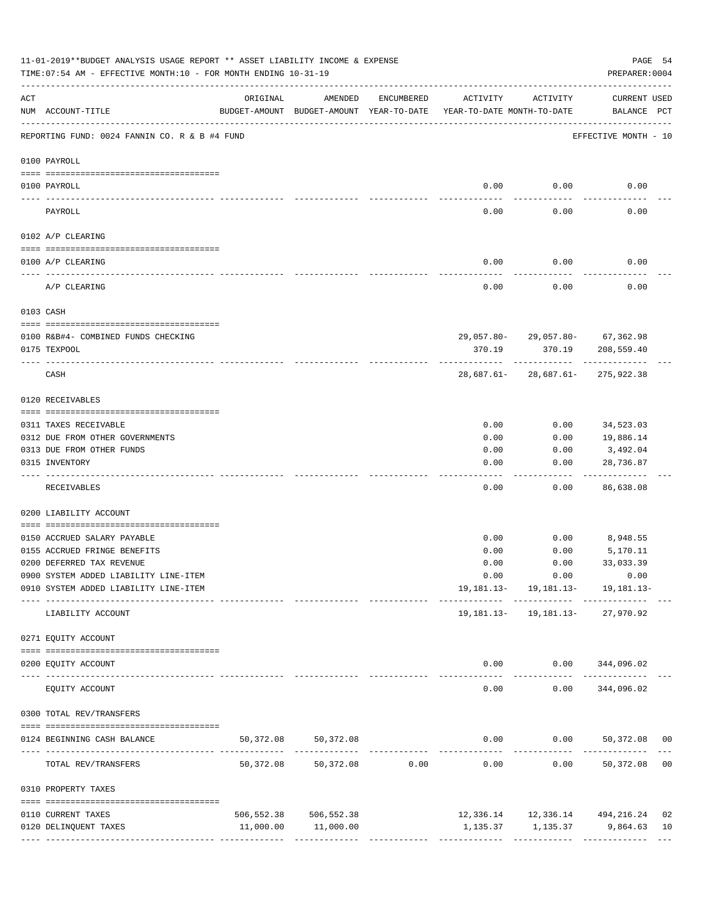11-01-2019**BUDGET ANALYSIS USAGE REPORT ** ASSET LIABILITY INCOME & EXPENSE

TIME:07:54 AM - EFFECTIVE MONTH:10 - FOR MONTH ENDING 10-31-19

PREPARER:0004

| ACT NUM | ACCOUNT-TITLE | ORIGINAL BUDGET-AMOUNT | AMENDED BUDGET-AMOUNT | ENCUMBERED YEAR-TO-DATE | ACTIVITY YEAR-TO-DATE | ACTIVITY MONTH-TO-DATE | CURRENT USED BALANCE | PCT |
|---|---|---|---|---|---|---|---|---|
| | REPORTING FUND: 0024 FANNIN CO. R & B #4 FUND | | | | | | EFFECTIVE MONTH - 10 | |
| | 0100 PAYROLL | | | | | | | |
| 0100 | PAYROLL | | | | 0.00 | 0.00 | 0.00 | |
| | PAYROLL | | | | 0.00 | 0.00 | 0.00 | |
| | 0102 A/P CLEARING | | | | | | | |
| 0100 | A/P CLEARING | | | | 0.00 | 0.00 | 0.00 | |
| | A/P CLEARING | | | | 0.00 | 0.00 | 0.00 | |
| | 0103 CASH | | | | | | | |
| 0100 | R&B#4- COMBINED FUNDS CHECKING | | | | 29,057.80- | 29,057.80- | 67,362.98 | |
| 0175 | TEXPOOL | | | | 370.19 | 370.19 | 208,559.40 | |
| | CASH | | | | 28,687.61- | 28,687.61- | 275,922.38 | |
| | 0120 RECEIVABLES | | | | | | | |
| 0311 | TAXES RECEIVABLE | | | | 0.00 | 0.00 | 34,523.03 | |
| 0312 | DUE FROM OTHER GOVERNMENTS | | | | 0.00 | 0.00 | 19,886.14 | |
| 0313 | DUE FROM OTHER FUNDS | | | | 0.00 | 0.00 | 3,492.04 | |
| 0315 | INVENTORY | | | | 0.00 | 0.00 | 28,736.87 | |
| | RECEIVABLES | | | | 0.00 | 0.00 | 86,638.08 | |
| | 0200 LIABILITY ACCOUNT | | | | | | | |
| 0150 | ACCRUED SALARY PAYABLE | | | | 0.00 | 0.00 | 8,948.55 | |
| 0155 | ACCRUED FRINGE BENEFITS | | | | 0.00 | 0.00 | 5,170.11 | |
| 0200 | DEFERRED TAX REVENUE | | | | 0.00 | 0.00 | 33,033.39 | |
| 0900 | SYSTEM ADDED LIABILITY LINE-ITEM | | | | 0.00 | 0.00 | 0.00 | |
| 0910 | SYSTEM ADDED LIABILITY LINE-ITEM | | | | 19,181.13- | 19,181.13- | 19,181.13- | |
| | LIABILITY ACCOUNT | | | | 19,181.13- | 19,181.13- | 27,970.92 | |
| | 0271 EQUITY ACCOUNT | | | | | | | |
| 0200 | EQUITY ACCOUNT | | | | 0.00 | 0.00 | 344,096.02 | |
| | EQUITY ACCOUNT | | | | 0.00 | 0.00 | 344,096.02 | |
| | 0300 TOTAL REV/TRANSFERS | | | | | | | |
| 0124 | BEGINNING CASH BALANCE | 50,372.08 | 50,372.08 | | 0.00 | 0.00 | 50,372.08 | 00 |
| | TOTAL REV/TRANSFERS | 50,372.08 | 50,372.08 | 0.00 | 0.00 | 0.00 | 50,372.08 | 00 |
| | 0310 PROPERTY TAXES | | | | | | | |
| 0110 | CURRENT TAXES | 506,552.38 | 506,552.38 | | 12,336.14 | 12,336.14 | 494,216.24 | 02 |
| 0120 | DELINQUENT TAXES | 11,000.00 | 11,000.00 | | 1,135.37 | 1,135.37 | 9,864.63 | 10 |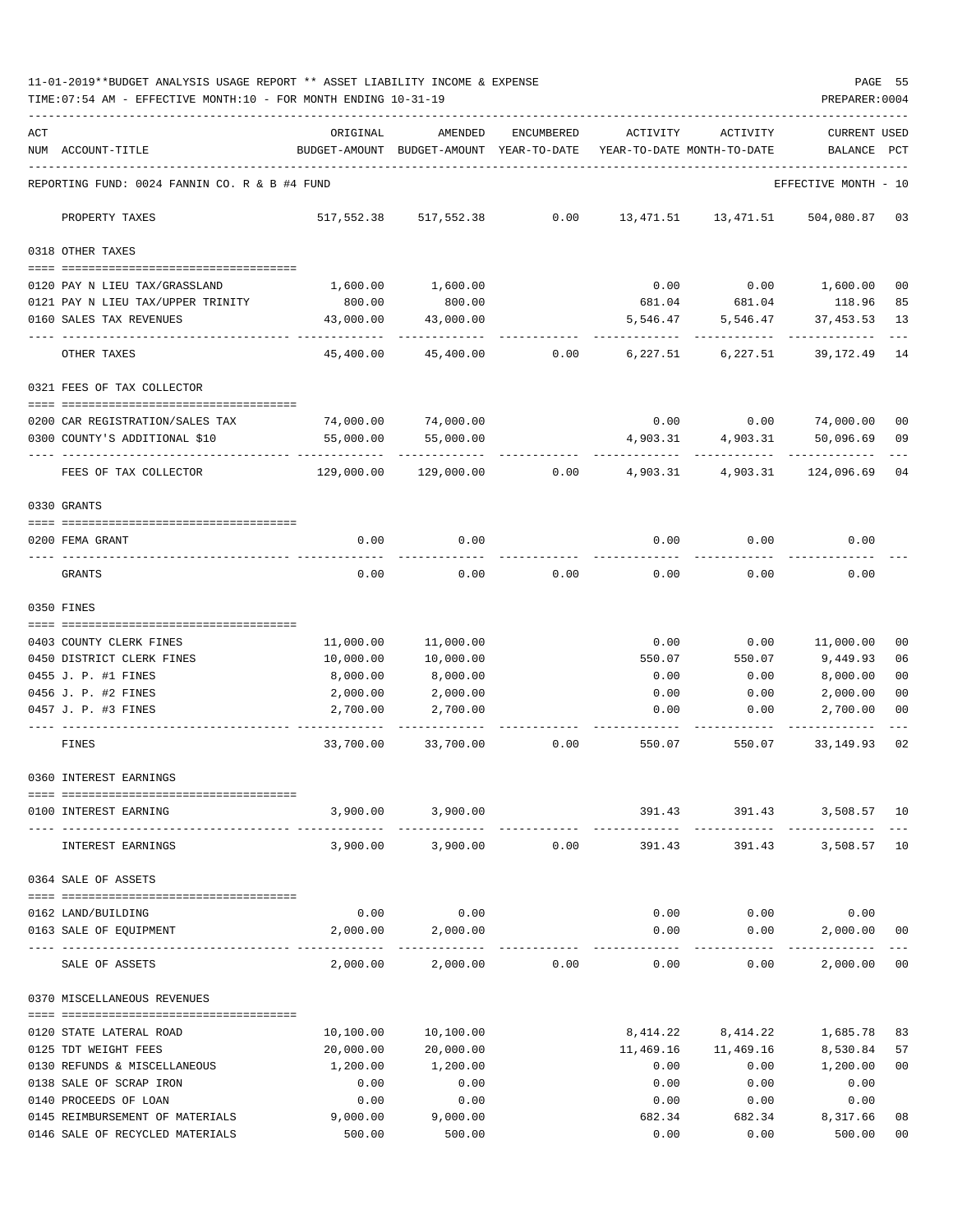11-01-2019**BUDGET ANALYSIS USAGE REPORT ** ASSET LIABILITY INCOME & EXPENSE

TIME:07:54 AM - EFFECTIVE MONTH:10 - FOR MONTH ENDING 10-31-19

PREPARER:0004

REPORTING FUND: 0024 FANNIN CO. R & B #4 FUND — EFFECTIVE MONTH - 10

| ACT NUM | ACCOUNT-TITLE | ORIGINAL BUDGET-AMOUNT | AMENDED BUDGET-AMOUNT | ENCUMBERED YEAR-TO-DATE | ACTIVITY YEAR-TO-DATE | ACTIVITY MONTH-TO-DATE | CURRENT BALANCE | USED PCT |
|---|---|---|---|---|---|---|---|---|
| | PROPERTY TAXES | 517,552.38 | 517,552.38 | 0.00 | 13,471.51 | 13,471.51 | 504,080.87 | 03 |
| | **0318 OTHER TAXES** | | | | | | | |
| 0120 | PAY N LIEU TAX/GRASSLAND | 1,600.00 | 1,600.00 | | 0.00 | 0.00 | 1,600.00 | 00 |
| 0121 | PAY N LIEU TAX/UPPER TRINITY | 800.00 | 800.00 | | 681.04 | 681.04 | 118.96 | 85 |
| 0160 | SALES TAX REVENUES | 43,000.00 | 43,000.00 | | 5,546.47 | 5,546.47 | 37,453.53 | 13 |
| | OTHER TAXES | 45,400.00 | 45,400.00 | 0.00 | 6,227.51 | 6,227.51 | 39,172.49 | 14 |
| | **0321 FEES OF TAX COLLECTOR** | | | | | | | |
| 0200 | CAR REGISTRATION/SALES TAX | 74,000.00 | 74,000.00 | | 0.00 | 0.00 | 74,000.00 | 00 |
| 0300 | COUNTY'S ADDITIONAL $10 | 55,000.00 | 55,000.00 | | 4,903.31 | 4,903.31 | 50,096.69 | 09 |
| | FEES OF TAX COLLECTOR | 129,000.00 | 129,000.00 | 0.00 | 4,903.31 | 4,903.31 | 124,096.69 | 04 |
| | **0330 GRANTS** | | | | | | | |
| 0200 | FEMA GRANT | 0.00 | 0.00 | | 0.00 | 0.00 | 0.00 | |
| | GRANTS | 0.00 | 0.00 | 0.00 | 0.00 | 0.00 | 0.00 | |
| | **0350 FINES** | | | | | | | |
| 0403 | COUNTY CLERK FINES | 11,000.00 | 11,000.00 | | 0.00 | 0.00 | 11,000.00 | 00 |
| 0450 | DISTRICT CLERK FINES | 10,000.00 | 10,000.00 | | 550.07 | 550.07 | 9,449.93 | 06 |
| 0455 | J. P. #1 FINES | 8,000.00 | 8,000.00 | | 0.00 | 0.00 | 8,000.00 | 00 |
| 0456 | J. P. #2 FINES | 2,000.00 | 2,000.00 | | 0.00 | 0.00 | 2,000.00 | 00 |
| 0457 | J. P. #3 FINES | 2,700.00 | 2,700.00 | | 0.00 | 0.00 | 2,700.00 | 00 |
| | FINES | 33,700.00 | 33,700.00 | 0.00 | 550.07 | 550.07 | 33,149.93 | 02 |
| | **0360 INTEREST EARNINGS** | | | | | | | |
| 0100 | INTEREST EARNING | 3,900.00 | 3,900.00 | | 391.43 | 391.43 | 3,508.57 | 10 |
| | INTEREST EARNINGS | 3,900.00 | 3,900.00 | 0.00 | 391.43 | 391.43 | 3,508.57 | 10 |
| | **0364 SALE OF ASSETS** | | | | | | | |
| 0162 | LAND/BUILDING | 0.00 | 0.00 | | 0.00 | 0.00 | 0.00 | |
| 0163 | SALE OF EQUIPMENT | 2,000.00 | 2,000.00 | | 0.00 | 0.00 | 2,000.00 | 00 |
| | SALE OF ASSETS | 2,000.00 | 2,000.00 | 0.00 | 0.00 | 0.00 | 2,000.00 | 00 |
| | **0370 MISCELLANEOUS REVENUES** | | | | | | | |
| 0120 | STATE LATERAL ROAD | 10,100.00 | 10,100.00 | | 8,414.22 | 8,414.22 | 1,685.78 | 83 |
| 0125 | TDT WEIGHT FEES | 20,000.00 | 20,000.00 | | 11,469.16 | 11,469.16 | 8,530.84 | 57 |
| 0130 | REFUNDS & MISCELLANEOUS | 1,200.00 | 1,200.00 | | 0.00 | 0.00 | 1,200.00 | 00 |
| 0138 | SALE OF SCRAP IRON | 0.00 | 0.00 | | 0.00 | 0.00 | 0.00 | |
| 0140 | PROCEEDS OF LOAN | 0.00 | 0.00 | | 0.00 | 0.00 | 0.00 | |
| 0145 | REIMBURSEMENT OF MATERIALS | 9,000.00 | 9,000.00 | | 682.34 | 682.34 | 8,317.66 | 08 |
| 0146 | SALE OF RECYCLED MATERIALS | 500.00 | 500.00 | | 0.00 | 0.00 | 500.00 | 00 |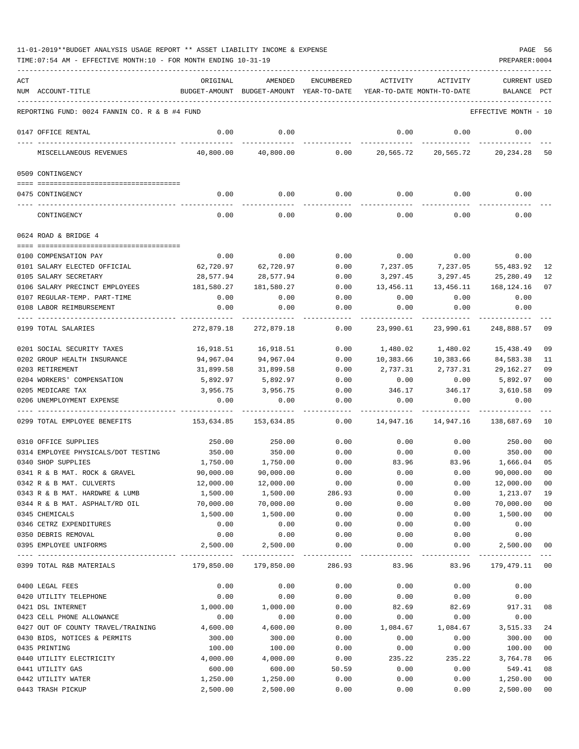11-01-2019**BUDGET ANALYSIS USAGE REPORT ** ASSET LIABILITY INCOME & EXPENSE

TIME:07:54 AM - EFFECTIVE MONTH:10 - FOR MONTH ENDING 10-31-19

PREPARER:0004

| ACT NUM | ACCOUNT-TITLE | ORIGINAL BUDGET-AMOUNT | AMENDED BUDGET-AMOUNT | ENCUMBERED YEAR-TO-DATE | ACTIVITY YEAR-TO-DATE | ACTIVITY MONTH-TO-DATE | CURRENT BALANCE | USED PCT |
|---|---|---|---|---|---|---|---|---|
| | REPORTING FUND: 0024 FANNIN CO. R & B #4 FUND | | | | | | EFFECTIVE MONTH - 10 | |
| 0147 | OFFICE RENTAL | 0.00 | 0.00 | | 0.00 | 0.00 | 0.00 | |
| | MISCELLANEOUS REVENUES | 40,800.00 | 40,800.00 | 0.00 | 20,565.72 | 20,565.72 | 20,234.28 | 50 |
| | 0509 CONTINGENCY | | | | | | | |
| 0475 | CONTINGENCY | 0.00 | 0.00 | 0.00 | 0.00 | 0.00 | 0.00 | |
| | CONTINGENCY | 0.00 | 0.00 | 0.00 | 0.00 | 0.00 | 0.00 | |
| | 0624 ROAD & BRIDGE 4 | | | | | | | |
| 0100 | COMPENSATION PAY | 0.00 | 0.00 | 0.00 | 0.00 | 0.00 | 0.00 | |
| 0101 | SALARY ELECTED OFFICIAL | 62,720.97 | 62,720.97 | 0.00 | 7,237.05 | 7,237.05 | 55,483.92 | 12 |
| 0105 | SALARY SECRETARY | 28,577.94 | 28,577.94 | 0.00 | 3,297.45 | 3,297.45 | 25,280.49 | 12 |
| 0106 | SALARY PRECINCT EMPLOYEES | 181,580.27 | 181,580.27 | 0.00 | 13,456.11 | 13,456.11 | 168,124.16 | 07 |
| 0107 | REGULAR-TEMP. PART-TIME | 0.00 | 0.00 | 0.00 | 0.00 | 0.00 | 0.00 | |
| 0108 | LABOR REIMBURSEMENT | 0.00 | 0.00 | 0.00 | 0.00 | 0.00 | 0.00 | |
| 0199 | TOTAL SALARIES | 272,879.18 | 272,879.18 | 0.00 | 23,990.61 | 23,990.61 | 248,888.57 | 09 |
| 0201 | SOCIAL SECURITY TAXES | 16,918.51 | 16,918.51 | 0.00 | 1,480.02 | 1,480.02 | 15,438.49 | 09 |
| 0202 | GROUP HEALTH INSURANCE | 94,967.04 | 94,967.04 | 0.00 | 10,383.66 | 10,383.66 | 84,583.38 | 11 |
| 0203 | RETIREMENT | 31,899.58 | 31,899.58 | 0.00 | 2,737.31 | 2,737.31 | 29,162.27 | 09 |
| 0204 | WORKERS' COMPENSATION | 5,892.97 | 5,892.97 | 0.00 | 0.00 | 0.00 | 5,892.97 | 00 |
| 0205 | MEDICARE TAX | 3,956.75 | 3,956.75 | 0.00 | 346.17 | 346.17 | 3,610.58 | 09 |
| 0206 | UNEMPLOYMENT EXPENSE | 0.00 | 0.00 | 0.00 | 0.00 | 0.00 | 0.00 | |
| 0299 | TOTAL EMPLOYEE BENEFITS | 153,634.85 | 153,634.85 | 0.00 | 14,947.16 | 14,947.16 | 138,687.69 | 10 |
| 0310 | OFFICE SUPPLIES | 250.00 | 250.00 | 0.00 | 0.00 | 0.00 | 250.00 | 00 |
| 0314 | EMPLOYEE PHYSICALS/DOT TESTING | 350.00 | 350.00 | 0.00 | 0.00 | 0.00 | 350.00 | 00 |
| 0340 | SHOP SUPPLIES | 1,750.00 | 1,750.00 | 0.00 | 83.96 | 83.96 | 1,666.04 | 05 |
| 0341 | R & B MAT. ROCK & GRAVEL | 90,000.00 | 90,000.00 | 0.00 | 0.00 | 0.00 | 90,000.00 | 00 |
| 0342 | R & B MAT. CULVERTS | 12,000.00 | 12,000.00 | 0.00 | 0.00 | 0.00 | 12,000.00 | 00 |
| 0343 | R & B MAT. HARDWRE & LUMB | 1,500.00 | 1,500.00 | 286.93 | 0.00 | 0.00 | 1,213.07 | 19 |
| 0344 | R & B MAT. ASPHALT/RD OIL | 70,000.00 | 70,000.00 | 0.00 | 0.00 | 0.00 | 70,000.00 | 00 |
| 0345 | CHEMICALS | 1,500.00 | 1,500.00 | 0.00 | 0.00 | 0.00 | 1,500.00 | 00 |
| 0346 | CETRZ EXPENDITURES | 0.00 | 0.00 | 0.00 | 0.00 | 0.00 | 0.00 | |
| 0350 | DEBRIS REMOVAL | 0.00 | 0.00 | 0.00 | 0.00 | 0.00 | 0.00 | |
| 0395 | EMPLOYEE UNIFORMS | 2,500.00 | 2,500.00 | 0.00 | 0.00 | 0.00 | 2,500.00 | 00 |
| 0399 | TOTAL R&B MATERIALS | 179,850.00 | 179,850.00 | 286.93 | 83.96 | 83.96 | 179,479.11 | 00 |
| 0400 | LEGAL FEES | 0.00 | 0.00 | 0.00 | 0.00 | 0.00 | 0.00 | |
| 0420 | UTILITY TELEPHONE | 0.00 | 0.00 | 0.00 | 0.00 | 0.00 | 0.00 | |
| 0421 | DSL INTERNET | 1,000.00 | 1,000.00 | 0.00 | 82.69 | 82.69 | 917.31 | 08 |
| 0423 | CELL PHONE ALLOWANCE | 0.00 | 0.00 | 0.00 | 0.00 | 0.00 | 0.00 | |
| 0427 | OUT OF COUNTY TRAVEL/TRAINING | 4,600.00 | 4,600.00 | 0.00 | 1,084.67 | 1,084.67 | 3,515.33 | 24 |
| 0430 | BIDS, NOTICES & PERMITS | 300.00 | 300.00 | 0.00 | 0.00 | 0.00 | 300.00 | 00 |
| 0435 | PRINTING | 100.00 | 100.00 | 0.00 | 0.00 | 0.00 | 100.00 | 00 |
| 0440 | UTILITY ELECTRICITY | 4,000.00 | 4,000.00 | 0.00 | 235.22 | 235.22 | 3,764.78 | 06 |
| 0441 | UTILITY GAS | 600.00 | 600.00 | 50.59 | 0.00 | 0.00 | 549.41 | 08 |
| 0442 | UTILITY WATER | 1,250.00 | 1,250.00 | 0.00 | 0.00 | 0.00 | 1,250.00 | 00 |
| 0443 | TRASH PICKUP | 2,500.00 | 2,500.00 | 0.00 | 0.00 | 0.00 | 2,500.00 | 00 |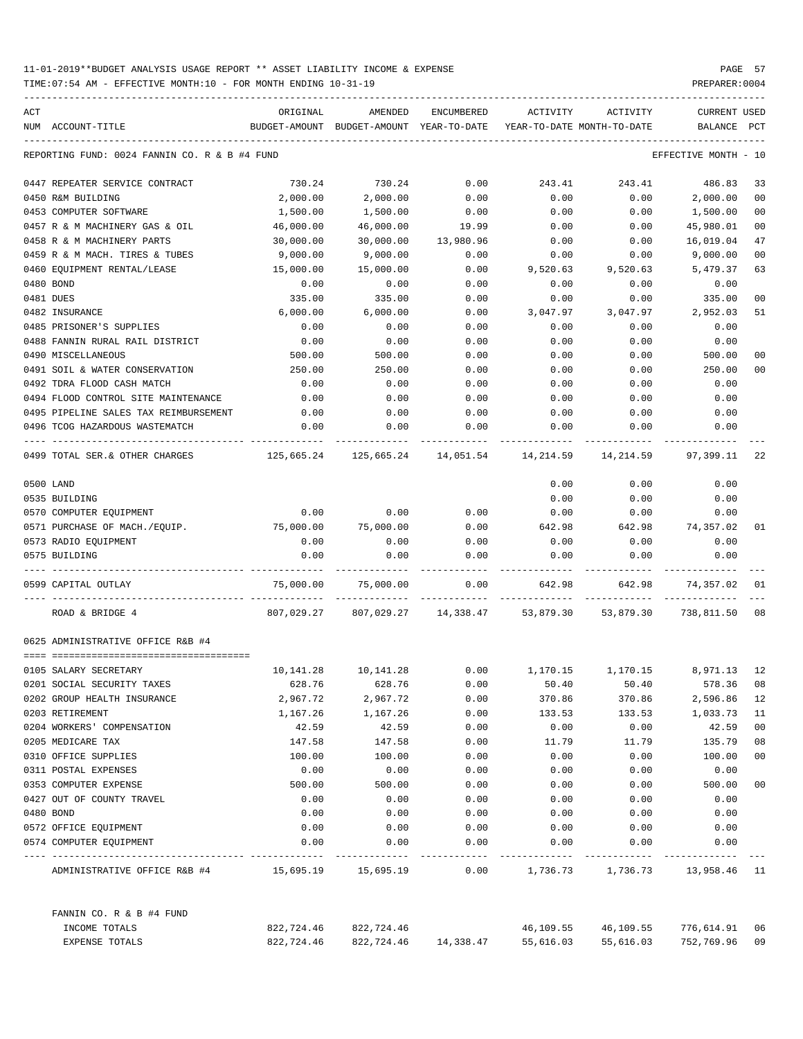11-01-2019**BUDGET ANALYSIS USAGE REPORT ** ASSET LIABILITY INCOME & EXPENSE

TIME:07:54 AM - EFFECTIVE MONTH:10 - FOR MONTH ENDING 10-31-19

PREPARER:0004

| ACT NUM | ACCOUNT-TITLE | ORIGINAL BUDGET-AMOUNT | AMENDED BUDGET-AMOUNT | ENCUMBERED YEAR-TO-DATE | ACTIVITY YEAR-TO-DATE | ACTIVITY MONTH-TO-DATE | CURRENT BALANCE | USED PCT |
|---|---|---|---|---|---|---|---|---|
| | REPORTING FUND: 0024 FANNIN CO. R & B #4 FUND | | | | | | EFFECTIVE MONTH - 10 | |
| 0447 | REPEATER SERVICE CONTRACT | 730.24 | 730.24 | 0.00 | 243.41 | 243.41 | 486.83 | 33 |
| 0450 | R&M BUILDING | 2,000.00 | 2,000.00 | 0.00 | 0.00 | 0.00 | 2,000.00 | 00 |
| 0453 | COMPUTER SOFTWARE | 1,500.00 | 1,500.00 | 0.00 | 0.00 | 0.00 | 1,500.00 | 00 |
| 0457 | R & M MACHINERY GAS & OIL | 46,000.00 | 46,000.00 | 19.99 | 0.00 | 0.00 | 45,980.01 | 00 |
| 0458 | R & M MACHINERY PARTS | 30,000.00 | 30,000.00 | 13,980.96 | 0.00 | 0.00 | 16,019.04 | 47 |
| 0459 | R & M MACH. TIRES & TUBES | 9,000.00 | 9,000.00 | 0.00 | 0.00 | 0.00 | 9,000.00 | 00 |
| 0460 | EQUIPMENT RENTAL/LEASE | 15,000.00 | 15,000.00 | 0.00 | 9,520.63 | 9,520.63 | 5,479.37 | 63 |
| 0480 | BOND | 0.00 | 0.00 | 0.00 | 0.00 | 0.00 | 0.00 | |
| 0481 | DUES | 335.00 | 335.00 | 0.00 | 0.00 | 0.00 | 335.00 | 00 |
| 0482 | INSURANCE | 6,000.00 | 6,000.00 | 0.00 | 3,047.97 | 3,047.97 | 2,952.03 | 51 |
| 0485 | PRISONER'S SUPPLIES | 0.00 | 0.00 | 0.00 | 0.00 | 0.00 | 0.00 | |
| 0488 | FANNIN RURAL RAIL DISTRICT | 0.00 | 0.00 | 0.00 | 0.00 | 0.00 | 0.00 | |
| 0490 | MISCELLANEOUS | 500.00 | 500.00 | 0.00 | 0.00 | 0.00 | 500.00 | 00 |
| 0491 | SOIL & WATER CONSERVATION | 250.00 | 250.00 | 0.00 | 0.00 | 0.00 | 250.00 | 00 |
| 0492 | TDRA FLOOD CASH MATCH | 0.00 | 0.00 | 0.00 | 0.00 | 0.00 | 0.00 | |
| 0494 | FLOOD CONTROL SITE MAINTENANCE | 0.00 | 0.00 | 0.00 | 0.00 | 0.00 | 0.00 | |
| 0495 | PIPELINE SALES TAX REIMBURSEMENT | 0.00 | 0.00 | 0.00 | 0.00 | 0.00 | 0.00 | |
| 0496 | TCOG HAZARDOUS WASTEMATCH | 0.00 | 0.00 | 0.00 | 0.00 | 0.00 | 0.00 | |
| 0499 | TOTAL SER.& OTHER CHARGES | 125,665.24 | 125,665.24 | 14,051.54 | 14,214.59 | 14,214.59 | 97,399.11 | 22 |
| 0500 | LAND | | | | 0.00 | 0.00 | 0.00 | |
| 0535 | BUILDING | | | | 0.00 | 0.00 | 0.00 | |
| 0570 | COMPUTER EQUIPMENT | 0.00 | 0.00 | 0.00 | 0.00 | 0.00 | 0.00 | |
| 0571 | PURCHASE OF MACH./EQUIP. | 75,000.00 | 75,000.00 | 0.00 | 642.98 | 642.98 | 74,357.02 | 01 |
| 0573 | RADIO EQUIPMENT | 0.00 | 0.00 | 0.00 | 0.00 | 0.00 | 0.00 | |
| 0575 | BUILDING | 0.00 | 0.00 | 0.00 | 0.00 | 0.00 | 0.00 | |
| 0599 | CAPITAL OUTLAY | 75,000.00 | 75,000.00 | 0.00 | 642.98 | 642.98 | 74,357.02 | 01 |
| | ROAD & BRIDGE 4 | 807,029.27 | 807,029.27 | 14,338.47 | 53,879.30 | 53,879.30 | 738,811.50 | 08 |
| | 0625 ADMINISTRATIVE OFFICE R&B #4 | | | | | | | |
| 0105 | SALARY SECRETARY | 10,141.28 | 10,141.28 | 0.00 | 1,170.15 | 1,170.15 | 8,971.13 | 12 |
| 0201 | SOCIAL SECURITY TAXES | 628.76 | 628.76 | 0.00 | 50.40 | 50.40 | 578.36 | 08 |
| 0202 | GROUP HEALTH INSURANCE | 2,967.72 | 2,967.72 | 0.00 | 370.86 | 370.86 | 2,596.86 | 12 |
| 0203 | RETIREMENT | 1,167.26 | 1,167.26 | 0.00 | 133.53 | 133.53 | 1,033.73 | 11 |
| 0204 | WORKERS' COMPENSATION | 42.59 | 42.59 | 0.00 | 0.00 | 0.00 | 42.59 | 00 |
| 0205 | MEDICARE TAX | 147.58 | 147.58 | 0.00 | 11.79 | 11.79 | 135.79 | 08 |
| 0310 | OFFICE SUPPLIES | 100.00 | 100.00 | 0.00 | 0.00 | 0.00 | 100.00 | 00 |
| 0311 | POSTAL EXPENSES | 0.00 | 0.00 | 0.00 | 0.00 | 0.00 | 0.00 | |
| 0353 | COMPUTER EXPENSE | 500.00 | 500.00 | 0.00 | 0.00 | 0.00 | 500.00 | 00 |
| 0427 | OUT OF COUNTY TRAVEL | 0.00 | 0.00 | 0.00 | 0.00 | 0.00 | 0.00 | |
| 0480 | BOND | 0.00 | 0.00 | 0.00 | 0.00 | 0.00 | 0.00 | |
| 0572 | OFFICE EQUIPMENT | 0.00 | 0.00 | 0.00 | 0.00 | 0.00 | 0.00 | |
| 0574 | COMPUTER EQUIPMENT | 0.00 | 0.00 | 0.00 | 0.00 | 0.00 | 0.00 | |
| | ADMINISTRATIVE OFFICE R&B #4 | 15,695.19 | 15,695.19 | 0.00 | 1,736.73 | 1,736.73 | 13,958.46 | 11 |
| | FANNIN CO. R & B #4 FUND | | | | | | | |
| | INCOME TOTALS | 822,724.46 | 822,724.46 | | 46,109.55 | 46,109.55 | 776,614.91 | 06 |
| | EXPENSE TOTALS | 822,724.46 | 822,724.46 | 14,338.47 | 55,616.03 | 55,616.03 | 752,769.96 | 09 |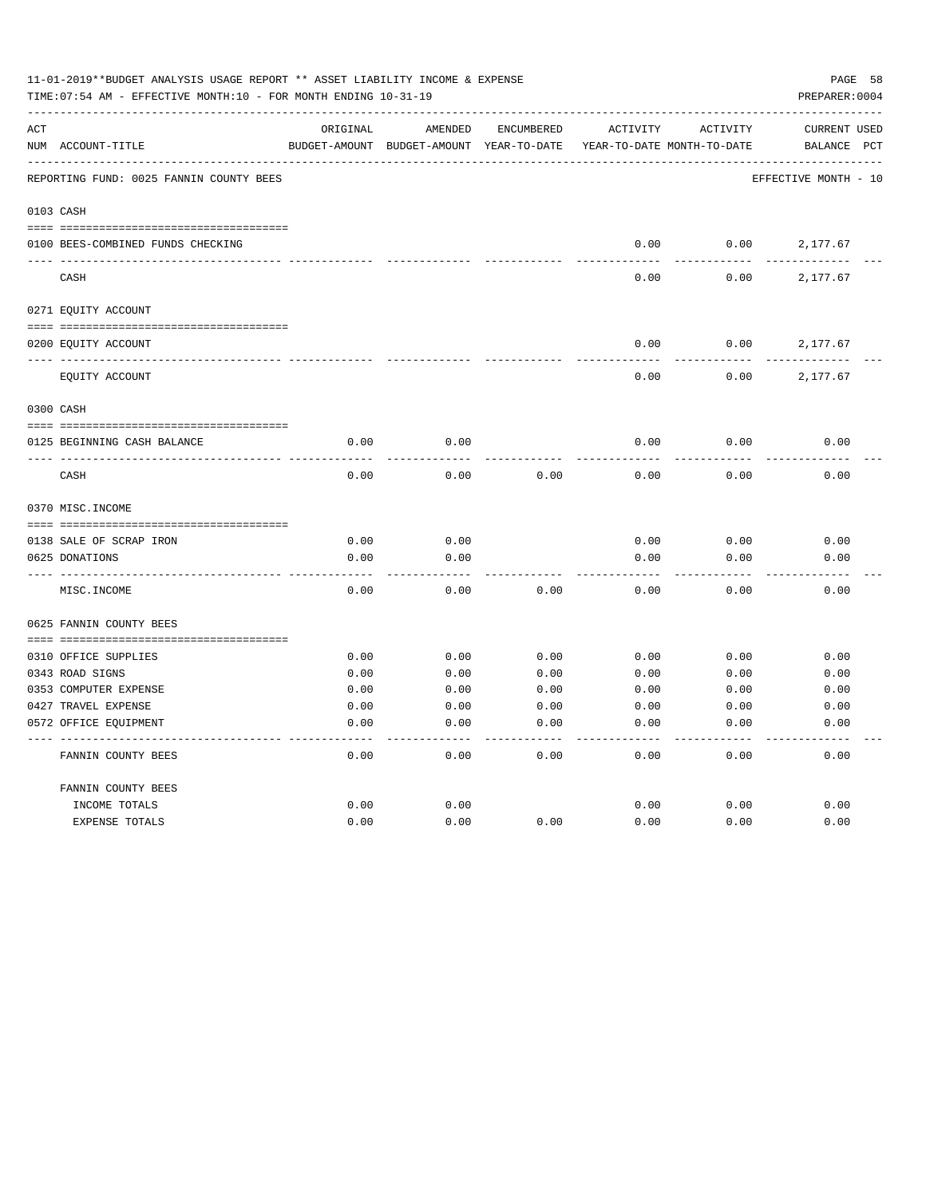11-01-2019**BUDGET ANALYSIS USAGE REPORT ** ASSET LIABILITY INCOME & EXPENSE

TIME:07:54 AM - EFFECTIVE MONTH:10 - FOR MONTH ENDING 10-31-19

PREPARER:0004

| ACT NUM | ACCOUNT-TITLE | ORIGINAL BUDGET-AMOUNT | AMENDED BUDGET-AMOUNT | ENCUMBERED YEAR-TO-DATE | ACTIVITY YEAR-TO-DATE | ACTIVITY MONTH-TO-DATE | CURRENT BALANCE | USED PCT |
|---|---|---|---|---|---|---|---|---|
| | REPORTING FUND: 0025 FANNIN COUNTY BEES | | | | | | EFFECTIVE MONTH - 10 | |
| 0103 | CASH | | | | | | | |
| 0100 | BEES-COMBINED FUNDS CHECKING | | | | 0.00 | 0.00 | 2,177.67 | |
| | CASH | | | | 0.00 | 0.00 | 2,177.67 | |
| 0271 | EQUITY ACCOUNT | | | | | | | |
| 0200 | EQUITY ACCOUNT | | | | 0.00 | 0.00 | 2,177.67 | |
| | EQUITY ACCOUNT | | | | 0.00 | 0.00 | 2,177.67 | |
| 0300 | CASH | | | | | | | |
| 0125 | BEGINNING CASH BALANCE | 0.00 | 0.00 | | 0.00 | 0.00 | 0.00 | |
| | CASH | 0.00 | 0.00 | 0.00 | 0.00 | 0.00 | 0.00 | |
| 0370 | MISC.INCOME | | | | | | | |
| 0138 | SALE OF SCRAP IRON | 0.00 | 0.00 | | 0.00 | 0.00 | 0.00 | |
| 0625 | DONATIONS | 0.00 | 0.00 | | 0.00 | 0.00 | 0.00 | |
| | MISC.INCOME | 0.00 | 0.00 | 0.00 | 0.00 | 0.00 | 0.00 | |
| 0625 | FANNIN COUNTY BEES | | | | | | | |
| 0310 | OFFICE SUPPLIES | 0.00 | 0.00 | 0.00 | 0.00 | 0.00 | 0.00 | |
| 0343 | ROAD SIGNS | 0.00 | 0.00 | 0.00 | 0.00 | 0.00 | 0.00 | |
| 0353 | COMPUTER EXPENSE | 0.00 | 0.00 | 0.00 | 0.00 | 0.00 | 0.00 | |
| 0427 | TRAVEL EXPENSE | 0.00 | 0.00 | 0.00 | 0.00 | 0.00 | 0.00 | |
| 0572 | OFFICE EQUIPMENT | 0.00 | 0.00 | 0.00 | 0.00 | 0.00 | 0.00 | |
| | FANNIN COUNTY BEES | 0.00 | 0.00 | 0.00 | 0.00 | 0.00 | 0.00 | |
| | FANNIN COUNTY BEES | | | | | | | |
| | INCOME TOTALS | 0.00 | 0.00 | | 0.00 | 0.00 | 0.00 | |
| | EXPENSE TOTALS | 0.00 | 0.00 | 0.00 | 0.00 | 0.00 | 0.00 | |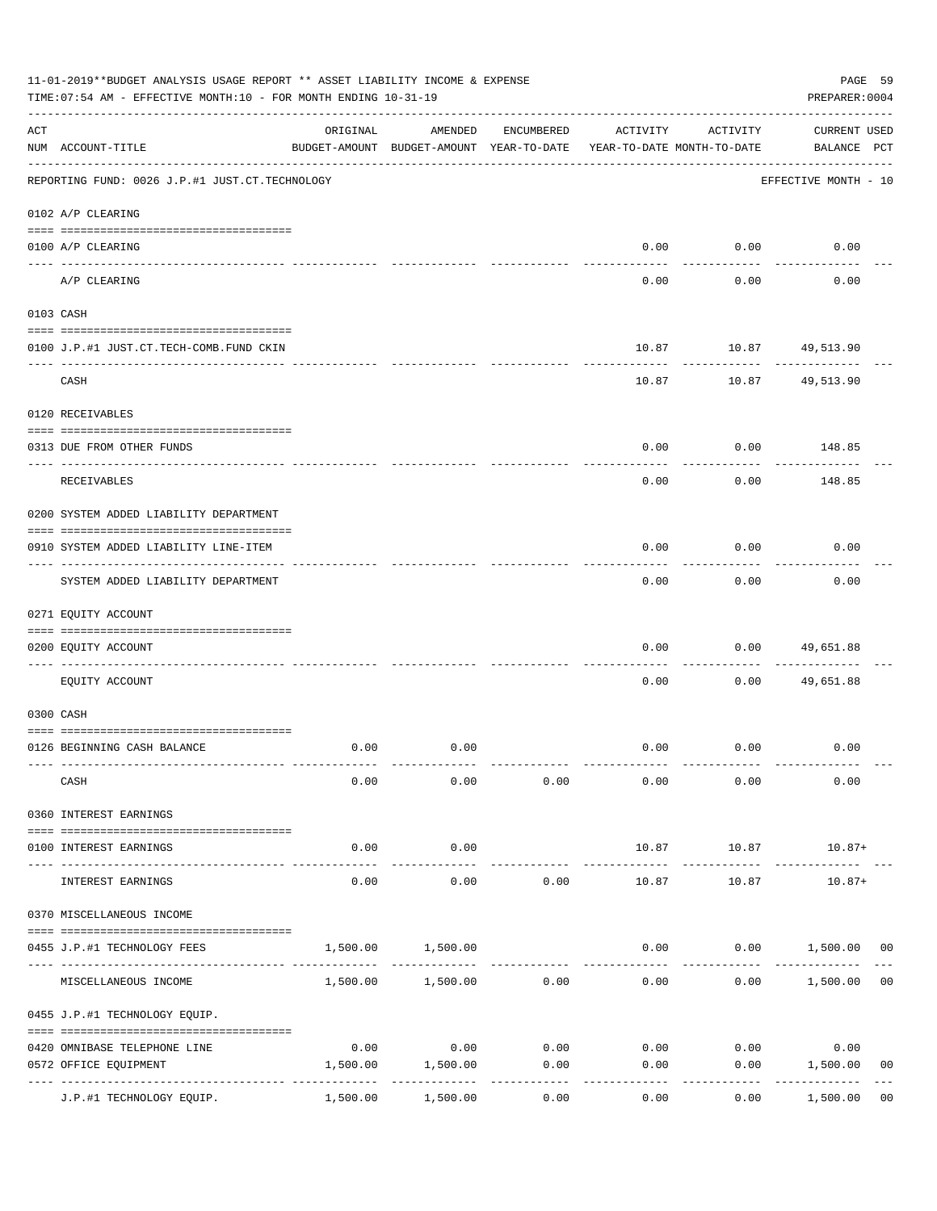11-01-2019**BUDGET ANALYSIS USAGE REPORT ** ASSET LIABILITY INCOME & EXPENSE

TIME:07:54 AM - EFFECTIVE MONTH:10 - FOR MONTH ENDING 10-31-19

PREPARER:0004

REPORTING FUND: 0026 J.P.#1 JUST.CT.TECHNOLOGY — EFFECTIVE MONTH - 10

| ACT NUM | ACCOUNT-TITLE | ORIGINAL BUDGET-AMOUNT | AMENDED BUDGET-AMOUNT | ENCUMBERED YEAR-TO-DATE | ACTIVITY YEAR-TO-DATE | ACTIVITY MONTH-TO-DATE | CURRENT USED BALANCE | PCT |
|---|---|---|---|---|---|---|---|---|
| | **0102 A/P CLEARING** | | | | | | | |
| 0100 | A/P CLEARING | | | | 0.00 | 0.00 | 0.00 | |
| | A/P CLEARING | | | | 0.00 | 0.00 | 0.00 | |
| | **0103 CASH** | | | | | | | |
| 0100 | J.P.#1 JUST.CT.TECH-COMB.FUND CKIN | | | | 10.87 | 10.87 | 49,513.90 | |
| | CASH | | | | 10.87 | 10.87 | 49,513.90 | |
| | **0120 RECEIVABLES** | | | | | | | |
| 0313 | DUE FROM OTHER FUNDS | | | | 0.00 | 0.00 | 148.85 | |
| | RECEIVABLES | | | | 0.00 | 0.00 | 148.85 | |
| | **0200 SYSTEM ADDED LIABILITY DEPARTMENT** | | | | | | | |
| 0910 | SYSTEM ADDED LIABILITY LINE-ITEM | | | | 0.00 | 0.00 | 0.00 | |
| | SYSTEM ADDED LIABILITY DEPARTMENT | | | | 0.00 | 0.00 | 0.00 | |
| | **0271 EQUITY ACCOUNT** | | | | | | | |
| 0200 | EQUITY ACCOUNT | | | | 0.00 | 0.00 | 49,651.88 | |
| | EQUITY ACCOUNT | | | | 0.00 | 0.00 | 49,651.88 | |
| | **0300 CASH** | | | | | | | |
| 0126 | BEGINNING CASH BALANCE | 0.00 | 0.00 | | 0.00 | 0.00 | 0.00 | |
| | CASH | 0.00 | 0.00 | 0.00 | 0.00 | 0.00 | 0.00 | |
| | **0360 INTEREST EARNINGS** | | | | | | | |
| 0100 | INTEREST EARNINGS | 0.00 | 0.00 | | 10.87 | 10.87 | 10.87+ | |
| | INTEREST EARNINGS | 0.00 | 0.00 | 0.00 | 10.87 | 10.87 | 10.87+ | |
| | **0370 MISCELLANEOUS INCOME** | | | | | | | |
| 0455 | J.P.#1 TECHNOLOGY FEES | 1,500.00 | 1,500.00 | | 0.00 | 0.00 | 1,500.00 | 00 |
| | MISCELLANEOUS INCOME | 1,500.00 | 1,500.00 | 0.00 | 0.00 | 0.00 | 1,500.00 | 00 |
| | **0455 J.P.#1 TECHNOLOGY EQUIP.** | | | | | | | |
| 0420 | OMNIBASE TELEPHONE LINE | 0.00 | 0.00 | 0.00 | 0.00 | 0.00 | 0.00 | |
| 0572 | OFFICE EQUIPMENT | 1,500.00 | 1,500.00 | 0.00 | 0.00 | 0.00 | 1,500.00 | 00 |
| | J.P.#1 TECHNOLOGY EQUIP. | 1,500.00 | 1,500.00 | 0.00 | 0.00 | 0.00 | 1,500.00 | 00 |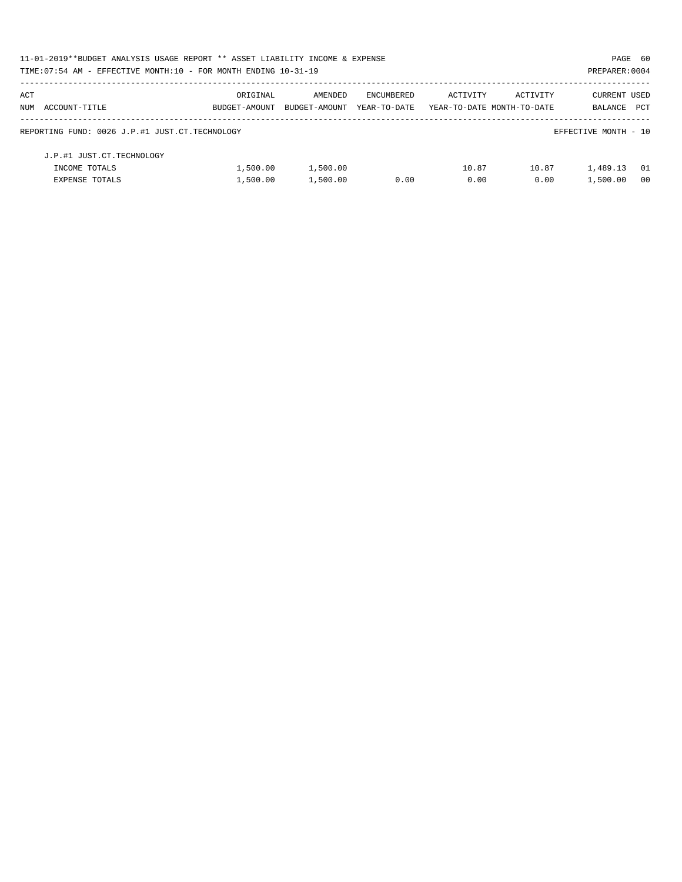11-01-2019**BUDGET ANALYSIS USAGE REPORT ** ASSET LIABILITY INCOME & EXPENSE

TIME:07:54 AM - EFFECTIVE MONTH:10 - FOR MONTH ENDING 10-31-19

PREPARER:0004

| ACT NUM | ACCOUNT-TITLE | ORIGINAL BUDGET-AMOUNT | AMENDED BUDGET-AMOUNT | ENCUMBERED YEAR-TO-DATE | ACTIVITY YEAR-TO-DATE | ACTIVITY MONTH-TO-DATE | CURRENT BALANCE | USED PCT |
|---|---|---|---|---|---|---|---|---|
| | REPORTING FUND: 0026 J.P.#1 JUST.CT.TECHNOLOGY | | | | | | EFFECTIVE MONTH - 10 | |
| | J.P.#1 JUST.CT.TECHNOLOGY | | | | | | | |
| | INCOME TOTALS | 1,500.00 | 1,500.00 | | 10.87 | 10.87 | 1,489.13 | 01 |
| | EXPENSE TOTALS | 1,500.00 | 1,500.00 | 0.00 | 0.00 | 0.00 | 1,500.00 | 00 |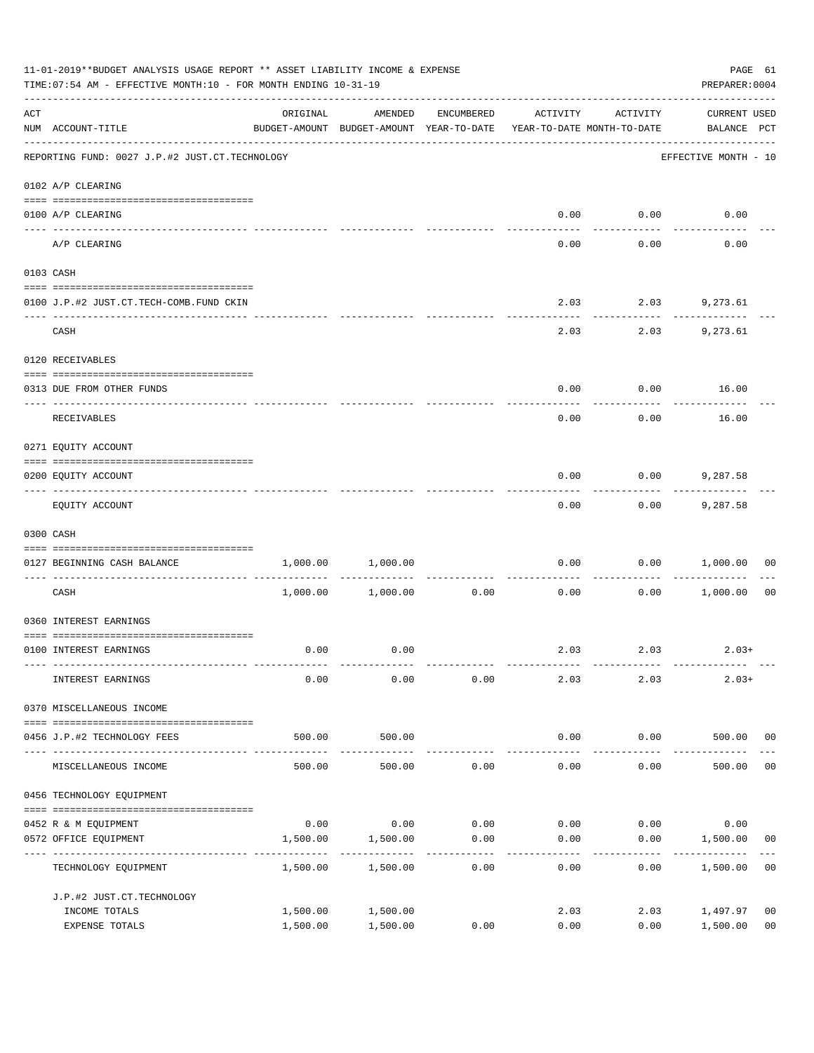11-01-2019**BUDGET ANALYSIS USAGE REPORT ** ASSET LIABILITY INCOME & EXPENSE

TIME:07:54 AM - EFFECTIVE MONTH:10 - FOR MONTH ENDING 10-31-19

PREPARER:0004

| ACT NUM | ACCOUNT-TITLE | ORIGINAL BUDGET-AMOUNT | AMENDED BUDGET-AMOUNT | ENCUMBERED YEAR-TO-DATE | ACTIVITY YEAR-TO-DATE | ACTIVITY MONTH-TO-DATE | CURRENT USED BALANCE | PCT |
|---|---|---|---|---|---|---|---|---|
| | REPORTING FUND: 0027 J.P.#2 JUST.CT.TECHNOLOGY | | | | | | EFFECTIVE MONTH - 10 | |
| | 0102 A/P CLEARING | | | | | | | |
| 0100 | A/P CLEARING | | | | 0.00 | 0.00 | 0.00 | |
| | A/P CLEARING | | | | 0.00 | 0.00 | 0.00 | |
| | 0103 CASH | | | | | | | |
| 0100 | J.P.#2 JUST.CT.TECH-COMB.FUND CKIN | | | | 2.03 | 2.03 | 9,273.61 | |
| | CASH | | | | 2.03 | 2.03 | 9,273.61 | |
| | 0120 RECEIVABLES | | | | | | | |
| 0313 | DUE FROM OTHER FUNDS | | | | 0.00 | 0.00 | 16.00 | |
| | RECEIVABLES | | | | 0.00 | 0.00 | 16.00 | |
| | 0271 EQUITY ACCOUNT | | | | | | | |
| 0200 | EQUITY ACCOUNT | | | | 0.00 | 0.00 | 9,287.58 | |
| | EQUITY ACCOUNT | | | | 0.00 | 0.00 | 9,287.58 | |
| | 0300 CASH | | | | | | | |
| 0127 | BEGINNING CASH BALANCE | 1,000.00 | 1,000.00 | | 0.00 | 0.00 | 1,000.00 | 00 |
| | CASH | 1,000.00 | 1,000.00 | 0.00 | 0.00 | 0.00 | 1,000.00 | 00 |
| | 0360 INTEREST EARNINGS | | | | | | | |
| 0100 | INTEREST EARNINGS | 0.00 | 0.00 | | 2.03 | 2.03 | 2.03+ | |
| | INTEREST EARNINGS | 0.00 | 0.00 | 0.00 | 2.03 | 2.03 | 2.03+ | |
| | 0370 MISCELLANEOUS INCOME | | | | | | | |
| 0456 | J.P.#2 TECHNOLOGY FEES | 500.00 | 500.00 | | 0.00 | 0.00 | 500.00 | 00 |
| | MISCELLANEOUS INCOME | 500.00 | 500.00 | 0.00 | 0.00 | 0.00 | 500.00 | 00 |
| | 0456 TECHNOLOGY EQUIPMENT | | | | | | | |
| 0452 | R & M EQUIPMENT | 0.00 | 0.00 | 0.00 | 0.00 | 0.00 | 0.00 | |
| 0572 | OFFICE EQUIPMENT | 1,500.00 | 1,500.00 | 0.00 | 0.00 | 0.00 | 1,500.00 | 00 |
| | TECHNOLOGY EQUIPMENT | 1,500.00 | 1,500.00 | 0.00 | 0.00 | 0.00 | 1,500.00 | 00 |
| | J.P.#2 JUST.CT.TECHNOLOGY | | | | | | | |
| | INCOME TOTALS | 1,500.00 | 1,500.00 | | 2.03 | 2.03 | 1,497.97 | 00 |
| | EXPENSE TOTALS | 1,500.00 | 1,500.00 | 0.00 | 0.00 | 0.00 | 1,500.00 | 00 |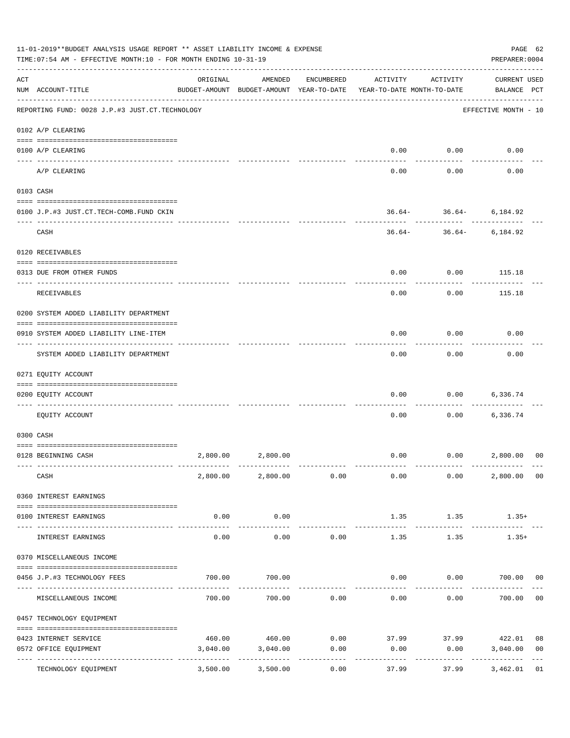11-01-2019**BUDGET ANALYSIS USAGE REPORT ** ASSET LIABILITY INCOME & EXPENSE

TIME:07:54 AM - EFFECTIVE MONTH:10 - FOR MONTH ENDING 10-31-19

PREPARER:0004

| ACT NUM | ACCOUNT-TITLE | ORIGINAL BUDGET-AMOUNT | AMENDED BUDGET-AMOUNT | ENCUMBERED YEAR-TO-DATE | ACTIVITY YEAR-TO-DATE | ACTIVITY MONTH-TO-DATE | CURRENT BALANCE | USED PCT |
|---|---|---|---|---|---|---|---|---|
| | REPORTING FUND: 0028 J.P.#3 JUST.CT.TECHNOLOGY | | | | | | EFFECTIVE MONTH - 10 | |
| | 0102 A/P CLEARING | | | | | | | |
| 0100 | A/P CLEARING | | | | 0.00 | 0.00 | 0.00 | |
| | A/P CLEARING | | | | 0.00 | 0.00 | 0.00 | |
| | 0103 CASH | | | | | | | |
| 0100 | J.P.#3 JUST.CT.TECH-COMB.FUND CKIN | | | | 36.64- | 36.64- | 6,184.92 | |
| | CASH | | | | 36.64- | 36.64- | 6,184.92 | |
| | 0120 RECEIVABLES | | | | | | | |
| 0313 | DUE FROM OTHER FUNDS | | | | 0.00 | 0.00 | 115.18 | |
| | RECEIVABLES | | | | 0.00 | 0.00 | 115.18 | |
| | 0200 SYSTEM ADDED LIABILITY DEPARTMENT | | | | | | | |
| 0910 | SYSTEM ADDED LIABILITY LINE-ITEM | | | | 0.00 | 0.00 | 0.00 | |
| | SYSTEM ADDED LIABILITY DEPARTMENT | | | | 0.00 | 0.00 | 0.00 | |
| | 0271 EQUITY ACCOUNT | | | | | | | |
| 0200 | EQUITY ACCOUNT | | | | 0.00 | 0.00 | 6,336.74 | |
| | EQUITY ACCOUNT | | | | 0.00 | 0.00 | 6,336.74 | |
| | 0300 CASH | | | | | | | |
| 0128 | BEGINNING CASH | 2,800.00 | 2,800.00 | | 0.00 | 0.00 | 2,800.00 | 00 |
| | CASH | 2,800.00 | 2,800.00 | 0.00 | 0.00 | 0.00 | 2,800.00 | 00 |
| | 0360 INTEREST EARNINGS | | | | | | | |
| 0100 | INTEREST EARNINGS | 0.00 | 0.00 | | 1.35 | 1.35 | 1.35+ | |
| | INTEREST EARNINGS | 0.00 | 0.00 | 0.00 | 1.35 | 1.35 | 1.35+ | |
| | 0370 MISCELLANEOUS INCOME | | | | | | | |
| 0456 | J.P.#3 TECHNOLOGY FEES | 700.00 | 700.00 | | 0.00 | 0.00 | 700.00 | 00 |
| | MISCELLANEOUS INCOME | 700.00 | 700.00 | 0.00 | 0.00 | 0.00 | 700.00 | 00 |
| | 0457 TECHNOLOGY EQUIPMENT | | | | | | | |
| 0423 | INTERNET SERVICE | 460.00 | 460.00 | 0.00 | 37.99 | 37.99 | 422.01 | 08 |
| 0572 | OFFICE EQUIPMENT | 3,040.00 | 3,040.00 | 0.00 | 0.00 | 0.00 | 3,040.00 | 00 |
| | TECHNOLOGY EQUIPMENT | 3,500.00 | 3,500.00 | 0.00 | 37.99 | 37.99 | 3,462.01 | 01 |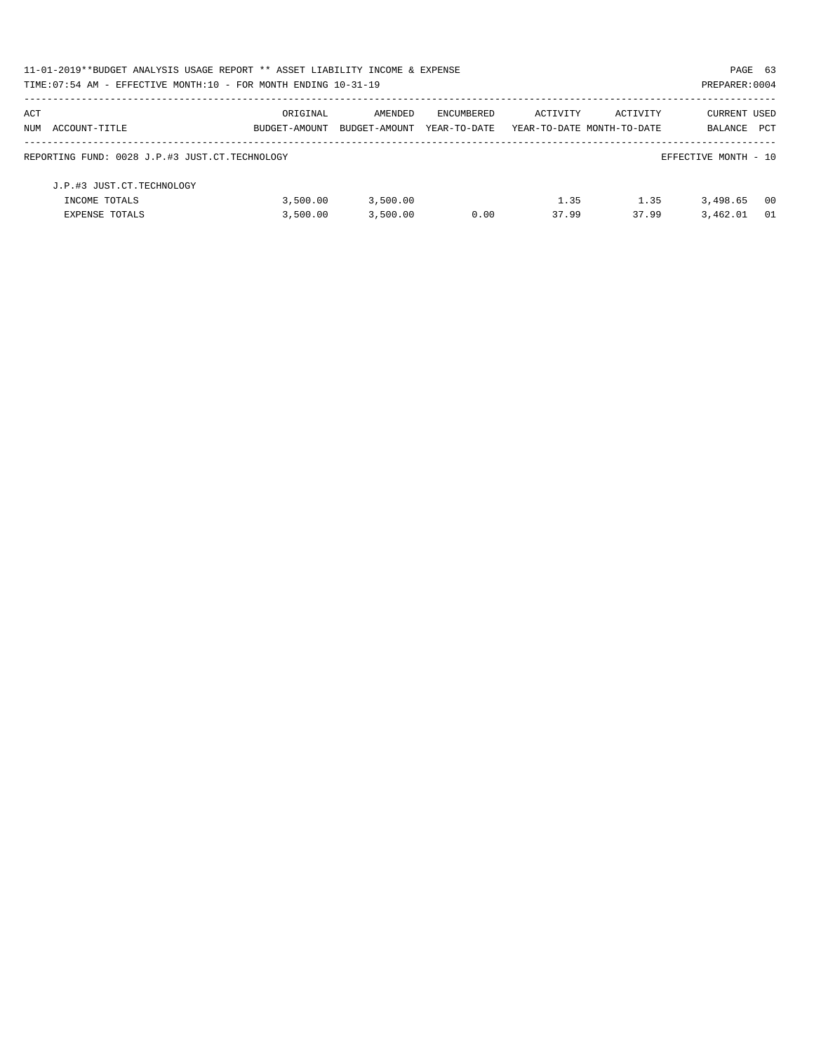11-01-2019**BUDGET ANALYSIS USAGE REPORT ** ASSET LIABILITY INCOME & EXPENSE

TIME:07:54 AM - EFFECTIVE MONTH:10 - FOR MONTH ENDING 10-31-19

PREPARER:0004

| ACT NUM | ACCOUNT-TITLE | ORIGINAL BUDGET-AMOUNT | AMENDED BUDGET-AMOUNT | ENCUMBERED YEAR-TO-DATE | ACTIVITY YEAR-TO-DATE | ACTIVITY MONTH-TO-DATE | CURRENT BALANCE | USED PCT |
|---|---|---|---|---|---|---|---|---|
| | REPORTING FUND: 0028 J.P.#3 JUST.CT.TECHNOLOGY | | | | | | EFFECTIVE MONTH - 10 | |
| | J.P.#3 JUST.CT.TECHNOLOGY | | | | | | | |
| | INCOME TOTALS | 3,500.00 | 3,500.00 | | 1.35 | 1.35 | 3,498.65 | 00 |
| | EXPENSE TOTALS | 3,500.00 | 3,500.00 | 0.00 | 37.99 | 37.99 | 3,462.01 | 01 |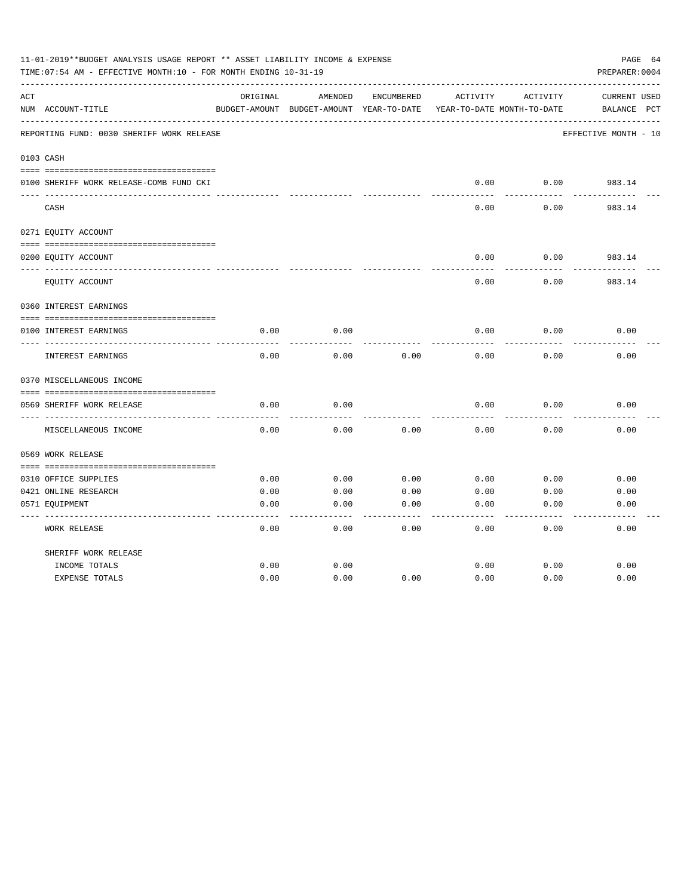11-01-2019**BUDGET ANALYSIS USAGE REPORT ** ASSET LIABILITY INCOME & EXPENSE

TIME:07:54 AM - EFFECTIVE MONTH:10 - FOR MONTH ENDING 10-31-19

PREPARER:0004

REPORTING FUND: 0030 SHERIFF WORK RELEASE — EFFECTIVE MONTH - 10

| ACT NUM | ACCOUNT-TITLE | ORIGINAL BUDGET-AMOUNT | AMENDED BUDGET-AMOUNT | ENCUMBERED YEAR-TO-DATE | ACTIVITY YEAR-TO-DATE | ACTIVITY MONTH-TO-DATE | CURRENT BALANCE | USED PCT |
|---|---|---|---|---|---|---|---|---|
| **0103** | **CASH** | | | | | | | |
| 0100 | SHERIFF WORK RELEASE-COMB FUND CKI | | | | 0.00 | 0.00 | 983.14 | |
| | CASH | | | | 0.00 | 0.00 | 983.14 | |
| **0271** | **EQUITY ACCOUNT** | | | | | | | |
| 0200 | EQUITY ACCOUNT | | | | 0.00 | 0.00 | 983.14 | |
| | EQUITY ACCOUNT | | | | 0.00 | 0.00 | 983.14 | |
| **0360** | **INTEREST EARNINGS** | | | | | | | |
| 0100 | INTEREST EARNINGS | 0.00 | 0.00 | | 0.00 | 0.00 | 0.00 | |
| | INTEREST EARNINGS | 0.00 | 0.00 | 0.00 | 0.00 | 0.00 | 0.00 | |
| **0370** | **MISCELLANEOUS INCOME** | | | | | | | |
| 0569 | SHERIFF WORK RELEASE | 0.00 | 0.00 | | 0.00 | 0.00 | 0.00 | |
| | MISCELLANEOUS INCOME | 0.00 | 0.00 | 0.00 | 0.00 | 0.00 | 0.00 | |
| **0569** | **WORK RELEASE** | | | | | | | |
| 0310 | OFFICE SUPPLIES | 0.00 | 0.00 | 0.00 | 0.00 | 0.00 | 0.00 | |
| 0421 | ONLINE RESEARCH | 0.00 | 0.00 | 0.00 | 0.00 | 0.00 | 0.00 | |
| 0571 | EQUIPMENT | 0.00 | 0.00 | 0.00 | 0.00 | 0.00 | 0.00 | |
| | WORK RELEASE | 0.00 | 0.00 | 0.00 | 0.00 | 0.00 | 0.00 | |
| | SHERIFF WORK RELEASE | | | | | | | |
| | INCOME TOTALS | 0.00 | 0.00 | | 0.00 | 0.00 | 0.00 | |
| | EXPENSE TOTALS | 0.00 | 0.00 | 0.00 | 0.00 | 0.00 | 0.00 | |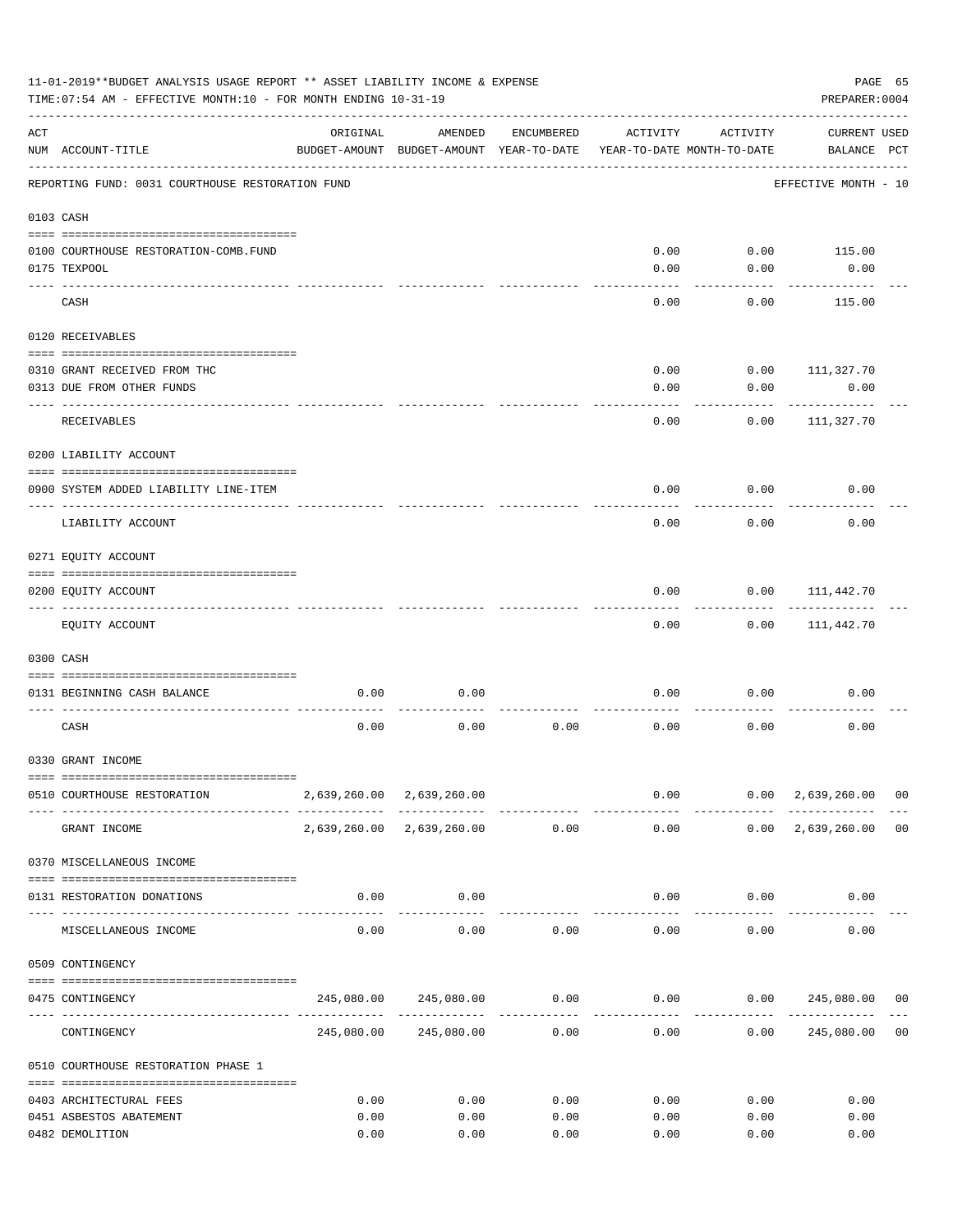11-01-2019**BUDGET ANALYSIS USAGE REPORT ** ASSET LIABILITY INCOME & EXPENSE

TIME:07:54 AM - EFFECTIVE MONTH:10 - FOR MONTH ENDING 10-31-19

PREPARER:0004

| ACT NUM | ACCOUNT-TITLE | ORIGINAL BUDGET-AMOUNT | AMENDED BUDGET-AMOUNT | ENCUMBERED YEAR-TO-DATE | ACTIVITY YEAR-TO-DATE | ACTIVITY MONTH-TO-DATE | CURRENT BALANCE | USED PCT |
|---|---|---|---|---|---|---|---|---|
| | REPORTING FUND: 0031 COURTHOUSE RESTORATION FUND | | | | | | EFFECTIVE MONTH - 10 | |
| 0103 | CASH | | | | | | | |
| 0100 | COURTHOUSE RESTORATION-COMB.FUND | | | | 0.00 | 0.00 | 115.00 | |
| 0175 | TEXPOOL | | | | 0.00 | 0.00 | 0.00 | |
| | CASH | | | | 0.00 | 0.00 | 115.00 | |
| 0120 | RECEIVABLES | | | | | | | |
| 0310 | GRANT RECEIVED FROM THC | | | | 0.00 | 0.00 | 111,327.70 | |
| 0313 | DUE FROM OTHER FUNDS | | | | 0.00 | 0.00 | 0.00 | |
| | RECEIVABLES | | | | 0.00 | 0.00 | 111,327.70 | |
| 0200 | LIABILITY ACCOUNT | | | | | | | |
| 0900 | SYSTEM ADDED LIABILITY LINE-ITEM | | | | 0.00 | 0.00 | 0.00 | |
| | LIABILITY ACCOUNT | | | | 0.00 | 0.00 | 0.00 | |
| 0271 | EQUITY ACCOUNT | | | | | | | |
| 0200 | EQUITY ACCOUNT | | | | 0.00 | 0.00 | 111,442.70 | |
| | EQUITY ACCOUNT | | | | 0.00 | 0.00 | 111,442.70 | |
| 0300 | CASH | | | | | | | |
| 0131 | BEGINNING CASH BALANCE | 0.00 | 0.00 | | 0.00 | 0.00 | 0.00 | |
| | CASH | 0.00 | 0.00 | 0.00 | 0.00 | 0.00 | 0.00 | |
| 0330 | GRANT INCOME | | | | | | | |
| 0510 | COURTHOUSE RESTORATION | 2,639,260.00 | 2,639,260.00 | | 0.00 | 0.00 | 2,639,260.00 | 00 |
| | GRANT INCOME | 2,639,260.00 | 2,639,260.00 | 0.00 | 0.00 | 0.00 | 2,639,260.00 | 00 |
| 0370 | MISCELLANEOUS INCOME | | | | | | | |
| 0131 | RESTORATION DONATIONS | 0.00 | 0.00 | | 0.00 | 0.00 | 0.00 | |
| | MISCELLANEOUS INCOME | 0.00 | 0.00 | 0.00 | 0.00 | 0.00 | 0.00 | |
| 0509 | CONTINGENCY | | | | | | | |
| 0475 | CONTINGENCY | 245,080.00 | 245,080.00 | 0.00 | 0.00 | 0.00 | 245,080.00 | 00 |
| | CONTINGENCY | 245,080.00 | 245,080.00 | 0.00 | 0.00 | 0.00 | 245,080.00 | 00 |
| 0510 | COURTHOUSE RESTORATION PHASE 1 | | | | | | | |
| 0403 | ARCHITECTURAL FEES | 0.00 | 0.00 | 0.00 | 0.00 | 0.00 | 0.00 | |
| 0451 | ASBESTOS ABATEMENT | 0.00 | 0.00 | 0.00 | 0.00 | 0.00 | 0.00 | |
| 0482 | DEMOLITION | 0.00 | 0.00 | 0.00 | 0.00 | 0.00 | 0.00 | |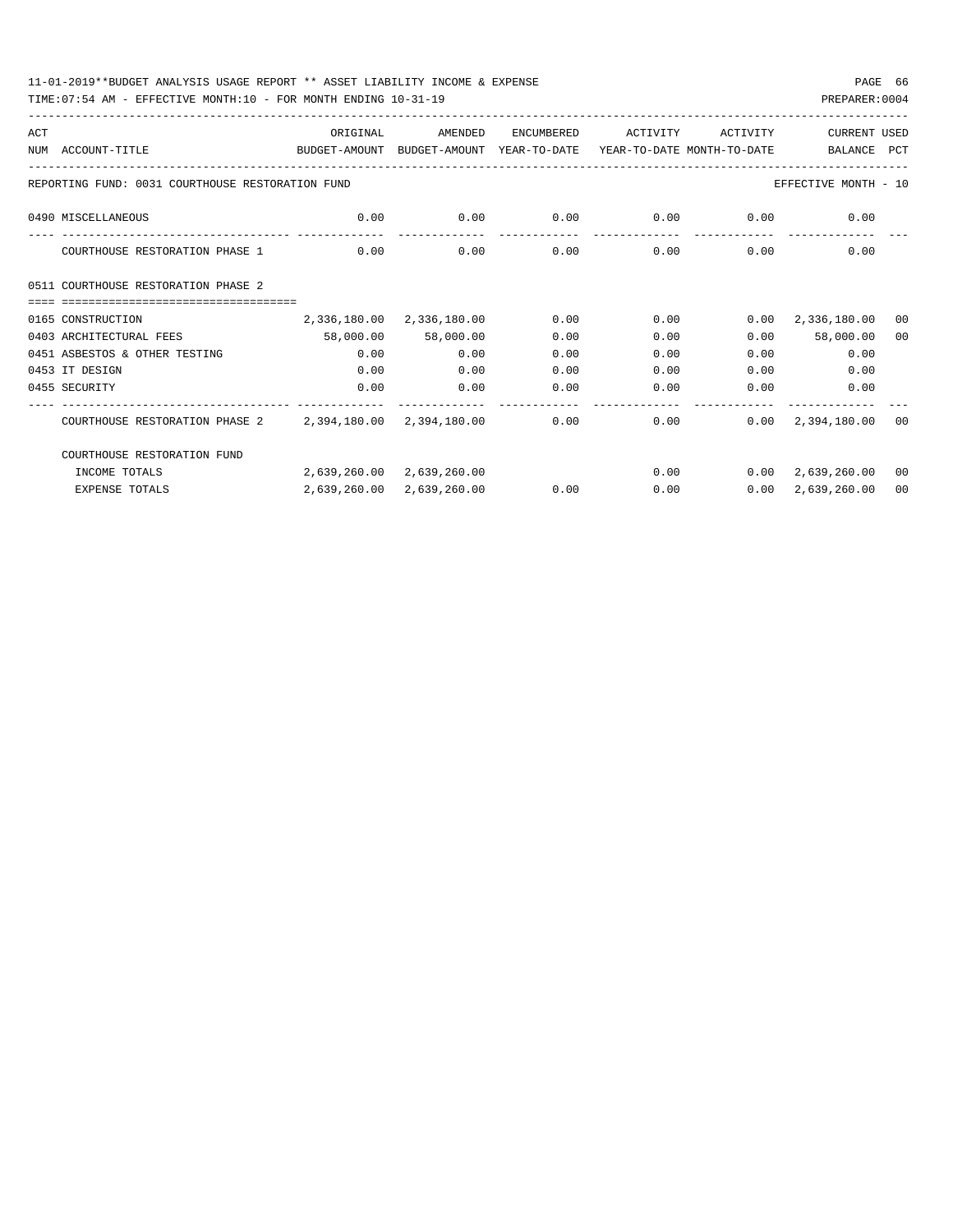11-01-2019**BUDGET ANALYSIS USAGE REPORT ** ASSET LIABILITY INCOME & EXPENSE

TIME:07:54 AM - EFFECTIVE MONTH:10 - FOR MONTH ENDING 10-31-19

PREPARER:0004

| ACT NUM | ACCOUNT-TITLE | ORIGINAL BUDGET-AMOUNT | AMENDED BUDGET-AMOUNT | ENCUMBERED YEAR-TO-DATE | ACTIVITY YEAR-TO-DATE | ACTIVITY MONTH-TO-DATE | CURRENT BALANCE | USED PCT |
|---|---|---|---|---|---|---|---|---|
| | REPORTING FUND: 0031 COURTHOUSE RESTORATION FUND | | | | | | EFFECTIVE MONTH - 10 | |
| 0490 | MISCELLANEOUS | 0.00 | 0.00 | 0.00 | 0.00 | 0.00 | 0.00 | |
| | COURTHOUSE RESTORATION PHASE 1 | 0.00 | 0.00 | 0.00 | 0.00 | 0.00 | 0.00 | |
| 0511 | COURTHOUSE RESTORATION PHASE 2 | | | | | | | |
| 0165 | CONSTRUCTION | 2,336,180.00 | 2,336,180.00 | 0.00 | 0.00 | 0.00 | 2,336,180.00 | 00 |
| 0403 | ARCHITECTURAL FEES | 58,000.00 | 58,000.00 | 0.00 | 0.00 | 0.00 | 58,000.00 | 00 |
| 0451 | ASBESTOS & OTHER TESTING | 0.00 | 0.00 | 0.00 | 0.00 | 0.00 | 0.00 | |
| 0453 | IT DESIGN | 0.00 | 0.00 | 0.00 | 0.00 | 0.00 | 0.00 | |
| 0455 | SECURITY | 0.00 | 0.00 | 0.00 | 0.00 | 0.00 | 0.00 | |
| | COURTHOUSE RESTORATION PHASE 2 | 2,394,180.00 | 2,394,180.00 | 0.00 | 0.00 | 0.00 | 2,394,180.00 | 00 |
| | COURTHOUSE RESTORATION FUND | | | | | | | |
| | INCOME TOTALS | 2,639,260.00 | 2,639,260.00 | | 0.00 | 0.00 | 2,639,260.00 | 00 |
| | EXPENSE TOTALS | 2,639,260.00 | 2,639,260.00 | 0.00 | 0.00 | 0.00 | 2,639,260.00 | 00 |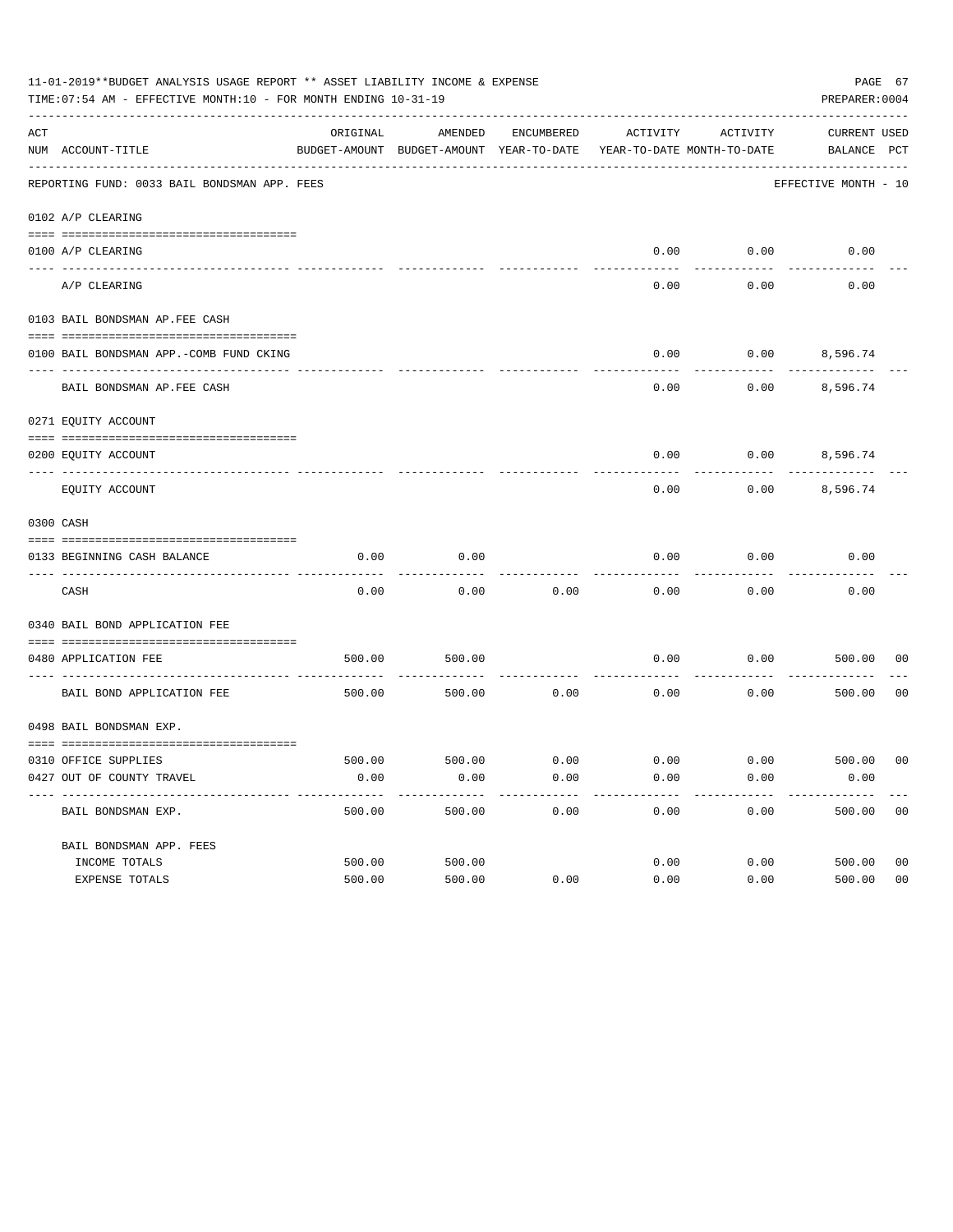11-01-2019**BUDGET ANALYSIS USAGE REPORT ** ASSET LIABILITY INCOME & EXPENSE

TIME:07:54 AM - EFFECTIVE MONTH:10 - FOR MONTH ENDING 10-31-19

PREPARER:0004

| ACT NUM | ACCOUNT-TITLE | ORIGINAL BUDGET-AMOUNT | AMENDED BUDGET-AMOUNT | ENCUMBERED YEAR-TO-DATE | ACTIVITY YEAR-TO-DATE | ACTIVITY MONTH-TO-DATE | CURRENT BALANCE | USED PCT |
|---|---|---|---|---|---|---|---|---|
| | REPORTING FUND: 0033 BAIL BONDSMAN APP. FEES | | | | | | EFFECTIVE MONTH - 10 | |
| | 0102 A/P CLEARING | | | | | | | |
| 0100 | A/P CLEARING | | | | 0.00 | 0.00 | 0.00 | |
| | A/P CLEARING | | | | 0.00 | 0.00 | 0.00 | |
| | 0103 BAIL BONDSMAN AP.FEE CASH | | | | | | | |
| 0100 | BAIL BONDSMAN APP.-COMB FUND CKING | | | | 0.00 | 0.00 | 8,596.74 | |
| | BAIL BONDSMAN AP.FEE CASH | | | | 0.00 | 0.00 | 8,596.74 | |
| | 0271 EQUITY ACCOUNT | | | | | | | |
| 0200 | EQUITY ACCOUNT | | | | 0.00 | 0.00 | 8,596.74 | |
| | EQUITY ACCOUNT | | | | 0.00 | 0.00 | 8,596.74 | |
| | 0300 CASH | | | | | | | |
| 0133 | BEGINNING CASH BALANCE | 0.00 | 0.00 | | 0.00 | 0.00 | 0.00 | |
| | CASH | 0.00 | 0.00 | 0.00 | 0.00 | 0.00 | 0.00 | |
| | 0340 BAIL BOND APPLICATION FEE | | | | | | | |
| 0480 | APPLICATION FEE | 500.00 | 500.00 | | 0.00 | 0.00 | 500.00 | 00 |
| | BAIL BOND APPLICATION FEE | 500.00 | 500.00 | 0.00 | 0.00 | 0.00 | 500.00 | 00 |
| | 0498 BAIL BONDSMAN EXP. | | | | | | | |
| 0310 | OFFICE SUPPLIES | 500.00 | 500.00 | 0.00 | 0.00 | 0.00 | 500.00 | 00 |
| 0427 | OUT OF COUNTY TRAVEL | 0.00 | 0.00 | 0.00 | 0.00 | 0.00 | 0.00 | |
| | BAIL BONDSMAN EXP. | 500.00 | 500.00 | 0.00 | 0.00 | 0.00 | 500.00 | 00 |
| | BAIL BONDSMAN APP. FEES | | | | | | | |
| | INCOME TOTALS | 500.00 | 500.00 | | 0.00 | 0.00 | 500.00 | 00 |
| | EXPENSE TOTALS | 500.00 | 500.00 | 0.00 | 0.00 | 0.00 | 500.00 | 00 |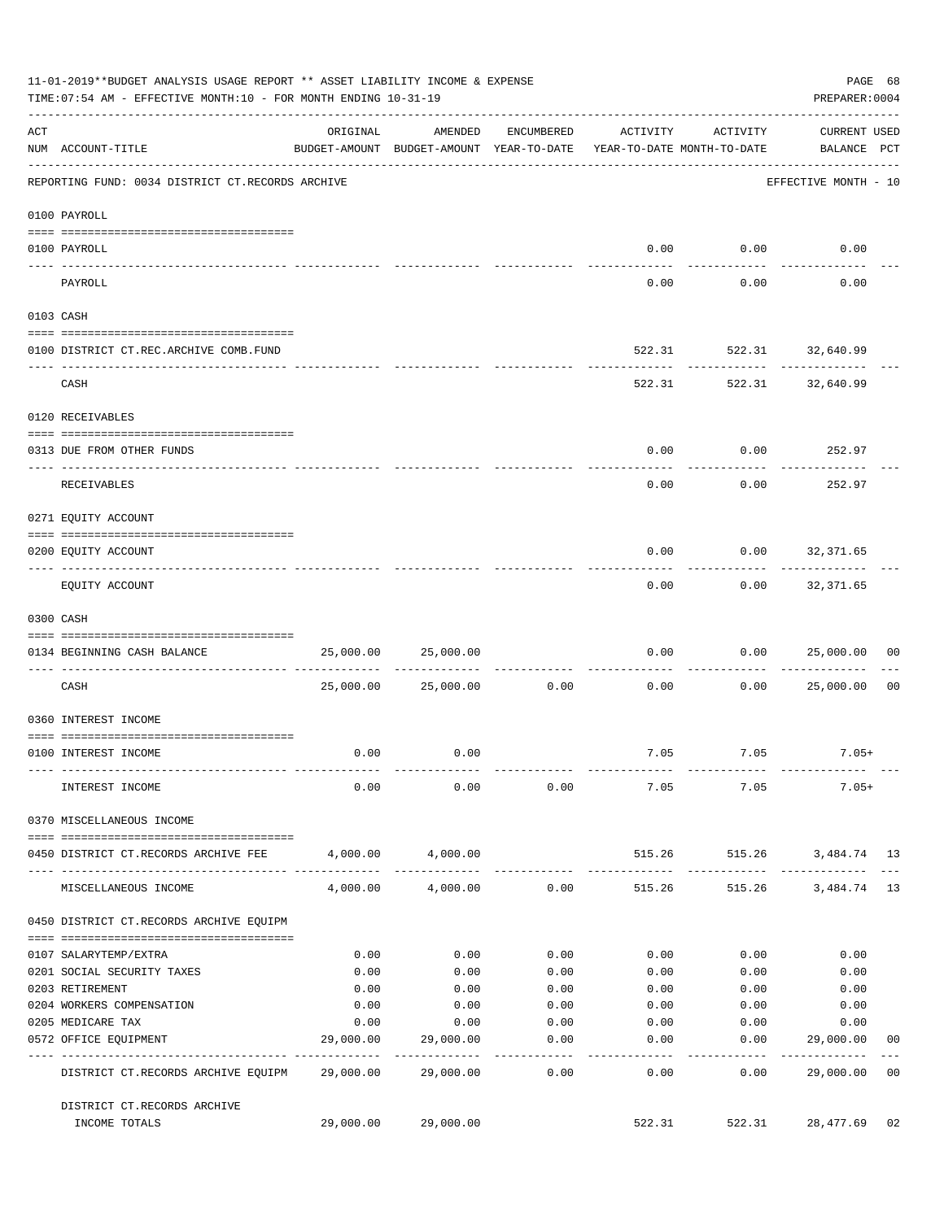11-01-2019**BUDGET ANALYSIS USAGE REPORT ** ASSET LIABILITY INCOME & EXPENSE

TIME:07:54 AM - EFFECTIVE MONTH:10 - FOR MONTH ENDING 10-31-19

PREPARER:0004

| ACT NUM | ACCOUNT-TITLE | ORIGINAL BUDGET-AMOUNT | AMENDED BUDGET-AMOUNT | ENCUMBERED YEAR-TO-DATE | ACTIVITY YEAR-TO-DATE | ACTIVITY MONTH-TO-DATE | CURRENT BALANCE | USED PCT |
|---|---|---|---|---|---|---|---|---|
| | REPORTING FUND: 0034 DISTRICT CT.RECORDS ARCHIVE | | | | | | EFFECTIVE MONTH - 10 | |
| | 0100 PAYROLL | | | | | | | |
| 0100 | PAYROLL | | | | 0.00 | 0.00 | 0.00 | |
| | PAYROLL | | | | 0.00 | 0.00 | 0.00 | |
| | 0103 CASH | | | | | | | |
| 0100 | DISTRICT CT.REC.ARCHIVE COMB.FUND | | | | 522.31 | 522.31 | 32,640.99 | |
| | CASH | | | | 522.31 | 522.31 | 32,640.99 | |
| | 0120 RECEIVABLES | | | | | | | |
| 0313 | DUE FROM OTHER FUNDS | | | | 0.00 | 0.00 | 252.97 | |
| | RECEIVABLES | | | | 0.00 | 0.00 | 252.97 | |
| | 0271 EQUITY ACCOUNT | | | | | | | |
| 0200 | EQUITY ACCOUNT | | | | 0.00 | 0.00 | 32,371.65 | |
| | EQUITY ACCOUNT | | | | 0.00 | 0.00 | 32,371.65 | |
| | 0300 CASH | | | | | | | |
| 0134 | BEGINNING CASH BALANCE | 25,000.00 | 25,000.00 | | 0.00 | 0.00 | 25,000.00 | 00 |
| | CASH | 25,000.00 | 25,000.00 | 0.00 | 0.00 | 0.00 | 25,000.00 | 00 |
| | 0360 INTEREST INCOME | | | | | | | |
| 0100 | INTEREST INCOME | 0.00 | 0.00 | | 7.05 | 7.05 | 7.05+ | |
| | INTEREST INCOME | 0.00 | 0.00 | 0.00 | 7.05 | 7.05 | 7.05+ | |
| | 0370 MISCELLANEOUS INCOME | | | | | | | |
| 0450 | DISTRICT CT.RECORDS ARCHIVE FEE | 4,000.00 | 4,000.00 | | 515.26 | 515.26 | 3,484.74 | 13 |
| | MISCELLANEOUS INCOME | 4,000.00 | 4,000.00 | 0.00 | 515.26 | 515.26 | 3,484.74 | 13 |
| | 0450 DISTRICT CT.RECORDS ARCHIVE EQUIPM | | | | | | | |
| 0107 | SALARYTEMP/EXTRA | 0.00 | 0.00 | 0.00 | 0.00 | 0.00 | 0.00 | |
| 0201 | SOCIAL SECURITY TAXES | 0.00 | 0.00 | 0.00 | 0.00 | 0.00 | 0.00 | |
| 0203 | RETIREMENT | 0.00 | 0.00 | 0.00 | 0.00 | 0.00 | 0.00 | |
| 0204 | WORKERS COMPENSATION | 0.00 | 0.00 | 0.00 | 0.00 | 0.00 | 0.00 | |
| 0205 | MEDICARE TAX | 0.00 | 0.00 | 0.00 | 0.00 | 0.00 | 0.00 | |
| 0572 | OFFICE EQUIPMENT | 29,000.00 | 29,000.00 | 0.00 | 0.00 | 0.00 | 29,000.00 | 00 |
| | DISTRICT CT.RECORDS ARCHIVE EQUIPM | 29,000.00 | 29,000.00 | 0.00 | 0.00 | 0.00 | 29,000.00 | 00 |
| | DISTRICT CT.RECORDS ARCHIVE INCOME TOTALS | 29,000.00 | 29,000.00 | | 522.31 | 522.31 | 28,477.69 | 02 |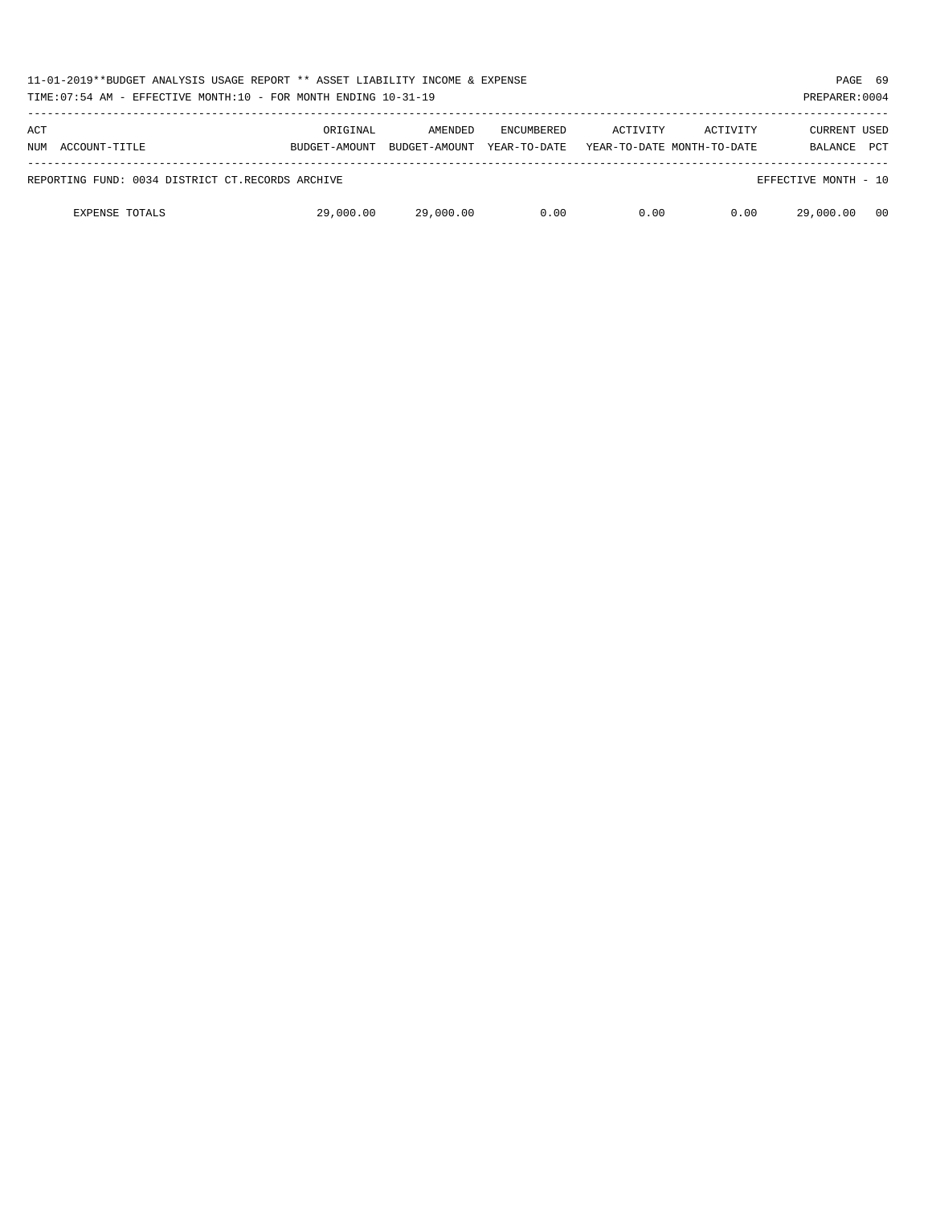11-01-2019**BUDGET ANALYSIS USAGE REPORT ** ASSET LIABILITY INCOME & EXPENSE

TIME:07:54 AM - EFFECTIVE MONTH:10 - FOR MONTH ENDING 10-31-19

PREPARER:0004

| ACT NUM | ACCOUNT-TITLE | ORIGINAL BUDGET-AMOUNT | AMENDED BUDGET-AMOUNT | ENCUMBERED YEAR-TO-DATE | ACTIVITY YEAR-TO-DATE | ACTIVITY MONTH-TO-DATE | CURRENT BALANCE | USED PCT |
|---|---|---|---|---|---|---|---|---|
| REPORTING FUND: 0034 DISTRICT CT.RECORDS ARCHIVE | | | | | | | EFFECTIVE MONTH - 10 | |
| | EXPENSE TOTALS | 29,000.00 | 29,000.00 | 0.00 | 0.00 | 0.00 | 29,000.00 | 00 |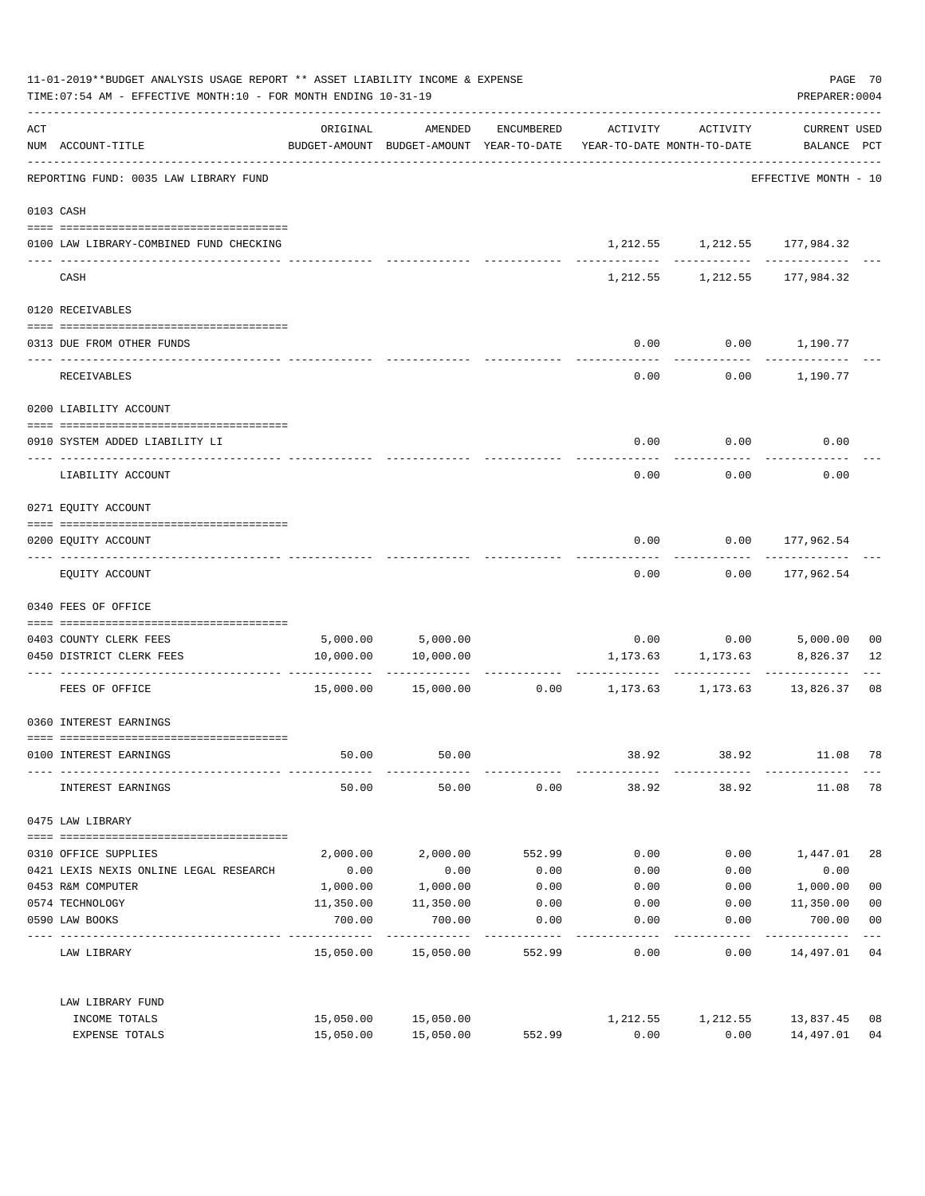11-01-2019**BUDGET ANALYSIS USAGE REPORT ** ASSET LIABILITY INCOME & EXPENSE

TIME:07:54 AM - EFFECTIVE MONTH:10 - FOR MONTH ENDING 10-31-19

PREPARER:0004

REPORTING FUND: 0035 LAW LIBRARY FUND — EFFECTIVE MONTH - 10

| ACT NUM | ACCOUNT-TITLE | ORIGINAL BUDGET-AMOUNT | AMENDED BUDGET-AMOUNT | ENCUMBERED YEAR-TO-DATE | ACTIVITY YEAR-TO-DATE | ACTIVITY MONTH-TO-DATE | CURRENT USED BALANCE | PCT |
|---|---|---|---|---|---|---|---|---|
| **0103** | **CASH** | | | | | | | |
| 0100 | LAW LIBRARY-COMBINED FUND CHECKING | | | | 1,212.55 | 1,212.55 | 177,984.32 | |
| | CASH | | | | 1,212.55 | 1,212.55 | 177,984.32 | |
| **0120** | **RECEIVABLES** | | | | | | | |
| 0313 | DUE FROM OTHER FUNDS | | | | 0.00 | 0.00 | 1,190.77 | |
| | RECEIVABLES | | | | 0.00 | 0.00 | 1,190.77 | |
| **0200** | **LIABILITY ACCOUNT** | | | | | | | |
| 0910 | SYSTEM ADDED LIABILITY LI | | | | 0.00 | 0.00 | 0.00 | |
| | LIABILITY ACCOUNT | | | | 0.00 | 0.00 | 0.00 | |
| **0271** | **EQUITY ACCOUNT** | | | | | | | |
| 0200 | EQUITY ACCOUNT | | | | 0.00 | 0.00 | 177,962.54 | |
| | EQUITY ACCOUNT | | | | 0.00 | 0.00 | 177,962.54 | |
| **0340** | **FEES OF OFFICE** | | | | | | | |
| 0403 | COUNTY CLERK FEES | 5,000.00 | 5,000.00 | | 0.00 | 0.00 | 5,000.00 | 00 |
| 0450 | DISTRICT CLERK FEES | 10,000.00 | 10,000.00 | | 1,173.63 | 1,173.63 | 8,826.37 | 12 |
| | FEES OF OFFICE | 15,000.00 | 15,000.00 | 0.00 | 1,173.63 | 1,173.63 | 13,826.37 | 08 |
| **0360** | **INTEREST EARNINGS** | | | | | | | |
| 0100 | INTEREST EARNINGS | 50.00 | 50.00 | | 38.92 | 38.92 | 11.08 | 78 |
| | INTEREST EARNINGS | 50.00 | 50.00 | 0.00 | 38.92 | 38.92 | 11.08 | 78 |
| **0475** | **LAW LIBRARY** | | | | | | | |
| 0310 | OFFICE SUPPLIES | 2,000.00 | 2,000.00 | 552.99 | 0.00 | 0.00 | 1,447.01 | 28 |
| 0421 | LEXIS NEXIS ONLINE LEGAL RESEARCH | 0.00 | 0.00 | 0.00 | 0.00 | 0.00 | 0.00 | |
| 0453 | R&M COMPUTER | 1,000.00 | 1,000.00 | 0.00 | 0.00 | 0.00 | 1,000.00 | 00 |
| 0574 | TECHNOLOGY | 11,350.00 | 11,350.00 | 0.00 | 0.00 | 0.00 | 11,350.00 | 00 |
| 0590 | LAW BOOKS | 700.00 | 700.00 | 0.00 | 0.00 | 0.00 | 700.00 | 00 |
| | LAW LIBRARY | 15,050.00 | 15,050.00 | 552.99 | 0.00 | 0.00 | 14,497.01 | 04 |
| | **LAW LIBRARY FUND** | | | | | | | |
| | INCOME TOTALS | 15,050.00 | 15,050.00 | | 1,212.55 | 1,212.55 | 13,837.45 | 08 |
| | EXPENSE TOTALS | 15,050.00 | 15,050.00 | 552.99 | 0.00 | 0.00 | 14,497.01 | 04 |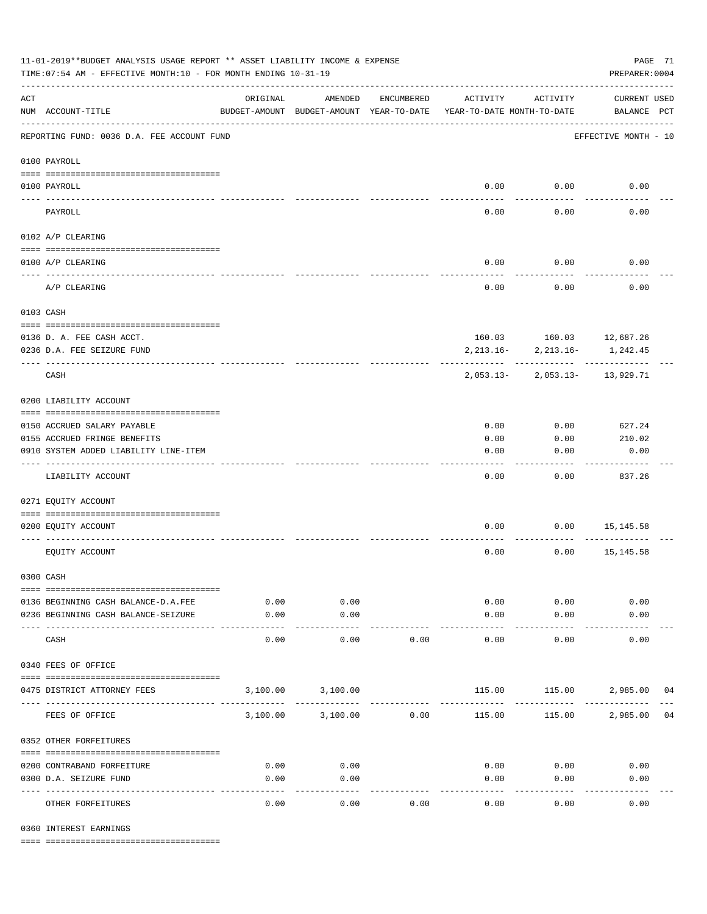11-01-2019**BUDGET ANALYSIS USAGE REPORT ** ASSET LIABILITY INCOME & EXPENSE

TIME:07:54 AM - EFFECTIVE MONTH:10 - FOR MONTH ENDING 10-31-19

PREPARER:0004

| ACT NUM | ACCOUNT-TITLE | ORIGINAL BUDGET-AMOUNT | AMENDED BUDGET-AMOUNT | ENCUMBERED YEAR-TO-DATE | ACTIVITY YEAR-TO-DATE | ACTIVITY MONTH-TO-DATE | CURRENT BALANCE | USED PCT |
|---|---|---|---|---|---|---|---|---|
| | REPORTING FUND: 0036 D.A. FEE ACCOUNT FUND | | | | | | EFFECTIVE MONTH - 10 | |
| | **0100 PAYROLL** | | | | | | | |
| 0100 | PAYROLL | | | | 0.00 | 0.00 | 0.00 | |
| | PAYROLL | | | | 0.00 | 0.00 | 0.00 | |
| | **0102 A/P CLEARING** | | | | | | | |
| 0100 | A/P CLEARING | | | | 0.00 | 0.00 | 0.00 | |
| | A/P CLEARING | | | | 0.00 | 0.00 | 0.00 | |
| | **0103 CASH** | | | | | | | |
| 0136 | D. A. FEE CASH ACCT. | | | | 160.03 | 160.03 | 12,687.26 | |
| 0236 | D.A. FEE SEIZURE FUND | | | | 2,213.16- | 2,213.16- | 1,242.45 | |
| | CASH | | | | 2,053.13- | 2,053.13- | 13,929.71 | |
| | **0200 LIABILITY ACCOUNT** | | | | | | | |
| 0150 | ACCRUED SALARY PAYABLE | | | | 0.00 | 0.00 | 627.24 | |
| 0155 | ACCRUED FRINGE BENEFITS | | | | 0.00 | 0.00 | 210.02 | |
| 0910 | SYSTEM ADDED LIABILITY LINE-ITEM | | | | 0.00 | 0.00 | 0.00 | |
| | LIABILITY ACCOUNT | | | | 0.00 | 0.00 | 837.26 | |
| | **0271 EQUITY ACCOUNT** | | | | | | | |
| 0200 | EQUITY ACCOUNT | | | | 0.00 | 0.00 | 15,145.58 | |
| | EQUITY ACCOUNT | | | | 0.00 | 0.00 | 15,145.58 | |
| | **0300 CASH** | | | | | | | |
| 0136 | BEGINNING CASH BALANCE-D.A.FEE | 0.00 | 0.00 | | 0.00 | 0.00 | 0.00 | |
| 0236 | BEGINNING CASH BALANCE-SEIZURE | 0.00 | 0.00 | | 0.00 | 0.00 | 0.00 | |
| | CASH | 0.00 | 0.00 | 0.00 | 0.00 | 0.00 | 0.00 | |
| | **0340 FEES OF OFFICE** | | | | | | | |
| 0475 | DISTRICT ATTORNEY FEES | 3,100.00 | 3,100.00 | | 115.00 | 115.00 | 2,985.00 | 04 |
| | FEES OF OFFICE | 3,100.00 | 3,100.00 | 0.00 | 115.00 | 115.00 | 2,985.00 | 04 |
| | **0352 OTHER FORFEITURES** | | | | | | | |
| 0200 | CONTRABAND FORFEITURE | 0.00 | 0.00 | | 0.00 | 0.00 | 0.00 | |
| 0300 | D.A. SEIZURE FUND | 0.00 | 0.00 | | 0.00 | 0.00 | 0.00 | |
| | OTHER FORFEITURES | 0.00 | 0.00 | 0.00 | 0.00 | 0.00 | 0.00 | |
| | **0360 INTEREST EARNINGS** | | | | | | | |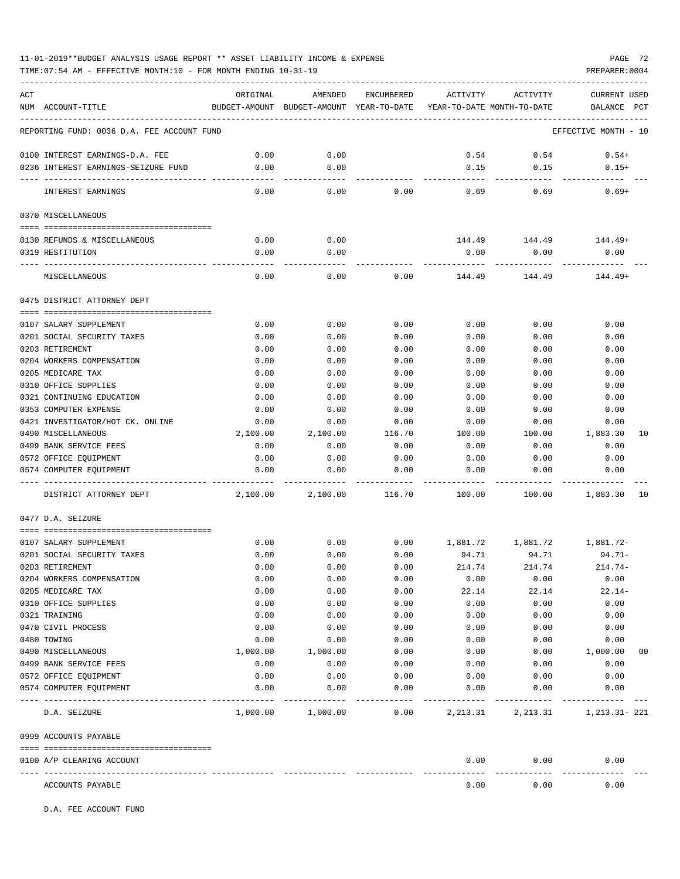11-01-2019**BUDGET ANALYSIS USAGE REPORT ** ASSET LIABILITY INCOME & EXPENSE

TIME:07:54 AM - EFFECTIVE MONTH:10 - FOR MONTH ENDING 10-31-19

PREPARER:0004

| ACT NUM | ACCOUNT-TITLE | ORIGINAL BUDGET-AMOUNT | AMENDED BUDGET-AMOUNT | ENCUMBERED YEAR-TO-DATE | ACTIVITY YEAR-TO-DATE | ACTIVITY MONTH-TO-DATE | CURRENT USED BALANCE | PCT |
|---|---|---|---|---|---|---|---|---|
| | REPORTING FUND: 0036 D.A. FEE ACCOUNT FUND | | | | | | EFFECTIVE MONTH - 10 | |
| 0100 | INTEREST EARNINGS-D.A. FEE | 0.00 | 0.00 | | 0.54 | 0.54 | 0.54+ | |
| 0236 | INTEREST EARNINGS-SEIZURE FUND | 0.00 | 0.00 | | 0.15 | 0.15 | 0.15+ | |
| | INTEREST EARNINGS | 0.00 | 0.00 | 0.00 | 0.69 | 0.69 | 0.69+ | |
| | 0370 MISCELLANEOUS | | | | | | | |
| 0130 | REFUNDS & MISCELLANEOUS | 0.00 | 0.00 | | 144.49 | 144.49 | 144.49+ | |
| 0319 | RESTITUTION | 0.00 | 0.00 | | 0.00 | 0.00 | 0.00 | |
| | MISCELLANEOUS | 0.00 | 0.00 | 0.00 | 144.49 | 144.49 | 144.49+ | |
| | 0475 DISTRICT ATTORNEY DEPT | | | | | | | |
| 0107 | SALARY SUPPLEMENT | 0.00 | 0.00 | 0.00 | 0.00 | 0.00 | 0.00 | |
| 0201 | SOCIAL SECURITY TAXES | 0.00 | 0.00 | 0.00 | 0.00 | 0.00 | 0.00 | |
| 0203 | RETIREMENT | 0.00 | 0.00 | 0.00 | 0.00 | 0.00 | 0.00 | |
| 0204 | WORKERS COMPENSATION | 0.00 | 0.00 | 0.00 | 0.00 | 0.00 | 0.00 | |
| 0205 | MEDICARE TAX | 0.00 | 0.00 | 0.00 | 0.00 | 0.00 | 0.00 | |
| 0310 | OFFICE SUPPLIES | 0.00 | 0.00 | 0.00 | 0.00 | 0.00 | 0.00 | |
| 0321 | CONTINUING EDUCATION | 0.00 | 0.00 | 0.00 | 0.00 | 0.00 | 0.00 | |
| 0353 | COMPUTER EXPENSE | 0.00 | 0.00 | 0.00 | 0.00 | 0.00 | 0.00 | |
| 0421 | INVESTIGATOR/HOT CK. ONLINE | 0.00 | 0.00 | 0.00 | 0.00 | 0.00 | 0.00 | |
| 0490 | MISCELLANEOUS | 2,100.00 | 2,100.00 | 116.70 | 100.00 | 100.00 | 1,883.30 | 10 |
| 0499 | BANK SERVICE FEES | 0.00 | 0.00 | 0.00 | 0.00 | 0.00 | 0.00 | |
| 0572 | OFFICE EQUIPMENT | 0.00 | 0.00 | 0.00 | 0.00 | 0.00 | 0.00 | |
| 0574 | COMPUTER EQUIPMENT | 0.00 | 0.00 | 0.00 | 0.00 | 0.00 | 0.00 | |
| | DISTRICT ATTORNEY DEPT | 2,100.00 | 2,100.00 | 116.70 | 100.00 | 100.00 | 1,883.30 | 10 |
| | 0477 D.A. SEIZURE | | | | | | | |
| 0107 | SALARY SUPPLEMENT | 0.00 | 0.00 | 0.00 | 1,881.72 | 1,881.72 | 1,881.72- | |
| 0201 | SOCIAL SECURITY TAXES | 0.00 | 0.00 | 0.00 | 94.71 | 94.71 | 94.71- | |
| 0203 | RETIREMENT | 0.00 | 0.00 | 0.00 | 214.74 | 214.74 | 214.74- | |
| 0204 | WORKERS COMPENSATION | 0.00 | 0.00 | 0.00 | 0.00 | 0.00 | 0.00 | |
| 0205 | MEDICARE TAX | 0.00 | 0.00 | 0.00 | 22.14 | 22.14 | 22.14- | |
| 0310 | OFFICE SUPPLIES | 0.00 | 0.00 | 0.00 | 0.00 | 0.00 | 0.00 | |
| 0321 | TRAINING | 0.00 | 0.00 | 0.00 | 0.00 | 0.00 | 0.00 | |
| 0470 | CIVIL PROCESS | 0.00 | 0.00 | 0.00 | 0.00 | 0.00 | 0.00 | |
| 0480 | TOWING | 0.00 | 0.00 | 0.00 | 0.00 | 0.00 | 0.00 | |
| 0490 | MISCELLANEOUS | 1,000.00 | 1,000.00 | 0.00 | 0.00 | 0.00 | 1,000.00 | 00 |
| 0499 | BANK SERVICE FEES | 0.00 | 0.00 | 0.00 | 0.00 | 0.00 | 0.00 | |
| 0572 | OFFICE EQUIPMENT | 0.00 | 0.00 | 0.00 | 0.00 | 0.00 | 0.00 | |
| 0574 | COMPUTER EQUIPMENT | 0.00 | 0.00 | 0.00 | 0.00 | 0.00 | 0.00 | |
| | D.A. SEIZURE | 1,000.00 | 1,000.00 | 0.00 | 2,213.31 | 2,213.31 | 1,213.31- | 221 |
| | 0999 ACCOUNTS PAYABLE | | | | | | | |
| 0100 | A/P CLEARING ACCOUNT | | | | 0.00 | 0.00 | 0.00 | |
| | ACCOUNTS PAYABLE | | | | 0.00 | 0.00 | 0.00 | |

D.A. FEE ACCOUNT FUND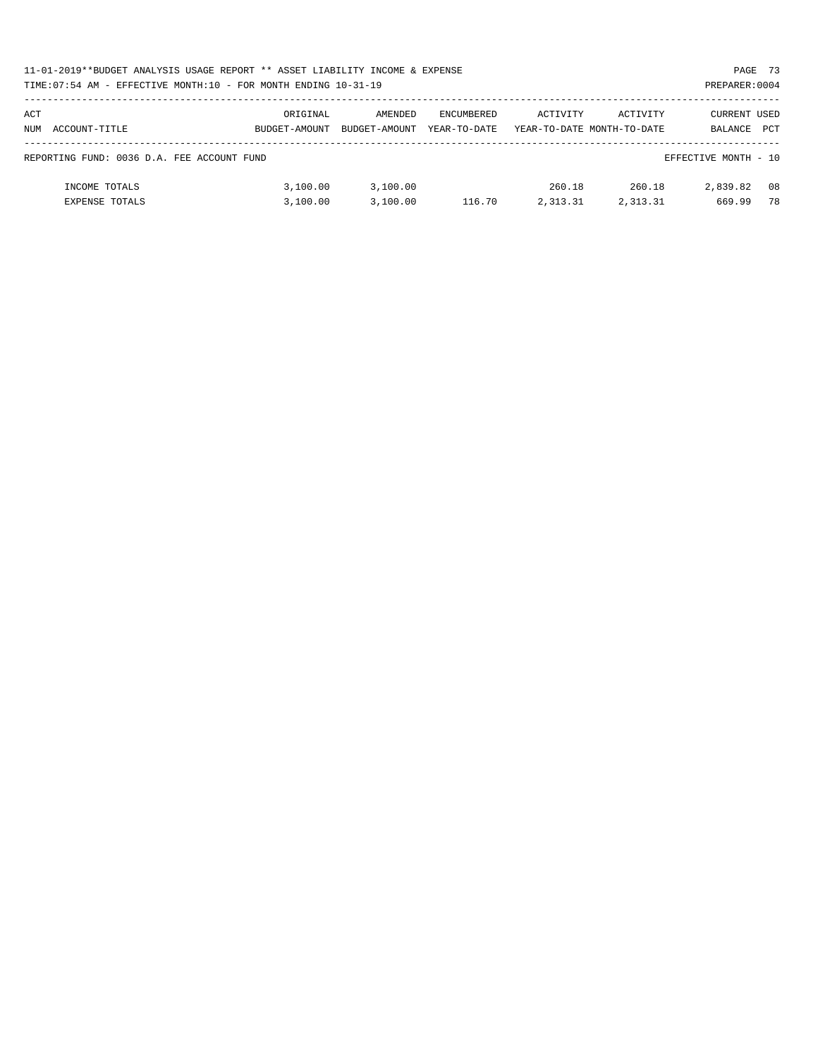11-01-2019**BUDGET ANALYSIS USAGE REPORT ** ASSET LIABILITY INCOME & EXPENSE

TIME:07:54 AM - EFFECTIVE MONTH:10 - FOR MONTH ENDING 10-31-19

PREPARER:0004

| ACT NUM ACCOUNT-TITLE | ORIGINAL BUDGET-AMOUNT | AMENDED BUDGET-AMOUNT | ENCUMBERED YEAR-TO-DATE | ACTIVITY YEAR-TO-DATE | ACTIVITY MONTH-TO-DATE | CURRENT BALANCE | USED PCT |
|---|---|---|---|---|---|---|---|
| REPORTING FUND: 0036 D.A. FEE ACCOUNT FUND | | | | | | EFFECTIVE MONTH - 10 | |
| INCOME TOTALS | 3,100.00 | 3,100.00 | | 260.18 | 260.18 | 2,839.82 | 08 |
| EXPENSE TOTALS | 3,100.00 | 3,100.00 | 116.70 | 2,313.31 | 2,313.31 | 669.99 | 78 |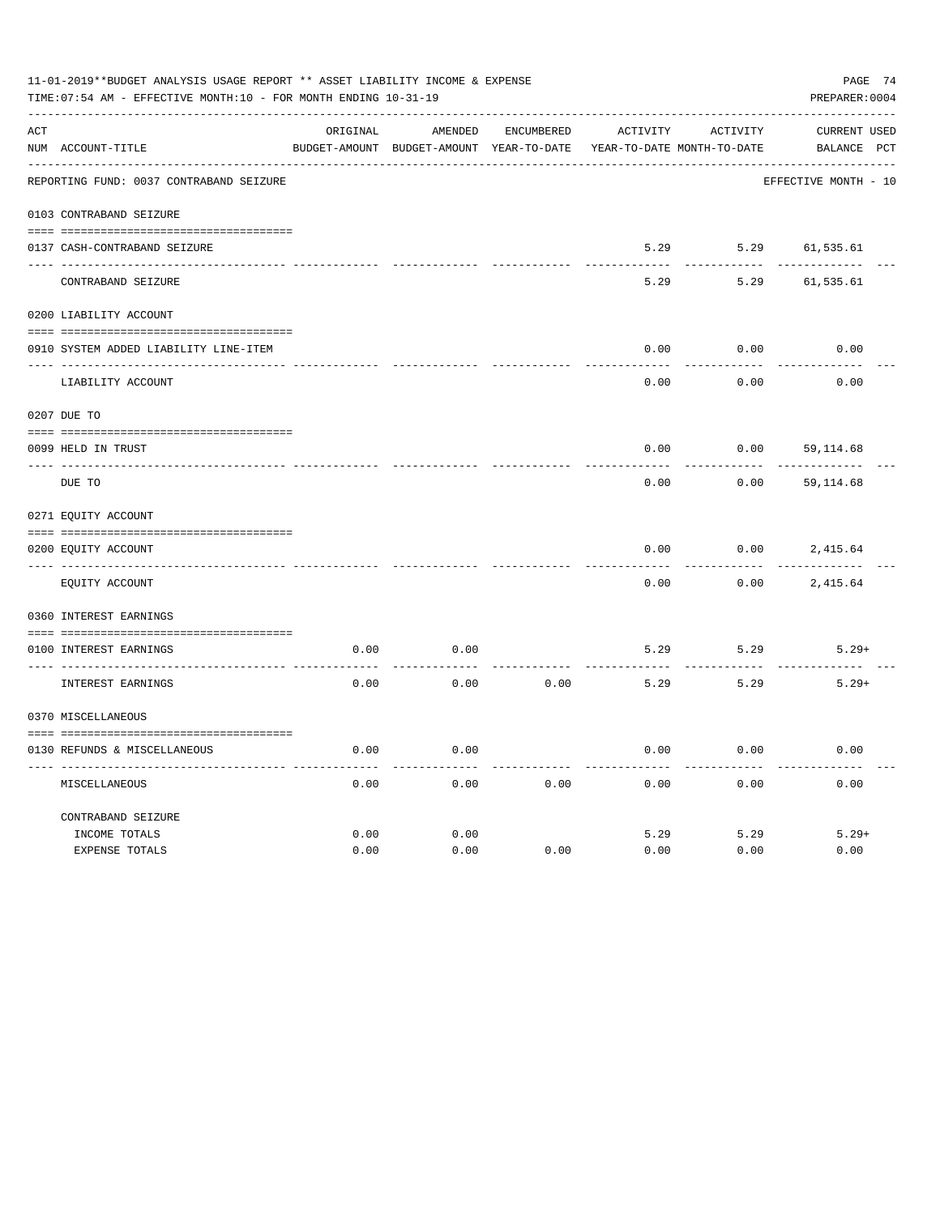11-01-2019**BUDGET ANALYSIS USAGE REPORT ** ASSET LIABILITY INCOME & EXPENSE

TIME:07:54 AM - EFFECTIVE MONTH:10 - FOR MONTH ENDING 10-31-19

PREPARER:0004

REPORTING FUND: 0037 CONTRABAND SEIZURE — EFFECTIVE MONTH - 10

| ACT NUM | ACCOUNT-TITLE | ORIGINAL BUDGET-AMOUNT | AMENDED BUDGET-AMOUNT | ENCUMBERED YEAR-TO-DATE | ACTIVITY YEAR-TO-DATE | ACTIVITY MONTH-TO-DATE | CURRENT BALANCE | USED PCT |
|---|---|---|---|---|---|---|---|---|
| 0103 | CONTRABAND SEIZURE | | | | | | | |
| 0137 | CASH-CONTRABAND SEIZURE | | | | 5.29 | 5.29 | 61,535.61 | |
| | CONTRABAND SEIZURE | | | | 5.29 | 5.29 | 61,535.61 | |
| 0200 | LIABILITY ACCOUNT | | | | | | | |
| 0910 | SYSTEM ADDED LIABILITY LINE-ITEM | | | | 0.00 | 0.00 | 0.00 | |
| | LIABILITY ACCOUNT | | | | 0.00 | 0.00 | 0.00 | |
| 0207 | DUE TO | | | | | | | |
| 0099 | HELD IN TRUST | | | | 0.00 | 0.00 | 59,114.68 | |
| | DUE TO | | | | 0.00 | 0.00 | 59,114.68 | |
| 0271 | EQUITY ACCOUNT | | | | | | | |
| 0200 | EQUITY ACCOUNT | | | | 0.00 | 0.00 | 2,415.64 | |
| | EQUITY ACCOUNT | | | | 0.00 | 0.00 | 2,415.64 | |
| 0360 | INTEREST EARNINGS | | | | | | | |
| 0100 | INTEREST EARNINGS | 0.00 | 0.00 | | 5.29 | 5.29 | 5.29+ | |
| | INTEREST EARNINGS | 0.00 | 0.00 | 0.00 | 5.29 | 5.29 | 5.29+ | |
| 0370 | MISCELLANEOUS | | | | | | | |
| 0130 | REFUNDS & MISCELLANEOUS | 0.00 | 0.00 | | 0.00 | 0.00 | 0.00 | |
| | MISCELLANEOUS | 0.00 | 0.00 | 0.00 | 0.00 | 0.00 | 0.00 | |
| | CONTRABAND SEIZURE | | | | | | | |
| | INCOME TOTALS | 0.00 | 0.00 | | 5.29 | 5.29 | 5.29+ | |
| | EXPENSE TOTALS | 0.00 | 0.00 | 0.00 | 0.00 | 0.00 | 0.00 | |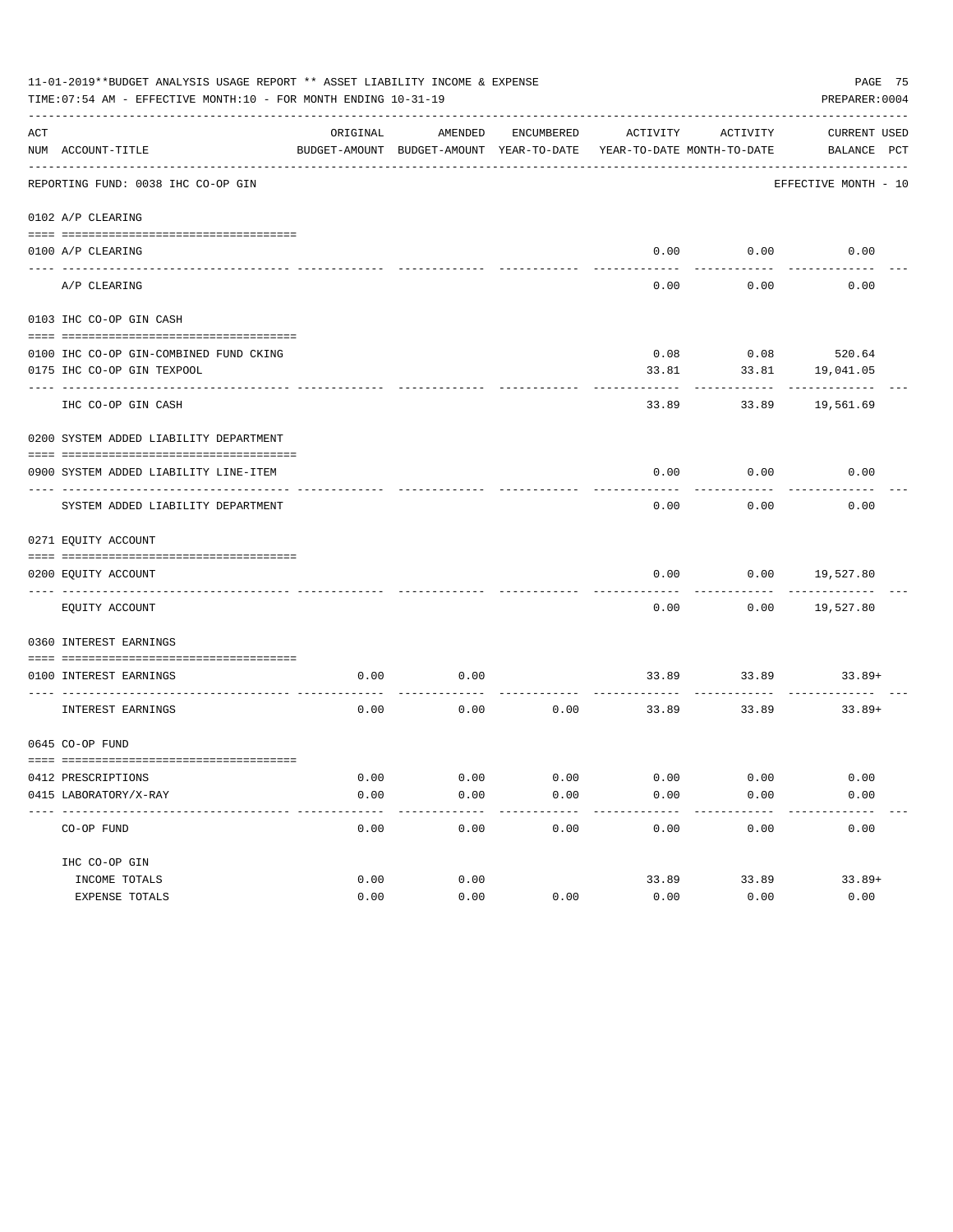11-01-2019**BUDGET ANALYSIS USAGE REPORT ** ASSET LIABILITY INCOME & EXPENSE

TIME:07:54 AM - EFFECTIVE MONTH:10 - FOR MONTH ENDING 10-31-19

PREPARER:0004

REPORTING FUND: 0038 IHC CO-OP GIN — EFFECTIVE MONTH - 10

| ACT NUM | ACCOUNT-TITLE | ORIGINAL BUDGET-AMOUNT | AMENDED BUDGET-AMOUNT | ENCUMBERED YEAR-TO-DATE | ACTIVITY YEAR-TO-DATE | ACTIVITY MONTH-TO-DATE | CURRENT BALANCE | USED PCT |
|---|---|---|---|---|---|---|---|---|
| 0102 | A/P CLEARING | | | | | | | |
| 0100 | A/P CLEARING | | | | 0.00 | 0.00 | 0.00 | |
| | A/P CLEARING | | | | 0.00 | 0.00 | 0.00 | |
| 0103 | IHC CO-OP GIN CASH | | | | | | | |
| 0100 | IHC CO-OP GIN-COMBINED FUND CKING | | | | 0.08 | 0.08 | 520.64 | |
| 0175 | IHC CO-OP GIN TEXPOOL | | | | 33.81 | 33.81 | 19,041.05 | |
| | IHC CO-OP GIN CASH | | | | 33.89 | 33.89 | 19,561.69 | |
| 0200 | SYSTEM ADDED LIABILITY DEPARTMENT | | | | | | | |
| 0900 | SYSTEM ADDED LIABILITY LINE-ITEM | | | | 0.00 | 0.00 | 0.00 | |
| | SYSTEM ADDED LIABILITY DEPARTMENT | | | | 0.00 | 0.00 | 0.00 | |
| 0271 | EQUITY ACCOUNT | | | | | | | |
| 0200 | EQUITY ACCOUNT | | | | 0.00 | 0.00 | 19,527.80 | |
| | EQUITY ACCOUNT | | | | 0.00 | 0.00 | 19,527.80 | |
| 0360 | INTEREST EARNINGS | | | | | | | |
| 0100 | INTEREST EARNINGS | 0.00 | 0.00 | | 33.89 | 33.89 | 33.89+ | |
| | INTEREST EARNINGS | 0.00 | 0.00 | 0.00 | 33.89 | 33.89 | 33.89+ | |
| 0645 | CO-OP FUND | | | | | | | |
| 0412 | PRESCRIPTIONS | 0.00 | 0.00 | 0.00 | 0.00 | 0.00 | 0.00 | |
| 0415 | LABORATORY/X-RAY | 0.00 | 0.00 | 0.00 | 0.00 | 0.00 | 0.00 | |
| | CO-OP FUND | 0.00 | 0.00 | 0.00 | 0.00 | 0.00 | 0.00 | |
| | IHC CO-OP GIN | | | | | | | |
| | INCOME TOTALS | 0.00 | 0.00 | | 33.89 | 33.89 | 33.89+ | |
| | EXPENSE TOTALS | 0.00 | 0.00 | 0.00 | 0.00 | 0.00 | 0.00 | |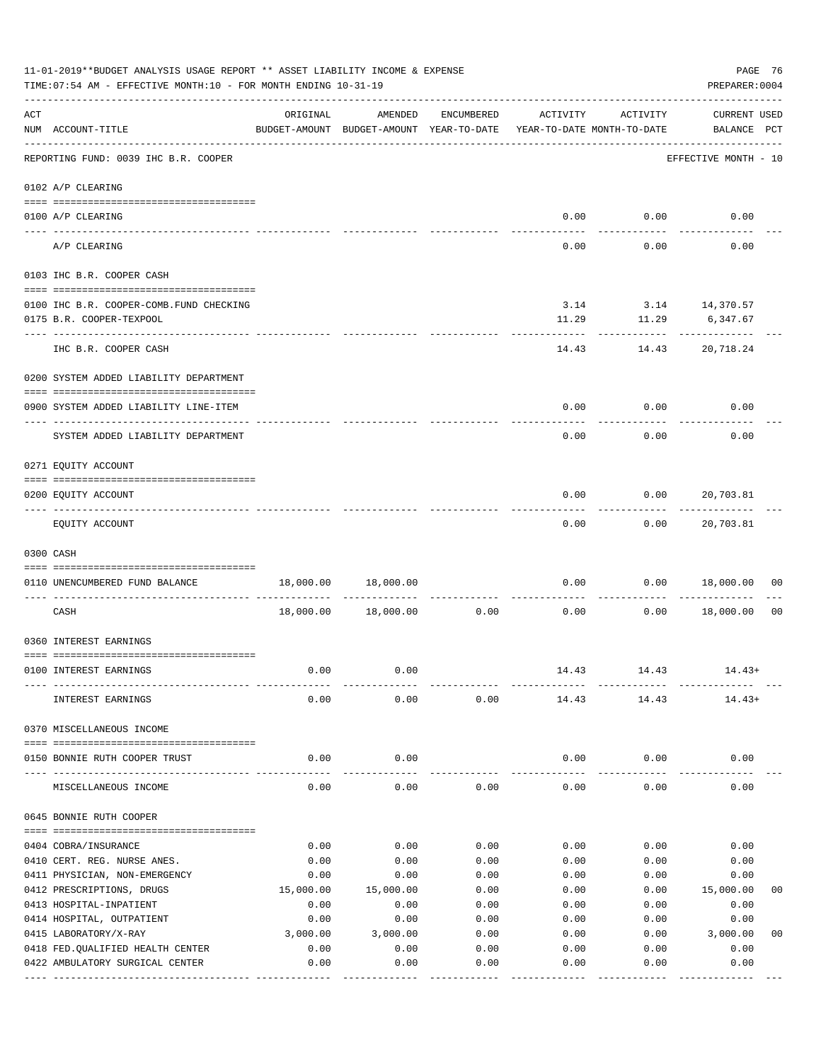11-01-2019**BUDGET ANALYSIS USAGE REPORT ** ASSET LIABILITY INCOME & EXPENSE

TIME:07:54 AM - EFFECTIVE MONTH:10 - FOR MONTH ENDING 10-31-19

PREPARER:0004

| ACT NUM | ACCOUNT-TITLE | ORIGINAL BUDGET-AMOUNT | AMENDED BUDGET-AMOUNT | ENCUMBERED YEAR-TO-DATE | ACTIVITY YEAR-TO-DATE | ACTIVITY MONTH-TO-DATE | CURRENT BALANCE | USED PCT |
|---|---|---|---|---|---|---|---|---|
| | REPORTING FUND: 0039 IHC B.R. COOPER | | | | | | EFFECTIVE MONTH - 10 | |
| | **0102 A/P CLEARING** | | | | | | | |
| 0100 | A/P CLEARING | | | | 0.00 | 0.00 | 0.00 | |
| | A/P CLEARING | | | | 0.00 | 0.00 | 0.00 | |
| | **0103 IHC B.R. COOPER CASH** | | | | | | | |
| 0100 | IHC B.R. COOPER-COMB.FUND CHECKING | | | | 3.14 | 3.14 | 14,370.57 | |
| 0175 | B.R. COOPER-TEXPOOL | | | | 11.29 | 11.29 | 6,347.67 | |
| | IHC B.R. COOPER CASH | | | | 14.43 | 14.43 | 20,718.24 | |
| | **0200 SYSTEM ADDED LIABILITY DEPARTMENT** | | | | | | | |
| 0900 | SYSTEM ADDED LIABILITY LINE-ITEM | | | | 0.00 | 0.00 | 0.00 | |
| | SYSTEM ADDED LIABILITY DEPARTMENT | | | | 0.00 | 0.00 | 0.00 | |
| | **0271 EQUITY ACCOUNT** | | | | | | | |
| 0200 | EQUITY ACCOUNT | | | | 0.00 | 0.00 | 20,703.81 | |
| | EQUITY ACCOUNT | | | | 0.00 | 0.00 | 20,703.81 | |
| | **0300 CASH** | | | | | | | |
| 0110 | UNENCUMBERED FUND BALANCE | 18,000.00 | 18,000.00 | | 0.00 | 0.00 | 18,000.00 | 00 |
| | CASH | 18,000.00 | 18,000.00 | 0.00 | 0.00 | 0.00 | 18,000.00 | 00 |
| | **0360 INTEREST EARNINGS** | | | | | | | |
| 0100 | INTEREST EARNINGS | 0.00 | 0.00 | | 14.43 | 14.43 | 14.43+ | |
| | INTEREST EARNINGS | 0.00 | 0.00 | 0.00 | 14.43 | 14.43 | 14.43+ | |
| | **0370 MISCELLANEOUS INCOME** | | | | | | | |
| 0150 | BONNIE RUTH COOPER TRUST | 0.00 | 0.00 | | 0.00 | 0.00 | 0.00 | |
| | MISCELLANEOUS INCOME | 0.00 | 0.00 | 0.00 | 0.00 | 0.00 | 0.00 | |
| | **0645 BONNIE RUTH COOPER** | | | | | | | |
| 0404 | COBRA/INSURANCE | 0.00 | 0.00 | 0.00 | 0.00 | 0.00 | 0.00 | |
| 0410 | CERT. REG. NURSE ANES. | 0.00 | 0.00 | 0.00 | 0.00 | 0.00 | 0.00 | |
| 0411 | PHYSICIAN, NON-EMERGENCY | 0.00 | 0.00 | 0.00 | 0.00 | 0.00 | 0.00 | |
| 0412 | PRESCRIPTIONS, DRUGS | 15,000.00 | 15,000.00 | 0.00 | 0.00 | 0.00 | 15,000.00 | 00 |
| 0413 | HOSPITAL-INPATIENT | 0.00 | 0.00 | 0.00 | 0.00 | 0.00 | 0.00 | |
| 0414 | HOSPITAL, OUTPATIENT | 0.00 | 0.00 | 0.00 | 0.00 | 0.00 | 0.00 | |
| 0415 | LABORATORY/X-RAY | 3,000.00 | 3,000.00 | 0.00 | 0.00 | 0.00 | 3,000.00 | 00 |
| 0418 | FED.QUALIFIED HEALTH CENTER | 0.00 | 0.00 | 0.00 | 0.00 | 0.00 | 0.00 | |
| 0422 | AMBULATORY SURGICAL CENTER | 0.00 | 0.00 | 0.00 | 0.00 | 0.00 | 0.00 | |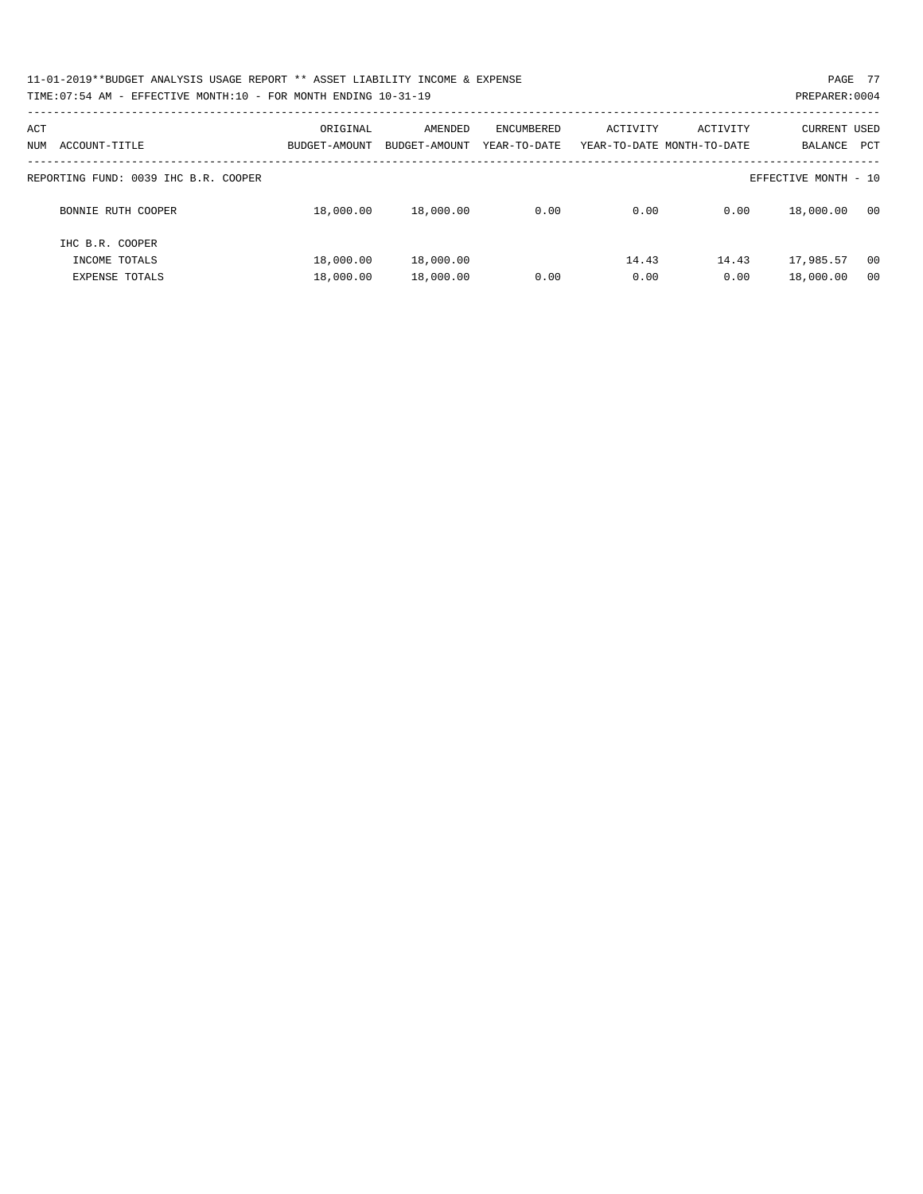11-01-2019**BUDGET ANALYSIS USAGE REPORT ** ASSET LIABILITY INCOME & EXPENSE

TIME:07:54 AM - EFFECTIVE MONTH:10 - FOR MONTH ENDING 10-31-19

PREPARER:0004

| ACT NUM ACCOUNT-TITLE | ORIGINAL BUDGET-AMOUNT | AMENDED BUDGET-AMOUNT | ENCUMBERED YEAR-TO-DATE | ACTIVITY YEAR-TO-DATE | ACTIVITY MONTH-TO-DATE | CURRENT BALANCE | USED PCT |
|---|---|---|---|---|---|---|---|
| REPORTING FUND: 0039 IHC B.R. COOPER | | | | | | EFFECTIVE MONTH - 10 | |
| BONNIE RUTH COOPER | 18,000.00 | 18,000.00 | 0.00 | 0.00 | 0.00 | 18,000.00 | 00 |
| IHC B.R. COOPER | | | | | | | |
| INCOME TOTALS | 18,000.00 | 18,000.00 | | 14.43 | 14.43 | 17,985.57 | 00 |
| EXPENSE TOTALS | 18,000.00 | 18,000.00 | 0.00 | 0.00 | 0.00 | 18,000.00 | 00 |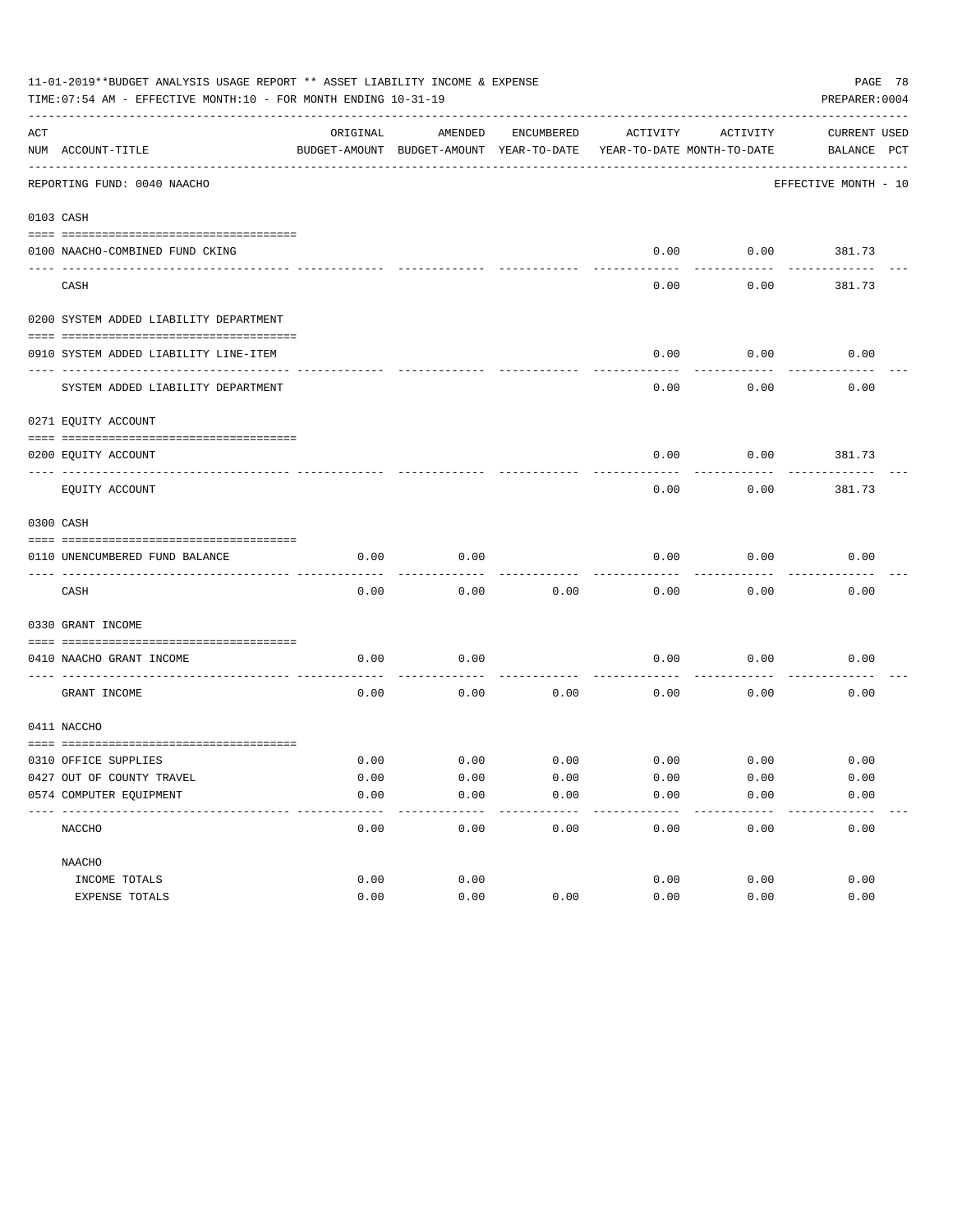11-01-2019**BUDGET ANALYSIS USAGE REPORT ** ASSET LIABILITY INCOME & EXPENSE

TIME:07:54 AM - EFFECTIVE MONTH:10 - FOR MONTH ENDING 10-31-19

PREPARER:0004

REPORTING FUND: 0040 NAACHO — EFFECTIVE MONTH - 10

| ACT NUM | ACCOUNT-TITLE | ORIGINAL BUDGET-AMOUNT | AMENDED BUDGET-AMOUNT | ENCUMBERED YEAR-TO-DATE | ACTIVITY YEAR-TO-DATE | ACTIVITY MONTH-TO-DATE | CURRENT BALANCE | USED PCT |
|---|---|---|---|---|---|---|---|---|
| 0103 | CASH | | | | | | | |
| 0100 | NAACHO-COMBINED FUND CKING | | | | 0.00 | 0.00 | 381.73 | |
| | CASH | | | | 0.00 | 0.00 | 381.73 | |
| 0200 | SYSTEM ADDED LIABILITY DEPARTMENT | | | | | | | |
| 0910 | SYSTEM ADDED LIABILITY LINE-ITEM | | | | 0.00 | 0.00 | 0.00 | |
| | SYSTEM ADDED LIABILITY DEPARTMENT | | | | 0.00 | 0.00 | 0.00 | |
| 0271 | EQUITY ACCOUNT | | | | | | | |
| 0200 | EQUITY ACCOUNT | | | | 0.00 | 0.00 | 381.73 | |
| | EQUITY ACCOUNT | | | | 0.00 | 0.00 | 381.73 | |
| 0300 | CASH | | | | | | | |
| 0110 | UNENCUMBERED FUND BALANCE | 0.00 | 0.00 | | 0.00 | 0.00 | 0.00 | |
| | CASH | 0.00 | 0.00 | 0.00 | 0.00 | 0.00 | 0.00 | |
| 0330 | GRANT INCOME | | | | | | | |
| 0410 | NAACHO GRANT INCOME | 0.00 | 0.00 | | 0.00 | 0.00 | 0.00 | |
| | GRANT INCOME | 0.00 | 0.00 | 0.00 | 0.00 | 0.00 | 0.00 | |
| 0411 | NACCHO | | | | | | | |
| 0310 | OFFICE SUPPLIES | 0.00 | 0.00 | 0.00 | 0.00 | 0.00 | 0.00 | |
| 0427 | OUT OF COUNTY TRAVEL | 0.00 | 0.00 | 0.00 | 0.00 | 0.00 | 0.00 | |
| 0574 | COMPUTER EQUIPMENT | 0.00 | 0.00 | 0.00 | 0.00 | 0.00 | 0.00 | |
| | NACCHO | 0.00 | 0.00 | 0.00 | 0.00 | 0.00 | 0.00 | |
| | NAACHO | | | | | | | |
| | INCOME TOTALS | 0.00 | 0.00 | | 0.00 | 0.00 | 0.00 | |
| | EXPENSE TOTALS | 0.00 | 0.00 | 0.00 | 0.00 | 0.00 | 0.00 | |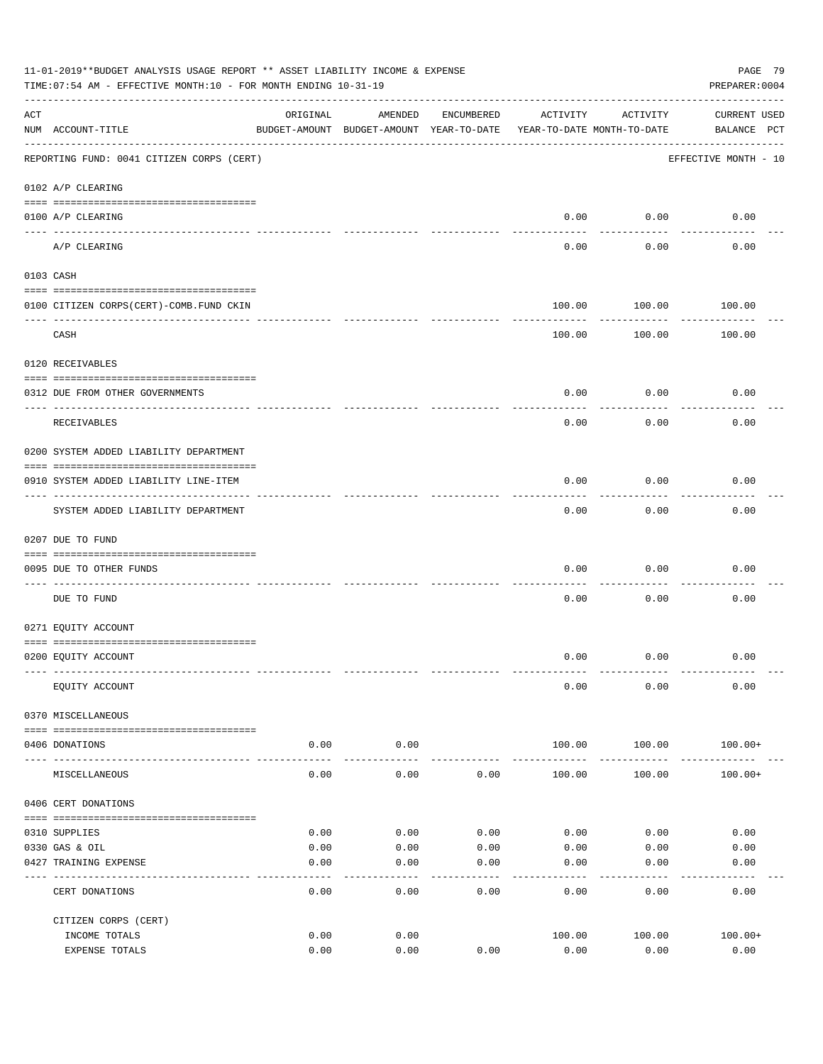11-01-2019**BUDGET ANALYSIS USAGE REPORT ** ASSET LIABILITY INCOME & EXPENSE

TIME:07:54 AM - EFFECTIVE MONTH:10 - FOR MONTH ENDING 10-31-19

PREPARER:0004

| ACT NUM | ACCOUNT-TITLE | ORIGINAL BUDGET-AMOUNT | AMENDED BUDGET-AMOUNT | ENCUMBERED YEAR-TO-DATE | ACTIVITY YEAR-TO-DATE | ACTIVITY MONTH-TO-DATE | CURRENT BALANCE | USED PCT |
|---|---|---|---|---|---|---|---|---|
| | REPORTING FUND: 0041 CITIZEN CORPS (CERT) | | | | | | EFFECTIVE MONTH - 10 | |
| | 0102 A/P CLEARING | | | | | | | |
| 0100 | A/P CLEARING | | | | 0.00 | 0.00 | 0.00 | |
| | A/P CLEARING | | | | 0.00 | 0.00 | 0.00 | |
| | 0103 CASH | | | | | | | |
| 0100 | CITIZEN CORPS(CERT)-COMB.FUND CKIN | | | | 100.00 | 100.00 | 100.00 | |
| | CASH | | | | 100.00 | 100.00 | 100.00 | |
| | 0120 RECEIVABLES | | | | | | | |
| 0312 | DUE FROM OTHER GOVERNMENTS | | | | 0.00 | 0.00 | 0.00 | |
| | RECEIVABLES | | | | 0.00 | 0.00 | 0.00 | |
| | 0200 SYSTEM ADDED LIABILITY DEPARTMENT | | | | | | | |
| 0910 | SYSTEM ADDED LIABILITY LINE-ITEM | | | | 0.00 | 0.00 | 0.00 | |
| | SYSTEM ADDED LIABILITY DEPARTMENT | | | | 0.00 | 0.00 | 0.00 | |
| | 0207 DUE TO FUND | | | | | | | |
| 0095 | DUE TO OTHER FUNDS | | | | 0.00 | 0.00 | 0.00 | |
| | DUE TO FUND | | | | 0.00 | 0.00 | 0.00 | |
| | 0271 EQUITY ACCOUNT | | | | | | | |
| 0200 | EQUITY ACCOUNT | | | | 0.00 | 0.00 | 0.00 | |
| | EQUITY ACCOUNT | | | | 0.00 | 0.00 | 0.00 | |
| | 0370 MISCELLANEOUS | | | | | | | |
| 0406 | DONATIONS | 0.00 | 0.00 | | 100.00 | 100.00 | 100.00+ | |
| | MISCELLANEOUS | 0.00 | 0.00 | 0.00 | 100.00 | 100.00 | 100.00+ | |
| | 0406 CERT DONATIONS | | | | | | | |
| 0310 | SUPPLIES | 0.00 | 0.00 | 0.00 | 0.00 | 0.00 | 0.00 | |
| 0330 | GAS & OIL | 0.00 | 0.00 | 0.00 | 0.00 | 0.00 | 0.00 | |
| 0427 | TRAINING EXPENSE | 0.00 | 0.00 | 0.00 | 0.00 | 0.00 | 0.00 | |
| | CERT DONATIONS | 0.00 | 0.00 | 0.00 | 0.00 | 0.00 | 0.00 | |
| | CITIZEN CORPS (CERT) | | | | | | | |
| | INCOME TOTALS | 0.00 | 0.00 | | 100.00 | 100.00 | 100.00+ | |
| | EXPENSE TOTALS | 0.00 | 0.00 | 0.00 | 0.00 | 0.00 | 0.00 | |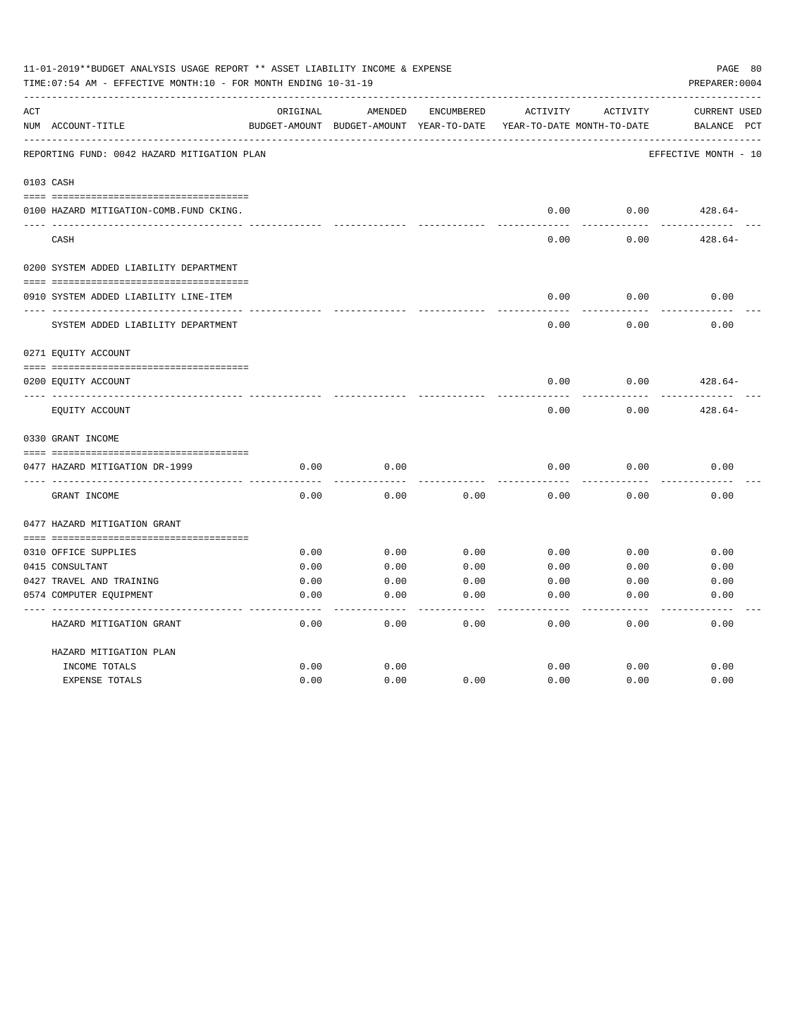11-01-2019**BUDGET ANALYSIS USAGE REPORT ** ASSET LIABILITY INCOME & EXPENSE

TIME:07:54 AM - EFFECTIVE MONTH:10 - FOR MONTH ENDING 10-31-19

PREPARER:0004

REPORTING FUND: 0042 HAZARD MITIGATION PLAN — EFFECTIVE MONTH - 10

| ACT NUM | ACCOUNT-TITLE | ORIGINAL BUDGET-AMOUNT | AMENDED BUDGET-AMOUNT | ENCUMBERED YEAR-TO-DATE | ACTIVITY YEAR-TO-DATE | ACTIVITY MONTH-TO-DATE | CURRENT BALANCE | USED PCT |
|---|---|---|---|---|---|---|---|---|
| 0103 | CASH | | | | | | | |
| 0100 | HAZARD MITIGATION-COMB.FUND CKING. | | | | 0.00 | 0.00 | 428.64- | |
| | CASH | | | | 0.00 | 0.00 | 428.64- | |
| 0200 | SYSTEM ADDED LIABILITY DEPARTMENT | | | | | | | |
| 0910 | SYSTEM ADDED LIABILITY LINE-ITEM | | | | 0.00 | 0.00 | 0.00 | |
| | SYSTEM ADDED LIABILITY DEPARTMENT | | | | 0.00 | 0.00 | 0.00 | |
| 0271 | EQUITY ACCOUNT | | | | | | | |
| 0200 | EQUITY ACCOUNT | | | | 0.00 | 0.00 | 428.64- | |
| | EQUITY ACCOUNT | | | | 0.00 | 0.00 | 428.64- | |
| 0330 | GRANT INCOME | | | | | | | |
| 0477 | HAZARD MITIGATION DR-1999 | 0.00 | 0.00 | | 0.00 | 0.00 | 0.00 | |
| | GRANT INCOME | 0.00 | 0.00 | 0.00 | 0.00 | 0.00 | 0.00 | |
| 0477 | HAZARD MITIGATION GRANT | | | | | | | |
| 0310 | OFFICE SUPPLIES | 0.00 | 0.00 | 0.00 | 0.00 | 0.00 | 0.00 | |
| 0415 | CONSULTANT | 0.00 | 0.00 | 0.00 | 0.00 | 0.00 | 0.00 | |
| 0427 | TRAVEL AND TRAINING | 0.00 | 0.00 | 0.00 | 0.00 | 0.00 | 0.00 | |
| 0574 | COMPUTER EQUIPMENT | 0.00 | 0.00 | 0.00 | 0.00 | 0.00 | 0.00 | |
| | HAZARD MITIGATION GRANT | 0.00 | 0.00 | 0.00 | 0.00 | 0.00 | 0.00 | |
| | HAZARD MITIGATION PLAN | | | | | | | |
| | INCOME TOTALS | 0.00 | 0.00 | | 0.00 | 0.00 | 0.00 | |
| | EXPENSE TOTALS | 0.00 | 0.00 | 0.00 | 0.00 | 0.00 | 0.00 | |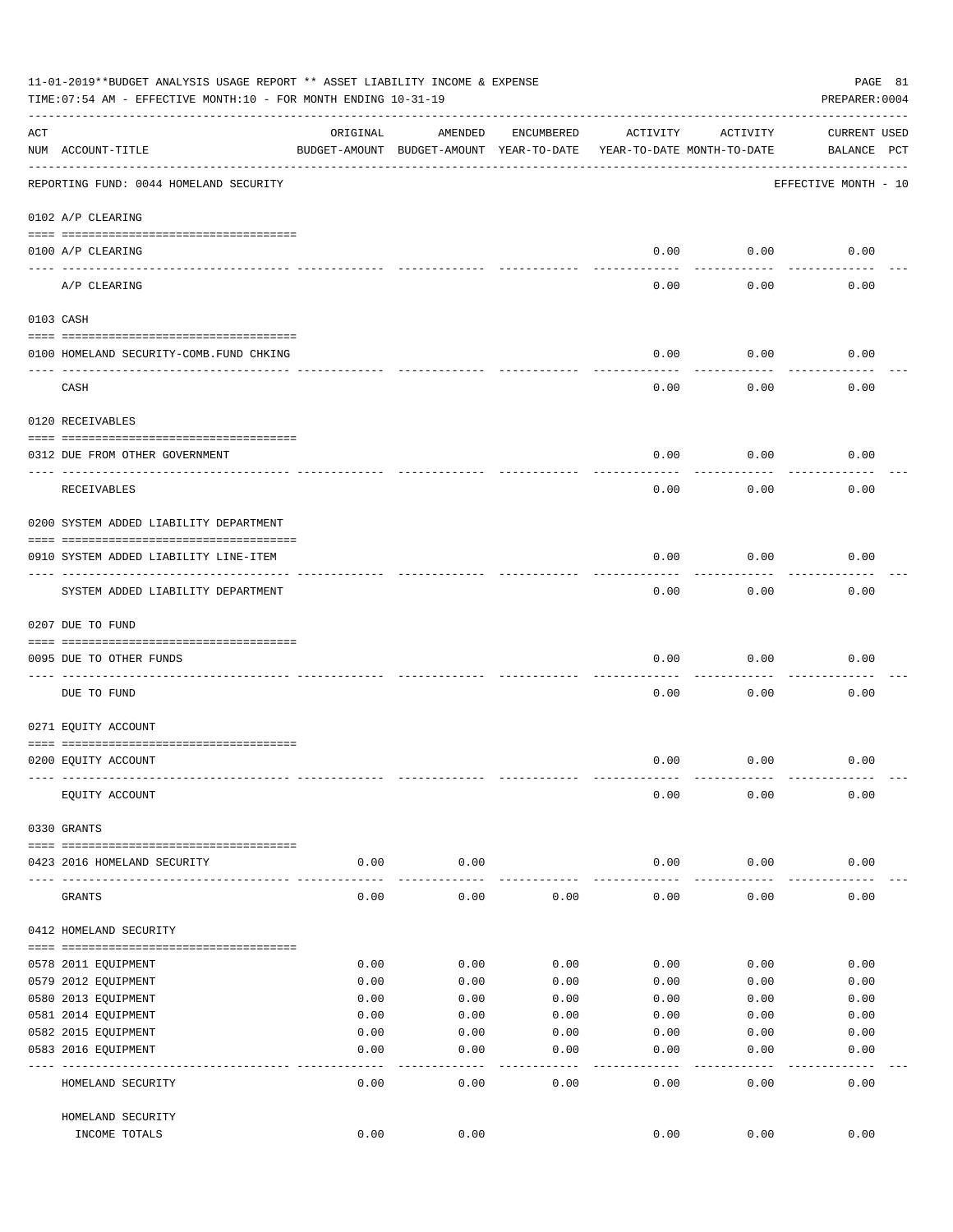11-01-2019**BUDGET ANALYSIS USAGE REPORT ** ASSET LIABILITY INCOME & EXPENSE

TIME:07:54 AM - EFFECTIVE MONTH:10 - FOR MONTH ENDING 10-31-19

PREPARER:0004

| ACT NUM | ACCOUNT-TITLE | ORIGINAL BUDGET-AMOUNT | AMENDED BUDGET-AMOUNT | ENCUMBERED YEAR-TO-DATE | ACTIVITY YEAR-TO-DATE | ACTIVITY MONTH-TO-DATE | CURRENT BALANCE | USED PCT |
|---|---|---|---|---|---|---|---|---|
| | REPORTING FUND: 0044 HOMELAND SECURITY | | | | | | EFFECTIVE MONTH - 10 | |
| | **0102 A/P CLEARING** | | | | | | | |
| 0100 | A/P CLEARING | | | | 0.00 | 0.00 | 0.00 | |
| | A/P CLEARING | | | | 0.00 | 0.00 | 0.00 | |
| | **0103 CASH** | | | | | | | |
| 0100 | HOMELAND SECURITY-COMB.FUND CHKING | | | | 0.00 | 0.00 | 0.00 | |
| | CASH | | | | 0.00 | 0.00 | 0.00 | |
| | **0120 RECEIVABLES** | | | | | | | |
| 0312 | DUE FROM OTHER GOVERNMENT | | | | 0.00 | 0.00 | 0.00 | |
| | RECEIVABLES | | | | 0.00 | 0.00 | 0.00 | |
| | **0200 SYSTEM ADDED LIABILITY DEPARTMENT** | | | | | | | |
| 0910 | SYSTEM ADDED LIABILITY LINE-ITEM | | | | 0.00 | 0.00 | 0.00 | |
| | SYSTEM ADDED LIABILITY DEPARTMENT | | | | 0.00 | 0.00 | 0.00 | |
| | **0207 DUE TO FUND** | | | | | | | |
| 0095 | DUE TO OTHER FUNDS | | | | 0.00 | 0.00 | 0.00 | |
| | DUE TO FUND | | | | 0.00 | 0.00 | 0.00 | |
| | **0271 EQUITY ACCOUNT** | | | | | | | |
| 0200 | EQUITY ACCOUNT | | | | 0.00 | 0.00 | 0.00 | |
| | EQUITY ACCOUNT | | | | 0.00 | 0.00 | 0.00 | |
| | **0330 GRANTS** | | | | | | | |
| 0423 | 2016 HOMELAND SECURITY | 0.00 | 0.00 | | 0.00 | 0.00 | 0.00 | |
| | GRANTS | 0.00 | 0.00 | 0.00 | 0.00 | 0.00 | 0.00 | |
| | **0412 HOMELAND SECURITY** | | | | | | | |
| 0578 | 2011 EQUIPMENT | 0.00 | 0.00 | 0.00 | 0.00 | 0.00 | 0.00 | |
| 0579 | 2012 EQUIPMENT | 0.00 | 0.00 | 0.00 | 0.00 | 0.00 | 0.00 | |
| 0580 | 2013 EQUIPMENT | 0.00 | 0.00 | 0.00 | 0.00 | 0.00 | 0.00 | |
| 0581 | 2014 EQUIPMENT | 0.00 | 0.00 | 0.00 | 0.00 | 0.00 | 0.00 | |
| 0582 | 2015 EQUIPMENT | 0.00 | 0.00 | 0.00 | 0.00 | 0.00 | 0.00 | |
| 0583 | 2016 EQUIPMENT | 0.00 | 0.00 | 0.00 | 0.00 | 0.00 | 0.00 | |
| | HOMELAND SECURITY | 0.00 | 0.00 | 0.00 | 0.00 | 0.00 | 0.00 | |
| | HOMELAND SECURITY INCOME TOTALS | 0.00 | 0.00 | | 0.00 | 0.00 | 0.00 | |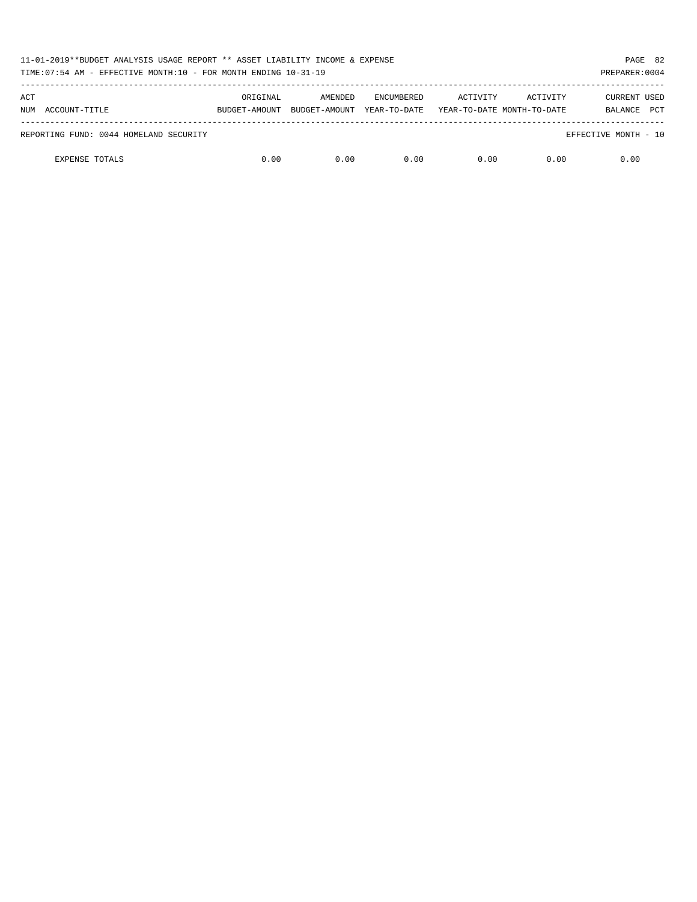11-01-2019**BUDGET ANALYSIS USAGE REPORT ** ASSET LIABILITY INCOME & EXPENSE

TIME:07:54 AM - EFFECTIVE MONTH:10 - FOR MONTH ENDING 10-31-19

PREPARER:0004

| ACT NUM ACCOUNT-TITLE | ORIGINAL BUDGET-AMOUNT | AMENDED BUDGET-AMOUNT | ENCUMBERED YEAR-TO-DATE | ACTIVITY YEAR-TO-DATE | ACTIVITY MONTH-TO-DATE | CURRENT BALANCE | USED PCT |
|---|---|---|---|---|---|---|---|
| REPORTING FUND: 0044 HOMELAND SECURITY | | | | | | EFFECTIVE MONTH - 10 | |
| EXPENSE TOTALS | 0.00 | 0.00 | 0.00 | 0.00 | 0.00 | 0.00 | |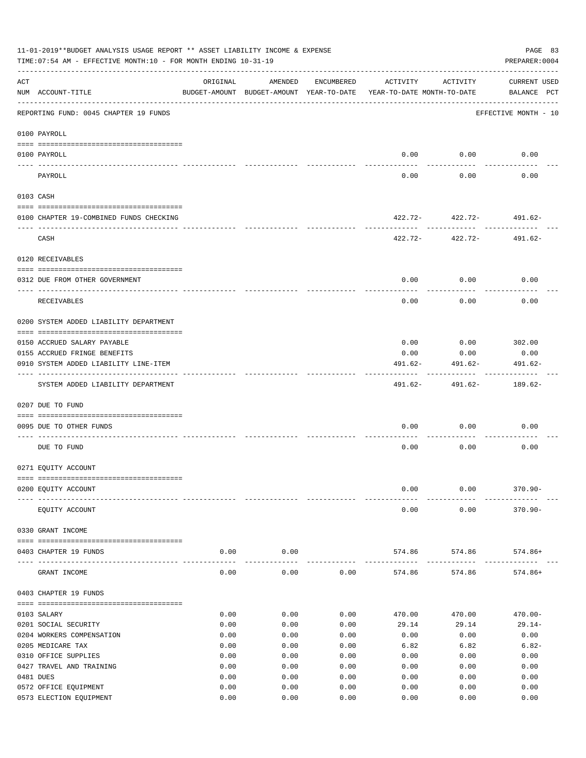11-01-2019**BUDGET ANALYSIS USAGE REPORT ** ASSET LIABILITY INCOME & EXPENSE

TIME:07:54 AM - EFFECTIVE MONTH:10 - FOR MONTH ENDING 10-31-19

PREPARER:0004

| ACT NUM | ACCOUNT-TITLE | ORIGINAL BUDGET-AMOUNT | AMENDED BUDGET-AMOUNT | ENCUMBERED YEAR-TO-DATE | ACTIVITY YEAR-TO-DATE | ACTIVITY MONTH-TO-DATE | CURRENT USED BALANCE | PCT |
|---|---|---|---|---|---|---|---|---|

REPORTING FUND: 0045 CHAPTER 19 FUNDS — EFFECTIVE MONTH - 10

**0100 PAYROLL**

| ACT NUM | ACCOUNT-TITLE | ORIGINAL BUDGET-AMOUNT | AMENDED BUDGET-AMOUNT | ENCUMBERED YEAR-TO-DATE | ACTIVITY YEAR-TO-DATE | ACTIVITY MONTH-TO-DATE | CURRENT USED BALANCE | PCT |
|---|---|---|---|---|---|---|---|---|
| 0100 | PAYROLL | | | | 0.00 | 0.00 | 0.00 | |
| | PAYROLL | | | | 0.00 | 0.00 | 0.00 | |

**0103 CASH**

| ACT NUM | ACCOUNT-TITLE | ORIGINAL BUDGET-AMOUNT | AMENDED BUDGET-AMOUNT | ENCUMBERED YEAR-TO-DATE | ACTIVITY YEAR-TO-DATE | ACTIVITY MONTH-TO-DATE | CURRENT USED BALANCE | PCT |
|---|---|---|---|---|---|---|---|---|
| 0100 | CHAPTER 19-COMBINED FUNDS CHECKING | | | | 422.72- | 422.72- | 491.62- | |
| | CASH | | | | 422.72- | 422.72- | 491.62- | |

**0120 RECEIVABLES**

| ACT NUM | ACCOUNT-TITLE | ORIGINAL BUDGET-AMOUNT | AMENDED BUDGET-AMOUNT | ENCUMBERED YEAR-TO-DATE | ACTIVITY YEAR-TO-DATE | ACTIVITY MONTH-TO-DATE | CURRENT USED BALANCE | PCT |
|---|---|---|---|---|---|---|---|---|
| 0312 | DUE FROM OTHER GOVERNMENT | | | | 0.00 | 0.00 | 0.00 | |
| | RECEIVABLES | | | | 0.00 | 0.00 | 0.00 | |

**0200 SYSTEM ADDED LIABILITY DEPARTMENT**

| ACT NUM | ACCOUNT-TITLE | ORIGINAL BUDGET-AMOUNT | AMENDED BUDGET-AMOUNT | ENCUMBERED YEAR-TO-DATE | ACTIVITY YEAR-TO-DATE | ACTIVITY MONTH-TO-DATE | CURRENT USED BALANCE | PCT |
|---|---|---|---|---|---|---|---|---|
| 0150 | ACCRUED SALARY PAYABLE | | | | 0.00 | 0.00 | 302.00 | |
| 0155 | ACCRUED FRINGE BENEFITS | | | | 0.00 | 0.00 | 0.00 | |
| 0910 | SYSTEM ADDED LIABILITY LINE-ITEM | | | | 491.62- | 491.62- | 491.62- | |
| | SYSTEM ADDED LIABILITY DEPARTMENT | | | | 491.62- | 491.62- | 189.62- | |

**0207 DUE TO FUND**

| ACT NUM | ACCOUNT-TITLE | ORIGINAL BUDGET-AMOUNT | AMENDED BUDGET-AMOUNT | ENCUMBERED YEAR-TO-DATE | ACTIVITY YEAR-TO-DATE | ACTIVITY MONTH-TO-DATE | CURRENT USED BALANCE | PCT |
|---|---|---|---|---|---|---|---|---|
| 0095 | DUE TO OTHER FUNDS | | | | 0.00 | 0.00 | 0.00 | |
| | DUE TO FUND | | | | 0.00 | 0.00 | 0.00 | |

**0271 EQUITY ACCOUNT**

| ACT NUM | ACCOUNT-TITLE | ORIGINAL BUDGET-AMOUNT | AMENDED BUDGET-AMOUNT | ENCUMBERED YEAR-TO-DATE | ACTIVITY YEAR-TO-DATE | ACTIVITY MONTH-TO-DATE | CURRENT USED BALANCE | PCT |
|---|---|---|---|---|---|---|---|---|
| 0200 | EQUITY ACCOUNT | | | | 0.00 | 0.00 | 370.90- | |
| | EQUITY ACCOUNT | | | | 0.00 | 0.00 | 370.90- | |

**0330 GRANT INCOME**

| ACT NUM | ACCOUNT-TITLE | ORIGINAL BUDGET-AMOUNT | AMENDED BUDGET-AMOUNT | ENCUMBERED YEAR-TO-DATE | ACTIVITY YEAR-TO-DATE | ACTIVITY MONTH-TO-DATE | CURRENT USED BALANCE | PCT |
|---|---|---|---|---|---|---|---|---|
| 0403 | CHAPTER 19 FUNDS | 0.00 | 0.00 | | 574.86 | 574.86 | 574.86+ | |
| | GRANT INCOME | 0.00 | 0.00 | 0.00 | 574.86 | 574.86 | 574.86+ | |

**0403 CHAPTER 19 FUNDS**

| ACT NUM | ACCOUNT-TITLE | ORIGINAL BUDGET-AMOUNT | AMENDED BUDGET-AMOUNT | ENCUMBERED YEAR-TO-DATE | ACTIVITY YEAR-TO-DATE | ACTIVITY MONTH-TO-DATE | CURRENT USED BALANCE | PCT |
|---|---|---|---|---|---|---|---|---|
| 0103 | SALARY | 0.00 | 0.00 | 0.00 | 470.00 | 470.00 | 470.00- | |
| 0201 | SOCIAL SECURITY | 0.00 | 0.00 | 0.00 | 29.14 | 29.14 | 29.14- | |
| 0204 | WORKERS COMPENSATION | 0.00 | 0.00 | 0.00 | 0.00 | 0.00 | 0.00 | |
| 0205 | MEDICARE TAX | 0.00 | 0.00 | 0.00 | 6.82 | 6.82 | 6.82- | |
| 0310 | OFFICE SUPPLIES | 0.00 | 0.00 | 0.00 | 0.00 | 0.00 | 0.00 | |
| 0427 | TRAVEL AND TRAINING | 0.00 | 0.00 | 0.00 | 0.00 | 0.00 | 0.00 | |
| 0481 | DUES | 0.00 | 0.00 | 0.00 | 0.00 | 0.00 | 0.00 | |
| 0572 | OFFICE EQUIPMENT | 0.00 | 0.00 | 0.00 | 0.00 | 0.00 | 0.00 | |
| 0573 | ELECTION EQUIPMENT | 0.00 | 0.00 | 0.00 | 0.00 | 0.00 | 0.00 | |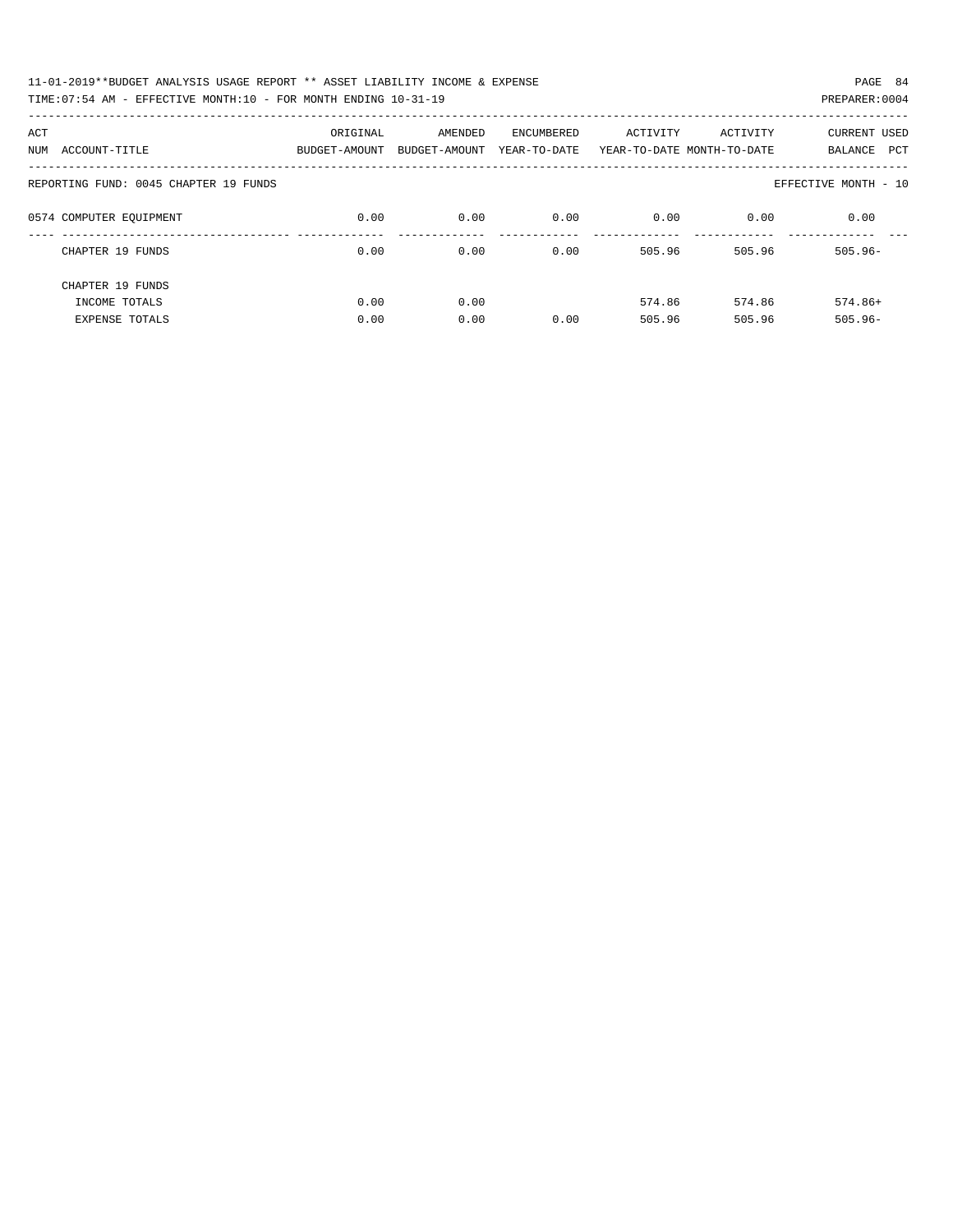11-01-2019**BUDGET ANALYSIS USAGE REPORT ** ASSET LIABILITY INCOME & EXPENSE

TIME:07:54 AM - EFFECTIVE MONTH:10 - FOR MONTH ENDING 10-31-19

PREPARER:0004

| ACT NUM | ACCOUNT-TITLE | ORIGINAL BUDGET-AMOUNT | AMENDED BUDGET-AMOUNT | ENCUMBERED YEAR-TO-DATE | ACTIVITY YEAR-TO-DATE | ACTIVITY MONTH-TO-DATE | CURRENT BALANCE | USED PCT |
|---|---|---|---|---|---|---|---|---|
| | REPORTING FUND: 0045 CHAPTER 19 FUNDS | | | | | | EFFECTIVE MONTH - 10 | |
| 0574 | COMPUTER EQUIPMENT | 0.00 | 0.00 | 0.00 | 0.00 | 0.00 | 0.00 | |
| | CHAPTER 19 FUNDS | 0.00 | 0.00 | 0.00 | 505.96 | 505.96 | 505.96- | |
| | CHAPTER 19 FUNDS | | | | | | | |
| | INCOME TOTALS | 0.00 | 0.00 | | 574.86 | 574.86 | 574.86+ | |
| | EXPENSE TOTALS | 0.00 | 0.00 | 0.00 | 505.96 | 505.96 | 505.96- | |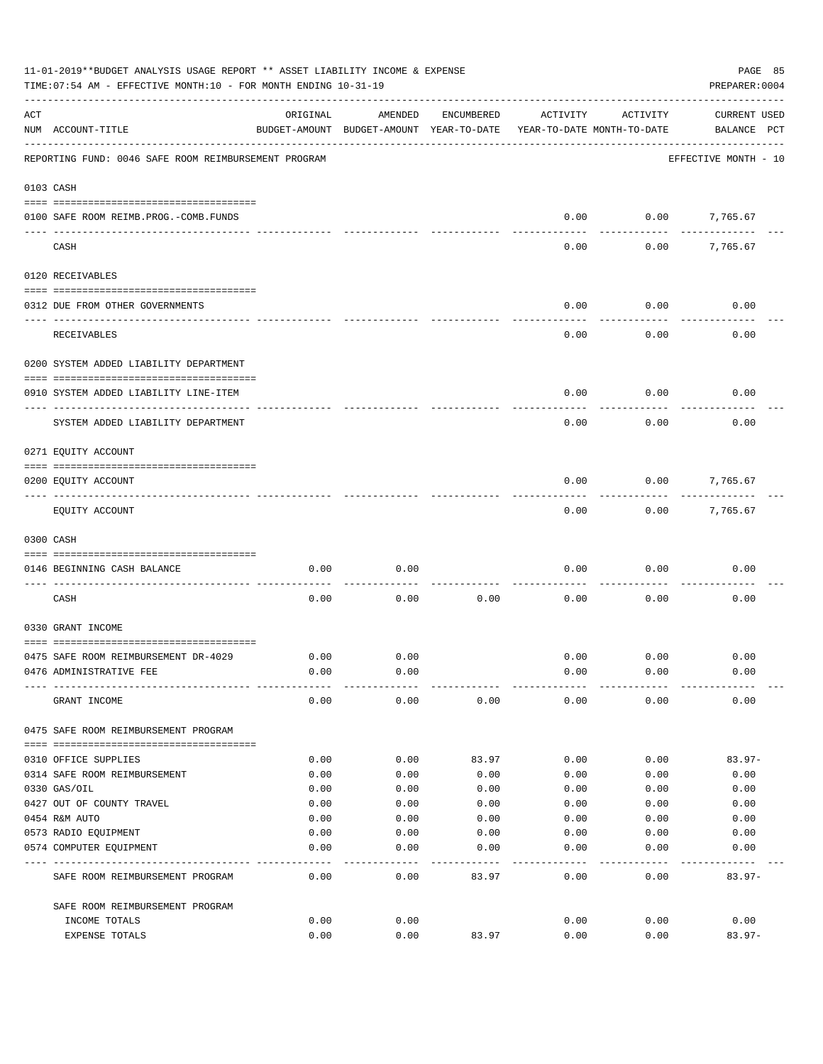11-01-2019**BUDGET ANALYSIS USAGE REPORT ** ASSET LIABILITY INCOME & EXPENSE

TIME:07:54 AM - EFFECTIVE MONTH:10 - FOR MONTH ENDING 10-31-19

PREPARER:0004

REPORTING FUND: 0046 SAFE ROOM REIMBURSEMENT PROGRAM — EFFECTIVE MONTH - 10

| ACT NUM | ACCOUNT-TITLE | ORIGINAL BUDGET-AMOUNT | AMENDED BUDGET-AMOUNT | ENCUMBERED YEAR-TO-DATE | ACTIVITY YEAR-TO-DATE | ACTIVITY MONTH-TO-DATE | CURRENT USED BALANCE | PCT |
|---|---|---|---|---|---|---|---|---|
| **0103** | **CASH** | | | | | | | |
| 0100 | SAFE ROOM REIMB.PROG.-COMB.FUNDS | | | | 0.00 | 0.00 | 7,765.67 | |
| | CASH | | | | 0.00 | 0.00 | 7,765.67 | |
| **0120** | **RECEIVABLES** | | | | | | | |
| 0312 | DUE FROM OTHER GOVERNMENTS | | | | 0.00 | 0.00 | 0.00 | |
| | RECEIVABLES | | | | 0.00 | 0.00 | 0.00 | |
| **0200** | **SYSTEM ADDED LIABILITY DEPARTMENT** | | | | | | | |
| 0910 | SYSTEM ADDED LIABILITY LINE-ITEM | | | | 0.00 | 0.00 | 0.00 | |
| | SYSTEM ADDED LIABILITY DEPARTMENT | | | | 0.00 | 0.00 | 0.00 | |
| **0271** | **EQUITY ACCOUNT** | | | | | | | |
| 0200 | EQUITY ACCOUNT | | | | 0.00 | 0.00 | 7,765.67 | |
| | EQUITY ACCOUNT | | | | 0.00 | 0.00 | 7,765.67 | |
| **0300** | **CASH** | | | | | | | |
| 0146 | BEGINNING CASH BALANCE | 0.00 | 0.00 | | 0.00 | 0.00 | 0.00 | |
| | CASH | 0.00 | 0.00 | 0.00 | 0.00 | 0.00 | 0.00 | |
| **0330** | **GRANT INCOME** | | | | | | | |
| 0475 | SAFE ROOM REIMBURSEMENT DR-4029 | 0.00 | 0.00 | | 0.00 | 0.00 | 0.00 | |
| 0476 | ADMINISTRATIVE FEE | 0.00 | 0.00 | | 0.00 | 0.00 | 0.00 | |
| | GRANT INCOME | 0.00 | 0.00 | 0.00 | 0.00 | 0.00 | 0.00 | |
| **0475** | **SAFE ROOM REIMBURSEMENT PROGRAM** | | | | | | | |
| 0310 | OFFICE SUPPLIES | 0.00 | 0.00 | 83.97 | 0.00 | 0.00 | 83.97- | |
| 0314 | SAFE ROOM REIMBURSEMENT | 0.00 | 0.00 | 0.00 | 0.00 | 0.00 | 0.00 | |
| 0330 | GAS/OIL | 0.00 | 0.00 | 0.00 | 0.00 | 0.00 | 0.00 | |
| 0427 | OUT OF COUNTY TRAVEL | 0.00 | 0.00 | 0.00 | 0.00 | 0.00 | 0.00 | |
| 0454 | R&M AUTO | 0.00 | 0.00 | 0.00 | 0.00 | 0.00 | 0.00 | |
| 0573 | RADIO EQUIPMENT | 0.00 | 0.00 | 0.00 | 0.00 | 0.00 | 0.00 | |
| 0574 | COMPUTER EQUIPMENT | 0.00 | 0.00 | 0.00 | 0.00 | 0.00 | 0.00 | |
| | SAFE ROOM REIMBURSEMENT PROGRAM | 0.00 | 0.00 | 83.97 | 0.00 | 0.00 | 83.97- | |
| | **SAFE ROOM REIMBURSEMENT PROGRAM** | | | | | | | |
| | INCOME TOTALS | 0.00 | 0.00 | | 0.00 | 0.00 | 0.00 | |
| | EXPENSE TOTALS | 0.00 | 0.00 | 83.97 | 0.00 | 0.00 | 83.97- | |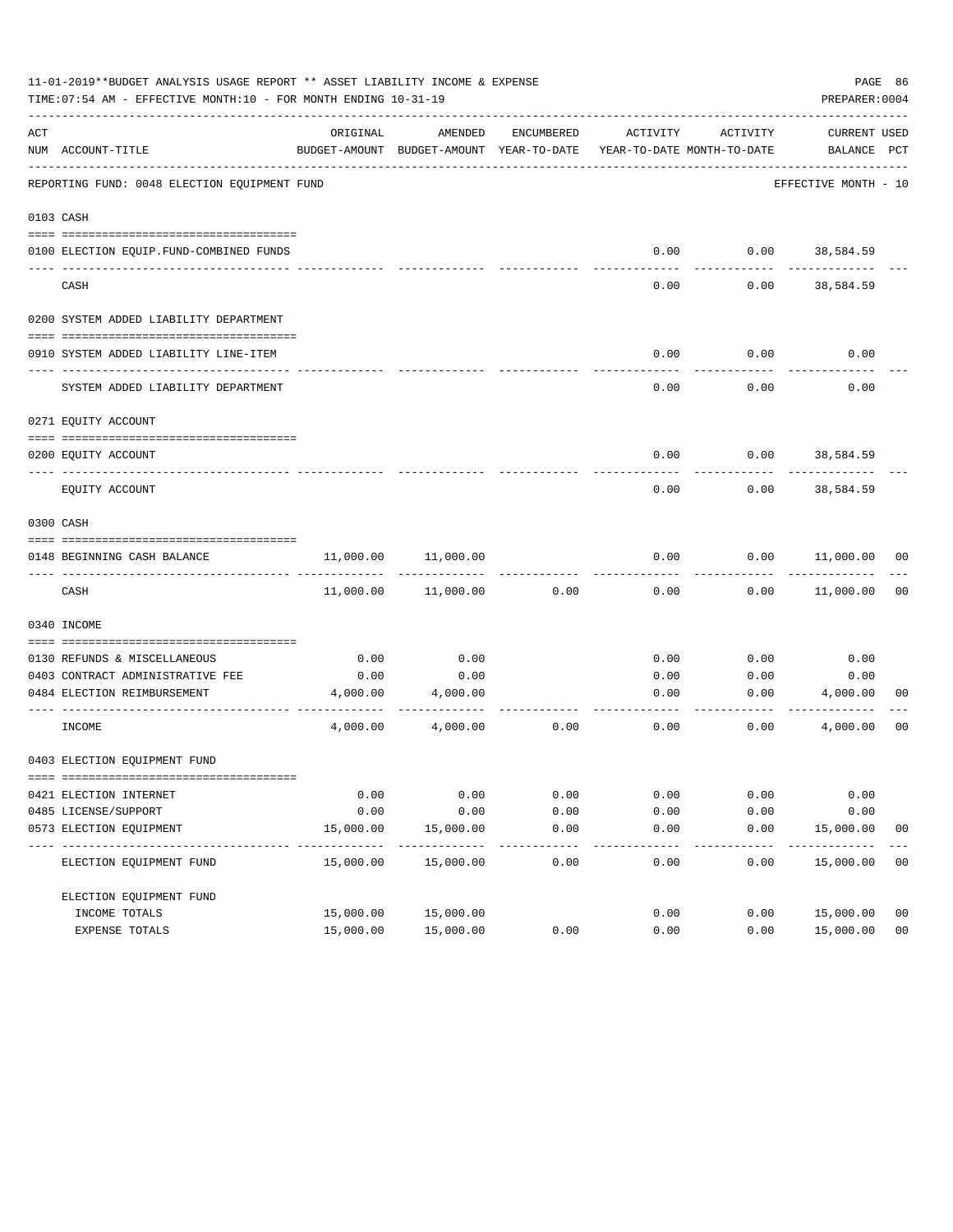11-01-2019**BUDGET ANALYSIS USAGE REPORT ** ASSET LIABILITY INCOME & EXPENSE

TIME:07:54 AM - EFFECTIVE MONTH:10 - FOR MONTH ENDING 10-31-19

PREPARER:0004

| ACT NUM | ACCOUNT-TITLE | ORIGINAL BUDGET-AMOUNT | AMENDED BUDGET-AMOUNT | ENCUMBERED YEAR-TO-DATE | ACTIVITY YEAR-TO-DATE | ACTIVITY MONTH-TO-DATE | CURRENT BALANCE | USED PCT |
|---|---|---|---|---|---|---|---|---|
| | REPORTING FUND: 0048 ELECTION EQUIPMENT FUND | | | | | | EFFECTIVE MONTH - 10 | |
| | **0103 CASH** | | | | | | | |
| 0100 | ELECTION EQUIP.FUND-COMBINED FUNDS | | | | 0.00 | 0.00 | 38,584.59 | |
| | CASH | | | | 0.00 | 0.00 | 38,584.59 | |
| | **0200 SYSTEM ADDED LIABILITY DEPARTMENT** | | | | | | | |
| 0910 | SYSTEM ADDED LIABILITY LINE-ITEM | | | | 0.00 | 0.00 | 0.00 | |
| | SYSTEM ADDED LIABILITY DEPARTMENT | | | | 0.00 | 0.00 | 0.00 | |
| | **0271 EQUITY ACCOUNT** | | | | | | | |
| 0200 | EQUITY ACCOUNT | | | | 0.00 | 0.00 | 38,584.59 | |
| | EQUITY ACCOUNT | | | | 0.00 | 0.00 | 38,584.59 | |
| | **0300 CASH** | | | | | | | |
| 0148 | BEGINNING CASH BALANCE | 11,000.00 | 11,000.00 | | 0.00 | 0.00 | 11,000.00 | 00 |
| | CASH | 11,000.00 | 11,000.00 | 0.00 | 0.00 | 0.00 | 11,000.00 | 00 |
| | **0340 INCOME** | | | | | | | |
| 0130 | REFUNDS & MISCELLANEOUS | 0.00 | 0.00 | | 0.00 | 0.00 | 0.00 | |
| 0403 | CONTRACT ADMINISTRATIVE FEE | 0.00 | 0.00 | | 0.00 | 0.00 | 0.00 | |
| 0484 | ELECTION REIMBURSEMENT | 4,000.00 | 4,000.00 | | 0.00 | 0.00 | 4,000.00 | 00 |
| | INCOME | 4,000.00 | 4,000.00 | 0.00 | 0.00 | 0.00 | 4,000.00 | 00 |
| | **0403 ELECTION EQUIPMENT FUND** | | | | | | | |
| 0421 | ELECTION INTERNET | 0.00 | 0.00 | 0.00 | 0.00 | 0.00 | 0.00 | |
| 0485 | LICENSE/SUPPORT | 0.00 | 0.00 | 0.00 | 0.00 | 0.00 | 0.00 | |
| 0573 | ELECTION EQUIPMENT | 15,000.00 | 15,000.00 | 0.00 | 0.00 | 0.00 | 15,000.00 | 00 |
| | ELECTION EQUIPMENT FUND | 15,000.00 | 15,000.00 | 0.00 | 0.00 | 0.00 | 15,000.00 | 00 |
| | ELECTION EQUIPMENT FUND | | | | | | | |
| | INCOME TOTALS | 15,000.00 | 15,000.00 | | 0.00 | 0.00 | 15,000.00 | 00 |
| | EXPENSE TOTALS | 15,000.00 | 15,000.00 | 0.00 | 0.00 | 0.00 | 15,000.00 | 00 |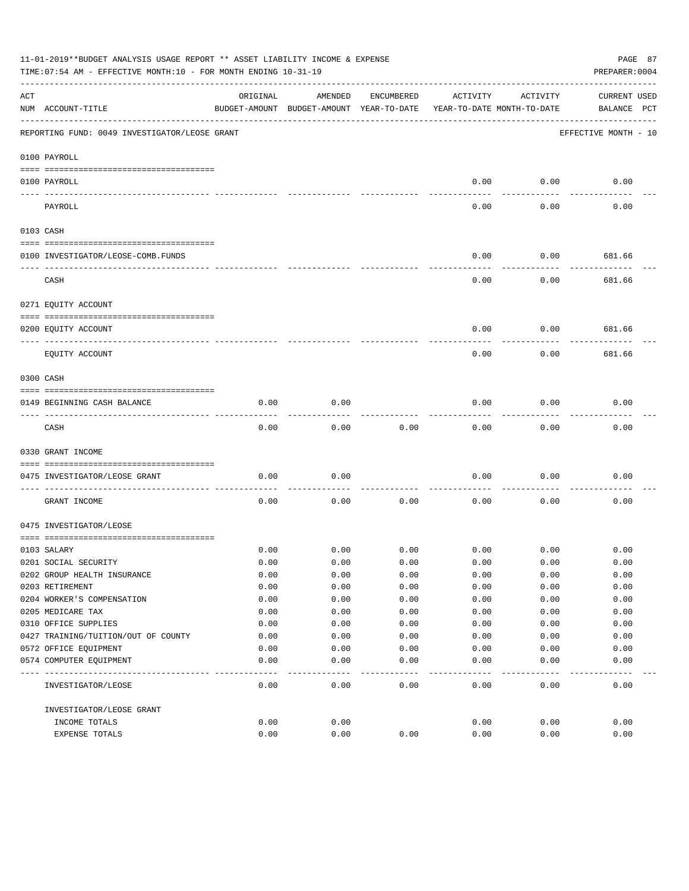11-01-2019**BUDGET ANALYSIS USAGE REPORT ** ASSET LIABILITY INCOME & EXPENSE

TIME:07:54 AM - EFFECTIVE MONTH:10 - FOR MONTH ENDING 10-31-19

PREPARER:0004

| ACT NUM | ACCOUNT-TITLE | ORIGINAL BUDGET-AMOUNT | AMENDED BUDGET-AMOUNT | ENCUMBERED YEAR-TO-DATE | ACTIVITY YEAR-TO-DATE | ACTIVITY MONTH-TO-DATE | CURRENT BALANCE | USED PCT |
|---|---|---|---|---|---|---|---|---|
| | REPORTING FUND: 0049 INVESTIGATOR/LEOSE GRANT | | | | | | EFFECTIVE MONTH - 10 | |
| | 0100 PAYROLL | | | | | | | |
| 0100 | PAYROLL | | | | 0.00 | 0.00 | 0.00 | |
| | PAYROLL | | | | 0.00 | 0.00 | 0.00 | |
| | 0103 CASH | | | | | | | |
| 0100 | INVESTIGATOR/LEOSE-COMB.FUNDS | | | | 0.00 | 0.00 | 681.66 | |
| | CASH | | | | 0.00 | 0.00 | 681.66 | |
| | 0271 EQUITY ACCOUNT | | | | | | | |
| 0200 | EQUITY ACCOUNT | | | | 0.00 | 0.00 | 681.66 | |
| | EQUITY ACCOUNT | | | | 0.00 | 0.00 | 681.66 | |
| | 0300 CASH | | | | | | | |
| 0149 | BEGINNING CASH BALANCE | 0.00 | 0.00 | | 0.00 | 0.00 | 0.00 | |
| | CASH | 0.00 | 0.00 | 0.00 | 0.00 | 0.00 | 0.00 | |
| | 0330 GRANT INCOME | | | | | | | |
| 0475 | INVESTIGATOR/LEOSE GRANT | 0.00 | 0.00 | | 0.00 | 0.00 | 0.00 | |
| | GRANT INCOME | 0.00 | 0.00 | 0.00 | 0.00 | 0.00 | 0.00 | |
| | 0475 INVESTIGATOR/LEOSE | | | | | | | |
| 0103 | SALARY | 0.00 | 0.00 | 0.00 | 0.00 | 0.00 | 0.00 | |
| 0201 | SOCIAL SECURITY | 0.00 | 0.00 | 0.00 | 0.00 | 0.00 | 0.00 | |
| 0202 | GROUP HEALTH INSURANCE | 0.00 | 0.00 | 0.00 | 0.00 | 0.00 | 0.00 | |
| 0203 | RETIREMENT | 0.00 | 0.00 | 0.00 | 0.00 | 0.00 | 0.00 | |
| 0204 | WORKER'S COMPENSATION | 0.00 | 0.00 | 0.00 | 0.00 | 0.00 | 0.00 | |
| 0205 | MEDICARE TAX | 0.00 | 0.00 | 0.00 | 0.00 | 0.00 | 0.00 | |
| 0310 | OFFICE SUPPLIES | 0.00 | 0.00 | 0.00 | 0.00 | 0.00 | 0.00 | |
| 0427 | TRAINING/TUITION/OUT OF COUNTY | 0.00 | 0.00 | 0.00 | 0.00 | 0.00 | 0.00 | |
| 0572 | OFFICE EQUIPMENT | 0.00 | 0.00 | 0.00 | 0.00 | 0.00 | 0.00 | |
| 0574 | COMPUTER EQUIPMENT | 0.00 | 0.00 | 0.00 | 0.00 | 0.00 | 0.00 | |
| | INVESTIGATOR/LEOSE | 0.00 | 0.00 | 0.00 | 0.00 | 0.00 | 0.00 | |
| | INVESTIGATOR/LEOSE GRANT | | | | | | | |
| | INCOME TOTALS | 0.00 | 0.00 | | 0.00 | 0.00 | 0.00 | |
| | EXPENSE TOTALS | 0.00 | 0.00 | 0.00 | 0.00 | 0.00 | 0.00 | |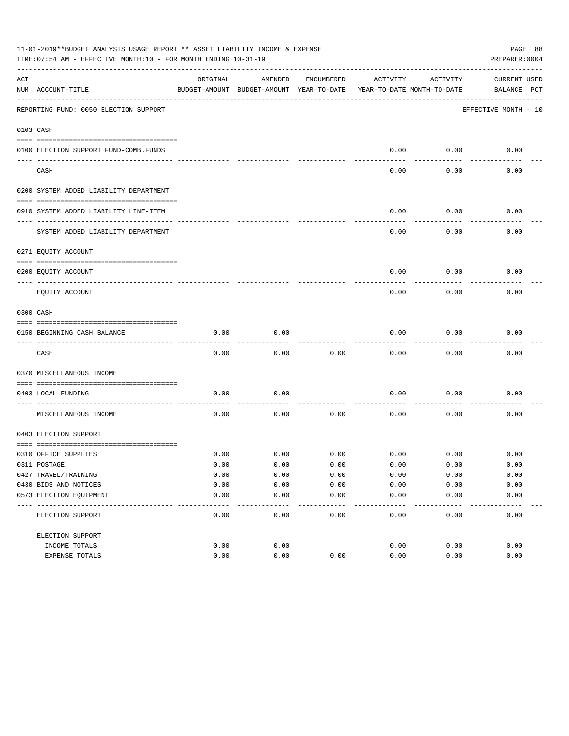11-01-2019**BUDGET ANALYSIS USAGE REPORT ** ASSET LIABILITY INCOME & EXPENSE

TIME:07:54 AM - EFFECTIVE MONTH:10 - FOR MONTH ENDING 10-31-19

PREPARER:0004

| ACT NUM | ACCOUNT-TITLE | ORIGINAL BUDGET-AMOUNT | AMENDED BUDGET-AMOUNT | ENCUMBERED YEAR-TO-DATE | ACTIVITY YEAR-TO-DATE | ACTIVITY MONTH-TO-DATE | CURRENT BALANCE | USED PCT |
|---|---|---|---|---|---|---|---|---|
| | REPORTING FUND: 0050 ELECTION SUPPORT | | | | | | EFFECTIVE MONTH - 10 | |
| 0103 | CASH | | | | | | | |
| 0100 | ELECTION SUPPORT FUND-COMB.FUNDS | | | | 0.00 | 0.00 | 0.00 | |
| | CASH | | | | 0.00 | 0.00 | 0.00 | |
| 0200 | SYSTEM ADDED LIABILITY DEPARTMENT | | | | | | | |
| 0910 | SYSTEM ADDED LIABILITY LINE-ITEM | | | | 0.00 | 0.00 | 0.00 | |
| | SYSTEM ADDED LIABILITY DEPARTMENT | | | | 0.00 | 0.00 | 0.00 | |
| 0271 | EQUITY ACCOUNT | | | | | | | |
| 0200 | EQUITY ACCOUNT | | | | 0.00 | 0.00 | 0.00 | |
| | EQUITY ACCOUNT | | | | 0.00 | 0.00 | 0.00 | |
| 0300 | CASH | | | | | | | |
| 0150 | BEGINNING CASH BALANCE | 0.00 | 0.00 | | 0.00 | 0.00 | 0.00 | |
| | CASH | 0.00 | 0.00 | 0.00 | 0.00 | 0.00 | 0.00 | |
| 0370 | MISCELLANEOUS INCOME | | | | | | | |
| 0403 | LOCAL FUNDING | 0.00 | 0.00 | | 0.00 | 0.00 | 0.00 | |
| | MISCELLANEOUS INCOME | 0.00 | 0.00 | 0.00 | 0.00 | 0.00 | 0.00 | |
| 0403 | ELECTION SUPPORT | | | | | | | |
| 0310 | OFFICE SUPPLIES | 0.00 | 0.00 | 0.00 | 0.00 | 0.00 | 0.00 | |
| 0311 | POSTAGE | 0.00 | 0.00 | 0.00 | 0.00 | 0.00 | 0.00 | |
| 0427 | TRAVEL/TRAINING | 0.00 | 0.00 | 0.00 | 0.00 | 0.00 | 0.00 | |
| 0430 | BIDS AND NOTICES | 0.00 | 0.00 | 0.00 | 0.00 | 0.00 | 0.00 | |
| 0573 | ELECTION EQUIPMENT | 0.00 | 0.00 | 0.00 | 0.00 | 0.00 | 0.00 | |
| | ELECTION SUPPORT | 0.00 | 0.00 | 0.00 | 0.00 | 0.00 | 0.00 | |
| | ELECTION SUPPORT | | | | | | | |
| | INCOME TOTALS | 0.00 | 0.00 | | 0.00 | 0.00 | 0.00 | |
| | EXPENSE TOTALS | 0.00 | 0.00 | 0.00 | 0.00 | 0.00 | 0.00 | |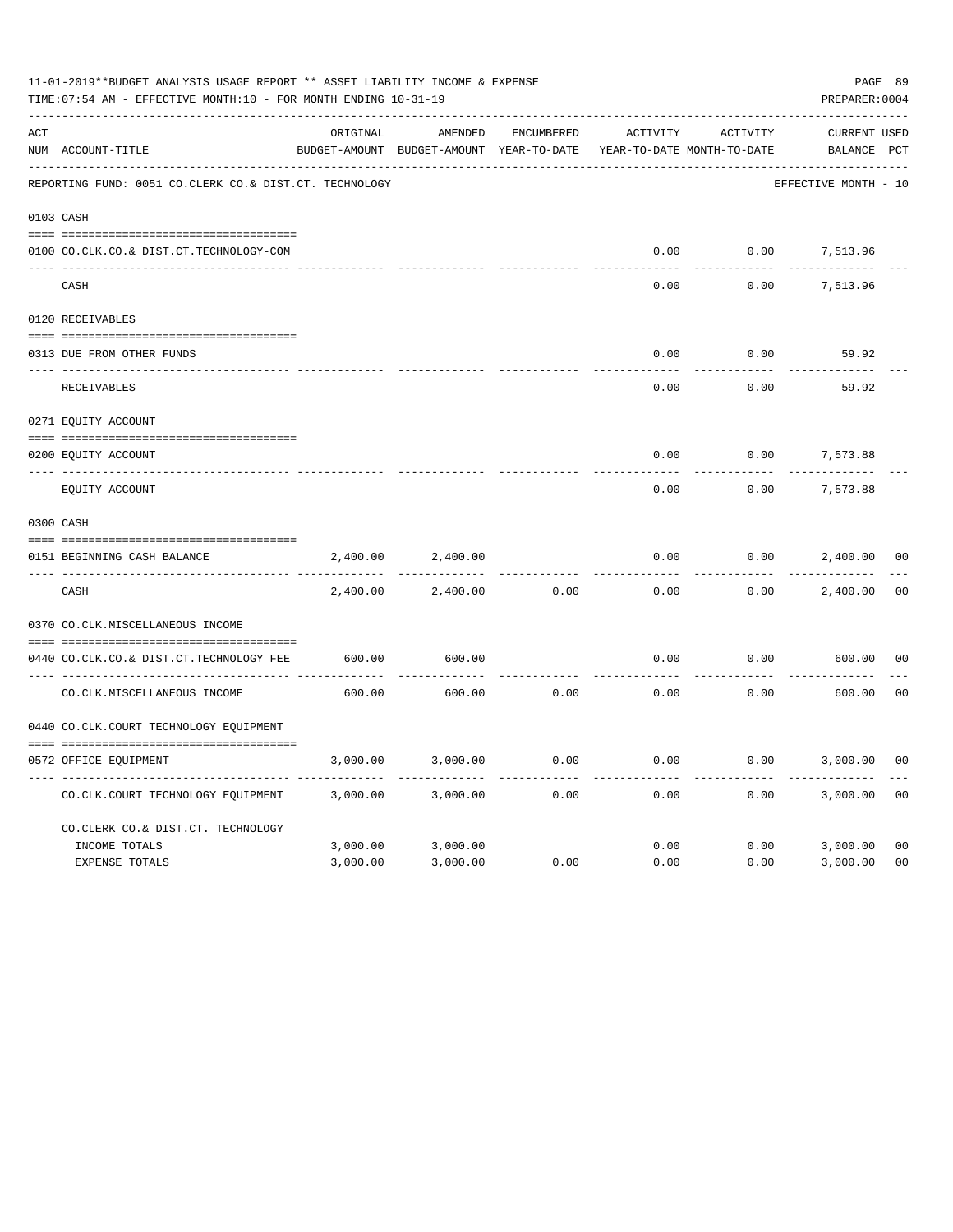11-01-2019**BUDGET ANALYSIS USAGE REPORT ** ASSET LIABILITY INCOME & EXPENSE

TIME:07:54 AM - EFFECTIVE MONTH:10 - FOR MONTH ENDING 10-31-19

PREPARER:0004

| ACT NUM | ACCOUNT-TITLE | ORIGINAL BUDGET-AMOUNT | AMENDED BUDGET-AMOUNT | ENCUMBERED YEAR-TO-DATE | ACTIVITY YEAR-TO-DATE | ACTIVITY MONTH-TO-DATE | CURRENT BALANCE | USED PCT |
|---|---|---|---|---|---|---|---|---|
| | REPORTING FUND: 0051 CO.CLERK CO.& DIST.CT. TECHNOLOGY | | | | | | EFFECTIVE MONTH - 10 | |
| 0103 | CASH | | | | | | | |
| 0100 | CO.CLK.CO.& DIST.CT.TECHNOLOGY-COM | | | | 0.00 | 0.00 | 7,513.96 | |
| | CASH | | | | 0.00 | 0.00 | 7,513.96 | |
| 0120 | RECEIVABLES | | | | | | | |
| 0313 | DUE FROM OTHER FUNDS | | | | 0.00 | 0.00 | 59.92 | |
| | RECEIVABLES | | | | 0.00 | 0.00 | 59.92 | |
| 0271 | EQUITY ACCOUNT | | | | | | | |
| 0200 | EQUITY ACCOUNT | | | | 0.00 | 0.00 | 7,573.88 | |
| | EQUITY ACCOUNT | | | | 0.00 | 0.00 | 7,573.88 | |
| 0300 | CASH | | | | | | | |
| 0151 | BEGINNING CASH BALANCE | 2,400.00 | 2,400.00 | | 0.00 | 0.00 | 2,400.00 | 00 |
| | CASH | 2,400.00 | 2,400.00 | 0.00 | 0.00 | 0.00 | 2,400.00 | 00 |
| 0370 | CO.CLK.MISCELLANEOUS INCOME | | | | | | | |
| 0440 | CO.CLK.CO.& DIST.CT.TECHNOLOGY FEE | 600.00 | 600.00 | | 0.00 | 0.00 | 600.00 | 00 |
| | CO.CLK.MISCELLANEOUS INCOME | 600.00 | 600.00 | 0.00 | 0.00 | 0.00 | 600.00 | 00 |
| 0440 | CO.CLK.COURT TECHNOLOGY EQUIPMENT | | | | | | | |
| 0572 | OFFICE EQUIPMENT | 3,000.00 | 3,000.00 | 0.00 | 0.00 | 0.00 | 3,000.00 | 00 |
| | CO.CLK.COURT TECHNOLOGY EQUIPMENT | 3,000.00 | 3,000.00 | 0.00 | 0.00 | 0.00 | 3,000.00 | 00 |
| | CO.CLERK CO.& DIST.CT. TECHNOLOGY | | | | | | | |
| | INCOME TOTALS | 3,000.00 | 3,000.00 | | 0.00 | 0.00 | 3,000.00 | 00 |
| | EXPENSE TOTALS | 3,000.00 | 3,000.00 | 0.00 | 0.00 | 0.00 | 3,000.00 | 00 |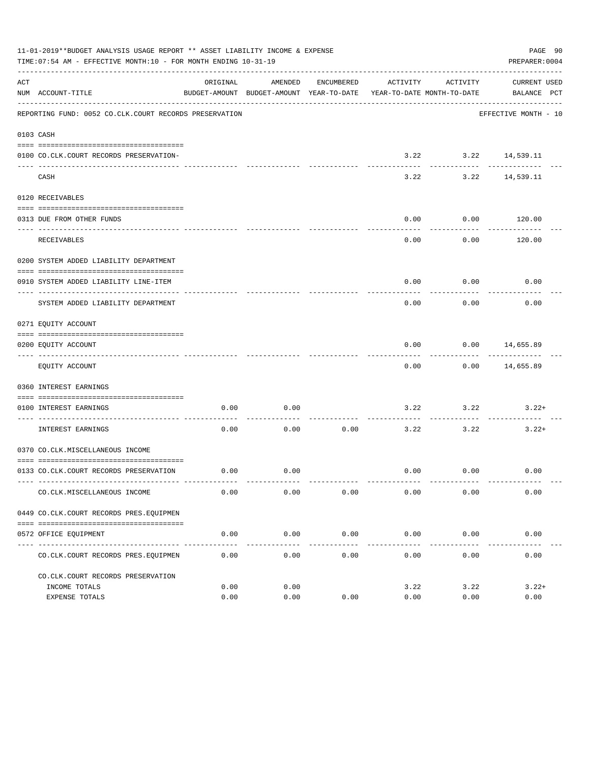11-01-2019**BUDGET ANALYSIS USAGE REPORT ** ASSET LIABILITY INCOME & EXPENSE

TIME:07:54 AM - EFFECTIVE MONTH:10 - FOR MONTH ENDING 10-31-19

PREPARER:0004

REPORTING FUND: 0052 CO.CLK.COURT RECORDS PRESERVATION — EFFECTIVE MONTH - 10

| ACT NUM | ACCOUNT-TITLE | ORIGINAL BUDGET-AMOUNT | AMENDED BUDGET-AMOUNT | ENCUMBERED YEAR-TO-DATE | ACTIVITY YEAR-TO-DATE | ACTIVITY MONTH-TO-DATE | CURRENT BALANCE | USED PCT |
|---|---|---|---|---|---|---|---|---|
| 0103 | CASH | | | | | | | |
| 0100 | CO.CLK.COURT RECORDS PRESERVATION- | | | | 3.22 | 3.22 | 14,539.11 | |
| | CASH | | | | 3.22 | 3.22 | 14,539.11 | |
| 0120 | RECEIVABLES | | | | | | | |
| 0313 | DUE FROM OTHER FUNDS | | | | 0.00 | 0.00 | 120.00 | |
| | RECEIVABLES | | | | 0.00 | 0.00 | 120.00 | |
| 0200 | SYSTEM ADDED LIABILITY DEPARTMENT | | | | | | | |
| 0910 | SYSTEM ADDED LIABILITY LINE-ITEM | | | | 0.00 | 0.00 | 0.00 | |
| | SYSTEM ADDED LIABILITY DEPARTMENT | | | | 0.00 | 0.00 | 0.00 | |
| 0271 | EQUITY ACCOUNT | | | | | | | |
| 0200 | EQUITY ACCOUNT | | | | 0.00 | 0.00 | 14,655.89 | |
| | EQUITY ACCOUNT | | | | 0.00 | 0.00 | 14,655.89 | |
| 0360 | INTEREST EARNINGS | | | | | | | |
| 0100 | INTEREST EARNINGS | 0.00 | 0.00 | | 3.22 | 3.22 | 3.22+ | |
| | INTEREST EARNINGS | 0.00 | 0.00 | 0.00 | 3.22 | 3.22 | 3.22+ | |
| 0370 | CO.CLK.MISCELLANEOUS INCOME | | | | | | | |
| 0133 | CO.CLK.COURT RECORDS PRESERVATION | 0.00 | 0.00 | | 0.00 | 0.00 | 0.00 | |
| | CO.CLK.MISCELLANEOUS INCOME | 0.00 | 0.00 | 0.00 | 0.00 | 0.00 | 0.00 | |
| 0449 | CO.CLK.COURT RECORDS PRES.EQUIPMEN | | | | | | | |
| 0572 | OFFICE EQUIPMENT | 0.00 | 0.00 | 0.00 | 0.00 | 0.00 | 0.00 | |
| | CO.CLK.COURT RECORDS PRES.EQUIPMEN | 0.00 | 0.00 | 0.00 | 0.00 | 0.00 | 0.00 | |
| | CO.CLK.COURT RECORDS PRESERVATION | | | | | | | |
| | INCOME TOTALS | 0.00 | 0.00 | | 3.22 | 3.22 | 3.22+ | |
| | EXPENSE TOTALS | 0.00 | 0.00 | 0.00 | 0.00 | 0.00 | 0.00 | |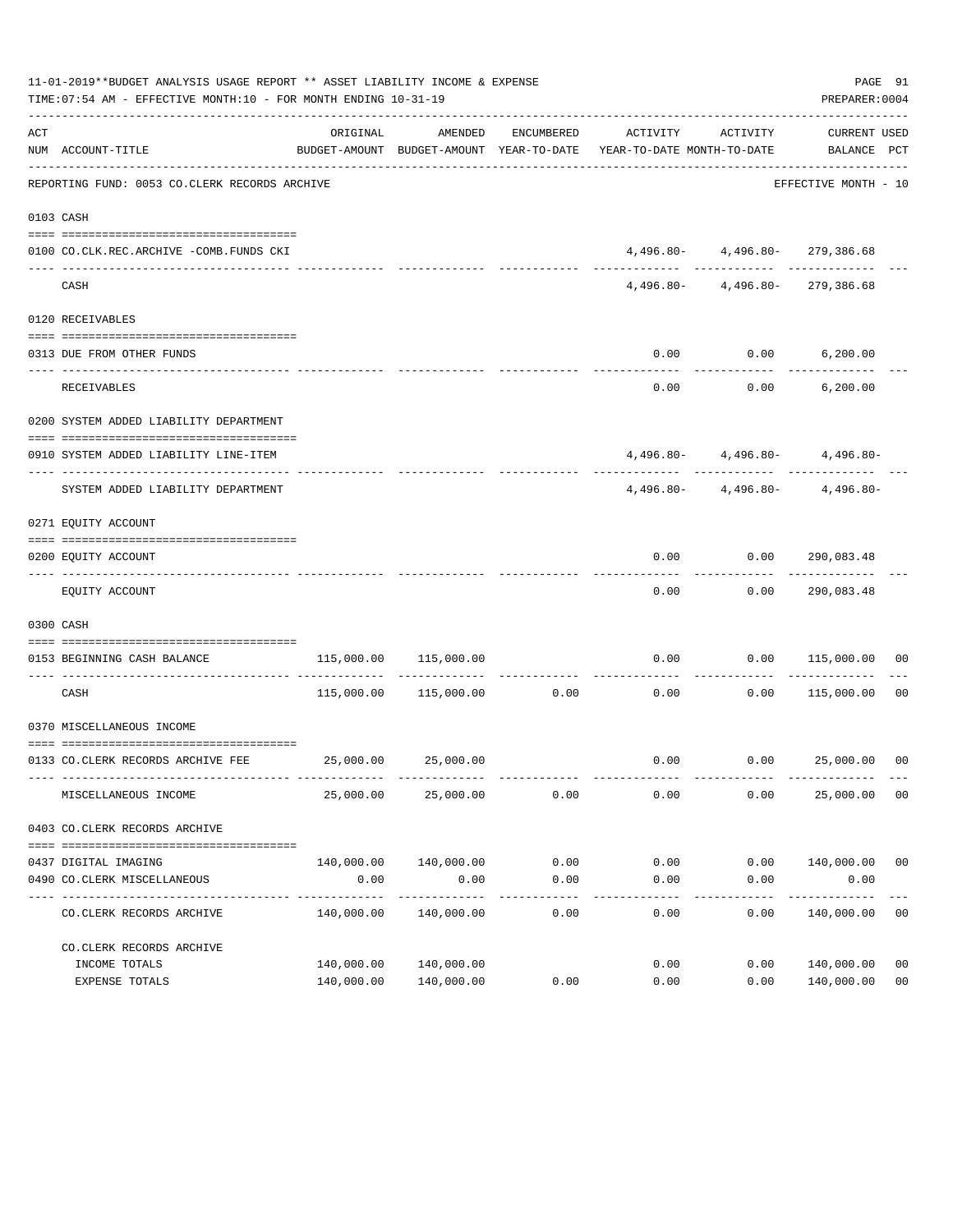11-01-2019**BUDGET ANALYSIS USAGE REPORT ** ASSET LIABILITY INCOME & EXPENSE

TIME:07:54 AM - EFFECTIVE MONTH:10 - FOR MONTH ENDING 10-31-19

PREPARER:0004

| ACT NUM | ACCOUNT-TITLE | ORIGINAL BUDGET-AMOUNT | AMENDED BUDGET-AMOUNT | ENCUMBERED YEAR-TO-DATE | ACTIVITY YEAR-TO-DATE | ACTIVITY MONTH-TO-DATE | CURRENT BALANCE | USED PCT |
|---|---|---|---|---|---|---|---|---|
| | REPORTING FUND: 0053 CO.CLERK RECORDS ARCHIVE | | | | | | EFFECTIVE MONTH - 10 | |
| 0103 | CASH | | | | | | | |
| 0100 | CO.CLK.REC.ARCHIVE -COMB.FUNDS CKI | | | | 4,496.80- | 4,496.80- | 279,386.68 | |
| | CASH | | | | 4,496.80- | 4,496.80- | 279,386.68 | |
| 0120 | RECEIVABLES | | | | | | | |
| 0313 | DUE FROM OTHER FUNDS | | | | 0.00 | 0.00 | 6,200.00 | |
| | RECEIVABLES | | | | 0.00 | 0.00 | 6,200.00 | |
| 0200 | SYSTEM ADDED LIABILITY DEPARTMENT | | | | | | | |
| 0910 | SYSTEM ADDED LIABILITY LINE-ITEM | | | | 4,496.80- | 4,496.80- | 4,496.80- | |
| | SYSTEM ADDED LIABILITY DEPARTMENT | | | | 4,496.80- | 4,496.80- | 4,496.80- | |
| 0271 | EQUITY ACCOUNT | | | | | | | |
| 0200 | EQUITY ACCOUNT | | | | 0.00 | 0.00 | 290,083.48 | |
| | EQUITY ACCOUNT | | | | 0.00 | 0.00 | 290,083.48 | |
| 0300 | CASH | | | | | | | |
| 0153 | BEGINNING CASH BALANCE | 115,000.00 | 115,000.00 | | 0.00 | 0.00 | 115,000.00 | 00 |
| | CASH | 115,000.00 | 115,000.00 | 0.00 | 0.00 | 0.00 | 115,000.00 | 00 |
| 0370 | MISCELLANEOUS INCOME | | | | | | | |
| 0133 | CO.CLERK RECORDS ARCHIVE FEE | 25,000.00 | 25,000.00 | | 0.00 | 0.00 | 25,000.00 | 00 |
| | MISCELLANEOUS INCOME | 25,000.00 | 25,000.00 | 0.00 | 0.00 | 0.00 | 25,000.00 | 00 |
| 0403 | CO.CLERK RECORDS ARCHIVE | | | | | | | |
| 0437 | DIGITAL IMAGING | 140,000.00 | 140,000.00 | 0.00 | 0.00 | 0.00 | 140,000.00 | 00 |
| 0490 | CO.CLERK MISCELLANEOUS | 0.00 | 0.00 | 0.00 | 0.00 | 0.00 | 0.00 | |
| | CO.CLERK RECORDS ARCHIVE | 140,000.00 | 140,000.00 | 0.00 | 0.00 | 0.00 | 140,000.00 | 00 |
| | CO.CLERK RECORDS ARCHIVE | | | | | | | |
| | INCOME TOTALS | 140,000.00 | 140,000.00 | | 0.00 | 0.00 | 140,000.00 | 00 |
| | EXPENSE TOTALS | 140,000.00 | 140,000.00 | 0.00 | 0.00 | 0.00 | 140,000.00 | 00 |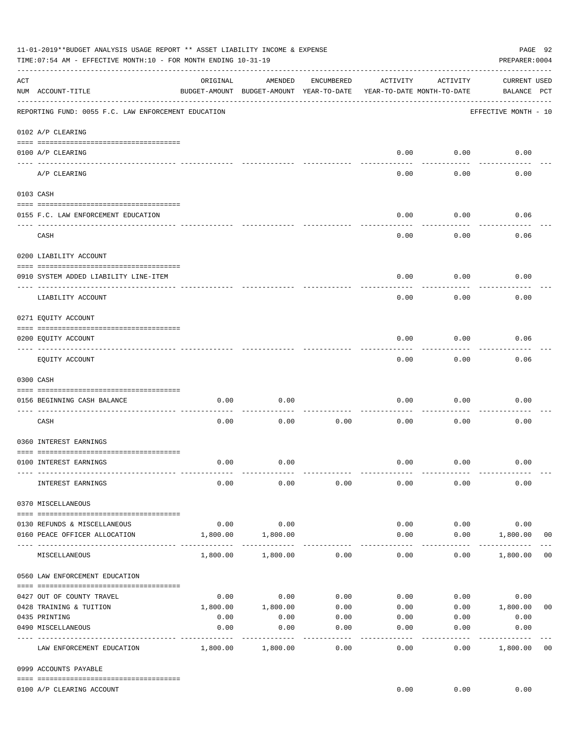11-01-2019**BUDGET ANALYSIS USAGE REPORT ** ASSET LIABILITY INCOME & EXPENSE

TIME:07:54 AM - EFFECTIVE MONTH:10 - FOR MONTH ENDING 10-31-19

PREPARER:0004

| ACT NUM | ACCOUNT-TITLE | ORIGINAL BUDGET-AMOUNT | AMENDED BUDGET-AMOUNT | ENCUMBERED YEAR-TO-DATE | ACTIVITY YEAR-TO-DATE | ACTIVITY MONTH-TO-DATE | CURRENT BALANCE | USED PCT |
|---|---|---|---|---|---|---|---|---|
| | REPORTING FUND: 0055 F.C. LAW ENFORCEMENT EDUCATION | | | | | | EFFECTIVE MONTH - 10 | |
| | 0102 A/P CLEARING | | | | | | | |
| 0100 | A/P CLEARING | | | | 0.00 | 0.00 | 0.00 | |
| | A/P CLEARING | | | | 0.00 | 0.00 | 0.00 | |
| | 0103 CASH | | | | | | | |
| 0155 | F.C. LAW ENFORCEMENT EDUCATION | | | | 0.00 | 0.00 | 0.06 | |
| | CASH | | | | 0.00 | 0.00 | 0.06 | |
| | 0200 LIABILITY ACCOUNT | | | | | | | |
| 0910 | SYSTEM ADDED LIABILITY LINE-ITEM | | | | 0.00 | 0.00 | 0.00 | |
| | LIABILITY ACCOUNT | | | | 0.00 | 0.00 | 0.00 | |
| | 0271 EQUITY ACCOUNT | | | | | | | |
| 0200 | EQUITY ACCOUNT | | | | 0.00 | 0.00 | 0.06 | |
| | EQUITY ACCOUNT | | | | 0.00 | 0.00 | 0.06 | |
| | 0300 CASH | | | | | | | |
| 0156 | BEGINNING CASH BALANCE | 0.00 | 0.00 | | 0.00 | 0.00 | 0.00 | |
| | CASH | 0.00 | 0.00 | 0.00 | 0.00 | 0.00 | 0.00 | |
| | 0360 INTEREST EARNINGS | | | | | | | |
| 0100 | INTEREST EARNINGS | 0.00 | 0.00 | | 0.00 | 0.00 | 0.00 | |
| | INTEREST EARNINGS | 0.00 | 0.00 | 0.00 | 0.00 | 0.00 | 0.00 | |
| | 0370 MISCELLANEOUS | | | | | | | |
| 0130 | REFUNDS & MISCELLANEOUS | 0.00 | 0.00 | | 0.00 | 0.00 | 0.00 | |
| 0160 | PEACE OFFICER ALLOCATION | 1,800.00 | 1,800.00 | | 0.00 | 0.00 | 1,800.00 | 00 |
| | MISCELLANEOUS | 1,800.00 | 1,800.00 | 0.00 | 0.00 | 0.00 | 1,800.00 | 00 |
| | 0560 LAW ENFORCEMENT EDUCATION | | | | | | | |
| 0427 | OUT OF COUNTY TRAVEL | 0.00 | 0.00 | 0.00 | 0.00 | 0.00 | 0.00 | |
| 0428 | TRAINING & TUITION | 1,800.00 | 1,800.00 | 0.00 | 0.00 | 0.00 | 1,800.00 | 00 |
| 0435 | PRINTING | 0.00 | 0.00 | 0.00 | 0.00 | 0.00 | 0.00 | |
| 0490 | MISCELLANEOUS | 0.00 | 0.00 | 0.00 | 0.00 | 0.00 | 0.00 | |
| | LAW ENFORCEMENT EDUCATION | 1,800.00 | 1,800.00 | 0.00 | 0.00 | 0.00 | 1,800.00 | 00 |
| | 0999 ACCOUNTS PAYABLE | | | | | | | |
| 0100 | A/P CLEARING ACCOUNT | | | | 0.00 | 0.00 | 0.00 | |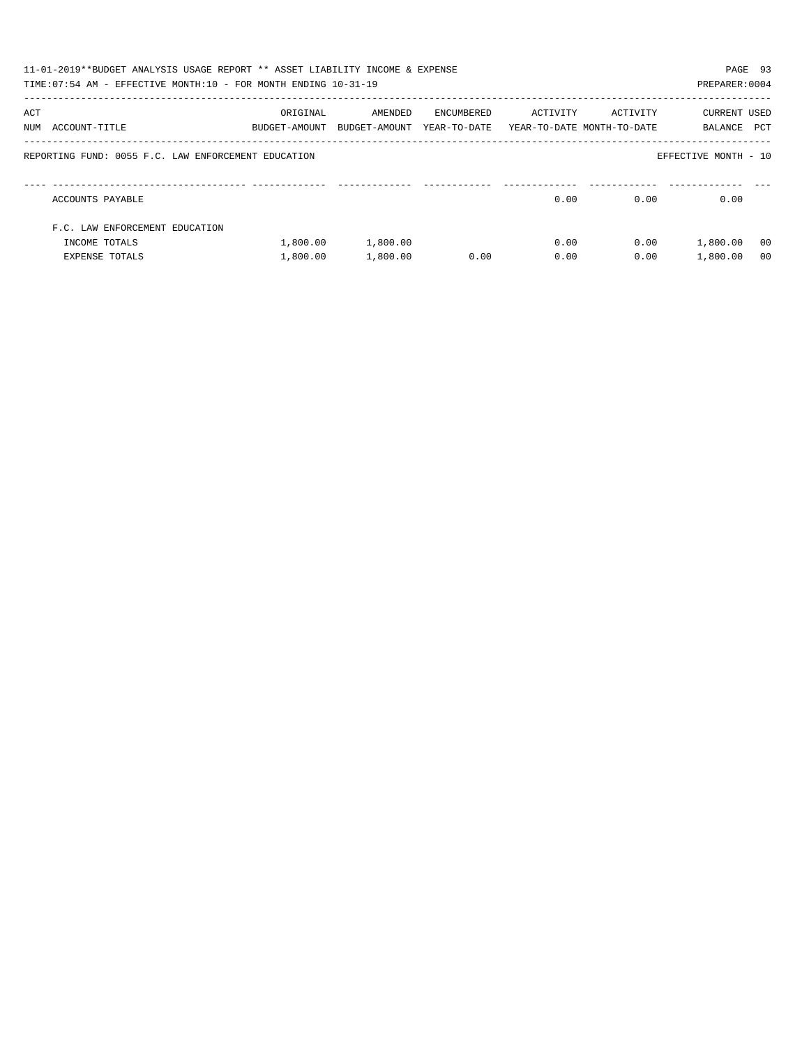11-01-2019**BUDGET ANALYSIS USAGE REPORT ** ASSET LIABILITY INCOME & EXPENSE

TIME:07:54 AM - EFFECTIVE MONTH:10 - FOR MONTH ENDING 10-31-19

PREPARER:0004

| ACT NUM | ACCOUNT-TITLE | ORIGINAL BUDGET-AMOUNT | AMENDED BUDGET-AMOUNT | ENCUMBERED YEAR-TO-DATE | ACTIVITY YEAR-TO-DATE | ACTIVITY MONTH-TO-DATE | CURRENT BALANCE | USED PCT |
|---|---|---|---|---|---|---|---|---|
| | REPORTING FUND: 0055 F.C. LAW ENFORCEMENT EDUCATION | | | | | | EFFECTIVE MONTH - 10 | |
| | ACCOUNTS PAYABLE | | | | 0.00 | 0.00 | 0.00 | |
| | F.C. LAW ENFORCEMENT EDUCATION | | | | | | | |
| | INCOME TOTALS | 1,800.00 | 1,800.00 | | 0.00 | 0.00 | 1,800.00 | 00 |
| | EXPENSE TOTALS | 1,800.00 | 1,800.00 | 0.00 | 0.00 | 0.00 | 1,800.00 | 00 |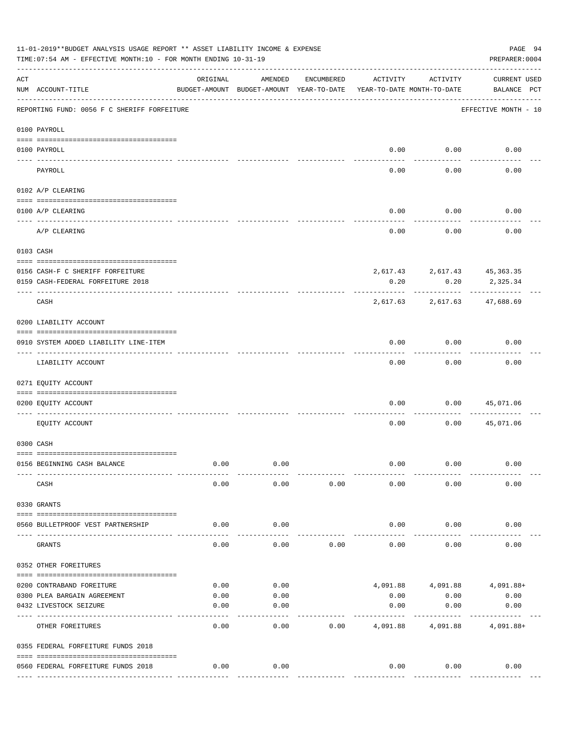11-01-2019**BUDGET ANALYSIS USAGE REPORT ** ASSET LIABILITY INCOME & EXPENSE

TIME:07:54 AM - EFFECTIVE MONTH:10 - FOR MONTH ENDING 10-31-19

PREPARER:0004

| ACT NUM | ACCOUNT-TITLE | ORIGINAL BUDGET-AMOUNT | AMENDED BUDGET-AMOUNT | ENCUMBERED YEAR-TO-DATE | ACTIVITY YEAR-TO-DATE | ACTIVITY MONTH-TO-DATE | CURRENT BALANCE | USED PCT |
|---|---|---|---|---|---|---|---|---|
| | REPORTING FUND: 0056 F C SHERIFF FORFEITURE | | | | | | EFFECTIVE MONTH - 10 | |
| | **0100 PAYROLL** | | | | | | | |
| 0100 | PAYROLL | | | | 0.00 | 0.00 | 0.00 | |
| | PAYROLL | | | | 0.00 | 0.00 | 0.00 | |
| | **0102 A/P CLEARING** | | | | | | | |
| 0100 | A/P CLEARING | | | | 0.00 | 0.00 | 0.00 | |
| | A/P CLEARING | | | | 0.00 | 0.00 | 0.00 | |
| | **0103 CASH** | | | | | | | |
| 0156 | CASH-F C SHERIFF FORFEITURE | | | | 2,617.43 | 2,617.43 | 45,363.35 | |
| 0159 | CASH-FEDERAL FORFEITURE 2018 | | | | 0.20 | 0.20 | 2,325.34 | |
| | CASH | | | | 2,617.63 | 2,617.63 | 47,688.69 | |
| | **0200 LIABILITY ACCOUNT** | | | | | | | |
| 0910 | SYSTEM ADDED LIABILITY LINE-ITEM | | | | 0.00 | 0.00 | 0.00 | |
| | LIABILITY ACCOUNT | | | | 0.00 | 0.00 | 0.00 | |
| | **0271 EQUITY ACCOUNT** | | | | | | | |
| 0200 | EQUITY ACCOUNT | | | | 0.00 | 0.00 | 45,071.06 | |
| | EQUITY ACCOUNT | | | | 0.00 | 0.00 | 45,071.06 | |
| | **0300 CASH** | | | | | | | |
| 0156 | BEGINNING CASH BALANCE | 0.00 | 0.00 | | 0.00 | 0.00 | 0.00 | |
| | CASH | 0.00 | 0.00 | 0.00 | 0.00 | 0.00 | 0.00 | |
| | **0330 GRANTS** | | | | | | | |
| 0560 | BULLETPROOF VEST PARTNERSHIP | 0.00 | 0.00 | | 0.00 | 0.00 | 0.00 | |
| | GRANTS | 0.00 | 0.00 | 0.00 | 0.00 | 0.00 | 0.00 | |
| | **0352 OTHER FOREITURES** | | | | | | | |
| 0200 | CONTRABAND FOREITURE | 0.00 | 0.00 | | 4,091.88 | 4,091.88 | 4,091.88+ | |
| 0300 | PLEA BARGAIN AGREEMENT | 0.00 | 0.00 | | 0.00 | 0.00 | 0.00 | |
| 0432 | LIVESTOCK SEIZURE | 0.00 | 0.00 | | 0.00 | 0.00 | 0.00 | |
| | OTHER FOREITURES | 0.00 | 0.00 | 0.00 | 4,091.88 | 4,091.88 | 4,091.88+ | |
| | **0355 FEDERAL FORFEITURE FUNDS 2018** | | | | | | | |
| 0560 | FEDERAL FORFEITURE FUNDS 2018 | 0.00 | 0.00 | | 0.00 | 0.00 | 0.00 | |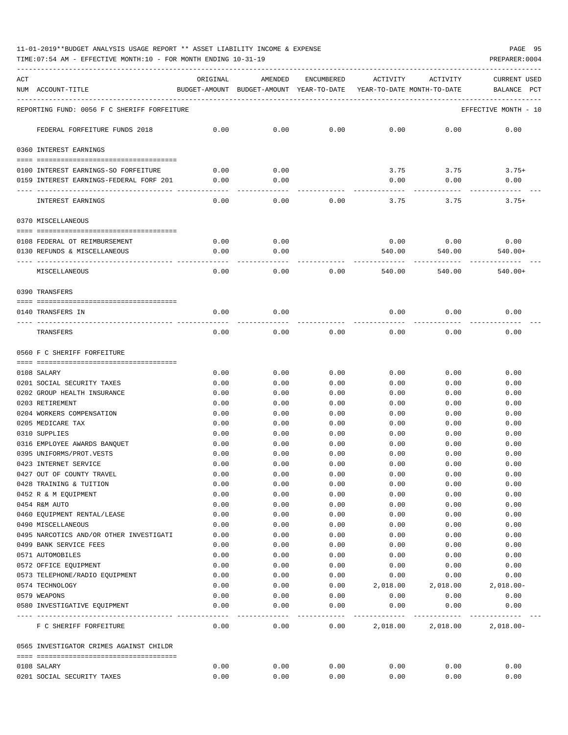11-01-2019**BUDGET ANALYSIS USAGE REPORT ** ASSET LIABILITY INCOME & EXPENSE

TIME:07:54 AM - EFFECTIVE MONTH:10 - FOR MONTH ENDING 10-31-19

PREPARER:0004

| ACT NUM | ACCOUNT-TITLE | ORIGINAL BUDGET-AMOUNT | AMENDED BUDGET-AMOUNT | ENCUMBERED YEAR-TO-DATE | ACTIVITY YEAR-TO-DATE | ACTIVITY MONTH-TO-DATE | CURRENT USED BALANCE PCT |
|---|---|---|---|---|---|---|---|
| | REPORTING FUND: 0056 F C SHERIFF FORFEITURE | | | | | | EFFECTIVE MONTH - 10 |
| | FEDERAL FORFEITURE FUNDS 2018 | 0.00 | 0.00 | 0.00 | 0.00 | 0.00 | 0.00 |
| | 0360 INTEREST EARNINGS | | | | | | |
| 0100 | INTEREST EARNINGS-SO FORFEITURE | 0.00 | 0.00 | | 3.75 | 3.75 | 3.75+ |
| 0159 | INTEREST EARNINGS-FEDERAL FORF 201 | 0.00 | 0.00 | | 0.00 | 0.00 | 0.00 |
| | INTEREST EARNINGS | 0.00 | 0.00 | 0.00 | 3.75 | 3.75 | 3.75+ |
| | 0370 MISCELLANEOUS | | | | | | |
| 0108 | FEDERAL OT REIMBURSEMENT | 0.00 | 0.00 | | 0.00 | 0.00 | 0.00 |
| 0130 | REFUNDS & MISCELLANEOUS | 0.00 | 0.00 | | 540.00 | 540.00 | 540.00+ |
| | MISCELLANEOUS | 0.00 | 0.00 | 0.00 | 540.00 | 540.00 | 540.00+ |
| | 0390 TRANSFERS | | | | | | |
| 0140 | TRANSFERS IN | 0.00 | 0.00 | | 0.00 | 0.00 | 0.00 |
| | TRANSFERS | 0.00 | 0.00 | 0.00 | 0.00 | 0.00 | 0.00 |
| | 0560 F C SHERIFF FORFEITURE | | | | | | |
| 0108 | SALARY | 0.00 | 0.00 | 0.00 | 0.00 | 0.00 | 0.00 |
| 0201 | SOCIAL SECURITY TAXES | 0.00 | 0.00 | 0.00 | 0.00 | 0.00 | 0.00 |
| 0202 | GROUP HEALTH INSURANCE | 0.00 | 0.00 | 0.00 | 0.00 | 0.00 | 0.00 |
| 0203 | RETIREMENT | 0.00 | 0.00 | 0.00 | 0.00 | 0.00 | 0.00 |
| 0204 | WORKERS COMPENSATION | 0.00 | 0.00 | 0.00 | 0.00 | 0.00 | 0.00 |
| 0205 | MEDICARE TAX | 0.00 | 0.00 | 0.00 | 0.00 | 0.00 | 0.00 |
| 0310 | SUPPLIES | 0.00 | 0.00 | 0.00 | 0.00 | 0.00 | 0.00 |
| 0316 | EMPLOYEE AWARDS BANQUET | 0.00 | 0.00 | 0.00 | 0.00 | 0.00 | 0.00 |
| 0395 | UNIFORMS/PROT.VESTS | 0.00 | 0.00 | 0.00 | 0.00 | 0.00 | 0.00 |
| 0423 | INTERNET SERVICE | 0.00 | 0.00 | 0.00 | 0.00 | 0.00 | 0.00 |
| 0427 | OUT OF COUNTY TRAVEL | 0.00 | 0.00 | 0.00 | 0.00 | 0.00 | 0.00 |
| 0428 | TRAINING & TUITION | 0.00 | 0.00 | 0.00 | 0.00 | 0.00 | 0.00 |
| 0452 | R & M EQUIPMENT | 0.00 | 0.00 | 0.00 | 0.00 | 0.00 | 0.00 |
| 0454 | R&M AUTO | 0.00 | 0.00 | 0.00 | 0.00 | 0.00 | 0.00 |
| 0460 | EQUIPMENT RENTAL/LEASE | 0.00 | 0.00 | 0.00 | 0.00 | 0.00 | 0.00 |
| 0490 | MISCELLANEOUS | 0.00 | 0.00 | 0.00 | 0.00 | 0.00 | 0.00 |
| 0495 | NARCOTICS AND/OR OTHER INVESTIGATI | 0.00 | 0.00 | 0.00 | 0.00 | 0.00 | 0.00 |
| 0499 | BANK SERVICE FEES | 0.00 | 0.00 | 0.00 | 0.00 | 0.00 | 0.00 |
| 0571 | AUTOMOBILES | 0.00 | 0.00 | 0.00 | 0.00 | 0.00 | 0.00 |
| 0572 | OFFICE EQUIPMENT | 0.00 | 0.00 | 0.00 | 0.00 | 0.00 | 0.00 |
| 0573 | TELEPHONE/RADIO EQUIPMENT | 0.00 | 0.00 | 0.00 | 0.00 | 0.00 | 0.00 |
| 0574 | TECHNOLOGY | 0.00 | 0.00 | 0.00 | 2,018.00 | 2,018.00 | 2,018.00- |
| 0579 | WEAPONS | 0.00 | 0.00 | 0.00 | 0.00 | 0.00 | 0.00 |
| 0580 | INVESTIGATIVE EQUIPMENT | 0.00 | 0.00 | 0.00 | 0.00 | 0.00 | 0.00 |
| | F C SHERIFF FORFEITURE | 0.00 | 0.00 | 0.00 | 2,018.00 | 2,018.00 | 2,018.00- |
| | 0565 INVESTIGATOR CRIMES AGAINST CHILDR | | | | | | |
| 0108 | SALARY | 0.00 | 0.00 | 0.00 | 0.00 | 0.00 | 0.00 |
| 0201 | SOCIAL SECURITY TAXES | 0.00 | 0.00 | 0.00 | 0.00 | 0.00 | 0.00 |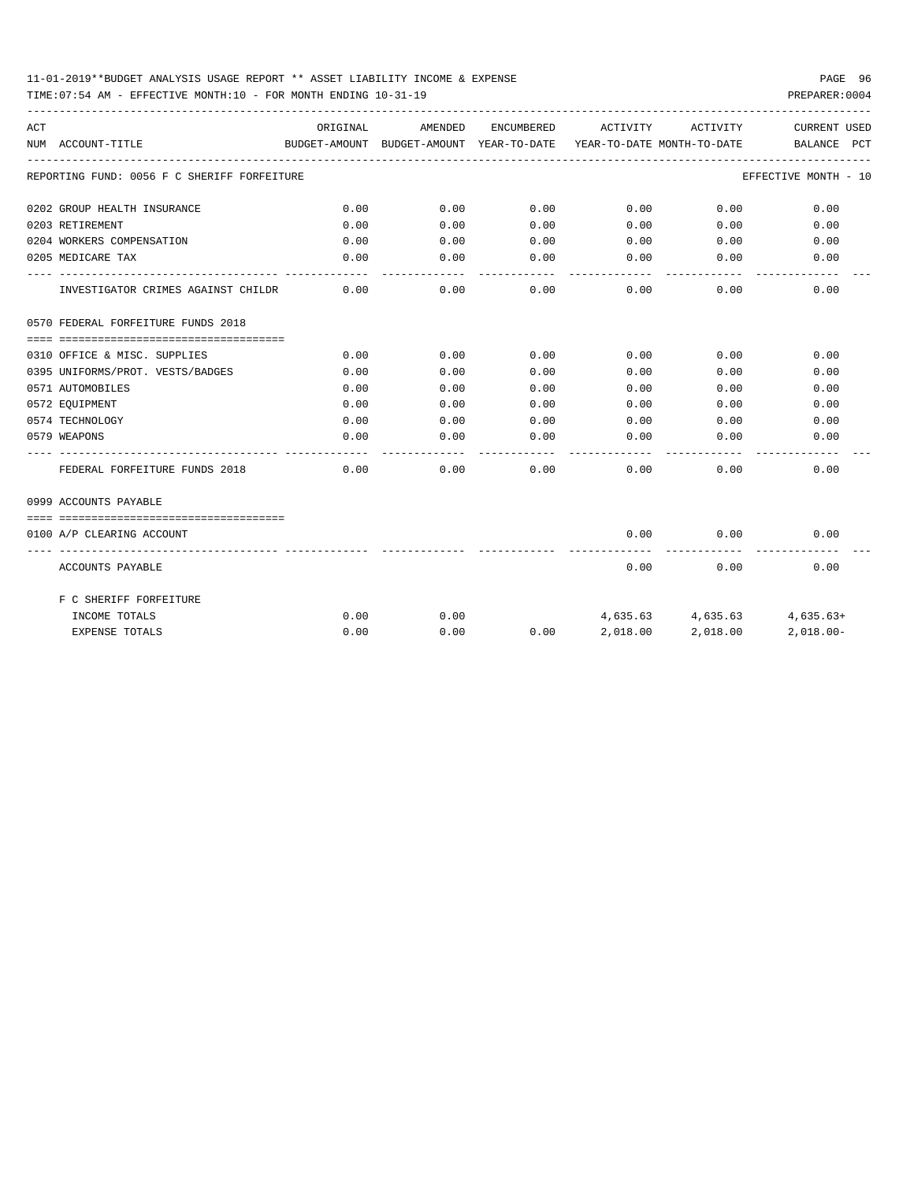11-01-2019**BUDGET ANALYSIS USAGE REPORT ** ASSET LIABILITY INCOME & EXPENSE

TIME:07:54 AM - EFFECTIVE MONTH:10 - FOR MONTH ENDING 10-31-19

PREPARER:0004

| ACT NUM | ACCOUNT-TITLE | ORIGINAL BUDGET-AMOUNT | AMENDED BUDGET-AMOUNT | ENCUMBERED YEAR-TO-DATE | ACTIVITY YEAR-TO-DATE | ACTIVITY MONTH-TO-DATE | CURRENT BALANCE | USED PCT |
|---|---|---|---|---|---|---|---|---|
| | REPORTING FUND: 0056 F C SHERIFF FORFEITURE | | | | | | EFFECTIVE MONTH - 10 | |
| 0202 | GROUP HEALTH INSURANCE | 0.00 | 0.00 | 0.00 | 0.00 | 0.00 | 0.00 | |
| 0203 | RETIREMENT | 0.00 | 0.00 | 0.00 | 0.00 | 0.00 | 0.00 | |
| 0204 | WORKERS COMPENSATION | 0.00 | 0.00 | 0.00 | 0.00 | 0.00 | 0.00 | |
| 0205 | MEDICARE TAX | 0.00 | 0.00 | 0.00 | 0.00 | 0.00 | 0.00 | |
| | INVESTIGATOR CRIMES AGAINST CHILDR | 0.00 | 0.00 | 0.00 | 0.00 | 0.00 | 0.00 | |
| 0570 | FEDERAL FORFEITURE FUNDS 2018 | | | | | | | |
| 0310 | OFFICE & MISC. SUPPLIES | 0.00 | 0.00 | 0.00 | 0.00 | 0.00 | 0.00 | |
| 0395 | UNIFORMS/PROT. VESTS/BADGES | 0.00 | 0.00 | 0.00 | 0.00 | 0.00 | 0.00 | |
| 0571 | AUTOMOBILES | 0.00 | 0.00 | 0.00 | 0.00 | 0.00 | 0.00 | |
| 0572 | EQUIPMENT | 0.00 | 0.00 | 0.00 | 0.00 | 0.00 | 0.00 | |
| 0574 | TECHNOLOGY | 0.00 | 0.00 | 0.00 | 0.00 | 0.00 | 0.00 | |
| 0579 | WEAPONS | 0.00 | 0.00 | 0.00 | 0.00 | 0.00 | 0.00 | |
| | FEDERAL FORFEITURE FUNDS 2018 | 0.00 | 0.00 | 0.00 | 0.00 | 0.00 | 0.00 | |
| 0999 | ACCOUNTS PAYABLE | | | | | | | |
| 0100 | A/P CLEARING ACCOUNT | | | | 0.00 | 0.00 | 0.00 | |
| | ACCOUNTS PAYABLE | | | | 0.00 | 0.00 | 0.00 | |
| | F C SHERIFF FORFEITURE | | | | | | | |
| | INCOME TOTALS | 0.00 | 0.00 | | 4,635.63 | 4,635.63 | 4,635.63+ | |
| | EXPENSE TOTALS | 0.00 | 0.00 | 0.00 | 2,018.00 | 2,018.00 | 2,018.00- | |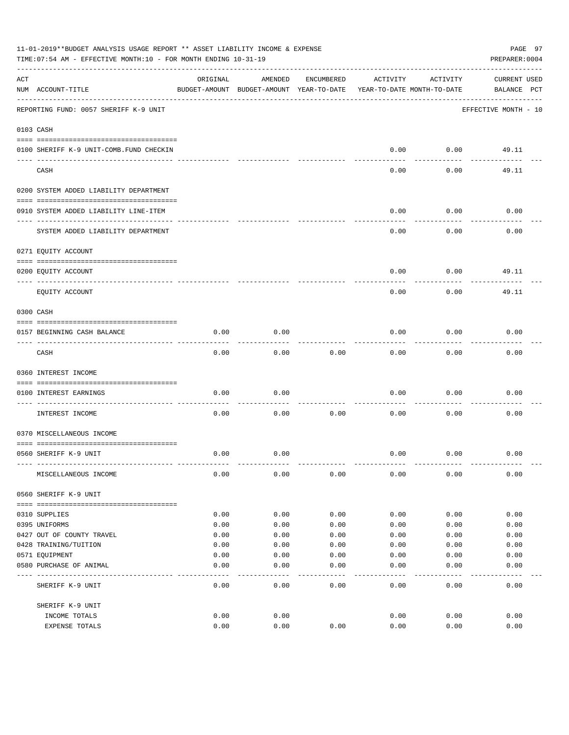11-01-2019**BUDGET ANALYSIS USAGE REPORT ** ASSET LIABILITY INCOME & EXPENSE

TIME:07:54 AM - EFFECTIVE MONTH:10 - FOR MONTH ENDING 10-31-19

PREPARER:0004

REPORTING FUND: 0057 SHERIFF K-9 UNIT — EFFECTIVE MONTH - 10

| ACT NUM | ACCOUNT-TITLE | ORIGINAL BUDGET-AMOUNT | AMENDED BUDGET-AMOUNT | ENCUMBERED YEAR-TO-DATE | ACTIVITY YEAR-TO-DATE | ACTIVITY MONTH-TO-DATE | CURRENT BALANCE | USED PCT |
|---|---|---|---|---|---|---|---|---|
| **0103** | **CASH** | | | | | | | |
| 0100 | SHERIFF K-9 UNIT-COMB.FUND CHECKIN | | | | 0.00 | 0.00 | 49.11 | |
| | CASH | | | | 0.00 | 0.00 | 49.11 | |
| **0200** | **SYSTEM ADDED LIABILITY DEPARTMENT** | | | | | | | |
| 0910 | SYSTEM ADDED LIABILITY LINE-ITEM | | | | 0.00 | 0.00 | 0.00 | |
| | SYSTEM ADDED LIABILITY DEPARTMENT | | | | 0.00 | 0.00 | 0.00 | |
| **0271** | **EQUITY ACCOUNT** | | | | | | | |
| 0200 | EQUITY ACCOUNT | | | | 0.00 | 0.00 | 49.11 | |
| | EQUITY ACCOUNT | | | | 0.00 | 0.00 | 49.11 | |
| **0300** | **CASH** | | | | | | | |
| 0157 | BEGINNING CASH BALANCE | 0.00 | 0.00 | | 0.00 | 0.00 | 0.00 | |
| | CASH | 0.00 | 0.00 | 0.00 | 0.00 | 0.00 | 0.00 | |
| **0360** | **INTEREST INCOME** | | | | | | | |
| 0100 | INTEREST EARNINGS | 0.00 | 0.00 | | 0.00 | 0.00 | 0.00 | |
| | INTEREST INCOME | 0.00 | 0.00 | 0.00 | 0.00 | 0.00 | 0.00 | |
| **0370** | **MISCELLANEOUS INCOME** | | | | | | | |
| 0560 | SHERIFF K-9 UNIT | 0.00 | 0.00 | | 0.00 | 0.00 | 0.00 | |
| | MISCELLANEOUS INCOME | 0.00 | 0.00 | 0.00 | 0.00 | 0.00 | 0.00 | |
| **0560** | **SHERIFF K-9 UNIT** | | | | | | | |
| 0310 | SUPPLIES | 0.00 | 0.00 | 0.00 | 0.00 | 0.00 | 0.00 | |
| 0395 | UNIFORMS | 0.00 | 0.00 | 0.00 | 0.00 | 0.00 | 0.00 | |
| 0427 | OUT OF COUNTY TRAVEL | 0.00 | 0.00 | 0.00 | 0.00 | 0.00 | 0.00 | |
| 0428 | TRAINING/TUITION | 0.00 | 0.00 | 0.00 | 0.00 | 0.00 | 0.00 | |
| 0571 | EQUIPMENT | 0.00 | 0.00 | 0.00 | 0.00 | 0.00 | 0.00 | |
| 0580 | PURCHASE OF ANIMAL | 0.00 | 0.00 | 0.00 | 0.00 | 0.00 | 0.00 | |
| | SHERIFF K-9 UNIT | 0.00 | 0.00 | 0.00 | 0.00 | 0.00 | 0.00 | |
| | **SHERIFF K-9 UNIT** | | | | | | | |
| | INCOME TOTALS | 0.00 | 0.00 | | 0.00 | 0.00 | 0.00 | |
| | EXPENSE TOTALS | 0.00 | 0.00 | 0.00 | 0.00 | 0.00 | 0.00 | |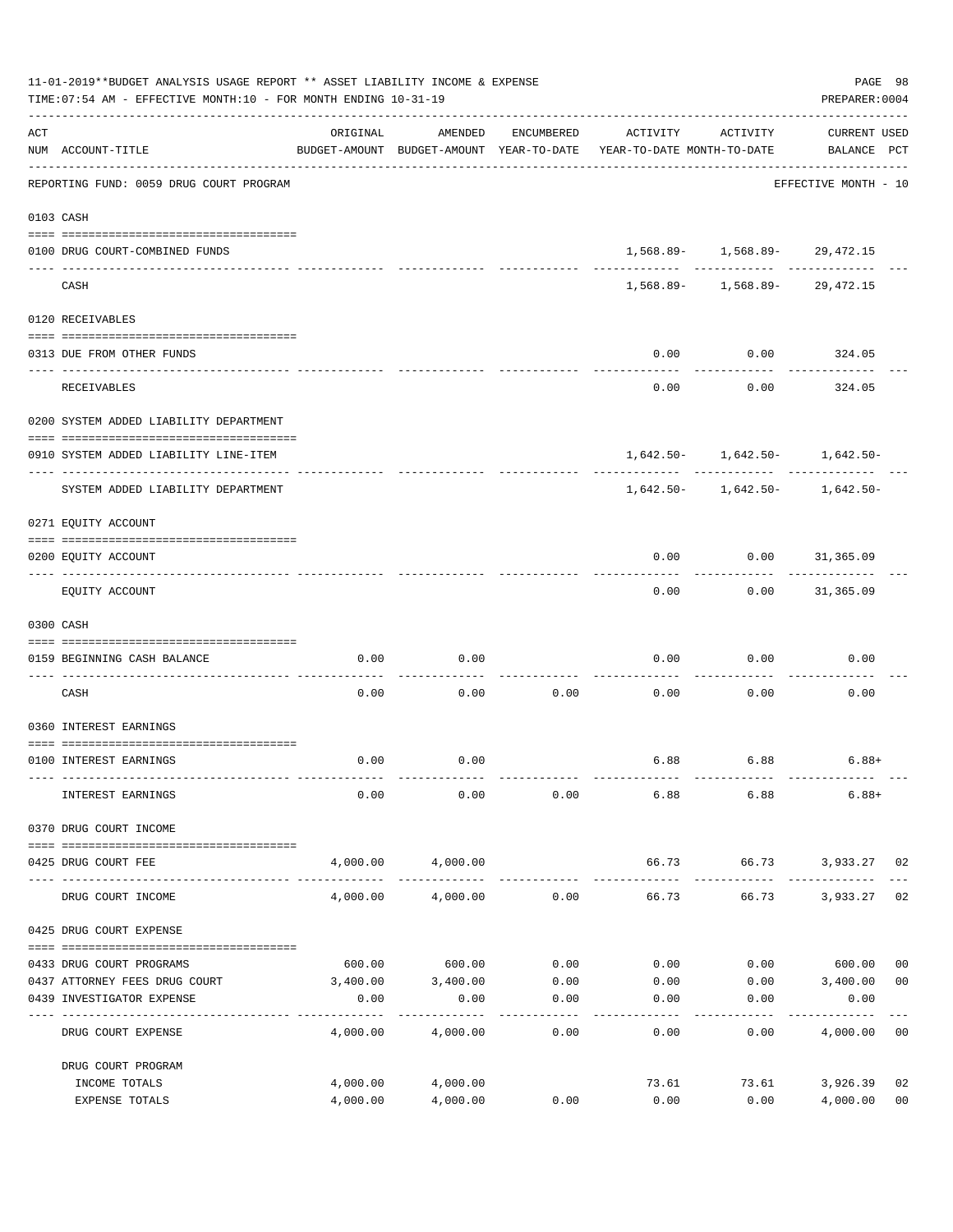11-01-2019**BUDGET ANALYSIS USAGE REPORT ** ASSET LIABILITY INCOME & EXPENSE

TIME:07:54 AM - EFFECTIVE MONTH:10 - FOR MONTH ENDING 10-31-19

PREPARER:0004

| ACT NUM | ACCOUNT-TITLE | ORIGINAL BUDGET-AMOUNT | AMENDED BUDGET-AMOUNT | ENCUMBERED YEAR-TO-DATE | ACTIVITY YEAR-TO-DATE | ACTIVITY MONTH-TO-DATE | CURRENT BALANCE | USED PCT |
|---|---|---|---|---|---|---|---|---|
| | REPORTING FUND: 0059 DRUG COURT PROGRAM | | | | | | EFFECTIVE MONTH - 10 | |
| 0103 | CASH | | | | | | | |
| 0100 | DRUG COURT-COMBINED FUNDS | | | | 1,568.89- | 1,568.89- | 29,472.15 | |
| | CASH | | | | 1,568.89- | 1,568.89- | 29,472.15 | |
| 0120 | RECEIVABLES | | | | | | | |
| 0313 | DUE FROM OTHER FUNDS | | | | 0.00 | 0.00 | 324.05 | |
| | RECEIVABLES | | | | 0.00 | 0.00 | 324.05 | |
| 0200 | SYSTEM ADDED LIABILITY DEPARTMENT | | | | | | | |
| 0910 | SYSTEM ADDED LIABILITY LINE-ITEM | | | | 1,642.50- | 1,642.50- | 1,642.50- | |
| | SYSTEM ADDED LIABILITY DEPARTMENT | | | | 1,642.50- | 1,642.50- | 1,642.50- | |
| 0271 | EQUITY ACCOUNT | | | | | | | |
| 0200 | EQUITY ACCOUNT | | | | 0.00 | 0.00 | 31,365.09 | |
| | EQUITY ACCOUNT | | | | 0.00 | 0.00 | 31,365.09 | |
| 0300 | CASH | | | | | | | |
| 0159 | BEGINNING CASH BALANCE | 0.00 | 0.00 | | 0.00 | 0.00 | 0.00 | |
| | CASH | 0.00 | 0.00 | 0.00 | 0.00 | 0.00 | 0.00 | |
| 0360 | INTEREST EARNINGS | | | | | | | |
| 0100 | INTEREST EARNINGS | 0.00 | 0.00 | | 6.88 | 6.88 | 6.88+ | |
| | INTEREST EARNINGS | 0.00 | 0.00 | 0.00 | 6.88 | 6.88 | 6.88+ | |
| 0370 | DRUG COURT INCOME | | | | | | | |
| 0425 | DRUG COURT FEE | 4,000.00 | 4,000.00 | | 66.73 | 66.73 | 3,933.27 | 02 |
| | DRUG COURT INCOME | 4,000.00 | 4,000.00 | 0.00 | 66.73 | 66.73 | 3,933.27 | 02 |
| 0425 | DRUG COURT EXPENSE | | | | | | | |
| 0433 | DRUG COURT PROGRAMS | 600.00 | 600.00 | 0.00 | 0.00 | 0.00 | 600.00 | 00 |
| 0437 | ATTORNEY FEES DRUG COURT | 3,400.00 | 3,400.00 | 0.00 | 0.00 | 0.00 | 3,400.00 | 00 |
| 0439 | INVESTIGATOR EXPENSE | 0.00 | 0.00 | 0.00 | 0.00 | 0.00 | 0.00 | |
| | DRUG COURT EXPENSE | 4,000.00 | 4,000.00 | 0.00 | 0.00 | 0.00 | 4,000.00 | 00 |
| | DRUG COURT PROGRAM | | | | | | | |
| | INCOME TOTALS | 4,000.00 | 4,000.00 | | 73.61 | 73.61 | 3,926.39 | 02 |
| | EXPENSE TOTALS | 4,000.00 | 4,000.00 | 0.00 | 0.00 | 0.00 | 4,000.00 | 00 |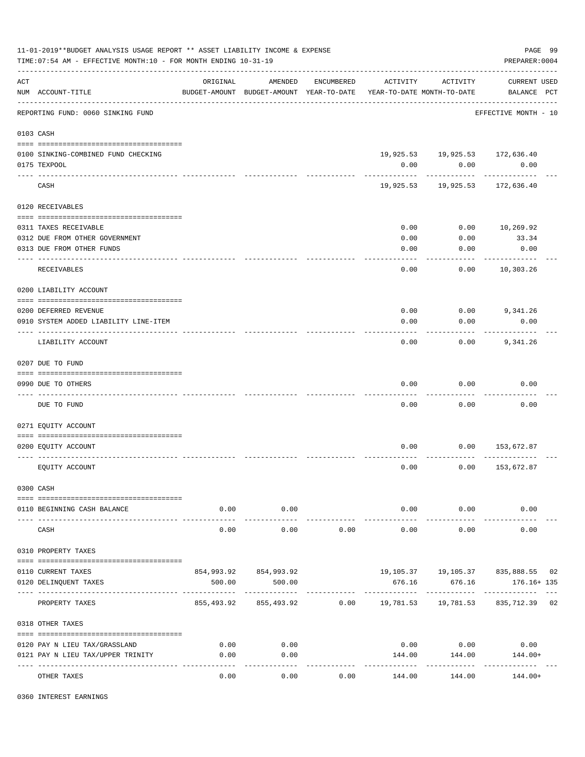11-01-2019**BUDGET ANALYSIS USAGE REPORT ** ASSET LIABILITY INCOME & EXPENSE

TIME:07:54 AM - EFFECTIVE MONTH:10 - FOR MONTH ENDING 10-31-19

PREPARER:0004

REPORTING FUND: 0060 SINKING FUND — EFFECTIVE MONTH - 10

| ACT NUM | ACCOUNT-TITLE | ORIGINAL BUDGET-AMOUNT | AMENDED BUDGET-AMOUNT | ENCUMBERED YEAR-TO-DATE | ACTIVITY YEAR-TO-DATE | ACTIVITY MONTH-TO-DATE | CURRENT BALANCE | USED PCT |
|---|---|---|---|---|---|---|---|---|
| 0103 | CASH | | | | | | | |
| 0100 | SINKING-COMBINED FUND CHECKING | | | | 19,925.53 | 19,925.53 | 172,636.40 | |
| 0175 | TEXPOOL | | | | 0.00 | 0.00 | 0.00 | |
| | CASH | | | | 19,925.53 | 19,925.53 | 172,636.40 | |
| 0120 | RECEIVABLES | | | | | | | |
| 0311 | TAXES RECEIVABLE | | | | 0.00 | 0.00 | 10,269.92 | |
| 0312 | DUE FROM OTHER GOVERNMENT | | | | 0.00 | 0.00 | 33.34 | |
| 0313 | DUE FROM OTHER FUNDS | | | | 0.00 | 0.00 | 0.00 | |
| | RECEIVABLES | | | | 0.00 | 0.00 | 10,303.26 | |
| 0200 | LIABILITY ACCOUNT | | | | | | | |
| 0200 | DEFERRED REVENUE | | | | 0.00 | 0.00 | 9,341.26 | |
| 0910 | SYSTEM ADDED LIABILITY LINE-ITEM | | | | 0.00 | 0.00 | 0.00 | |
| | LIABILITY ACCOUNT | | | | 0.00 | 0.00 | 9,341.26 | |
| 0207 | DUE TO FUND | | | | | | | |
| 0990 | DUE TO OTHERS | | | | 0.00 | 0.00 | 0.00 | |
| | DUE TO FUND | | | | 0.00 | 0.00 | 0.00 | |
| 0271 | EQUITY ACCOUNT | | | | | | | |
| 0200 | EQUITY ACCOUNT | | | | 0.00 | 0.00 | 153,672.87 | |
| | EQUITY ACCOUNT | | | | 0.00 | 0.00 | 153,672.87 | |
| 0300 | CASH | | | | | | | |
| 0110 | BEGINNING CASH BALANCE | 0.00 | 0.00 | | 0.00 | 0.00 | 0.00 | |
| | CASH | 0.00 | 0.00 | 0.00 | 0.00 | 0.00 | 0.00 | |
| 0310 | PROPERTY TAXES | | | | | | | |
| 0110 | CURRENT TAXES | 854,993.92 | 854,993.92 | | 19,105.37 | 19,105.37 | 835,888.55 | 02 |
| 0120 | DELINQUENT TAXES | 500.00 | 500.00 | | 676.16 | 676.16 | 176.16+ | 135 |
| | PROPERTY TAXES | 855,493.92 | 855,493.92 | 0.00 | 19,781.53 | 19,781.53 | 835,712.39 | 02 |
| 0318 | OTHER TAXES | | | | | | | |
| 0120 | PAY N LIEU TAX/GRASSLAND | 0.00 | 0.00 | | 0.00 | 0.00 | 0.00 | |
| 0121 | PAY N LIEU TAX/UPPER TRINITY | 0.00 | 0.00 | | 144.00 | 144.00 | 144.00+ | |
| | OTHER TAXES | 0.00 | 0.00 | 0.00 | 144.00 | 144.00 | 144.00+ | |
| 0360 | INTEREST EARNINGS | | | | | | | |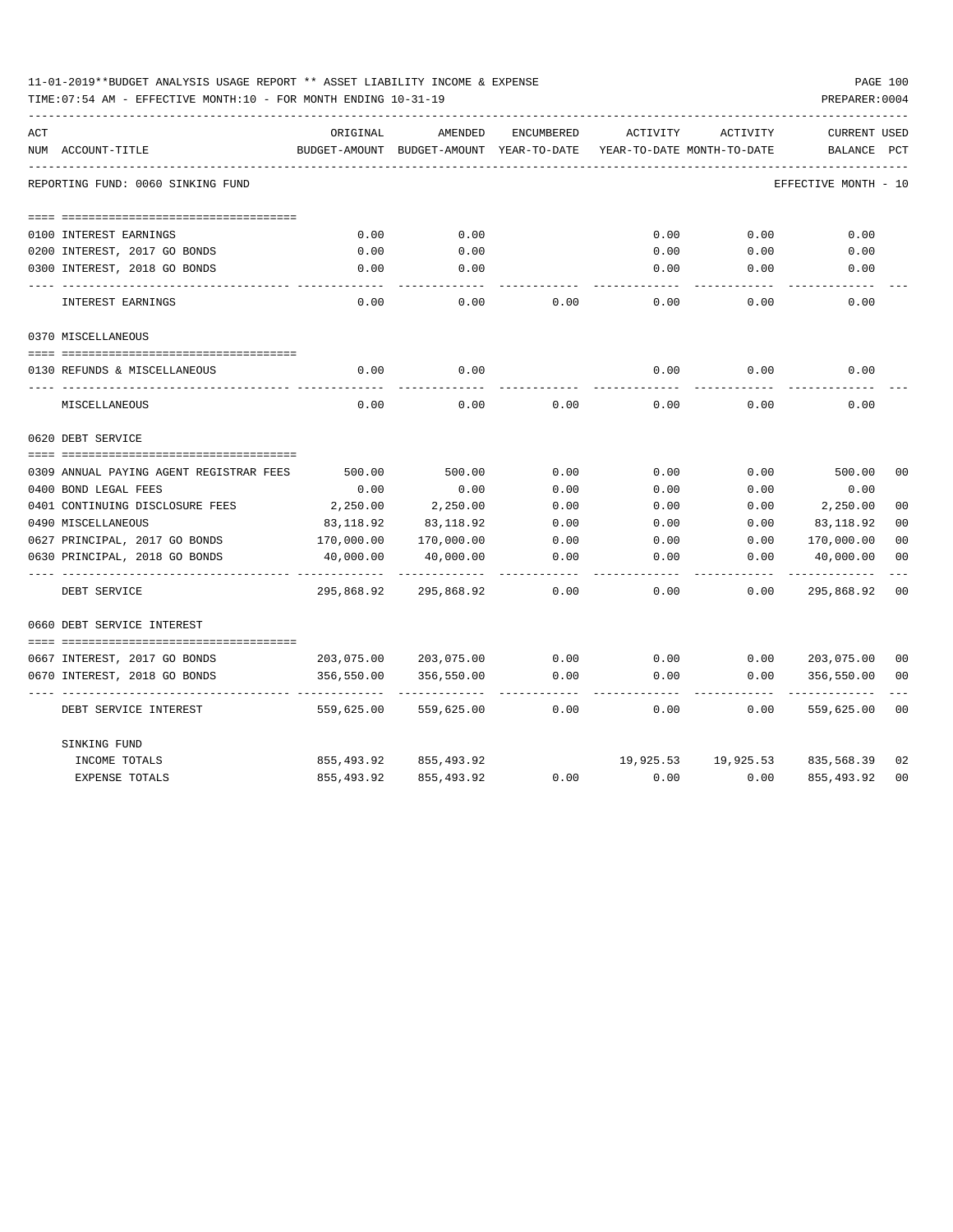11-01-2019**BUDGET ANALYSIS USAGE REPORT ** ASSET LIABILITY INCOME & EXPENSE

TIME:07:54 AM - EFFECTIVE MONTH:10 - FOR MONTH ENDING 10-31-19

PREPARER:0004

| ACT NUM | ACCOUNT-TITLE | ORIGINAL BUDGET-AMOUNT | AMENDED BUDGET-AMOUNT | ENCUMBERED YEAR-TO-DATE | ACTIVITY YEAR-TO-DATE | ACTIVITY MONTH-TO-DATE | CURRENT BALANCE | USED PCT |
|---|---|---|---|---|---|---|---|---|
| | REPORTING FUND: 0060 SINKING FUND | | | | | | EFFECTIVE MONTH - 10 | |
| 0100 | INTEREST EARNINGS | 0.00 | 0.00 | | 0.00 | 0.00 | 0.00 | |
| 0200 | INTEREST, 2017 GO BONDS | 0.00 | 0.00 | | 0.00 | 0.00 | 0.00 | |
| 0300 | INTEREST, 2018 GO BONDS | 0.00 | 0.00 | | 0.00 | 0.00 | 0.00 | |
| | INTEREST EARNINGS | 0.00 | 0.00 | 0.00 | 0.00 | 0.00 | 0.00 | |
| 0370 | MISCELLANEOUS | | | | | | | |
| 0130 | REFUNDS & MISCELLANEOUS | 0.00 | 0.00 | | 0.00 | 0.00 | 0.00 | |
| | MISCELLANEOUS | 0.00 | 0.00 | 0.00 | 0.00 | 0.00 | 0.00 | |
| 0620 | DEBT SERVICE | | | | | | | |
| 0309 | ANNUAL PAYING AGENT REGISTRAR FEES | 500.00 | 500.00 | 0.00 | 0.00 | 0.00 | 500.00 | 00 |
| 0400 | BOND LEGAL FEES | 0.00 | 0.00 | 0.00 | 0.00 | 0.00 | 0.00 | |
| 0401 | CONTINUING DISCLOSURE FEES | 2,250.00 | 2,250.00 | 0.00 | 0.00 | 0.00 | 2,250.00 | 00 |
| 0490 | MISCELLANEOUS | 83,118.92 | 83,118.92 | 0.00 | 0.00 | 0.00 | 83,118.92 | 00 |
| 0627 | PRINCIPAL, 2017 GO BONDS | 170,000.00 | 170,000.00 | 0.00 | 0.00 | 0.00 | 170,000.00 | 00 |
| 0630 | PRINCIPAL, 2018 GO BONDS | 40,000.00 | 40,000.00 | 0.00 | 0.00 | 0.00 | 40,000.00 | 00 |
| | DEBT SERVICE | 295,868.92 | 295,868.92 | 0.00 | 0.00 | 0.00 | 295,868.92 | 00 |
| 0660 | DEBT SERVICE INTEREST | | | | | | | |
| 0667 | INTEREST, 2017 GO BONDS | 203,075.00 | 203,075.00 | 0.00 | 0.00 | 0.00 | 203,075.00 | 00 |
| 0670 | INTEREST, 2018 GO BONDS | 356,550.00 | 356,550.00 | 0.00 | 0.00 | 0.00 | 356,550.00 | 00 |
| | DEBT SERVICE INTEREST | 559,625.00 | 559,625.00 | 0.00 | 0.00 | 0.00 | 559,625.00 | 00 |
| | SINKING FUND | | | | | | | |
| | INCOME TOTALS | 855,493.92 | 855,493.92 | | 19,925.53 | 19,925.53 | 835,568.39 | 02 |
| | EXPENSE TOTALS | 855,493.92 | 855,493.92 | 0.00 | 0.00 | 0.00 | 855,493.92 | 00 |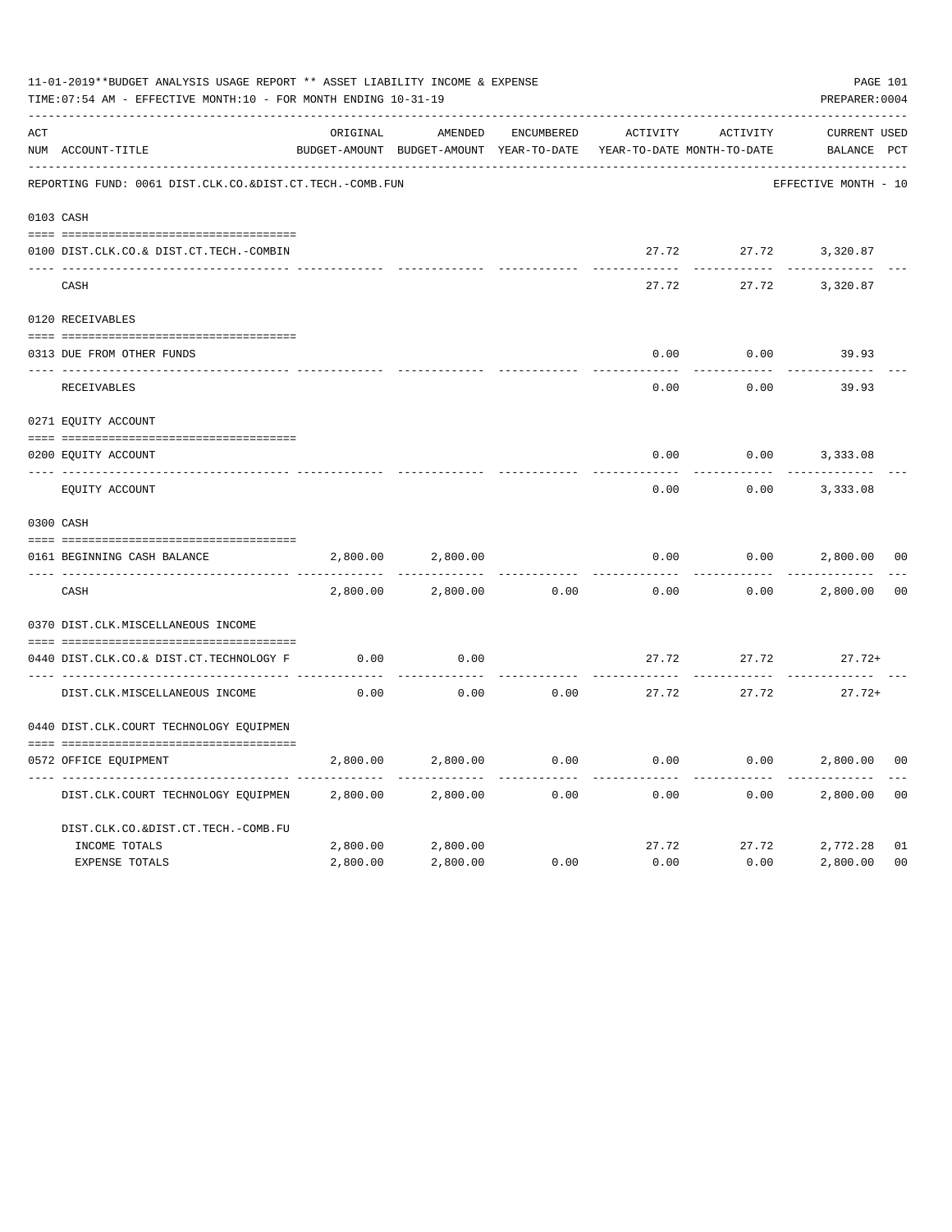11-01-2019**BUDGET ANALYSIS USAGE REPORT ** ASSET LIABILITY INCOME & EXPENSE

TIME:07:54 AM - EFFECTIVE MONTH:10 - FOR MONTH ENDING 10-31-19

PREPARER:0004

| ACT NUM | ACCOUNT-TITLE | ORIGINAL BUDGET-AMOUNT | AMENDED BUDGET-AMOUNT | ENCUMBERED YEAR-TO-DATE | ACTIVITY YEAR-TO-DATE | ACTIVITY MONTH-TO-DATE | CURRENT BALANCE | USED PCT |
|---|---|---|---|---|---|---|---|---|
| | REPORTING FUND: 0061 DIST.CLK.CO.&DIST.CT.TECH.-COMB.FUN | | | | | | EFFECTIVE MONTH - 10 | |
| 0103 | CASH | | | | | | | |
| 0100 | DIST.CLK.CO.& DIST.CT.TECH.-COMBIN | | | | 27.72 | 27.72 | 3,320.87 | |
| | CASH | | | | 27.72 | 27.72 | 3,320.87 | |
| 0120 | RECEIVABLES | | | | | | | |
| 0313 | DUE FROM OTHER FUNDS | | | | 0.00 | 0.00 | 39.93 | |
| | RECEIVABLES | | | | 0.00 | 0.00 | 39.93 | |
| 0271 | EQUITY ACCOUNT | | | | | | | |
| 0200 | EQUITY ACCOUNT | | | | 0.00 | 0.00 | 3,333.08 | |
| | EQUITY ACCOUNT | | | | 0.00 | 0.00 | 3,333.08 | |
| 0300 | CASH | | | | | | | |
| 0161 | BEGINNING CASH BALANCE | 2,800.00 | 2,800.00 | | 0.00 | 0.00 | 2,800.00 | 00 |
| | CASH | 2,800.00 | 2,800.00 | 0.00 | 0.00 | 0.00 | 2,800.00 | 00 |
| 0370 | DIST.CLK.MISCELLANEOUS INCOME | | | | | | | |
| 0440 | DIST.CLK.CO.& DIST.CT.TECHNOLOGY F | 0.00 | 0.00 | | 27.72 | 27.72 | 27.72+ | |
| | DIST.CLK.MISCELLANEOUS INCOME | 0.00 | 0.00 | 0.00 | 27.72 | 27.72 | 27.72+ | |
| 0440 | DIST.CLK.COURT TECHNOLOGY EQUIPMEN | | | | | | | |
| 0572 | OFFICE EQUIPMENT | 2,800.00 | 2,800.00 | 0.00 | 0.00 | 0.00 | 2,800.00 | 00 |
| | DIST.CLK.COURT TECHNOLOGY EQUIPMEN | 2,800.00 | 2,800.00 | 0.00 | 0.00 | 0.00 | 2,800.00 | 00 |
| | DIST.CLK.CO.&DIST.CT.TECH.-COMB.FU | | | | | | | |
| | INCOME TOTALS | 2,800.00 | 2,800.00 | | 27.72 | 27.72 | 2,772.28 | 01 |
| | EXPENSE TOTALS | 2,800.00 | 2,800.00 | 0.00 | 0.00 | 0.00 | 2,800.00 | 00 |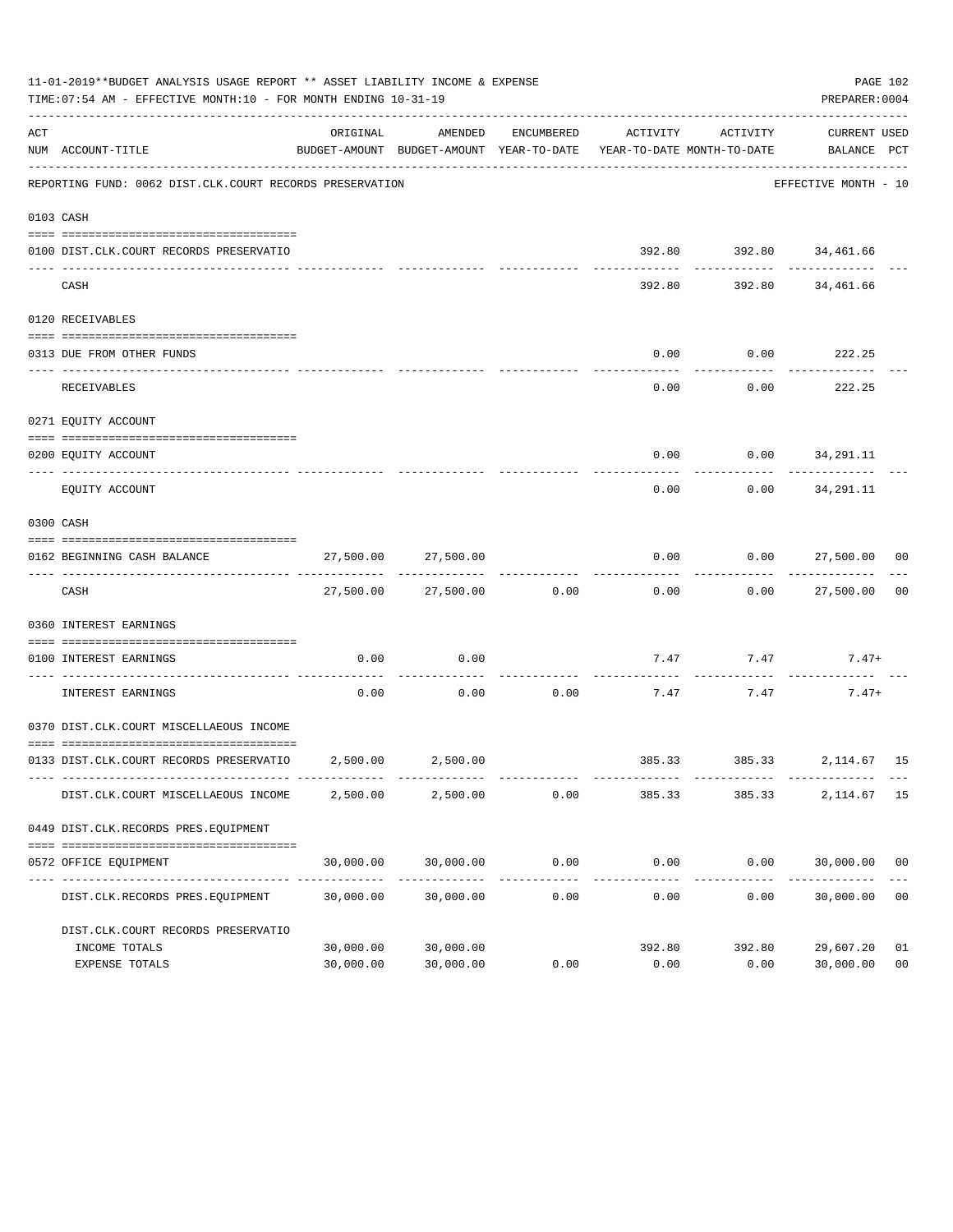11-01-2019**BUDGET ANALYSIS USAGE REPORT ** ASSET LIABILITY INCOME & EXPENSE

TIME:07:54 AM - EFFECTIVE MONTH:10 - FOR MONTH ENDING 10-31-19

PREPARER:0004

REPORTING FUND: 0062 DIST.CLK.COURT RECORDS PRESERVATION — EFFECTIVE MONTH - 10

| ACT NUM | ACCOUNT-TITLE | ORIGINAL BUDGET-AMOUNT | AMENDED BUDGET-AMOUNT | ENCUMBERED YEAR-TO-DATE | ACTIVITY YEAR-TO-DATE | ACTIVITY MONTH-TO-DATE | CURRENT BALANCE | USED PCT |
|---|---|---|---|---|---|---|---|---|
| 0103 | CASH | | | | | | | |
| 0100 | DIST.CLK.COURT RECORDS PRESERVATIO | | | | 392.80 | 392.80 | 34,461.66 | |
| | CASH | | | | 392.80 | 392.80 | 34,461.66 | |
| 0120 | RECEIVABLES | | | | | | | |
| 0313 | DUE FROM OTHER FUNDS | | | | 0.00 | 0.00 | 222.25 | |
| | RECEIVABLES | | | | 0.00 | 0.00 | 222.25 | |
| 0271 | EQUITY ACCOUNT | | | | | | | |
| 0200 | EQUITY ACCOUNT | | | | 0.00 | 0.00 | 34,291.11 | |
| | EQUITY ACCOUNT | | | | 0.00 | 0.00 | 34,291.11 | |
| 0300 | CASH | | | | | | | |
| 0162 | BEGINNING CASH BALANCE | 27,500.00 | 27,500.00 | | 0.00 | 0.00 | 27,500.00 | 00 |
| | CASH | 27,500.00 | 27,500.00 | 0.00 | 0.00 | 0.00 | 27,500.00 | 00 |
| 0360 | INTEREST EARNINGS | | | | | | | |
| 0100 | INTEREST EARNINGS | 0.00 | 0.00 | | 7.47 | 7.47 | 7.47+ | |
| | INTEREST EARNINGS | 0.00 | 0.00 | 0.00 | 7.47 | 7.47 | 7.47+ | |
| 0370 | DIST.CLK.COURT MISCELLAEOUS INCOME | | | | | | | |
| 0133 | DIST.CLK.COURT RECORDS PRESERVATIO | 2,500.00 | 2,500.00 | | 385.33 | 385.33 | 2,114.67 | 15 |
| | DIST.CLK.COURT MISCELLAEOUS INCOME | 2,500.00 | 2,500.00 | 0.00 | 385.33 | 385.33 | 2,114.67 | 15 |
| 0449 | DIST.CLK.RECORDS PRES.EQUIPMENT | | | | | | | |
| 0572 | OFFICE EQUIPMENT | 30,000.00 | 30,000.00 | 0.00 | 0.00 | 0.00 | 30,000.00 | 00 |
| | DIST.CLK.RECORDS PRES.EQUIPMENT | 30,000.00 | 30,000.00 | 0.00 | 0.00 | 0.00 | 30,000.00 | 00 |
| | DIST.CLK.COURT RECORDS PRESERVATIO | | | | | | | |
| | INCOME TOTALS | 30,000.00 | 30,000.00 | | 392.80 | 392.80 | 29,607.20 | 01 |
| | EXPENSE TOTALS | 30,000.00 | 30,000.00 | 0.00 | 0.00 | 0.00 | 30,000.00 | 00 |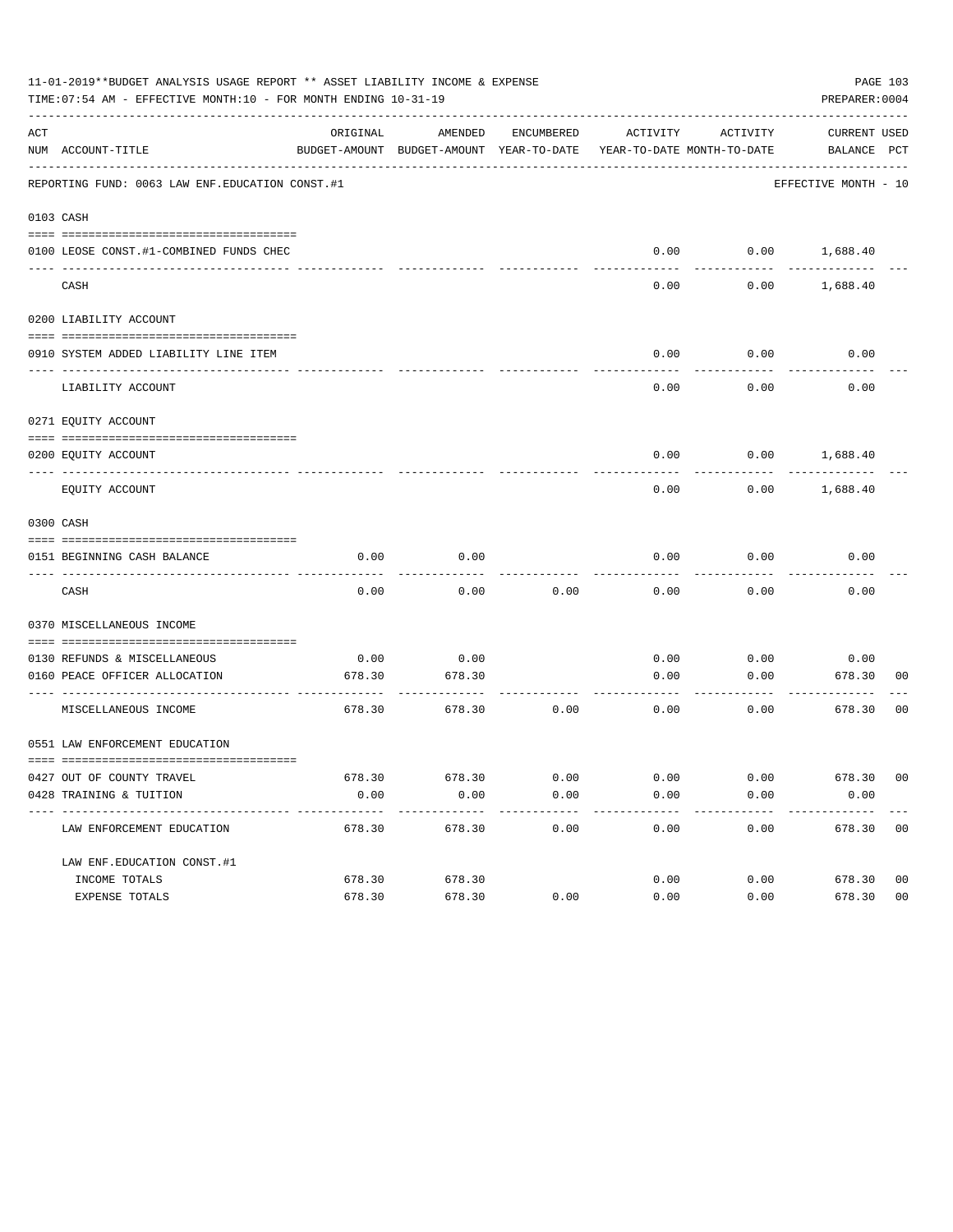11-01-2019**BUDGET ANALYSIS USAGE REPORT ** ASSET LIABILITY INCOME & EXPENSE

TIME:07:54 AM - EFFECTIVE MONTH:10 - FOR MONTH ENDING 10-31-19

PREPARER:0004

| ACT NUM | ACCOUNT-TITLE | ORIGINAL BUDGET-AMOUNT | AMENDED BUDGET-AMOUNT | ENCUMBERED YEAR-TO-DATE | ACTIVITY YEAR-TO-DATE | ACTIVITY MONTH-TO-DATE | CURRENT BALANCE | USED PCT |
|---|---|---|---|---|---|---|---|---|
| | REPORTING FUND: 0063 LAW ENF.EDUCATION CONST.#1 | | | | | | EFFECTIVE MONTH - 10 | |
| 0103 | CASH | | | | | | | |
| 0100 | LEOSE CONST.#1-COMBINED FUNDS CHEC | | | | 0.00 | 0.00 | 1,688.40 | |
| | CASH | | | | 0.00 | 0.00 | 1,688.40 | |
| 0200 | LIABILITY ACCOUNT | | | | | | | |
| 0910 | SYSTEM ADDED LIABILITY LINE ITEM | | | | 0.00 | 0.00 | 0.00 | |
| | LIABILITY ACCOUNT | | | | 0.00 | 0.00 | 0.00 | |
| 0271 | EQUITY ACCOUNT | | | | | | | |
| 0200 | EQUITY ACCOUNT | | | | 0.00 | 0.00 | 1,688.40 | |
| | EQUITY ACCOUNT | | | | 0.00 | 0.00 | 1,688.40 | |
| 0300 | CASH | | | | | | | |
| 0151 | BEGINNING CASH BALANCE | 0.00 | 0.00 | | 0.00 | 0.00 | 0.00 | |
| | CASH | 0.00 | 0.00 | 0.00 | 0.00 | 0.00 | 0.00 | |
| 0370 | MISCELLANEOUS INCOME | | | | | | | |
| 0130 | REFUNDS & MISCELLANEOUS | 0.00 | 0.00 | | 0.00 | 0.00 | 0.00 | |
| 0160 | PEACE OFFICER ALLOCATION | 678.30 | 678.30 | | 0.00 | 0.00 | 678.30 | 00 |
| | MISCELLANEOUS INCOME | 678.30 | 678.30 | 0.00 | 0.00 | 0.00 | 678.30 | 00 |
| 0551 | LAW ENFORCEMENT EDUCATION | | | | | | | |
| 0427 | OUT OF COUNTY TRAVEL | 678.30 | 678.30 | 0.00 | 0.00 | 0.00 | 678.30 | 00 |
| 0428 | TRAINING & TUITION | 0.00 | 0.00 | 0.00 | 0.00 | 0.00 | 0.00 | |
| | LAW ENFORCEMENT EDUCATION | 678.30 | 678.30 | 0.00 | 0.00 | 0.00 | 678.30 | 00 |
| | LAW ENF.EDUCATION CONST.#1 | | | | | | | |
| | INCOME TOTALS | 678.30 | 678.30 | | 0.00 | 0.00 | 678.30 | 00 |
| | EXPENSE TOTALS | 678.30 | 678.30 | 0.00 | 0.00 | 0.00 | 678.30 | 00 |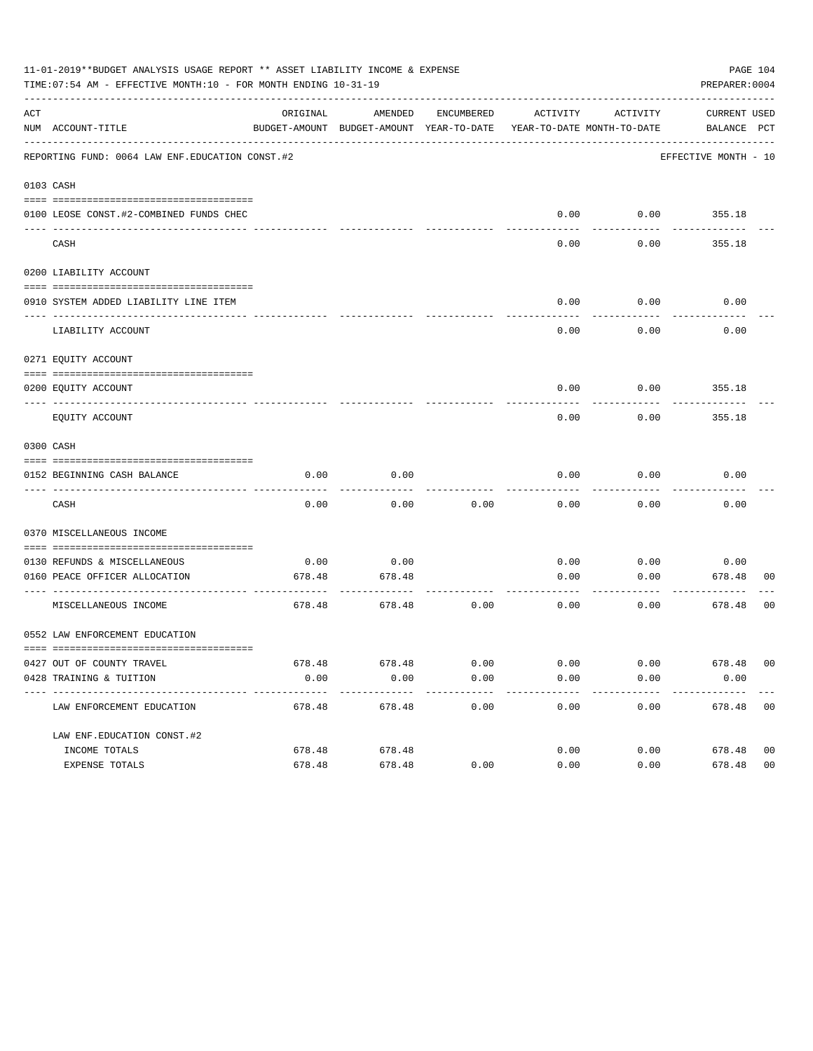11-01-2019**BUDGET ANALYSIS USAGE REPORT ** ASSET LIABILITY INCOME & EXPENSE

TIME:07:54 AM - EFFECTIVE MONTH:10 - FOR MONTH ENDING 10-31-19

PREPARER:0004

REPORTING FUND: 0064 LAW ENF.EDUCATION CONST.#2

EFFECTIVE MONTH - 10

| ACT NUM | ACCOUNT-TITLE | ORIGINAL BUDGET-AMOUNT | AMENDED BUDGET-AMOUNT | ENCUMBERED YEAR-TO-DATE | ACTIVITY YEAR-TO-DATE | ACTIVITY MONTH-TO-DATE | CURRENT BALANCE | USED PCT |
|---|---|---|---|---|---|---|---|---|
| 0103 | CASH | | | | | | | |
| 0100 | LEOSE CONST.#2-COMBINED FUNDS CHEC | | | | 0.00 | 0.00 | 355.18 | |
| | CASH | | | | 0.00 | 0.00 | 355.18 | |
| 0200 | LIABILITY ACCOUNT | | | | | | | |
| 0910 | SYSTEM ADDED LIABILITY LINE ITEM | | | | 0.00 | 0.00 | 0.00 | |
| | LIABILITY ACCOUNT | | | | 0.00 | 0.00 | 0.00 | |
| 0271 | EQUITY ACCOUNT | | | | | | | |
| 0200 | EQUITY ACCOUNT | | | | 0.00 | 0.00 | 355.18 | |
| | EQUITY ACCOUNT | | | | 0.00 | 0.00 | 355.18 | |
| 0300 | CASH | | | | | | | |
| 0152 | BEGINNING CASH BALANCE | 0.00 | 0.00 | | 0.00 | 0.00 | 0.00 | |
| | CASH | 0.00 | 0.00 | 0.00 | 0.00 | 0.00 | 0.00 | |
| 0370 | MISCELLANEOUS INCOME | | | | | | | |
| 0130 | REFUNDS & MISCELLANEOUS | 0.00 | 0.00 | | 0.00 | 0.00 | 0.00 | |
| 0160 | PEACE OFFICER ALLOCATION | 678.48 | 678.48 | | 0.00 | 0.00 | 678.48 | 00 |
| | MISCELLANEOUS INCOME | 678.48 | 678.48 | 0.00 | 0.00 | 0.00 | 678.48 | 00 |
| 0552 | LAW ENFORCEMENT EDUCATION | | | | | | | |
| 0427 | OUT OF COUNTY TRAVEL | 678.48 | 678.48 | 0.00 | 0.00 | 0.00 | 678.48 | 00 |
| 0428 | TRAINING & TUITION | 0.00 | 0.00 | 0.00 | 0.00 | 0.00 | 0.00 | |
| | LAW ENFORCEMENT EDUCATION | 678.48 | 678.48 | 0.00 | 0.00 | 0.00 | 678.48 | 00 |
| | LAW ENF.EDUCATION CONST.#2 | | | | | | | |
| | INCOME TOTALS | 678.48 | 678.48 | | 0.00 | 0.00 | 678.48 | 00 |
| | EXPENSE TOTALS | 678.48 | 678.48 | 0.00 | 0.00 | 0.00 | 678.48 | 00 |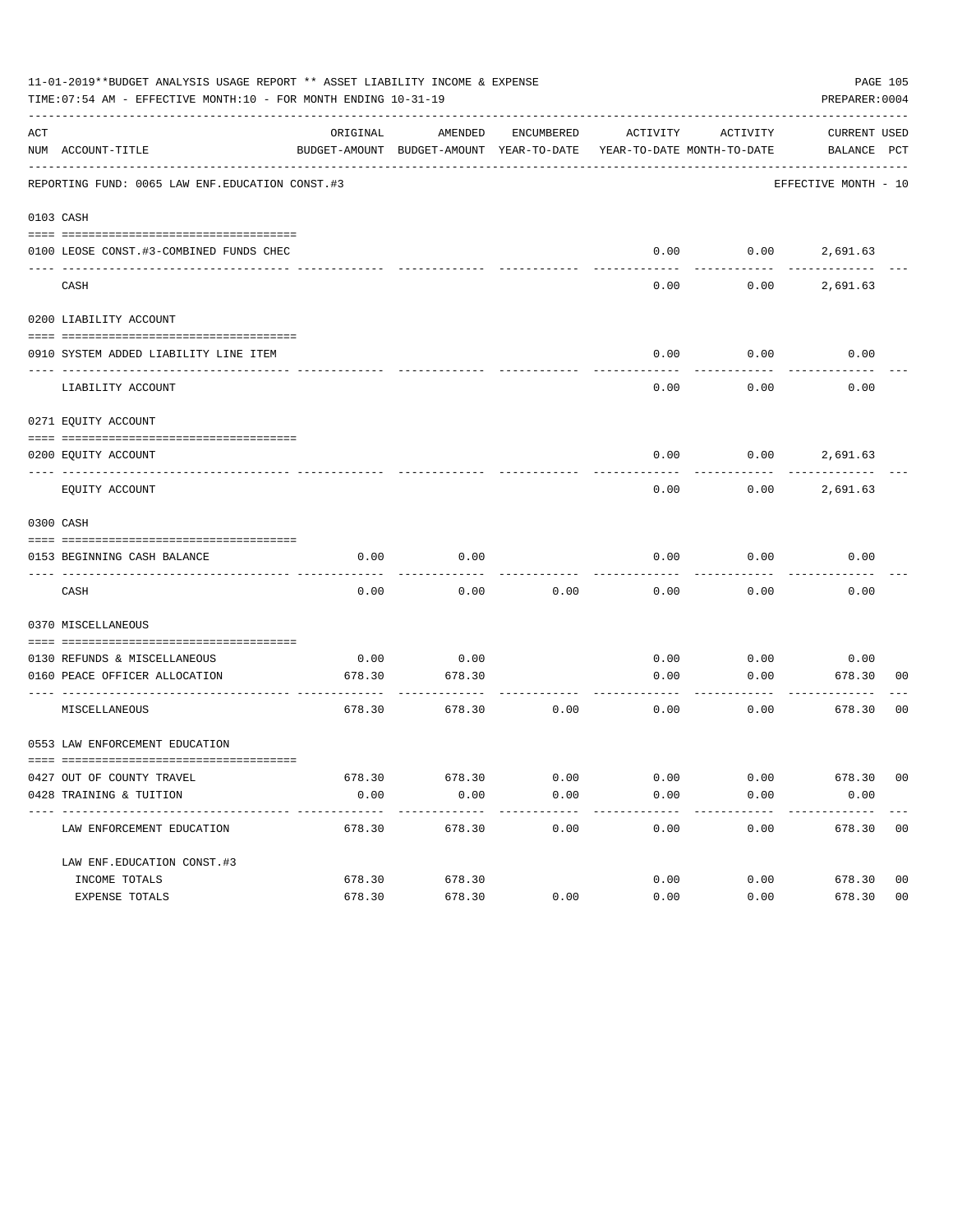11-01-2019**BUDGET ANALYSIS USAGE REPORT ** ASSET LIABILITY INCOME & EXPENSE

TIME:07:54 AM - EFFECTIVE MONTH:10 - FOR MONTH ENDING 10-31-19

PREPARER:0004

| ACT NUM | ACCOUNT-TITLE | ORIGINAL BUDGET-AMOUNT | AMENDED BUDGET-AMOUNT | ENCUMBERED YEAR-TO-DATE | ACTIVITY YEAR-TO-DATE | ACTIVITY MONTH-TO-DATE | CURRENT BALANCE | USED PCT |
|---|---|---|---|---|---|---|---|---|
| | REPORTING FUND: 0065 LAW ENF.EDUCATION CONST.#3 | | | | | | EFFECTIVE MONTH - 10 | |
| 0103 | CASH | | | | | | | |
| 0100 | LEOSE CONST.#3-COMBINED FUNDS CHEC | | | | 0.00 | 0.00 | 2,691.63 | |
| | CASH | | | | 0.00 | 0.00 | 2,691.63 | |
| 0200 | LIABILITY ACCOUNT | | | | | | | |
| 0910 | SYSTEM ADDED LIABILITY LINE ITEM | | | | 0.00 | 0.00 | 0.00 | |
| | LIABILITY ACCOUNT | | | | 0.00 | 0.00 | 0.00 | |
| 0271 | EQUITY ACCOUNT | | | | | | | |
| 0200 | EQUITY ACCOUNT | | | | 0.00 | 0.00 | 2,691.63 | |
| | EQUITY ACCOUNT | | | | 0.00 | 0.00 | 2,691.63 | |
| 0300 | CASH | | | | | | | |
| 0153 | BEGINNING CASH BALANCE | 0.00 | 0.00 | | 0.00 | 0.00 | 0.00 | |
| | CASH | 0.00 | 0.00 | 0.00 | 0.00 | 0.00 | 0.00 | |
| 0370 | MISCELLANEOUS | | | | | | | |
| 0130 | REFUNDS & MISCELLANEOUS | 0.00 | 0.00 | | 0.00 | 0.00 | 0.00 | |
| 0160 | PEACE OFFICER ALLOCATION | 678.30 | 678.30 | | 0.00 | 0.00 | 678.30 | 00 |
| | MISCELLANEOUS | 678.30 | 678.30 | 0.00 | 0.00 | 0.00 | 678.30 | 00 |
| 0553 | LAW ENFORCEMENT EDUCATION | | | | | | | |
| 0427 | OUT OF COUNTY TRAVEL | 678.30 | 678.30 | 0.00 | 0.00 | 0.00 | 678.30 | 00 |
| 0428 | TRAINING & TUITION | 0.00 | 0.00 | 0.00 | 0.00 | 0.00 | 0.00 | |
| | LAW ENFORCEMENT EDUCATION | 678.30 | 678.30 | 0.00 | 0.00 | 0.00 | 678.30 | 00 |
| | LAW ENF.EDUCATION CONST.#3 | | | | | | | |
| | INCOME TOTALS | 678.30 | 678.30 | | 0.00 | 0.00 | 678.30 | 00 |
| | EXPENSE TOTALS | 678.30 | 678.30 | 0.00 | 0.00 | 0.00 | 678.30 | 00 |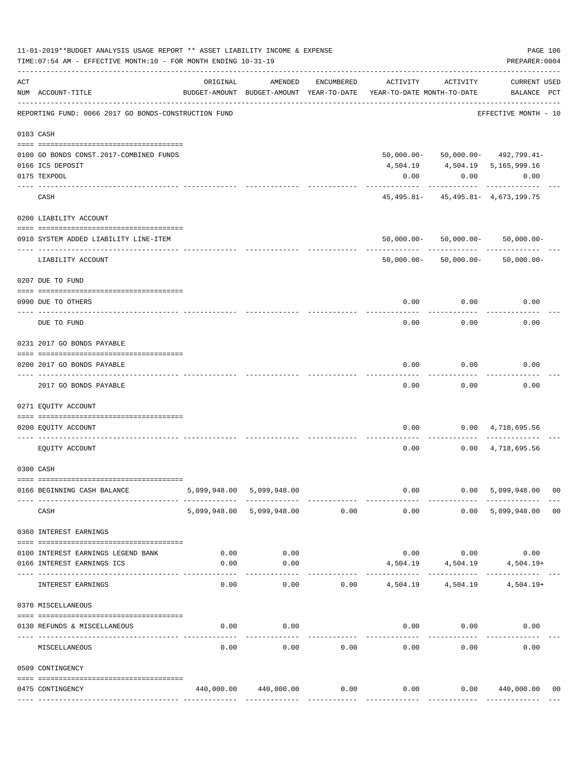11-01-2019**BUDGET ANALYSIS USAGE REPORT ** ASSET LIABILITY INCOME & EXPENSE

TIME:07:54 AM - EFFECTIVE MONTH:10 - FOR MONTH ENDING 10-31-19

PREPARER:0004

| ACT NUM | ACCOUNT-TITLE | ORIGINAL BUDGET-AMOUNT | AMENDED BUDGET-AMOUNT | ENCUMBERED YEAR-TO-DATE | ACTIVITY YEAR-TO-DATE | ACTIVITY MONTH-TO-DATE | CURRENT BALANCE | USED PCT |
|---|---|---|---|---|---|---|---|---|
| | REPORTING FUND: 0066 2017 GO BONDS-CONSTRUCTION FUND | | | | | | EFFECTIVE MONTH - 10 | |
| 0103 | CASH | | | | | | | |
| 0100 | GO BONDS CONST.2017-COMBINED FUNDS | | | | 50,000.00- | 50,000.00- | 492,799.41- | |
| 0166 | ICS DEPOSIT | | | | 4,504.19 | 4,504.19 | 5,165,999.16 | |
| 0175 | TEXPOOL | | | | 0.00 | 0.00 | 0.00 | |
| | CASH | | | | 45,495.81- | 45,495.81- | 4,673,199.75 | |
| 0200 | LIABILITY ACCOUNT | | | | | | | |
| 0910 | SYSTEM ADDED LIABILITY LINE-ITEM | | | | 50,000.00- | 50,000.00- | 50,000.00- | |
| | LIABILITY ACCOUNT | | | | 50,000.00- | 50,000.00- | 50,000.00- | |
| 0207 | DUE TO FUND | | | | | | | |
| 0990 | DUE TO OTHERS | | | | 0.00 | 0.00 | 0.00 | |
| | DUE TO FUND | | | | 0.00 | 0.00 | 0.00 | |
| 0231 | 2017 GO BONDS PAYABLE | | | | | | | |
| 0200 | 2017 GO BONDS PAYABLE | | | | 0.00 | 0.00 | 0.00 | |
| | 2017 GO BONDS PAYABLE | | | | 0.00 | 0.00 | 0.00 | |
| 0271 | EQUITY ACCOUNT | | | | | | | |
| 0200 | EQUITY ACCOUNT | | | | 0.00 | 0.00 | 4,718,695.56 | |
| | EQUITY ACCOUNT | | | | 0.00 | 0.00 | 4,718,695.56 | |
| 0300 | CASH | | | | | | | |
| 0166 | BEGINNING CASH BALANCE | 5,099,948.00 | 5,099,948.00 | | 0.00 | 0.00 | 5,099,948.00 | 00 |
| | CASH | 5,099,948.00 | 5,099,948.00 | 0.00 | 0.00 | 0.00 | 5,099,948.00 | 00 |
| 0360 | INTEREST EARNINGS | | | | | | | |
| 0100 | INTEREST EARNINGS LEGEND BANK | 0.00 | 0.00 | | 0.00 | 0.00 | 0.00 | |
| 0166 | INTEREST EARNINGS ICS | 0.00 | 0.00 | | 4,504.19 | 4,504.19 | 4,504.19+ | |
| | INTEREST EARNINGS | 0.00 | 0.00 | 0.00 | 4,504.19 | 4,504.19 | 4,504.19+ | |
| 0370 | MISCELLANEOUS | | | | | | | |
| 0130 | REFUNDS & MISCELLANEOUS | 0.00 | 0.00 | | 0.00 | 0.00 | 0.00 | |
| | MISCELLANEOUS | 0.00 | 0.00 | 0.00 | 0.00 | 0.00 | 0.00 | |
| 0509 | CONTINGENCY | | | | | | | |
| 0475 | CONTINGENCY | 440,000.00 | 440,000.00 | 0.00 | 0.00 | 0.00 | 440,000.00 | 00 |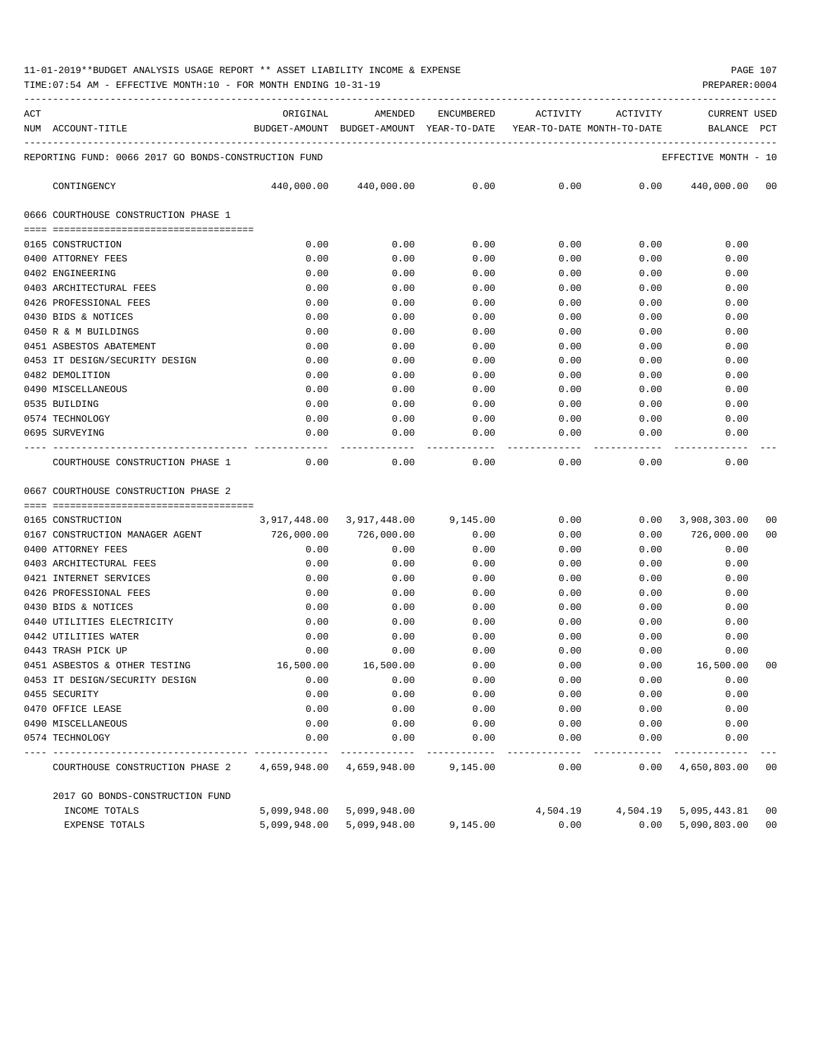11-01-2019**BUDGET ANALYSIS USAGE REPORT ** ASSET LIABILITY INCOME & EXPENSE

TIME:07:54 AM - EFFECTIVE MONTH:10 - FOR MONTH ENDING 10-31-19

PREPARER:0004

| ACT NUM | ACCOUNT-TITLE | ORIGINAL BUDGET-AMOUNT | AMENDED BUDGET-AMOUNT | ENCUMBERED YEAR-TO-DATE | ACTIVITY YEAR-TO-DATE | ACTIVITY MONTH-TO-DATE | CURRENT BALANCE | USED PCT |
|---|---|---|---|---|---|---|---|---|
| | REPORTING FUND: 0066 2017 GO BONDS-CONSTRUCTION FUND | | | | | | EFFECTIVE MONTH - 10 | |
| | CONTINGENCY | 440,000.00 | 440,000.00 | 0.00 | 0.00 | 0.00 | 440,000.00 | 00 |
| | 0666 COURTHOUSE CONSTRUCTION PHASE 1 | | | | | | | |
| 0165 | CONSTRUCTION | 0.00 | 0.00 | 0.00 | 0.00 | 0.00 | 0.00 | |
| 0400 | ATTORNEY FEES | 0.00 | 0.00 | 0.00 | 0.00 | 0.00 | 0.00 | |
| 0402 | ENGINEERING | 0.00 | 0.00 | 0.00 | 0.00 | 0.00 | 0.00 | |
| 0403 | ARCHITECTURAL FEES | 0.00 | 0.00 | 0.00 | 0.00 | 0.00 | 0.00 | |
| 0426 | PROFESSIONAL FEES | 0.00 | 0.00 | 0.00 | 0.00 | 0.00 | 0.00 | |
| 0430 | BIDS & NOTICES | 0.00 | 0.00 | 0.00 | 0.00 | 0.00 | 0.00 | |
| 0450 | R & M BUILDINGS | 0.00 | 0.00 | 0.00 | 0.00 | 0.00 | 0.00 | |
| 0451 | ASBESTOS ABATEMENT | 0.00 | 0.00 | 0.00 | 0.00 | 0.00 | 0.00 | |
| 0453 | IT DESIGN/SECURITY DESIGN | 0.00 | 0.00 | 0.00 | 0.00 | 0.00 | 0.00 | |
| 0482 | DEMOLITION | 0.00 | 0.00 | 0.00 | 0.00 | 0.00 | 0.00 | |
| 0490 | MISCELLANEOUS | 0.00 | 0.00 | 0.00 | 0.00 | 0.00 | 0.00 | |
| 0535 | BUILDING | 0.00 | 0.00 | 0.00 | 0.00 | 0.00 | 0.00 | |
| 0574 | TECHNOLOGY | 0.00 | 0.00 | 0.00 | 0.00 | 0.00 | 0.00 | |
| 0695 | SURVEYING | 0.00 | 0.00 | 0.00 | 0.00 | 0.00 | 0.00 | |
| | COURTHOUSE CONSTRUCTION PHASE 1 | 0.00 | 0.00 | 0.00 | 0.00 | 0.00 | 0.00 | |
| | 0667 COURTHOUSE CONSTRUCTION PHASE 2 | | | | | | | |
| 0165 | CONSTRUCTION | 3,917,448.00 | 3,917,448.00 | 9,145.00 | 0.00 | 0.00 | 3,908,303.00 | 00 |
| 0167 | CONSTRUCTION MANAGER AGENT | 726,000.00 | 726,000.00 | 0.00 | 0.00 | 0.00 | 726,000.00 | 00 |
| 0400 | ATTORNEY FEES | 0.00 | 0.00 | 0.00 | 0.00 | 0.00 | 0.00 | |
| 0403 | ARCHITECTURAL FEES | 0.00 | 0.00 | 0.00 | 0.00 | 0.00 | 0.00 | |
| 0421 | INTERNET SERVICES | 0.00 | 0.00 | 0.00 | 0.00 | 0.00 | 0.00 | |
| 0426 | PROFESSIONAL FEES | 0.00 | 0.00 | 0.00 | 0.00 | 0.00 | 0.00 | |
| 0430 | BIDS & NOTICES | 0.00 | 0.00 | 0.00 | 0.00 | 0.00 | 0.00 | |
| 0440 | UTILITIES ELECTRICITY | 0.00 | 0.00 | 0.00 | 0.00 | 0.00 | 0.00 | |
| 0442 | UTILITIES WATER | 0.00 | 0.00 | 0.00 | 0.00 | 0.00 | 0.00 | |
| 0443 | TRASH PICK UP | 0.00 | 0.00 | 0.00 | 0.00 | 0.00 | 0.00 | |
| 0451 | ASBESTOS & OTHER TESTING | 16,500.00 | 16,500.00 | 0.00 | 0.00 | 0.00 | 16,500.00 | 00 |
| 0453 | IT DESIGN/SECURITY DESIGN | 0.00 | 0.00 | 0.00 | 0.00 | 0.00 | 0.00 | |
| 0455 | SECURITY | 0.00 | 0.00 | 0.00 | 0.00 | 0.00 | 0.00 | |
| 0470 | OFFICE LEASE | 0.00 | 0.00 | 0.00 | 0.00 | 0.00 | 0.00 | |
| 0490 | MISCELLANEOUS | 0.00 | 0.00 | 0.00 | 0.00 | 0.00 | 0.00 | |
| 0574 | TECHNOLOGY | 0.00 | 0.00 | 0.00 | 0.00 | 0.00 | 0.00 | |
| | COURTHOUSE CONSTRUCTION PHASE 2 | 4,659,948.00 | 4,659,948.00 | 9,145.00 | 0.00 | 0.00 | 4,650,803.00 | 00 |
| | 2017 GO BONDS-CONSTRUCTION FUND | | | | | | | |
| | INCOME TOTALS | 5,099,948.00 | 5,099,948.00 | | 4,504.19 | 4,504.19 | 5,095,443.81 | 00 |
| | EXPENSE TOTALS | 5,099,948.00 | 5,099,948.00 | 9,145.00 | 0.00 | 0.00 | 5,090,803.00 | 00 |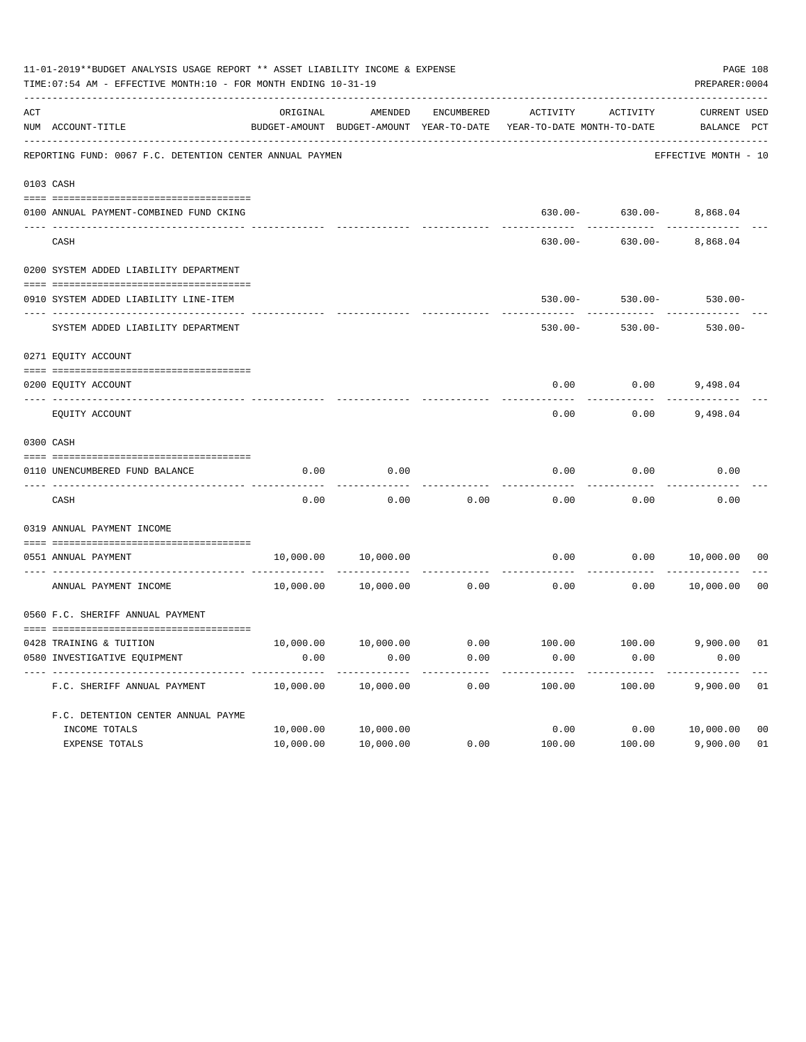11-01-2019**BUDGET ANALYSIS USAGE REPORT ** ASSET LIABILITY INCOME & EXPENSE

TIME:07:54 AM - EFFECTIVE MONTH:10 - FOR MONTH ENDING 10-31-19

PREPARER:0004

| ACT NUM | ACCOUNT-TITLE | ORIGINAL BUDGET-AMOUNT | AMENDED BUDGET-AMOUNT | ENCUMBERED YEAR-TO-DATE | ACTIVITY YEAR-TO-DATE | ACTIVITY MONTH-TO-DATE | CURRENT BALANCE | USED PCT |
|---|---|---|---|---|---|---|---|---|
| | REPORTING FUND: 0067 F.C. DETENTION CENTER ANNUAL PAYMEN | | | | | | EFFECTIVE MONTH - 10 | |
| | 0103 CASH | | | | | | | |
| 0100 | ANNUAL PAYMENT-COMBINED FUND CKING | | | | 630.00- | 630.00- | 8,868.04 | |
| | CASH | | | | 630.00- | 630.00- | 8,868.04 | |
| | 0200 SYSTEM ADDED LIABILITY DEPARTMENT | | | | | | | |
| 0910 | SYSTEM ADDED LIABILITY LINE-ITEM | | | | 530.00- | 530.00- | 530.00- | |
| | SYSTEM ADDED LIABILITY DEPARTMENT | | | | 530.00- | 530.00- | 530.00- | |
| | 0271 EQUITY ACCOUNT | | | | | | | |
| 0200 | EQUITY ACCOUNT | | | | 0.00 | 0.00 | 9,498.04 | |
| | EQUITY ACCOUNT | | | | 0.00 | 0.00 | 9,498.04 | |
| | 0300 CASH | | | | | | | |
| 0110 | UNENCUMBERED FUND BALANCE | 0.00 | 0.00 | | 0.00 | 0.00 | 0.00 | |
| | CASH | 0.00 | 0.00 | 0.00 | 0.00 | 0.00 | 0.00 | |
| | 0319 ANNUAL PAYMENT INCOME | | | | | | | |
| 0551 | ANNUAL PAYMENT | 10,000.00 | 10,000.00 | | 0.00 | 0.00 | 10,000.00 | 00 |
| | ANNUAL PAYMENT INCOME | 10,000.00 | 10,000.00 | 0.00 | 0.00 | 0.00 | 10,000.00 | 00 |
| | 0560 F.C. SHERIFF ANNUAL PAYMENT | | | | | | | |
| 0428 | TRAINING & TUITION | 10,000.00 | 10,000.00 | 0.00 | 100.00 | 100.00 | 9,900.00 | 01 |
| 0580 | INVESTIGATIVE EQUIPMENT | 0.00 | 0.00 | 0.00 | 0.00 | 0.00 | 0.00 | |
| | F.C. SHERIFF ANNUAL PAYMENT | 10,000.00 | 10,000.00 | 0.00 | 100.00 | 100.00 | 9,900.00 | 01 |
| | F.C. DETENTION CENTER ANNUAL PAYME | | | | | | | |
| | INCOME TOTALS | 10,000.00 | 10,000.00 | | 0.00 | 0.00 | 10,000.00 | 00 |
| | EXPENSE TOTALS | 10,000.00 | 10,000.00 | 0.00 | 100.00 | 100.00 | 9,900.00 | 01 |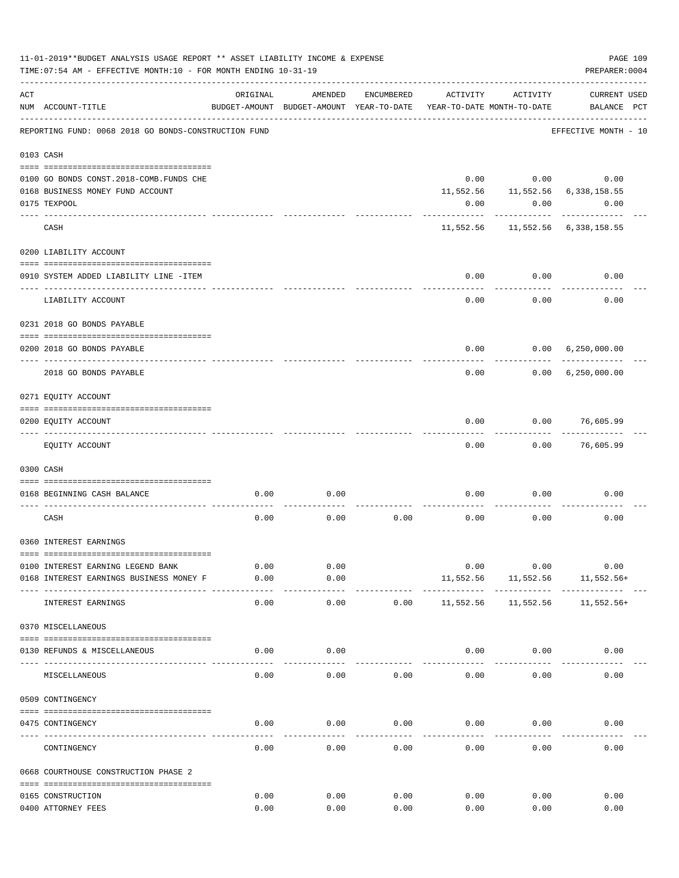11-01-2019**BUDGET ANALYSIS USAGE REPORT ** ASSET LIABILITY INCOME & EXPENSE

TIME:07:54 AM - EFFECTIVE MONTH:10 - FOR MONTH ENDING 10-31-19

PREPARER:0004

REPORTING FUND: 0068 2018 GO BONDS-CONSTRUCTION FUND — EFFECTIVE MONTH - 10

| ACT NUM | ACCOUNT-TITLE | ORIGINAL BUDGET-AMOUNT | AMENDED BUDGET-AMOUNT | ENCUMBERED YEAR-TO-DATE | ACTIVITY YEAR-TO-DATE | ACTIVITY MONTH-TO-DATE | CURRENT BALANCE | USED PCT |
|---|---|---|---|---|---|---|---|---|
| **0103** | **CASH** | | | | | | | |
| 0100 | GO BONDS CONST.2018-COMB.FUNDS CHE | | | | 0.00 | 0.00 | 0.00 | |
| 0168 | BUSINESS MONEY FUND ACCOUNT | | | | 11,552.56 | 11,552.56 | 6,338,158.55 | |
| 0175 | TEXPOOL | | | | 0.00 | 0.00 | 0.00 | |
| | CASH | | | | 11,552.56 | 11,552.56 | 6,338,158.55 | |
| **0200** | **LIABILITY ACCOUNT** | | | | | | | |
| 0910 | SYSTEM ADDED LIABILITY LINE -ITEM | | | | 0.00 | 0.00 | 0.00 | |
| | LIABILITY ACCOUNT | | | | 0.00 | 0.00 | 0.00 | |
| **0231** | **2018 GO BONDS PAYABLE** | | | | | | | |
| 0200 | 2018 GO BONDS PAYABLE | | | | 0.00 | 0.00 | 6,250,000.00 | |
| | 2018 GO BONDS PAYABLE | | | | 0.00 | 0.00 | 6,250,000.00 | |
| **0271** | **EQUITY ACCOUNT** | | | | | | | |
| 0200 | EQUITY ACCOUNT | | | | 0.00 | 0.00 | 76,605.99 | |
| | EQUITY ACCOUNT | | | | 0.00 | 0.00 | 76,605.99 | |
| **0300** | **CASH** | | | | | | | |
| 0168 | BEGINNING CASH BALANCE | 0.00 | 0.00 | | 0.00 | 0.00 | 0.00 | |
| | CASH | 0.00 | 0.00 | 0.00 | 0.00 | 0.00 | 0.00 | |
| **0360** | **INTEREST EARNINGS** | | | | | | | |
| 0100 | INTEREST EARNING LEGEND BANK | 0.00 | 0.00 | | 0.00 | 0.00 | 0.00 | |
| 0168 | INTEREST EARNINGS BUSINESS MONEY F | 0.00 | 0.00 | | 11,552.56 | 11,552.56 | 11,552.56+ | |
| | INTEREST EARNINGS | 0.00 | 0.00 | 0.00 | 11,552.56 | 11,552.56 | 11,552.56+ | |
| **0370** | **MISCELLANEOUS** | | | | | | | |
| 0130 | REFUNDS & MISCELLANEOUS | 0.00 | 0.00 | | 0.00 | 0.00 | 0.00 | |
| | MISCELLANEOUS | 0.00 | 0.00 | 0.00 | 0.00 | 0.00 | 0.00 | |
| **0509** | **CONTINGENCY** | | | | | | | |
| 0475 | CONTINGENCY | 0.00 | 0.00 | 0.00 | 0.00 | 0.00 | 0.00 | |
| | CONTINGENCY | 0.00 | 0.00 | 0.00 | 0.00 | 0.00 | 0.00 | |
| **0668** | **COURTHOUSE CONSTRUCTION PHASE 2** | | | | | | | |
| 0165 | CONSTRUCTION | 0.00 | 0.00 | 0.00 | 0.00 | 0.00 | 0.00 | |
| 0400 | ATTORNEY FEES | 0.00 | 0.00 | 0.00 | 0.00 | 0.00 | 0.00 | |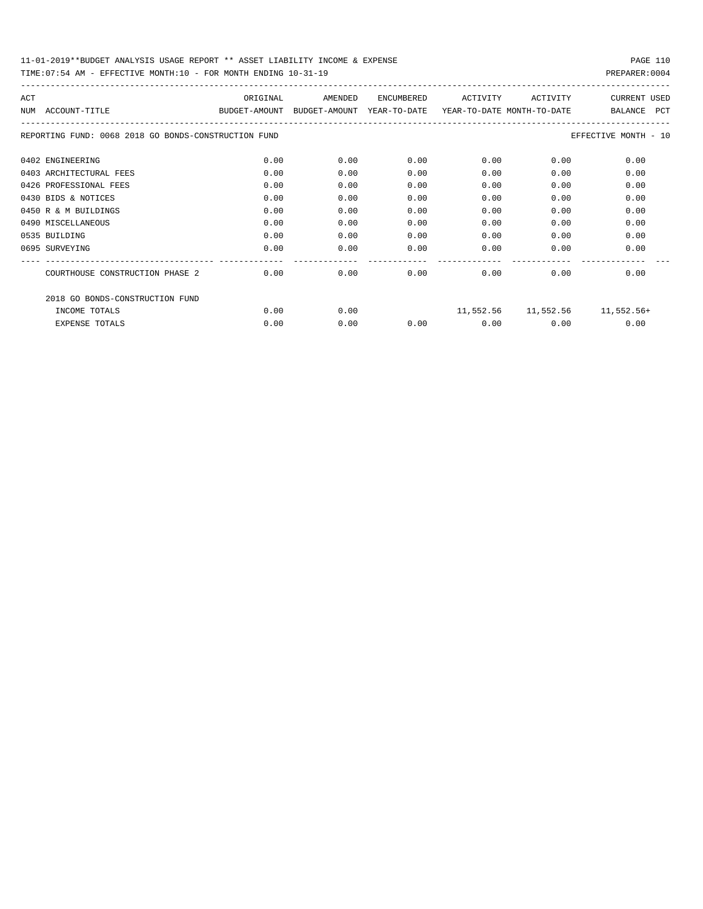11-01-2019**BUDGET ANALYSIS USAGE REPORT ** ASSET LIABILITY INCOME & EXPENSE

TIME:07:54 AM - EFFECTIVE MONTH:10 - FOR MONTH ENDING 10-31-19

PREPARER:0004

| ACT NUM | ACCOUNT-TITLE | ORIGINAL BUDGET-AMOUNT | AMENDED BUDGET-AMOUNT | ENCUMBERED YEAR-TO-DATE | ACTIVITY YEAR-TO-DATE | ACTIVITY MONTH-TO-DATE | CURRENT BALANCE | USED PCT |
|---|---|---|---|---|---|---|---|---|
| | REPORTING FUND: 0068 2018 GO BONDS-CONSTRUCTION FUND | | | | | | EFFECTIVE MONTH - 10 | |
| 0402 | ENGINEERING | 0.00 | 0.00 | 0.00 | 0.00 | 0.00 | 0.00 | |
| 0403 | ARCHITECTURAL FEES | 0.00 | 0.00 | 0.00 | 0.00 | 0.00 | 0.00 | |
| 0426 | PROFESSIONAL FEES | 0.00 | 0.00 | 0.00 | 0.00 | 0.00 | 0.00 | |
| 0430 | BIDS & NOTICES | 0.00 | 0.00 | 0.00 | 0.00 | 0.00 | 0.00 | |
| 0450 | R & M BUILDINGS | 0.00 | 0.00 | 0.00 | 0.00 | 0.00 | 0.00 | |
| 0490 | MISCELLANEOUS | 0.00 | 0.00 | 0.00 | 0.00 | 0.00 | 0.00 | |
| 0535 | BUILDING | 0.00 | 0.00 | 0.00 | 0.00 | 0.00 | 0.00 | |
| 0695 | SURVEYING | 0.00 | 0.00 | 0.00 | 0.00 | 0.00 | 0.00 | |
| | COURTHOUSE CONSTRUCTION PHASE 2 | 0.00 | 0.00 | 0.00 | 0.00 | 0.00 | 0.00 | |
| | 2018 GO BONDS-CONSTRUCTION FUND | | | | | | | |
| | INCOME TOTALS | 0.00 | 0.00 | | 11,552.56 | 11,552.56 | 11,552.56+ | |
| | EXPENSE TOTALS | 0.00 | 0.00 | 0.00 | 0.00 | 0.00 | 0.00 | |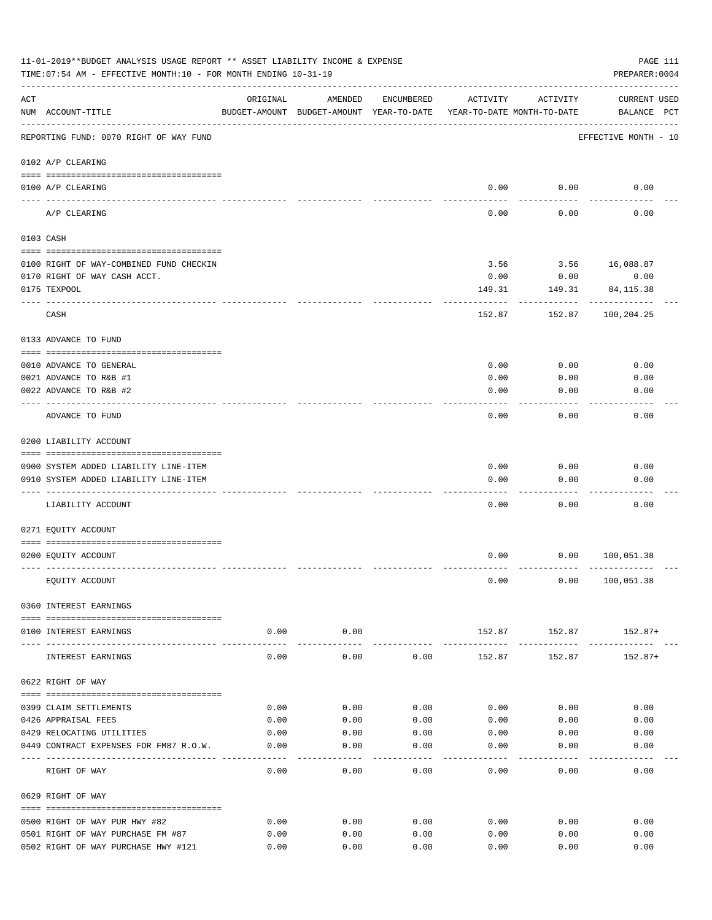11-01-2019**BUDGET ANALYSIS USAGE REPORT ** ASSET LIABILITY INCOME & EXPENSE

TIME:07:54 AM - EFFECTIVE MONTH:10 - FOR MONTH ENDING 10-31-19

PREPARER:0004

| ACT NUM | ACCOUNT-TITLE | ORIGINAL BUDGET-AMOUNT | AMENDED BUDGET-AMOUNT | ENCUMBERED YEAR-TO-DATE | ACTIVITY YEAR-TO-DATE | ACTIVITY MONTH-TO-DATE | CURRENT BALANCE | USED PCT |
|---|---|---|---|---|---|---|---|---|
| | REPORTING FUND: 0070 RIGHT OF WAY FUND | | | | | | EFFECTIVE MONTH - 10 | |
| | 0102 A/P CLEARING | | | | | | | |
| 0100 | A/P CLEARING | | | | 0.00 | 0.00 | 0.00 | |
| | A/P CLEARING | | | | 0.00 | 0.00 | 0.00 | |
| | 0103 CASH | | | | | | | |
| 0100 | RIGHT OF WAY-COMBINED FUND CHECKIN | | | | 3.56 | 3.56 | 16,088.87 | |
| 0170 | RIGHT OF WAY CASH ACCT. | | | | 0.00 | 0.00 | 0.00 | |
| 0175 | TEXPOOL | | | | 149.31 | 149.31 | 84,115.38 | |
| | CASH | | | | 152.87 | 152.87 | 100,204.25 | |
| | 0133 ADVANCE TO FUND | | | | | | | |
| 0010 | ADVANCE TO GENERAL | | | | 0.00 | 0.00 | 0.00 | |
| 0021 | ADVANCE TO R&B #1 | | | | 0.00 | 0.00 | 0.00 | |
| 0022 | ADVANCE TO R&B #2 | | | | 0.00 | 0.00 | 0.00 | |
| | ADVANCE TO FUND | | | | 0.00 | 0.00 | 0.00 | |
| | 0200 LIABILITY ACCOUNT | | | | | | | |
| 0900 | SYSTEM ADDED LIABILITY LINE-ITEM | | | | 0.00 | 0.00 | 0.00 | |
| 0910 | SYSTEM ADDED LIABILITY LINE-ITEM | | | | 0.00 | 0.00 | 0.00 | |
| | LIABILITY ACCOUNT | | | | 0.00 | 0.00 | 0.00 | |
| | 0271 EQUITY ACCOUNT | | | | | | | |
| 0200 | EQUITY ACCOUNT | | | | 0.00 | 0.00 | 100,051.38 | |
| | EQUITY ACCOUNT | | | | 0.00 | 0.00 | 100,051.38 | |
| | 0360 INTEREST EARNINGS | | | | | | | |
| 0100 | INTEREST EARNINGS | 0.00 | 0.00 | | 152.87 | 152.87 | 152.87+ | |
| | INTEREST EARNINGS | 0.00 | 0.00 | 0.00 | 152.87 | 152.87 | 152.87+ | |
| | 0622 RIGHT OF WAY | | | | | | | |
| 0399 | CLAIM SETTLEMENTS | 0.00 | 0.00 | 0.00 | 0.00 | 0.00 | 0.00 | |
| 0426 | APPRAISAL FEES | 0.00 | 0.00 | 0.00 | 0.00 | 0.00 | 0.00 | |
| 0429 | RELOCATING UTILITIES | 0.00 | 0.00 | 0.00 | 0.00 | 0.00 | 0.00 | |
| 0449 | CONTRACT EXPENSES FOR FM87 R.O.W. | 0.00 | 0.00 | 0.00 | 0.00 | 0.00 | 0.00 | |
| | RIGHT OF WAY | 0.00 | 0.00 | 0.00 | 0.00 | 0.00 | 0.00 | |
| | 0629 RIGHT OF WAY | | | | | | | |
| 0500 | RIGHT OF WAY PUR HWY #82 | 0.00 | 0.00 | 0.00 | 0.00 | 0.00 | 0.00 | |
| 0501 | RIGHT OF WAY PURCHASE FM #87 | 0.00 | 0.00 | 0.00 | 0.00 | 0.00 | 0.00 | |
| 0502 | RIGHT OF WAY PURCHASE HWY #121 | 0.00 | 0.00 | 0.00 | 0.00 | 0.00 | 0.00 | |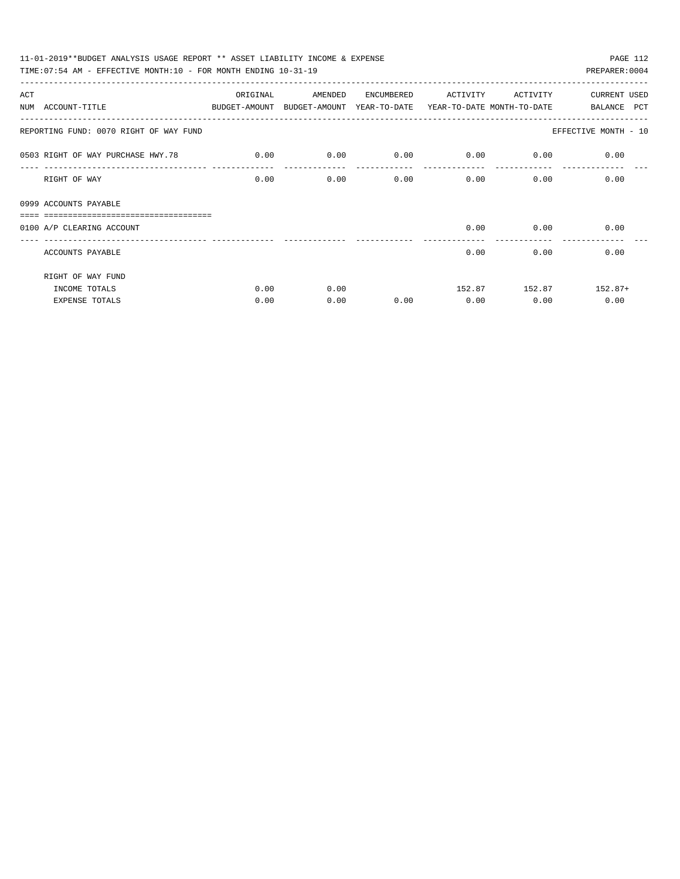11-01-2019**BUDGET ANALYSIS USAGE REPORT ** ASSET LIABILITY INCOME & EXPENSE

TIME:07:54 AM - EFFECTIVE MONTH:10 - FOR MONTH ENDING 10-31-19

PREPARER:0004

| ACT NUM | ACCOUNT-TITLE | ORIGINAL BUDGET-AMOUNT | AMENDED BUDGET-AMOUNT | ENCUMBERED YEAR-TO-DATE | ACTIVITY YEAR-TO-DATE | ACTIVITY MONTH-TO-DATE | CURRENT BALANCE | USED PCT |
|---|---|---|---|---|---|---|---|---|
| | REPORTING FUND: 0070 RIGHT OF WAY FUND | | | | | | EFFECTIVE MONTH - 10 | |
| 0503 | RIGHT OF WAY PURCHASE HWY.78 | 0.00 | 0.00 | 0.00 | 0.00 | 0.00 | 0.00 | |
| | RIGHT OF WAY | 0.00 | 0.00 | 0.00 | 0.00 | 0.00 | 0.00 | |
| 0999 | ACCOUNTS PAYABLE | | | | | | | |
| 0100 | A/P CLEARING ACCOUNT | | | | 0.00 | 0.00 | 0.00 | |
| | ACCOUNTS PAYABLE | | | | 0.00 | 0.00 | 0.00 | |
| | RIGHT OF WAY FUND | | | | | | | |
| | INCOME TOTALS | 0.00 | 0.00 | | 152.87 | 152.87 | 152.87+ | |
| | EXPENSE TOTALS | 0.00 | 0.00 | 0.00 | 0.00 | 0.00 | 0.00 | |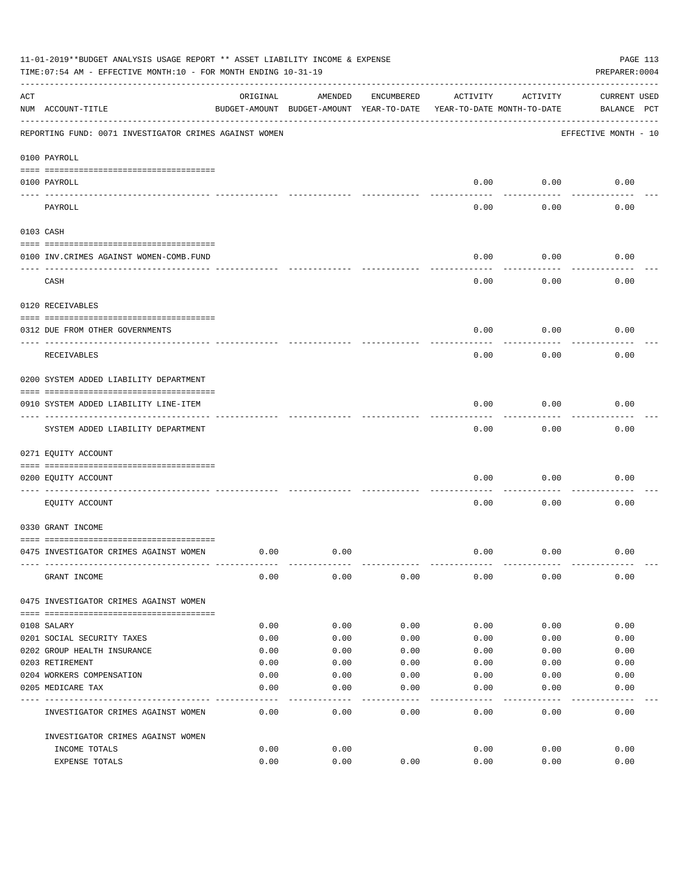11-01-2019**BUDGET ANALYSIS USAGE REPORT ** ASSET LIABILITY INCOME & EXPENSE

TIME:07:54 AM - EFFECTIVE MONTH:10 - FOR MONTH ENDING 10-31-19

PREPARER:0004

REPORTING FUND: 0071 INVESTIGATOR CRIMES AGAINST WOMEN — EFFECTIVE MONTH - 10

| ACT NUM | ACCOUNT-TITLE | ORIGINAL BUDGET-AMOUNT | AMENDED BUDGET-AMOUNT | ENCUMBERED YEAR-TO-DATE | ACTIVITY YEAR-TO-DATE | ACTIVITY MONTH-TO-DATE | CURRENT BALANCE | USED PCT |
|---|---|---|---|---|---|---|---|---|
| | **0100 PAYROLL** | | | | | | | |
| 0100 | PAYROLL | | | | 0.00 | 0.00 | 0.00 | |
| | PAYROLL | | | | 0.00 | 0.00 | 0.00 | |
| | **0103 CASH** | | | | | | | |
| 0100 | INV.CRIMES AGAINST WOMEN-COMB.FUND | | | | 0.00 | 0.00 | 0.00 | |
| | CASH | | | | 0.00 | 0.00 | 0.00 | |
| | **0120 RECEIVABLES** | | | | | | | |
| 0312 | DUE FROM OTHER GOVERNMENTS | | | | 0.00 | 0.00 | 0.00 | |
| | RECEIVABLES | | | | 0.00 | 0.00 | 0.00 | |
| | **0200 SYSTEM ADDED LIABILITY DEPARTMENT** | | | | | | | |
| 0910 | SYSTEM ADDED LIABILITY LINE-ITEM | | | | 0.00 | 0.00 | 0.00 | |
| | SYSTEM ADDED LIABILITY DEPARTMENT | | | | 0.00 | 0.00 | 0.00 | |
| | **0271 EQUITY ACCOUNT** | | | | | | | |
| 0200 | EQUITY ACCOUNT | | | | 0.00 | 0.00 | 0.00 | |
| | EQUITY ACCOUNT | | | | 0.00 | 0.00 | 0.00 | |
| | **0330 GRANT INCOME** | | | | | | | |
| 0475 | INVESTIGATOR CRIMES AGAINST WOMEN | 0.00 | 0.00 | | 0.00 | 0.00 | 0.00 | |
| | GRANT INCOME | 0.00 | 0.00 | 0.00 | 0.00 | 0.00 | 0.00 | |
| | **0475 INVESTIGATOR CRIMES AGAINST WOMEN** | | | | | | | |
| 0108 | SALARY | 0.00 | 0.00 | 0.00 | 0.00 | 0.00 | 0.00 | |
| 0201 | SOCIAL SECURITY TAXES | 0.00 | 0.00 | 0.00 | 0.00 | 0.00 | 0.00 | |
| 0202 | GROUP HEALTH INSURANCE | 0.00 | 0.00 | 0.00 | 0.00 | 0.00 | 0.00 | |
| 0203 | RETIREMENT | 0.00 | 0.00 | 0.00 | 0.00 | 0.00 | 0.00 | |
| 0204 | WORKERS COMPENSATION | 0.00 | 0.00 | 0.00 | 0.00 | 0.00 | 0.00 | |
| 0205 | MEDICARE TAX | 0.00 | 0.00 | 0.00 | 0.00 | 0.00 | 0.00 | |
| | INVESTIGATOR CRIMES AGAINST WOMEN | 0.00 | 0.00 | 0.00 | 0.00 | 0.00 | 0.00 | |
| | **INVESTIGATOR CRIMES AGAINST WOMEN** | | | | | | | |
| | INCOME TOTALS | 0.00 | 0.00 | | 0.00 | 0.00 | 0.00 | |
| | EXPENSE TOTALS | 0.00 | 0.00 | 0.00 | 0.00 | 0.00 | 0.00 | |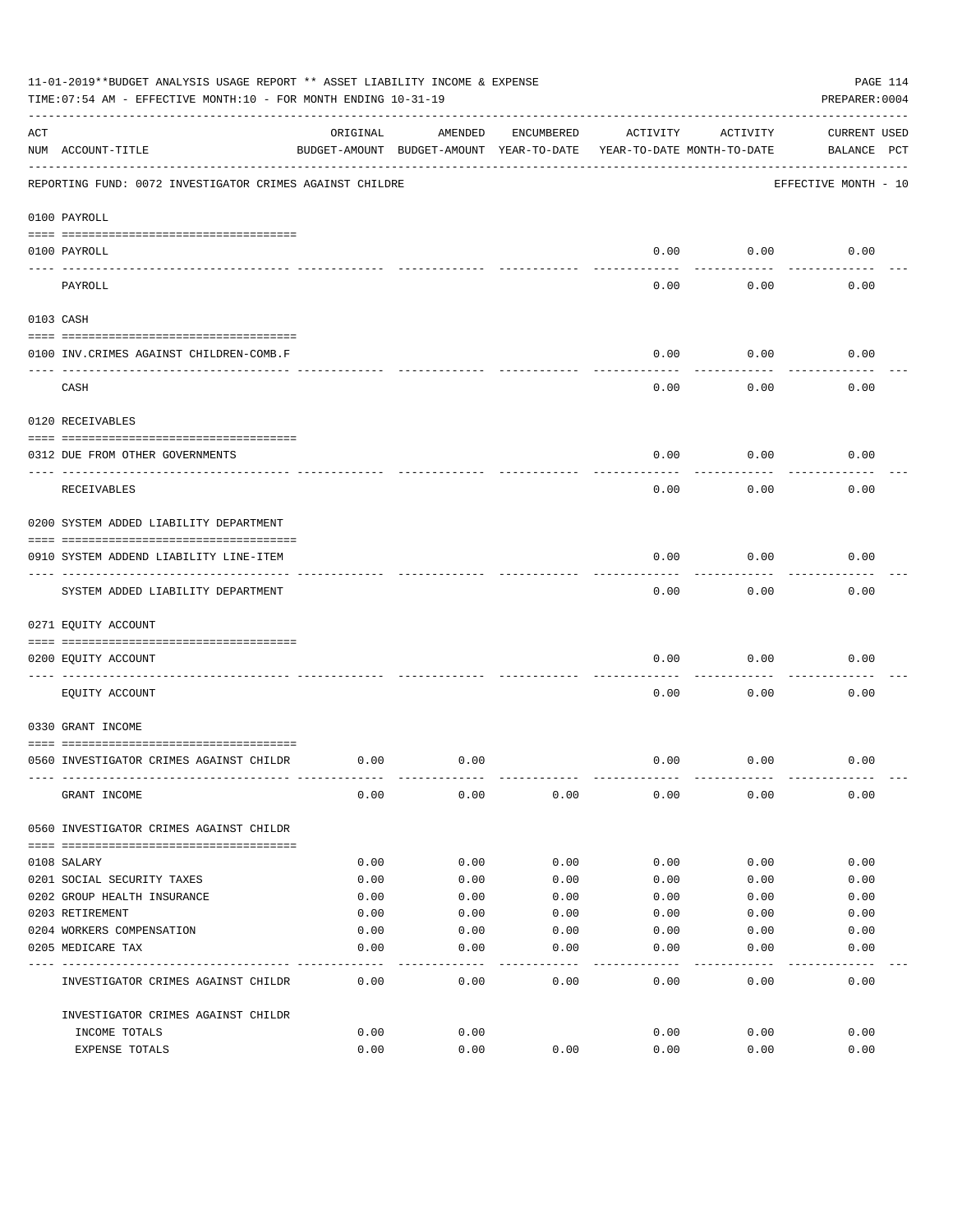11-01-2019**BUDGET ANALYSIS USAGE REPORT ** ASSET LIABILITY INCOME & EXPENSE

TIME:07:54 AM - EFFECTIVE MONTH:10 - FOR MONTH ENDING 10-31-19

PREPARER:0004

| ACT NUM | ACCOUNT-TITLE | ORIGINAL BUDGET-AMOUNT | AMENDED BUDGET-AMOUNT | ENCUMBERED YEAR-TO-DATE | ACTIVITY YEAR-TO-DATE | ACTIVITY MONTH-TO-DATE | CURRENT BALANCE | USED PCT |
|---|---|---|---|---|---|---|---|---|
| | REPORTING FUND: 0072 INVESTIGATOR CRIMES AGAINST CHILDRE | | | | | | EFFECTIVE MONTH - 10 | |
| | 0100 PAYROLL | | | | | | | |
| 0100 | PAYROLL | | | | 0.00 | 0.00 | 0.00 | |
| | PAYROLL | | | | 0.00 | 0.00 | 0.00 | |
| | 0103 CASH | | | | | | | |
| 0100 | INV.CRIMES AGAINST CHILDREN-COMB.F | | | | 0.00 | 0.00 | 0.00 | |
| | CASH | | | | 0.00 | 0.00 | 0.00 | |
| | 0120 RECEIVABLES | | | | | | | |
| 0312 | DUE FROM OTHER GOVERNMENTS | | | | 0.00 | 0.00 | 0.00 | |
| | RECEIVABLES | | | | 0.00 | 0.00 | 0.00 | |
| | 0200 SYSTEM ADDED LIABILITY DEPARTMENT | | | | | | | |
| 0910 | SYSTEM ADDEND LIABILITY LINE-ITEM | | | | 0.00 | 0.00 | 0.00 | |
| | SYSTEM ADDED LIABILITY DEPARTMENT | | | | 0.00 | 0.00 | 0.00 | |
| | 0271 EQUITY ACCOUNT | | | | | | | |
| 0200 | EQUITY ACCOUNT | | | | 0.00 | 0.00 | 0.00 | |
| | EQUITY ACCOUNT | | | | 0.00 | 0.00 | 0.00 | |
| | 0330 GRANT INCOME | | | | | | | |
| 0560 | INVESTIGATOR CRIMES AGAINST CHILDR | 0.00 | 0.00 | | 0.00 | 0.00 | 0.00 | |
| | GRANT INCOME | 0.00 | 0.00 | 0.00 | 0.00 | 0.00 | 0.00 | |
| | 0560 INVESTIGATOR CRIMES AGAINST CHILDR | | | | | | | |
| 0108 | SALARY | 0.00 | 0.00 | 0.00 | 0.00 | 0.00 | 0.00 | |
| 0201 | SOCIAL SECURITY TAXES | 0.00 | 0.00 | 0.00 | 0.00 | 0.00 | 0.00 | |
| 0202 | GROUP HEALTH INSURANCE | 0.00 | 0.00 | 0.00 | 0.00 | 0.00 | 0.00 | |
| 0203 | RETIREMENT | 0.00 | 0.00 | 0.00 | 0.00 | 0.00 | 0.00 | |
| 0204 | WORKERS COMPENSATION | 0.00 | 0.00 | 0.00 | 0.00 | 0.00 | 0.00 | |
| 0205 | MEDICARE TAX | 0.00 | 0.00 | 0.00 | 0.00 | 0.00 | 0.00 | |
| | INVESTIGATOR CRIMES AGAINST CHILDR | 0.00 | 0.00 | 0.00 | 0.00 | 0.00 | 0.00 | |
| | INVESTIGATOR CRIMES AGAINST CHILDR | | | | | | | |
| | INCOME TOTALS | 0.00 | 0.00 | | 0.00 | 0.00 | 0.00 | |
| | EXPENSE TOTALS | 0.00 | 0.00 | 0.00 | 0.00 | 0.00 | 0.00 | |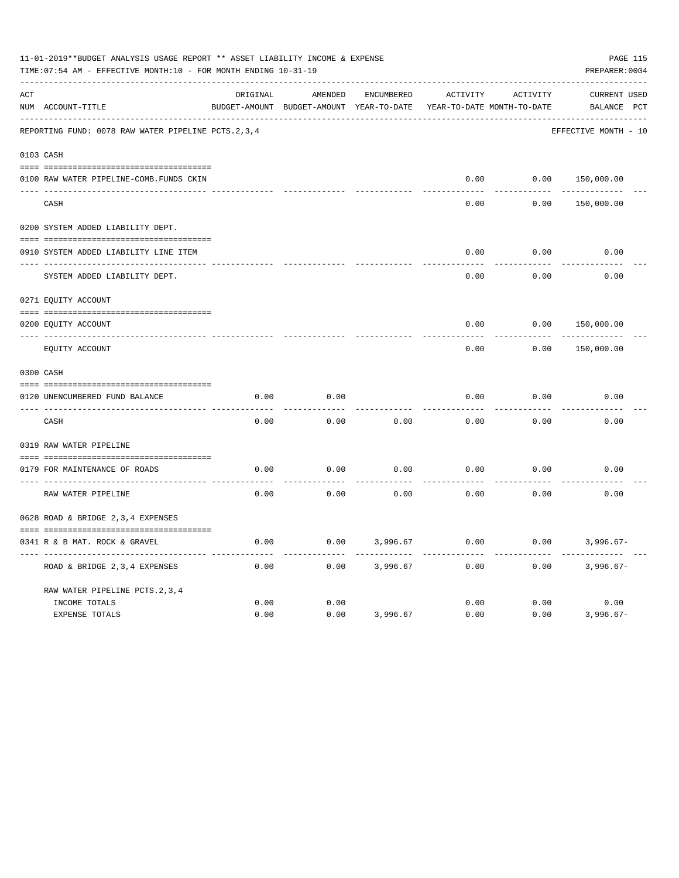11-01-2019**BUDGET ANALYSIS USAGE REPORT ** ASSET LIABILITY INCOME & EXPENSE

TIME:07:54 AM - EFFECTIVE MONTH:10 - FOR MONTH ENDING 10-31-19

PREPARER:0004

REPORTING FUND: 0078 RAW WATER PIPELINE PCTS.2,3,4 — EFFECTIVE MONTH - 10

| ACT NUM | ACCOUNT-TITLE | ORIGINAL BUDGET-AMOUNT | AMENDED BUDGET-AMOUNT | ENCUMBERED YEAR-TO-DATE | ACTIVITY YEAR-TO-DATE | ACTIVITY MONTH-TO-DATE | CURRENT BALANCE | USED PCT |
|---|---|---|---|---|---|---|---|---|
| 0103 | CASH | | | | | | | |
| 0100 | RAW WATER PIPELINE-COMB.FUNDS CKIN | | | | 0.00 | 0.00 | 150,000.00 | |
| | CASH | | | | 0.00 | 0.00 | 150,000.00 | |
| 0200 | SYSTEM ADDED LIABILITY DEPT. | | | | | | | |
| 0910 | SYSTEM ADDED LIABILITY LINE ITEM | | | | 0.00 | 0.00 | 0.00 | |
| | SYSTEM ADDED LIABILITY DEPT. | | | | 0.00 | 0.00 | 0.00 | |
| 0271 | EQUITY ACCOUNT | | | | | | | |
| 0200 | EQUITY ACCOUNT | | | | 0.00 | 0.00 | 150,000.00 | |
| | EQUITY ACCOUNT | | | | 0.00 | 0.00 | 150,000.00 | |
| 0300 | CASH | | | | | | | |
| 0120 | UNENCUMBERED FUND BALANCE | 0.00 | 0.00 | | 0.00 | 0.00 | 0.00 | |
| | CASH | 0.00 | 0.00 | 0.00 | 0.00 | 0.00 | 0.00 | |
| 0319 | RAW WATER PIPELINE | | | | | | | |
| 0179 | FOR MAINTENANCE OF ROADS | 0.00 | 0.00 | 0.00 | 0.00 | 0.00 | 0.00 | |
| | RAW WATER PIPELINE | 0.00 | 0.00 | 0.00 | 0.00 | 0.00 | 0.00 | |
| 0628 | ROAD & BRIDGE 2,3,4 EXPENSES | | | | | | | |
| 0341 | R & B MAT. ROCK & GRAVEL | 0.00 | 0.00 | 3,996.67 | 0.00 | 0.00 | 3,996.67- | |
| | ROAD & BRIDGE 2,3,4 EXPENSES | 0.00 | 0.00 | 3,996.67 | 0.00 | 0.00 | 3,996.67- | |
| | RAW WATER PIPELINE PCTS.2,3,4 | | | | | | | |
| | INCOME TOTALS | 0.00 | 0.00 | | 0.00 | 0.00 | 0.00 | |
| | EXPENSE TOTALS | 0.00 | 0.00 | 3,996.67 | 0.00 | 0.00 | 3,996.67- | |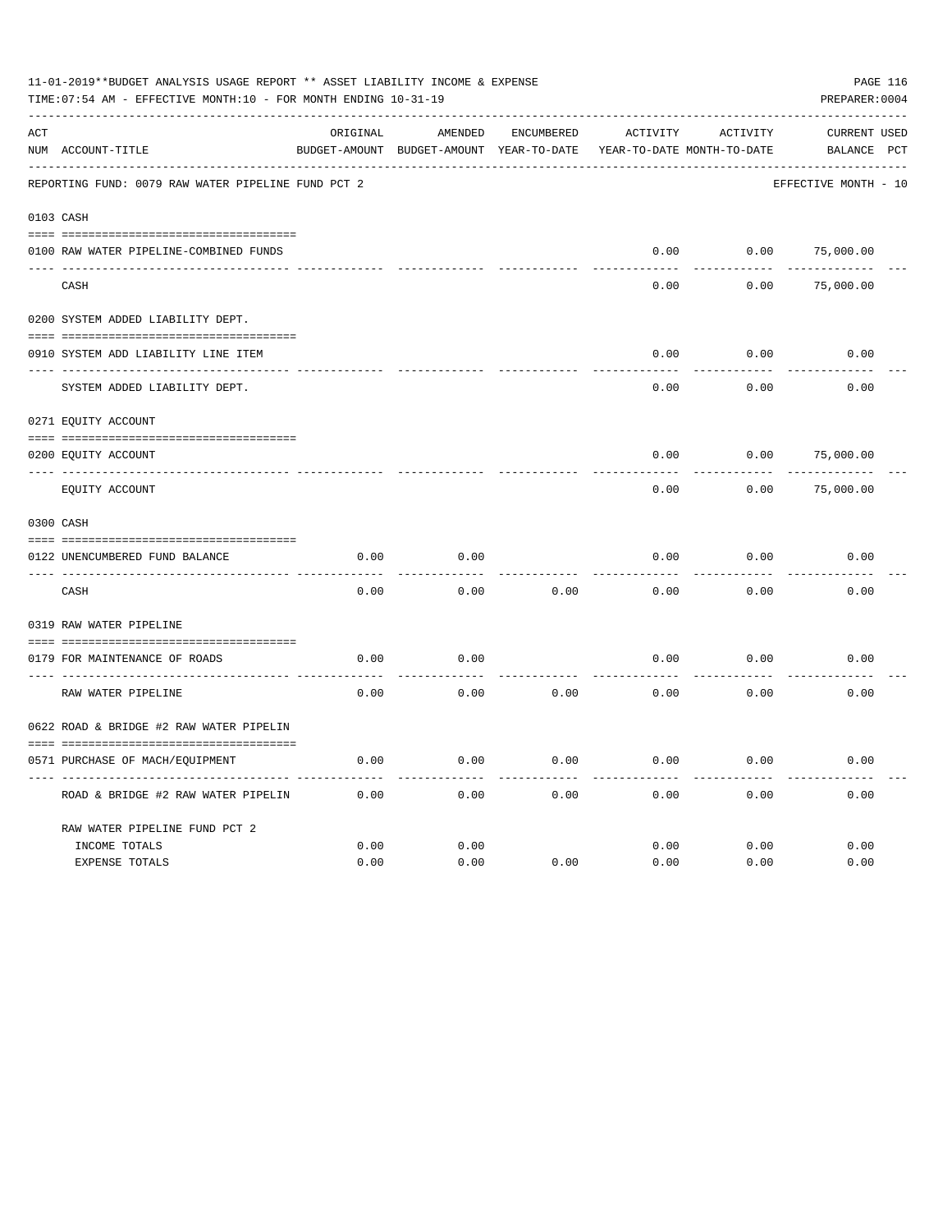11-01-2019**BUDGET ANALYSIS USAGE REPORT ** ASSET LIABILITY INCOME & EXPENSE

TIME:07:54 AM - EFFECTIVE MONTH:10 - FOR MONTH ENDING 10-31-19

PREPARER:0004

| ACT NUM | ACCOUNT-TITLE | ORIGINAL BUDGET-AMOUNT | AMENDED BUDGET-AMOUNT | ENCUMBERED YEAR-TO-DATE | ACTIVITY YEAR-TO-DATE | ACTIVITY MONTH-TO-DATE | CURRENT BALANCE | USED PCT |
|---|---|---|---|---|---|---|---|---|
| | REPORTING FUND: 0079 RAW WATER PIPELINE FUND PCT 2 | | | | | | EFFECTIVE MONTH - 10 | |
| | **0103 CASH** | | | | | | | |
| 0100 | RAW WATER PIPELINE-COMBINED FUNDS | | | | 0.00 | 0.00 | 75,000.00 | |
| | CASH | | | | 0.00 | 0.00 | 75,000.00 | |
| | **0200 SYSTEM ADDED LIABILITY DEPT.** | | | | | | | |
| 0910 | SYSTEM ADD LIABILITY LINE ITEM | | | | 0.00 | 0.00 | 0.00 | |
| | SYSTEM ADDED LIABILITY DEPT. | | | | 0.00 | 0.00 | 0.00 | |
| | **0271 EQUITY ACCOUNT** | | | | | | | |
| 0200 | EQUITY ACCOUNT | | | | 0.00 | 0.00 | 75,000.00 | |
| | EQUITY ACCOUNT | | | | 0.00 | 0.00 | 75,000.00 | |
| | **0300 CASH** | | | | | | | |
| 0122 | UNENCUMBERED FUND BALANCE | 0.00 | 0.00 | | 0.00 | 0.00 | 0.00 | |
| | CASH | 0.00 | 0.00 | 0.00 | 0.00 | 0.00 | 0.00 | |
| | **0319 RAW WATER PIPELINE** | | | | | | | |
| 0179 | FOR MAINTENANCE OF ROADS | 0.00 | 0.00 | | 0.00 | 0.00 | 0.00 | |
| | RAW WATER PIPELINE | 0.00 | 0.00 | 0.00 | 0.00 | 0.00 | 0.00 | |
| | **0622 ROAD & BRIDGE #2 RAW WATER PIPELIN** | | | | | | | |
| 0571 | PURCHASE OF MACH/EQUIPMENT | 0.00 | 0.00 | 0.00 | 0.00 | 0.00 | 0.00 | |
| | ROAD & BRIDGE #2 RAW WATER PIPELIN | 0.00 | 0.00 | 0.00 | 0.00 | 0.00 | 0.00 | |
| | RAW WATER PIPELINE FUND PCT 2 | | | | | | | |
| | INCOME TOTALS | 0.00 | 0.00 | | 0.00 | 0.00 | 0.00 | |
| | EXPENSE TOTALS | 0.00 | 0.00 | 0.00 | 0.00 | 0.00 | 0.00 | |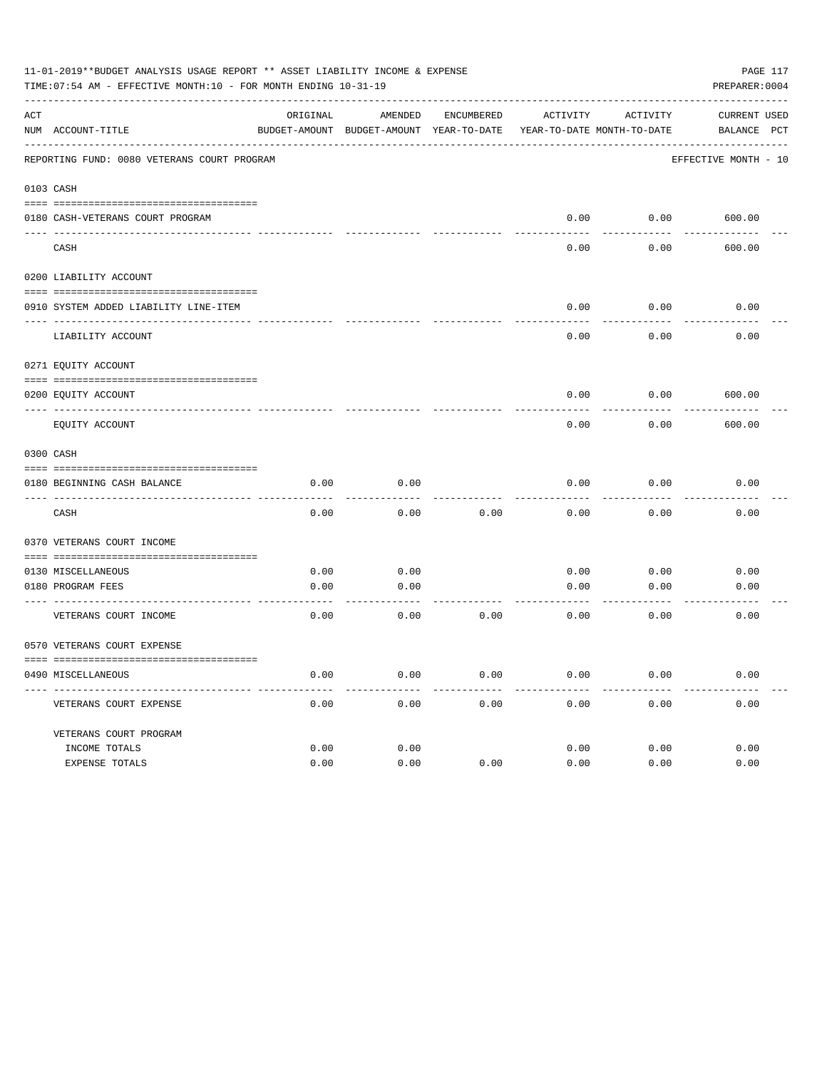11-01-2019**BUDGET ANALYSIS USAGE REPORT ** ASSET LIABILITY INCOME & EXPENSE

TIME:07:54 AM - EFFECTIVE MONTH:10 - FOR MONTH ENDING 10-31-19

PREPARER:0004

| ACT NUM | ACCOUNT-TITLE | ORIGINAL BUDGET-AMOUNT | AMENDED BUDGET-AMOUNT | ENCUMBERED YEAR-TO-DATE | ACTIVITY YEAR-TO-DATE | ACTIVITY MONTH-TO-DATE | CURRENT BALANCE | USED PCT |
|---|---|---|---|---|---|---|---|---|
| | REPORTING FUND: 0080 VETERANS COURT PROGRAM | | | | | | EFFECTIVE MONTH - 10 | |
| 0103 | CASH | | | | | | | |
| 0180 | CASH-VETERANS COURT PROGRAM | | | | 0.00 | 0.00 | 600.00 | |
| | CASH | | | | 0.00 | 0.00 | 600.00 | |
| 0200 | LIABILITY ACCOUNT | | | | | | | |
| 0910 | SYSTEM ADDED LIABILITY LINE-ITEM | | | | 0.00 | 0.00 | 0.00 | |
| | LIABILITY ACCOUNT | | | | 0.00 | 0.00 | 0.00 | |
| 0271 | EQUITY ACCOUNT | | | | | | | |
| 0200 | EQUITY ACCOUNT | | | | 0.00 | 0.00 | 600.00 | |
| | EQUITY ACCOUNT | | | | 0.00 | 0.00 | 600.00 | |
| 0300 | CASH | | | | | | | |
| 0180 | BEGINNING CASH BALANCE | 0.00 | 0.00 | | 0.00 | 0.00 | 0.00 | |
| | CASH | 0.00 | 0.00 | 0.00 | 0.00 | 0.00 | 0.00 | |
| 0370 | VETERANS COURT INCOME | | | | | | | |
| 0130 | MISCELLANEOUS | 0.00 | 0.00 | | 0.00 | 0.00 | 0.00 | |
| 0180 | PROGRAM FEES | 0.00 | 0.00 | | 0.00 | 0.00 | 0.00 | |
| | VETERANS COURT INCOME | 0.00 | 0.00 | 0.00 | 0.00 | 0.00 | 0.00 | |
| 0570 | VETERANS COURT EXPENSE | | | | | | | |
| 0490 | MISCELLANEOUS | 0.00 | 0.00 | 0.00 | 0.00 | 0.00 | 0.00 | |
| | VETERANS COURT EXPENSE | 0.00 | 0.00 | 0.00 | 0.00 | 0.00 | 0.00 | |
| | VETERANS COURT PROGRAM | | | | | | | |
| | INCOME TOTALS | 0.00 | 0.00 | | 0.00 | 0.00 | 0.00 | |
| | EXPENSE TOTALS | 0.00 | 0.00 | 0.00 | 0.00 | 0.00 | 0.00 | |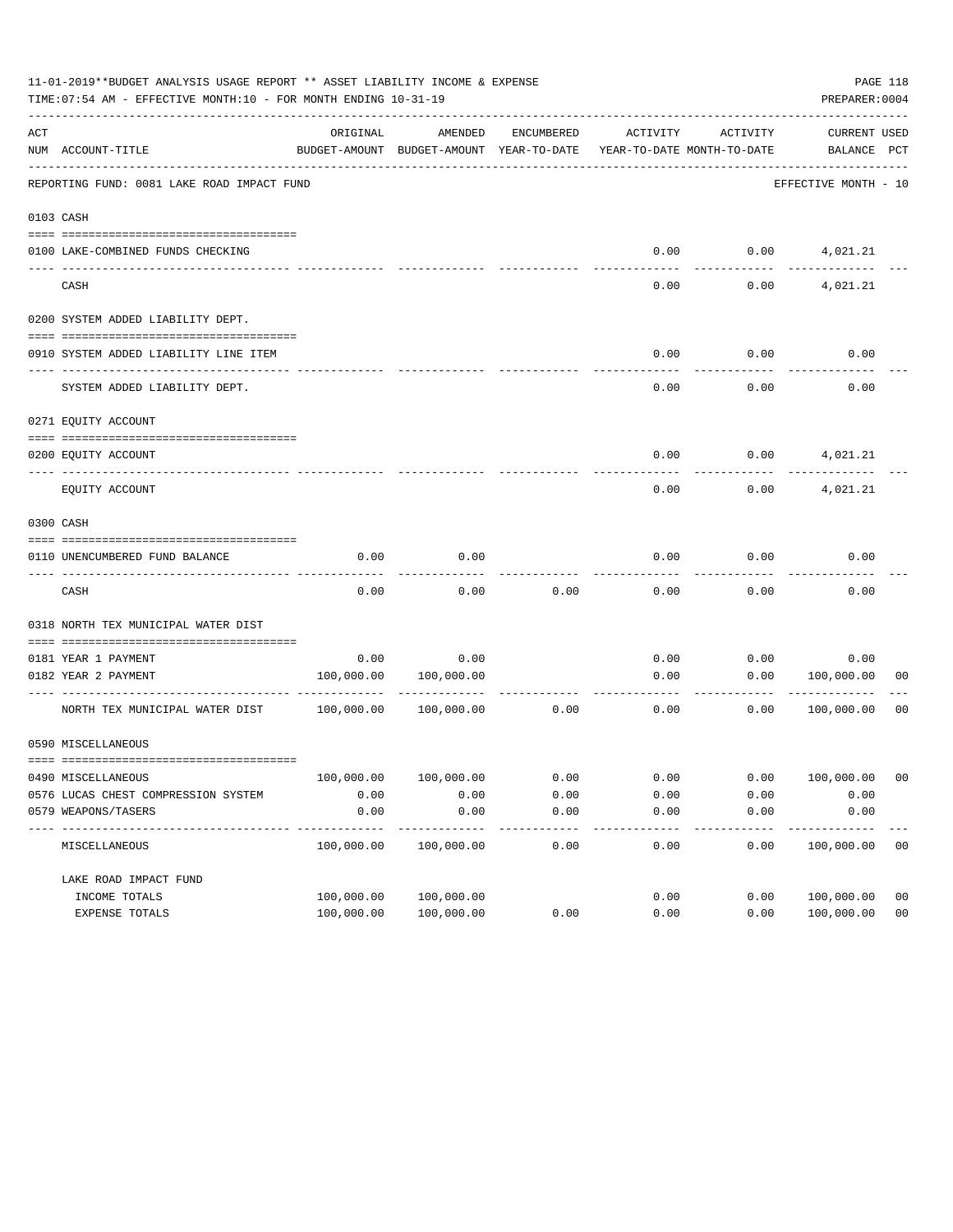11-01-2019**BUDGET ANALYSIS USAGE REPORT ** ASSET LIABILITY INCOME & EXPENSE

TIME:07:54 AM - EFFECTIVE MONTH:10 - FOR MONTH ENDING 10-31-19

PREPARER:0004

REPORTING FUND: 0081 LAKE ROAD IMPACT FUND — EFFECTIVE MONTH - 10

| ACT NUM | ACCOUNT-TITLE | ORIGINAL BUDGET-AMOUNT | AMENDED BUDGET-AMOUNT | ENCUMBERED YEAR-TO-DATE | ACTIVITY YEAR-TO-DATE | ACTIVITY MONTH-TO-DATE | CURRENT BALANCE | USED PCT |
|---|---|---|---|---|---|---|---|---|
| **0103** | **CASH** | | | | | | | |
| 0100 | LAKE-COMBINED FUNDS CHECKING | | | | 0.00 | 0.00 | 4,021.21 | |
| | CASH | | | | 0.00 | 0.00 | 4,021.21 | |
| **0200** | **SYSTEM ADDED LIABILITY DEPT.** | | | | | | | |
| 0910 | SYSTEM ADDED LIABILITY LINE ITEM | | | | 0.00 | 0.00 | 0.00 | |
| | SYSTEM ADDED LIABILITY DEPT. | | | | 0.00 | 0.00 | 0.00 | |
| **0271** | **EQUITY ACCOUNT** | | | | | | | |
| 0200 | EQUITY ACCOUNT | | | | 0.00 | 0.00 | 4,021.21 | |
| | EQUITY ACCOUNT | | | | 0.00 | 0.00 | 4,021.21 | |
| **0300** | **CASH** | | | | | | | |
| 0110 | UNENCUMBERED FUND BALANCE | 0.00 | 0.00 | | 0.00 | 0.00 | 0.00 | |
| | CASH | 0.00 | 0.00 | 0.00 | 0.00 | 0.00 | 0.00 | |
| **0318** | **NORTH TEX MUNICIPAL WATER DIST** | | | | | | | |
| 0181 | YEAR 1 PAYMENT | 0.00 | 0.00 | | 0.00 | 0.00 | 0.00 | |
| 0182 | YEAR 2 PAYMENT | 100,000.00 | 100,000.00 | | 0.00 | 0.00 | 100,000.00 | 00 |
| | NORTH TEX MUNICIPAL WATER DIST | 100,000.00 | 100,000.00 | 0.00 | 0.00 | 0.00 | 100,000.00 | 00 |
| **0590** | **MISCELLANEOUS** | | | | | | | |
| 0490 | MISCELLANEOUS | 100,000.00 | 100,000.00 | 0.00 | 0.00 | 0.00 | 100,000.00 | 00 |
| 0576 | LUCAS CHEST COMPRESSION SYSTEM | 0.00 | 0.00 | 0.00 | 0.00 | 0.00 | 0.00 | |
| 0579 | WEAPONS/TASERS | 0.00 | 0.00 | 0.00 | 0.00 | 0.00 | 0.00 | |
| | MISCELLANEOUS | 100,000.00 | 100,000.00 | 0.00 | 0.00 | 0.00 | 100,000.00 | 00 |
| | LAKE ROAD IMPACT FUND | | | | | | | |
| | INCOME TOTALS | 100,000.00 | 100,000.00 | | 0.00 | 0.00 | 100,000.00 | 00 |
| | EXPENSE TOTALS | 100,000.00 | 100,000.00 | 0.00 | 0.00 | 0.00 | 100,000.00 | 00 |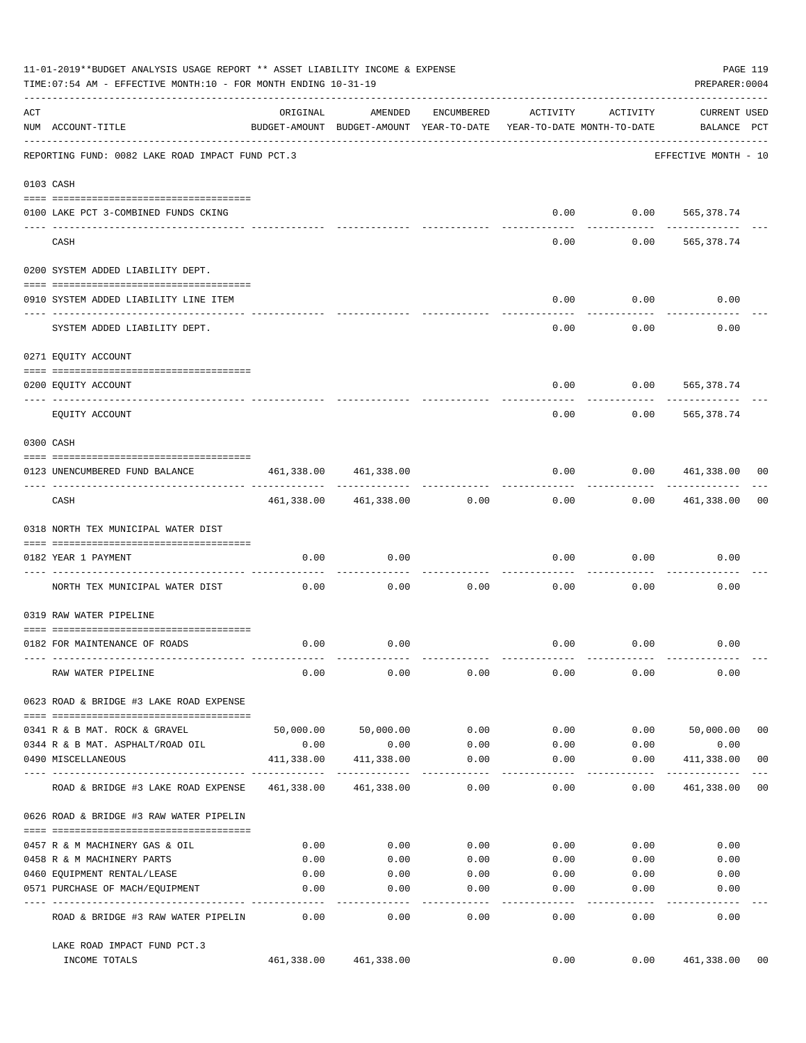11-01-2019**BUDGET ANALYSIS USAGE REPORT ** ASSET LIABILITY INCOME & EXPENSE

TIME:07:54 AM - EFFECTIVE MONTH:10 - FOR MONTH ENDING 10-31-19

PREPARER:0004

| ACT NUM | ACCOUNT-TITLE | ORIGINAL BUDGET-AMOUNT | AMENDED BUDGET-AMOUNT | ENCUMBERED YEAR-TO-DATE | ACTIVITY YEAR-TO-DATE | ACTIVITY MONTH-TO-DATE | CURRENT BALANCE | USED PCT |
|---|---|---|---|---|---|---|---|---|
| | REPORTING FUND: 0082 LAKE ROAD IMPACT FUND PCT.3 | | | | | | EFFECTIVE MONTH - 10 | |
| 0103 | CASH | | | | | | | |
| 0100 | LAKE PCT 3-COMBINED FUNDS CKING | | | | 0.00 | 0.00 | 565,378.74 | |
| | CASH | | | | 0.00 | 0.00 | 565,378.74 | |
| 0200 | SYSTEM ADDED LIABILITY DEPT. | | | | | | | |
| 0910 | SYSTEM ADDED LIABILITY LINE ITEM | | | | 0.00 | 0.00 | 0.00 | |
| | SYSTEM ADDED LIABILITY DEPT. | | | | 0.00 | 0.00 | 0.00 | |
| 0271 | EQUITY ACCOUNT | | | | | | | |
| 0200 | EQUITY ACCOUNT | | | | 0.00 | 0.00 | 565,378.74 | |
| | EQUITY ACCOUNT | | | | 0.00 | 0.00 | 565,378.74 | |
| 0300 | CASH | | | | | | | |
| 0123 | UNENCUMBERED FUND BALANCE | 461,338.00 | 461,338.00 | | 0.00 | 0.00 | 461,338.00 | 00 |
| | CASH | 461,338.00 | 461,338.00 | 0.00 | 0.00 | 0.00 | 461,338.00 | 00 |
| 0318 | NORTH TEX MUNICIPAL WATER DIST | | | | | | | |
| 0182 | YEAR 1 PAYMENT | 0.00 | 0.00 | | 0.00 | 0.00 | 0.00 | |
| | NORTH TEX MUNICIPAL WATER DIST | 0.00 | 0.00 | 0.00 | 0.00 | 0.00 | 0.00 | |
| 0319 | RAW WATER PIPELINE | | | | | | | |
| 0182 | FOR MAINTENANCE OF ROADS | 0.00 | 0.00 | | 0.00 | 0.00 | 0.00 | |
| | RAW WATER PIPELINE | 0.00 | 0.00 | 0.00 | 0.00 | 0.00 | 0.00 | |
| 0623 | ROAD & BRIDGE #3 LAKE ROAD EXPENSE | | | | | | | |
| 0341 | R & B MAT. ROCK & GRAVEL | 50,000.00 | 50,000.00 | 0.00 | 0.00 | 0.00 | 50,000.00 | 00 |
| 0344 | R & B MAT. ASPHALT/ROAD OIL | 0.00 | 0.00 | 0.00 | 0.00 | 0.00 | 0.00 | |
| 0490 | MISCELLANEOUS | 411,338.00 | 411,338.00 | 0.00 | 0.00 | 0.00 | 411,338.00 | 00 |
| | ROAD & BRIDGE #3 LAKE ROAD EXPENSE | 461,338.00 | 461,338.00 | 0.00 | 0.00 | 0.00 | 461,338.00 | 00 |
| 0626 | ROAD & BRIDGE #3 RAW WATER PIPELIN | | | | | | | |
| 0457 | R & M MACHINERY GAS & OIL | 0.00 | 0.00 | 0.00 | 0.00 | 0.00 | 0.00 | |
| 0458 | R & M MACHINERY PARTS | 0.00 | 0.00 | 0.00 | 0.00 | 0.00 | 0.00 | |
| 0460 | EQUIPMENT RENTAL/LEASE | 0.00 | 0.00 | 0.00 | 0.00 | 0.00 | 0.00 | |
| 0571 | PURCHASE OF MACH/EQUIPMENT | 0.00 | 0.00 | 0.00 | 0.00 | 0.00 | 0.00 | |
| | ROAD & BRIDGE #3 RAW WATER PIPELIN | 0.00 | 0.00 | 0.00 | 0.00 | 0.00 | 0.00 | |
| | LAKE ROAD IMPACT FUND PCT.3 INCOME TOTALS | 461,338.00 | 461,338.00 | | 0.00 | 0.00 | 461,338.00 | 00 |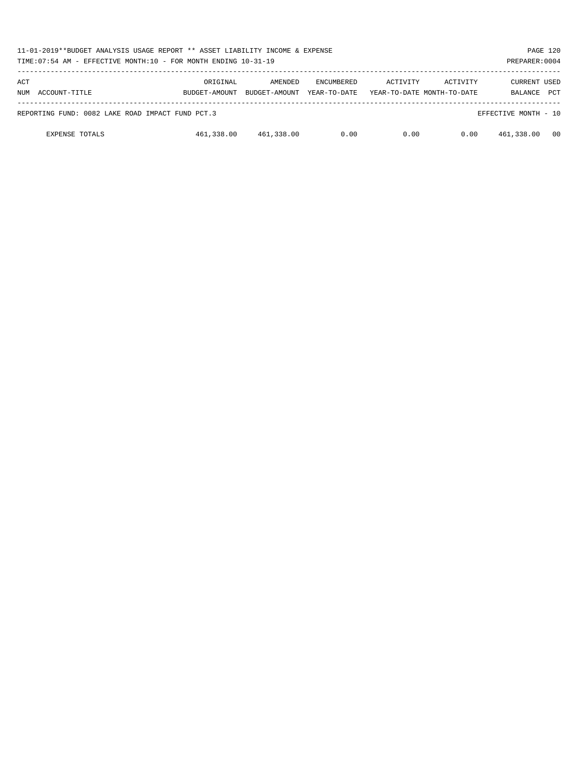11-01-2019**BUDGET ANALYSIS USAGE REPORT ** ASSET LIABILITY INCOME & EXPENSE

TIME:07:54 AM - EFFECTIVE MONTH:10 - FOR MONTH ENDING 10-31-19

PREPARER:0004

| ACT NUM ACCOUNT-TITLE | ORIGINAL BUDGET-AMOUNT | AMENDED BUDGET-AMOUNT | ENCUMBERED YEAR-TO-DATE | ACTIVITY YEAR-TO-DATE | ACTIVITY MONTH-TO-DATE | CURRENT BALANCE | USED PCT |
|---|---|---|---|---|---|---|---|
| REPORTING FUND: 0082 LAKE ROAD IMPACT FUND PCT.3 | | | | | | EFFECTIVE MONTH - 10 | |
| EXPENSE TOTALS | 461,338.00 | 461,338.00 | 0.00 | 0.00 | 0.00 | 461,338.00 | 00 |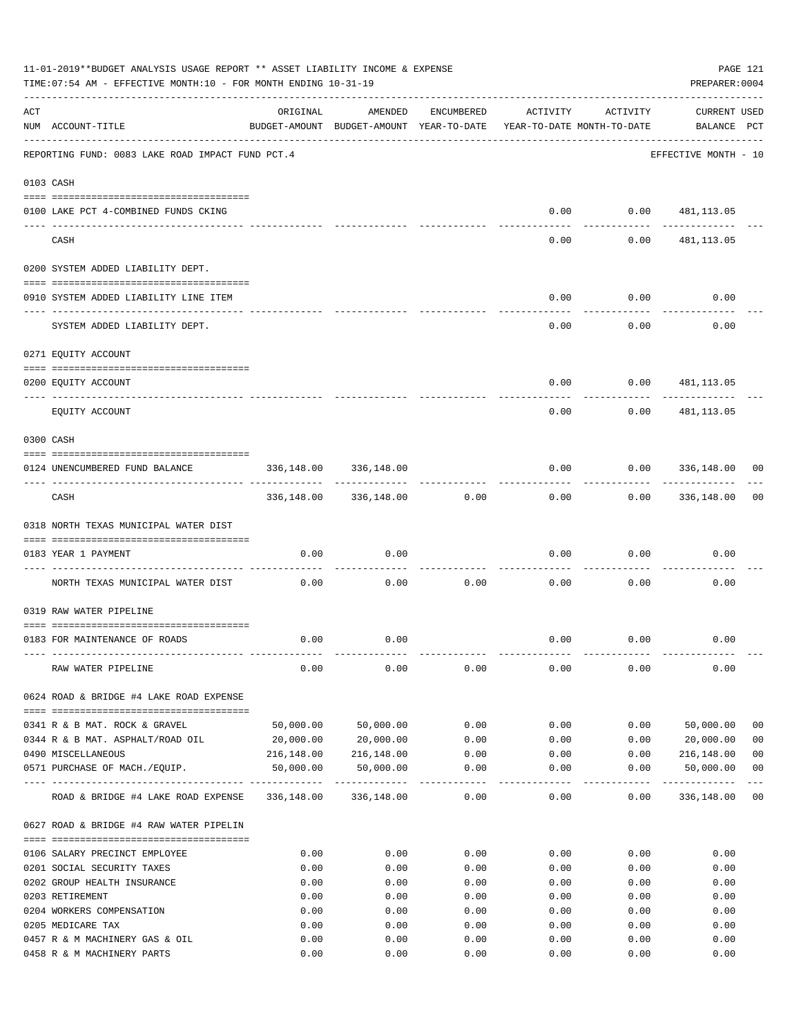11-01-2019**BUDGET ANALYSIS USAGE REPORT ** ASSET LIABILITY INCOME & EXPENSE

TIME:07:54 AM - EFFECTIVE MONTH:10 - FOR MONTH ENDING 10-31-19

PREPARER:0004

| ACT NUM | ACCOUNT-TITLE | ORIGINAL BUDGET-AMOUNT | AMENDED BUDGET-AMOUNT | ENCUMBERED YEAR-TO-DATE | ACTIVITY YEAR-TO-DATE | ACTIVITY MONTH-TO-DATE | CURRENT BALANCE | USED PCT |
|---|---|---|---|---|---|---|---|---|
| | REPORTING FUND: 0083 LAKE ROAD IMPACT FUND PCT.4 | | | | | | EFFECTIVE MONTH - 10 | |
| 0103 | CASH | | | | | | | |
| 0100 | LAKE PCT 4-COMBINED FUNDS CKING | | | | 0.00 | 0.00 | 481,113.05 | |
| | CASH | | | | 0.00 | 0.00 | 481,113.05 | |
| 0200 | SYSTEM ADDED LIABILITY DEPT. | | | | | | | |
| 0910 | SYSTEM ADDED LIABILITY LINE ITEM | | | | 0.00 | 0.00 | 0.00 | |
| | SYSTEM ADDED LIABILITY DEPT. | | | | 0.00 | 0.00 | 0.00 | |
| 0271 | EQUITY ACCOUNT | | | | | | | |
| 0200 | EQUITY ACCOUNT | | | | 0.00 | 0.00 | 481,113.05 | |
| | EQUITY ACCOUNT | | | | 0.00 | 0.00 | 481,113.05 | |
| 0300 | CASH | | | | | | | |
| 0124 | UNENCUMBERED FUND BALANCE | 336,148.00 | 336,148.00 | | 0.00 | 0.00 | 336,148.00 | 00 |
| | CASH | 336,148.00 | 336,148.00 | 0.00 | 0.00 | 0.00 | 336,148.00 | 00 |
| 0318 | NORTH TEXAS MUNICIPAL WATER DIST | | | | | | | |
| 0183 | YEAR 1 PAYMENT | 0.00 | 0.00 | | 0.00 | 0.00 | 0.00 | |
| | NORTH TEXAS MUNICIPAL WATER DIST | 0.00 | 0.00 | 0.00 | 0.00 | 0.00 | 0.00 | |
| 0319 | RAW WATER PIPELINE | | | | | | | |
| 0183 | FOR MAINTENANCE OF ROADS | 0.00 | 0.00 | | 0.00 | 0.00 | 0.00 | |
| | RAW WATER PIPELINE | 0.00 | 0.00 | 0.00 | 0.00 | 0.00 | 0.00 | |
| 0624 | ROAD & BRIDGE #4 LAKE ROAD EXPENSE | | | | | | | |
| 0341 | R & B MAT. ROCK & GRAVEL | 50,000.00 | 50,000.00 | 0.00 | 0.00 | 0.00 | 50,000.00 | 00 |
| 0344 | R & B MAT. ASPHALT/ROAD OIL | 20,000.00 | 20,000.00 | 0.00 | 0.00 | 0.00 | 20,000.00 | 00 |
| 0490 | MISCELLANEOUS | 216,148.00 | 216,148.00 | 0.00 | 0.00 | 0.00 | 216,148.00 | 00 |
| 0571 | PURCHASE OF MACH./EQUIP. | 50,000.00 | 50,000.00 | 0.00 | 0.00 | 0.00 | 50,000.00 | 00 |
| | ROAD & BRIDGE #4 LAKE ROAD EXPENSE | 336,148.00 | 336,148.00 | 0.00 | 0.00 | 0.00 | 336,148.00 | 00 |
| 0627 | ROAD & BRIDGE #4 RAW WATER PIPELIN | | | | | | | |
| 0106 | SALARY PRECINCT EMPLOYEE | 0.00 | 0.00 | 0.00 | 0.00 | 0.00 | 0.00 | |
| 0201 | SOCIAL SECURITY TAXES | 0.00 | 0.00 | 0.00 | 0.00 | 0.00 | 0.00 | |
| 0202 | GROUP HEALTH INSURANCE | 0.00 | 0.00 | 0.00 | 0.00 | 0.00 | 0.00 | |
| 0203 | RETIREMENT | 0.00 | 0.00 | 0.00 | 0.00 | 0.00 | 0.00 | |
| 0204 | WORKERS COMPENSATION | 0.00 | 0.00 | 0.00 | 0.00 | 0.00 | 0.00 | |
| 0205 | MEDICARE TAX | 0.00 | 0.00 | 0.00 | 0.00 | 0.00 | 0.00 | |
| 0457 | R & M MACHINERY GAS & OIL | 0.00 | 0.00 | 0.00 | 0.00 | 0.00 | 0.00 | |
| 0458 | R & M MACHINERY PARTS | 0.00 | 0.00 | 0.00 | 0.00 | 0.00 | 0.00 | |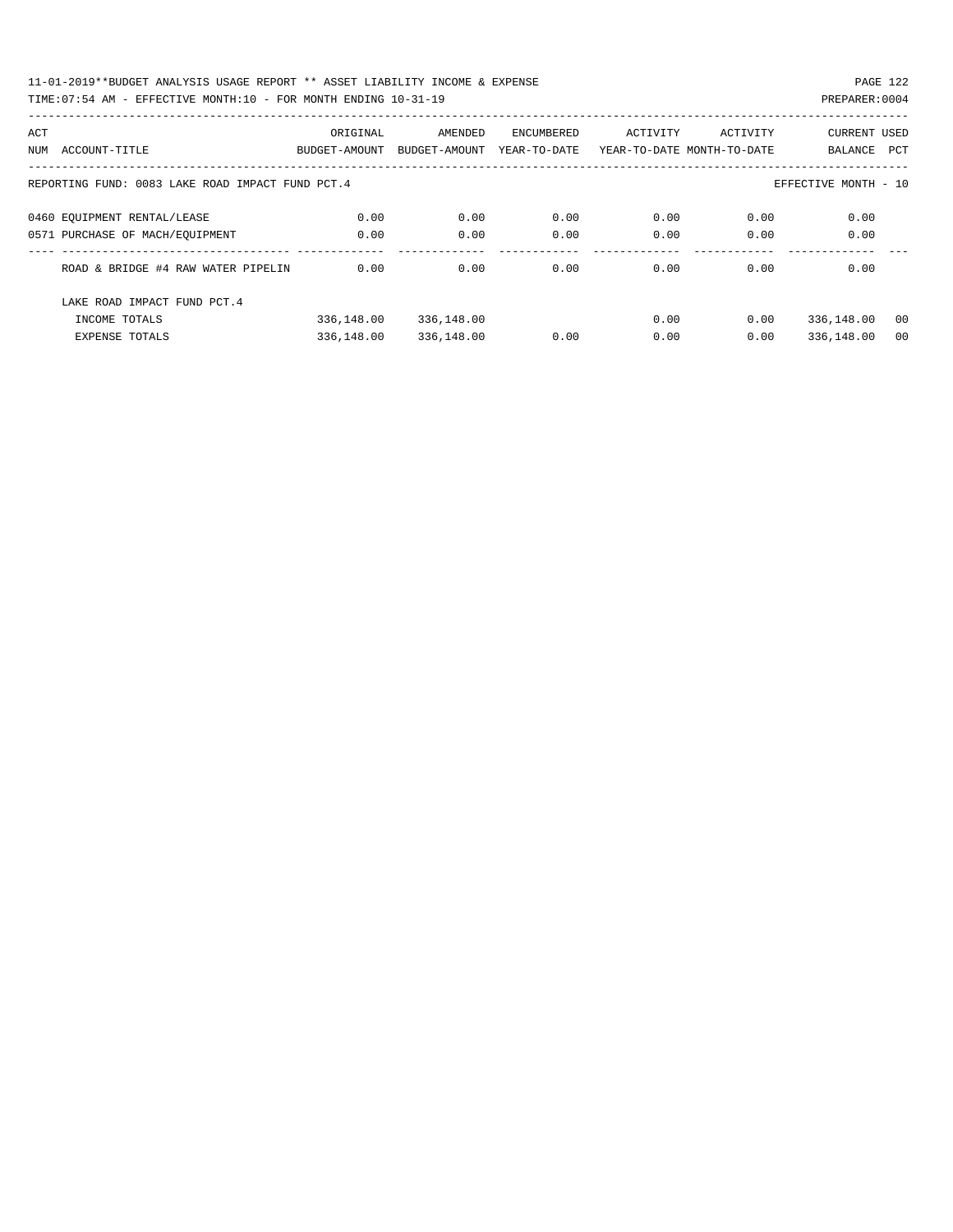11-01-2019**BUDGET ANALYSIS USAGE REPORT ** ASSET LIABILITY INCOME & EXPENSE

TIME:07:54 AM - EFFECTIVE MONTH:10 - FOR MONTH ENDING 10-31-19

| ACT NUM | ACCOUNT-TITLE | ORIGINAL BUDGET-AMOUNT | AMENDED BUDGET-AMOUNT | ENCUMBERED YEAR-TO-DATE | ACTIVITY YEAR-TO-DATE | ACTIVITY MONTH-TO-DATE | CURRENT BALANCE | USED PCT |
|---|---|---|---|---|---|---|---|---|
| REPORTING FUND: 0083 LAKE ROAD IMPACT FUND PCT.4 | | | | | | | EFFECTIVE MONTH - 10 | |
| 0460 | EQUIPMENT RENTAL/LEASE | 0.00 | 0.00 | 0.00 | 0.00 | 0.00 | 0.00 | |
| 0571 | PURCHASE OF MACH/EQUIPMENT | 0.00 | 0.00 | 0.00 | 0.00 | 0.00 | 0.00 | |
| | ROAD & BRIDGE #4 RAW WATER PIPELIN | 0.00 | 0.00 | 0.00 | 0.00 | 0.00 | 0.00 | |
| | LAKE ROAD IMPACT FUND PCT.4 | | | | | | | |
| | INCOME TOTALS | 336,148.00 | 336,148.00 | | 0.00 | 0.00 | 336,148.00 | 00 |
| | EXPENSE TOTALS | 336,148.00 | 336,148.00 | 0.00 | 0.00 | 0.00 | 336,148.00 | 00 |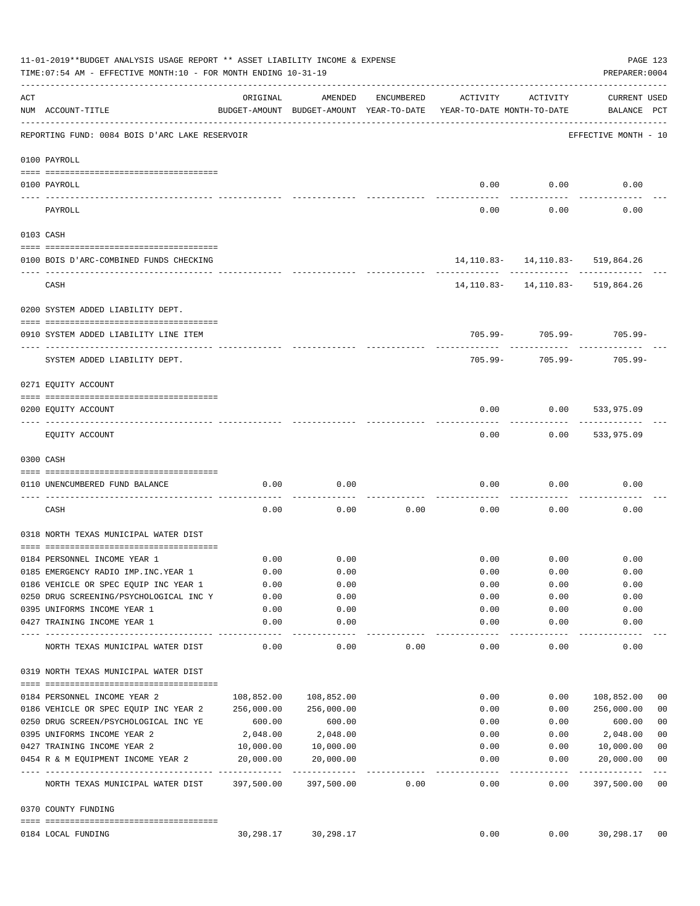11-01-2019**BUDGET ANALYSIS USAGE REPORT ** ASSET LIABILITY INCOME & EXPENSE

TIME:07:54 AM - EFFECTIVE MONTH:10 - FOR MONTH ENDING 10-31-19

PREPARER:0004

| ACT NUM | ACCOUNT-TITLE | ORIGINAL BUDGET-AMOUNT | AMENDED BUDGET-AMOUNT | ENCUMBERED YEAR-TO-DATE | ACTIVITY YEAR-TO-DATE | ACTIVITY MONTH-TO-DATE | CURRENT BALANCE | USED PCT |
|---|---|---|---|---|---|---|---|---|
| | REPORTING FUND: 0084 BOIS D'ARC LAKE RESERVOIR | | | | | | EFFECTIVE MONTH - 10 | |
| | 0100 PAYROLL | | | | | | | |
| 0100 | PAYROLL | | | | 0.00 | 0.00 | 0.00 | |
| | PAYROLL | | | | 0.00 | 0.00 | 0.00 | |
| | 0103 CASH | | | | | | | |
| 0100 | BOIS D'ARC-COMBINED FUNDS CHECKING | | | | 14,110.83- | 14,110.83- | 519,864.26 | |
| | CASH | | | | 14,110.83- | 14,110.83- | 519,864.26 | |
| | 0200 SYSTEM ADDED LIABILITY DEPT. | | | | | | | |
| 0910 | SYSTEM ADDED LIABILITY LINE ITEM | | | | 705.99- | 705.99- | 705.99- | |
| | SYSTEM ADDED LIABILITY DEPT. | | | | 705.99- | 705.99- | 705.99- | |
| | 0271 EQUITY ACCOUNT | | | | | | | |
| 0200 | EQUITY ACCOUNT | | | | 0.00 | 0.00 | 533,975.09 | |
| | EQUITY ACCOUNT | | | | 0.00 | 0.00 | 533,975.09 | |
| | 0300 CASH | | | | | | | |
| 0110 | UNENCUMBERED FUND BALANCE | 0.00 | 0.00 | | 0.00 | 0.00 | 0.00 | |
| | CASH | 0.00 | 0.00 | 0.00 | 0.00 | 0.00 | 0.00 | |
| | 0318 NORTH TEXAS MUNICIPAL WATER DIST | | | | | | | |
| 0184 | PERSONNEL INCOME YEAR 1 | 0.00 | 0.00 | | 0.00 | 0.00 | 0.00 | |
| 0185 | EMERGENCY RADIO IMP.INC.YEAR 1 | 0.00 | 0.00 | | 0.00 | 0.00 | 0.00 | |
| 0186 | VEHICLE OR SPEC EQUIP INC YEAR 1 | 0.00 | 0.00 | | 0.00 | 0.00 | 0.00 | |
| 0250 | DRUG SCREENING/PSYCHOLOGICAL INC Y | 0.00 | 0.00 | | 0.00 | 0.00 | 0.00 | |
| 0395 | UNIFORMS INCOME YEAR 1 | 0.00 | 0.00 | | 0.00 | 0.00 | 0.00 | |
| 0427 | TRAINING INCOME YEAR 1 | 0.00 | 0.00 | | 0.00 | 0.00 | 0.00 | |
| | NORTH TEXAS MUNICIPAL WATER DIST | 0.00 | 0.00 | 0.00 | 0.00 | 0.00 | 0.00 | |
| | 0319 NORTH TEXAS MUNICIPAL WATER DIST | | | | | | | |
| 0184 | PERSONNEL INCOME YEAR 2 | 108,852.00 | 108,852.00 | | 0.00 | 0.00 | 108,852.00 | 00 |
| 0186 | VEHICLE OR SPEC EQUIP INC YEAR 2 | 256,000.00 | 256,000.00 | | 0.00 | 0.00 | 256,000.00 | 00 |
| 0250 | DRUG SCREEN/PSYCHOLOGICAL INC YE | 600.00 | 600.00 | | 0.00 | 0.00 | 600.00 | 00 |
| 0395 | UNIFORMS INCOME YEAR 2 | 2,048.00 | 2,048.00 | | 0.00 | 0.00 | 2,048.00 | 00 |
| 0427 | TRAINING INCOME YEAR 2 | 10,000.00 | 10,000.00 | | 0.00 | 0.00 | 10,000.00 | 00 |
| 0454 | R & M EQUIPMENT INCOME YEAR 2 | 20,000.00 | 20,000.00 | | 0.00 | 0.00 | 20,000.00 | 00 |
| | NORTH TEXAS MUNICIPAL WATER DIST | 397,500.00 | 397,500.00 | 0.00 | 0.00 | 0.00 | 397,500.00 | 00 |
| | 0370 COUNTY FUNDING | | | | | | | |
| 0184 | LOCAL FUNDING | 30,298.17 | 30,298.17 | | 0.00 | 0.00 | 30,298.17 | 00 |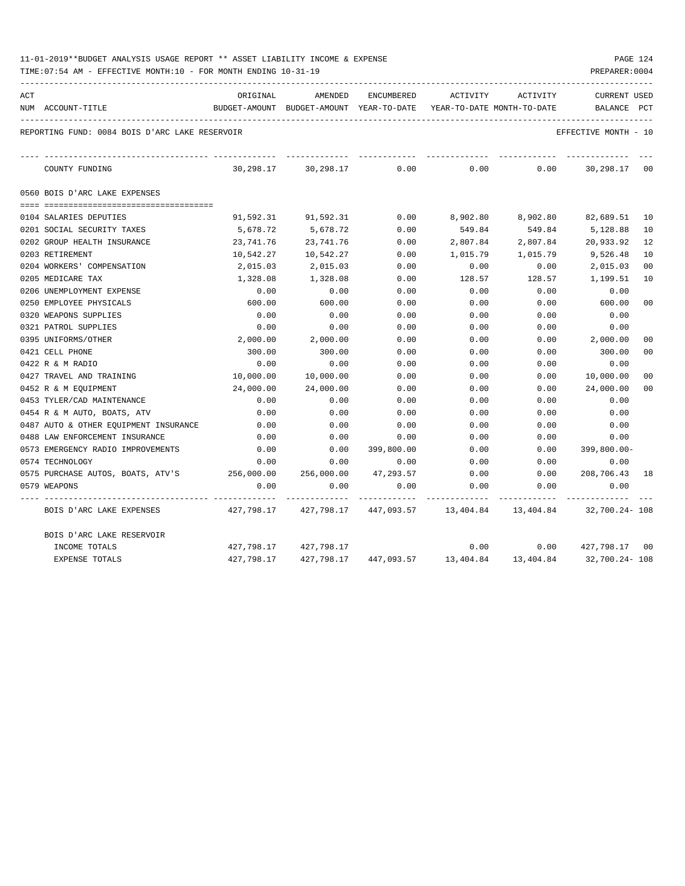11-01-2019**BUDGET ANALYSIS USAGE REPORT ** ASSET LIABILITY INCOME & EXPENSE

TIME:07:54 AM - EFFECTIVE MONTH:10 - FOR MONTH ENDING 10-31-19

PREPARER:0004

REPORTING FUND: 0084 BOIS D'ARC LAKE RESERVOIR — EFFECTIVE MONTH - 10

| ACT NUM | ACCOUNT-TITLE | ORIGINAL BUDGET-AMOUNT | AMENDED BUDGET-AMOUNT | ENCUMBERED YEAR-TO-DATE | ACTIVITY YEAR-TO-DATE | ACTIVITY MONTH-TO-DATE | CURRENT BALANCE | USED PCT |
|---|---|---|---|---|---|---|---|---|
| | COUNTY FUNDING | 30,298.17 | 30,298.17 | 0.00 | 0.00 | 0.00 | 30,298.17 | 00 |

0560 BOIS D'ARC LAKE EXPENSES

| ACT NUM | ACCOUNT-TITLE | ORIGINAL BUDGET-AMOUNT | AMENDED BUDGET-AMOUNT | ENCUMBERED YEAR-TO-DATE | ACTIVITY YEAR-TO-DATE | ACTIVITY MONTH-TO-DATE | CURRENT BALANCE | USED PCT |
|---|---|---|---|---|---|---|---|---|
| 0104 | SALARIES DEPUTIES | 91,592.31 | 91,592.31 | 0.00 | 8,902.80 | 8,902.80 | 82,689.51 | 10 |
| 0201 | SOCIAL SECURITY TAXES | 5,678.72 | 5,678.72 | 0.00 | 549.84 | 549.84 | 5,128.88 | 10 |
| 0202 | GROUP HEALTH INSURANCE | 23,741.76 | 23,741.76 | 0.00 | 2,807.84 | 2,807.84 | 20,933.92 | 12 |
| 0203 | RETIREMENT | 10,542.27 | 10,542.27 | 0.00 | 1,015.79 | 1,015.79 | 9,526.48 | 10 |
| 0204 | WORKERS' COMPENSATION | 2,015.03 | 2,015.03 | 0.00 | 0.00 | 0.00 | 2,015.03 | 00 |
| 0205 | MEDICARE TAX | 1,328.08 | 1,328.08 | 0.00 | 128.57 | 128.57 | 1,199.51 | 10 |
| 0206 | UNEMPLOYMENT EXPENSE | 0.00 | 0.00 | 0.00 | 0.00 | 0.00 | 0.00 | |
| 0250 | EMPLOYEE PHYSICALS | 600.00 | 600.00 | 0.00 | 0.00 | 0.00 | 600.00 | 00 |
| 0320 | WEAPONS SUPPLIES | 0.00 | 0.00 | 0.00 | 0.00 | 0.00 | 0.00 | |
| 0321 | PATROL SUPPLIES | 0.00 | 0.00 | 0.00 | 0.00 | 0.00 | 0.00 | |
| 0395 | UNIFORMS/OTHER | 2,000.00 | 2,000.00 | 0.00 | 0.00 | 0.00 | 2,000.00 | 00 |
| 0421 | CELL PHONE | 300.00 | 300.00 | 0.00 | 0.00 | 0.00 | 300.00 | 00 |
| 0422 | R & M RADIO | 0.00 | 0.00 | 0.00 | 0.00 | 0.00 | 0.00 | |
| 0427 | TRAVEL AND TRAINING | 10,000.00 | 10,000.00 | 0.00 | 0.00 | 0.00 | 10,000.00 | 00 |
| 0452 | R & M EQUIPMENT | 24,000.00 | 24,000.00 | 0.00 | 0.00 | 0.00 | 24,000.00 | 00 |
| 0453 | TYLER/CAD MAINTENANCE | 0.00 | 0.00 | 0.00 | 0.00 | 0.00 | 0.00 | |
| 0454 | R & M AUTO, BOATS, ATV | 0.00 | 0.00 | 0.00 | 0.00 | 0.00 | 0.00 | |
| 0487 | AUTO & OTHER EQUIPMENT INSURANCE | 0.00 | 0.00 | 0.00 | 0.00 | 0.00 | 0.00 | |
| 0488 | LAW ENFORCEMENT INSURANCE | 0.00 | 0.00 | 0.00 | 0.00 | 0.00 | 0.00 | |
| 0573 | EMERGENCY RADIO IMPROVEMENTS | 0.00 | 0.00 | 399,800.00 | 0.00 | 0.00 | 399,800.00- | |
| 0574 | TECHNOLOGY | 0.00 | 0.00 | 0.00 | 0.00 | 0.00 | 0.00 | |
| 0575 | PURCHASE AUTOS, BOATS, ATV'S | 256,000.00 | 256,000.00 | 47,293.57 | 0.00 | 0.00 | 208,706.43 | 18 |
| 0579 | WEAPONS | 0.00 | 0.00 | 0.00 | 0.00 | 0.00 | 0.00 | |
| | BOIS D'ARC LAKE EXPENSES | 427,798.17 | 427,798.17 | 447,093.57 | 13,404.84 | 13,404.84 | 32,700.24- | 108 |

BOIS D'ARC LAKE RESERVOIR

| | ORIGINAL BUDGET-AMOUNT | AMENDED BUDGET-AMOUNT | ENCUMBERED YEAR-TO-DATE | ACTIVITY YEAR-TO-DATE | ACTIVITY MONTH-TO-DATE | CURRENT BALANCE | USED PCT |
|---|---|---|---|---|---|---|---|
| INCOME TOTALS | 427,798.17 | 427,798.17 | | 0.00 | 0.00 | 427,798.17 | 00 |
| EXPENSE TOTALS | 427,798.17 | 427,798.17 | 447,093.57 | 13,404.84 | 13,404.84 | 32,700.24- | 108 |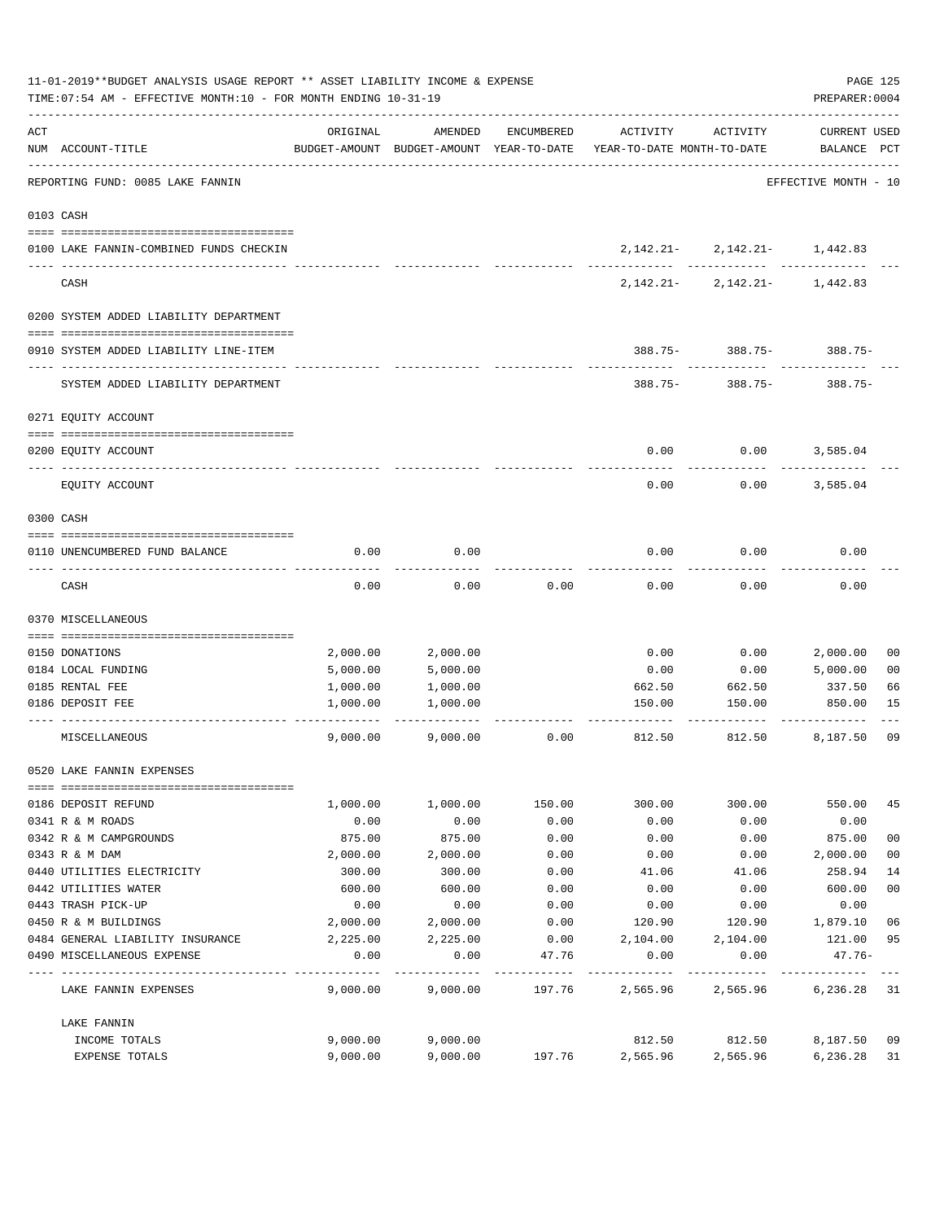11-01-2019**BUDGET ANALYSIS USAGE REPORT ** ASSET LIABILITY INCOME & EXPENSE

TIME:07:54 AM - EFFECTIVE MONTH:10 - FOR MONTH ENDING 10-31-19

PREPARER:0004

REPORTING FUND: 0085 LAKE FANNIN — EFFECTIVE MONTH - 10

| ACT NUM | ACCOUNT-TITLE | ORIGINAL BUDGET-AMOUNT | AMENDED BUDGET-AMOUNT | ENCUMBERED YEAR-TO-DATE | ACTIVITY YEAR-TO-DATE | ACTIVITY MONTH-TO-DATE | CURRENT BALANCE | USED PCT |
|---|---|---|---|---|---|---|---|---|
| | **0103 CASH** | | | | | | | |
| 0100 | LAKE FANNIN-COMBINED FUNDS CHECKIN | | | | 2,142.21- | 2,142.21- | 1,442.83 | |
| | CASH | | | | 2,142.21- | 2,142.21- | 1,442.83 | |
| | **0200 SYSTEM ADDED LIABILITY DEPARTMENT** | | | | | | | |
| 0910 | SYSTEM ADDED LIABILITY LINE-ITEM | | | | 388.75- | 388.75- | 388.75- | |
| | SYSTEM ADDED LIABILITY DEPARTMENT | | | | 388.75- | 388.75- | 388.75- | |
| | **0271 EQUITY ACCOUNT** | | | | | | | |
| 0200 | EQUITY ACCOUNT | | | | 0.00 | 0.00 | 3,585.04 | |
| | EQUITY ACCOUNT | | | | 0.00 | 0.00 | 3,585.04 | |
| | **0300 CASH** | | | | | | | |
| 0110 | UNENCUMBERED FUND BALANCE | 0.00 | 0.00 | | 0.00 | 0.00 | 0.00 | |
| | CASH | 0.00 | 0.00 | 0.00 | 0.00 | 0.00 | 0.00 | |
| | **0370 MISCELLANEOUS** | | | | | | | |
| 0150 | DONATIONS | 2,000.00 | 2,000.00 | | 0.00 | 0.00 | 2,000.00 | 00 |
| 0184 | LOCAL FUNDING | 5,000.00 | 5,000.00 | | 0.00 | 0.00 | 5,000.00 | 00 |
| 0185 | RENTAL FEE | 1,000.00 | 1,000.00 | | 662.50 | 662.50 | 337.50 | 66 |
| 0186 | DEPOSIT FEE | 1,000.00 | 1,000.00 | | 150.00 | 150.00 | 850.00 | 15 |
| | MISCELLANEOUS | 9,000.00 | 9,000.00 | 0.00 | 812.50 | 812.50 | 8,187.50 | 09 |
| | **0520 LAKE FANNIN EXPENSES** | | | | | | | |
| 0186 | DEPOSIT REFUND | 1,000.00 | 1,000.00 | 150.00 | 300.00 | 300.00 | 550.00 | 45 |
| 0341 | R & M ROADS | 0.00 | 0.00 | 0.00 | 0.00 | 0.00 | 0.00 | |
| 0342 | R & M CAMPGROUNDS | 875.00 | 875.00 | 0.00 | 0.00 | 0.00 | 875.00 | 00 |
| 0343 | R & M DAM | 2,000.00 | 2,000.00 | 0.00 | 0.00 | 0.00 | 2,000.00 | 00 |
| 0440 | UTILITIES ELECTRICITY | 300.00 | 300.00 | 0.00 | 41.06 | 41.06 | 258.94 | 14 |
| 0442 | UTILITIES WATER | 600.00 | 600.00 | 0.00 | 0.00 | 0.00 | 600.00 | 00 |
| 0443 | TRASH PICK-UP | 0.00 | 0.00 | 0.00 | 0.00 | 0.00 | 0.00 | |
| 0450 | R & M BUILDINGS | 2,000.00 | 2,000.00 | 0.00 | 120.90 | 120.90 | 1,879.10 | 06 |
| 0484 | GENERAL LIABILITY INSURANCE | 2,225.00 | 2,225.00 | 0.00 | 2,104.00 | 2,104.00 | 121.00 | 95 |
| 0490 | MISCELLANEOUS EXPENSE | 0.00 | 0.00 | 47.76 | 0.00 | 0.00 | 47.76- | |
| | LAKE FANNIN EXPENSES | 9,000.00 | 9,000.00 | 197.76 | 2,565.96 | 2,565.96 | 6,236.28 | 31 |
| | **LAKE FANNIN** | | | | | | | |
| | INCOME TOTALS | 9,000.00 | 9,000.00 | | 812.50 | 812.50 | 8,187.50 | 09 |
| | EXPENSE TOTALS | 9,000.00 | 9,000.00 | 197.76 | 2,565.96 | 2,565.96 | 6,236.28 | 31 |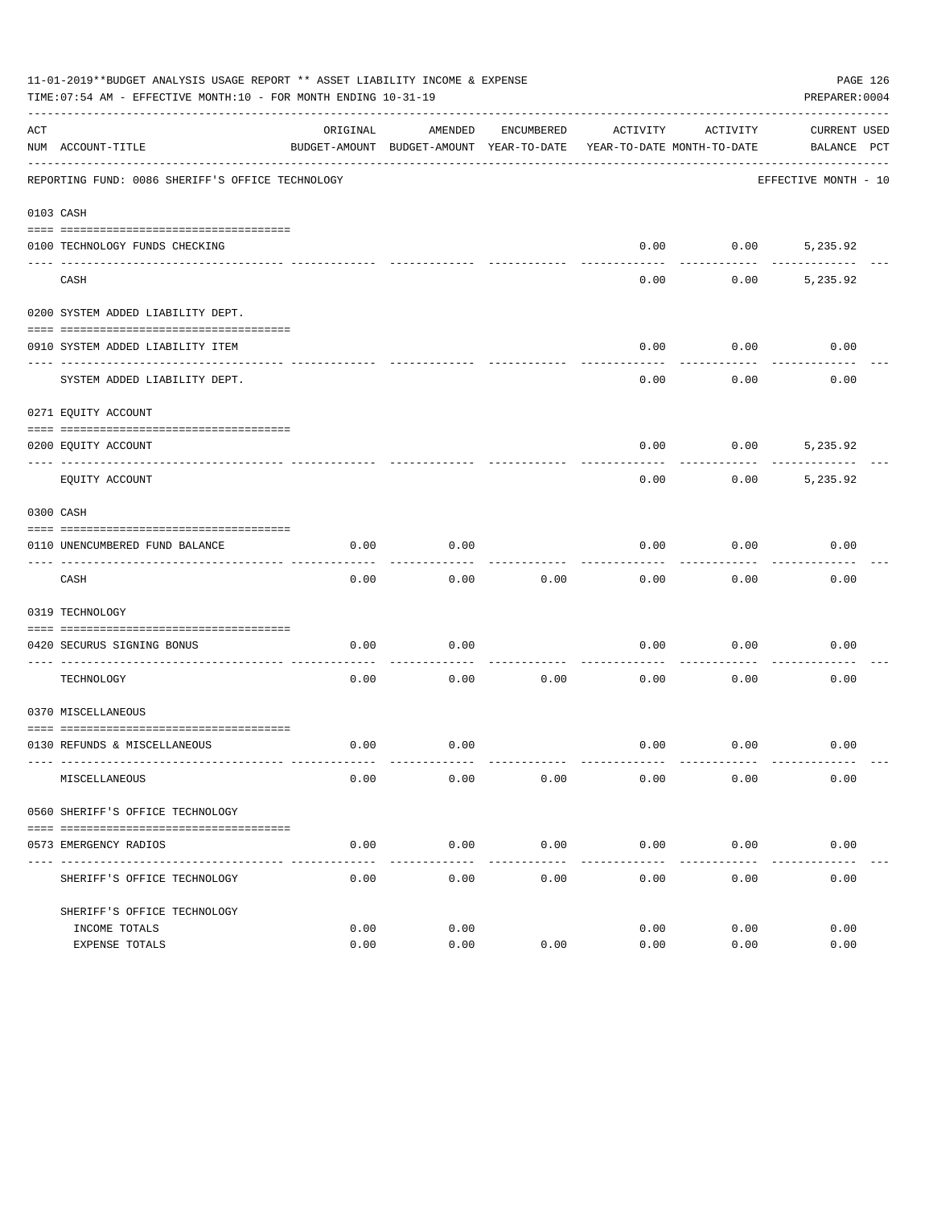11-01-2019**BUDGET ANALYSIS USAGE REPORT ** ASSET LIABILITY INCOME & EXPENSE

TIME:07:54 AM - EFFECTIVE MONTH:10 - FOR MONTH ENDING 10-31-19

PREPARER:0004

REPORTING FUND: 0086 SHERIFF'S OFFICE TECHNOLOGY — EFFECTIVE MONTH - 10

| ACT NUM | ACCOUNT-TITLE | ORIGINAL BUDGET-AMOUNT | AMENDED BUDGET-AMOUNT | ENCUMBERED YEAR-TO-DATE | ACTIVITY YEAR-TO-DATE | ACTIVITY MONTH-TO-DATE | CURRENT BALANCE | USED PCT |
|---|---|---|---|---|---|---|---|---|
| | **0103 CASH** | | | | | | | |
| 0100 | TECHNOLOGY FUNDS CHECKING | | | | 0.00 | 0.00 | 5,235.92 | |
| | CASH | | | | 0.00 | 0.00 | 5,235.92 | |
| | **0200 SYSTEM ADDED LIABILITY DEPT.** | | | | | | | |
| 0910 | SYSTEM ADDED LIABILITY ITEM | | | | 0.00 | 0.00 | 0.00 | |
| | SYSTEM ADDED LIABILITY DEPT. | | | | 0.00 | 0.00 | 0.00 | |
| | **0271 EQUITY ACCOUNT** | | | | | | | |
| 0200 | EQUITY ACCOUNT | | | | 0.00 | 0.00 | 5,235.92 | |
| | EQUITY ACCOUNT | | | | 0.00 | 0.00 | 5,235.92 | |
| | **0300 CASH** | | | | | | | |
| 0110 | UNENCUMBERED FUND BALANCE | 0.00 | 0.00 | | 0.00 | 0.00 | 0.00 | |
| | CASH | 0.00 | 0.00 | 0.00 | 0.00 | 0.00 | 0.00 | |
| | **0319 TECHNOLOGY** | | | | | | | |
| 0420 | SECURUS SIGNING BONUS | 0.00 | 0.00 | | 0.00 | 0.00 | 0.00 | |
| | TECHNOLOGY | 0.00 | 0.00 | 0.00 | 0.00 | 0.00 | 0.00 | |
| | **0370 MISCELLANEOUS** | | | | | | | |
| 0130 | REFUNDS & MISCELLANEOUS | 0.00 | 0.00 | | 0.00 | 0.00 | 0.00 | |
| | MISCELLANEOUS | 0.00 | 0.00 | 0.00 | 0.00 | 0.00 | 0.00 | |
| | **0560 SHERIFF'S OFFICE TECHNOLOGY** | | | | | | | |
| 0573 | EMERGENCY RADIOS | 0.00 | 0.00 | 0.00 | 0.00 | 0.00 | 0.00 | |
| | SHERIFF'S OFFICE TECHNOLOGY | 0.00 | 0.00 | 0.00 | 0.00 | 0.00 | 0.00 | |
| | SHERIFF'S OFFICE TECHNOLOGY | | | | | | | |
| | INCOME TOTALS | 0.00 | 0.00 | | 0.00 | 0.00 | 0.00 | |
| | EXPENSE TOTALS | 0.00 | 0.00 | 0.00 | 0.00 | 0.00 | 0.00 | |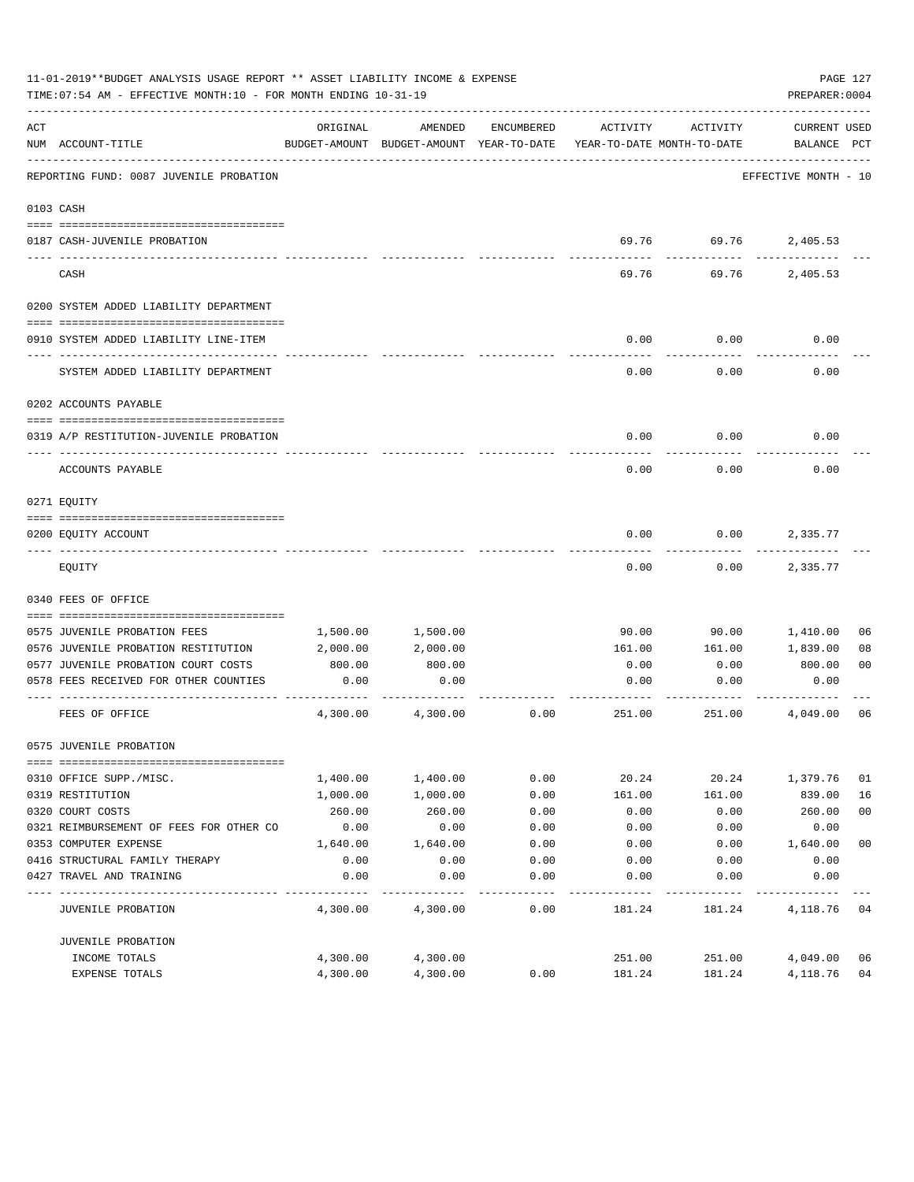11-01-2019**BUDGET ANALYSIS USAGE REPORT ** ASSET LIABILITY INCOME & EXPENSE

TIME:07:54 AM - EFFECTIVE MONTH:10 - FOR MONTH ENDING 10-31-19

PREPARER:0004

| ACT NUM | ACCOUNT-TITLE | ORIGINAL BUDGET-AMOUNT | AMENDED BUDGET-AMOUNT | ENCUMBERED YEAR-TO-DATE | ACTIVITY YEAR-TO-DATE | ACTIVITY MONTH-TO-DATE | CURRENT BALANCE | USED PCT |
|---|---|---|---|---|---|---|---|---|
| | REPORTING FUND: 0087 JUVENILE PROBATION | | | | | | EFFECTIVE MONTH - 10 | |
| | 0103 CASH | | | | | | | |
| 0187 | CASH-JUVENILE PROBATION | | | | 69.76 | 69.76 | 2,405.53 | |
| | CASH | | | | 69.76 | 69.76 | 2,405.53 | |
| | 0200 SYSTEM ADDED LIABILITY DEPARTMENT | | | | | | | |
| 0910 | SYSTEM ADDED LIABILITY LINE-ITEM | | | | 0.00 | 0.00 | 0.00 | |
| | SYSTEM ADDED LIABILITY DEPARTMENT | | | | 0.00 | 0.00 | 0.00 | |
| | 0202 ACCOUNTS PAYABLE | | | | | | | |
| 0319 | A/P RESTITUTION-JUVENILE PROBATION | | | | 0.00 | 0.00 | 0.00 | |
| | ACCOUNTS PAYABLE | | | | 0.00 | 0.00 | 0.00 | |
| | 0271 EQUITY | | | | | | | |
| 0200 | EQUITY ACCOUNT | | | | 0.00 | 0.00 | 2,335.77 | |
| | EQUITY | | | | 0.00 | 0.00 | 2,335.77 | |
| | 0340 FEES OF OFFICE | | | | | | | |
| 0575 | JUVENILE PROBATION FEES | 1,500.00 | 1,500.00 | | 90.00 | 90.00 | 1,410.00 | 06 |
| 0576 | JUVENILE PROBATION RESTITUTION | 2,000.00 | 2,000.00 | | 161.00 | 161.00 | 1,839.00 | 08 |
| 0577 | JUVENILE PROBATION COURT COSTS | 800.00 | 800.00 | | 0.00 | 0.00 | 800.00 | 00 |
| 0578 | FEES RECEIVED FOR OTHER COUNTIES | 0.00 | 0.00 | | 0.00 | 0.00 | 0.00 | |
| | FEES OF OFFICE | 4,300.00 | 4,300.00 | 0.00 | 251.00 | 251.00 | 4,049.00 | 06 |
| | 0575 JUVENILE PROBATION | | | | | | | |
| 0310 | OFFICE SUPP./MISC. | 1,400.00 | 1,400.00 | 0.00 | 20.24 | 20.24 | 1,379.76 | 01 |
| 0319 | RESTITUTION | 1,000.00 | 1,000.00 | 0.00 | 161.00 | 161.00 | 839.00 | 16 |
| 0320 | COURT COSTS | 260.00 | 260.00 | 0.00 | 0.00 | 0.00 | 260.00 | 00 |
| 0321 | REIMBURSEMENT OF FEES FOR OTHER CO | 0.00 | 0.00 | 0.00 | 0.00 | 0.00 | 0.00 | |
| 0353 | COMPUTER EXPENSE | 1,640.00 | 1,640.00 | 0.00 | 0.00 | 0.00 | 1,640.00 | 00 |
| 0416 | STRUCTURAL FAMILY THERAPY | 0.00 | 0.00 | 0.00 | 0.00 | 0.00 | 0.00 | |
| 0427 | TRAVEL AND TRAINING | 0.00 | 0.00 | 0.00 | 0.00 | 0.00 | 0.00 | |
| | JUVENILE PROBATION | 4,300.00 | 4,300.00 | 0.00 | 181.24 | 181.24 | 4,118.76 | 04 |
| | JUVENILE PROBATION | | | | | | | |
| | INCOME TOTALS | 4,300.00 | 4,300.00 | | 251.00 | 251.00 | 4,049.00 | 06 |
| | EXPENSE TOTALS | 4,300.00 | 4,300.00 | 0.00 | 181.24 | 181.24 | 4,118.76 | 04 |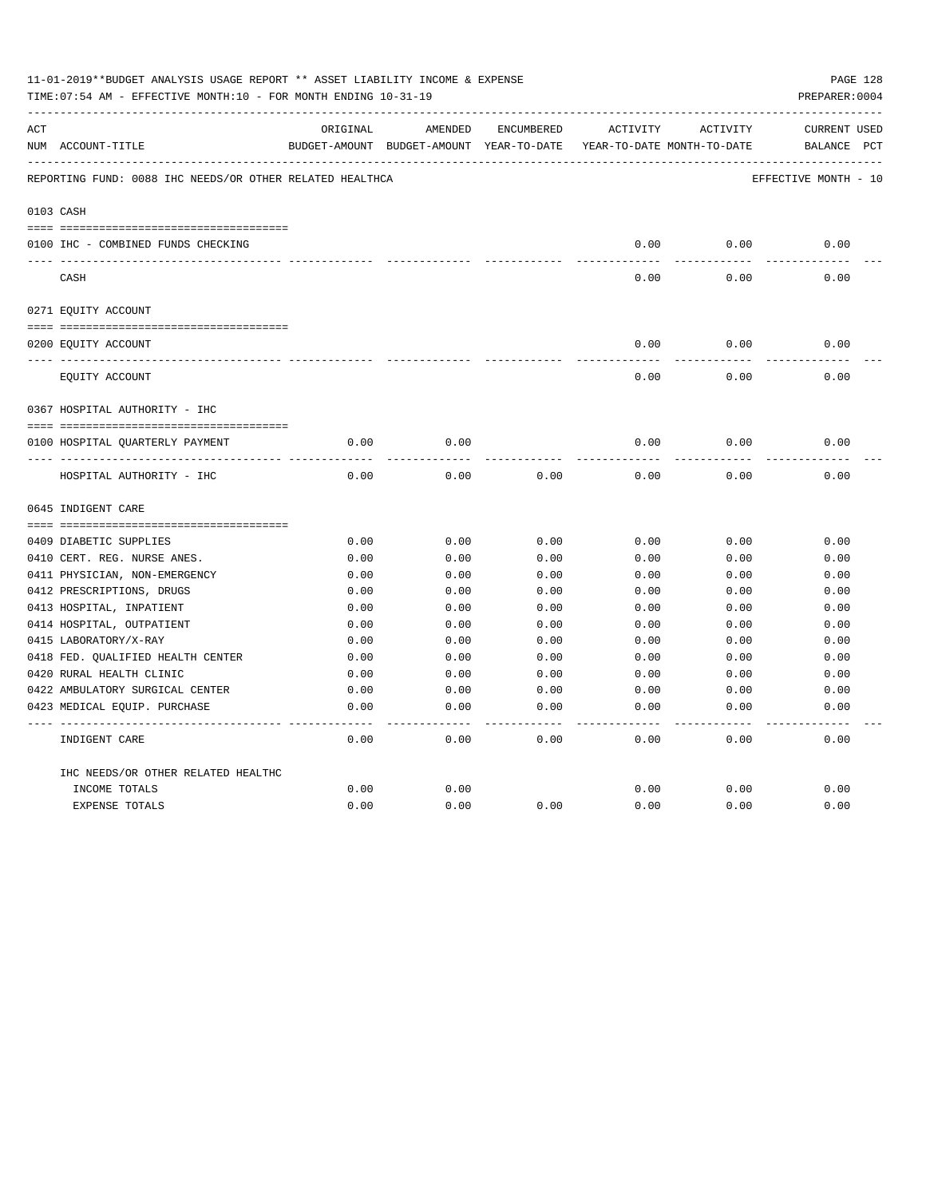11-01-2019**BUDGET ANALYSIS USAGE REPORT ** ASSET LIABILITY INCOME & EXPENSE

TIME:07:54 AM - EFFECTIVE MONTH:10 - FOR MONTH ENDING 10-31-19

PREPARER:0004

REPORTING FUND: 0088 IHC NEEDS/OR OTHER RELATED HEALTHCA — EFFECTIVE MONTH - 10

| ACT NUM | ACCOUNT-TITLE | ORIGINAL BUDGET-AMOUNT | AMENDED BUDGET-AMOUNT | ENCUMBERED YEAR-TO-DATE | ACTIVITY YEAR-TO-DATE | ACTIVITY MONTH-TO-DATE | CURRENT BALANCE | USED PCT |
|---|---|---|---|---|---|---|---|---|
| 0103 | CASH | | | | | | | |
| 0100 | IHC - COMBINED FUNDS CHECKING | | | | 0.00 | 0.00 | 0.00 | |
| | CASH | | | | 0.00 | 0.00 | 0.00 | |
| 0271 | EQUITY ACCOUNT | | | | | | | |
| 0200 | EQUITY ACCOUNT | | | | 0.00 | 0.00 | 0.00 | |
| | EQUITY ACCOUNT | | | | 0.00 | 0.00 | 0.00 | |
| 0367 | HOSPITAL AUTHORITY - IHC | | | | | | | |
| 0100 | HOSPITAL QUARTERLY PAYMENT | 0.00 | 0.00 | | 0.00 | 0.00 | 0.00 | |
| | HOSPITAL AUTHORITY - IHC | 0.00 | 0.00 | 0.00 | 0.00 | 0.00 | 0.00 | |
| 0645 | INDIGENT CARE | | | | | | | |
| 0409 | DIABETIC SUPPLIES | 0.00 | 0.00 | 0.00 | 0.00 | 0.00 | 0.00 | |
| 0410 | CERT. REG. NURSE ANES. | 0.00 | 0.00 | 0.00 | 0.00 | 0.00 | 0.00 | |
| 0411 | PHYSICIAN, NON-EMERGENCY | 0.00 | 0.00 | 0.00 | 0.00 | 0.00 | 0.00 | |
| 0412 | PRESCRIPTIONS, DRUGS | 0.00 | 0.00 | 0.00 | 0.00 | 0.00 | 0.00 | |
| 0413 | HOSPITAL, INPATIENT | 0.00 | 0.00 | 0.00 | 0.00 | 0.00 | 0.00 | |
| 0414 | HOSPITAL, OUTPATIENT | 0.00 | 0.00 | 0.00 | 0.00 | 0.00 | 0.00 | |
| 0415 | LABORATORY/X-RAY | 0.00 | 0.00 | 0.00 | 0.00 | 0.00 | 0.00 | |
| 0418 | FED. QUALIFIED HEALTH CENTER | 0.00 | 0.00 | 0.00 | 0.00 | 0.00 | 0.00 | |
| 0420 | RURAL HEALTH CLINIC | 0.00 | 0.00 | 0.00 | 0.00 | 0.00 | 0.00 | |
| 0422 | AMBULATORY SURGICAL CENTER | 0.00 | 0.00 | 0.00 | 0.00 | 0.00 | 0.00 | |
| 0423 | MEDICAL EQUIP. PURCHASE | 0.00 | 0.00 | 0.00 | 0.00 | 0.00 | 0.00 | |
| | INDIGENT CARE | 0.00 | 0.00 | 0.00 | 0.00 | 0.00 | 0.00 | |
| | IHC NEEDS/OR OTHER RELATED HEALTHC | | | | | | | |
| | INCOME TOTALS | 0.00 | 0.00 | | 0.00 | 0.00 | 0.00 | |
| | EXPENSE TOTALS | 0.00 | 0.00 | 0.00 | 0.00 | 0.00 | 0.00 | |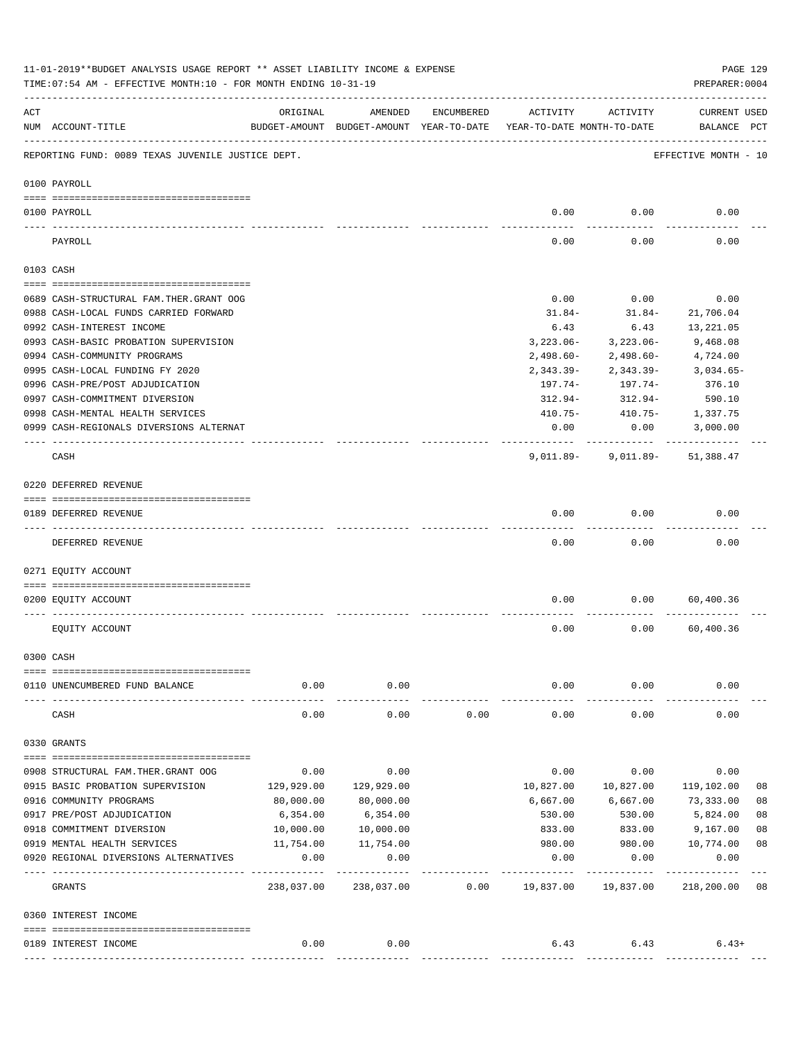11-01-2019**BUDGET ANALYSIS USAGE REPORT ** ASSET LIABILITY INCOME & EXPENSE

TIME:07:54 AM - EFFECTIVE MONTH:10 - FOR MONTH ENDING 10-31-19

PREPARER:0004

REPORTING FUND: 0089 TEXAS JUVENILE JUSTICE DEPT. — EFFECTIVE MONTH - 10

| ACT NUM | ACCOUNT-TITLE | ORIGINAL BUDGET-AMOUNT | AMENDED BUDGET-AMOUNT | ENCUMBERED YEAR-TO-DATE | ACTIVITY YEAR-TO-DATE | ACTIVITY MONTH-TO-DATE | CURRENT BALANCE | USED PCT |
|---|---|---|---|---|---|---|---|---|
| | **0100 PAYROLL** | | | | | | | |
| 0100 | PAYROLL | | | | 0.00 | 0.00 | 0.00 | |
| | PAYROLL | | | | 0.00 | 0.00 | 0.00 | |
| | **0103 CASH** | | | | | | | |
| 0689 | CASH-STRUCTURAL FAM.THER.GRANT OOG | | | | 0.00 | 0.00 | 0.00 | |
| 0988 | CASH-LOCAL FUNDS CARRIED FORWARD | | | | 31.84- | 31.84- | 21,706.04 | |
| 0992 | CASH-INTEREST INCOME | | | | 6.43 | 6.43 | 13,221.05 | |
| 0993 | CASH-BASIC PROBATION SUPERVISION | | | | 3,223.06- | 3,223.06- | 9,468.08 | |
| 0994 | CASH-COMMUNITY PROGRAMS | | | | 2,498.60- | 2,498.60- | 4,724.00 | |
| 0995 | CASH-LOCAL FUNDING FY 2020 | | | | 2,343.39- | 2,343.39- | 3,034.65- | |
| 0996 | CASH-PRE/POST ADJUDICATION | | | | 197.74- | 197.74- | 376.10 | |
| 0997 | CASH-COMMITMENT DIVERSION | | | | 312.94- | 312.94- | 590.10 | |
| 0998 | CASH-MENTAL HEALTH SERVICES | | | | 410.75- | 410.75- | 1,337.75 | |
| 0999 | CASH-REGIONALS DIVERSIONS ALTERNAT | | | | 0.00 | 0.00 | 3,000.00 | |
| | CASH | | | | 9,011.89- | 9,011.89- | 51,388.47 | |
| | **0220 DEFERRED REVENUE** | | | | | | | |
| 0189 | DEFERRED REVENUE | | | | 0.00 | 0.00 | 0.00 | |
| | DEFERRED REVENUE | | | | 0.00 | 0.00 | 0.00 | |
| | **0271 EQUITY ACCOUNT** | | | | | | | |
| 0200 | EQUITY ACCOUNT | | | | 0.00 | 0.00 | 60,400.36 | |
| | EQUITY ACCOUNT | | | | 0.00 | 0.00 | 60,400.36 | |
| | **0300 CASH** | | | | | | | |
| 0110 | UNENCUMBERED FUND BALANCE | 0.00 | 0.00 | | 0.00 | 0.00 | 0.00 | |
| | CASH | 0.00 | 0.00 | 0.00 | 0.00 | 0.00 | 0.00 | |
| | **0330 GRANTS** | | | | | | | |
| 0908 | STRUCTURAL FAM.THER.GRANT OOG | 0.00 | 0.00 | | 0.00 | 0.00 | 0.00 | |
| 0915 | BASIC PROBATION SUPERVISION | 129,929.00 | 129,929.00 | | 10,827.00 | 10,827.00 | 119,102.00 | 08 |
| 0916 | COMMUNITY PROGRAMS | 80,000.00 | 80,000.00 | | 6,667.00 | 6,667.00 | 73,333.00 | 08 |
| 0917 | PRE/POST ADJUDICATION | 6,354.00 | 6,354.00 | | 530.00 | 530.00 | 5,824.00 | 08 |
| 0918 | COMMITMENT DIVERSION | 10,000.00 | 10,000.00 | | 833.00 | 833.00 | 9,167.00 | 08 |
| 0919 | MENTAL HEALTH SERVICES | 11,754.00 | 11,754.00 | | 980.00 | 980.00 | 10,774.00 | 08 |
| 0920 | REGIONAL DIVERSIONS ALTERNATIVES | 0.00 | 0.00 | | 0.00 | 0.00 | 0.00 | |
| | GRANTS | 238,037.00 | 238,037.00 | 0.00 | 19,837.00 | 19,837.00 | 218,200.00 | 08 |
| | **0360 INTEREST INCOME** | | | | | | | |
| 0189 | INTEREST INCOME | 0.00 | 0.00 | | 6.43 | 6.43 | 6.43+ | |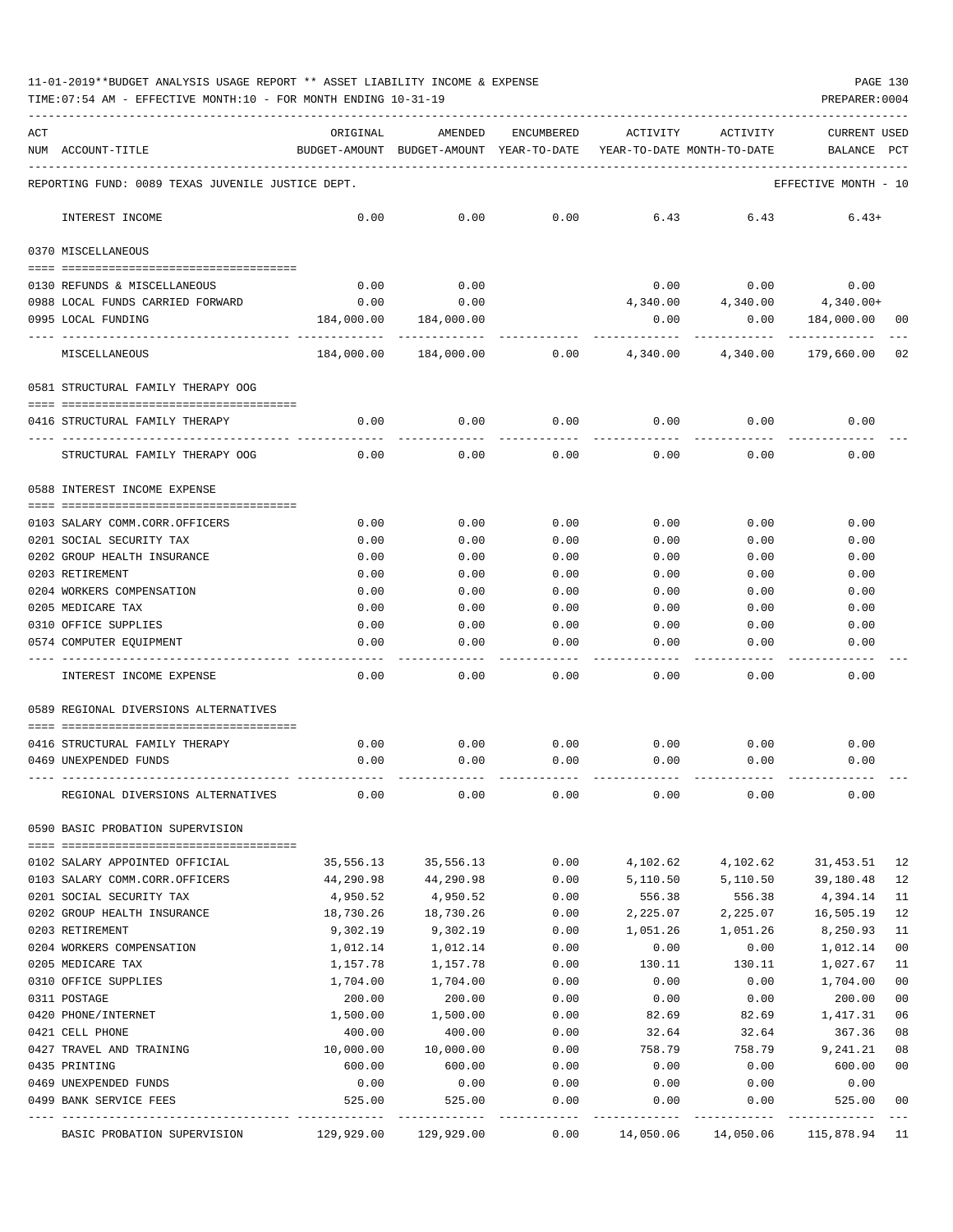11-01-2019**BUDGET ANALYSIS USAGE REPORT ** ASSET LIABILITY INCOME & EXPENSE

TIME:07:54 AM - EFFECTIVE MONTH:10 - FOR MONTH ENDING 10-31-19

| ACT NUM | ACCOUNT-TITLE | ORIGINAL BUDGET-AMOUNT | AMENDED BUDGET-AMOUNT | ENCUMBERED YEAR-TO-DATE | ACTIVITY YEAR-TO-DATE | ACTIVITY MONTH-TO-DATE | CURRENT BALANCE | USED PCT |
|---|---|---|---|---|---|---|---|---|
| | REPORTING FUND: 0089 TEXAS JUVENILE JUSTICE DEPT. | | | | | | EFFECTIVE MONTH - 10 | |
| | INTEREST INCOME | 0.00 | 0.00 | 0.00 | 6.43 | 6.43 | 6.43+ | |
| | **0370 MISCELLANEOUS** | | | | | | | |
| 0130 | REFUNDS & MISCELLANEOUS | 0.00 | 0.00 | | 0.00 | 0.00 | 0.00 | |
| 0988 | LOCAL FUNDS CARRIED FORWARD | 0.00 | 0.00 | | 4,340.00 | 4,340.00 | 4,340.00+ | |
| 0995 | LOCAL FUNDING | 184,000.00 | 184,000.00 | | 0.00 | 0.00 | 184,000.00 | 00 |
| | MISCELLANEOUS | 184,000.00 | 184,000.00 | 0.00 | 4,340.00 | 4,340.00 | 179,660.00 | 02 |
| | **0581 STRUCTURAL FAMILY THERAPY OOG** | | | | | | | |
| 0416 | STRUCTURAL FAMILY THERAPY | 0.00 | 0.00 | 0.00 | 0.00 | 0.00 | 0.00 | |
| | STRUCTURAL FAMILY THERAPY OOG | 0.00 | 0.00 | 0.00 | 0.00 | 0.00 | 0.00 | |
| | **0588 INTEREST INCOME EXPENSE** | | | | | | | |
| 0103 | SALARY COMM.CORR.OFFICERS | 0.00 | 0.00 | 0.00 | 0.00 | 0.00 | 0.00 | |
| 0201 | SOCIAL SECURITY TAX | 0.00 | 0.00 | 0.00 | 0.00 | 0.00 | 0.00 | |
| 0202 | GROUP HEALTH INSURANCE | 0.00 | 0.00 | 0.00 | 0.00 | 0.00 | 0.00 | |
| 0203 | RETIREMENT | 0.00 | 0.00 | 0.00 | 0.00 | 0.00 | 0.00 | |
| 0204 | WORKERS COMPENSATION | 0.00 | 0.00 | 0.00 | 0.00 | 0.00 | 0.00 | |
| 0205 | MEDICARE TAX | 0.00 | 0.00 | 0.00 | 0.00 | 0.00 | 0.00 | |
| 0310 | OFFICE SUPPLIES | 0.00 | 0.00 | 0.00 | 0.00 | 0.00 | 0.00 | |
| 0574 | COMPUTER EQUIPMENT | 0.00 | 0.00 | 0.00 | 0.00 | 0.00 | 0.00 | |
| | INTEREST INCOME EXPENSE | 0.00 | 0.00 | 0.00 | 0.00 | 0.00 | 0.00 | |
| | **0589 REGIONAL DIVERSIONS ALTERNATIVES** | | | | | | | |
| 0416 | STRUCTURAL FAMILY THERAPY | 0.00 | 0.00 | 0.00 | 0.00 | 0.00 | 0.00 | |
| 0469 | UNEXPENDED FUNDS | 0.00 | 0.00 | 0.00 | 0.00 | 0.00 | 0.00 | |
| | REGIONAL DIVERSIONS ALTERNATIVES | 0.00 | 0.00 | 0.00 | 0.00 | 0.00 | 0.00 | |
| | **0590 BASIC PROBATION SUPERVISION** | | | | | | | |
| 0102 | SALARY APPOINTED OFFICIAL | 35,556.13 | 35,556.13 | 0.00 | 4,102.62 | 4,102.62 | 31,453.51 | 12 |
| 0103 | SALARY COMM.CORR.OFFICERS | 44,290.98 | 44,290.98 | 0.00 | 5,110.50 | 5,110.50 | 39,180.48 | 12 |
| 0201 | SOCIAL SECURITY TAX | 4,950.52 | 4,950.52 | 0.00 | 556.38 | 556.38 | 4,394.14 | 11 |
| 0202 | GROUP HEALTH INSURANCE | 18,730.26 | 18,730.26 | 0.00 | 2,225.07 | 2,225.07 | 16,505.19 | 12 |
| 0203 | RETIREMENT | 9,302.19 | 9,302.19 | 0.00 | 1,051.26 | 1,051.26 | 8,250.93 | 11 |
| 0204 | WORKERS COMPENSATION | 1,012.14 | 1,012.14 | 0.00 | 0.00 | 0.00 | 1,012.14 | 00 |
| 0205 | MEDICARE TAX | 1,157.78 | 1,157.78 | 0.00 | 130.11 | 130.11 | 1,027.67 | 11 |
| 0310 | OFFICE SUPPLIES | 1,704.00 | 1,704.00 | 0.00 | 0.00 | 0.00 | 1,704.00 | 00 |
| 0311 | POSTAGE | 200.00 | 200.00 | 0.00 | 0.00 | 0.00 | 200.00 | 00 |
| 0420 | PHONE/INTERNET | 1,500.00 | 1,500.00 | 0.00 | 82.69 | 82.69 | 1,417.31 | 06 |
| 0421 | CELL PHONE | 400.00 | 400.00 | 0.00 | 32.64 | 32.64 | 367.36 | 08 |
| 0427 | TRAVEL AND TRAINING | 10,000.00 | 10,000.00 | 0.00 | 758.79 | 758.79 | 9,241.21 | 08 |
| 0435 | PRINTING | 600.00 | 600.00 | 0.00 | 0.00 | 0.00 | 600.00 | 00 |
| 0469 | UNEXPENDED FUNDS | 0.00 | 0.00 | 0.00 | 0.00 | 0.00 | 0.00 | |
| 0499 | BANK SERVICE FEES | 525.00 | 525.00 | 0.00 | 0.00 | 0.00 | 525.00 | 00 |
| | BASIC PROBATION SUPERVISION | 129,929.00 | 129,929.00 | 0.00 | 14,050.06 | 14,050.06 | 115,878.94 | 11 |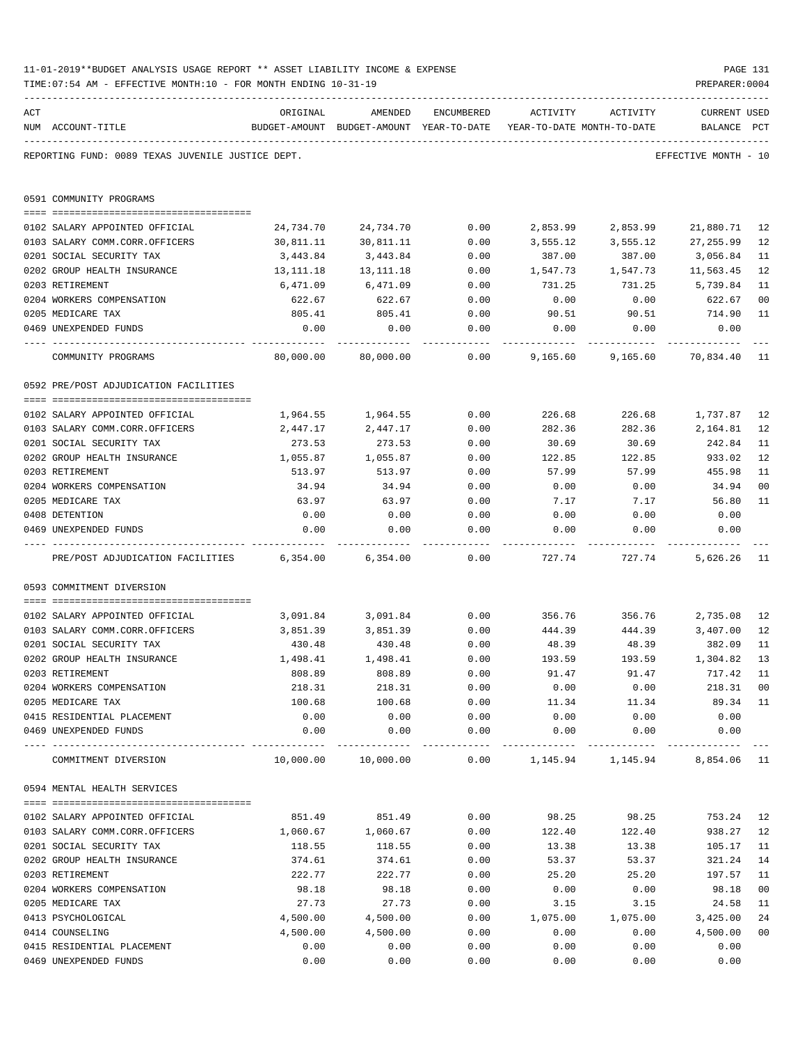11-01-2019**BUDGET ANALYSIS USAGE REPORT ** ASSET LIABILITY INCOME & EXPENSE

TIME:07:54 AM - EFFECTIVE MONTH:10 - FOR MONTH ENDING 10-31-19

PREPARER:0004

REPORTING FUND: 0089 TEXAS JUVENILE JUSTICE DEPT. — EFFECTIVE MONTH - 10

| ACT NUM | ACCOUNT-TITLE | ORIGINAL BUDGET-AMOUNT | AMENDED BUDGET-AMOUNT | ENCUMBERED YEAR-TO-DATE | ACTIVITY YEAR-TO-DATE | ACTIVITY MONTH-TO-DATE | CURRENT BALANCE | USED PCT |
|---|---|---|---|---|---|---|---|---|
| | **0591 COMMUNITY PROGRAMS** | | | | | | | |
| 0102 | SALARY APPOINTED OFFICIAL | 24,734.70 | 24,734.70 | 0.00 | 2,853.99 | 2,853.99 | 21,880.71 | 12 |
| 0103 | SALARY COMM.CORR.OFFICERS | 30,811.11 | 30,811.11 | 0.00 | 3,555.12 | 3,555.12 | 27,255.99 | 12 |
| 0201 | SOCIAL SECURITY TAX | 3,443.84 | 3,443.84 | 0.00 | 387.00 | 387.00 | 3,056.84 | 11 |
| 0202 | GROUP HEALTH INSURANCE | 13,111.18 | 13,111.18 | 0.00 | 1,547.73 | 1,547.73 | 11,563.45 | 12 |
| 0203 | RETIREMENT | 6,471.09 | 6,471.09 | 0.00 | 731.25 | 731.25 | 5,739.84 | 11 |
| 0204 | WORKERS COMPENSATION | 622.67 | 622.67 | 0.00 | 0.00 | 0.00 | 622.67 | 00 |
| 0205 | MEDICARE TAX | 805.41 | 805.41 | 0.00 | 90.51 | 90.51 | 714.90 | 11 |
| 0469 | UNEXPENDED FUNDS | 0.00 | 0.00 | 0.00 | 0.00 | 0.00 | 0.00 | |
| | COMMUNITY PROGRAMS | 80,000.00 | 80,000.00 | 0.00 | 9,165.60 | 9,165.60 | 70,834.40 | 11 |
| | **0592 PRE/POST ADJUDICATION FACILITIES** | | | | | | | |
| 0102 | SALARY APPOINTED OFFICIAL | 1,964.55 | 1,964.55 | 0.00 | 226.68 | 226.68 | 1,737.87 | 12 |
| 0103 | SALARY COMM.CORR.OFFICERS | 2,447.17 | 2,447.17 | 0.00 | 282.36 | 282.36 | 2,164.81 | 12 |
| 0201 | SOCIAL SECURITY TAX | 273.53 | 273.53 | 0.00 | 30.69 | 30.69 | 242.84 | 11 |
| 0202 | GROUP HEALTH INSURANCE | 1,055.87 | 1,055.87 | 0.00 | 122.85 | 122.85 | 933.02 | 12 |
| 0203 | RETIREMENT | 513.97 | 513.97 | 0.00 | 57.99 | 57.99 | 455.98 | 11 |
| 0204 | WORKERS COMPENSATION | 34.94 | 34.94 | 0.00 | 0.00 | 0.00 | 34.94 | 00 |
| 0205 | MEDICARE TAX | 63.97 | 63.97 | 0.00 | 7.17 | 7.17 | 56.80 | 11 |
| 0408 | DETENTION | 0.00 | 0.00 | 0.00 | 0.00 | 0.00 | 0.00 | |
| 0469 | UNEXPENDED FUNDS | 0.00 | 0.00 | 0.00 | 0.00 | 0.00 | 0.00 | |
| | PRE/POST ADJUDICATION FACILITIES | 6,354.00 | 6,354.00 | 0.00 | 727.74 | 727.74 | 5,626.26 | 11 |
| | **0593 COMMITMENT DIVERSION** | | | | | | | |
| 0102 | SALARY APPOINTED OFFICIAL | 3,091.84 | 3,091.84 | 0.00 | 356.76 | 356.76 | 2,735.08 | 12 |
| 0103 | SALARY COMM.CORR.OFFICERS | 3,851.39 | 3,851.39 | 0.00 | 444.39 | 444.39 | 3,407.00 | 12 |
| 0201 | SOCIAL SECURITY TAX | 430.48 | 430.48 | 0.00 | 48.39 | 48.39 | 382.09 | 11 |
| 0202 | GROUP HEALTH INSURANCE | 1,498.41 | 1,498.41 | 0.00 | 193.59 | 193.59 | 1,304.82 | 13 |
| 0203 | RETIREMENT | 808.89 | 808.89 | 0.00 | 91.47 | 91.47 | 717.42 | 11 |
| 0204 | WORKERS COMPENSATION | 218.31 | 218.31 | 0.00 | 0.00 | 0.00 | 218.31 | 00 |
| 0205 | MEDICARE TAX | 100.68 | 100.68 | 0.00 | 11.34 | 11.34 | 89.34 | 11 |
| 0415 | RESIDENTIAL PLACEMENT | 0.00 | 0.00 | 0.00 | 0.00 | 0.00 | 0.00 | |
| 0469 | UNEXPENDED FUNDS | 0.00 | 0.00 | 0.00 | 0.00 | 0.00 | 0.00 | |
| | COMMITMENT DIVERSION | 10,000.00 | 10,000.00 | 0.00 | 1,145.94 | 1,145.94 | 8,854.06 | 11 |
| | **0594 MENTAL HEALTH SERVICES** | | | | | | | |
| 0102 | SALARY APPOINTED OFFICIAL | 851.49 | 851.49 | 0.00 | 98.25 | 98.25 | 753.24 | 12 |
| 0103 | SALARY COMM.CORR.OFFICERS | 1,060.67 | 1,060.67 | 0.00 | 122.40 | 122.40 | 938.27 | 12 |
| 0201 | SOCIAL SECURITY TAX | 118.55 | 118.55 | 0.00 | 13.38 | 13.38 | 105.17 | 11 |
| 0202 | GROUP HEALTH INSURANCE | 374.61 | 374.61 | 0.00 | 53.37 | 53.37 | 321.24 | 14 |
| 0203 | RETIREMENT | 222.77 | 222.77 | 0.00 | 25.20 | 25.20 | 197.57 | 11 |
| 0204 | WORKERS COMPENSATION | 98.18 | 98.18 | 0.00 | 0.00 | 0.00 | 98.18 | 00 |
| 0205 | MEDICARE TAX | 27.73 | 27.73 | 0.00 | 3.15 | 3.15 | 24.58 | 11 |
| 0413 | PSYCHOLOGICAL | 4,500.00 | 4,500.00 | 0.00 | 1,075.00 | 1,075.00 | 3,425.00 | 24 |
| 0414 | COUNSELING | 4,500.00 | 4,500.00 | 0.00 | 0.00 | 0.00 | 4,500.00 | 00 |
| 0415 | RESIDENTIAL PLACEMENT | 0.00 | 0.00 | 0.00 | 0.00 | 0.00 | 0.00 | |
| 0469 | UNEXPENDED FUNDS | 0.00 | 0.00 | 0.00 | 0.00 | 0.00 | 0.00 | |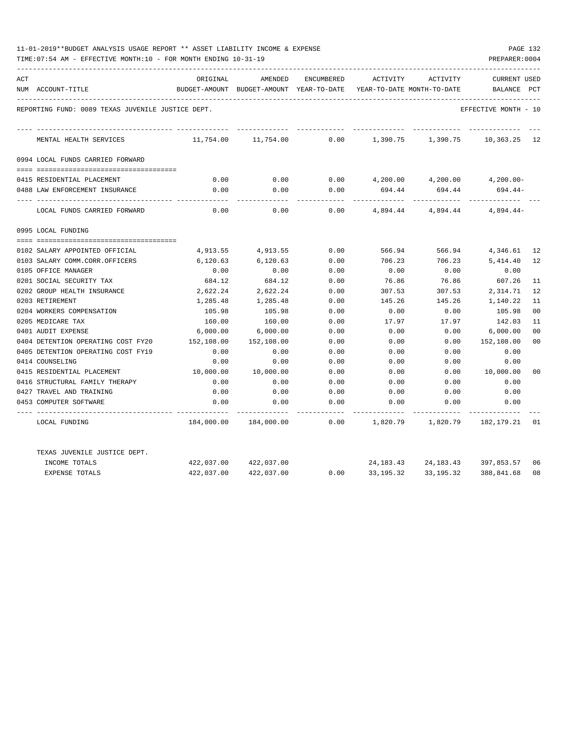11-01-2019**BUDGET ANALYSIS USAGE REPORT ** ASSET LIABILITY INCOME & EXPENSE

TIME:07:54 AM - EFFECTIVE MONTH:10 - FOR MONTH ENDING 10-31-19

PREPARER:0004

REPORTING FUND: 0089 TEXAS JUVENILE JUSTICE DEPT.

EFFECTIVE MONTH - 10

| ACT NUM | ACCOUNT-TITLE | ORIGINAL BUDGET-AMOUNT | AMENDED BUDGET-AMOUNT | ENCUMBERED YEAR-TO-DATE | ACTIVITY YEAR-TO-DATE | ACTIVITY MONTH-TO-DATE | CURRENT BALANCE | USED PCT |
|---|---|---|---|---|---|---|---|---|
| | MENTAL HEALTH SERVICES | 11,754.00 | 11,754.00 | 0.00 | 1,390.75 | 1,390.75 | 10,363.25 | 12 |
| | **0994 LOCAL FUNDS CARRIED FORWARD** | | | | | | | |
| 0415 | RESIDENTIAL PLACEMENT | 0.00 | 0.00 | 0.00 | 4,200.00 | 4,200.00 | 4,200.00- | |
| 0488 | LAW ENFORCEMENT INSURANCE | 0.00 | 0.00 | 0.00 | 694.44 | 694.44 | 694.44- | |
| | LOCAL FUNDS CARRIED FORWARD | 0.00 | 0.00 | 0.00 | 4,894.44 | 4,894.44 | 4,894.44- | |
| | **0995 LOCAL FUNDING** | | | | | | | |
| 0102 | SALARY APPOINTED OFFICIAL | 4,913.55 | 4,913.55 | 0.00 | 566.94 | 566.94 | 4,346.61 | 12 |
| 0103 | SALARY COMM.CORR.OFFICERS | 6,120.63 | 6,120.63 | 0.00 | 706.23 | 706.23 | 5,414.40 | 12 |
| 0105 | OFFICE MANAGER | 0.00 | 0.00 | 0.00 | 0.00 | 0.00 | 0.00 | |
| 0201 | SOCIAL SECURITY TAX | 684.12 | 684.12 | 0.00 | 76.86 | 76.86 | 607.26 | 11 |
| 0202 | GROUP HEALTH INSURANCE | 2,622.24 | 2,622.24 | 0.00 | 307.53 | 307.53 | 2,314.71 | 12 |
| 0203 | RETIREMENT | 1,285.48 | 1,285.48 | 0.00 | 145.26 | 145.26 | 1,140.22 | 11 |
| 0204 | WORKERS COMPENSATION | 105.98 | 105.98 | 0.00 | 0.00 | 0.00 | 105.98 | 00 |
| 0205 | MEDICARE TAX | 160.00 | 160.00 | 0.00 | 17.97 | 17.97 | 142.03 | 11 |
| 0401 | AUDIT EXPENSE | 6,000.00 | 6,000.00 | 0.00 | 0.00 | 0.00 | 6,000.00 | 00 |
| 0404 | DETENTION OPERATING COST FY20 | 152,108.00 | 152,108.00 | 0.00 | 0.00 | 0.00 | 152,108.00 | 00 |
| 0405 | DETENTION OPERATING COST FY19 | 0.00 | 0.00 | 0.00 | 0.00 | 0.00 | 0.00 | |
| 0414 | COUNSELING | 0.00 | 0.00 | 0.00 | 0.00 | 0.00 | 0.00 | |
| 0415 | RESIDENTIAL PLACEMENT | 10,000.00 | 10,000.00 | 0.00 | 0.00 | 0.00 | 10,000.00 | 00 |
| 0416 | STRUCTURAL FAMILY THERAPY | 0.00 | 0.00 | 0.00 | 0.00 | 0.00 | 0.00 | |
| 0427 | TRAVEL AND TRAINING | 0.00 | 0.00 | 0.00 | 0.00 | 0.00 | 0.00 | |
| 0453 | COMPUTER SOFTWARE | 0.00 | 0.00 | 0.00 | 0.00 | 0.00 | 0.00 | |
| | LOCAL FUNDING | 184,000.00 | 184,000.00 | 0.00 | 1,820.79 | 1,820.79 | 182,179.21 | 01 |
| | TEXAS JUVENILE JUSTICE DEPT. | | | | | | | |
| | INCOME TOTALS | 422,037.00 | 422,037.00 | | 24,183.43 | 24,183.43 | 397,853.57 | 06 |
| | EXPENSE TOTALS | 422,037.00 | 422,037.00 | 0.00 | 33,195.32 | 33,195.32 | 388,841.68 | 08 |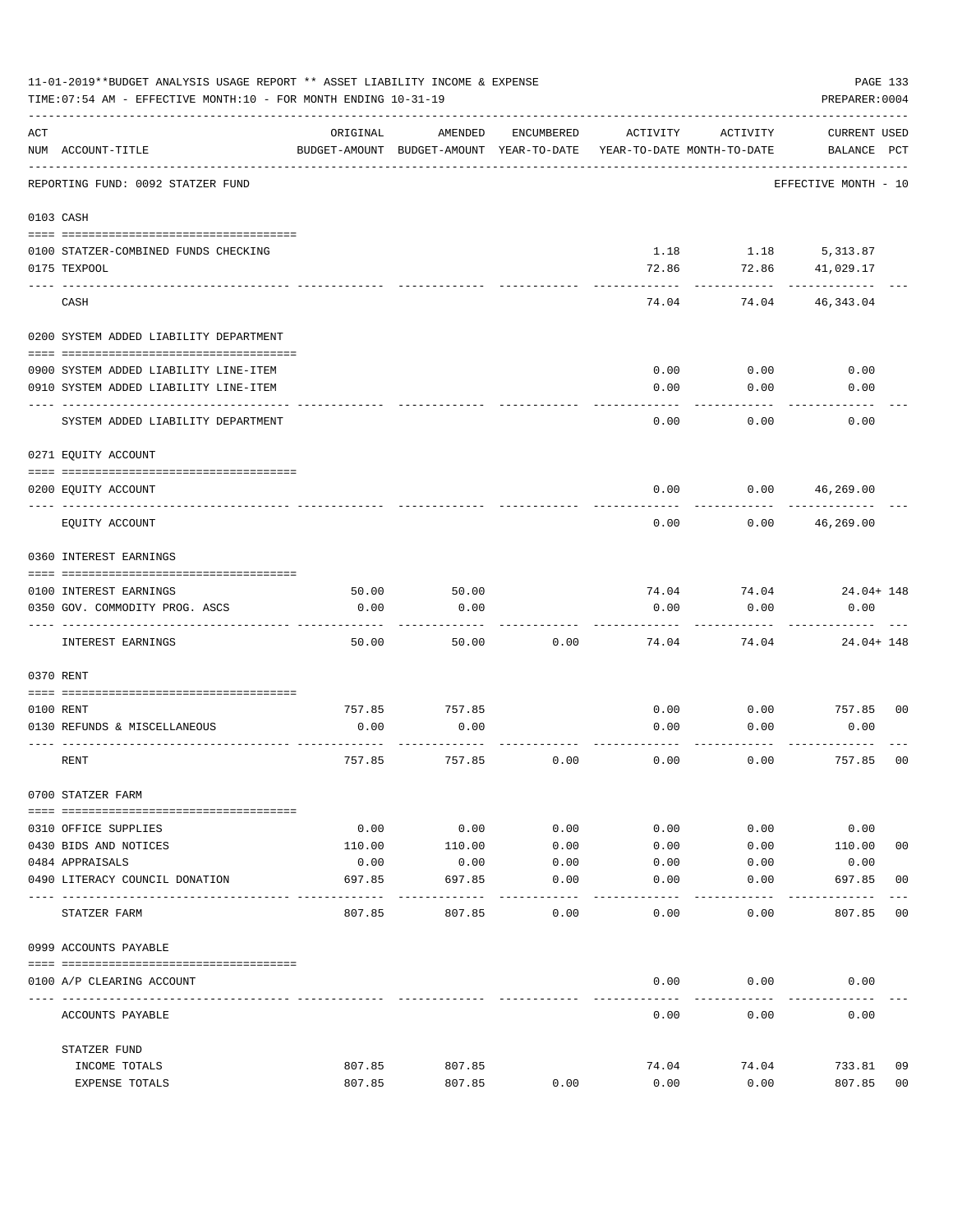11-01-2019**BUDGET ANALYSIS USAGE REPORT ** ASSET LIABILITY INCOME & EXPENSE

TIME:07:54 AM - EFFECTIVE MONTH:10 - FOR MONTH ENDING 10-31-19

PREPARER:0004

| ACT NUM | ACCOUNT-TITLE | ORIGINAL BUDGET-AMOUNT | AMENDED BUDGET-AMOUNT | ENCUMBERED YEAR-TO-DATE | ACTIVITY YEAR-TO-DATE | ACTIVITY MONTH-TO-DATE | CURRENT USED BALANCE | PCT |
|---|---|---|---|---|---|---|---|---|
| | REPORTING FUND: 0092 STATZER FUND | | | | | | EFFECTIVE MONTH - 10 | |
| | **0103 CASH** | | | | | | | |
| 0100 | STATZER-COMBINED FUNDS CHECKING | | | | 1.18 | 1.18 | 5,313.87 | |
| 0175 | TEXPOOL | | | | 72.86 | 72.86 | 41,029.17 | |
| | CASH | | | | 74.04 | 74.04 | 46,343.04 | |
| | **0200 SYSTEM ADDED LIABILITY DEPARTMENT** | | | | | | | |
| 0900 | SYSTEM ADDED LIABILITY LINE-ITEM | | | | 0.00 | 0.00 | 0.00 | |
| 0910 | SYSTEM ADDED LIABILITY LINE-ITEM | | | | 0.00 | 0.00 | 0.00 | |
| | SYSTEM ADDED LIABILITY DEPARTMENT | | | | 0.00 | 0.00 | 0.00 | |
| | **0271 EQUITY ACCOUNT** | | | | | | | |
| 0200 | EQUITY ACCOUNT | | | | 0.00 | 0.00 | 46,269.00 | |
| | EQUITY ACCOUNT | | | | 0.00 | 0.00 | 46,269.00 | |
| | **0360 INTEREST EARNINGS** | | | | | | | |
| 0100 | INTEREST EARNINGS | 50.00 | 50.00 | | 74.04 | 74.04 | 24.04+ | 148 |
| 0350 | GOV. COMMODITY PROG. ASCS | 0.00 | 0.00 | | 0.00 | 0.00 | 0.00 | |
| | INTEREST EARNINGS | 50.00 | 50.00 | 0.00 | 74.04 | 74.04 | 24.04+ | 148 |
| | **0370 RENT** | | | | | | | |
| 0100 | RENT | 757.85 | 757.85 | | 0.00 | 0.00 | 757.85 | 00 |
| 0130 | REFUNDS & MISCELLANEOUS | 0.00 | 0.00 | | 0.00 | 0.00 | 0.00 | |
| | RENT | 757.85 | 757.85 | 0.00 | 0.00 | 0.00 | 757.85 | 00 |
| | **0700 STATZER FARM** | | | | | | | |
| 0310 | OFFICE SUPPLIES | 0.00 | 0.00 | 0.00 | 0.00 | 0.00 | 0.00 | |
| 0430 | BIDS AND NOTICES | 110.00 | 110.00 | 0.00 | 0.00 | 0.00 | 110.00 | 00 |
| 0484 | APPRAISALS | 0.00 | 0.00 | 0.00 | 0.00 | 0.00 | 0.00 | |
| 0490 | LITERACY COUNCIL DONATION | 697.85 | 697.85 | 0.00 | 0.00 | 0.00 | 697.85 | 00 |
| | STATZER FARM | 807.85 | 807.85 | 0.00 | 0.00 | 0.00 | 807.85 | 00 |
| | **0999 ACCOUNTS PAYABLE** | | | | | | | |
| 0100 | A/P CLEARING ACCOUNT | | | | 0.00 | 0.00 | 0.00 | |
| | ACCOUNTS PAYABLE | | | | 0.00 | 0.00 | 0.00 | |
| | STATZER FUND | | | | | | | |
| | INCOME TOTALS | 807.85 | 807.85 | | 74.04 | 74.04 | 733.81 | 09 |
| | EXPENSE TOTALS | 807.85 | 807.85 | 0.00 | 0.00 | 0.00 | 807.85 | 00 |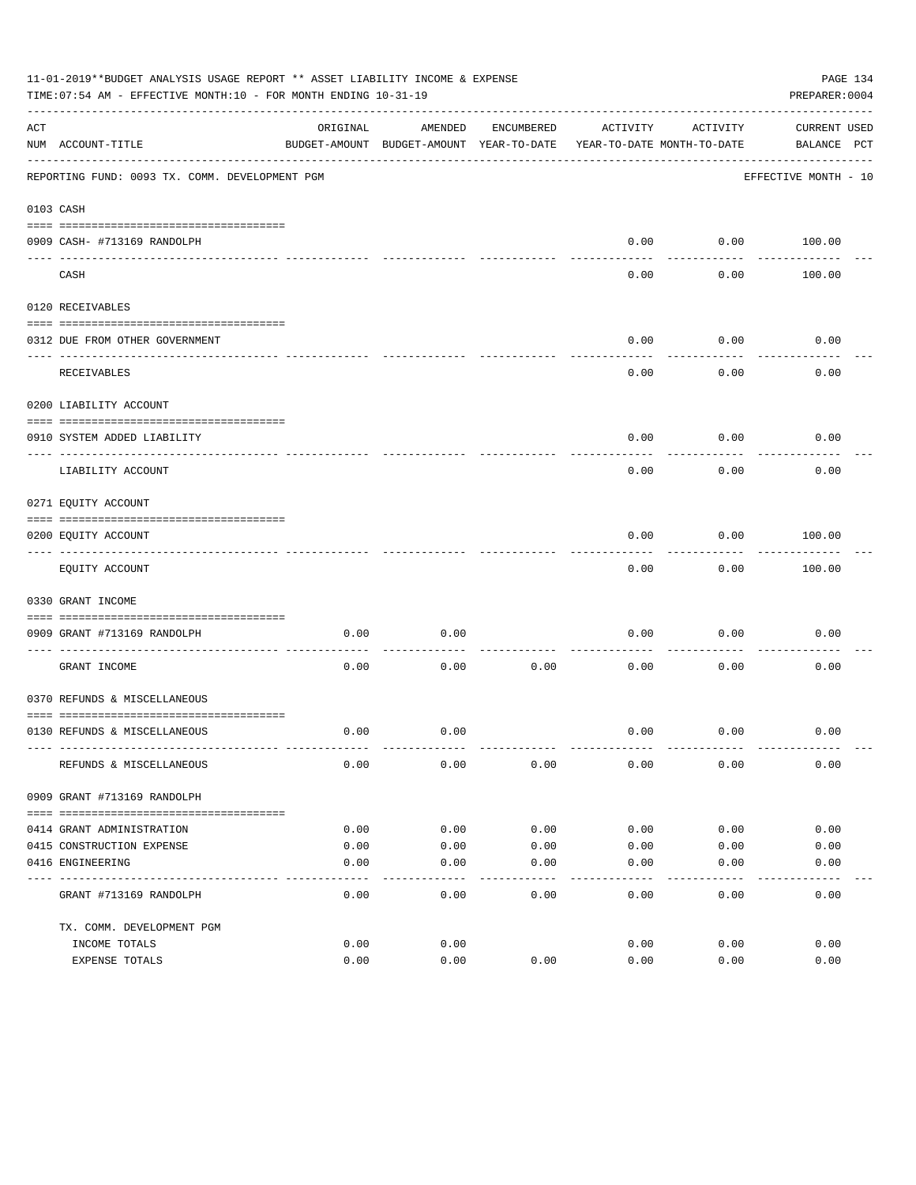11-01-2019**BUDGET ANALYSIS USAGE REPORT ** ASSET LIABILITY INCOME & EXPENSE

TIME:07:54 AM - EFFECTIVE MONTH:10 - FOR MONTH ENDING 10-31-19

PREPARER:0004

REPORTING FUND: 0093 TX. COMM. DEVELOPMENT PGM — EFFECTIVE MONTH - 10

| ACT NUM | ACCOUNT-TITLE | ORIGINAL BUDGET-AMOUNT | AMENDED BUDGET-AMOUNT | ENCUMBERED YEAR-TO-DATE | ACTIVITY YEAR-TO-DATE | ACTIVITY MONTH-TO-DATE | CURRENT BALANCE | USED PCT |
|---|---|---|---|---|---|---|---|---|
| 0103 | CASH | | | | | | | |
| 0909 | CASH- #713169 RANDOLPH | | | | 0.00 | 0.00 | 100.00 | |
| | CASH | | | | 0.00 | 0.00 | 100.00 | |
| 0120 | RECEIVABLES | | | | | | | |
| 0312 | DUE FROM OTHER GOVERNMENT | | | | 0.00 | 0.00 | 0.00 | |
| | RECEIVABLES | | | | 0.00 | 0.00 | 0.00 | |
| 0200 | LIABILITY ACCOUNT | | | | | | | |
| 0910 | SYSTEM ADDED LIABILITY | | | | 0.00 | 0.00 | 0.00 | |
| | LIABILITY ACCOUNT | | | | 0.00 | 0.00 | 0.00 | |
| 0271 | EQUITY ACCOUNT | | | | | | | |
| 0200 | EQUITY ACCOUNT | | | | 0.00 | 0.00 | 100.00 | |
| | EQUITY ACCOUNT | | | | 0.00 | 0.00 | 100.00 | |
| 0330 | GRANT INCOME | | | | | | | |
| 0909 | GRANT #713169 RANDOLPH | 0.00 | 0.00 | | 0.00 | 0.00 | 0.00 | |
| | GRANT INCOME | 0.00 | 0.00 | 0.00 | 0.00 | 0.00 | 0.00 | |
| 0370 | REFUNDS & MISCELLANEOUS | | | | | | | |
| 0130 | REFUNDS & MISCELLANEOUS | 0.00 | 0.00 | | 0.00 | 0.00 | 0.00 | |
| | REFUNDS & MISCELLANEOUS | 0.00 | 0.00 | 0.00 | 0.00 | 0.00 | 0.00 | |
| 0909 | GRANT #713169 RANDOLPH | | | | | | | |
| 0414 | GRANT ADMINISTRATION | 0.00 | 0.00 | 0.00 | 0.00 | 0.00 | 0.00 | |
| 0415 | CONSTRUCTION EXPENSE | 0.00 | 0.00 | 0.00 | 0.00 | 0.00 | 0.00 | |
| 0416 | ENGINEERING | 0.00 | 0.00 | 0.00 | 0.00 | 0.00 | 0.00 | |
| | GRANT #713169 RANDOLPH | 0.00 | 0.00 | 0.00 | 0.00 | 0.00 | 0.00 | |
| | TX. COMM. DEVELOPMENT PGM | | | | | | | |
| | INCOME TOTALS | 0.00 | 0.00 | | 0.00 | 0.00 | 0.00 | |
| | EXPENSE TOTALS | 0.00 | 0.00 | 0.00 | 0.00 | 0.00 | 0.00 | |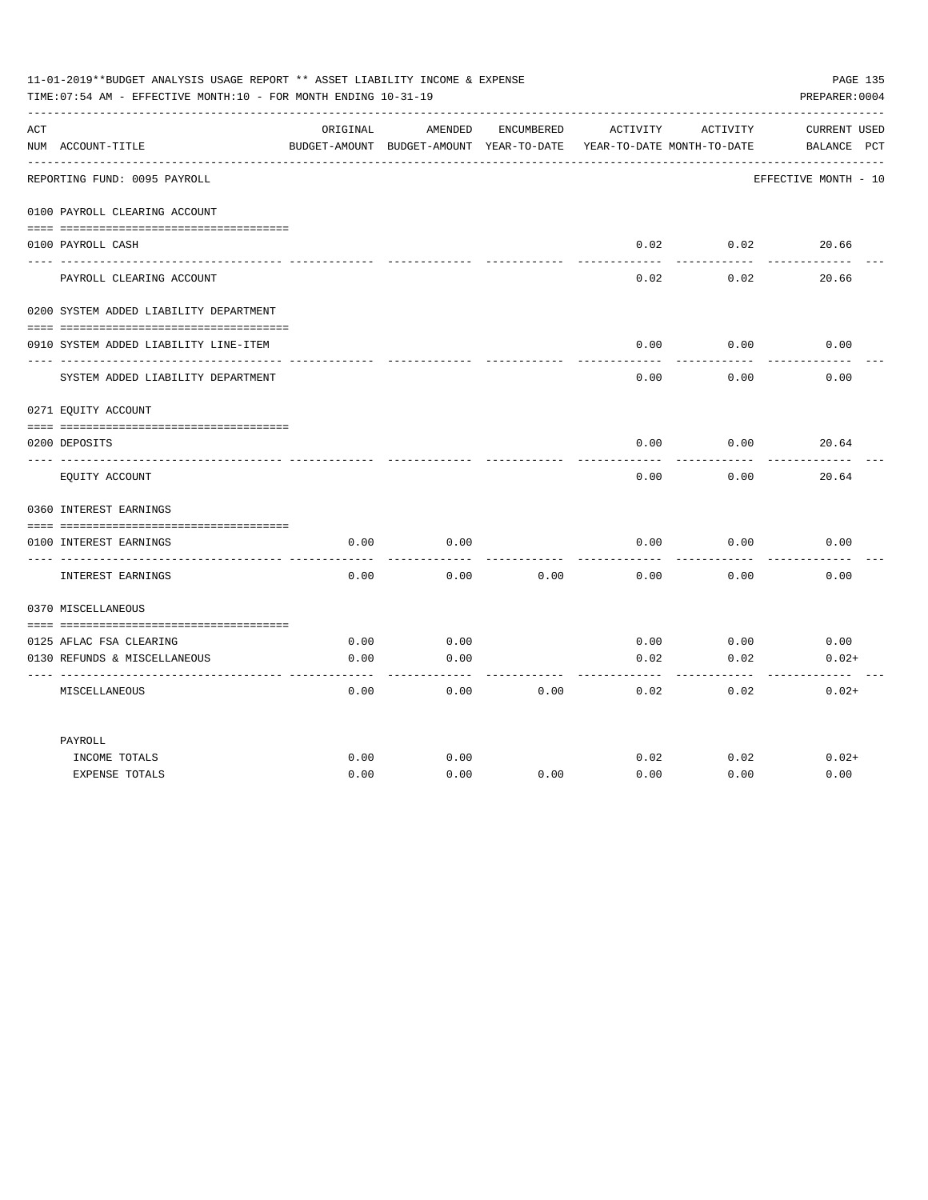11-01-2019**BUDGET ANALYSIS USAGE REPORT ** ASSET LIABILITY INCOME & EXPENSE

TIME:07:54 AM - EFFECTIVE MONTH:10 - FOR MONTH ENDING 10-31-19

PREPARER:0004

REPORTING FUND: 0095 PAYROLL — EFFECTIVE MONTH - 10

| ACT NUM | ACCOUNT-TITLE | ORIGINAL BUDGET-AMOUNT | AMENDED BUDGET-AMOUNT | ENCUMBERED YEAR-TO-DATE | ACTIVITY YEAR-TO-DATE | ACTIVITY MONTH-TO-DATE | CURRENT BALANCE | USED PCT |
|---|---|---|---|---|---|---|---|---|
| | **0100 PAYROLL CLEARING ACCOUNT** | | | | | | | |
| 0100 | PAYROLL CASH | | | | 0.02 | 0.02 | 20.66 | |
| | PAYROLL CLEARING ACCOUNT | | | | 0.02 | 0.02 | 20.66 | |
| | **0200 SYSTEM ADDED LIABILITY DEPARTMENT** | | | | | | | |
| 0910 | SYSTEM ADDED LIABILITY LINE-ITEM | | | | 0.00 | 0.00 | 0.00 | |
| | SYSTEM ADDED LIABILITY DEPARTMENT | | | | 0.00 | 0.00 | 0.00 | |
| | **0271 EQUITY ACCOUNT** | | | | | | | |
| 0200 | DEPOSITS | | | | 0.00 | 0.00 | 20.64 | |
| | EQUITY ACCOUNT | | | | 0.00 | 0.00 | 20.64 | |
| | **0360 INTEREST EARNINGS** | | | | | | | |
| 0100 | INTEREST EARNINGS | 0.00 | 0.00 | | 0.00 | 0.00 | 0.00 | |
| | INTEREST EARNINGS | 0.00 | 0.00 | 0.00 | 0.00 | 0.00 | 0.00 | |
| | **0370 MISCELLANEOUS** | | | | | | | |
| 0125 | AFLAC FSA CLEARING | 0.00 | 0.00 | | 0.00 | 0.00 | 0.00 | |
| 0130 | REFUNDS & MISCELLANEOUS | 0.00 | 0.00 | | 0.02 | 0.02 | 0.02+ | |
| | MISCELLANEOUS | 0.00 | 0.00 | 0.00 | 0.02 | 0.02 | 0.02+ | |
| | **PAYROLL** | | | | | | | |
| | INCOME TOTALS | 0.00 | 0.00 | | 0.02 | 0.02 | 0.02+ | |
| | EXPENSE TOTALS | 0.00 | 0.00 | 0.00 | 0.00 | 0.00 | 0.00 | |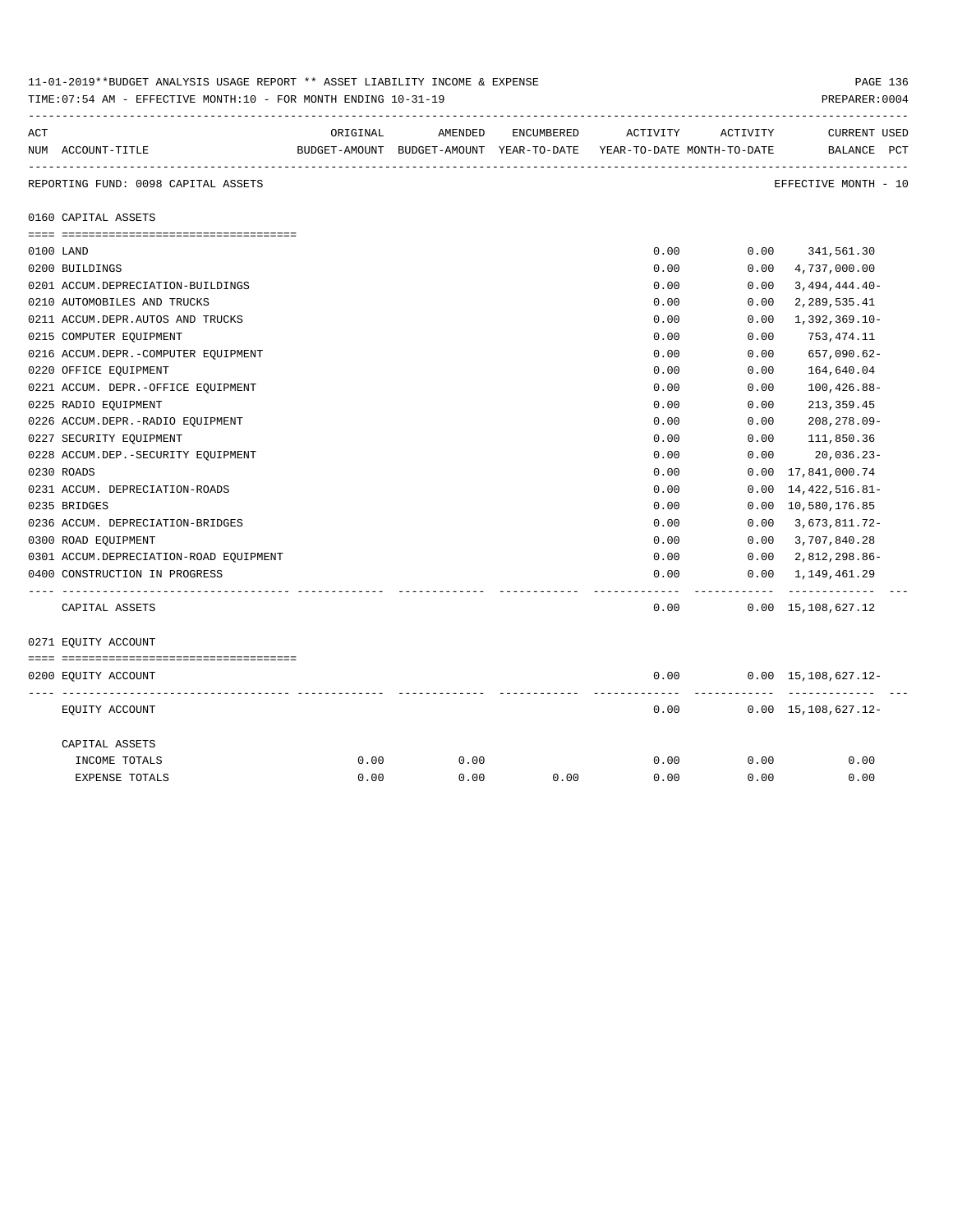11-01-2019**BUDGET ANALYSIS USAGE REPORT ** ASSET LIABILITY INCOME & EXPENSE

TIME:07:54 AM - EFFECTIVE MONTH:10 - FOR MONTH ENDING 10-31-19

PREPARER:0004

| ACT NUM | ACCOUNT-TITLE | ORIGINAL BUDGET-AMOUNT | AMENDED BUDGET-AMOUNT | ENCUMBERED YEAR-TO-DATE | ACTIVITY YEAR-TO-DATE | ACTIVITY MONTH-TO-DATE | CURRENT BALANCE | USED PCT |
|---|---|---|---|---|---|---|---|---|
| | REPORTING FUND: 0098 CAPITAL ASSETS | | | | | | EFFECTIVE MONTH - 10 | |
| | 0160 CAPITAL ASSETS | | | | | | | |
| 0100 | LAND | | | | 0.00 | 0.00 | 341,561.30 | |
| 0200 | BUILDINGS | | | | 0.00 | 0.00 | 4,737,000.00 | |
| 0201 | ACCUM.DEPRECIATION-BUILDINGS | | | | 0.00 | 0.00 | 3,494,444.40- | |
| 0210 | AUTOMOBILES AND TRUCKS | | | | 0.00 | 0.00 | 2,289,535.41 | |
| 0211 | ACCUM.DEPR.AUTOS AND TRUCKS | | | | 0.00 | 0.00 | 1,392,369.10- | |
| 0215 | COMPUTER EQUIPMENT | | | | 0.00 | 0.00 | 753,474.11 | |
| 0216 | ACCUM.DEPR.-COMPUTER EQUIPMENT | | | | 0.00 | 0.00 | 657,090.62- | |
| 0220 | OFFICE EQUIPMENT | | | | 0.00 | 0.00 | 164,640.04 | |
| 0221 | ACCUM. DEPR.-OFFICE EQUIPMENT | | | | 0.00 | 0.00 | 100,426.88- | |
| 0225 | RADIO EQUIPMENT | | | | 0.00 | 0.00 | 213,359.45 | |
| 0226 | ACCUM.DEPR.-RADIO EQUIPMENT | | | | 0.00 | 0.00 | 208,278.09- | |
| 0227 | SECURITY EQUIPMENT | | | | 0.00 | 0.00 | 111,850.36 | |
| 0228 | ACCUM.DEP.-SECURITY EQUIPMENT | | | | 0.00 | 0.00 | 20,036.23- | |
| 0230 | ROADS | | | | 0.00 | 0.00 | 17,841,000.74 | |
| 0231 | ACCUM. DEPRECIATION-ROADS | | | | 0.00 | 0.00 | 14,422,516.81- | |
| 0235 | BRIDGES | | | | 0.00 | 0.00 | 10,580,176.85 | |
| 0236 | ACCUM. DEPRECIATION-BRIDGES | | | | 0.00 | 0.00 | 3,673,811.72- | |
| 0300 | ROAD EQUIPMENT | | | | 0.00 | 0.00 | 3,707,840.28 | |
| 0301 | ACCUM.DEPRECIATION-ROAD EQUIPMENT | | | | 0.00 | 0.00 | 2,812,298.86- | |
| 0400 | CONSTRUCTION IN PROGRESS | | | | 0.00 | 0.00 | 1,149,461.29 | |
| | CAPITAL ASSETS | | | | 0.00 | 0.00 | 15,108,627.12 | |
| | 0271 EQUITY ACCOUNT | | | | | | | |
| 0200 | EQUITY ACCOUNT | | | | 0.00 | 0.00 | 15,108,627.12- | |
| | EQUITY ACCOUNT | | | | 0.00 | 0.00 | 15,108,627.12- | |
| | CAPITAL ASSETS | | | | | | | |
| | INCOME TOTALS | 0.00 | 0.00 | | 0.00 | 0.00 | 0.00 | |
| | EXPENSE TOTALS | 0.00 | 0.00 | 0.00 | 0.00 | 0.00 | 0.00 | |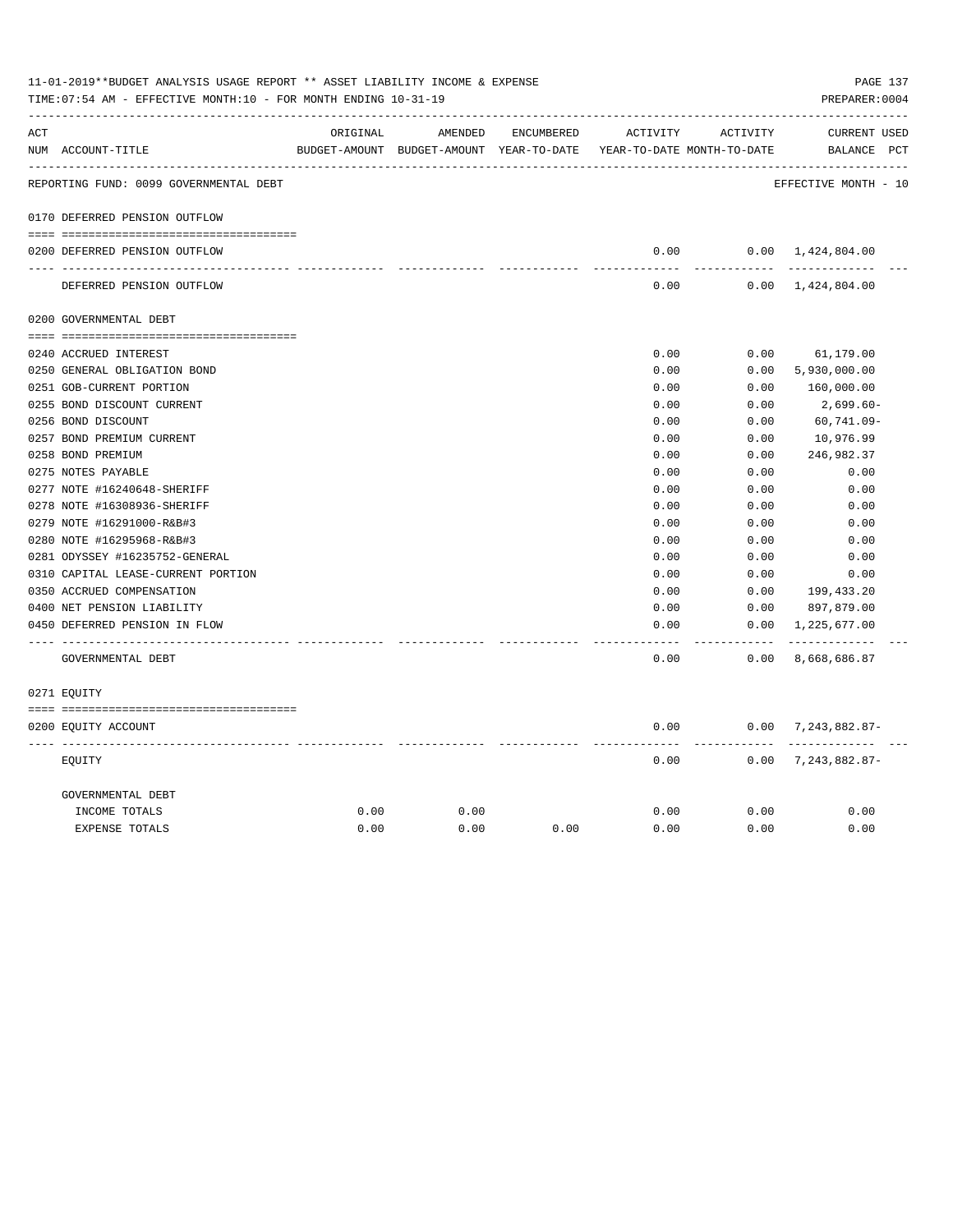11-01-2019**BUDGET ANALYSIS USAGE REPORT ** ASSET LIABILITY INCOME & EXPENSE

TIME:07:54 AM - EFFECTIVE MONTH:10 - FOR MONTH ENDING 10-31-19

PREPARER:0004

| ACT NUM | ACCOUNT-TITLE | ORIGINAL BUDGET-AMOUNT | AMENDED BUDGET-AMOUNT | ENCUMBERED YEAR-TO-DATE | ACTIVITY YEAR-TO-DATE | ACTIVITY MONTH-TO-DATE | CURRENT BALANCE | USED PCT |
|---|---|---|---|---|---|---|---|---|
| | REPORTING FUND: 0099 GOVERNMENTAL DEBT | | | | | | EFFECTIVE MONTH - 10 | |
| | 0170 DEFERRED PENSION OUTFLOW | | | | | | | |
| 0200 | DEFERRED PENSION OUTFLOW | | | | 0.00 | 0.00 | 1,424,804.00 | |
| | DEFERRED PENSION OUTFLOW | | | | 0.00 | 0.00 | 1,424,804.00 | |
| | 0200 GOVERNMENTAL DEBT | | | | | | | |
| 0240 | ACCRUED INTEREST | | | | 0.00 | 0.00 | 61,179.00 | |
| 0250 | GENERAL OBLIGATION BOND | | | | 0.00 | 0.00 | 5,930,000.00 | |
| 0251 | GOB-CURRENT PORTION | | | | 0.00 | 0.00 | 160,000.00 | |
| 0255 | BOND DISCOUNT CURRENT | | | | 0.00 | 0.00 | 2,699.60- | |
| 0256 | BOND DISCOUNT | | | | 0.00 | 0.00 | 60,741.09- | |
| 0257 | BOND PREMIUM CURRENT | | | | 0.00 | 0.00 | 10,976.99 | |
| 0258 | BOND PREMIUM | | | | 0.00 | 0.00 | 246,982.37 | |
| 0275 | NOTES PAYABLE | | | | 0.00 | 0.00 | 0.00 | |
| 0277 | NOTE #16240648-SHERIFF | | | | 0.00 | 0.00 | 0.00 | |
| 0278 | NOTE #16308936-SHERIFF | | | | 0.00 | 0.00 | 0.00 | |
| 0279 | NOTE #16291000-R&B#3 | | | | 0.00 | 0.00 | 0.00 | |
| 0280 | NOTE #16295968-R&B#3 | | | | 0.00 | 0.00 | 0.00 | |
| 0281 | ODYSSEY #16235752-GENERAL | | | | 0.00 | 0.00 | 0.00 | |
| 0310 | CAPITAL LEASE-CURRENT PORTION | | | | 0.00 | 0.00 | 0.00 | |
| 0350 | ACCRUED COMPENSATION | | | | 0.00 | 0.00 | 199,433.20 | |
| 0400 | NET PENSION LIABILITY | | | | 0.00 | 0.00 | 897,879.00 | |
| 0450 | DEFERRED PENSION IN FLOW | | | | 0.00 | 0.00 | 1,225,677.00 | |
| | GOVERNMENTAL DEBT | | | | 0.00 | 0.00 | 8,668,686.87 | |
| | 0271 EQUITY | | | | | | | |
| 0200 | EQUITY ACCOUNT | | | | 0.00 | 0.00 | 7,243,882.87- | |
| | EQUITY | | | | 0.00 | 0.00 | 7,243,882.87- | |
| | GOVERNMENTAL DEBT | | | | | | | |
| | INCOME TOTALS | 0.00 | 0.00 | | 0.00 | 0.00 | 0.00 | |
| | EXPENSE TOTALS | 0.00 | 0.00 | 0.00 | 0.00 | 0.00 | 0.00 | |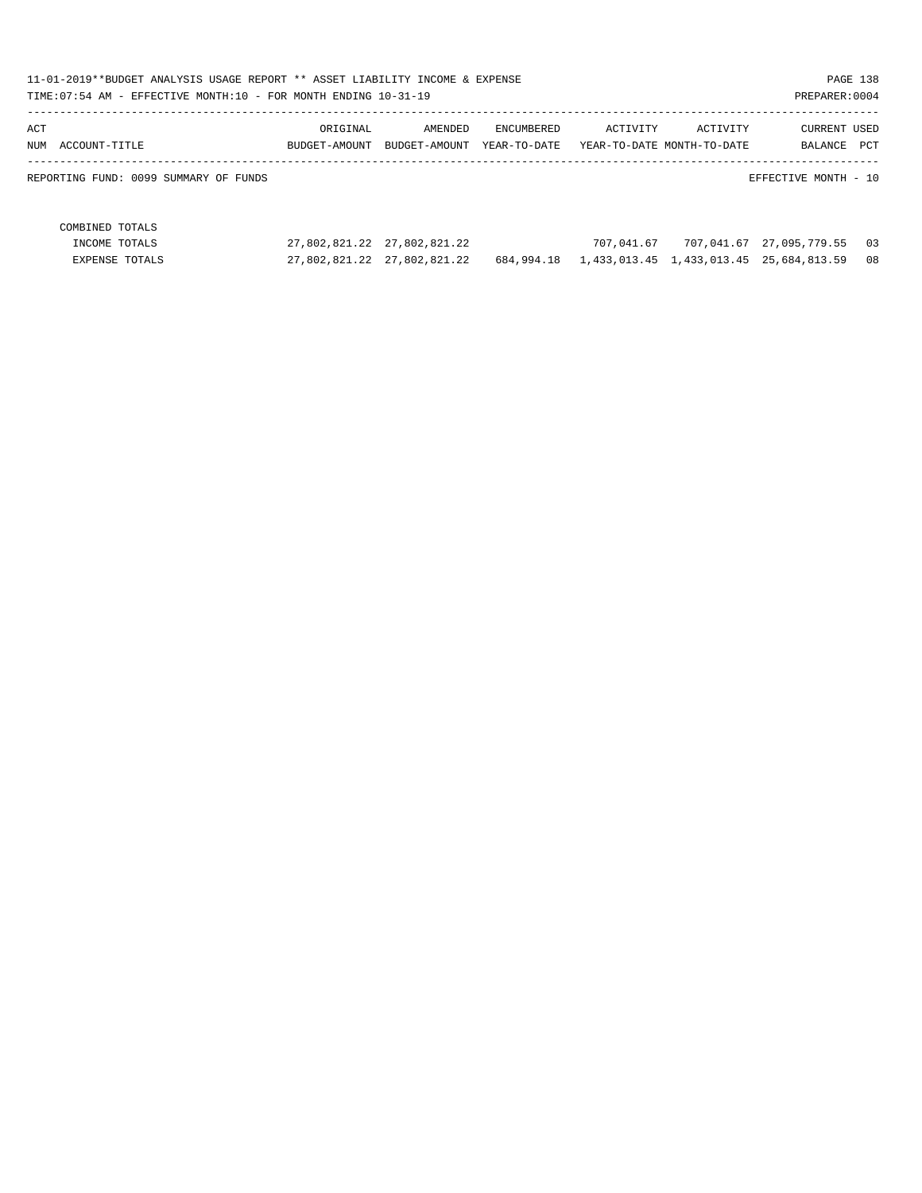11-01-2019**BUDGET ANALYSIS USAGE REPORT ** ASSET LIABILITY INCOME & EXPENSE

TIME:07:54 AM - EFFECTIVE MONTH:10 - FOR MONTH ENDING 10-31-19

PREPARER:0004

| ACT NUM ACCOUNT-TITLE | ORIGINAL BUDGET-AMOUNT | AMENDED BUDGET-AMOUNT | ENCUMBERED YEAR-TO-DATE | ACTIVITY YEAR-TO-DATE | ACTIVITY MONTH-TO-DATE | CURRENT BALANCE | USED PCT |
|---|---|---|---|---|---|---|---|
| REPORTING FUND: 0099 SUMMARY OF FUNDS | | | | | | EFFECTIVE MONTH - 10 | |
| COMBINED TOTALS | | | | | | | |
| INCOME TOTALS | 27,802,821.22 | 27,802,821.22 | | 707,041.67 | 707,041.67 | 27,095,779.55 | 03 |
| EXPENSE TOTALS | 27,802,821.22 | 27,802,821.22 | 684,994.18 | 1,433,013.45 | 1,433,013.45 | 25,684,813.59 | 08 |